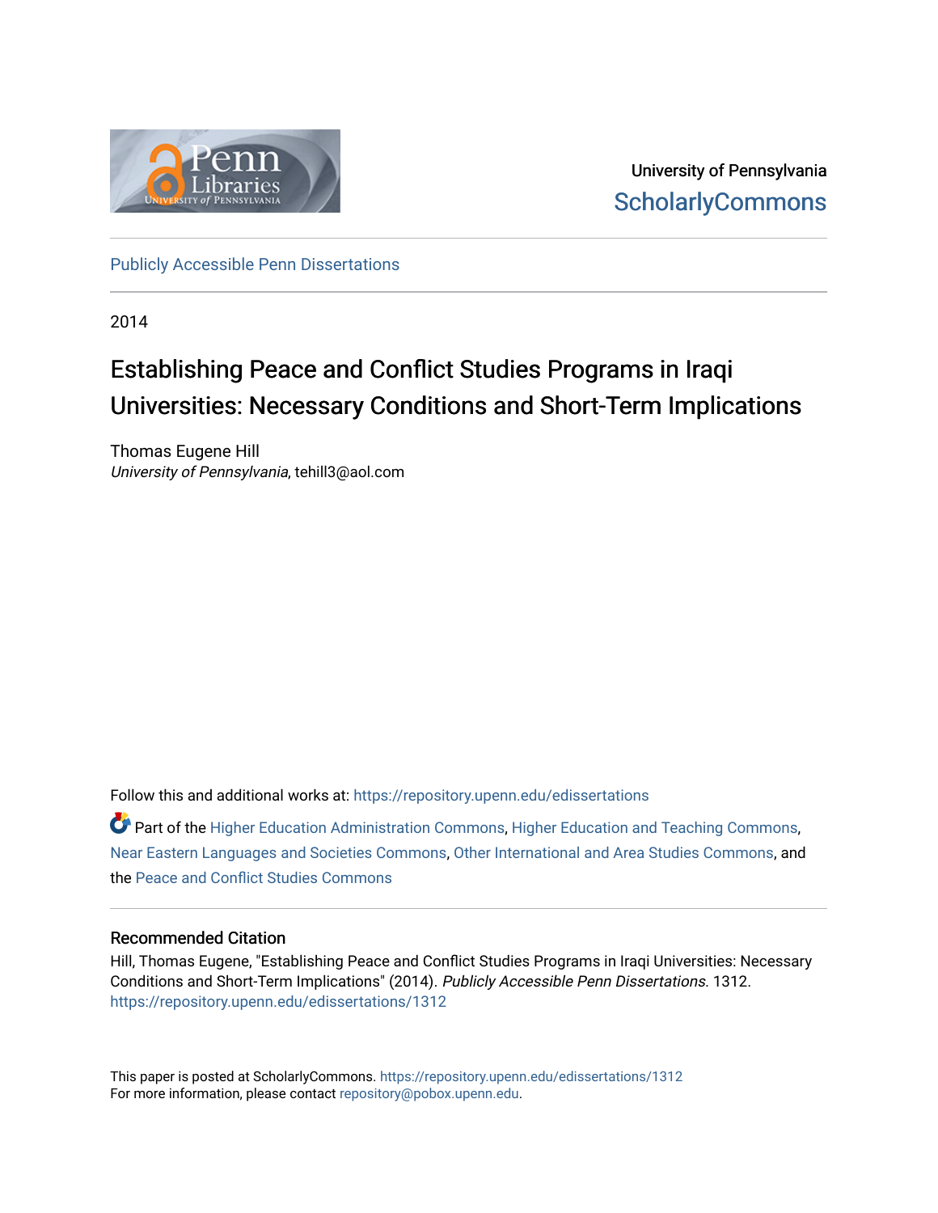University of Pennsylvania
ScholarlyCommons

Publicly Accessible Penn Dissertations

2014

# Establishing Peace and Conflict Studies Programs in Iraqi Universities: Necessary Conditions and Short-Term Implications

Thomas Eugene Hill
*University of Pennsylvania*, tehill3@aol.com

Follow this and additional works at: https://repository.upenn.edu/edissertations

Part of the Higher Education Administration Commons, Higher Education and Teaching Commons, Near Eastern Languages and Societies Commons, Other International and Area Studies Commons, and the Peace and Conflict Studies Commons

## Recommended Citation

Hill, Thomas Eugene, "Establishing Peace and Conflict Studies Programs in Iraqi Universities: Necessary Conditions and Short-Term Implications" (2014). *Publicly Accessible Penn Dissertations*. 1312.
https://repository.upenn.edu/edissertations/1312

This paper is posted at ScholarlyCommons. https://repository.upenn.edu/edissertations/1312
For more information, please contact repository@pobox.upenn.edu.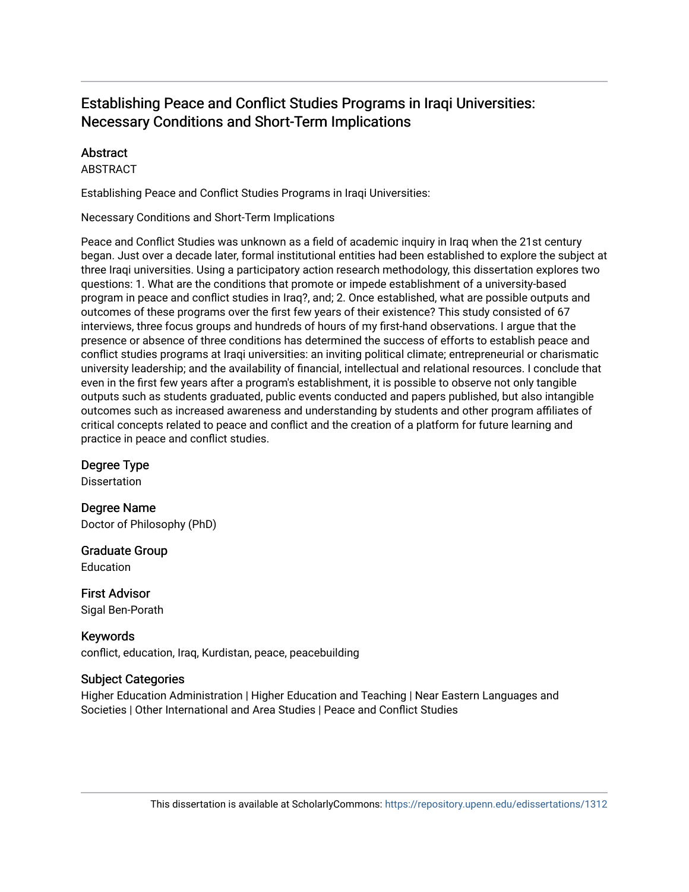# Establishing Peace and Conflict Studies Programs in Iraqi Universities: Necessary Conditions and Short-Term Implications

## Abstract

ABSTRACT

Establishing Peace and Conflict Studies Programs in Iraqi Universities:

Necessary Conditions and Short-Term Implications

Peace and Conflict Studies was unknown as a field of academic inquiry in Iraq when the 21st century began. Just over a decade later, formal institutional entities had been established to explore the subject at three Iraqi universities. Using a participatory action research methodology, this dissertation explores two questions: 1. What are the conditions that promote or impede establishment of a university-based program in peace and conflict studies in Iraq?, and; 2. Once established, what are possible outputs and outcomes of these programs over the first few years of their existence? This study consisted of 67 interviews, three focus groups and hundreds of hours of my first-hand observations. I argue that the presence or absence of three conditions has determined the success of efforts to establish peace and conflict studies programs at Iraqi universities: an inviting political climate; entrepreneurial or charismatic university leadership; and the availability of financial, intellectual and relational resources. I conclude that even in the first few years after a program's establishment, it is possible to observe not only tangible outputs such as students graduated, public events conducted and papers published, but also intangible outcomes such as increased awareness and understanding by students and other program affiliates of critical concepts related to peace and conflict and the creation of a platform for future learning and practice in peace and conflict studies.

## Degree Type

Dissertation

## Degree Name

Doctor of Philosophy (PhD)

## Graduate Group

Education

## First Advisor

Sigal Ben-Porath

## Keywords

conflict, education, Iraq, Kurdistan, peace, peacebuilding

## Subject Categories

Higher Education Administration | Higher Education and Teaching | Near Eastern Languages and Societies | Other International and Area Studies | Peace and Conflict Studies

This dissertation is available at ScholarlyCommons: https://repository.upenn.edu/edissertations/1312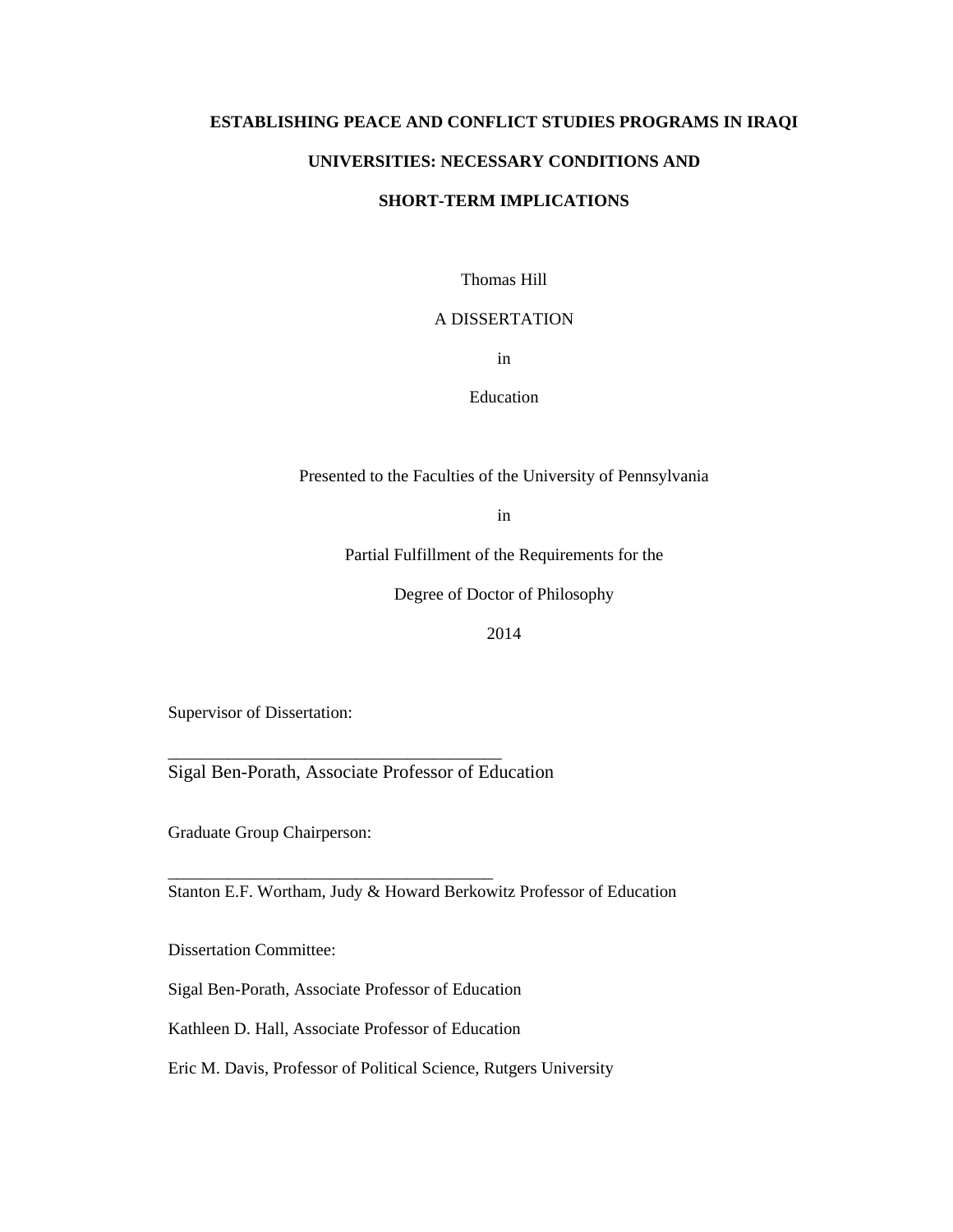# ESTABLISHING PEACE AND CONFLICT STUDIES PROGRAMS IN IRAQI UNIVERSITIES: NECESSARY CONDITIONS AND SHORT-TERM IMPLICATIONS

Thomas Hill

A DISSERTATION

in

Education

Presented to the Faculties of the University of Pennsylvania

in

Partial Fulfillment of the Requirements for the

Degree of Doctor of Philosophy

2014

Supervisor of Dissertation:

_______________________________________

Sigal Ben-Porath, Associate Professor of Education

Graduate Group Chairperson:

_______________________________________

Stanton E.F. Wortham, Judy & Howard Berkowitz Professor of Education

Dissertation Committee:

Sigal Ben-Porath, Associate Professor of Education

Kathleen D. Hall, Associate Professor of Education

Eric M. Davis, Professor of Political Science, Rutgers University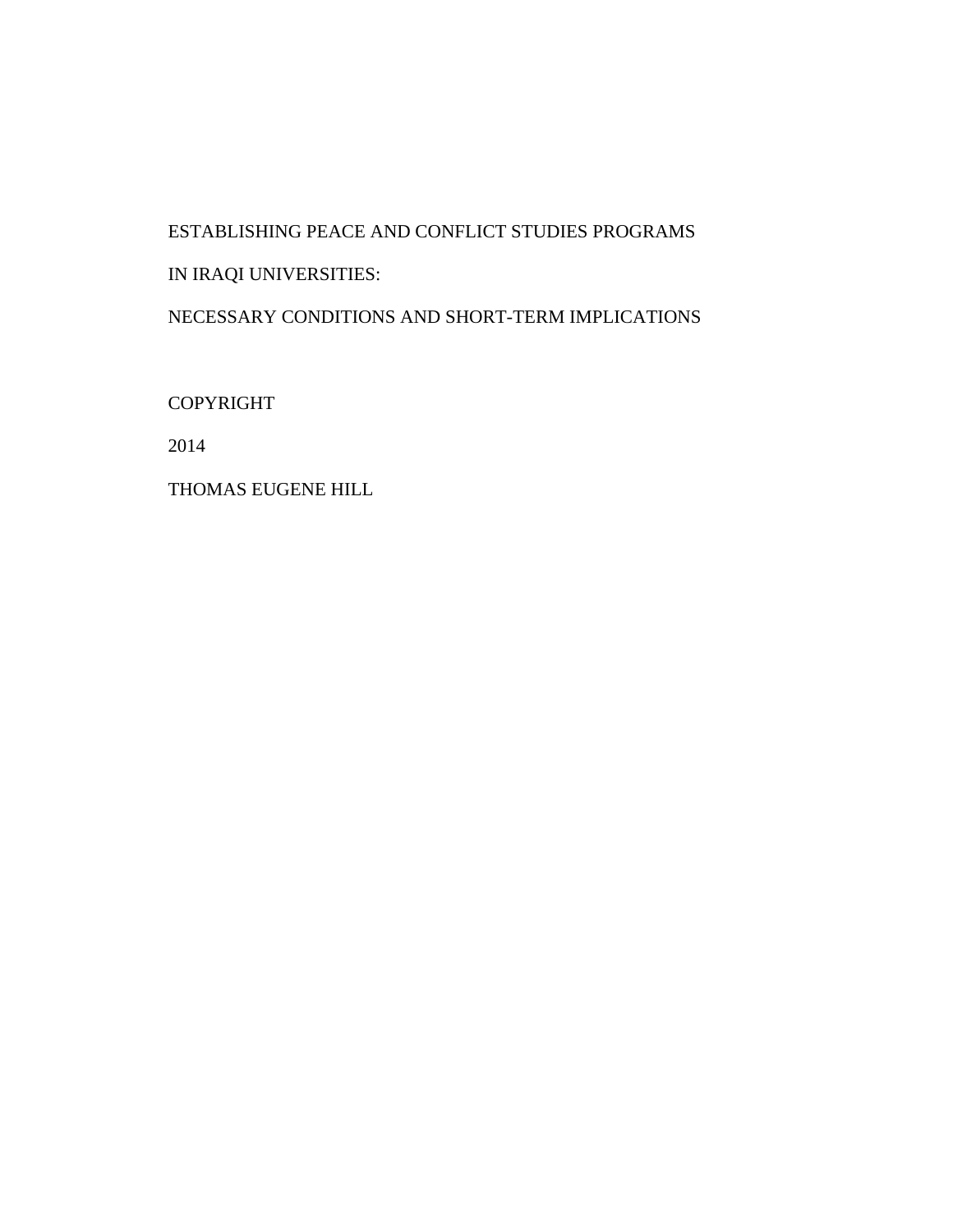ESTABLISHING PEACE AND CONFLICT STUDIES PROGRAMS

IN IRAQI UNIVERSITIES:

NECESSARY CONDITIONS AND SHORT-TERM IMPLICATIONS

COPYRIGHT

2014

THOMAS EUGENE HILL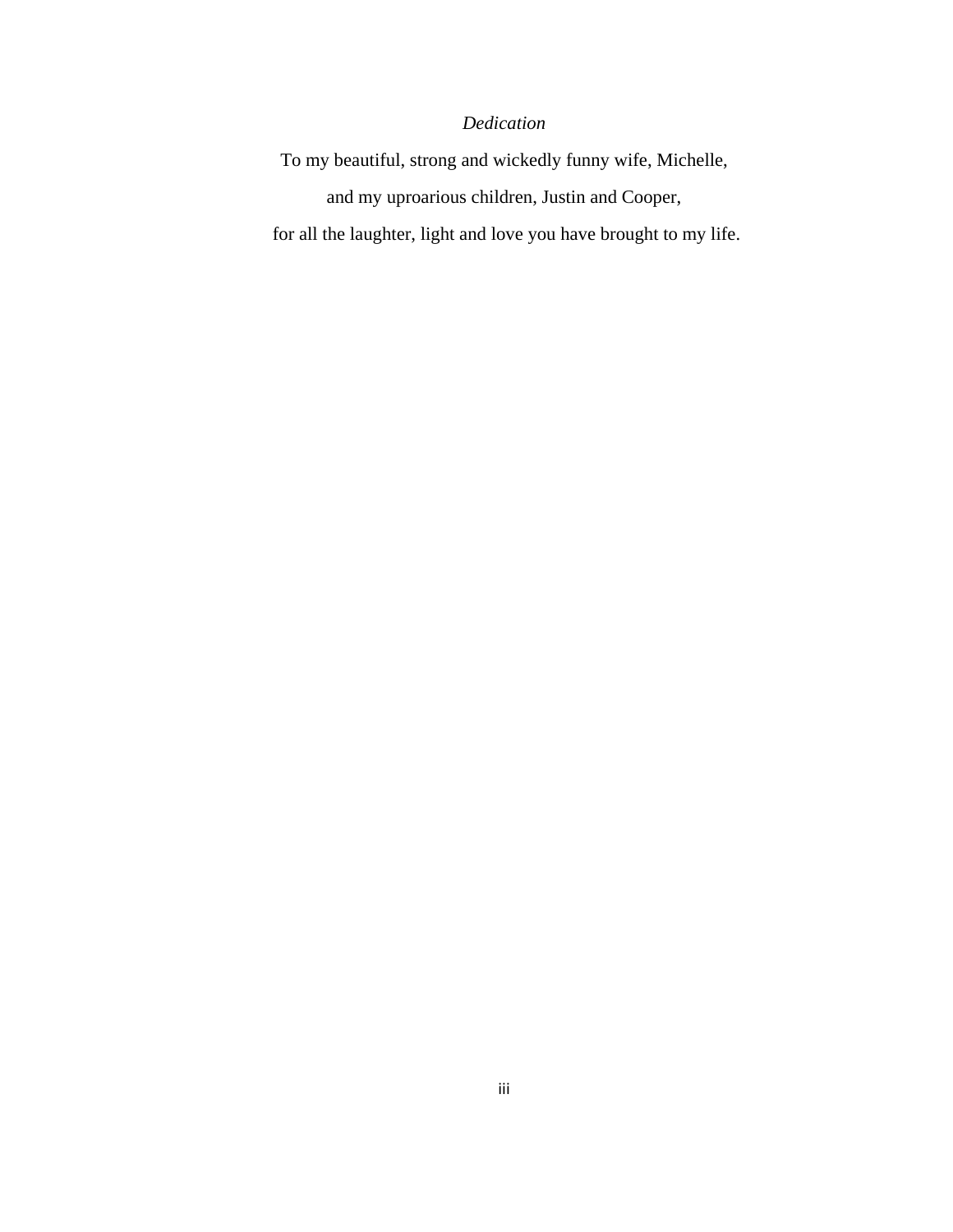*Dedication*

To my beautiful, strong and wickedly funny wife, Michelle,

and my uproarious children, Justin and Cooper,

for all the laughter, light and love you have brought to my life.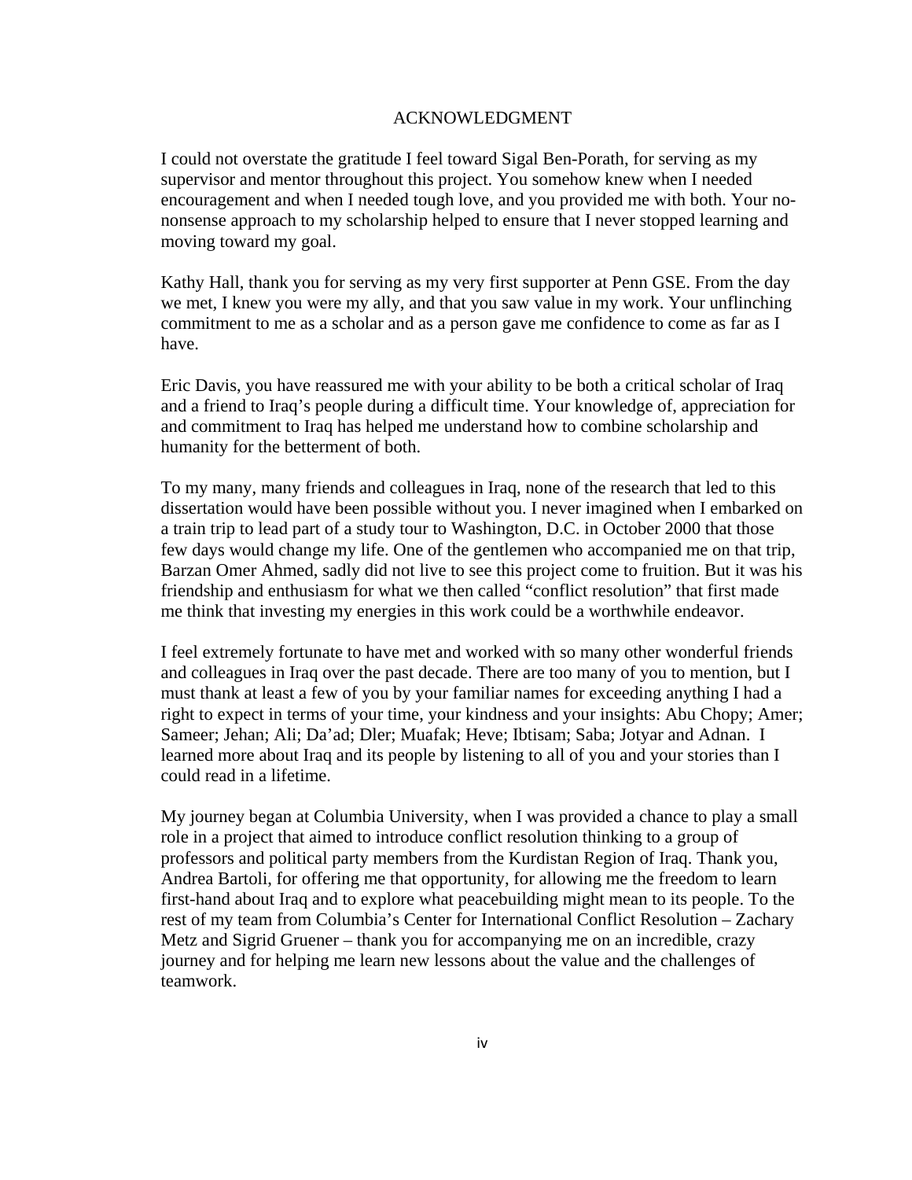# ACKNOWLEDGMENT

I could not overstate the gratitude I feel toward Sigal Ben-Porath, for serving as my supervisor and mentor throughout this project. You somehow knew when I needed encouragement and when I needed tough love, and you provided me with both. Your no-nonsense approach to my scholarship helped to ensure that I never stopped learning and moving toward my goal.

Kathy Hall, thank you for serving as my very first supporter at Penn GSE. From the day we met, I knew you were my ally, and that you saw value in my work. Your unflinching commitment to me as a scholar and as a person gave me confidence to come as far as I have.

Eric Davis, you have reassured me with your ability to be both a critical scholar of Iraq and a friend to Iraq's people during a difficult time. Your knowledge of, appreciation for and commitment to Iraq has helped me understand how to combine scholarship and humanity for the betterment of both.

To my many, many friends and colleagues in Iraq, none of the research that led to this dissertation would have been possible without you. I never imagined when I embarked on a train trip to lead part of a study tour to Washington, D.C. in October 2000 that those few days would change my life. One of the gentlemen who accompanied me on that trip, Barzan Omer Ahmed, sadly did not live to see this project come to fruition. But it was his friendship and enthusiasm for what we then called "conflict resolution" that first made me think that investing my energies in this work could be a worthwhile endeavor.

I feel extremely fortunate to have met and worked with so many other wonderful friends and colleagues in Iraq over the past decade. There are too many of you to mention, but I must thank at least a few of you by your familiar names for exceeding anything I had a right to expect in terms of your time, your kindness and your insights: Abu Chopy; Amer; Sameer; Jehan; Ali; Da'ad; Dler; Muafak; Heve; Ibtisam; Saba; Jotyar and Adnan. I learned more about Iraq and its people by listening to all of you and your stories than I could read in a lifetime.

My journey began at Columbia University, when I was provided a chance to play a small role in a project that aimed to introduce conflict resolution thinking to a group of professors and political party members from the Kurdistan Region of Iraq. Thank you, Andrea Bartoli, for offering me that opportunity, for allowing me the freedom to learn first-hand about Iraq and to explore what peacebuilding might mean to its people. To the rest of my team from Columbia's Center for International Conflict Resolution – Zachary Metz and Sigrid Gruener – thank you for accompanying me on an incredible, crazy journey and for helping me learn new lessons about the value and the challenges of teamwork.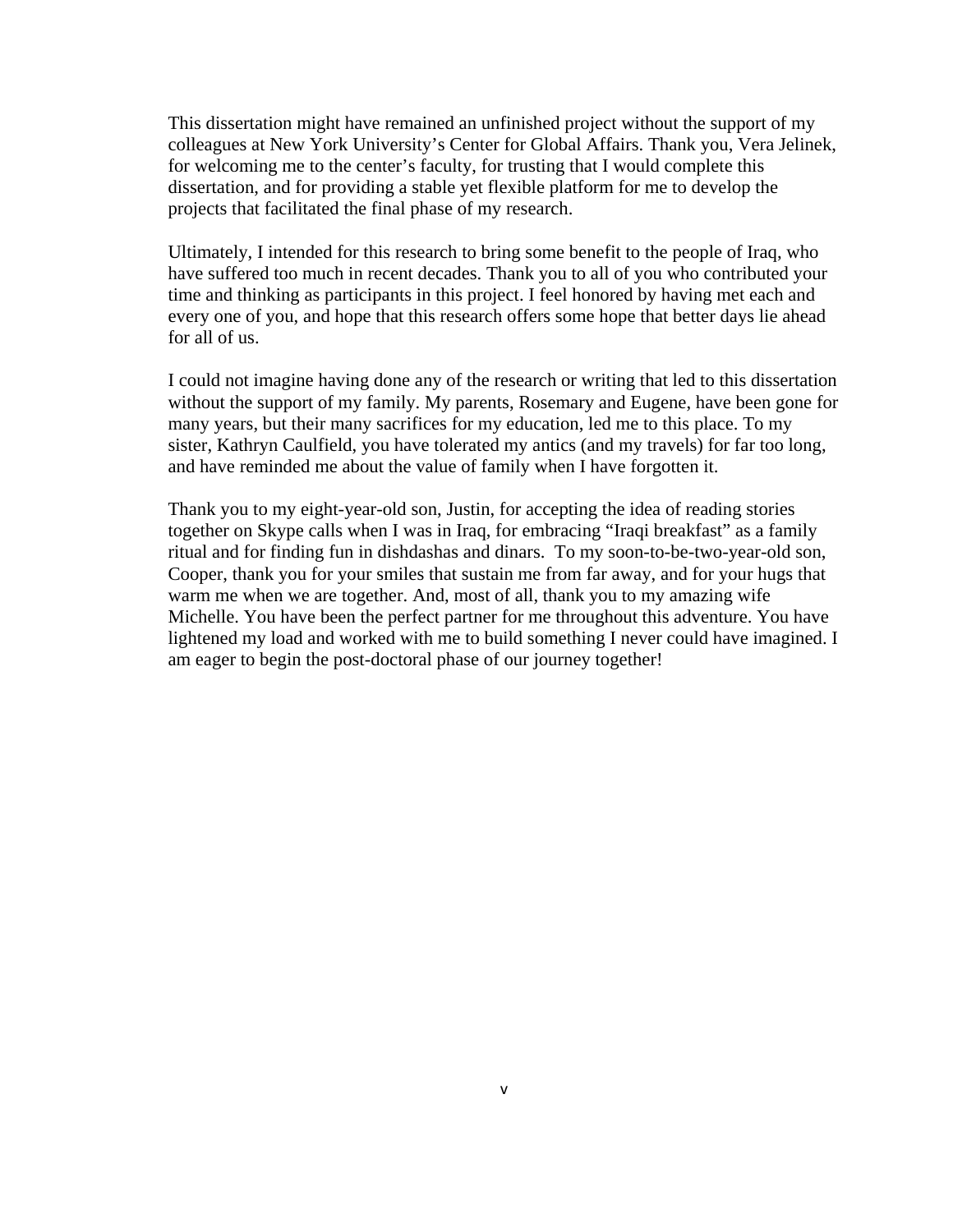This dissertation might have remained an unfinished project without the support of my colleagues at New York University's Center for Global Affairs. Thank you, Vera Jelinek, for welcoming me to the center's faculty, for trusting that I would complete this dissertation, and for providing a stable yet flexible platform for me to develop the projects that facilitated the final phase of my research.

Ultimately, I intended for this research to bring some benefit to the people of Iraq, who have suffered too much in recent decades. Thank you to all of you who contributed your time and thinking as participants in this project. I feel honored by having met each and every one of you, and hope that this research offers some hope that better days lie ahead for all of us.

I could not imagine having done any of the research or writing that led to this dissertation without the support of my family. My parents, Rosemary and Eugene, have been gone for many years, but their many sacrifices for my education, led me to this place. To my sister, Kathryn Caulfield, you have tolerated my antics (and my travels) for far too long, and have reminded me about the value of family when I have forgotten it.

Thank you to my eight-year-old son, Justin, for accepting the idea of reading stories together on Skype calls when I was in Iraq, for embracing "Iraqi breakfast" as a family ritual and for finding fun in dishdashas and dinars. To my soon-to-be-two-year-old son, Cooper, thank you for your smiles that sustain me from far away, and for your hugs that warm me when we are together. And, most of all, thank you to my amazing wife Michelle. You have been the perfect partner for me throughout this adventure. You have lightened my load and worked with me to build something I never could have imagined. I am eager to begin the post-doctoral phase of our journey together!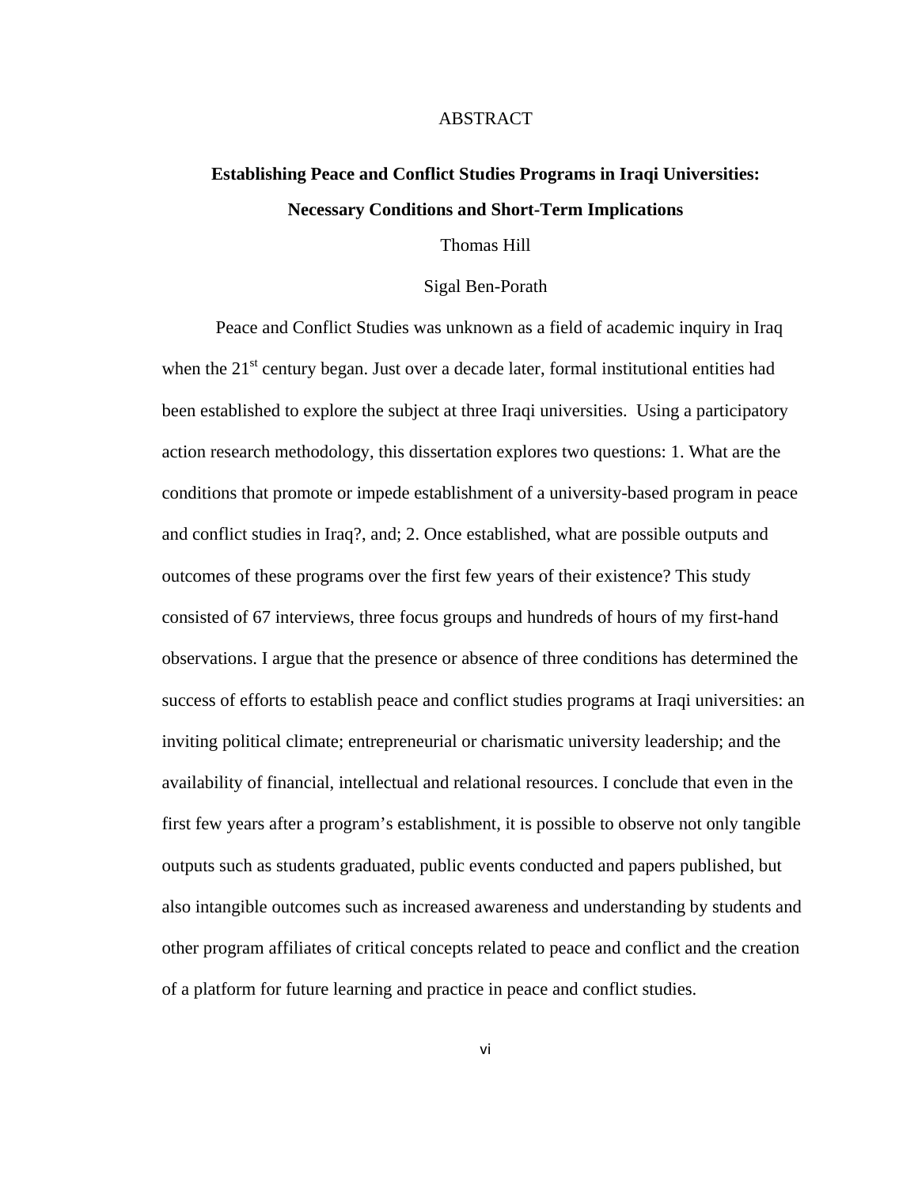# ABSTRACT

**Establishing Peace and Conflict Studies Programs in Iraqi Universities: Necessary Conditions and Short-Term Implications**

Thomas Hill

Sigal Ben-Porath

Peace and Conflict Studies was unknown as a field of academic inquiry in Iraq when the 21st century began. Just over a decade later, formal institutional entities had been established to explore the subject at three Iraqi universities. Using a participatory action research methodology, this dissertation explores two questions: 1. What are the conditions that promote or impede establishment of a university-based program in peace and conflict studies in Iraq?, and; 2. Once established, what are possible outputs and outcomes of these programs over the first few years of their existence? This study consisted of 67 interviews, three focus groups and hundreds of hours of my first-hand observations. I argue that the presence or absence of three conditions has determined the success of efforts to establish peace and conflict studies programs at Iraqi universities: an inviting political climate; entrepreneurial or charismatic university leadership; and the availability of financial, intellectual and relational resources. I conclude that even in the first few years after a program's establishment, it is possible to observe not only tangible outputs such as students graduated, public events conducted and papers published, but also intangible outcomes such as increased awareness and understanding by students and other program affiliates of critical concepts related to peace and conflict and the creation of a platform for future learning and practice in peace and conflict studies.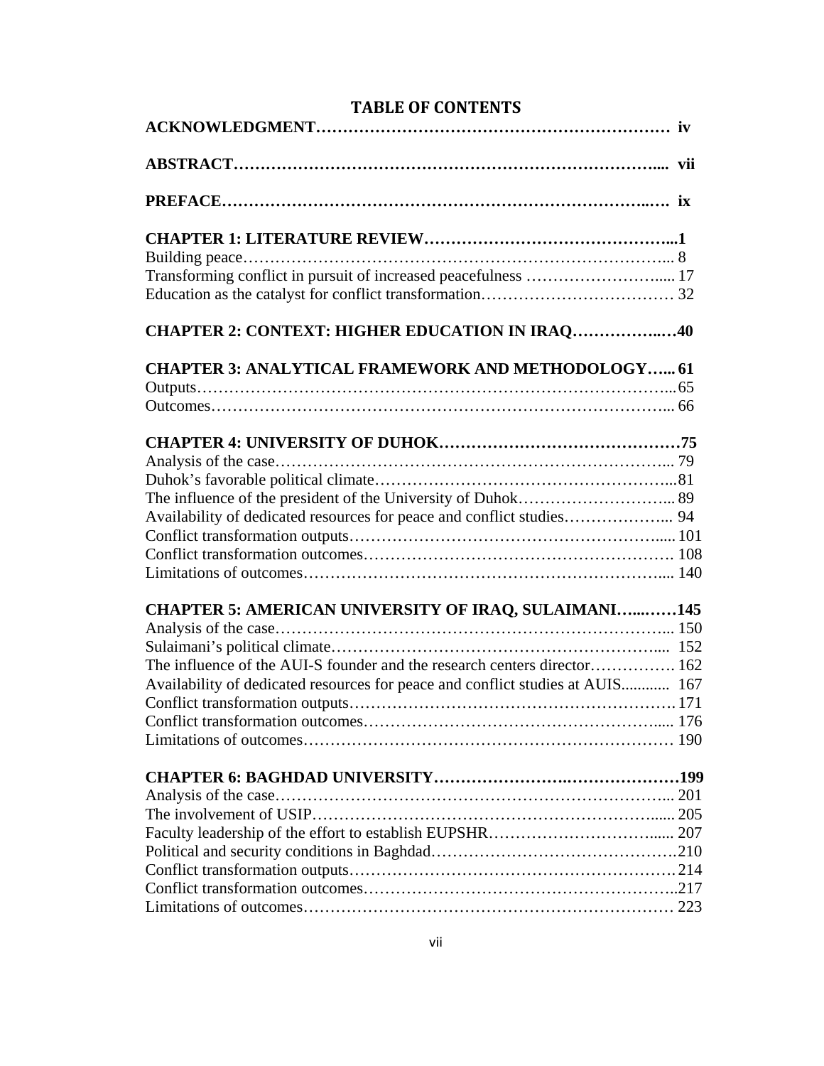# TABLE OF CONTENTS

**ACKNOWLEDGMENT………………………………………………………… iv**

**ABSTRACT…………………………………………………………………... vii**

**PREFACE……………………………………………………………………… ix**

**CHAPTER 1: LITERATURE REVIEW………………………………………...1**

Building peace……………………………………………………………………….. 8

Transforming conflict in pursuit of increased peacefulness ……………………..... 17

Education as the catalyst for conflict transformation……………………………… 32

**CHAPTER 2: CONTEXT: HIGHER EDUCATION IN IRAQ……………..…40**

**CHAPTER 3: ANALYTICAL FRAMEWORK AND METHODOLOGY…... 61**

Outputs…………………………………………………………………………...65

Outcomes……………………………………………………………………….... 66

**CHAPTER 4: UNIVERSITY OF DUHOK………………………………………75**

Analysis of the case………………………………………………………………... 79

Duhok's favorable political climate…………………………………………………...81

The influence of the president of the University of Duhok……………………….. 89

Availability of dedicated resources for peace and conflict studies………………... 94

Conflict transformation outputs…………………………………………………..... 101

Conflict transformation outcomes…………………………………………………. 108

Limitations of outcomes………………………………………………………….... 140

**CHAPTER 5: AMERICAN UNIVERSITY OF IRAQ, SULAIMANI…...……145**

Analysis of the case…………………………………………………………….... 150

Sulaimani's political climate……………………………………………………....  152

The influence of the AUI-S founder and the research centers director……………. 162

Availability of dedicated resources for peace and conflict studies at AUIS............  167

Conflict transformation outputs……………………………………………………171

Conflict transformation outcomes……………………………………………….... 176

Limitations of outcomes…………………………………………………………… 190

**CHAPTER 6: BAGHDAD UNIVERSITY……………………….………………199**

Analysis of the case…………………………………………………………….... 201

The involvement of USIP………………………………………………………...... 205

Faculty leadership of the effort to establish EUPSHR…………………………...... 207

Political and security conditions in Baghdad……………………………………….210

Conflict transformation outputs……………………………………………………214

Conflict transformation outcomes…………………………………………………..217

Limitations of outcomes…………………………………………………………… 223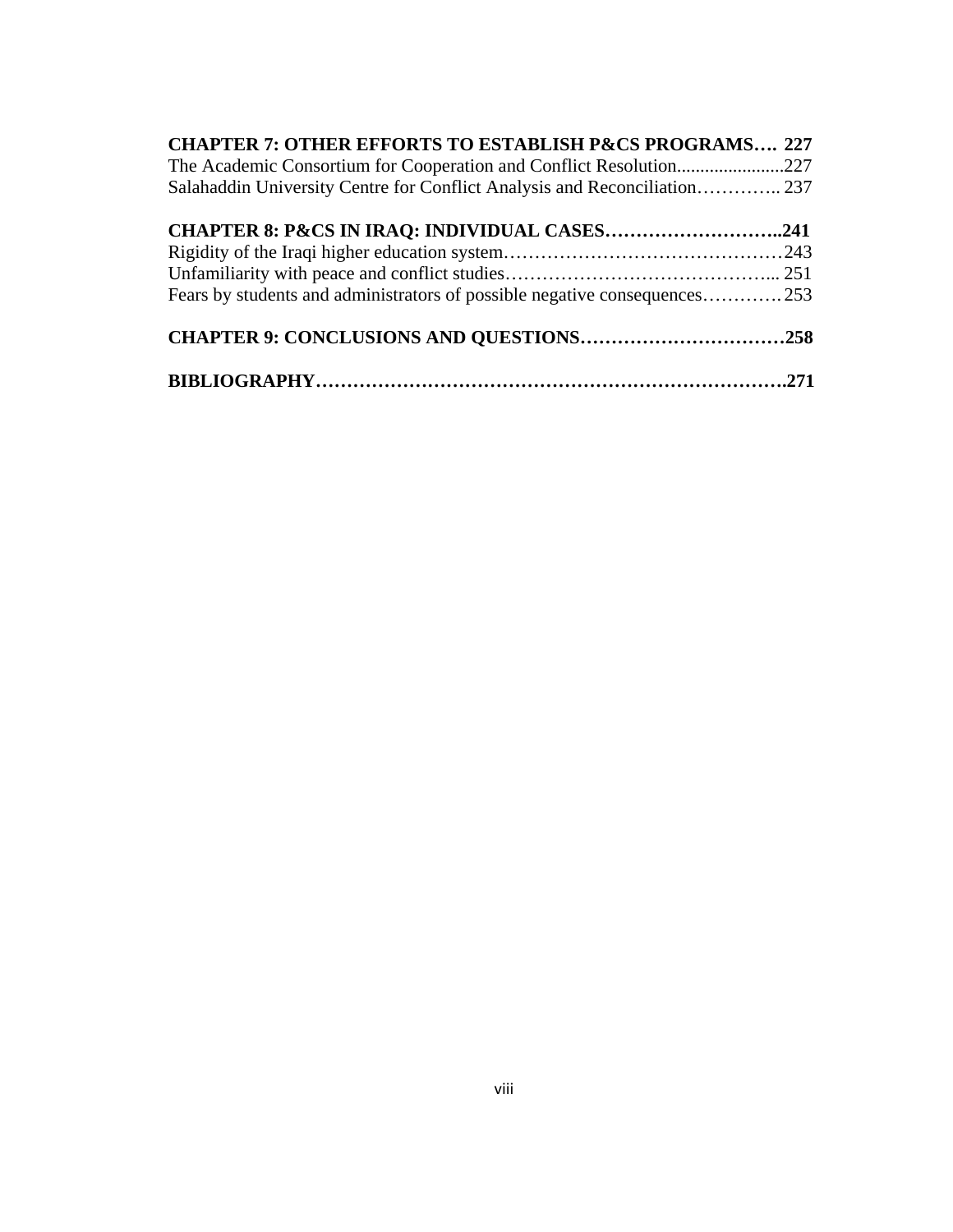**CHAPTER 7: OTHER EFFORTS TO ESTABLISH P&CS PROGRAMS…. 227**
The Academic Consortium for Cooperation and Conflict Resolution.......................227
Salahaddin University Centre for Conflict Analysis and Reconciliation………….. 237

**CHAPTER 8: P&CS IN IRAQ: INDIVIDUAL CASES………………………..241**
Rigidity of the Iraqi higher education system………………………………………243
Unfamiliarity with peace and conflict studies…………………………………….. 251
Fears by students and administrators of possible negative consequences…………. 253

**CHAPTER 9: CONCLUSIONS AND QUESTIONS……………………………258**

**BIBLIOGRAPHY……………………………………………………………….271**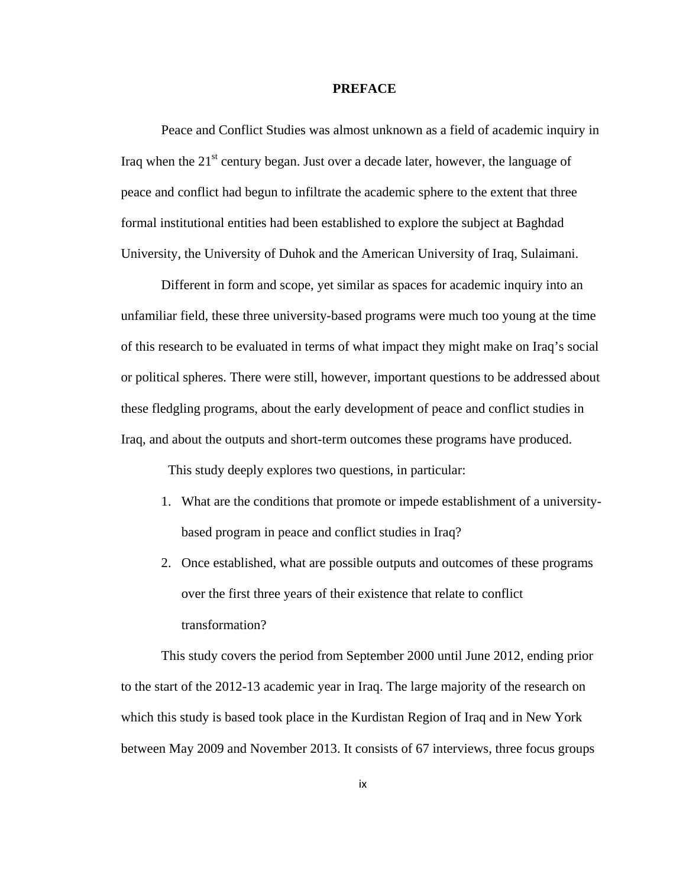# PREFACE

Peace and Conflict Studies was almost unknown as a field of academic inquiry in Iraq when the 21st century began. Just over a decade later, however, the language of peace and conflict had begun to infiltrate the academic sphere to the extent that three formal institutional entities had been established to explore the subject at Baghdad University, the University of Duhok and the American University of Iraq, Sulaimani.

Different in form and scope, yet similar as spaces for academic inquiry into an unfamiliar field, these three university-based programs were much too young at the time of this research to be evaluated in terms of what impact they might make on Iraq's social or political spheres. There were still, however, important questions to be addressed about these fledgling programs, about the early development of peace and conflict studies in Iraq, and about the outputs and short-term outcomes these programs have produced.

This study deeply explores two questions, in particular:

1. What are the conditions that promote or impede establishment of a university-based program in peace and conflict studies in Iraq?
2. Once established, what are possible outputs and outcomes of these programs over the first three years of their existence that relate to conflict transformation?

This study covers the period from September 2000 until June 2012, ending prior to the start of the 2012-13 academic year in Iraq. The large majority of the research on which this study is based took place in the Kurdistan Region of Iraq and in New York between May 2009 and November 2013. It consists of 67 interviews, three focus groups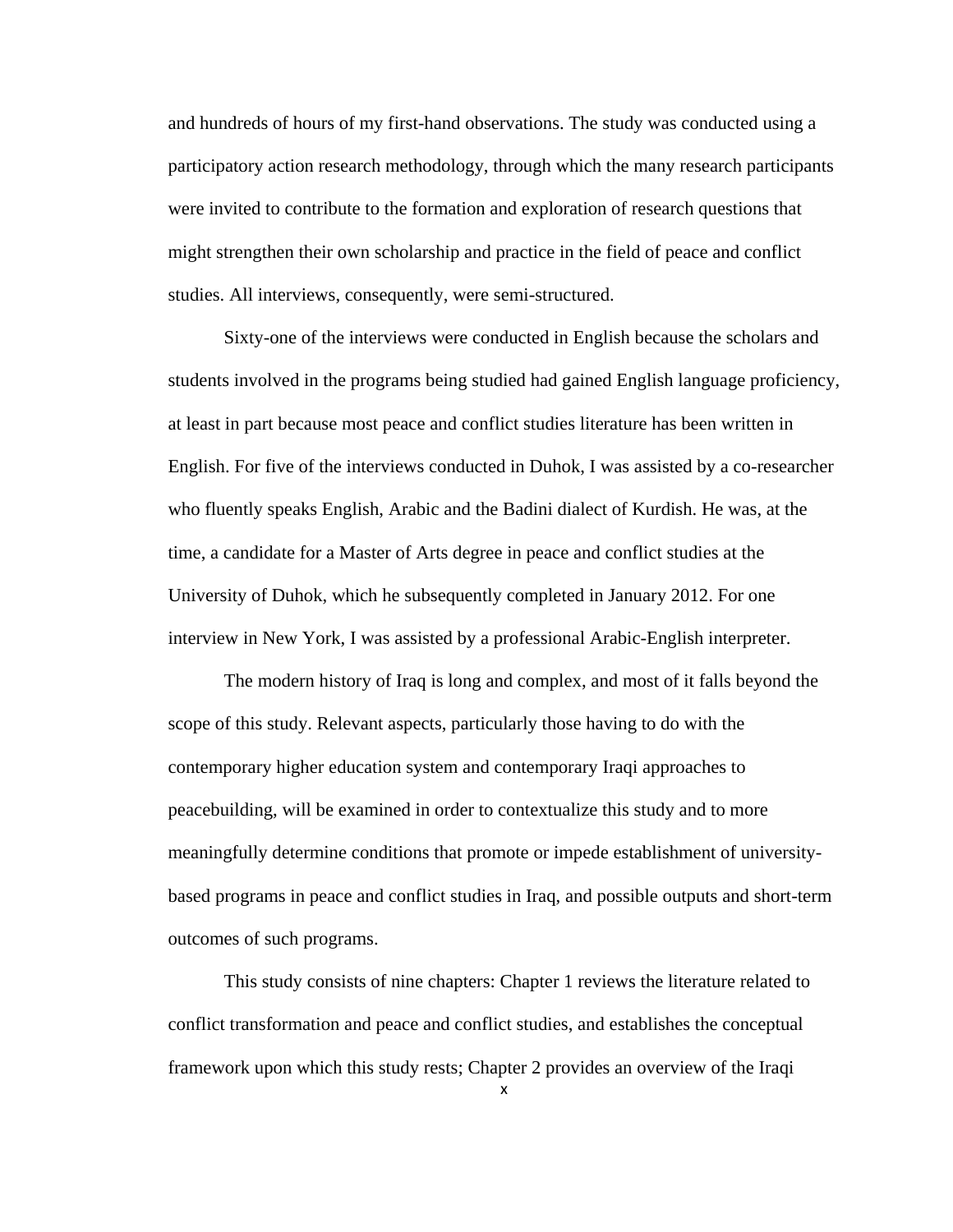and hundreds of hours of my first-hand observations. The study was conducted using a participatory action research methodology, through which the many research participants were invited to contribute to the formation and exploration of research questions that might strengthen their own scholarship and practice in the field of peace and conflict studies. All interviews, consequently, were semi-structured.

Sixty-one of the interviews were conducted in English because the scholars and students involved in the programs being studied had gained English language proficiency, at least in part because most peace and conflict studies literature has been written in English. For five of the interviews conducted in Duhok, I was assisted by a co-researcher who fluently speaks English, Arabic and the Badini dialect of Kurdish. He was, at the time, a candidate for a Master of Arts degree in peace and conflict studies at the University of Duhok, which he subsequently completed in January 2012. For one interview in New York, I was assisted by a professional Arabic-English interpreter.

The modern history of Iraq is long and complex, and most of it falls beyond the scope of this study. Relevant aspects, particularly those having to do with the contemporary higher education system and contemporary Iraqi approaches to peacebuilding, will be examined in order to contextualize this study and to more meaningfully determine conditions that promote or impede establishment of university-based programs in peace and conflict studies in Iraq, and possible outputs and short-term outcomes of such programs.

This study consists of nine chapters: Chapter 1 reviews the literature related to conflict transformation and peace and conflict studies, and establishes the conceptual framework upon which this study rests; Chapter 2 provides an overview of the Iraqi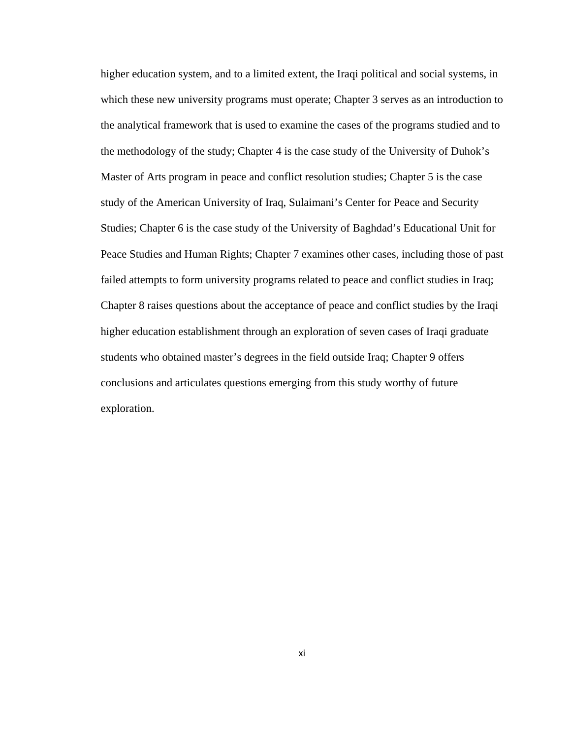higher education system, and to a limited extent, the Iraqi political and social systems, in which these new university programs must operate; Chapter 3 serves as an introduction to the analytical framework that is used to examine the cases of the programs studied and to the methodology of the study; Chapter 4 is the case study of the University of Duhok's Master of Arts program in peace and conflict resolution studies; Chapter 5 is the case study of the American University of Iraq, Sulaimani's Center for Peace and Security Studies; Chapter 6 is the case study of the University of Baghdad's Educational Unit for Peace Studies and Human Rights; Chapter 7 examines other cases, including those of past failed attempts to form university programs related to peace and conflict studies in Iraq; Chapter 8 raises questions about the acceptance of peace and conflict studies by the Iraqi higher education establishment through an exploration of seven cases of Iraqi graduate students who obtained master's degrees in the field outside Iraq; Chapter 9 offers conclusions and articulates questions emerging from this study worthy of future exploration.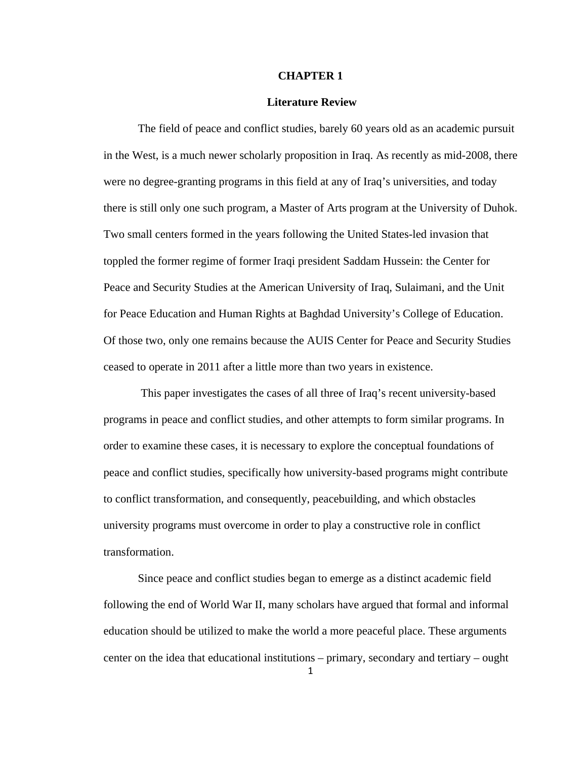# CHAPTER 1

## Literature Review

The field of peace and conflict studies, barely 60 years old as an academic pursuit in the West, is a much newer scholarly proposition in Iraq. As recently as mid-2008, there were no degree-granting programs in this field at any of Iraq's universities, and today there is still only one such program, a Master of Arts program at the University of Duhok. Two small centers formed in the years following the United States-led invasion that toppled the former regime of former Iraqi president Saddam Hussein: the Center for Peace and Security Studies at the American University of Iraq, Sulaimani, and the Unit for Peace Education and Human Rights at Baghdad University's College of Education. Of those two, only one remains because the AUIS Center for Peace and Security Studies ceased to operate in 2011 after a little more than two years in existence.

This paper investigates the cases of all three of Iraq's recent university-based programs in peace and conflict studies, and other attempts to form similar programs. In order to examine these cases, it is necessary to explore the conceptual foundations of peace and conflict studies, specifically how university-based programs might contribute to conflict transformation, and consequently, peacebuilding, and which obstacles university programs must overcome in order to play a constructive role in conflict transformation.

Since peace and conflict studies began to emerge as a distinct academic field following the end of World War II, many scholars have argued that formal and informal education should be utilized to make the world a more peaceful place. These arguments center on the idea that educational institutions – primary, secondary and tertiary – ought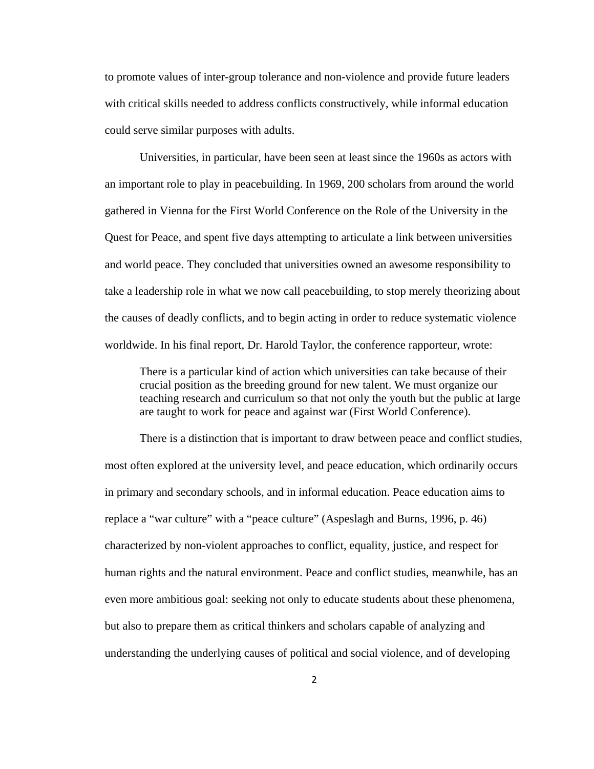to promote values of inter-group tolerance and non-violence and provide future leaders with critical skills needed to address conflicts constructively, while informal education could serve similar purposes with adults.

Universities, in particular, have been seen at least since the 1960s as actors with an important role to play in peacebuilding. In 1969, 200 scholars from around the world gathered in Vienna for the First World Conference on the Role of the University in the Quest for Peace, and spent five days attempting to articulate a link between universities and world peace. They concluded that universities owned an awesome responsibility to take a leadership role in what we now call peacebuilding, to stop merely theorizing about the causes of deadly conflicts, and to begin acting in order to reduce systematic violence worldwide. In his final report, Dr. Harold Taylor, the conference rapporteur, wrote:

> There is a particular kind of action which universities can take because of their crucial position as the breeding ground for new talent. We must organize our teaching research and curriculum so that not only the youth but the public at large are taught to work for peace and against war (First World Conference).

There is a distinction that is important to draw between peace and conflict studies, most often explored at the university level, and peace education, which ordinarily occurs in primary and secondary schools, and in informal education. Peace education aims to replace a "war culture" with a "peace culture" (Aspeslagh and Burns, 1996, p. 46) characterized by non-violent approaches to conflict, equality, justice, and respect for human rights and the natural environment. Peace and conflict studies, meanwhile, has an even more ambitious goal: seeking not only to educate students about these phenomena, but also to prepare them as critical thinkers and scholars capable of analyzing and understanding the underlying causes of political and social violence, and of developing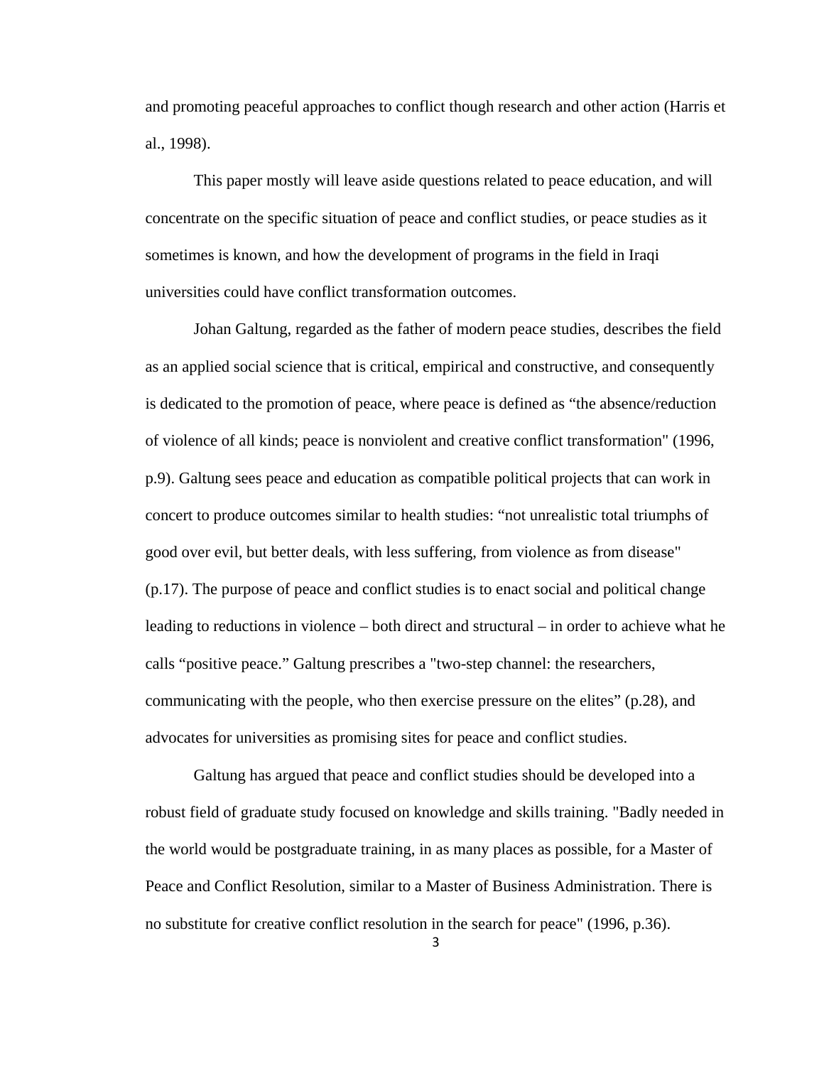and promoting peaceful approaches to conflict though research and other action (Harris et al., 1998).

This paper mostly will leave aside questions related to peace education, and will concentrate on the specific situation of peace and conflict studies, or peace studies as it sometimes is known, and how the development of programs in the field in Iraqi universities could have conflict transformation outcomes.

Johan Galtung, regarded as the father of modern peace studies, describes the field as an applied social science that is critical, empirical and constructive, and consequently is dedicated to the promotion of peace, where peace is defined as "the absence/reduction of violence of all kinds; peace is nonviolent and creative conflict transformation" (1996, p.9). Galtung sees peace and education as compatible political projects that can work in concert to produce outcomes similar to health studies: "not unrealistic total triumphs of good over evil, but better deals, with less suffering, from violence as from disease" (p.17). The purpose of peace and conflict studies is to enact social and political change leading to reductions in violence – both direct and structural – in order to achieve what he calls "positive peace." Galtung prescribes a "two-step channel: the researchers, communicating with the people, who then exercise pressure on the elites" (p.28), and advocates for universities as promising sites for peace and conflict studies.

Galtung has argued that peace and conflict studies should be developed into a robust field of graduate study focused on knowledge and skills training. "Badly needed in the world would be postgraduate training, in as many places as possible, for a Master of Peace and Conflict Resolution, similar to a Master of Business Administration. There is no substitute for creative conflict resolution in the search for peace" (1996, p.36).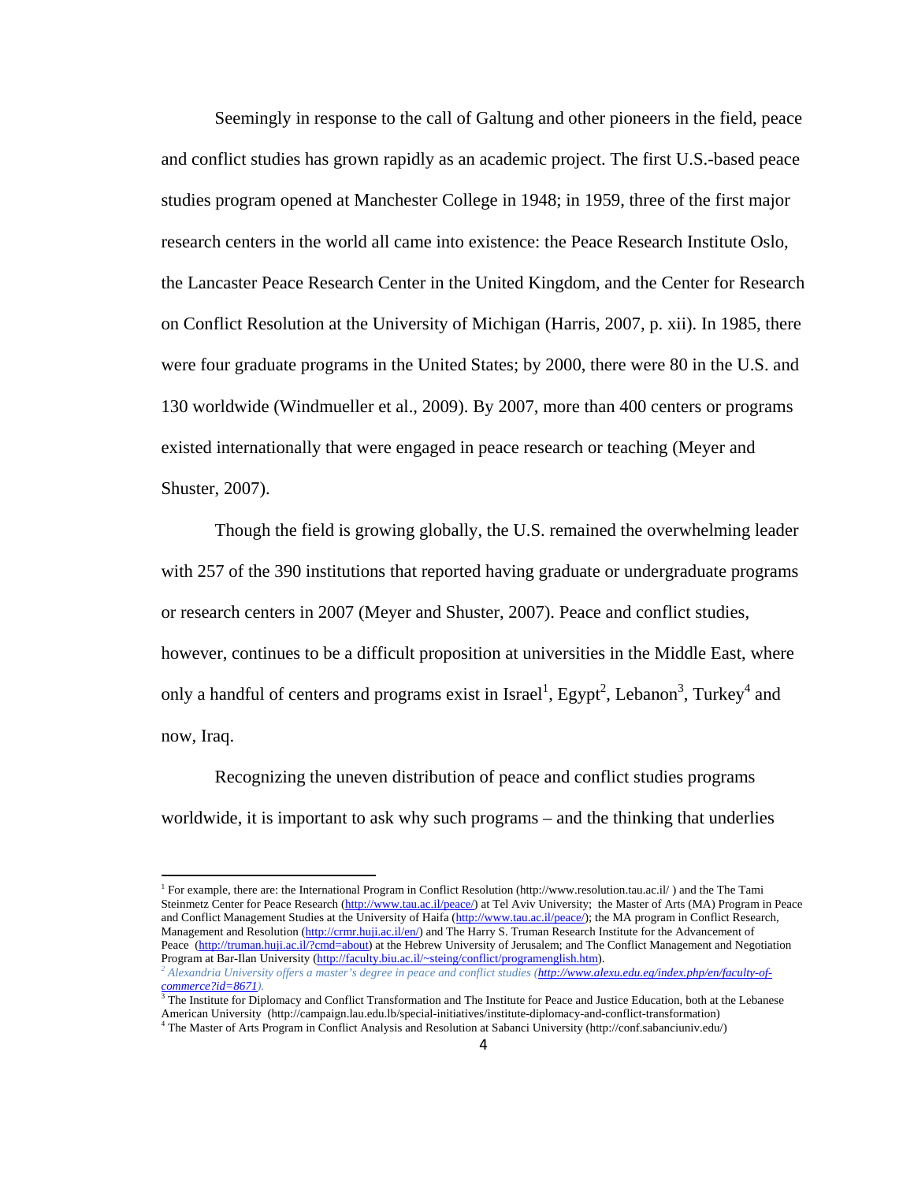Seemingly in response to the call of Galtung and other pioneers in the field, peace and conflict studies has grown rapidly as an academic project. The first U.S.-based peace studies program opened at Manchester College in 1948; in 1959, three of the first major research centers in the world all came into existence: the Peace Research Institute Oslo, the Lancaster Peace Research Center in the United Kingdom, and the Center for Research on Conflict Resolution at the University of Michigan (Harris, 2007, p. xii). In 1985, there were four graduate programs in the United States; by 2000, there were 80 in the U.S. and 130 worldwide (Windmueller et al., 2009). By 2007, more than 400 centers or programs existed internationally that were engaged in peace research or teaching (Meyer and Shuster, 2007).

Though the field is growing globally, the U.S. remained the overwhelming leader with 257 of the 390 institutions that reported having graduate or undergraduate programs or research centers in 2007 (Meyer and Shuster, 2007). Peace and conflict studies, however, continues to be a difficult proposition at universities in the Middle East, where only a handful of centers and programs exist in Israel[1], Egypt[2], Lebanon[3], Turkey[4] and now, Iraq.

Recognizing the uneven distribution of peace and conflict studies programs worldwide, it is important to ask why such programs – and the thinking that underlies

---

[1] For example, there are: the International Program in Conflict Resolution (http://www.resolution.tau.ac.il/ ) and the The Tami Steinmetz Center for Peace Research (http://www.tau.ac.il/peace/) at Tel Aviv University; the Master of Arts (MA) Program in Peace and Conflict Management Studies at the University of Haifa (http://www.tau.ac.il/peace/); the MA program in Conflict Research, Management and Resolution (http://crmr.huji.ac.il/en/) and The Harry S. Truman Research Institute for the Advancement of Peace (http://truman.huji.ac.il/?cmd=about) at the Hebrew University of Jerusalem; and The Conflict Management and Negotiation Program at Bar-Ilan University (http://faculty.biu.ac.il/~steing/conflict/programenglish.htm).

[2] *Alexandria University offers a master's degree in peace and conflict studies (http://www.alexu.edu.eg/index.php/en/faculty-of-commerce?id=8671).*

[3] The Institute for Diplomacy and Conflict Transformation and The Institute for Peace and Justice Education, both at the Lebanese American University (http://campaign.lau.edu.lb/special-initiatives/institute-diplomacy-and-conflict-transformation)

[4] The Master of Arts Program in Conflict Analysis and Resolution at Sabanci University (http://conf.sabanciuniv.edu/)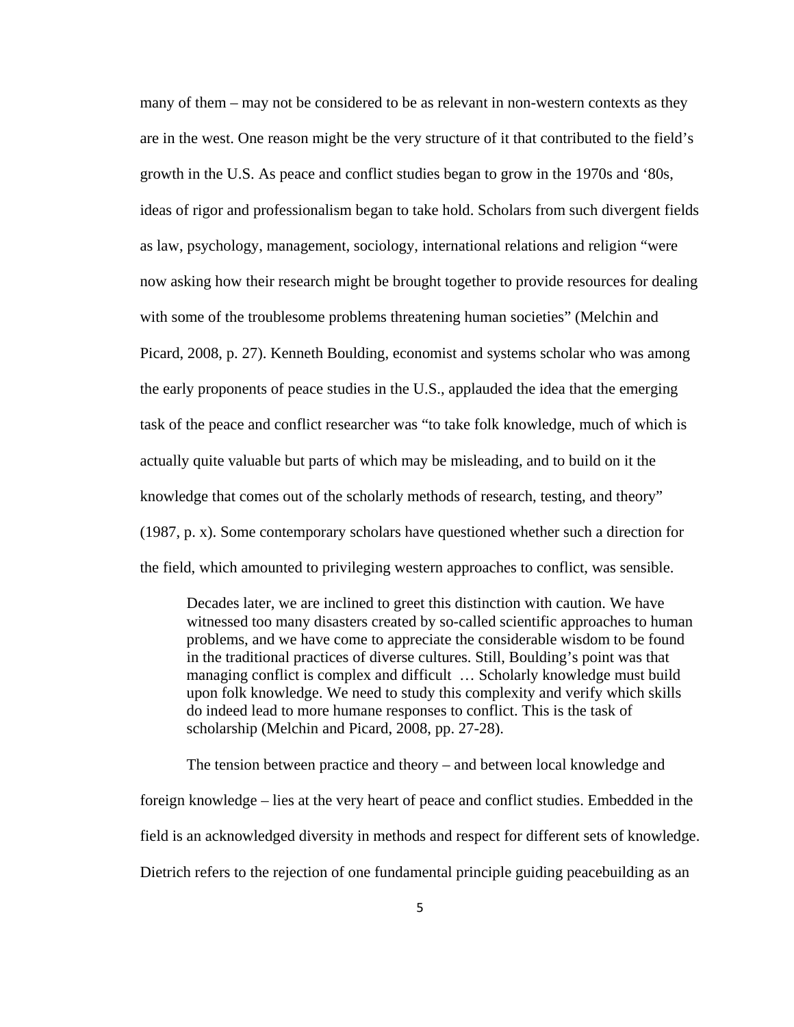many of them – may not be considered to be as relevant in non-western contexts as they are in the west. One reason might be the very structure of it that contributed to the field's growth in the U.S. As peace and conflict studies began to grow in the 1970s and '80s, ideas of rigor and professionalism began to take hold. Scholars from such divergent fields as law, psychology, management, sociology, international relations and religion "were now asking how their research might be brought together to provide resources for dealing with some of the troublesome problems threatening human societies" (Melchin and Picard, 2008, p. 27). Kenneth Boulding, economist and systems scholar who was among the early proponents of peace studies in the U.S., applauded the idea that the emerging task of the peace and conflict researcher was "to take folk knowledge, much of which is actually quite valuable but parts of which may be misleading, and to build on it the knowledge that comes out of the scholarly methods of research, testing, and theory" (1987, p. x). Some contemporary scholars have questioned whether such a direction for the field, which amounted to privileging western approaches to conflict, was sensible.

> Decades later, we are inclined to greet this distinction with caution. We have witnessed too many disasters created by so-called scientific approaches to human problems, and we have come to appreciate the considerable wisdom to be found in the traditional practices of diverse cultures. Still, Boulding's point was that managing conflict is complex and difficult … Scholarly knowledge must build upon folk knowledge. We need to study this complexity and verify which skills do indeed lead to more humane responses to conflict. This is the task of scholarship (Melchin and Picard, 2008, pp. 27-28).

The tension between practice and theory – and between local knowledge and foreign knowledge – lies at the very heart of peace and conflict studies. Embedded in the field is an acknowledged diversity in methods and respect for different sets of knowledge. Dietrich refers to the rejection of one fundamental principle guiding peacebuilding as an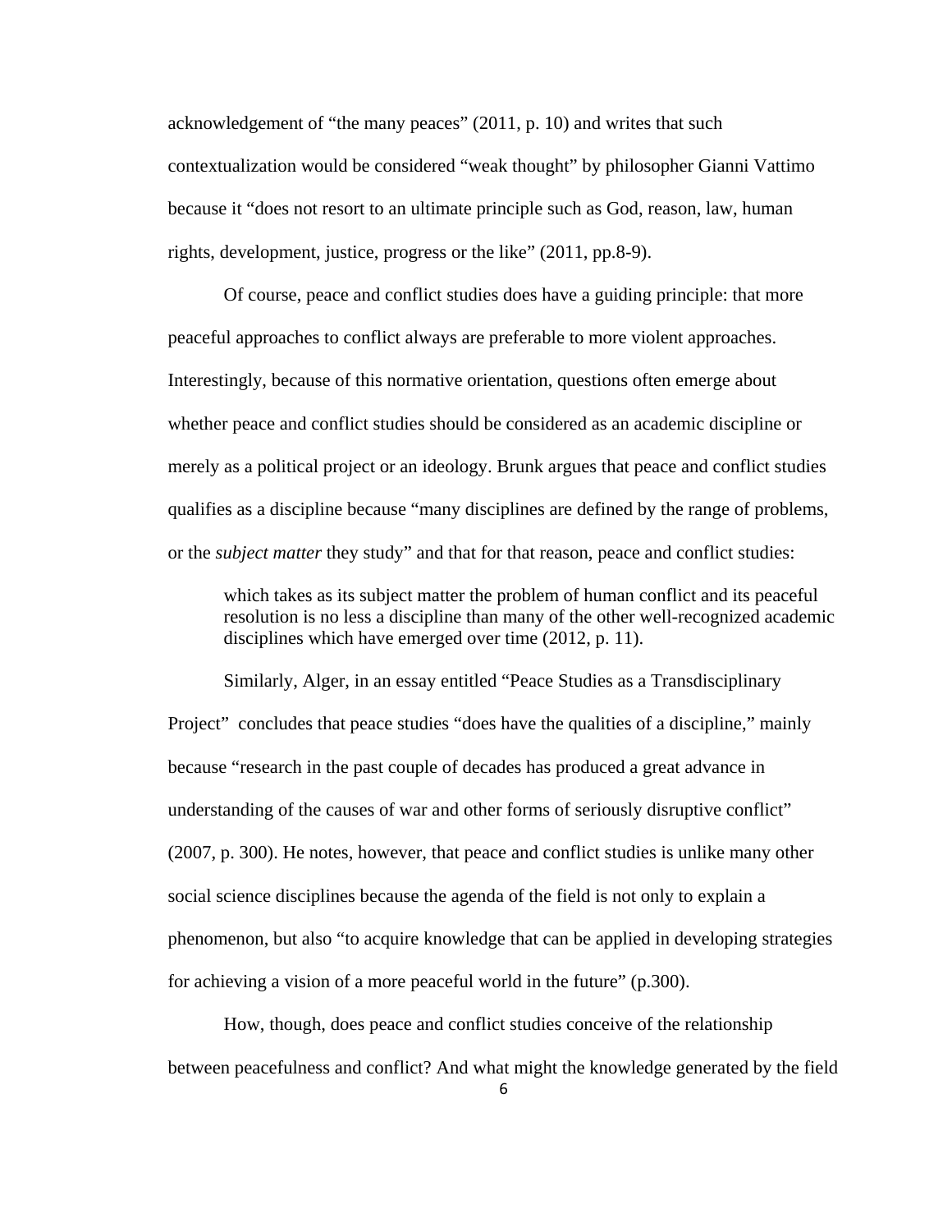acknowledgement of "the many peaces" (2011, p. 10) and writes that such contextualization would be considered "weak thought" by philosopher Gianni Vattimo because it "does not resort to an ultimate principle such as God, reason, law, human rights, development, justice, progress or the like" (2011, pp.8-9).

Of course, peace and conflict studies does have a guiding principle: that more peaceful approaches to conflict always are preferable to more violent approaches. Interestingly, because of this normative orientation, questions often emerge about whether peace and conflict studies should be considered as an academic discipline or merely as a political project or an ideology. Brunk argues that peace and conflict studies qualifies as a discipline because "many disciplines are defined by the range of problems, or the *subject matter* they study" and that for that reason, peace and conflict studies:

> which takes as its subject matter the problem of human conflict and its peaceful resolution is no less a discipline than many of the other well-recognized academic disciplines which have emerged over time (2012, p. 11).

Similarly, Alger, in an essay entitled "Peace Studies as a Transdisciplinary Project" concludes that peace studies "does have the qualities of a discipline," mainly because "research in the past couple of decades has produced a great advance in understanding of the causes of war and other forms of seriously disruptive conflict" (2007, p. 300). He notes, however, that peace and conflict studies is unlike many other social science disciplines because the agenda of the field is not only to explain a phenomenon, but also "to acquire knowledge that can be applied in developing strategies for achieving a vision of a more peaceful world in the future" (p.300).

How, though, does peace and conflict studies conceive of the relationship between peacefulness and conflict? And what might the knowledge generated by the field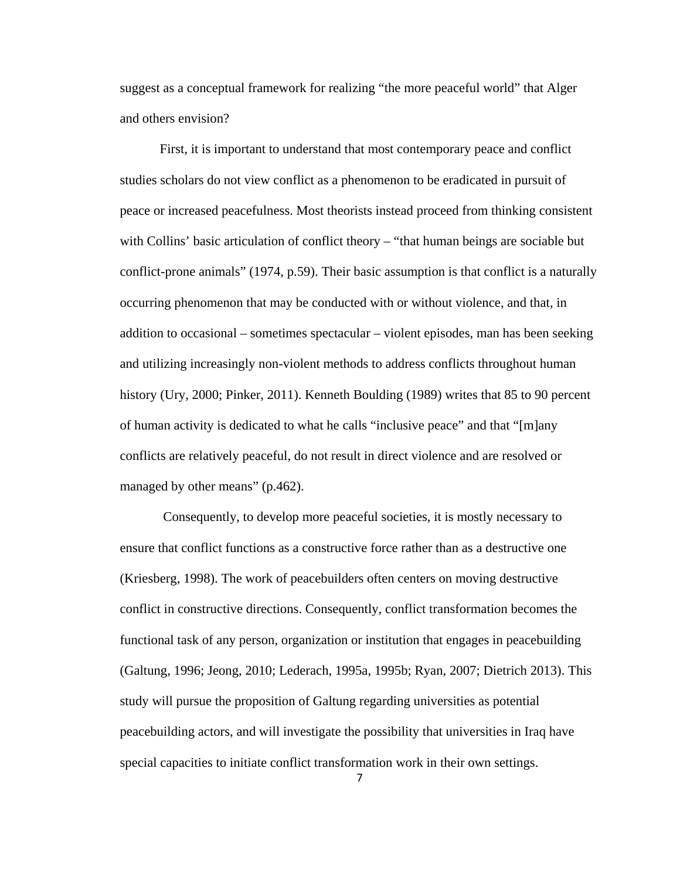suggest as a conceptual framework for realizing "the more peaceful world" that Alger and others envision?

First, it is important to understand that most contemporary peace and conflict studies scholars do not view conflict as a phenomenon to be eradicated in pursuit of peace or increased peacefulness. Most theorists instead proceed from thinking consistent with Collins' basic articulation of conflict theory – "that human beings are sociable but conflict-prone animals" (1974, p.59). Their basic assumption is that conflict is a naturally occurring phenomenon that may be conducted with or without violence, and that, in addition to occasional – sometimes spectacular – violent episodes, man has been seeking and utilizing increasingly non-violent methods to address conflicts throughout human history (Ury, 2000; Pinker, 2011). Kenneth Boulding (1989) writes that 85 to 90 percent of human activity is dedicated to what he calls "inclusive peace" and that "[m]any conflicts are relatively peaceful, do not result in direct violence and are resolved or managed by other means" (p.462).

Consequently, to develop more peaceful societies, it is mostly necessary to ensure that conflict functions as a constructive force rather than as a destructive one (Kriesberg, 1998). The work of peacebuilders often centers on moving destructive conflict in constructive directions. Consequently, conflict transformation becomes the functional task of any person, organization or institution that engages in peacebuilding (Galtung, 1996; Jeong, 2010; Lederach, 1995a, 1995b; Ryan, 2007; Dietrich 2013). This study will pursue the proposition of Galtung regarding universities as potential peacebuilding actors, and will investigate the possibility that universities in Iraq have special capacities to initiate conflict transformation work in their own settings.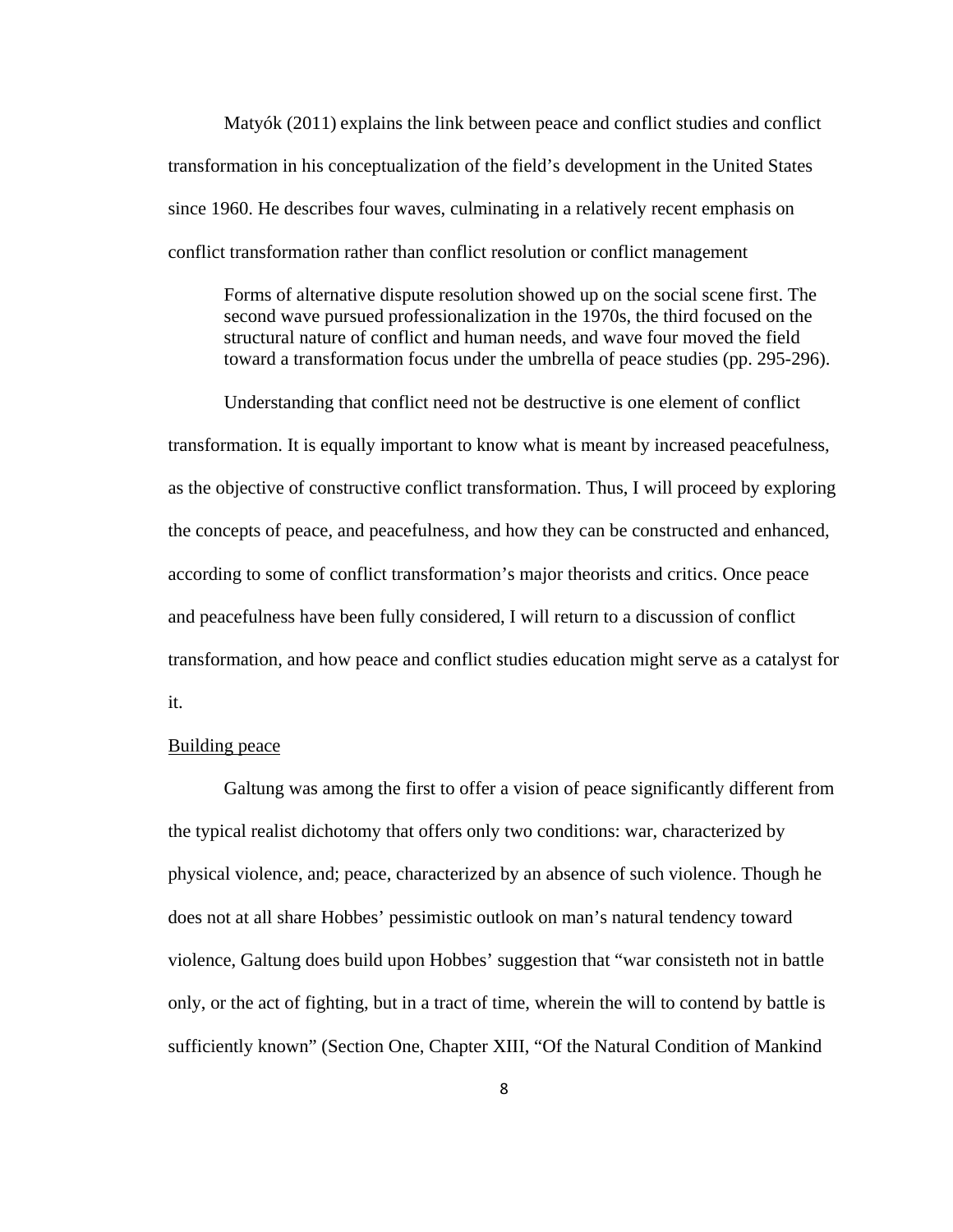Matyók (2011) explains the link between peace and conflict studies and conflict transformation in his conceptualization of the field's development in the United States since 1960. He describes four waves, culminating in a relatively recent emphasis on conflict transformation rather than conflict resolution or conflict management

> Forms of alternative dispute resolution showed up on the social scene first. The second wave pursued professionalization in the 1970s, the third focused on the structural nature of conflict and human needs, and wave four moved the field toward a transformation focus under the umbrella of peace studies (pp. 295-296).

Understanding that conflict need not be destructive is one element of conflict transformation. It is equally important to know what is meant by increased peacefulness, as the objective of constructive conflict transformation. Thus, I will proceed by exploring the concepts of peace, and peacefulness, and how they can be constructed and enhanced, according to some of conflict transformation's major theorists and critics. Once peace and peacefulness have been fully considered, I will return to a discussion of conflict transformation, and how peace and conflict studies education might serve as a catalyst for it.

Building peace

Galtung was among the first to offer a vision of peace significantly different from the typical realist dichotomy that offers only two conditions: war, characterized by physical violence, and; peace, characterized by an absence of such violence. Though he does not at all share Hobbes' pessimistic outlook on man's natural tendency toward violence, Galtung does build upon Hobbes' suggestion that "war consisteth not in battle only, or the act of fighting, but in a tract of time, wherein the will to contend by battle is sufficiently known" (Section One, Chapter XIII, "Of the Natural Condition of Mankind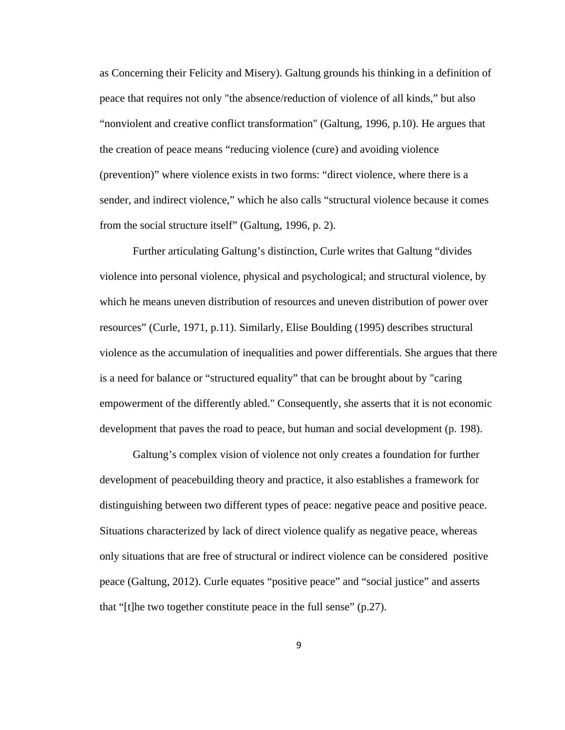as Concerning their Felicity and Misery). Galtung grounds his thinking in a definition of peace that requires not only "the absence/reduction of violence of all kinds," but also "nonviolent and creative conflict transformation" (Galtung, 1996, p.10). He argues that the creation of peace means "reducing violence (cure) and avoiding violence (prevention)" where violence exists in two forms: "direct violence, where there is a sender, and indirect violence," which he also calls "structural violence because it comes from the social structure itself" (Galtung, 1996, p. 2).

Further articulating Galtung's distinction, Curle writes that Galtung "divides violence into personal violence, physical and psychological; and structural violence, by which he means uneven distribution of resources and uneven distribution of power over resources" (Curle, 1971, p.11). Similarly, Elise Boulding (1995) describes structural violence as the accumulation of inequalities and power differentials. She argues that there is a need for balance or "structured equality" that can be brought about by "caring empowerment of the differently abled." Consequently, she asserts that it is not economic development that paves the road to peace, but human and social development (p. 198).

Galtung's complex vision of violence not only creates a foundation for further development of peacebuilding theory and practice, it also establishes a framework for distinguishing between two different types of peace: negative peace and positive peace. Situations characterized by lack of direct violence qualify as negative peace, whereas only situations that are free of structural or indirect violence can be considered positive peace (Galtung, 2012). Curle equates "positive peace" and "social justice" and asserts that "[t]he two together constitute peace in the full sense" (p.27).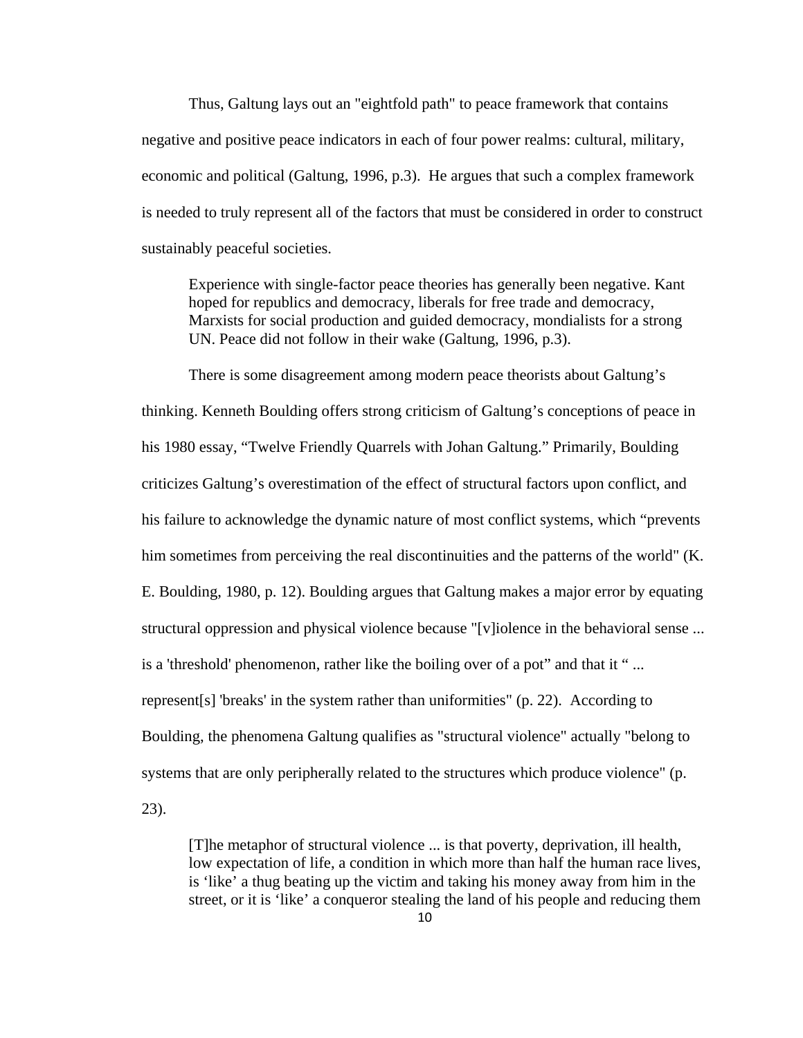Thus, Galtung lays out an "eightfold path" to peace framework that contains negative and positive peace indicators in each of four power realms: cultural, military, economic and political (Galtung, 1996, p.3). He argues that such a complex framework is needed to truly represent all of the factors that must be considered in order to construct sustainably peaceful societies.

> Experience with single-factor peace theories has generally been negative. Kant hoped for republics and democracy, liberals for free trade and democracy, Marxists for social production and guided democracy, mondialists for a strong UN. Peace did not follow in their wake (Galtung, 1996, p.3).

There is some disagreement among modern peace theorists about Galtung's thinking. Kenneth Boulding offers strong criticism of Galtung's conceptions of peace in his 1980 essay, "Twelve Friendly Quarrels with Johan Galtung." Primarily, Boulding criticizes Galtung's overestimation of the effect of structural factors upon conflict, and his failure to acknowledge the dynamic nature of most conflict systems, which "prevents him sometimes from perceiving the real discontinuities and the patterns of the world" (K. E. Boulding, 1980, p. 12). Boulding argues that Galtung makes a major error by equating structural oppression and physical violence because "[v]iolence in the behavioral sense ... is a 'threshold' phenomenon, rather like the boiling over of a pot" and that it " ... represent[s] 'breaks' in the system rather than uniformities" (p. 22). According to Boulding, the phenomena Galtung qualifies as "structural violence" actually "belong to systems that are only peripherally related to the structures which produce violence" (p. 23).

> [T]he metaphor of structural violence ... is that poverty, deprivation, ill health, low expectation of life, a condition in which more than half the human race lives, is 'like' a thug beating up the victim and taking his money away from him in the street, or it is 'like' a conqueror stealing the land of his people and reducing them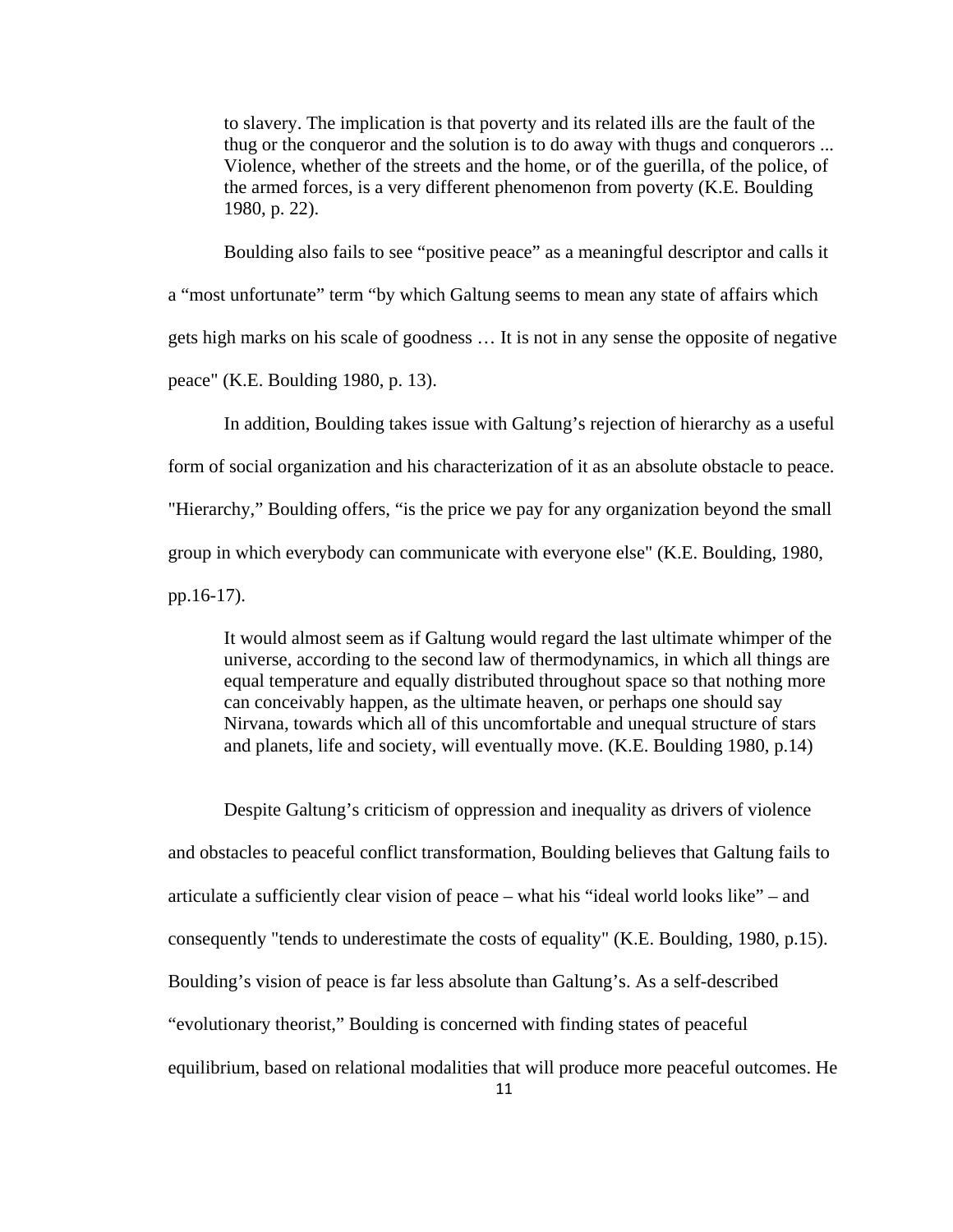> to slavery. The implication is that poverty and its related ills are the fault of the thug or the conqueror and the solution is to do away with thugs and conquerors ... Violence, whether of the streets and the home, or of the guerilla, of the police, of the armed forces, is a very different phenomenon from poverty (K.E. Boulding 1980, p. 22).

Boulding also fails to see "positive peace" as a meaningful descriptor and calls it a "most unfortunate" term "by which Galtung seems to mean any state of affairs which gets high marks on his scale of goodness … It is not in any sense the opposite of negative peace" (K.E. Boulding 1980, p. 13).

In addition, Boulding takes issue with Galtung's rejection of hierarchy as a useful form of social organization and his characterization of it as an absolute obstacle to peace. "Hierarchy," Boulding offers, "is the price we pay for any organization beyond the small group in which everybody can communicate with everyone else" (K.E. Boulding, 1980, pp.16-17).

> It would almost seem as if Galtung would regard the last ultimate whimper of the universe, according to the second law of thermodynamics, in which all things are equal temperature and equally distributed throughout space so that nothing more can conceivably happen, as the ultimate heaven, or perhaps one should say Nirvana, towards which all of this uncomfortable and unequal structure of stars and planets, life and society, will eventually move. (K.E. Boulding 1980, p.14)

Despite Galtung's criticism of oppression and inequality as drivers of violence and obstacles to peaceful conflict transformation, Boulding believes that Galtung fails to articulate a sufficiently clear vision of peace – what his "ideal world looks like" – and consequently "tends to underestimate the costs of equality" (K.E. Boulding, 1980, p.15). Boulding's vision of peace is far less absolute than Galtung's. As a self-described "evolutionary theorist," Boulding is concerned with finding states of peaceful equilibrium, based on relational modalities that will produce more peaceful outcomes. He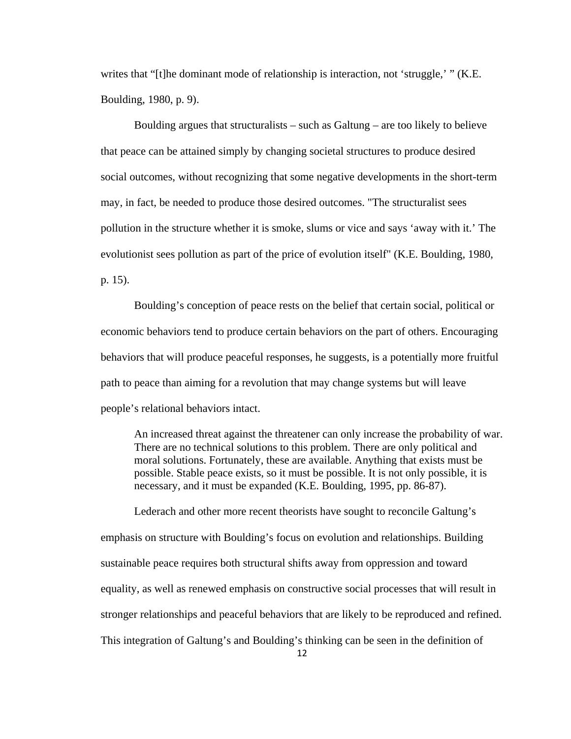writes that “[t]he dominant mode of relationship is interaction, not ‘struggle,’ ” (K.E. Boulding, 1980, p. 9).

Boulding argues that structuralists – such as Galtung – are too likely to believe that peace can be attained simply by changing societal structures to produce desired social outcomes, without recognizing that some negative developments in the short-term may, in fact, be needed to produce those desired outcomes. "The structuralist sees pollution in the structure whether it is smoke, slums or vice and says ‘away with it.’ The evolutionist sees pollution as part of the price of evolution itself" (K.E. Boulding, 1980, p. 15).

Boulding’s conception of peace rests on the belief that certain social, political or economic behaviors tend to produce certain behaviors on the part of others. Encouraging behaviors that will produce peaceful responses, he suggests, is a potentially more fruitful path to peace than aiming for a revolution that may change systems but will leave people’s relational behaviors intact.

> An increased threat against the threatener can only increase the probability of war. There are no technical solutions to this problem. There are only political and moral solutions. Fortunately, these are available. Anything that exists must be possible. Stable peace exists, so it must be possible. It is not only possible, it is necessary, and it must be expanded (K.E. Boulding, 1995, pp. 86-87).

Lederach and other more recent theorists have sought to reconcile Galtung’s emphasis on structure with Boulding’s focus on evolution and relationships. Building sustainable peace requires both structural shifts away from oppression and toward equality, as well as renewed emphasis on constructive social processes that will result in stronger relationships and peaceful behaviors that are likely to be reproduced and refined. This integration of Galtung’s and Boulding’s thinking can be seen in the definition of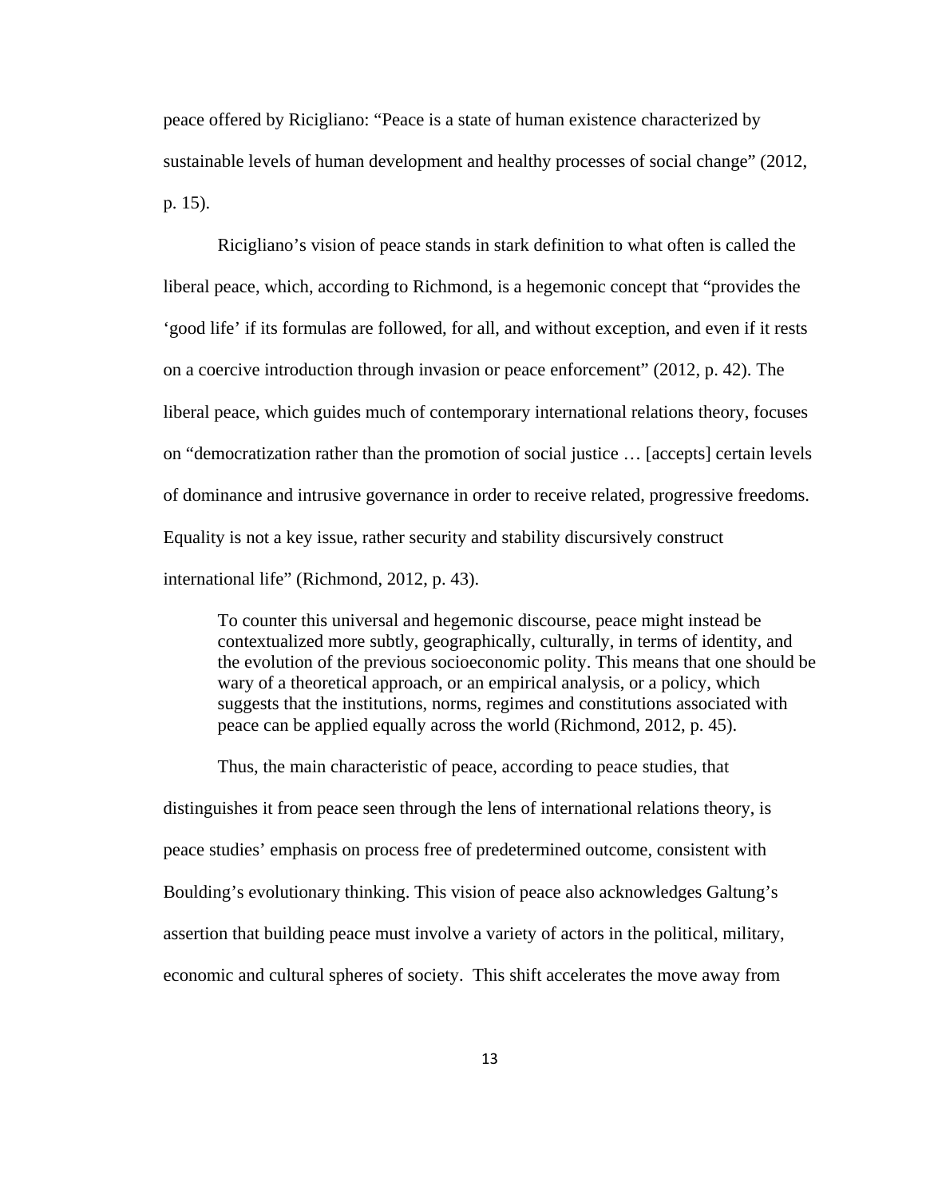peace offered by Ricigliano: "Peace is a state of human existence characterized by sustainable levels of human development and healthy processes of social change" (2012, p. 15).

Ricigliano's vision of peace stands in stark definition to what often is called the liberal peace, which, according to Richmond, is a hegemonic concept that "provides the 'good life' if its formulas are followed, for all, and without exception, and even if it rests on a coercive introduction through invasion or peace enforcement" (2012, p. 42). The liberal peace, which guides much of contemporary international relations theory, focuses on "democratization rather than the promotion of social justice … [accepts] certain levels of dominance and intrusive governance in order to receive related, progressive freedoms. Equality is not a key issue, rather security and stability discursively construct international life" (Richmond, 2012, p. 43).

> To counter this universal and hegemonic discourse, peace might instead be contextualized more subtly, geographically, culturally, in terms of identity, and the evolution of the previous socioeconomic polity. This means that one should be wary of a theoretical approach, or an empirical analysis, or a policy, which suggests that the institutions, norms, regimes and constitutions associated with peace can be applied equally across the world (Richmond, 2012, p. 45).

Thus, the main characteristic of peace, according to peace studies, that distinguishes it from peace seen through the lens of international relations theory, is peace studies' emphasis on process free of predetermined outcome, consistent with Boulding's evolutionary thinking. This vision of peace also acknowledges Galtung's assertion that building peace must involve a variety of actors in the political, military, economic and cultural spheres of society. This shift accelerates the move away from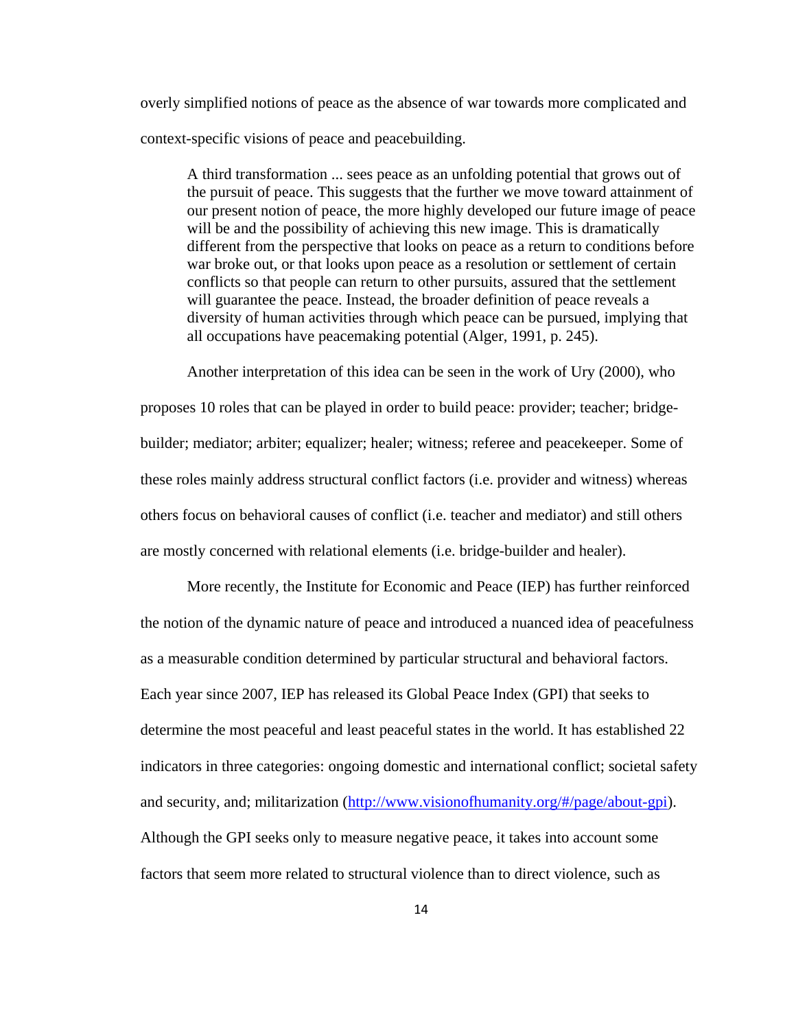overly simplified notions of peace as the absence of war towards more complicated and context-specific visions of peace and peacebuilding.

> A third transformation ... sees peace as an unfolding potential that grows out of the pursuit of peace. This suggests that the further we move toward attainment of our present notion of peace, the more highly developed our future image of peace will be and the possibility of achieving this new image. This is dramatically different from the perspective that looks on peace as a return to conditions before war broke out, or that looks upon peace as a resolution or settlement of certain conflicts so that people can return to other pursuits, assured that the settlement will guarantee the peace. Instead, the broader definition of peace reveals a diversity of human activities through which peace can be pursued, implying that all occupations have peacemaking potential (Alger, 1991, p. 245).

Another interpretation of this idea can be seen in the work of Ury (2000), who proposes 10 roles that can be played in order to build peace: provider; teacher; bridge-builder; mediator; arbiter; equalizer; healer; witness; referee and peacekeeper. Some of these roles mainly address structural conflict factors (i.e. provider and witness) whereas others focus on behavioral causes of conflict (i.e. teacher and mediator) and still others are mostly concerned with relational elements (i.e. bridge-builder and healer).

More recently, the Institute for Economic and Peace (IEP) has further reinforced the notion of the dynamic nature of peace and introduced a nuanced idea of peacefulness as a measurable condition determined by particular structural and behavioral factors. Each year since 2007, IEP has released its Global Peace Index (GPI) that seeks to determine the most peaceful and least peaceful states in the world. It has established 22 indicators in three categories: ongoing domestic and international conflict; societal safety and security, and; militarization (http://www.visionofhumanity.org/#/page/about-gpi). Although the GPI seeks only to measure negative peace, it takes into account some factors that seem more related to structural violence than to direct violence, such as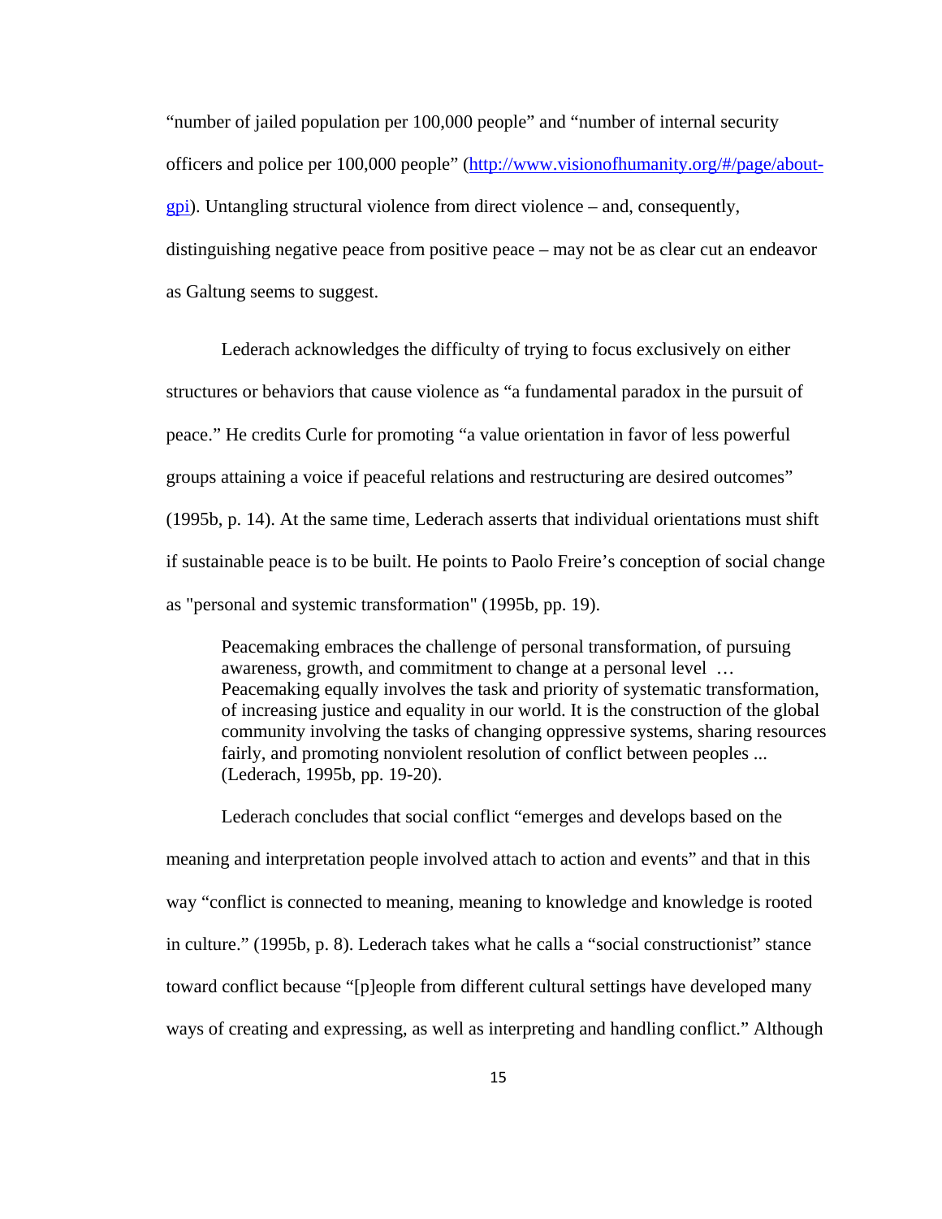"number of jailed population per 100,000 people" and "number of internal security officers and police per 100,000 people" ([http://www.visionofhumanity.org/#/page/about-gpi](http://www.visionofhumanity.org/#/page/about-gpi)). Untangling structural violence from direct violence – and, consequently, distinguishing negative peace from positive peace – may not be as clear cut an endeavor as Galtung seems to suggest.

Lederach acknowledges the difficulty of trying to focus exclusively on either structures or behaviors that cause violence as "a fundamental paradox in the pursuit of peace." He credits Curle for promoting "a value orientation in favor of less powerful groups attaining a voice if peaceful relations and restructuring are desired outcomes" (1995b, p. 14). At the same time, Lederach asserts that individual orientations must shift if sustainable peace is to be built. He points to Paolo Freire's conception of social change as "personal and systemic transformation" (1995b, pp. 19).

> Peacemaking embraces the challenge of personal transformation, of pursuing awareness, growth, and commitment to change at a personal level … Peacemaking equally involves the task and priority of systematic transformation, of increasing justice and equality in our world. It is the construction of the global community involving the tasks of changing oppressive systems, sharing resources fairly, and promoting nonviolent resolution of conflict between peoples ... (Lederach, 1995b, pp. 19-20).

Lederach concludes that social conflict "emerges and develops based on the meaning and interpretation people involved attach to action and events" and that in this way "conflict is connected to meaning, meaning to knowledge and knowledge is rooted in culture." (1995b, p. 8). Lederach takes what he calls a "social constructionist" stance toward conflict because "[p]eople from different cultural settings have developed many ways of creating and expressing, as well as interpreting and handling conflict." Although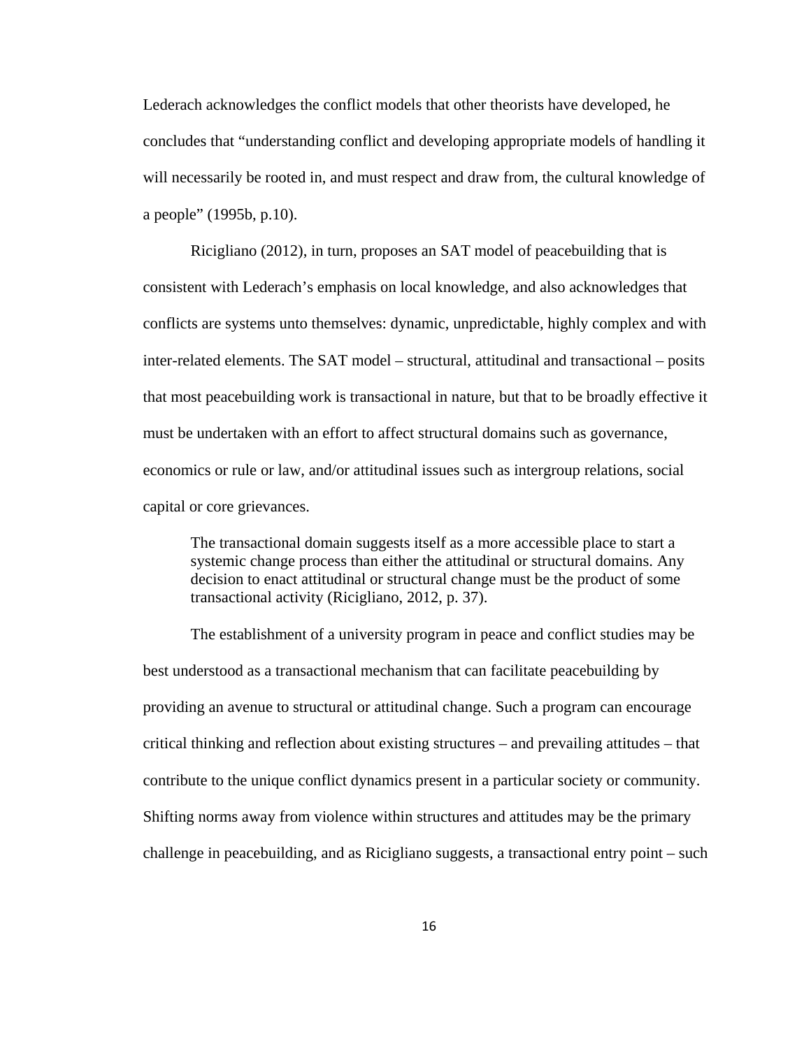Lederach acknowledges the conflict models that other theorists have developed, he concludes that “understanding conflict and developing appropriate models of handling it will necessarily be rooted in, and must respect and draw from, the cultural knowledge of a people” (1995b, p.10).

Ricigliano (2012), in turn, proposes an SAT model of peacebuilding that is consistent with Lederach’s emphasis on local knowledge, and also acknowledges that conflicts are systems unto themselves: dynamic, unpredictable, highly complex and with inter-related elements. The SAT model – structural, attitudinal and transactional – posits that most peacebuilding work is transactional in nature, but that to be broadly effective it must be undertaken with an effort to affect structural domains such as governance, economics or rule or law, and/or attitudinal issues such as intergroup relations, social capital or core grievances.

> The transactional domain suggests itself as a more accessible place to start a systemic change process than either the attitudinal or structural domains. Any decision to enact attitudinal or structural change must be the product of some transactional activity (Ricigliano, 2012, p. 37).

The establishment of a university program in peace and conflict studies may be best understood as a transactional mechanism that can facilitate peacebuilding by providing an avenue to structural or attitudinal change. Such a program can encourage critical thinking and reflection about existing structures – and prevailing attitudes – that contribute to the unique conflict dynamics present in a particular society or community. Shifting norms away from violence within structures and attitudes may be the primary challenge in peacebuilding, and as Ricigliano suggests, a transactional entry point – such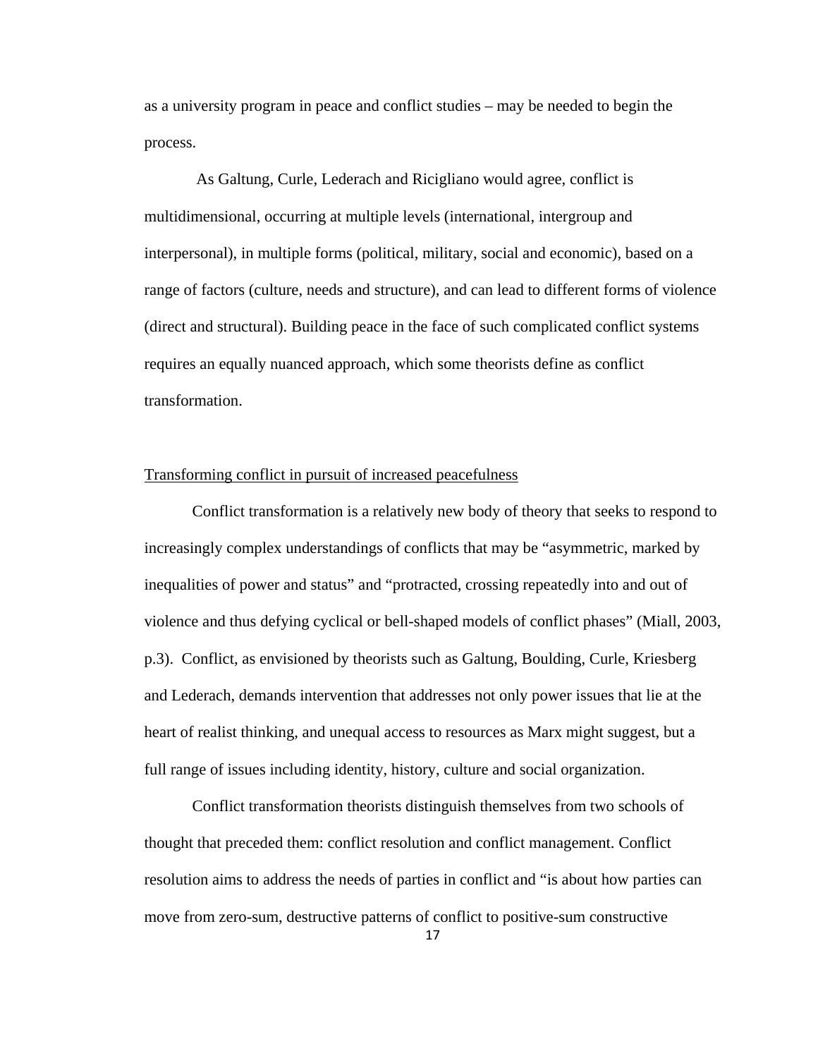as a university program in peace and conflict studies – may be needed to begin the process.

As Galtung, Curle, Lederach and Ricigliano would agree, conflict is multidimensional, occurring at multiple levels (international, intergroup and interpersonal), in multiple forms (political, military, social and economic), based on a range of factors (culture, needs and structure), and can lead to different forms of violence (direct and structural). Building peace in the face of such complicated conflict systems requires an equally nuanced approach, which some theorists define as conflict transformation.

<u>Transforming conflict in pursuit of increased peacefulness</u>

Conflict transformation is a relatively new body of theory that seeks to respond to increasingly complex understandings of conflicts that may be "asymmetric, marked by inequalities of power and status" and "protracted, crossing repeatedly into and out of violence and thus defying cyclical or bell-shaped models of conflict phases" (Miall, 2003, p.3). Conflict, as envisioned by theorists such as Galtung, Boulding, Curle, Kriesberg and Lederach, demands intervention that addresses not only power issues that lie at the heart of realist thinking, and unequal access to resources as Marx might suggest, but a full range of issues including identity, history, culture and social organization.

Conflict transformation theorists distinguish themselves from two schools of thought that preceded them: conflict resolution and conflict management. Conflict resolution aims to address the needs of parties in conflict and "is about how parties can move from zero-sum, destructive patterns of conflict to positive-sum constructive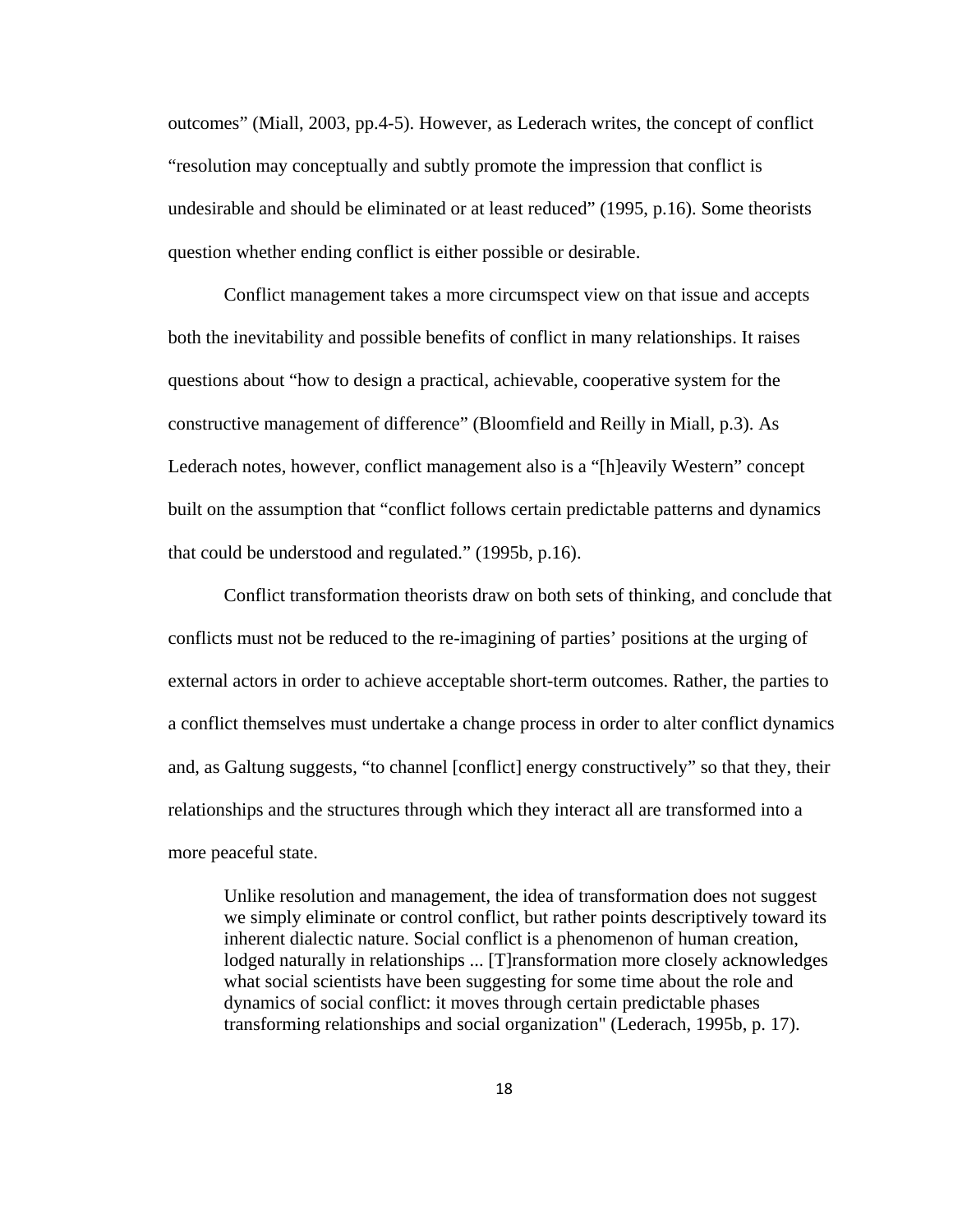outcomes" (Miall, 2003, pp.4-5). However, as Lederach writes, the concept of conflict "resolution may conceptually and subtly promote the impression that conflict is undesirable and should be eliminated or at least reduced" (1995, p.16). Some theorists question whether ending conflict is either possible or desirable.

Conflict management takes a more circumspect view on that issue and accepts both the inevitability and possible benefits of conflict in many relationships. It raises questions about "how to design a practical, achievable, cooperative system for the constructive management of difference" (Bloomfield and Reilly in Miall, p.3). As Lederach notes, however, conflict management also is a "[h]eavily Western" concept built on the assumption that "conflict follows certain predictable patterns and dynamics that could be understood and regulated." (1995b, p.16).

Conflict transformation theorists draw on both sets of thinking, and conclude that conflicts must not be reduced to the re-imagining of parties' positions at the urging of external actors in order to achieve acceptable short-term outcomes. Rather, the parties to a conflict themselves must undertake a change process in order to alter conflict dynamics and, as Galtung suggests, "to channel [conflict] energy constructively" so that they, their relationships and the structures through which they interact all are transformed into a more peaceful state.

> Unlike resolution and management, the idea of transformation does not suggest we simply eliminate or control conflict, but rather points descriptively toward its inherent dialectic nature. Social conflict is a phenomenon of human creation, lodged naturally in relationships ... [T]ransformation more closely acknowledges what social scientists have been suggesting for some time about the role and dynamics of social conflict: it moves through certain predictable phases transforming relationships and social organization" (Lederach, 1995b, p. 17).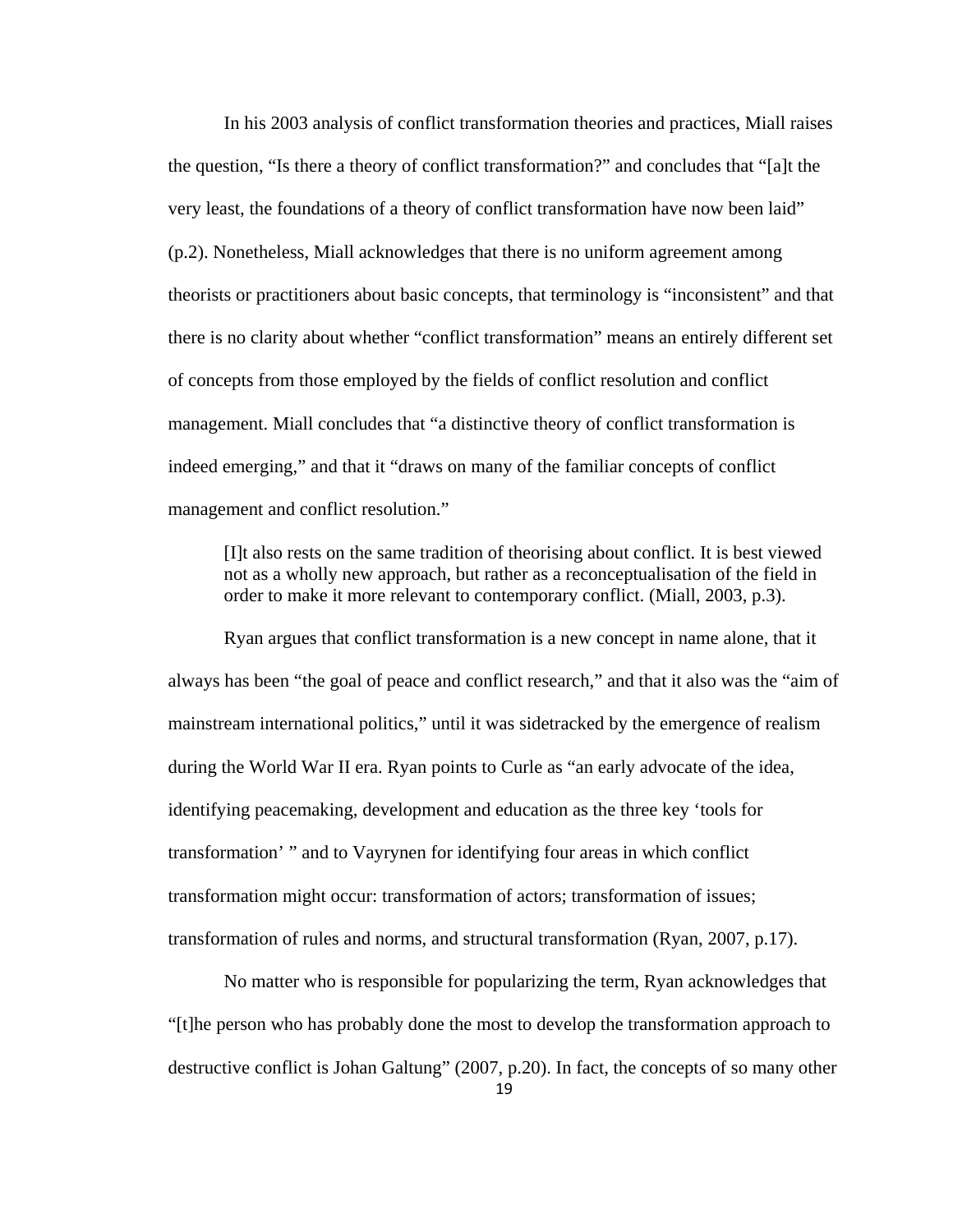In his 2003 analysis of conflict transformation theories and practices, Miall raises the question, “Is there a theory of conflict transformation?” and concludes that “[a]t the very least, the foundations of a theory of conflict transformation have now been laid” (p.2). Nonetheless, Miall acknowledges that there is no uniform agreement among theorists or practitioners about basic concepts, that terminology is “inconsistent” and that there is no clarity about whether “conflict transformation” means an entirely different set of concepts from those employed by the fields of conflict resolution and conflict management. Miall concludes that “a distinctive theory of conflict transformation is indeed emerging,” and that it “draws on many of the familiar concepts of conflict management and conflict resolution.”

> [I]t also rests on the same tradition of theorising about conflict. It is best viewed not as a wholly new approach, but rather as a reconceptualisation of the field in order to make it more relevant to contemporary conflict. (Miall, 2003, p.3).

Ryan argues that conflict transformation is a new concept in name alone, that it always has been “the goal of peace and conflict research,” and that it also was the “aim of mainstream international politics,” until it was sidetracked by the emergence of realism during the World War II era. Ryan points to Curle as “an early advocate of the idea, identifying peacemaking, development and education as the three key ‘tools for transformation’ ” and to Vayrynen for identifying four areas in which conflict transformation might occur: transformation of actors; transformation of issues; transformation of rules and norms, and structural transformation (Ryan, 2007, p.17).

No matter who is responsible for popularizing the term, Ryan acknowledges that “[t]he person who has probably done the most to develop the transformation approach to destructive conflict is Johan Galtung” (2007, p.20). In fact, the concepts of so many other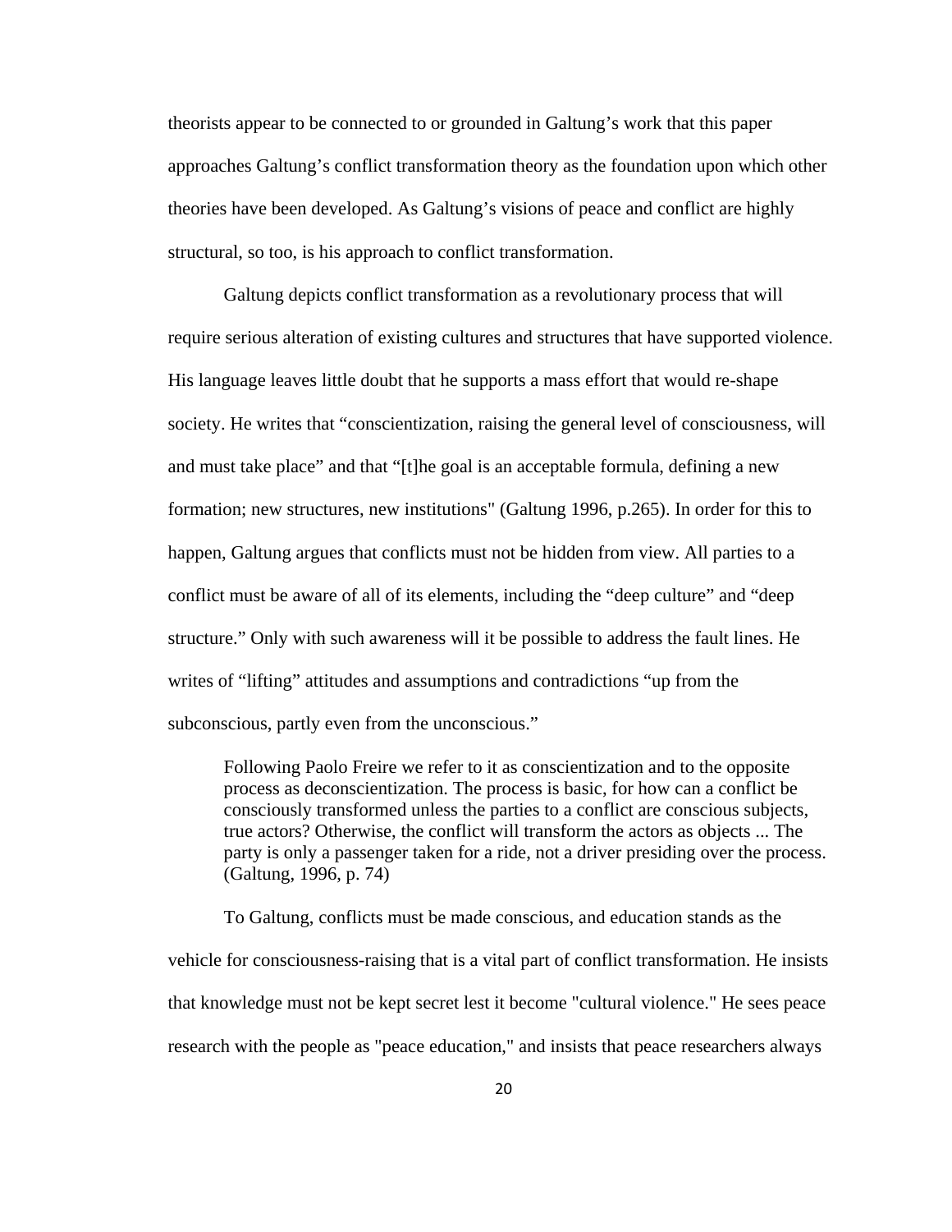theorists appear to be connected to or grounded in Galtung's work that this paper approaches Galtung's conflict transformation theory as the foundation upon which other theories have been developed. As Galtung's visions of peace and conflict are highly structural, so too, is his approach to conflict transformation.

Galtung depicts conflict transformation as a revolutionary process that will require serious alteration of existing cultures and structures that have supported violence. His language leaves little doubt that he supports a mass effort that would re-shape society. He writes that "conscientization, raising the general level of consciousness, will and must take place" and that "[t]he goal is an acceptable formula, defining a new formation; new structures, new institutions" (Galtung 1996, p.265). In order for this to happen, Galtung argues that conflicts must not be hidden from view. All parties to a conflict must be aware of all of its elements, including the "deep culture" and "deep structure." Only with such awareness will it be possible to address the fault lines. He writes of "lifting" attitudes and assumptions and contradictions "up from the subconscious, partly even from the unconscious."

> Following Paolo Freire we refer to it as conscientization and to the opposite process as deconscientization. The process is basic, for how can a conflict be consciously transformed unless the parties to a conflict are conscious subjects, true actors? Otherwise, the conflict will transform the actors as objects ... The party is only a passenger taken for a ride, not a driver presiding over the process. (Galtung, 1996, p. 74)

To Galtung, conflicts must be made conscious, and education stands as the vehicle for consciousness-raising that is a vital part of conflict transformation. He insists that knowledge must not be kept secret lest it become "cultural violence." He sees peace research with the people as "peace education," and insists that peace researchers always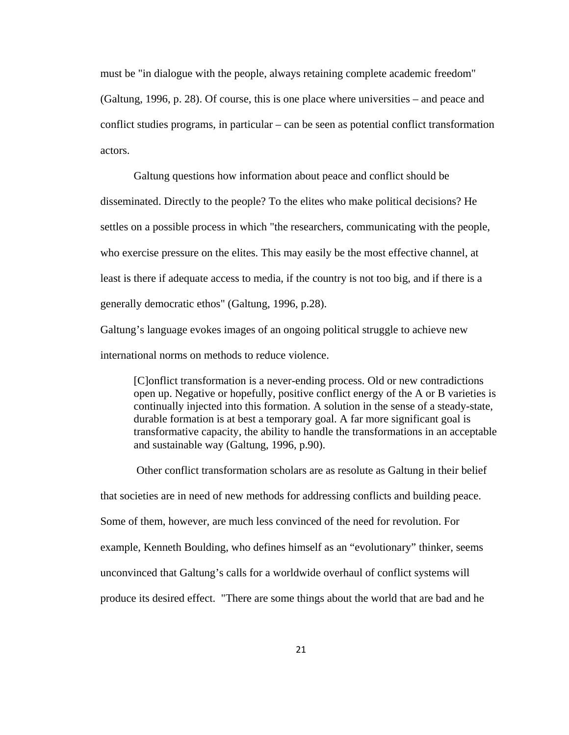must be "in dialogue with the people, always retaining complete academic freedom" (Galtung, 1996, p. 28). Of course, this is one place where universities – and peace and conflict studies programs, in particular – can be seen as potential conflict transformation actors.

Galtung questions how information about peace and conflict should be disseminated. Directly to the people? To the elites who make political decisions? He settles on a possible process in which "the researchers, communicating with the people, who exercise pressure on the elites. This may easily be the most effective channel, at least is there if adequate access to media, if the country is not too big, and if there is a generally democratic ethos" (Galtung, 1996, p.28).

Galtung's language evokes images of an ongoing political struggle to achieve new international norms on methods to reduce violence.

> [C]onflict transformation is a never-ending process. Old or new contradictions open up. Negative or hopefully, positive conflict energy of the A or B varieties is continually injected into this formation. A solution in the sense of a steady-state, durable formation is at best a temporary goal. A far more significant goal is transformative capacity, the ability to handle the transformations in an acceptable and sustainable way (Galtung, 1996, p.90).

Other conflict transformation scholars are as resolute as Galtung in their belief that societies are in need of new methods for addressing conflicts and building peace. Some of them, however, are much less convinced of the need for revolution. For example, Kenneth Boulding, who defines himself as an "evolutionary" thinker, seems unconvinced that Galtung's calls for a worldwide overhaul of conflict systems will produce its desired effect. "There are some things about the world that are bad and he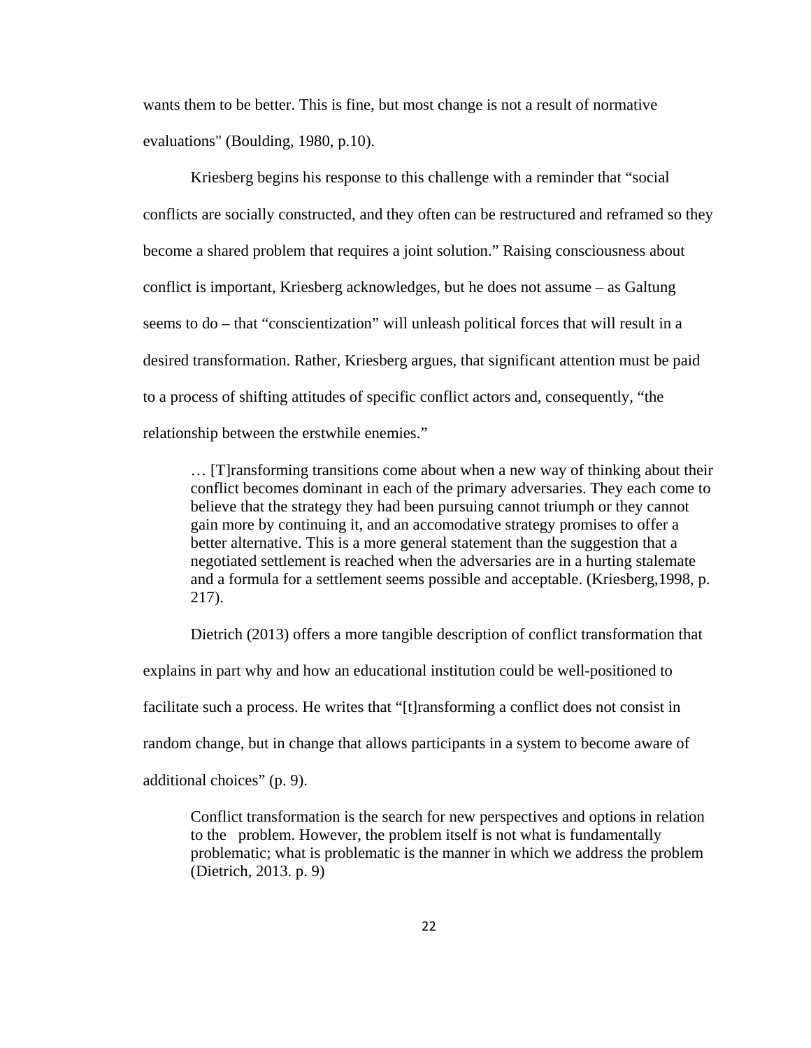wants them to be better. This is fine, but most change is not a result of normative evaluations" (Boulding, 1980, p.10).

Kriesberg begins his response to this challenge with a reminder that "social conflicts are socially constructed, and they often can be restructured and reframed so they become a shared problem that requires a joint solution." Raising consciousness about conflict is important, Kriesberg acknowledges, but he does not assume – as Galtung seems to do – that "conscientization" will unleash political forces that will result in a desired transformation. Rather, Kriesberg argues, that significant attention must be paid to a process of shifting attitudes of specific conflict actors and, consequently, "the relationship between the erstwhile enemies."

> … [T]ransforming transitions come about when a new way of thinking about their conflict becomes dominant in each of the primary adversaries. They each come to believe that the strategy they had been pursuing cannot triumph or they cannot gain more by continuing it, and an accomodative strategy promises to offer a better alternative. This is a more general statement than the suggestion that a negotiated settlement is reached when the adversaries are in a hurting stalemate and a formula for a settlement seems possible and acceptable. (Kriesberg,1998, p. 217).

Dietrich (2013) offers a more tangible description of conflict transformation that explains in part why and how an educational institution could be well-positioned to facilitate such a process. He writes that "[t]ransforming a conflict does not consist in random change, but in change that allows participants in a system to become aware of additional choices" (p. 9).

> Conflict transformation is the search for new perspectives and options in relation to the problem. However, the problem itself is not what is fundamentally problematic; what is problematic is the manner in which we address the problem (Dietrich, 2013. p. 9)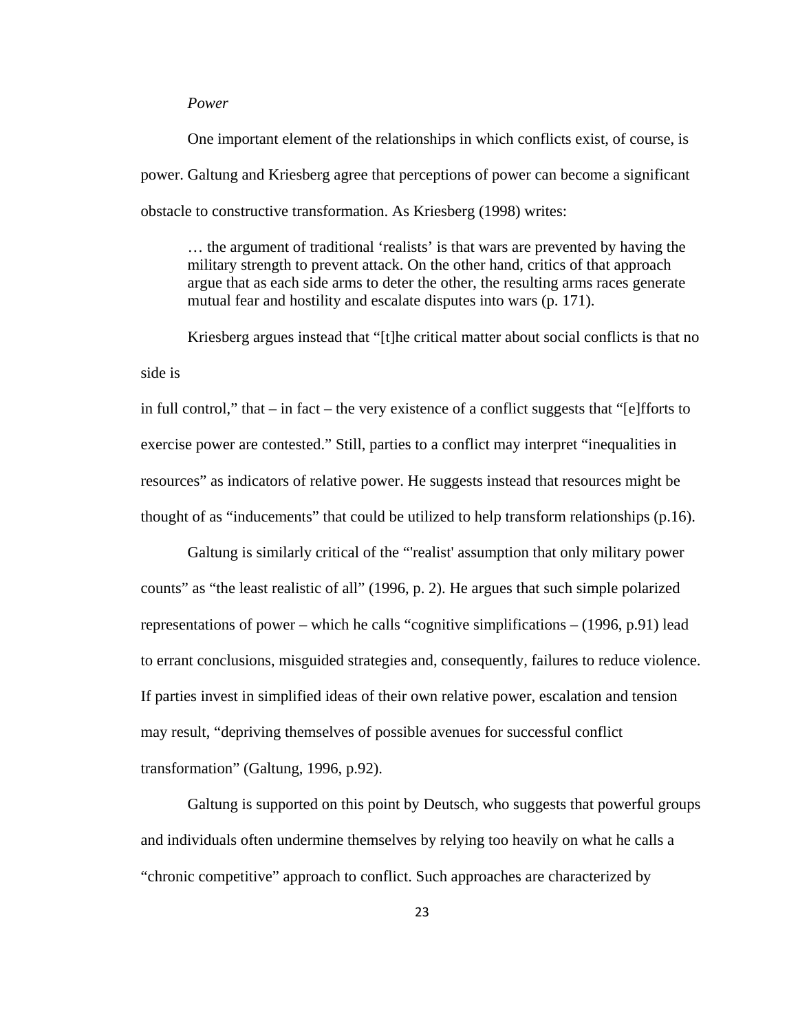*Power*

One important element of the relationships in which conflicts exist, of course, is power. Galtung and Kriesberg agree that perceptions of power can become a significant obstacle to constructive transformation. As Kriesberg (1998) writes:

> … the argument of traditional 'realists' is that wars are prevented by having the military strength to prevent attack. On the other hand, critics of that approach argue that as each side arms to deter the other, the resulting arms races generate mutual fear and hostility and escalate disputes into wars (p. 171).

Kriesberg argues instead that "[t]he critical matter about social conflicts is that no side is

in full control," that – in fact – the very existence of a conflict suggests that "[e]fforts to exercise power are contested." Still, parties to a conflict may interpret "inequalities in resources" as indicators of relative power. He suggests instead that resources might be thought of as "inducements" that could be utilized to help transform relationships (p.16).

Galtung is similarly critical of the "'realist' assumption that only military power counts" as "the least realistic of all" (1996, p. 2). He argues that such simple polarized representations of power – which he calls "cognitive simplifications – (1996, p.91) lead to errant conclusions, misguided strategies and, consequently, failures to reduce violence. If parties invest in simplified ideas of their own relative power, escalation and tension may result, "depriving themselves of possible avenues for successful conflict transformation" (Galtung, 1996, p.92).

Galtung is supported on this point by Deutsch, who suggests that powerful groups and individuals often undermine themselves by relying too heavily on what he calls a "chronic competitive" approach to conflict. Such approaches are characterized by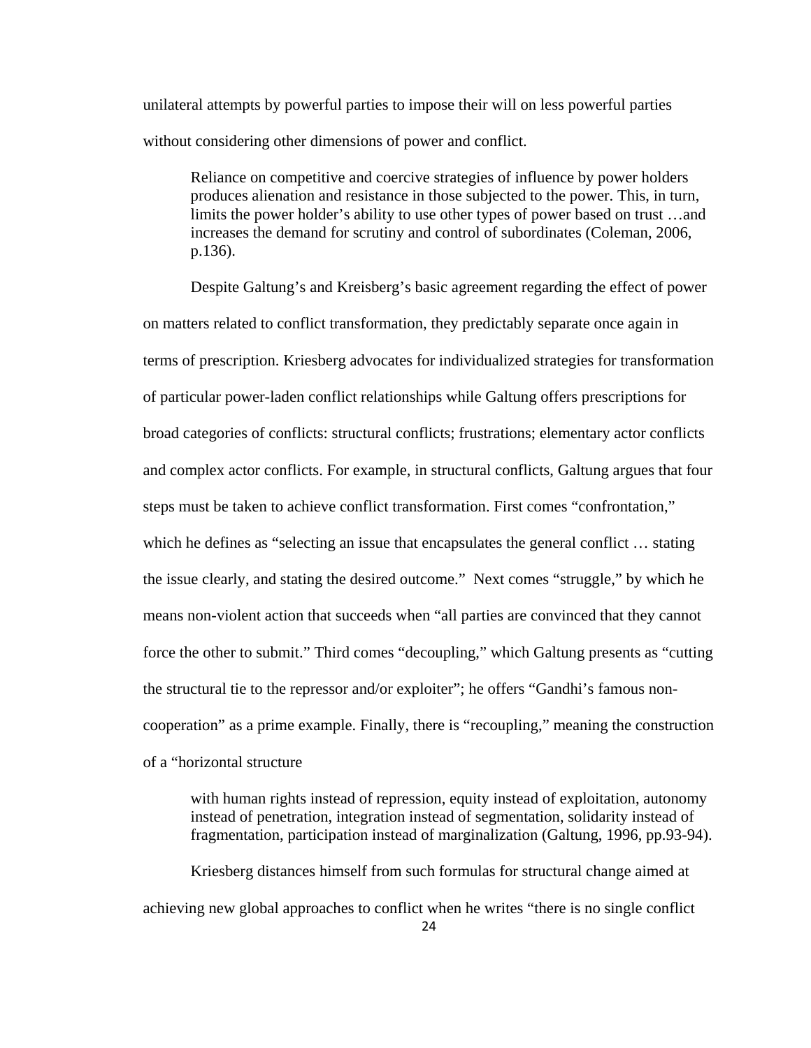unilateral attempts by powerful parties to impose their will on less powerful parties without considering other dimensions of power and conflict.

> Reliance on competitive and coercive strategies of influence by power holders produces alienation and resistance in those subjected to the power. This, in turn, limits the power holder's ability to use other types of power based on trust …and increases the demand for scrutiny and control of subordinates (Coleman, 2006, p.136).

Despite Galtung's and Kreisberg's basic agreement regarding the effect of power on matters related to conflict transformation, they predictably separate once again in terms of prescription. Kriesberg advocates for individualized strategies for transformation of particular power-laden conflict relationships while Galtung offers prescriptions for broad categories of conflicts: structural conflicts; frustrations; elementary actor conflicts and complex actor conflicts. For example, in structural conflicts, Galtung argues that four steps must be taken to achieve conflict transformation. First comes "confrontation," which he defines as "selecting an issue that encapsulates the general conflict … stating the issue clearly, and stating the desired outcome." Next comes "struggle," by which he means non-violent action that succeeds when "all parties are convinced that they cannot force the other to submit." Third comes "decoupling," which Galtung presents as "cutting the structural tie to the repressor and/or exploiter"; he offers "Gandhi's famous non-cooperation" as a prime example. Finally, there is "recoupling," meaning the construction of a "horizontal structure

> with human rights instead of repression, equity instead of exploitation, autonomy instead of penetration, integration instead of segmentation, solidarity instead of fragmentation, participation instead of marginalization (Galtung, 1996, pp.93-94).

Kriesberg distances himself from such formulas for structural change aimed at achieving new global approaches to conflict when he writes "there is no single conflict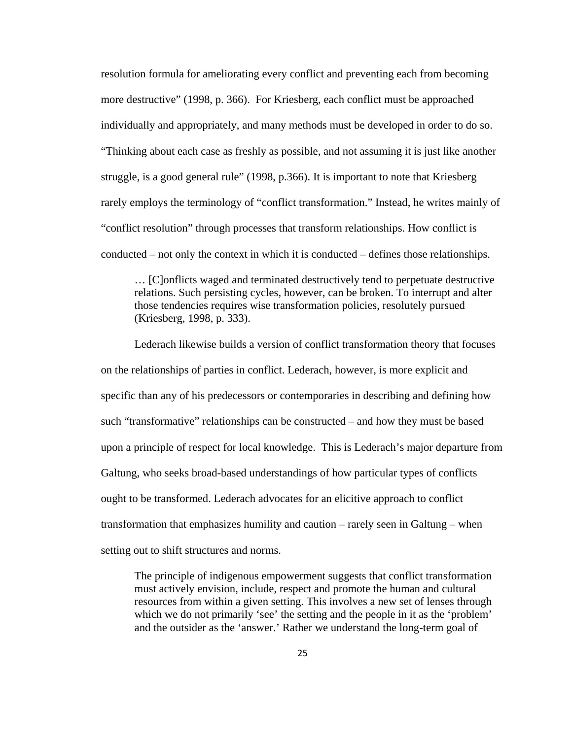resolution formula for ameliorating every conflict and preventing each from becoming more destructive" (1998, p. 366). For Kriesberg, each conflict must be approached individually and appropriately, and many methods must be developed in order to do so. "Thinking about each case as freshly as possible, and not assuming it is just like another struggle, is a good general rule" (1998, p.366). It is important to note that Kriesberg rarely employs the terminology of "conflict transformation." Instead, he writes mainly of "conflict resolution" through processes that transform relationships. How conflict is conducted – not only the context in which it is conducted – defines those relationships.

> … [C]onflicts waged and terminated destructively tend to perpetuate destructive relations. Such persisting cycles, however, can be broken. To interrupt and alter those tendencies requires wise transformation policies, resolutely pursued (Kriesberg, 1998, p. 333).

Lederach likewise builds a version of conflict transformation theory that focuses on the relationships of parties in conflict. Lederach, however, is more explicit and specific than any of his predecessors or contemporaries in describing and defining how such "transformative" relationships can be constructed – and how they must be based upon a principle of respect for local knowledge. This is Lederach's major departure from Galtung, who seeks broad-based understandings of how particular types of conflicts ought to be transformed. Lederach advocates for an elicitive approach to conflict transformation that emphasizes humility and caution – rarely seen in Galtung – when setting out to shift structures and norms.

> The principle of indigenous empowerment suggests that conflict transformation must actively envision, include, respect and promote the human and cultural resources from within a given setting. This involves a new set of lenses through which we do not primarily 'see' the setting and the people in it as the 'problem' and the outsider as the 'answer.' Rather we understand the long-term goal of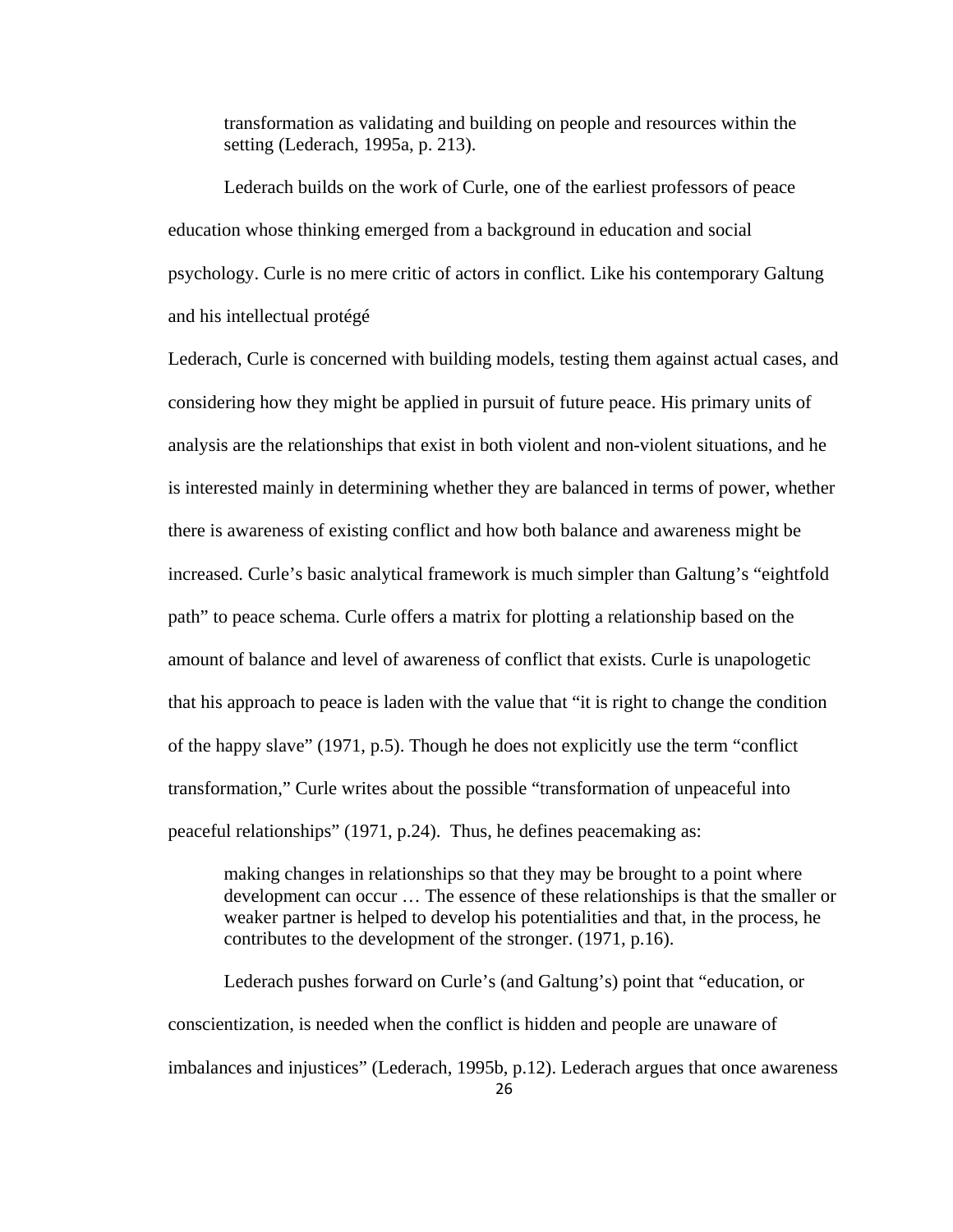> transformation as validating and building on people and resources within the setting (Lederach, 1995a, p. 213).

Lederach builds on the work of Curle, one of the earliest professors of peace education whose thinking emerged from a background in education and social psychology. Curle is no mere critic of actors in conflict. Like his contemporary Galtung and his intellectual protégé Lederach, Curle is concerned with building models, testing them against actual cases, and considering how they might be applied in pursuit of future peace. His primary units of analysis are the relationships that exist in both violent and non-violent situations, and he is interested mainly in determining whether they are balanced in terms of power, whether there is awareness of existing conflict and how both balance and awareness might be increased. Curle's basic analytical framework is much simpler than Galtung's "eightfold path" to peace schema. Curle offers a matrix for plotting a relationship based on the amount of balance and level of awareness of conflict that exists. Curle is unapologetic that his approach to peace is laden with the value that "it is right to change the condition of the happy slave" (1971, p.5). Though he does not explicitly use the term "conflict transformation," Curle writes about the possible "transformation of unpeaceful into peaceful relationships" (1971, p.24). Thus, he defines peacemaking as:

> making changes in relationships so that they may be brought to a point where development can occur … The essence of these relationships is that the smaller or weaker partner is helped to develop his potentialities and that, in the process, he contributes to the development of the stronger. (1971, p.16).

Lederach pushes forward on Curle's (and Galtung's) point that "education, or conscientization, is needed when the conflict is hidden and people are unaware of imbalances and injustices" (Lederach, 1995b, p.12). Lederach argues that once awareness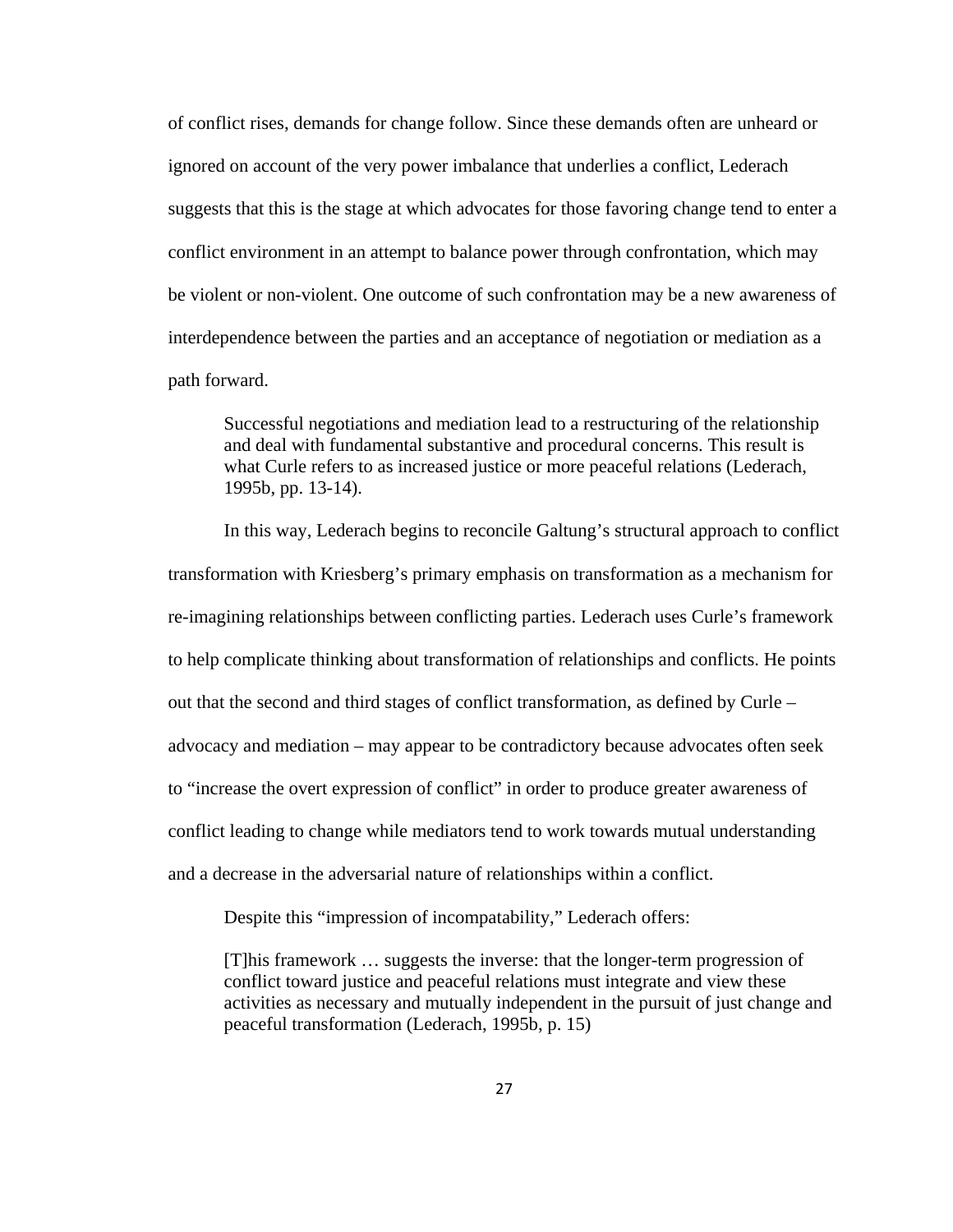of conflict rises, demands for change follow. Since these demands often are unheard or ignored on account of the very power imbalance that underlies a conflict, Lederach suggests that this is the stage at which advocates for those favoring change tend to enter a conflict environment in an attempt to balance power through confrontation, which may be violent or non-violent. One outcome of such confrontation may be a new awareness of interdependence between the parties and an acceptance of negotiation or mediation as a path forward.

> Successful negotiations and mediation lead to a restructuring of the relationship and deal with fundamental substantive and procedural concerns. This result is what Curle refers to as increased justice or more peaceful relations (Lederach, 1995b, pp. 13-14).

In this way, Lederach begins to reconcile Galtung's structural approach to conflict transformation with Kriesberg's primary emphasis on transformation as a mechanism for re-imagining relationships between conflicting parties. Lederach uses Curle's framework to help complicate thinking about transformation of relationships and conflicts. He points out that the second and third stages of conflict transformation, as defined by Curle – advocacy and mediation – may appear to be contradictory because advocates often seek to "increase the overt expression of conflict" in order to produce greater awareness of conflict leading to change while mediators tend to work towards mutual understanding and a decrease in the adversarial nature of relationships within a conflict.

Despite this "impression of incompatability," Lederach offers:

> [T]his framework … suggests the inverse: that the longer-term progression of conflict toward justice and peaceful relations must integrate and view these activities as necessary and mutually independent in the pursuit of just change and peaceful transformation (Lederach, 1995b, p. 15)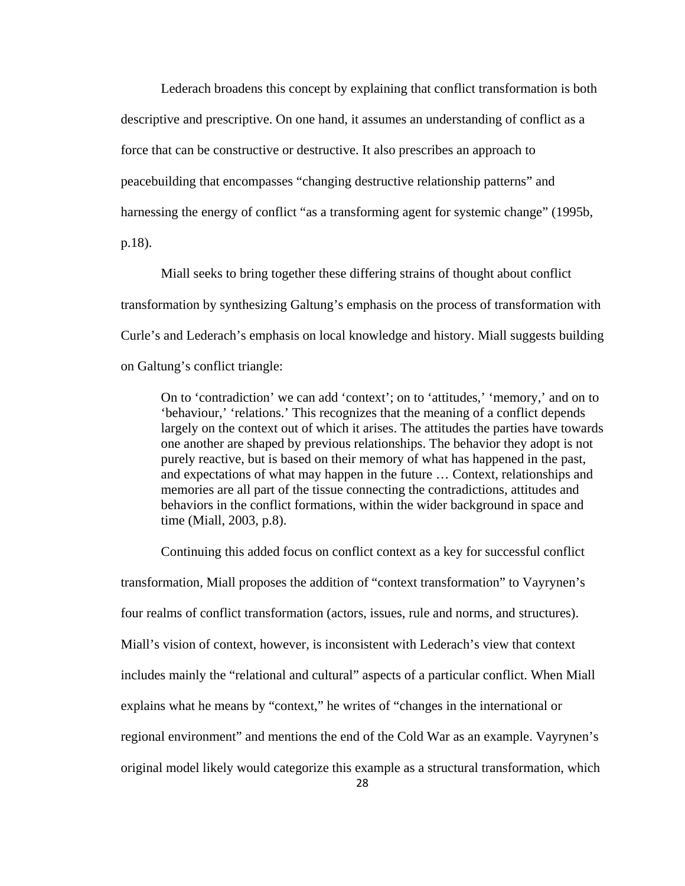Lederach broadens this concept by explaining that conflict transformation is both descriptive and prescriptive. On one hand, it assumes an understanding of conflict as a force that can be constructive or destructive. It also prescribes an approach to peacebuilding that encompasses "changing destructive relationship patterns" and harnessing the energy of conflict "as a transforming agent for systemic change" (1995b, p.18).

Miall seeks to bring together these differing strains of thought about conflict transformation by synthesizing Galtung's emphasis on the process of transformation with Curle's and Lederach's emphasis on local knowledge and history. Miall suggests building on Galtung's conflict triangle:

> On to 'contradiction' we can add 'context'; on to 'attitudes,' 'memory,' and on to 'behaviour,' 'relations.' This recognizes that the meaning of a conflict depends largely on the context out of which it arises. The attitudes the parties have towards one another are shaped by previous relationships. The behavior they adopt is not purely reactive, but is based on their memory of what has happened in the past, and expectations of what may happen in the future … Context, relationships and memories are all part of the tissue connecting the contradictions, attitudes and behaviors in the conflict formations, within the wider background in space and time (Miall, 2003, p.8).

Continuing this added focus on conflict context as a key for successful conflict transformation, Miall proposes the addition of "context transformation" to Vayrynen's four realms of conflict transformation (actors, issues, rule and norms, and structures). Miall's vision of context, however, is inconsistent with Lederach's view that context includes mainly the "relational and cultural" aspects of a particular conflict. When Miall explains what he means by "context," he writes of "changes in the international or regional environment" and mentions the end of the Cold War as an example. Vayrynen's original model likely would categorize this example as a structural transformation, which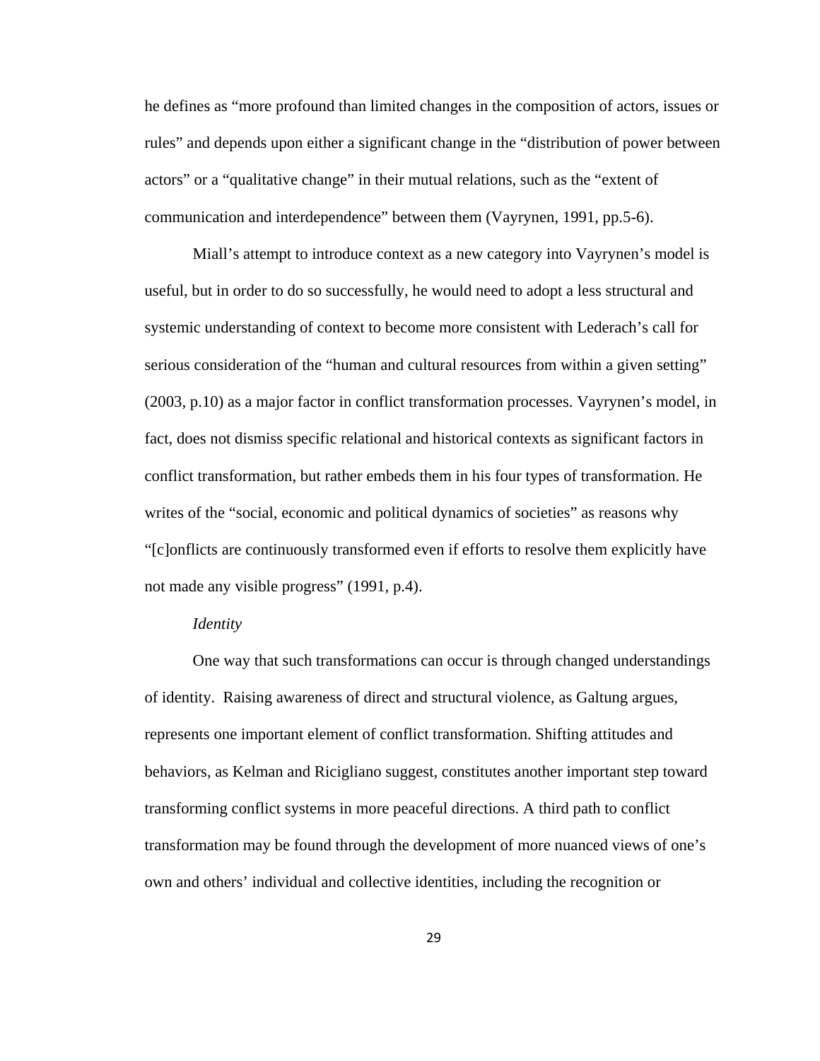he defines as "more profound than limited changes in the composition of actors, issues or rules" and depends upon either a significant change in the "distribution of power between actors" or a "qualitative change" in their mutual relations, such as the "extent of communication and interdependence" between them (Vayrynen, 1991, pp.5-6).

Miall's attempt to introduce context as a new category into Vayrynen's model is useful, but in order to do so successfully, he would need to adopt a less structural and systemic understanding of context to become more consistent with Lederach's call for serious consideration of the "human and cultural resources from within a given setting" (2003, p.10) as a major factor in conflict transformation processes. Vayrynen's model, in fact, does not dismiss specific relational and historical contexts as significant factors in conflict transformation, but rather embeds them in his four types of transformation. He writes of the "social, economic and political dynamics of societies" as reasons why "[c]onflicts are continuously transformed even if efforts to resolve them explicitly have not made any visible progress" (1991, p.4).

*Identity*

One way that such transformations can occur is through changed understandings of identity. Raising awareness of direct and structural violence, as Galtung argues, represents one important element of conflict transformation. Shifting attitudes and behaviors, as Kelman and Ricigliano suggest, constitutes another important step toward transforming conflict systems in more peaceful directions. A third path to conflict transformation may be found through the development of more nuanced views of one's own and others' individual and collective identities, including the recognition or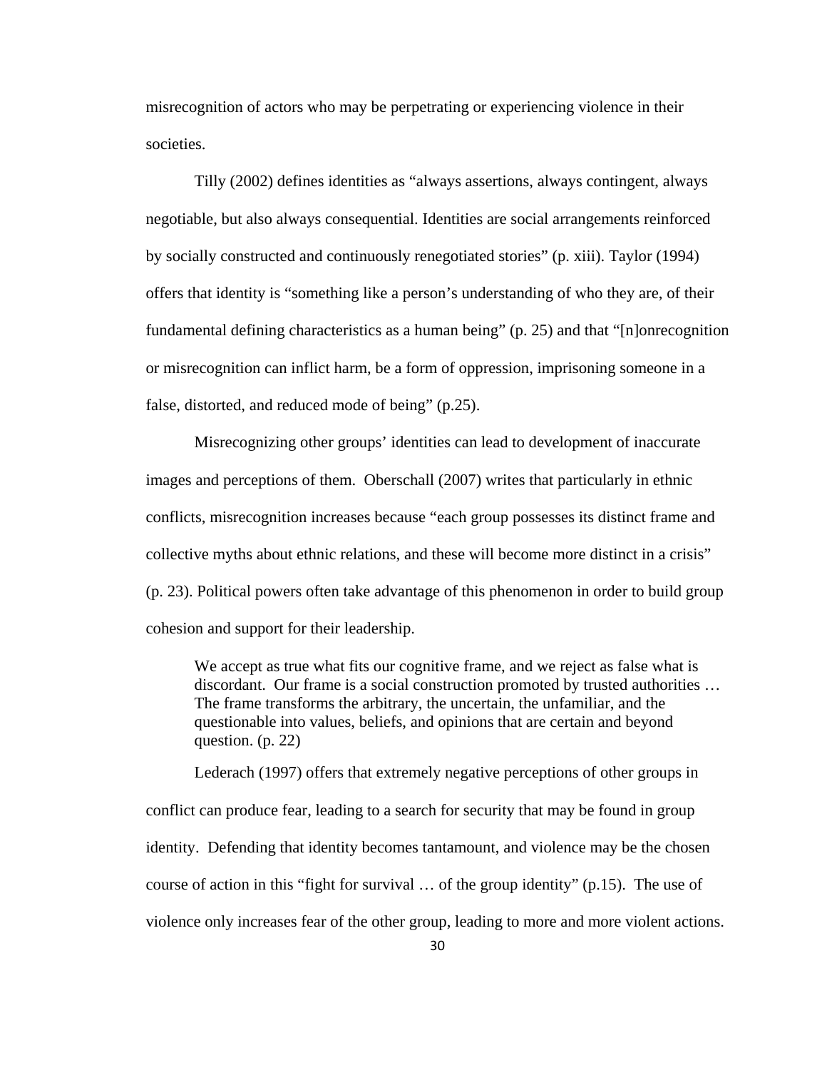misrecognition of actors who may be perpetrating or experiencing violence in their societies.

Tilly (2002) defines identities as "always assertions, always contingent, always negotiable, but also always consequential. Identities are social arrangements reinforced by socially constructed and continuously renegotiated stories" (p. xiii). Taylor (1994) offers that identity is "something like a person's understanding of who they are, of their fundamental defining characteristics as a human being" (p. 25) and that "[n]onrecognition or misrecognition can inflict harm, be a form of oppression, imprisoning someone in a false, distorted, and reduced mode of being" (p.25).

Misrecognizing other groups' identities can lead to development of inaccurate images and perceptions of them. Oberschall (2007) writes that particularly in ethnic conflicts, misrecognition increases because "each group possesses its distinct frame and collective myths about ethnic relations, and these will become more distinct in a crisis" (p. 23). Political powers often take advantage of this phenomenon in order to build group cohesion and support for their leadership.

> We accept as true what fits our cognitive frame, and we reject as false what is discordant. Our frame is a social construction promoted by trusted authorities … The frame transforms the arbitrary, the uncertain, the unfamiliar, and the questionable into values, beliefs, and opinions that are certain and beyond question. (p. 22)

Lederach (1997) offers that extremely negative perceptions of other groups in conflict can produce fear, leading to a search for security that may be found in group identity. Defending that identity becomes tantamount, and violence may be the chosen course of action in this "fight for survival … of the group identity" (p.15). The use of violence only increases fear of the other group, leading to more and more violent actions.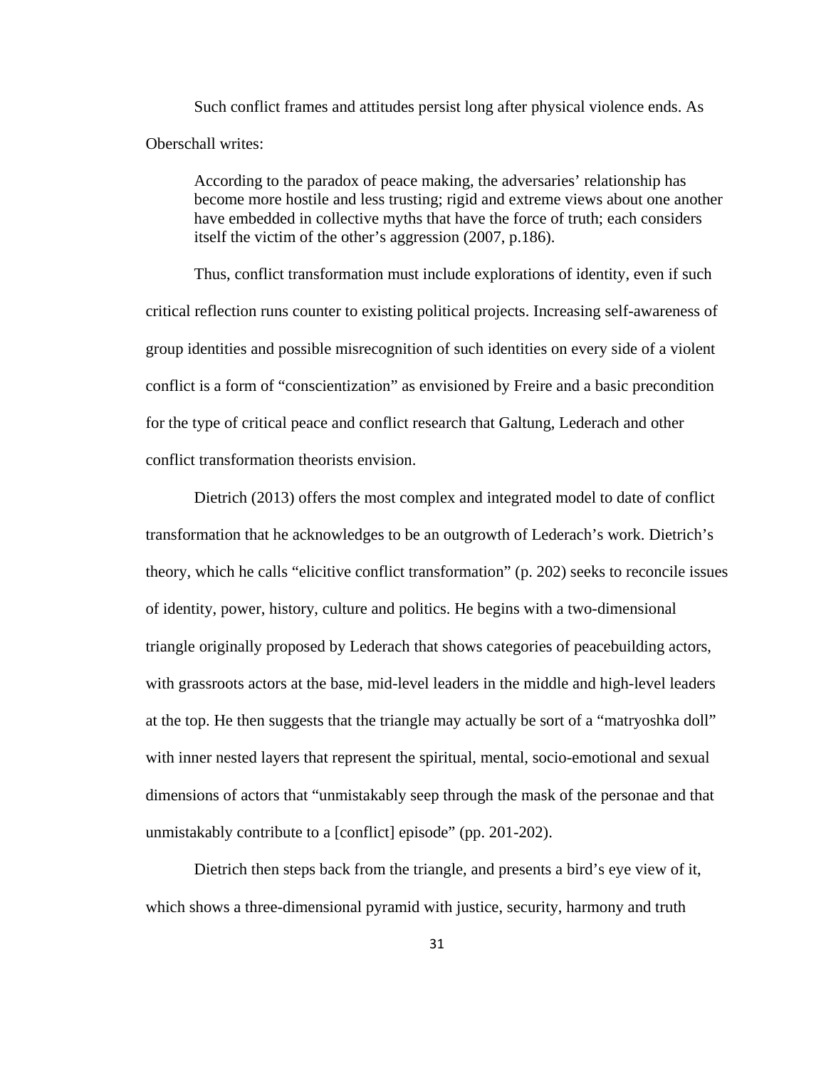Such conflict frames and attitudes persist long after physical violence ends. As Oberschall writes:

> According to the paradox of peace making, the adversaries' relationship has become more hostile and less trusting; rigid and extreme views about one another have embedded in collective myths that have the force of truth; each considers itself the victim of the other's aggression (2007, p.186).

Thus, conflict transformation must include explorations of identity, even if such critical reflection runs counter to existing political projects. Increasing self-awareness of group identities and possible misrecognition of such identities on every side of a violent conflict is a form of "conscientization" as envisioned by Freire and a basic precondition for the type of critical peace and conflict research that Galtung, Lederach and other conflict transformation theorists envision.

Dietrich (2013) offers the most complex and integrated model to date of conflict transformation that he acknowledges to be an outgrowth of Lederach's work. Dietrich's theory, which he calls "elicitive conflict transformation" (p. 202) seeks to reconcile issues of identity, power, history, culture and politics. He begins with a two-dimensional triangle originally proposed by Lederach that shows categories of peacebuilding actors, with grassroots actors at the base, mid-level leaders in the middle and high-level leaders at the top. He then suggests that the triangle may actually be sort of a "matryoshka doll" with inner nested layers that represent the spiritual, mental, socio-emotional and sexual dimensions of actors that "unmistakably seep through the mask of the personae and that unmistakably contribute to a [conflict] episode" (pp. 201-202).

Dietrich then steps back from the triangle, and presents a bird's eye view of it, which shows a three-dimensional pyramid with justice, security, harmony and truth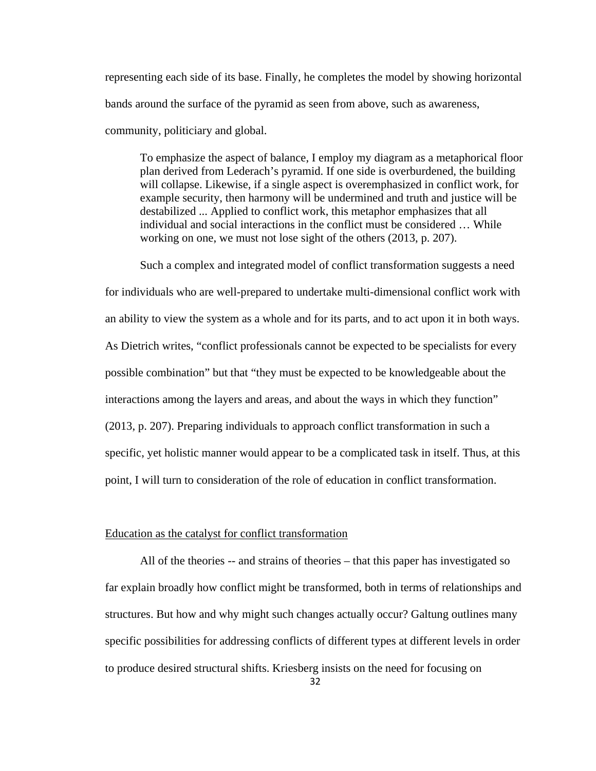representing each side of its base. Finally, he completes the model by showing horizontal bands around the surface of the pyramid as seen from above, such as awareness, community, politiciary and global.

> To emphasize the aspect of balance, I employ my diagram as a metaphorical floor plan derived from Lederach's pyramid. If one side is overburdened, the building will collapse. Likewise, if a single aspect is overemphasized in conflict work, for example security, then harmony will be undermined and truth and justice will be destabilized ... Applied to conflict work, this metaphor emphasizes that all individual and social interactions in the conflict must be considered … While working on one, we must not lose sight of the others (2013, p. 207).

Such a complex and integrated model of conflict transformation suggests a need for individuals who are well-prepared to undertake multi-dimensional conflict work with an ability to view the system as a whole and for its parts, and to act upon it in both ways. As Dietrich writes, "conflict professionals cannot be expected to be specialists for every possible combination" but that "they must be expected to be knowledgeable about the interactions among the layers and areas, and about the ways in which they function" (2013, p. 207). Preparing individuals to approach conflict transformation in such a specific, yet holistic manner would appear to be a complicated task in itself. Thus, at this point, I will turn to consideration of the role of education in conflict transformation.

### Education as the catalyst for conflict transformation

All of the theories -- and strains of theories – that this paper has investigated so far explain broadly how conflict might be transformed, both in terms of relationships and structures. But how and why might such changes actually occur? Galtung outlines many specific possibilities for addressing conflicts of different types at different levels in order to produce desired structural shifts. Kriesberg insists on the need for focusing on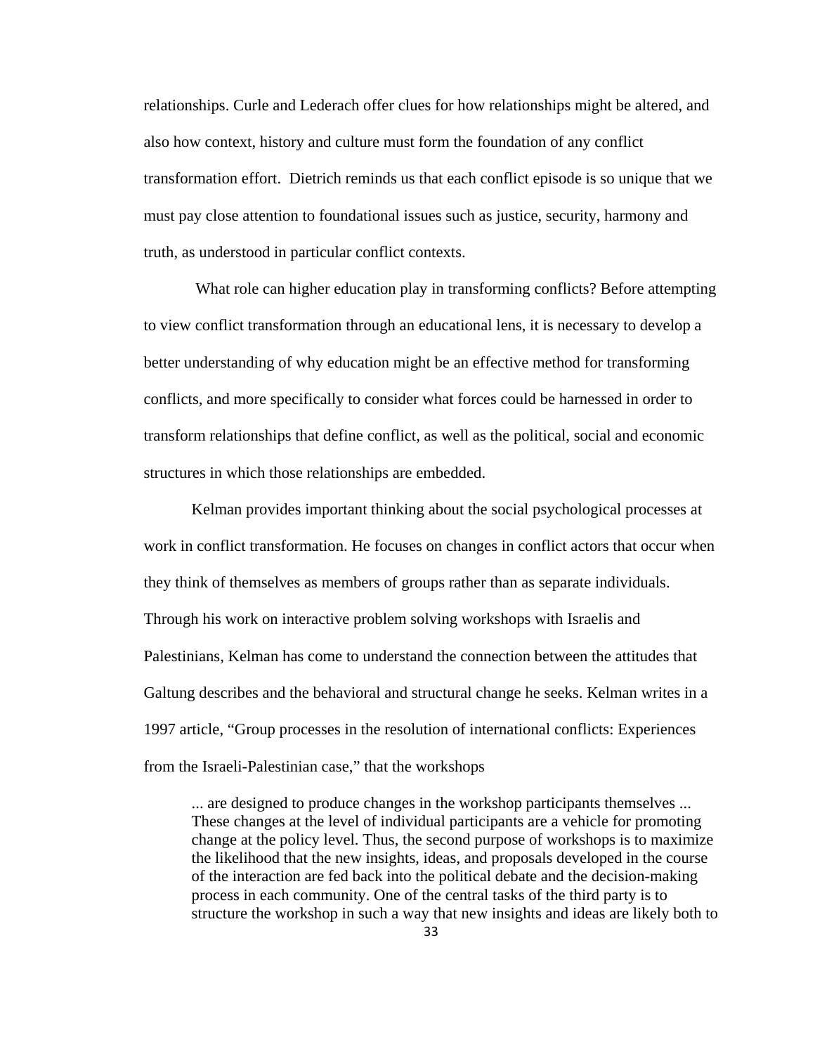relationships. Curle and Lederach offer clues for how relationships might be altered, and also how context, history and culture must form the foundation of any conflict transformation effort. Dietrich reminds us that each conflict episode is so unique that we must pay close attention to foundational issues such as justice, security, harmony and truth, as understood in particular conflict contexts.

What role can higher education play in transforming conflicts? Before attempting to view conflict transformation through an educational lens, it is necessary to develop a better understanding of why education might be an effective method for transforming conflicts, and more specifically to consider what forces could be harnessed in order to transform relationships that define conflict, as well as the political, social and economic structures in which those relationships are embedded.

Kelman provides important thinking about the social psychological processes at work in conflict transformation. He focuses on changes in conflict actors that occur when they think of themselves as members of groups rather than as separate individuals. Through his work on interactive problem solving workshops with Israelis and Palestinians, Kelman has come to understand the connection between the attitudes that Galtung describes and the behavioral and structural change he seeks. Kelman writes in a 1997 article, "Group processes in the resolution of international conflicts: Experiences from the Israeli-Palestinian case," that the workshops

> ... are designed to produce changes in the workshop participants themselves ... These changes at the level of individual participants are a vehicle for promoting change at the policy level. Thus, the second purpose of workshops is to maximize the likelihood that the new insights, ideas, and proposals developed in the course of the interaction are fed back into the political debate and the decision-making process in each community. One of the central tasks of the third party is to structure the workshop in such a way that new insights and ideas are likely both to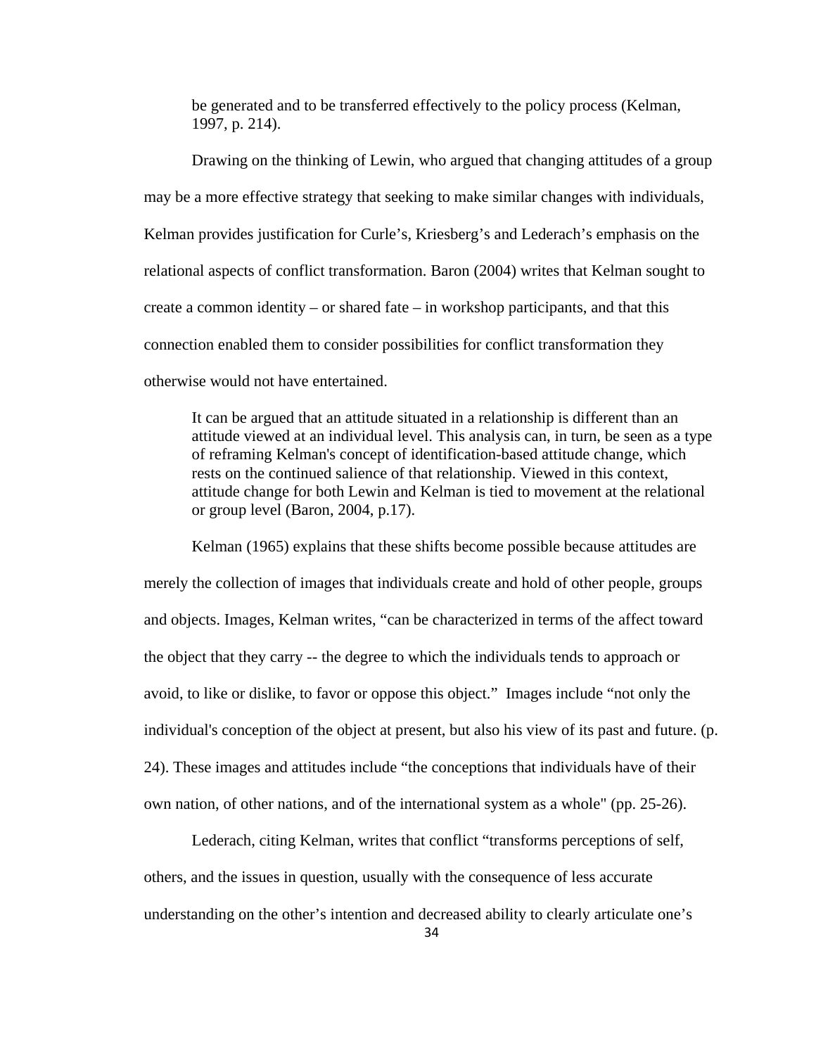> be generated and to be transferred effectively to the policy process (Kelman, 1997, p. 214).

Drawing on the thinking of Lewin, who argued that changing attitudes of a group may be a more effective strategy that seeking to make similar changes with individuals, Kelman provides justification for Curle's, Kriesberg's and Lederach's emphasis on the relational aspects of conflict transformation. Baron (2004) writes that Kelman sought to create a common identity – or shared fate – in workshop participants, and that this connection enabled them to consider possibilities for conflict transformation they otherwise would not have entertained.

> It can be argued that an attitude situated in a relationship is different than an attitude viewed at an individual level. This analysis can, in turn, be seen as a type of reframing Kelman's concept of identification-based attitude change, which rests on the continued salience of that relationship. Viewed in this context, attitude change for both Lewin and Kelman is tied to movement at the relational or group level (Baron, 2004, p.17).

Kelman (1965) explains that these shifts become possible because attitudes are merely the collection of images that individuals create and hold of other people, groups and objects. Images, Kelman writes, "can be characterized in terms of the affect toward the object that they carry -- the degree to which the individuals tends to approach or avoid, to like or dislike, to favor or oppose this object." Images include "not only the individual's conception of the object at present, but also his view of its past and future. (p. 24). These images and attitudes include "the conceptions that individuals have of their own nation, of other nations, and of the international system as a whole" (pp. 25-26).

Lederach, citing Kelman, writes that conflict "transforms perceptions of self, others, and the issues in question, usually with the consequence of less accurate understanding on the other's intention and decreased ability to clearly articulate one's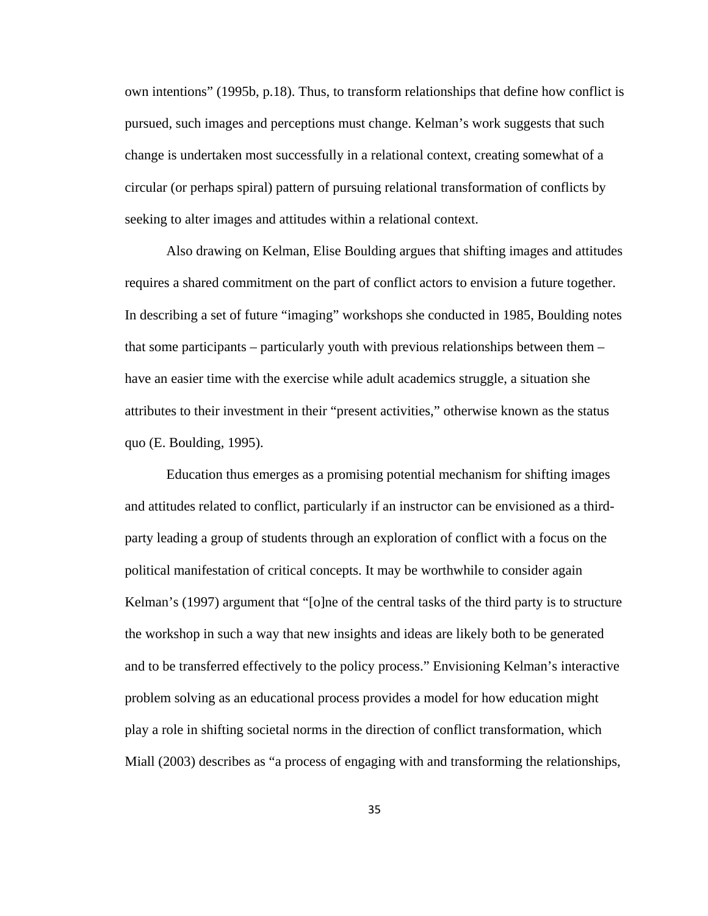own intentions” (1995b, p.18). Thus, to transform relationships that define how conflict is pursued, such images and perceptions must change. Kelman’s work suggests that such change is undertaken most successfully in a relational context, creating somewhat of a circular (or perhaps spiral) pattern of pursuing relational transformation of conflicts by seeking to alter images and attitudes within a relational context.

Also drawing on Kelman, Elise Boulding argues that shifting images and attitudes requires a shared commitment on the part of conflict actors to envision a future together. In describing a set of future “imaging” workshops she conducted in 1985, Boulding notes that some participants – particularly youth with previous relationships between them – have an easier time with the exercise while adult academics struggle, a situation she attributes to their investment in their “present activities,” otherwise known as the status quo (E. Boulding, 1995).

Education thus emerges as a promising potential mechanism for shifting images and attitudes related to conflict, particularly if an instructor can be envisioned as a third-party leading a group of students through an exploration of conflict with a focus on the political manifestation of critical concepts. It may be worthwhile to consider again Kelman’s (1997) argument that “[o]ne of the central tasks of the third party is to structure the workshop in such a way that new insights and ideas are likely both to be generated and to be transferred effectively to the policy process.” Envisioning Kelman’s interactive problem solving as an educational process provides a model for how education might play a role in shifting societal norms in the direction of conflict transformation, which Miall (2003) describes as “a process of engaging with and transforming the relationships,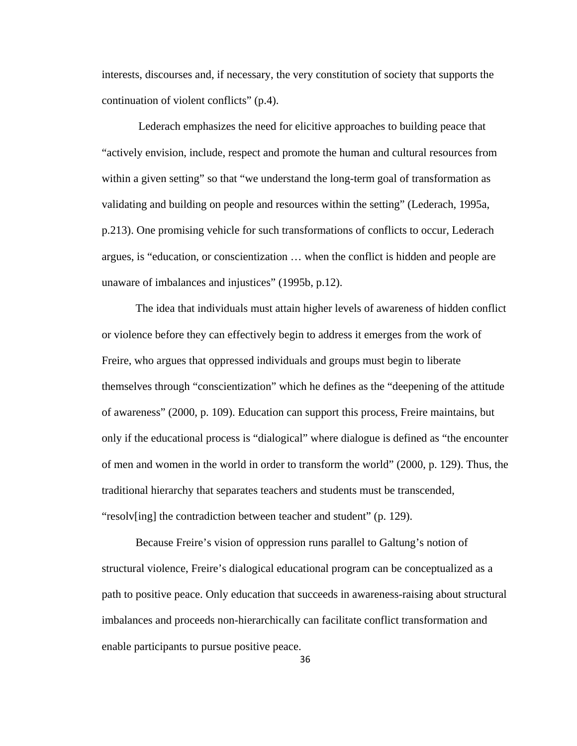interests, discourses and, if necessary, the very constitution of society that supports the continuation of violent conflicts" (p.4).

Lederach emphasizes the need for elicitive approaches to building peace that "actively envision, include, respect and promote the human and cultural resources from within a given setting" so that "we understand the long-term goal of transformation as validating and building on people and resources within the setting" (Lederach, 1995a, p.213). One promising vehicle for such transformations of conflicts to occur, Lederach argues, is "education, or conscientization … when the conflict is hidden and people are unaware of imbalances and injustices" (1995b, p.12).

The idea that individuals must attain higher levels of awareness of hidden conflict or violence before they can effectively begin to address it emerges from the work of Freire, who argues that oppressed individuals and groups must begin to liberate themselves through "conscientization" which he defines as the "deepening of the attitude of awareness" (2000, p. 109). Education can support this process, Freire maintains, but only if the educational process is "dialogical" where dialogue is defined as "the encounter of men and women in the world in order to transform the world" (2000, p. 129). Thus, the traditional hierarchy that separates teachers and students must be transcended, "resolv[ing] the contradiction between teacher and student" (p. 129).

Because Freire's vision of oppression runs parallel to Galtung's notion of structural violence, Freire's dialogical educational program can be conceptualized as a path to positive peace. Only education that succeeds in awareness-raising about structural imbalances and proceeds non-hierarchically can facilitate conflict transformation and enable participants to pursue positive peace.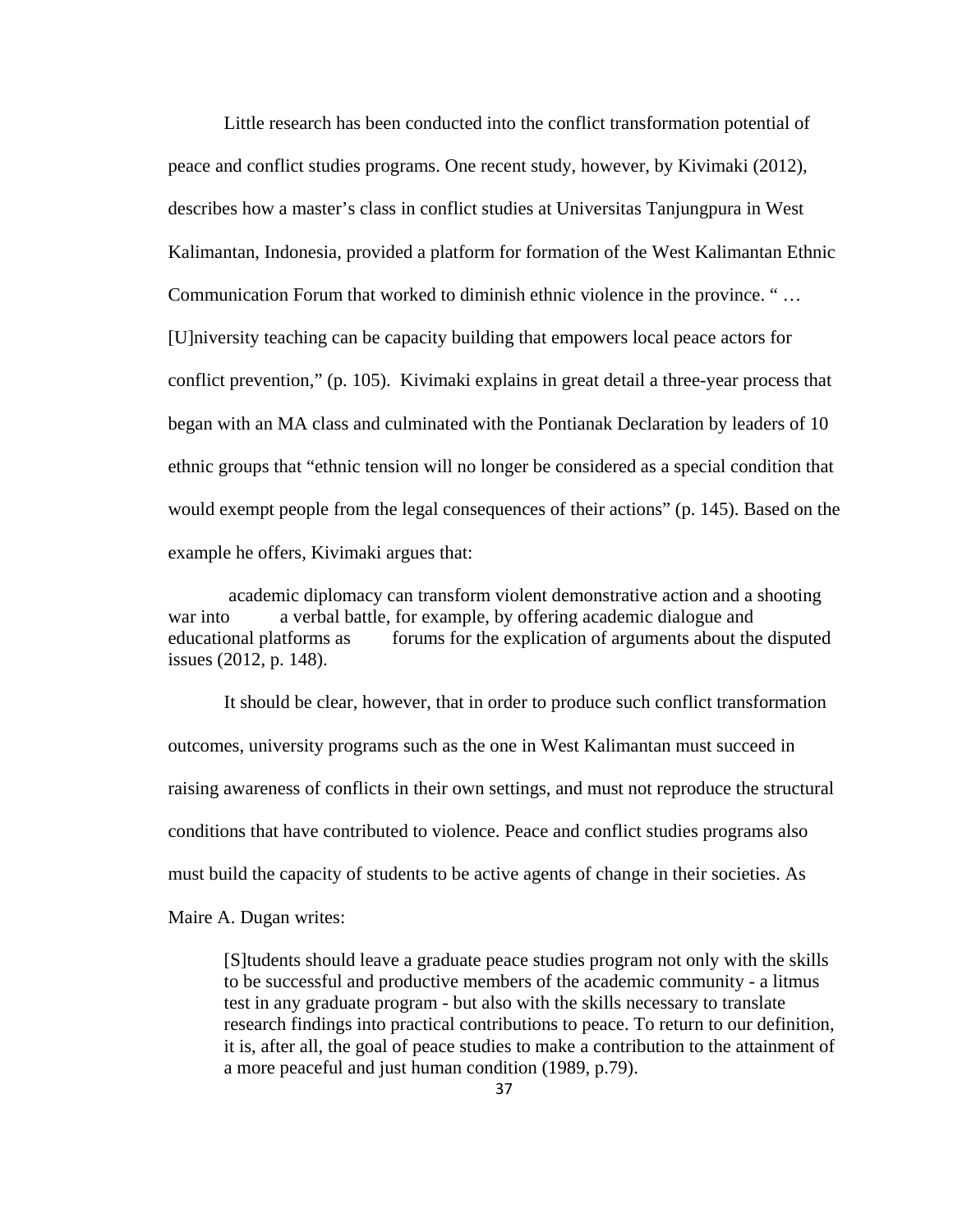Little research has been conducted into the conflict transformation potential of peace and conflict studies programs. One recent study, however, by Kivimaki (2012), describes how a master's class in conflict studies at Universitas Tanjungpura in West Kalimantan, Indonesia, provided a platform for formation of the West Kalimantan Ethnic Communication Forum that worked to diminish ethnic violence in the province. " … [U]niversity teaching can be capacity building that empowers local peace actors for conflict prevention," (p. 105). Kivimaki explains in great detail a three-year process that began with an MA class and culminated with the Pontianak Declaration by leaders of 10 ethnic groups that "ethnic tension will no longer be considered as a special condition that would exempt people from the legal consequences of their actions" (p. 145). Based on the example he offers, Kivimaki argues that:

> academic diplomacy can transform violent demonstrative action and a shooting war into a verbal battle, for example, by offering academic dialogue and educational platforms as forums for the explication of arguments about the disputed issues (2012, p. 148).

It should be clear, however, that in order to produce such conflict transformation outcomes, university programs such as the one in West Kalimantan must succeed in raising awareness of conflicts in their own settings, and must not reproduce the structural conditions that have contributed to violence. Peace and conflict studies programs also must build the capacity of students to be active agents of change in their societies. As Maire A. Dugan writes:

> [S]tudents should leave a graduate peace studies program not only with the skills to be successful and productive members of the academic community - a litmus test in any graduate program - but also with the skills necessary to translate research findings into practical contributions to peace. To return to our definition, it is, after all, the goal of peace studies to make a contribution to the attainment of a more peaceful and just human condition (1989, p.79).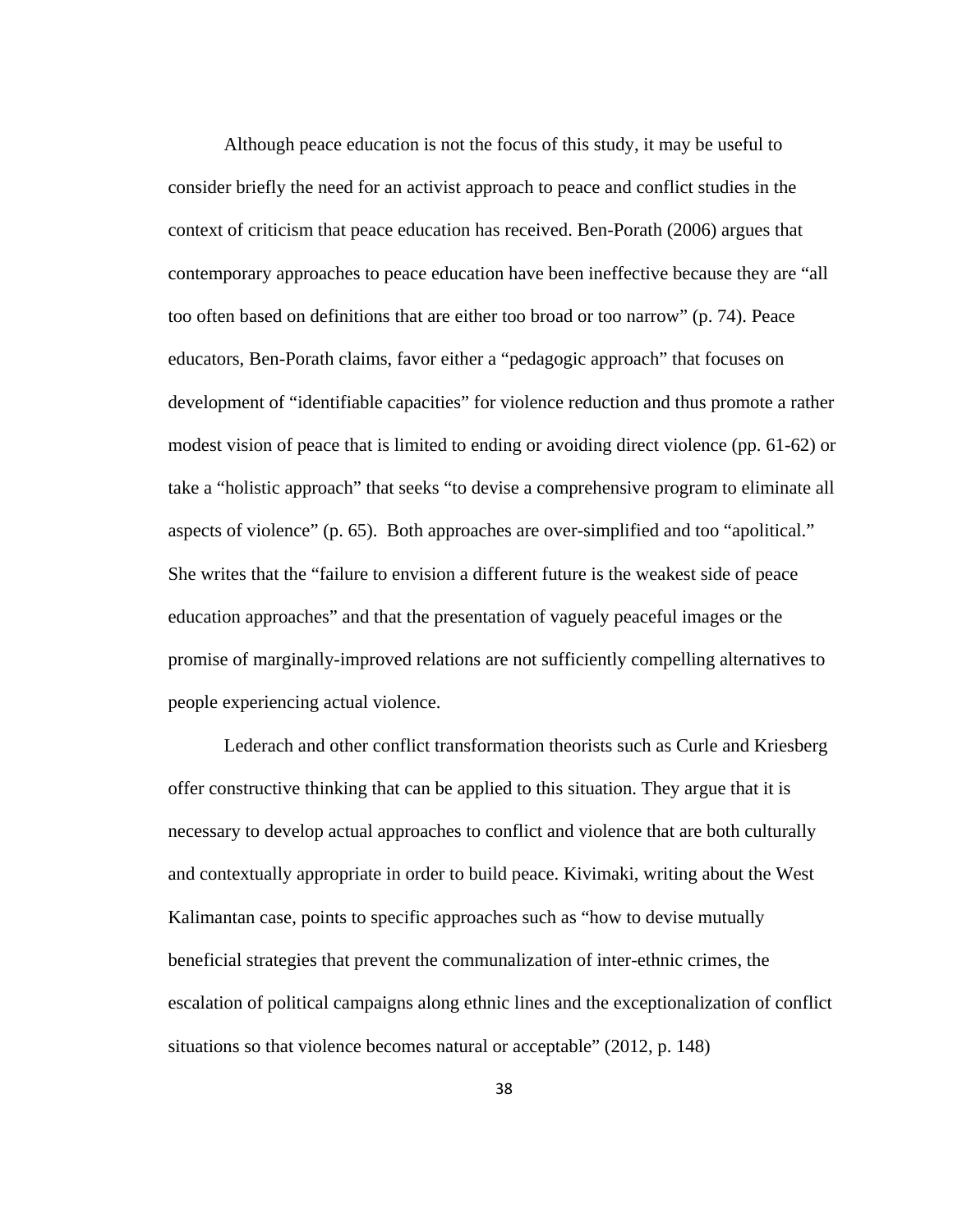Although peace education is not the focus of this study, it may be useful to consider briefly the need for an activist approach to peace and conflict studies in the context of criticism that peace education has received. Ben-Porath (2006) argues that contemporary approaches to peace education have been ineffective because they are "all too often based on definitions that are either too broad or too narrow" (p. 74). Peace educators, Ben-Porath claims, favor either a "pedagogic approach" that focuses on development of "identifiable capacities" for violence reduction and thus promote a rather modest vision of peace that is limited to ending or avoiding direct violence (pp. 61-62) or take a "holistic approach" that seeks "to devise a comprehensive program to eliminate all aspects of violence" (p. 65). Both approaches are over-simplified and too "apolitical." She writes that the "failure to envision a different future is the weakest side of peace education approaches" and that the presentation of vaguely peaceful images or the promise of marginally-improved relations are not sufficiently compelling alternatives to people experiencing actual violence.

Lederach and other conflict transformation theorists such as Curle and Kriesberg offer constructive thinking that can be applied to this situation. They argue that it is necessary to develop actual approaches to conflict and violence that are both culturally and contextually appropriate in order to build peace. Kivimaki, writing about the West Kalimantan case, points to specific approaches such as "how to devise mutually beneficial strategies that prevent the communalization of inter-ethnic crimes, the escalation of political campaigns along ethnic lines and the exceptionalization of conflict situations so that violence becomes natural or acceptable" (2012, p. 148)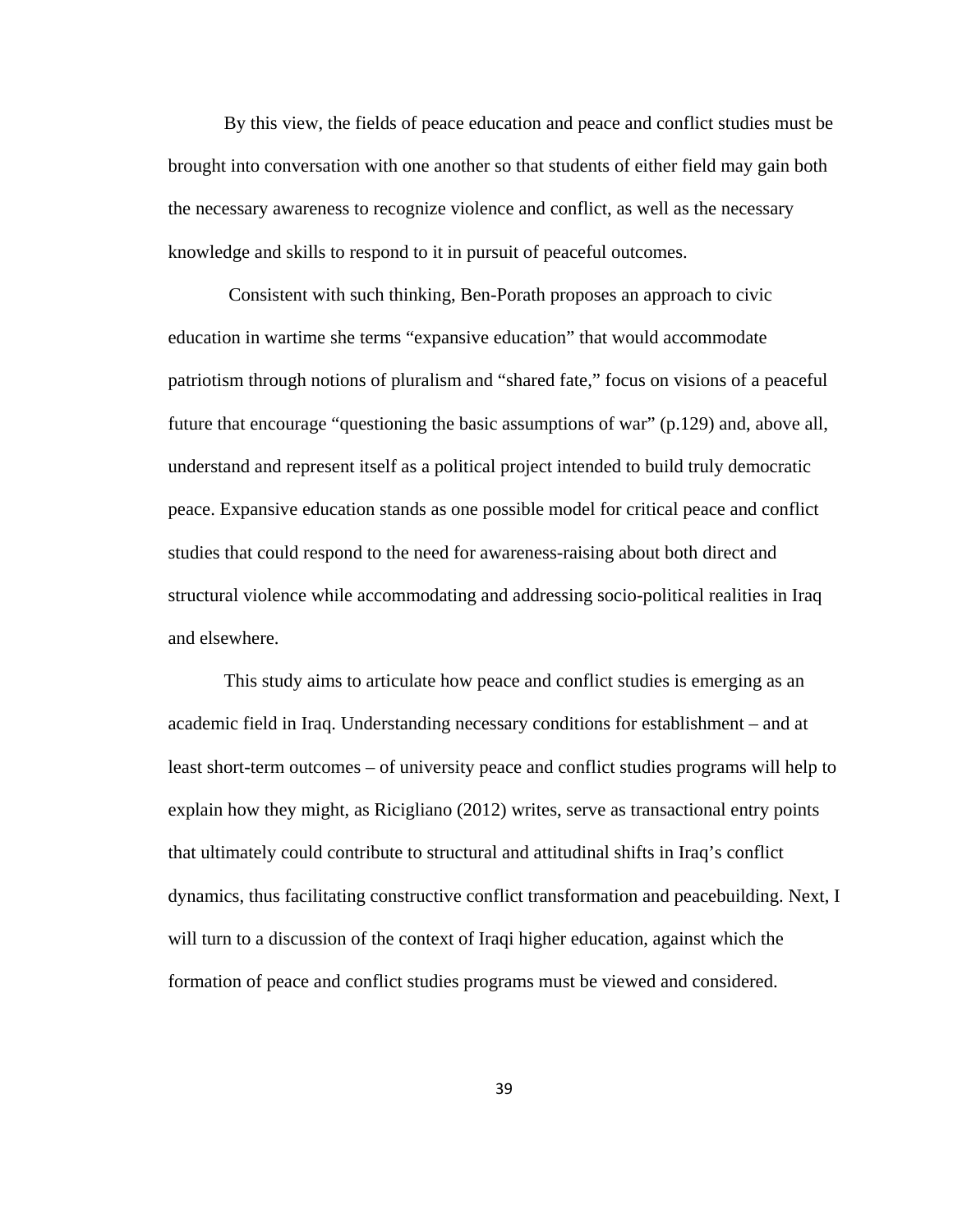By this view, the fields of peace education and peace and conflict studies must be brought into conversation with one another so that students of either field may gain both the necessary awareness to recognize violence and conflict, as well as the necessary knowledge and skills to respond to it in pursuit of peaceful outcomes.

Consistent with such thinking, Ben-Porath proposes an approach to civic education in wartime she terms "expansive education" that would accommodate patriotism through notions of pluralism and "shared fate," focus on visions of a peaceful future that encourage "questioning the basic assumptions of war" (p.129) and, above all, understand and represent itself as a political project intended to build truly democratic peace. Expansive education stands as one possible model for critical peace and conflict studies that could respond to the need for awareness-raising about both direct and structural violence while accommodating and addressing socio-political realities in Iraq and elsewhere.

This study aims to articulate how peace and conflict studies is emerging as an academic field in Iraq. Understanding necessary conditions for establishment – and at least short-term outcomes – of university peace and conflict studies programs will help to explain how they might, as Ricigliano (2012) writes, serve as transactional entry points that ultimately could contribute to structural and attitudinal shifts in Iraq's conflict dynamics, thus facilitating constructive conflict transformation and peacebuilding. Next, I will turn to a discussion of the context of Iraqi higher education, against which the formation of peace and conflict studies programs must be viewed and considered.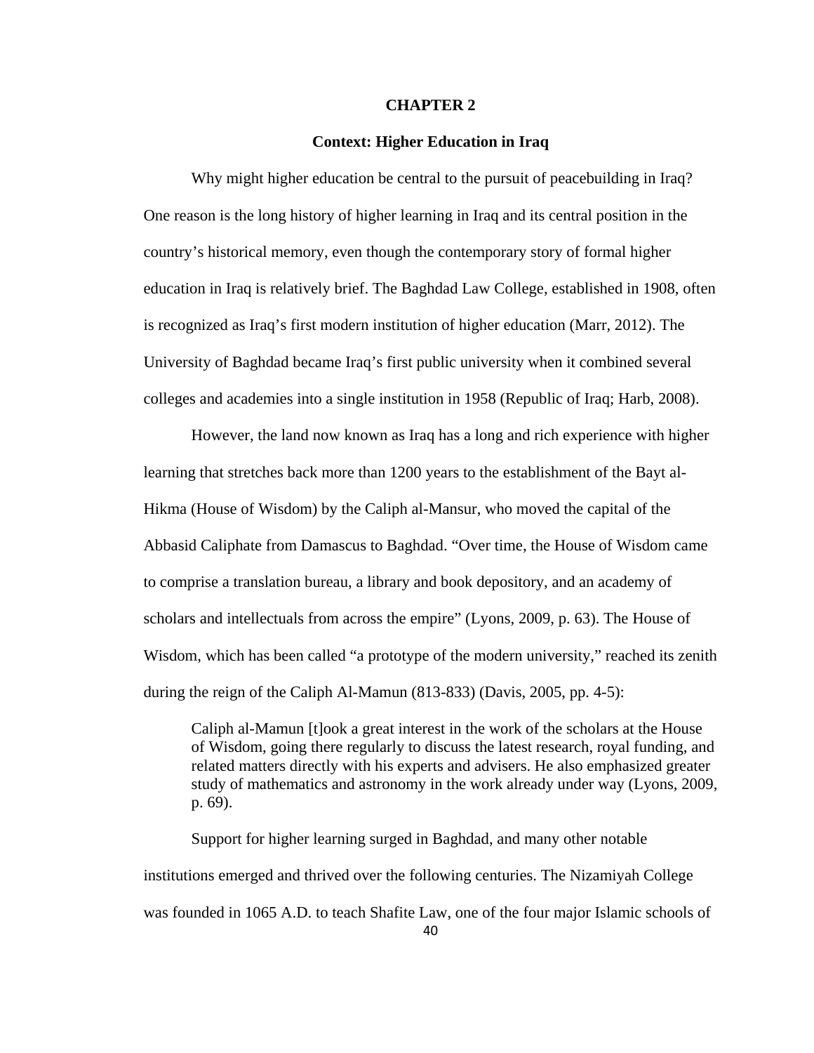# CHAPTER 2

## Context: Higher Education in Iraq

Why might higher education be central to the pursuit of peacebuilding in Iraq? One reason is the long history of higher learning in Iraq and its central position in the country's historical memory, even though the contemporary story of formal higher education in Iraq is relatively brief. The Baghdad Law College, established in 1908, often is recognized as Iraq's first modern institution of higher education (Marr, 2012). The University of Baghdad became Iraq's first public university when it combined several colleges and academies into a single institution in 1958 (Republic of Iraq; Harb, 2008).

However, the land now known as Iraq has a long and rich experience with higher learning that stretches back more than 1200 years to the establishment of the Bayt al-Hikma (House of Wisdom) by the Caliph al-Mansur, who moved the capital of the Abbasid Caliphate from Damascus to Baghdad. "Over time, the House of Wisdom came to comprise a translation bureau, a library and book depository, and an academy of scholars and intellectuals from across the empire" (Lyons, 2009, p. 63). The House of Wisdom, which has been called "a prototype of the modern university," reached its zenith during the reign of the Caliph Al-Mamun (813-833) (Davis, 2005, pp. 4-5):

> Caliph al-Mamun [t]ook a great interest in the work of the scholars at the House of Wisdom, going there regularly to discuss the latest research, royal funding, and related matters directly with his experts and advisers. He also emphasized greater study of mathematics and astronomy in the work already under way (Lyons, 2009, p. 69).

Support for higher learning surged in Baghdad, and many other notable institutions emerged and thrived over the following centuries. The Nizamiyah College was founded in 1065 A.D. to teach Shafite Law, one of the four major Islamic schools of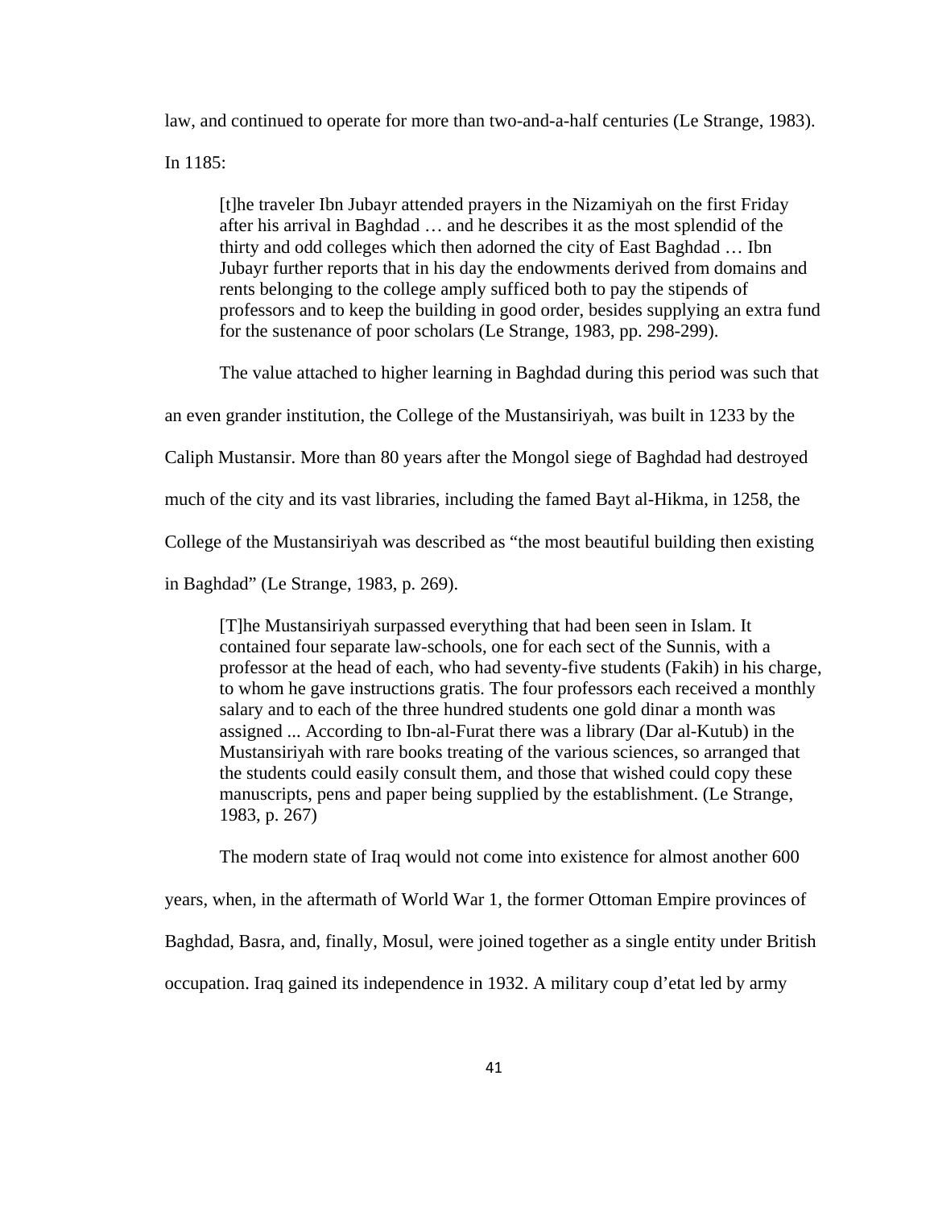law, and continued to operate for more than two-and-a-half centuries (Le Strange, 1983).

In 1185:

> [t]he traveler Ibn Jubayr attended prayers in the Nizamiyah on the first Friday after his arrival in Baghdad … and he describes it as the most splendid of the thirty and odd colleges which then adorned the city of East Baghdad … Ibn Jubayr further reports that in his day the endowments derived from domains and rents belonging to the college amply sufficed both to pay the stipends of professors and to keep the building in good order, besides supplying an extra fund for the sustenance of poor scholars (Le Strange, 1983, pp. 298-299).

The value attached to higher learning in Baghdad during this period was such that an even grander institution, the College of the Mustansiriyah, was built in 1233 by the Caliph Mustansir. More than 80 years after the Mongol siege of Baghdad had destroyed much of the city and its vast libraries, including the famed Bayt al-Hikma, in 1258, the College of the Mustansiriyah was described as "the most beautiful building then existing in Baghdad" (Le Strange, 1983, p. 269).

> [T]he Mustansiriyah surpassed everything that had been seen in Islam. It contained four separate law-schools, one for each sect of the Sunnis, with a professor at the head of each, who had seventy-five students (Fakih) in his charge, to whom he gave instructions gratis. The four professors each received a monthly salary and to each of the three hundred students one gold dinar a month was assigned ... According to Ibn-al-Furat there was a library (Dar al-Kutub) in the Mustansiriyah with rare books treating of the various sciences, so arranged that the students could easily consult them, and those that wished could copy these manuscripts, pens and paper being supplied by the establishment. (Le Strange, 1983, p. 267)

The modern state of Iraq would not come into existence for almost another 600 years, when, in the aftermath of World War 1, the former Ottoman Empire provinces of Baghdad, Basra, and, finally, Mosul, were joined together as a single entity under British occupation. Iraq gained its independence in 1932. A military coup d'etat led by army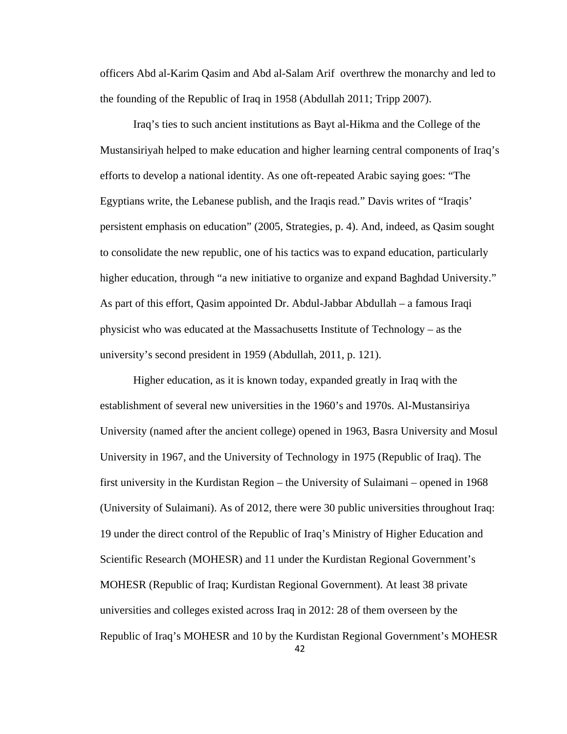officers Abd al-Karim Qasim and Abd al-Salam Arif  overthrew the monarchy and led to the founding of the Republic of Iraq in 1958 (Abdullah 2011; Tripp 2007).

Iraq's ties to such ancient institutions as Bayt al-Hikma and the College of the Mustansiriyah helped to make education and higher learning central components of Iraq's efforts to develop a national identity. As one oft-repeated Arabic saying goes: "The Egyptians write, the Lebanese publish, and the Iraqis read." Davis writes of "Iraqis' persistent emphasis on education" (2005, Strategies, p. 4). And, indeed, as Qasim sought to consolidate the new republic, one of his tactics was to expand education, particularly higher education, through "a new initiative to organize and expand Baghdad University." As part of this effort, Qasim appointed Dr. Abdul-Jabbar Abdullah – a famous Iraqi physicist who was educated at the Massachusetts Institute of Technology – as the university's second president in 1959 (Abdullah, 2011, p. 121).

Higher education, as it is known today, expanded greatly in Iraq with the establishment of several new universities in the 1960's and 1970s. Al-Mustansiriya University (named after the ancient college) opened in 1963, Basra University and Mosul University in 1967, and the University of Technology in 1975 (Republic of Iraq). The first university in the Kurdistan Region – the University of Sulaimani – opened in 1968 (University of Sulaimani). As of 2012, there were 30 public universities throughout Iraq: 19 under the direct control of the Republic of Iraq's Ministry of Higher Education and Scientific Research (MOHESR) and 11 under the Kurdistan Regional Government's MOHESR (Republic of Iraq; Kurdistan Regional Government). At least 38 private universities and colleges existed across Iraq in 2012: 28 of them overseen by the Republic of Iraq's MOHESR and 10 by the Kurdistan Regional Government's MOHESR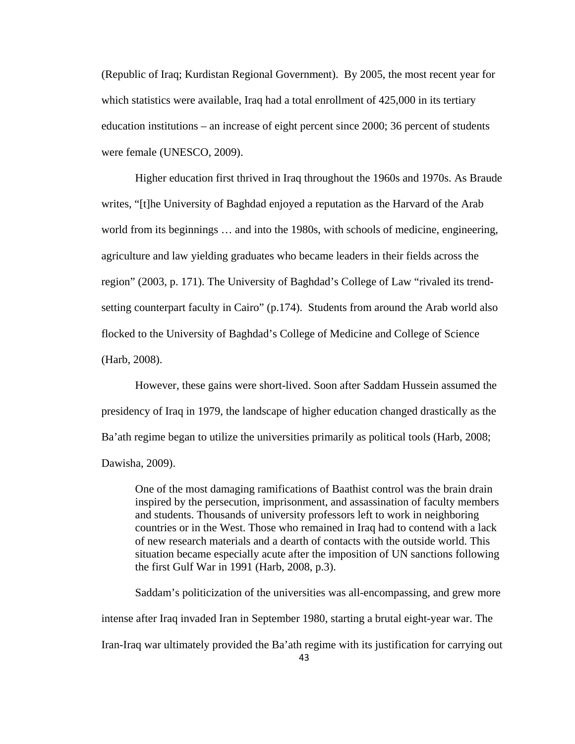(Republic of Iraq; Kurdistan Regional Government). By 2005, the most recent year for which statistics were available, Iraq had a total enrollment of 425,000 in its tertiary education institutions – an increase of eight percent since 2000; 36 percent of students were female (UNESCO, 2009).

Higher education first thrived in Iraq throughout the 1960s and 1970s. As Braude writes, "[t]he University of Baghdad enjoyed a reputation as the Harvard of the Arab world from its beginnings … and into the 1980s, with schools of medicine, engineering, agriculture and law yielding graduates who became leaders in their fields across the region" (2003, p. 171). The University of Baghdad's College of Law "rivaled its trend-setting counterpart faculty in Cairo" (p.174). Students from around the Arab world also flocked to the University of Baghdad's College of Medicine and College of Science (Harb, 2008).

However, these gains were short-lived. Soon after Saddam Hussein assumed the presidency of Iraq in 1979, the landscape of higher education changed drastically as the Ba'ath regime began to utilize the universities primarily as political tools (Harb, 2008; Dawisha, 2009).

> One of the most damaging ramifications of Baathist control was the brain drain inspired by the persecution, imprisonment, and assassination of faculty members and students. Thousands of university professors left to work in neighboring countries or in the West. Those who remained in Iraq had to contend with a lack of new research materials and a dearth of contacts with the outside world. This situation became especially acute after the imposition of UN sanctions following the first Gulf War in 1991 (Harb, 2008, p.3).

Saddam's politicization of the universities was all-encompassing, and grew more intense after Iraq invaded Iran in September 1980, starting a brutal eight-year war. The Iran-Iraq war ultimately provided the Ba'ath regime with its justification for carrying out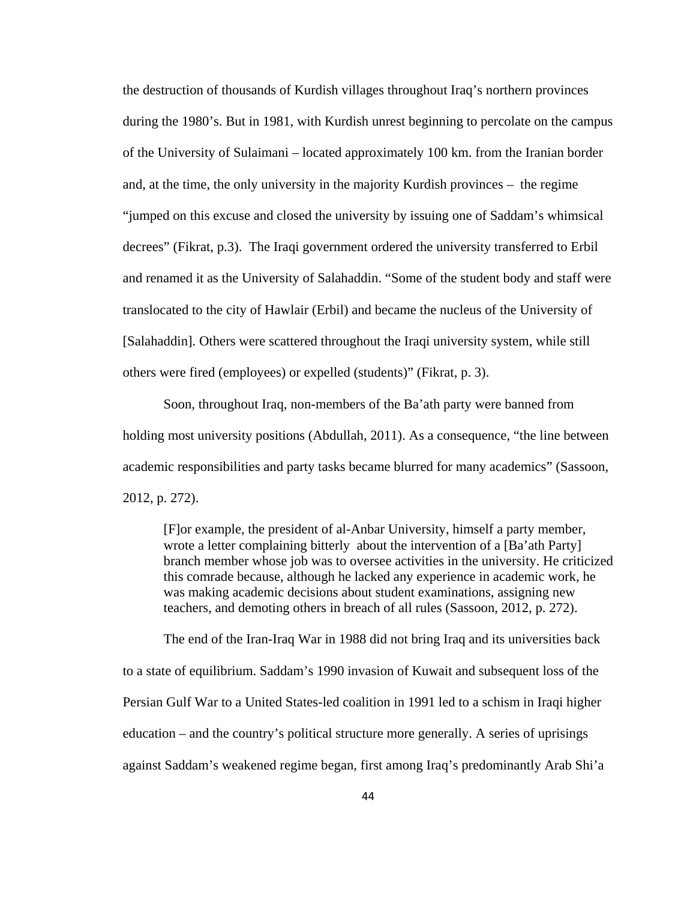the destruction of thousands of Kurdish villages throughout Iraq's northern provinces during the 1980's. But in 1981, with Kurdish unrest beginning to percolate on the campus of the University of Sulaimani – located approximately 100 km. from the Iranian border and, at the time, the only university in the majority Kurdish provinces – the regime "jumped on this excuse and closed the university by issuing one of Saddam's whimsical decrees" (Fikrat, p.3). The Iraqi government ordered the university transferred to Erbil and renamed it as the University of Salahaddin. "Some of the student body and staff were translocated to the city of Hawlair (Erbil) and became the nucleus of the University of [Salahaddin]. Others were scattered throughout the Iraqi university system, while still others were fired (employees) or expelled (students)" (Fikrat, p. 3).

Soon, throughout Iraq, non-members of the Ba'ath party were banned from holding most university positions (Abdullah, 2011). As a consequence, "the line between academic responsibilities and party tasks became blurred for many academics" (Sassoon, 2012, p. 272).

> [F]or example, the president of al-Anbar University, himself a party member, wrote a letter complaining bitterly about the intervention of a [Ba'ath Party] branch member whose job was to oversee activities in the university. He criticized this comrade because, although he lacked any experience in academic work, he was making academic decisions about student examinations, assigning new teachers, and demoting others in breach of all rules (Sassoon, 2012, p. 272).

The end of the Iran-Iraq War in 1988 did not bring Iraq and its universities back to a state of equilibrium. Saddam's 1990 invasion of Kuwait and subsequent loss of the Persian Gulf War to a United States-led coalition in 1991 led to a schism in Iraqi higher education – and the country's political structure more generally. A series of uprisings against Saddam's weakened regime began, first among Iraq's predominantly Arab Shi'a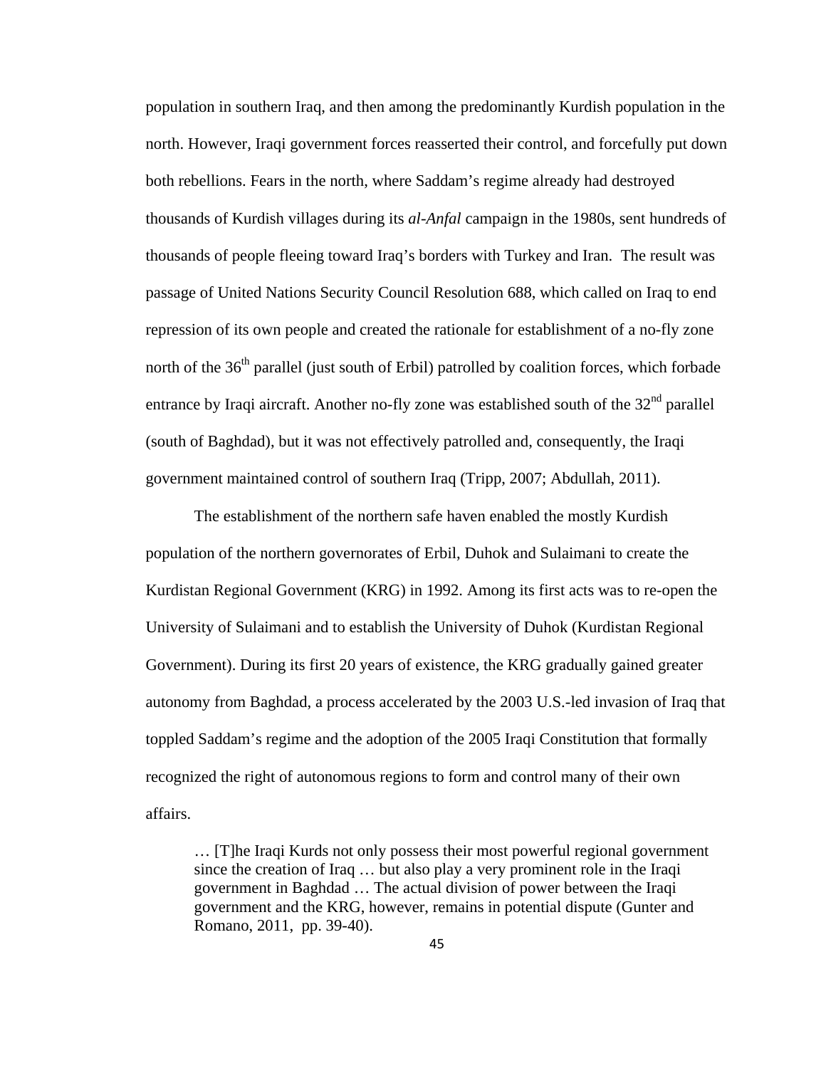population in southern Iraq, and then among the predominantly Kurdish population in the north. However, Iraqi government forces reasserted their control, and forcefully put down both rebellions. Fears in the north, where Saddam's regime already had destroyed thousands of Kurdish villages during its *al-Anfal* campaign in the 1980s, sent hundreds of thousands of people fleeing toward Iraq's borders with Turkey and Iran. The result was passage of United Nations Security Council Resolution 688, which called on Iraq to end repression of its own people and created the rationale for establishment of a no-fly zone north of the 36th parallel (just south of Erbil) patrolled by coalition forces, which forbade entrance by Iraqi aircraft. Another no-fly zone was established south of the 32nd parallel (south of Baghdad), but it was not effectively patrolled and, consequently, the Iraqi government maintained control of southern Iraq (Tripp, 2007; Abdullah, 2011).

The establishment of the northern safe haven enabled the mostly Kurdish population of the northern governorates of Erbil, Duhok and Sulaimani to create the Kurdistan Regional Government (KRG) in 1992. Among its first acts was to re-open the University of Sulaimani and to establish the University of Duhok (Kurdistan Regional Government). During its first 20 years of existence, the KRG gradually gained greater autonomy from Baghdad, a process accelerated by the 2003 U.S.-led invasion of Iraq that toppled Saddam's regime and the adoption of the 2005 Iraqi Constitution that formally recognized the right of autonomous regions to form and control many of their own affairs.

> … [T]he Iraqi Kurds not only possess their most powerful regional government since the creation of Iraq … but also play a very prominent role in the Iraqi government in Baghdad … The actual division of power between the Iraqi government and the KRG, however, remains in potential dispute (Gunter and Romano, 2011, pp. 39-40).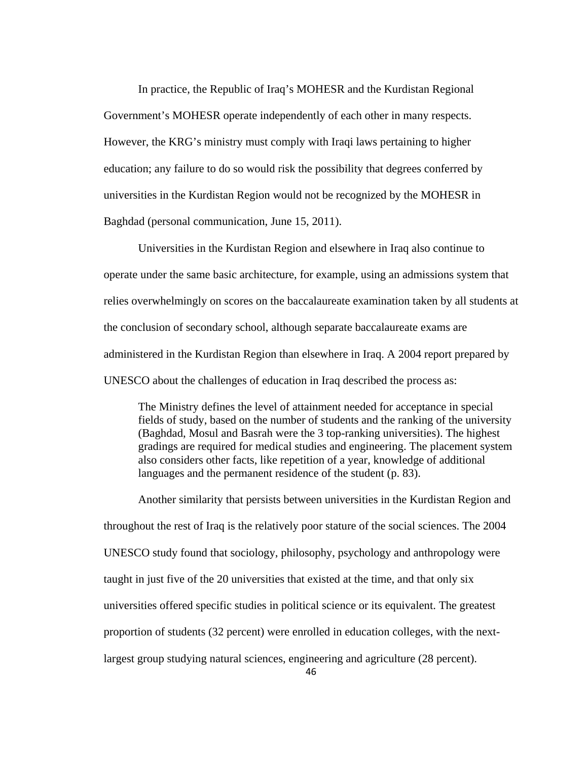In practice, the Republic of Iraq's MOHESR and the Kurdistan Regional Government's MOHESR operate independently of each other in many respects. However, the KRG's ministry must comply with Iraqi laws pertaining to higher education; any failure to do so would risk the possibility that degrees conferred by universities in the Kurdistan Region would not be recognized by the MOHESR in Baghdad (personal communication, June 15, 2011).

Universities in the Kurdistan Region and elsewhere in Iraq also continue to operate under the same basic architecture, for example, using an admissions system that relies overwhelmingly on scores on the baccalaureate examination taken by all students at the conclusion of secondary school, although separate baccalaureate exams are administered in the Kurdistan Region than elsewhere in Iraq. A 2004 report prepared by UNESCO about the challenges of education in Iraq described the process as:

> The Ministry defines the level of attainment needed for acceptance in special fields of study, based on the number of students and the ranking of the university (Baghdad, Mosul and Basrah were the 3 top-ranking universities). The highest gradings are required for medical studies and engineering. The placement system also considers other facts, like repetition of a year, knowledge of additional languages and the permanent residence of the student (p. 83).

Another similarity that persists between universities in the Kurdistan Region and throughout the rest of Iraq is the relatively poor stature of the social sciences. The 2004 UNESCO study found that sociology, philosophy, psychology and anthropology were taught in just five of the 20 universities that existed at the time, and that only six universities offered specific studies in political science or its equivalent. The greatest proportion of students (32 percent) were enrolled in education colleges, with the next-largest group studying natural sciences, engineering and agriculture (28 percent).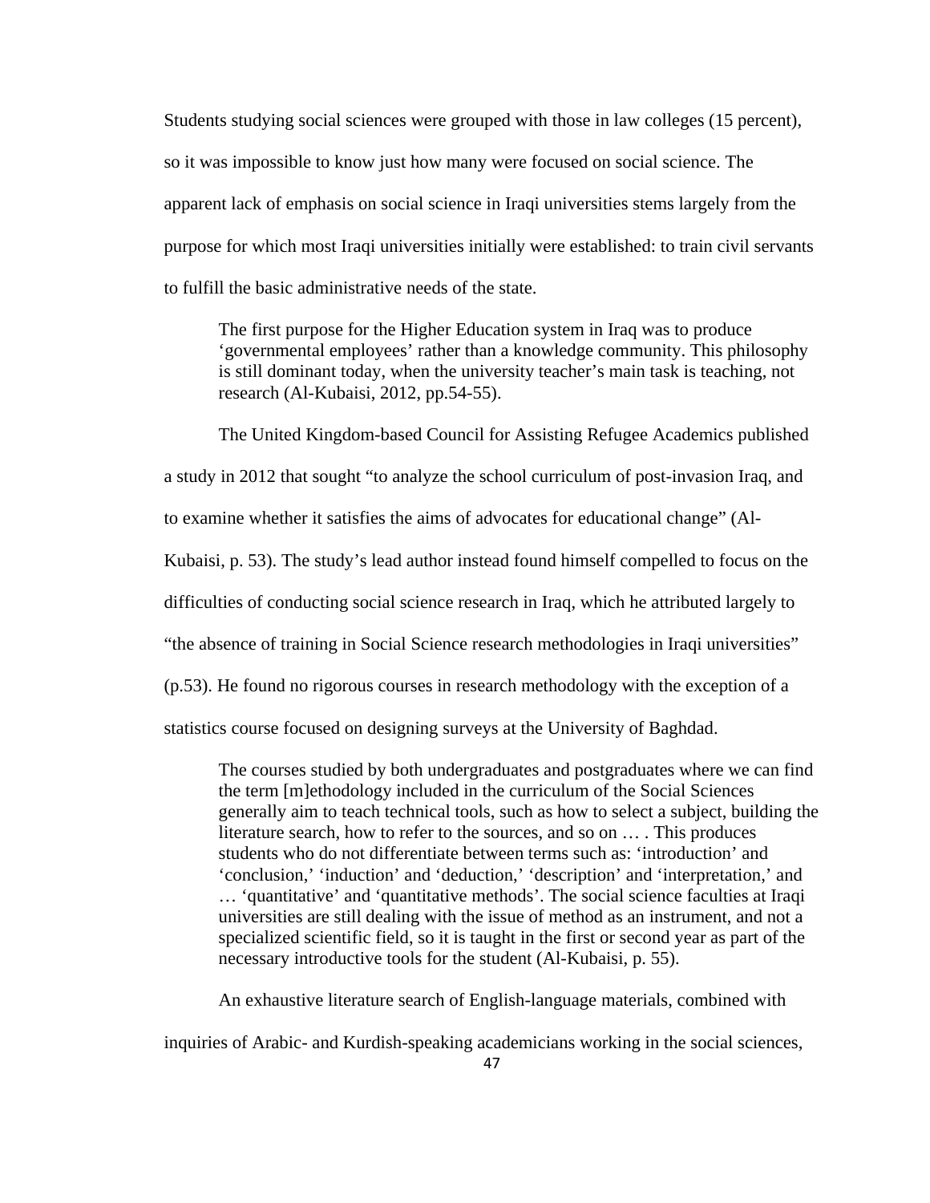Students studying social sciences were grouped with those in law colleges (15 percent), so it was impossible to know just how many were focused on social science. The apparent lack of emphasis on social science in Iraqi universities stems largely from the purpose for which most Iraqi universities initially were established: to train civil servants to fulfill the basic administrative needs of the state.

> The first purpose for the Higher Education system in Iraq was to produce 'governmental employees' rather than a knowledge community. This philosophy is still dominant today, when the university teacher's main task is teaching, not research (Al-Kubaisi, 2012, pp.54-55).

The United Kingdom-based Council for Assisting Refugee Academics published a study in 2012 that sought "to analyze the school curriculum of post-invasion Iraq, and to examine whether it satisfies the aims of advocates for educational change" (Al-Kubaisi, p. 53). The study's lead author instead found himself compelled to focus on the difficulties of conducting social science research in Iraq, which he attributed largely to "the absence of training in Social Science research methodologies in Iraqi universities" (p.53). He found no rigorous courses in research methodology with the exception of a statistics course focused on designing surveys at the University of Baghdad.

> The courses studied by both undergraduates and postgraduates where we can find the term [m]ethodology included in the curriculum of the Social Sciences generally aim to teach technical tools, such as how to select a subject, building the literature search, how to refer to the sources, and so on … . This produces students who do not differentiate between terms such as: 'introduction' and 'conclusion,' 'induction' and 'deduction,' 'description' and 'interpretation,' and … 'quantitative' and 'quantitative methods'. The social science faculties at Iraqi universities are still dealing with the issue of method as an instrument, and not a specialized scientific field, so it is taught in the first or second year as part of the necessary introductive tools for the student (Al-Kubaisi, p. 55).

An exhaustive literature search of English-language materials, combined with inquiries of Arabic- and Kurdish-speaking academicians working in the social sciences,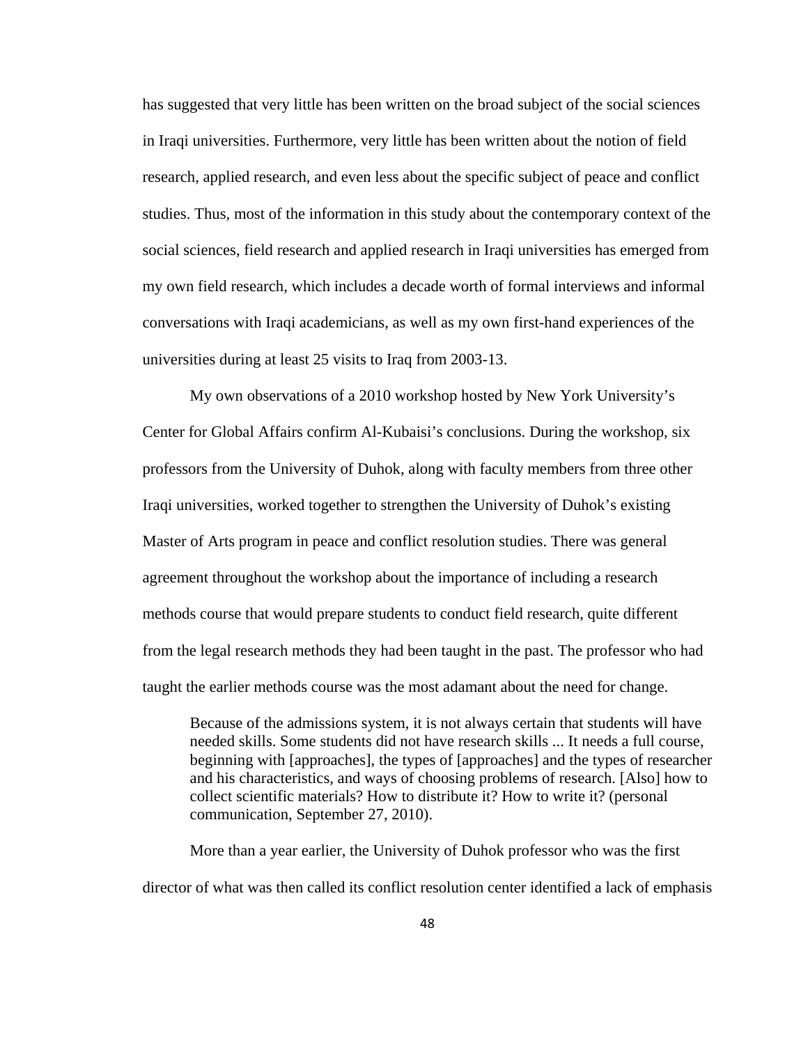has suggested that very little has been written on the broad subject of the social sciences in Iraqi universities. Furthermore, very little has been written about the notion of field research, applied research, and even less about the specific subject of peace and conflict studies. Thus, most of the information in this study about the contemporary context of the social sciences, field research and applied research in Iraqi universities has emerged from my own field research, which includes a decade worth of formal interviews and informal conversations with Iraqi academicians, as well as my own first-hand experiences of the universities during at least 25 visits to Iraq from 2003-13.

My own observations of a 2010 workshop hosted by New York University's Center for Global Affairs confirm Al-Kubaisi's conclusions. During the workshop, six professors from the University of Duhok, along with faculty members from three other Iraqi universities, worked together to strengthen the University of Duhok's existing Master of Arts program in peace and conflict resolution studies. There was general agreement throughout the workshop about the importance of including a research methods course that would prepare students to conduct field research, quite different from the legal research methods they had been taught in the past. The professor who had taught the earlier methods course was the most adamant about the need for change.

> Because of the admissions system, it is not always certain that students will have needed skills. Some students did not have research skills ... It needs a full course, beginning with [approaches], the types of [approaches] and the types of researcher and his characteristics, and ways of choosing problems of research. [Also] how to collect scientific materials? How to distribute it? How to write it? (personal communication, September 27, 2010).

More than a year earlier, the University of Duhok professor who was the first director of what was then called its conflict resolution center identified a lack of emphasis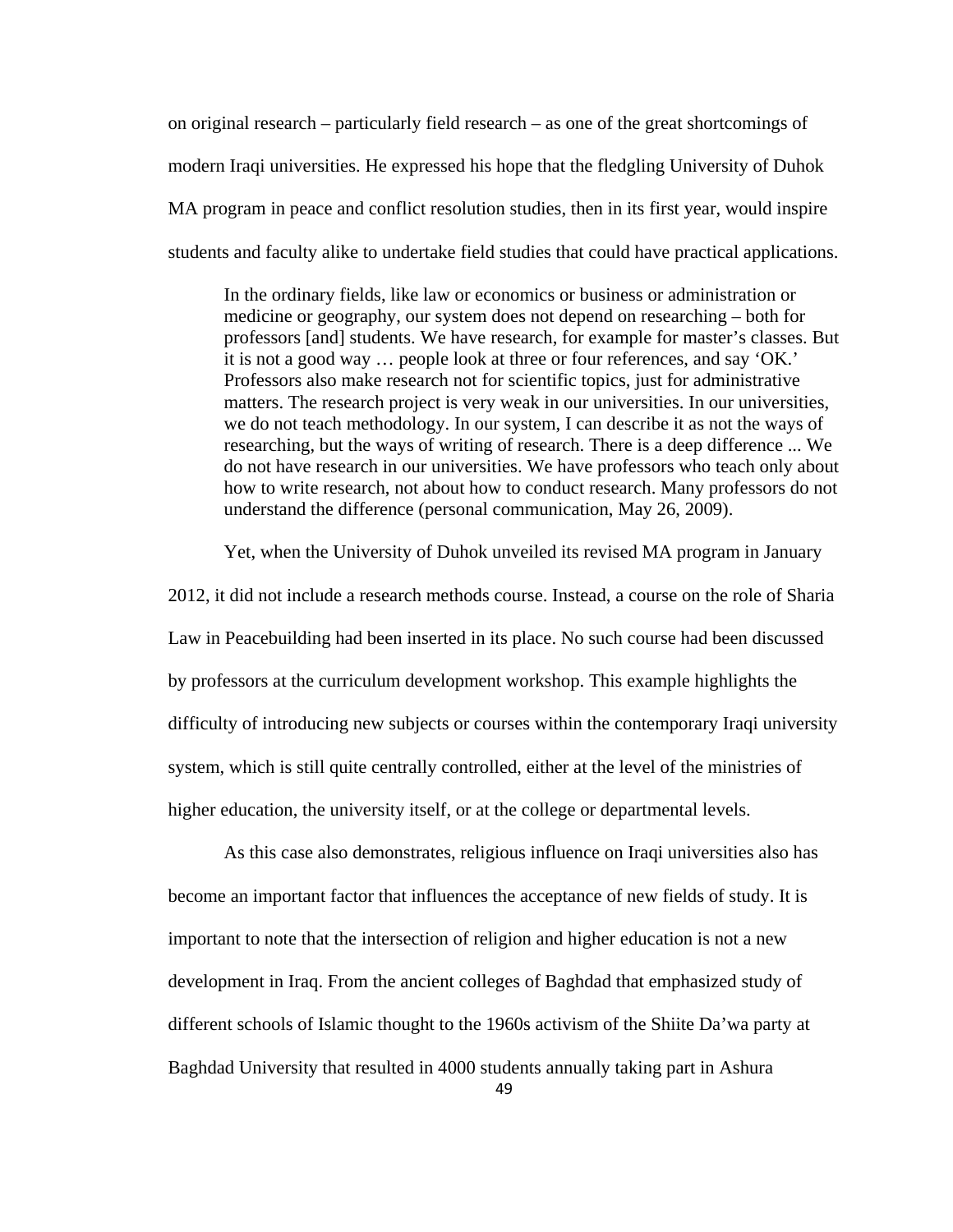on original research – particularly field research – as one of the great shortcomings of modern Iraqi universities. He expressed his hope that the fledgling University of Duhok MA program in peace and conflict resolution studies, then in its first year, would inspire students and faculty alike to undertake field studies that could have practical applications.

> In the ordinary fields, like law or economics or business or administration or medicine or geography, our system does not depend on researching – both for professors [and] students. We have research, for example for master's classes. But it is not a good way … people look at three or four references, and say 'OK.' Professors also make research not for scientific topics, just for administrative matters. The research project is very weak in our universities. In our universities, we do not teach methodology. In our system, I can describe it as not the ways of researching, but the ways of writing of research. There is a deep difference ... We do not have research in our universities. We have professors who teach only about how to write research, not about how to conduct research. Many professors do not understand the difference (personal communication, May 26, 2009).

Yet, when the University of Duhok unveiled its revised MA program in January 2012, it did not include a research methods course. Instead, a course on the role of Sharia Law in Peacebuilding had been inserted in its place. No such course had been discussed by professors at the curriculum development workshop. This example highlights the difficulty of introducing new subjects or courses within the contemporary Iraqi university system, which is still quite centrally controlled, either at the level of the ministries of higher education, the university itself, or at the college or departmental levels.

As this case also demonstrates, religious influence on Iraqi universities also has become an important factor that influences the acceptance of new fields of study. It is important to note that the intersection of religion and higher education is not a new development in Iraq. From the ancient colleges of Baghdad that emphasized study of different schools of Islamic thought to the 1960s activism of the Shiite Da'wa party at Baghdad University that resulted in 4000 students annually taking part in Ashura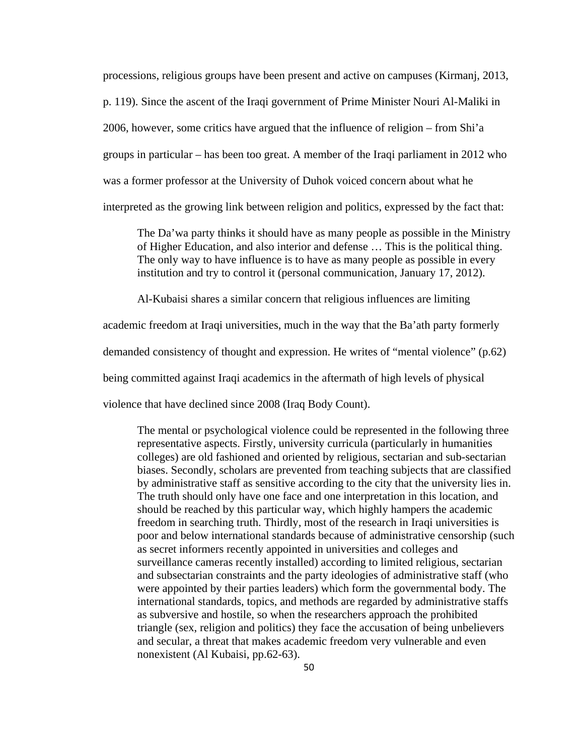processions, religious groups have been present and active on campuses (Kirmanj, 2013, p. 119). Since the ascent of the Iraqi government of Prime Minister Nouri Al-Maliki in 2006, however, some critics have argued that the influence of religion – from Shi'a groups in particular – has been too great. A member of the Iraqi parliament in 2012 who was a former professor at the University of Duhok voiced concern about what he interpreted as the growing link between religion and politics, expressed by the fact that:

> The Da'wa party thinks it should have as many people as possible in the Ministry of Higher Education, and also interior and defense … This is the political thing. The only way to have influence is to have as many people as possible in every institution and try to control it (personal communication, January 17, 2012).

Al-Kubaisi shares a similar concern that religious influences are limiting academic freedom at Iraqi universities, much in the way that the Ba'ath party formerly demanded consistency of thought and expression. He writes of "mental violence" (p.62) being committed against Iraqi academics in the aftermath of high levels of physical violence that have declined since 2008 (Iraq Body Count).

> The mental or psychological violence could be represented in the following three representative aspects. Firstly, university curricula (particularly in humanities colleges) are old fashioned and oriented by religious, sectarian and sub-sectarian biases. Secondly, scholars are prevented from teaching subjects that are classified by administrative staff as sensitive according to the city that the university lies in. The truth should only have one face and one interpretation in this location, and should be reached by this particular way, which highly hampers the academic freedom in searching truth. Thirdly, most of the research in Iraqi universities is poor and below international standards because of administrative censorship (such as secret informers recently appointed in universities and colleges and surveillance cameras recently installed) according to limited religious, sectarian and subsectarian constraints and the party ideologies of administrative staff (who were appointed by their parties leaders) which form the governmental body. The international standards, topics, and methods are regarded by administrative staffs as subversive and hostile, so when the researchers approach the prohibited triangle (sex, religion and politics) they face the accusation of being unbelievers and secular, a threat that makes academic freedom very vulnerable and even nonexistent (Al Kubaisi, pp.62-63).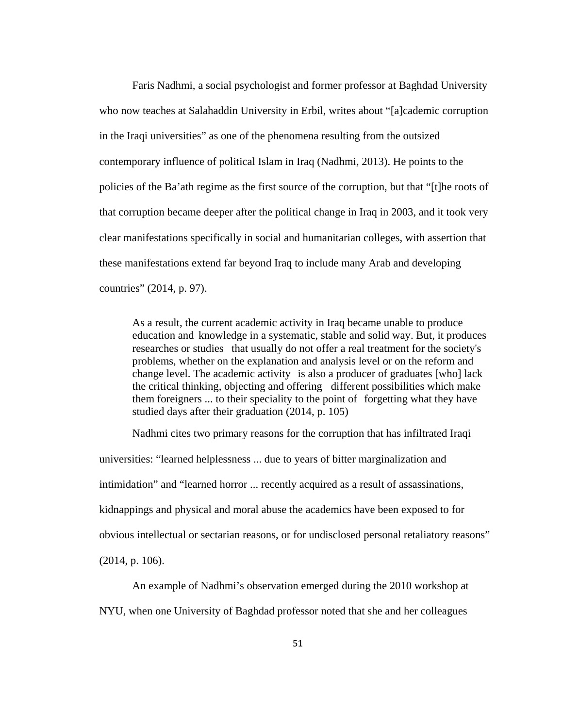Faris Nadhmi, a social psychologist and former professor at Baghdad University who now teaches at Salahaddin University in Erbil, writes about "[a]cademic corruption in the Iraqi universities" as one of the phenomena resulting from the outsized contemporary influence of political Islam in Iraq (Nadhmi, 2013). He points to the policies of the Ba'ath regime as the first source of the corruption, but that "[t]he roots of that corruption became deeper after the political change in Iraq in 2003, and it took very clear manifestations specifically in social and humanitarian colleges, with assertion that these manifestations extend far beyond Iraq to include many Arab and developing countries" (2014, p. 97).

> As a result, the current academic activity in Iraq became unable to produce education and knowledge in a systematic, stable and solid way. But, it produces researches or studies that usually do not offer a real treatment for the society's problems, whether on the explanation and analysis level or on the reform and change level. The academic activity is also a producer of graduates [who] lack the critical thinking, objecting and offering different possibilities which make them foreigners ... to their speciality to the point of forgetting what they have studied days after their graduation (2014, p. 105)

Nadhmi cites two primary reasons for the corruption that has infiltrated Iraqi universities: "learned helplessness ... due to years of bitter marginalization and intimidation" and "learned horror ... recently acquired as a result of assassinations, kidnappings and physical and moral abuse the academics have been exposed to for obvious intellectual or sectarian reasons, or for undisclosed personal retaliatory reasons" (2014, p. 106).

An example of Nadhmi's observation emerged during the 2010 workshop at NYU, when one University of Baghdad professor noted that she and her colleagues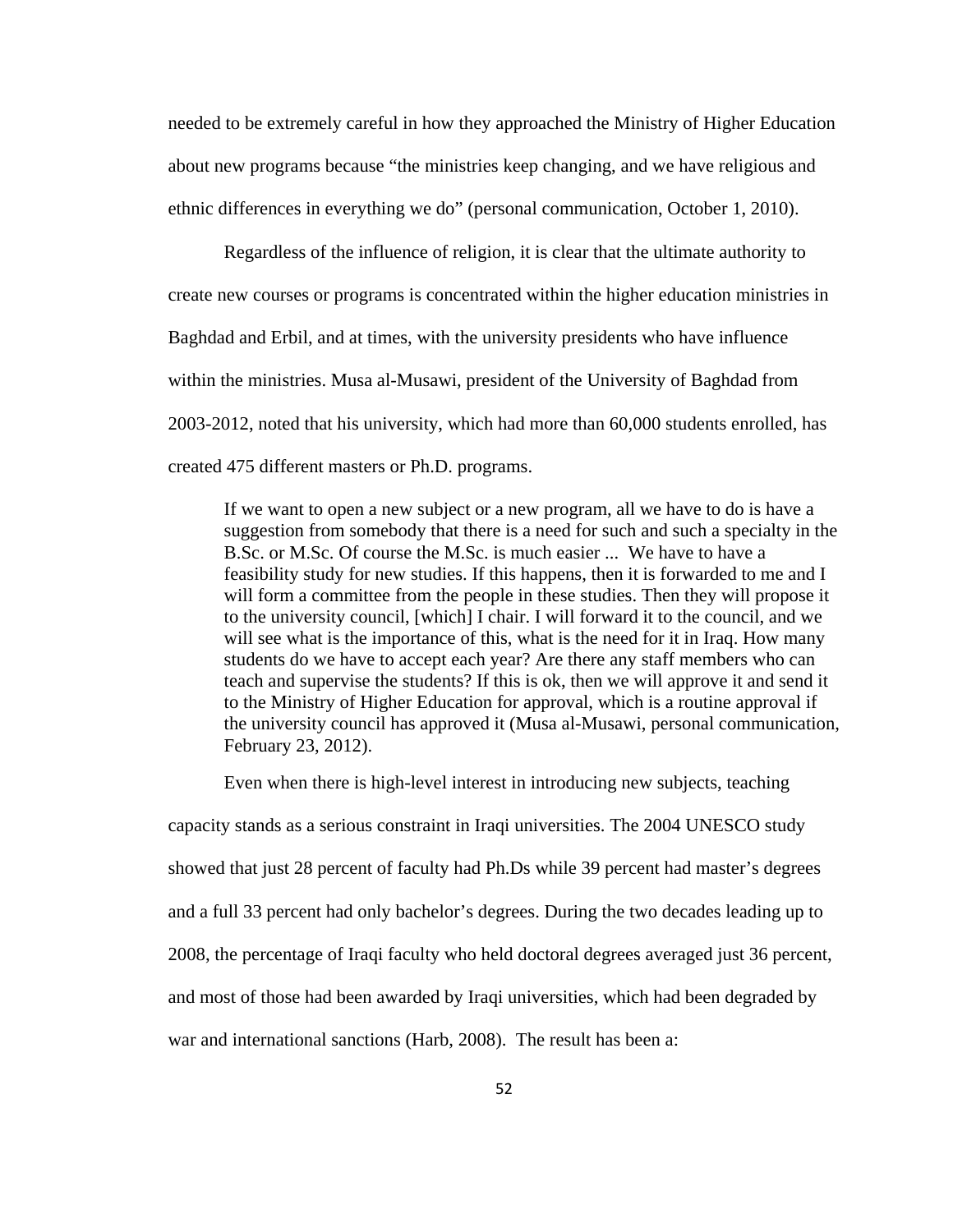needed to be extremely careful in how they approached the Ministry of Higher Education about new programs because "the ministries keep changing, and we have religious and ethnic differences in everything we do" (personal communication, October 1, 2010).

Regardless of the influence of religion, it is clear that the ultimate authority to create new courses or programs is concentrated within the higher education ministries in Baghdad and Erbil, and at times, with the university presidents who have influence within the ministries. Musa al-Musawi, president of the University of Baghdad from 2003-2012, noted that his university, which had more than 60,000 students enrolled, has created 475 different masters or Ph.D. programs.

> If we want to open a new subject or a new program, all we have to do is have a suggestion from somebody that there is a need for such and such a specialty in the B.Sc. or M.Sc. Of course the M.Sc. is much easier ... We have to have a feasibility study for new studies. If this happens, then it is forwarded to me and I will form a committee from the people in these studies. Then they will propose it to the university council, [which] I chair. I will forward it to the council, and we will see what is the importance of this, what is the need for it in Iraq. How many students do we have to accept each year? Are there any staff members who can teach and supervise the students? If this is ok, then we will approve it and send it to the Ministry of Higher Education for approval, which is a routine approval if the university council has approved it (Musa al-Musawi, personal communication, February 23, 2012).

Even when there is high-level interest in introducing new subjects, teaching capacity stands as a serious constraint in Iraqi universities. The 2004 UNESCO study showed that just 28 percent of faculty had Ph.Ds while 39 percent had master's degrees and a full 33 percent had only bachelor's degrees. During the two decades leading up to 2008, the percentage of Iraqi faculty who held doctoral degrees averaged just 36 percent, and most of those had been awarded by Iraqi universities, which had been degraded by war and international sanctions (Harb, 2008). The result has been a: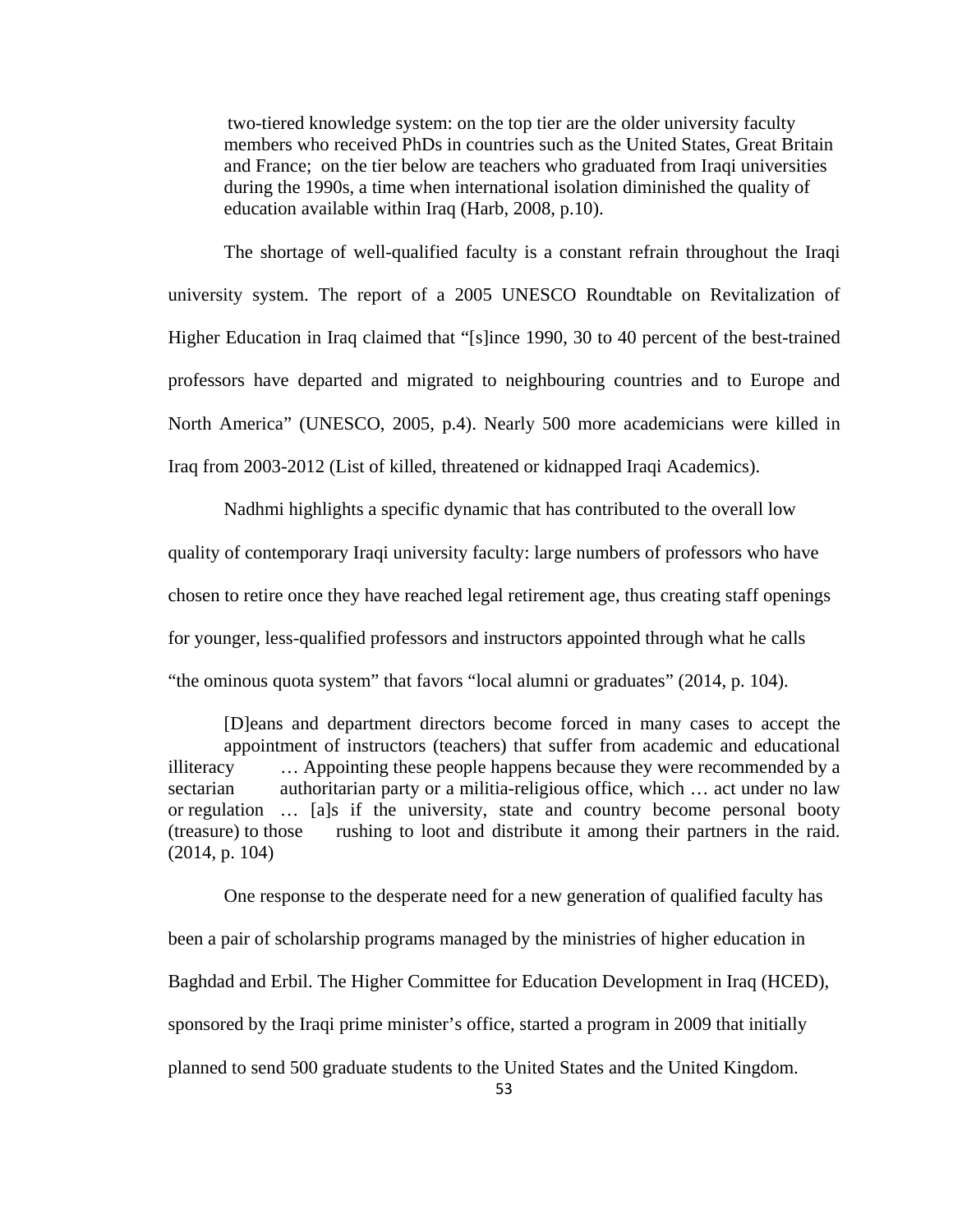> two-tiered knowledge system: on the top tier are the older university faculty members who received PhDs in countries such as the United States, Great Britain and France; on the tier below are teachers who graduated from Iraqi universities during the 1990s, a time when international isolation diminished the quality of education available within Iraq (Harb, 2008, p.10).

The shortage of well-qualified faculty is a constant refrain throughout the Iraqi university system. The report of a 2005 UNESCO Roundtable on Revitalization of Higher Education in Iraq claimed that "[s]ince 1990, 30 to 40 percent of the best-trained professors have departed and migrated to neighbouring countries and to Europe and North America" (UNESCO, 2005, p.4). Nearly 500 more academicians were killed in Iraq from 2003-2012 (List of killed, threatened or kidnapped Iraqi Academics).

Nadhmi highlights a specific dynamic that has contributed to the overall low quality of contemporary Iraqi university faculty: large numbers of professors who have chosen to retire once they have reached legal retirement age, thus creating staff openings for younger, less-qualified professors and instructors appointed through what he calls "the ominous quota system" that favors "local alumni or graduates" (2014, p. 104).

> [D]eans and department directors become forced in many cases to accept the appointment of instructors (teachers) that suffer from academic and educational illiteracy … Appointing these people happens because they were recommended by a sectarian authoritarian party or a militia-religious office, which … act under no law or regulation … [a]s if the university, state and country become personal booty (treasure) to those rushing to loot and distribute it among their partners in the raid. (2014, p. 104)

One response to the desperate need for a new generation of qualified faculty has been a pair of scholarship programs managed by the ministries of higher education in Baghdad and Erbil. The Higher Committee for Education Development in Iraq (HCED), sponsored by the Iraqi prime minister's office, started a program in 2009 that initially planned to send 500 graduate students to the United States and the United Kingdom.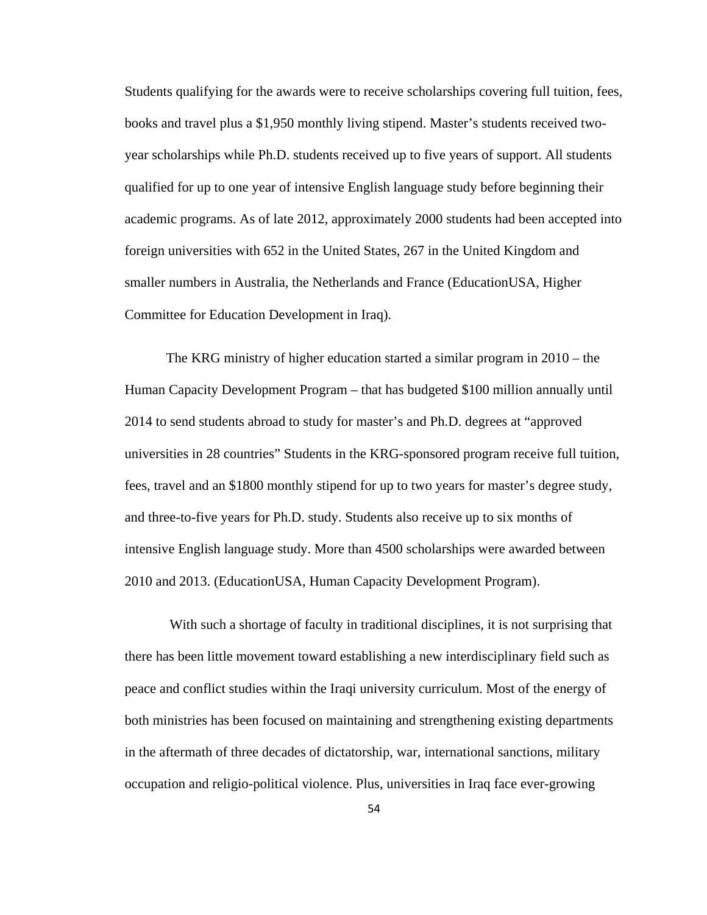Students qualifying for the awards were to receive scholarships covering full tuition, fees, books and travel plus a $1,950 monthly living stipend. Master's students received two-year scholarships while Ph.D. students received up to five years of support. All students qualified for up to one year of intensive English language study before beginning their academic programs. As of late 2012, approximately 2000 students had been accepted into foreign universities with 652 in the United States, 267 in the United Kingdom and smaller numbers in Australia, the Netherlands and France (EducationUSA, Higher Committee for Education Development in Iraq).

The KRG ministry of higher education started a similar program in 2010 – the Human Capacity Development Program – that has budgeted $100 million annually until 2014 to send students abroad to study for master's and Ph.D. degrees at "approved universities in 28 countries" Students in the KRG-sponsored program receive full tuition, fees, travel and an $1800 monthly stipend for up to two years for master's degree study, and three-to-five years for Ph.D. study. Students also receive up to six months of intensive English language study. More than 4500 scholarships were awarded between 2010 and 2013. (EducationUSA, Human Capacity Development Program).

With such a shortage of faculty in traditional disciplines, it is not surprising that there has been little movement toward establishing a new interdisciplinary field such as peace and conflict studies within the Iraqi university curriculum. Most of the energy of both ministries has been focused on maintaining and strengthening existing departments in the aftermath of three decades of dictatorship, war, international sanctions, military occupation and religio-political violence. Plus, universities in Iraq face ever-growing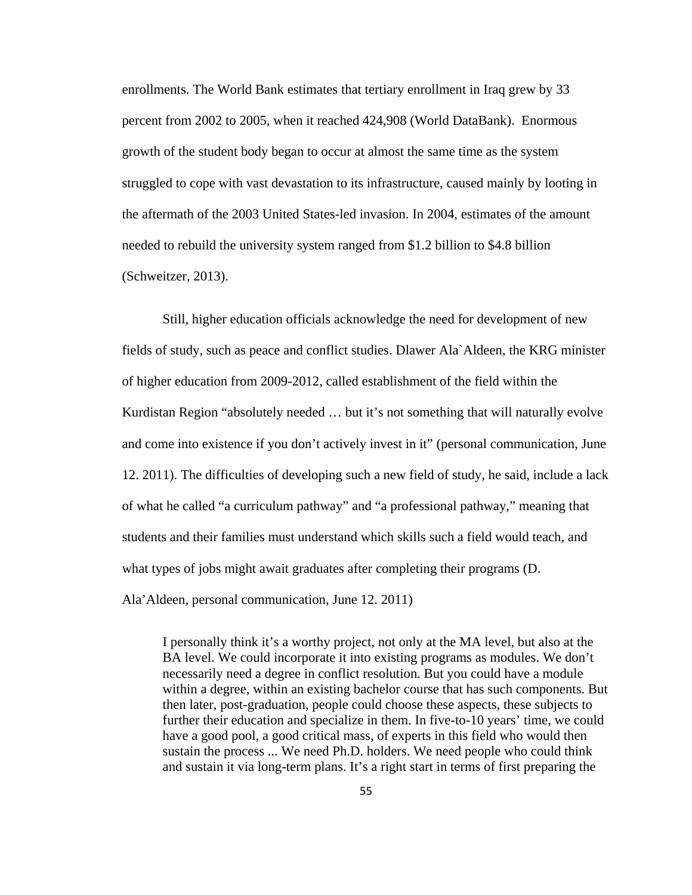enrollments. The World Bank estimates that tertiary enrollment in Iraq grew by 33 percent from 2002 to 2005, when it reached 424,908 (World DataBank). Enormous growth of the student body began to occur at almost the same time as the system struggled to cope with vast devastation to its infrastructure, caused mainly by looting in the aftermath of the 2003 United States-led invasion. In 2004, estimates of the amount needed to rebuild the university system ranged from $1.2 billion to $4.8 billion (Schweitzer, 2013).

Still, higher education officials acknowledge the need for development of new fields of study, such as peace and conflict studies. Dlawer Ala`Aldeen, the KRG minister of higher education from 2009-2012, called establishment of the field within the Kurdistan Region "absolutely needed … but it's not something that will naturally evolve and come into existence if you don't actively invest in it" (personal communication, June 12. 2011). The difficulties of developing such a new field of study, he said, include a lack of what he called "a curriculum pathway" and "a professional pathway," meaning that students and their families must understand which skills such a field would teach, and what types of jobs might await graduates after completing their programs (D. Ala'Aldeen, personal communication, June 12. 2011)

> I personally think it's a worthy project, not only at the MA level, but also at the BA level. We could incorporate it into existing programs as modules. We don't necessarily need a degree in conflict resolution. But you could have a module within a degree, within an existing bachelor course that has such components. But then later, post-graduation, people could choose these aspects, these subjects to further their education and specialize in them. In five-to-10 years' time, we could have a good pool, a good critical mass, of experts in this field who would then sustain the process ... We need Ph.D. holders. We need people who could think and sustain it via long-term plans. It's a right start in terms of first preparing the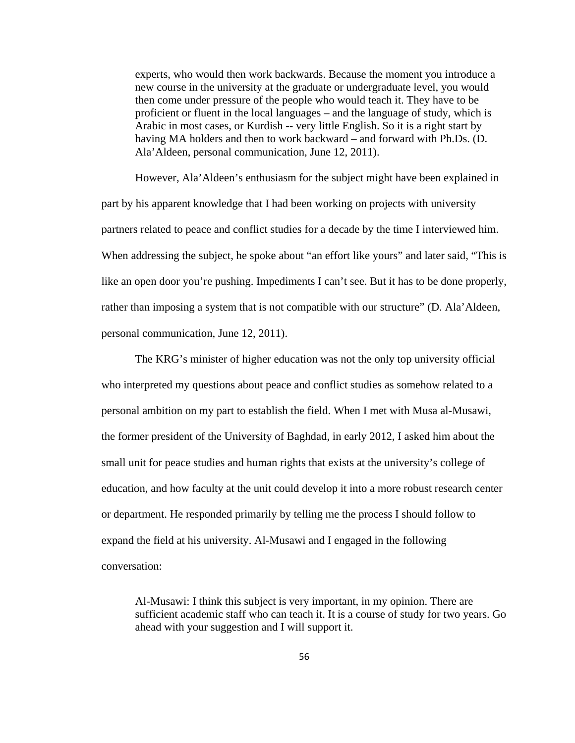> experts, who would then work backwards. Because the moment you introduce a new course in the university at the graduate or undergraduate level, you would then come under pressure of the people who would teach it. They have to be proficient or fluent in the local languages – and the language of study, which is Arabic in most cases, or Kurdish -- very little English. So it is a right start by having MA holders and then to work backward – and forward with Ph.Ds. (D. Ala'Aldeen, personal communication, June 12, 2011).

However, Ala'Aldeen's enthusiasm for the subject might have been explained in part by his apparent knowledge that I had been working on projects with university partners related to peace and conflict studies for a decade by the time I interviewed him. When addressing the subject, he spoke about "an effort like yours" and later said, "This is like an open door you're pushing. Impediments I can't see. But it has to be done properly, rather than imposing a system that is not compatible with our structure" (D. Ala'Aldeen, personal communication, June 12, 2011).

The KRG's minister of higher education was not the only top university official who interpreted my questions about peace and conflict studies as somehow related to a personal ambition on my part to establish the field. When I met with Musa al-Musawi, the former president of the University of Baghdad, in early 2012, I asked him about the small unit for peace studies and human rights that exists at the university's college of education, and how faculty at the unit could develop it into a more robust research center or department. He responded primarily by telling me the process I should follow to expand the field at his university. Al-Musawi and I engaged in the following conversation:

> Al-Musawi: I think this subject is very important, in my opinion. There are sufficient academic staff who can teach it. It is a course of study for two years. Go ahead with your suggestion and I will support it.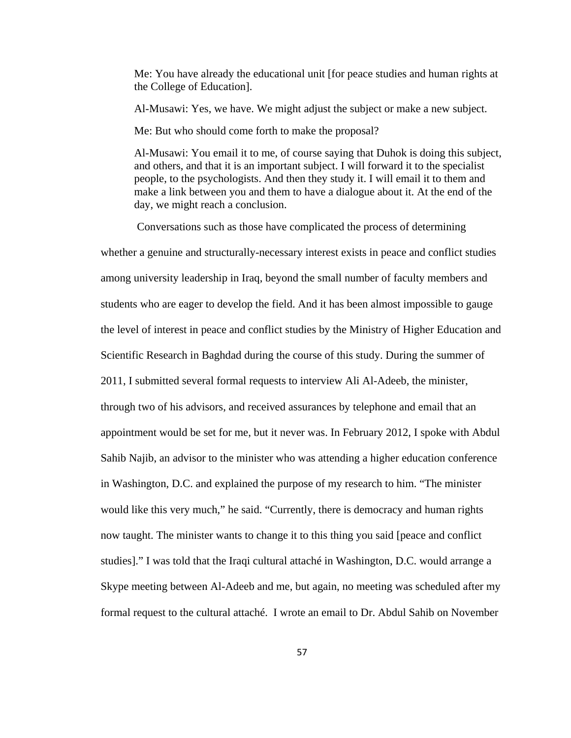> Me: You have already the educational unit [for peace studies and human rights at the College of Education].
>
> Al-Musawi: Yes, we have. We might adjust the subject or make a new subject.
>
> Me: But who should come forth to make the proposal?
>
> Al-Musawi: You email it to me, of course saying that Duhok is doing this subject, and others, and that it is an important subject. I will forward it to the specialist people, to the psychologists. And then they study it. I will email it to them and make a link between you and them to have a dialogue about it. At the end of the day, we might reach a conclusion.

Conversations such as those have complicated the process of determining whether a genuine and structurally-necessary interest exists in peace and conflict studies among university leadership in Iraq, beyond the small number of faculty members and students who are eager to develop the field. And it has been almost impossible to gauge the level of interest in peace and conflict studies by the Ministry of Higher Education and Scientific Research in Baghdad during the course of this study. During the summer of 2011, I submitted several formal requests to interview Ali Al-Adeeb, the minister, through two of his advisors, and received assurances by telephone and email that an appointment would be set for me, but it never was. In February 2012, I spoke with Abdul Sahib Najib, an advisor to the minister who was attending a higher education conference in Washington, D.C. and explained the purpose of my research to him. "The minister would like this very much," he said. "Currently, there is democracy and human rights now taught. The minister wants to change it to this thing you said [peace and conflict studies]." I was told that the Iraqi cultural attaché in Washington, D.C. would arrange a Skype meeting between Al-Adeeb and me, but again, no meeting was scheduled after my formal request to the cultural attaché. I wrote an email to Dr. Abdul Sahib on November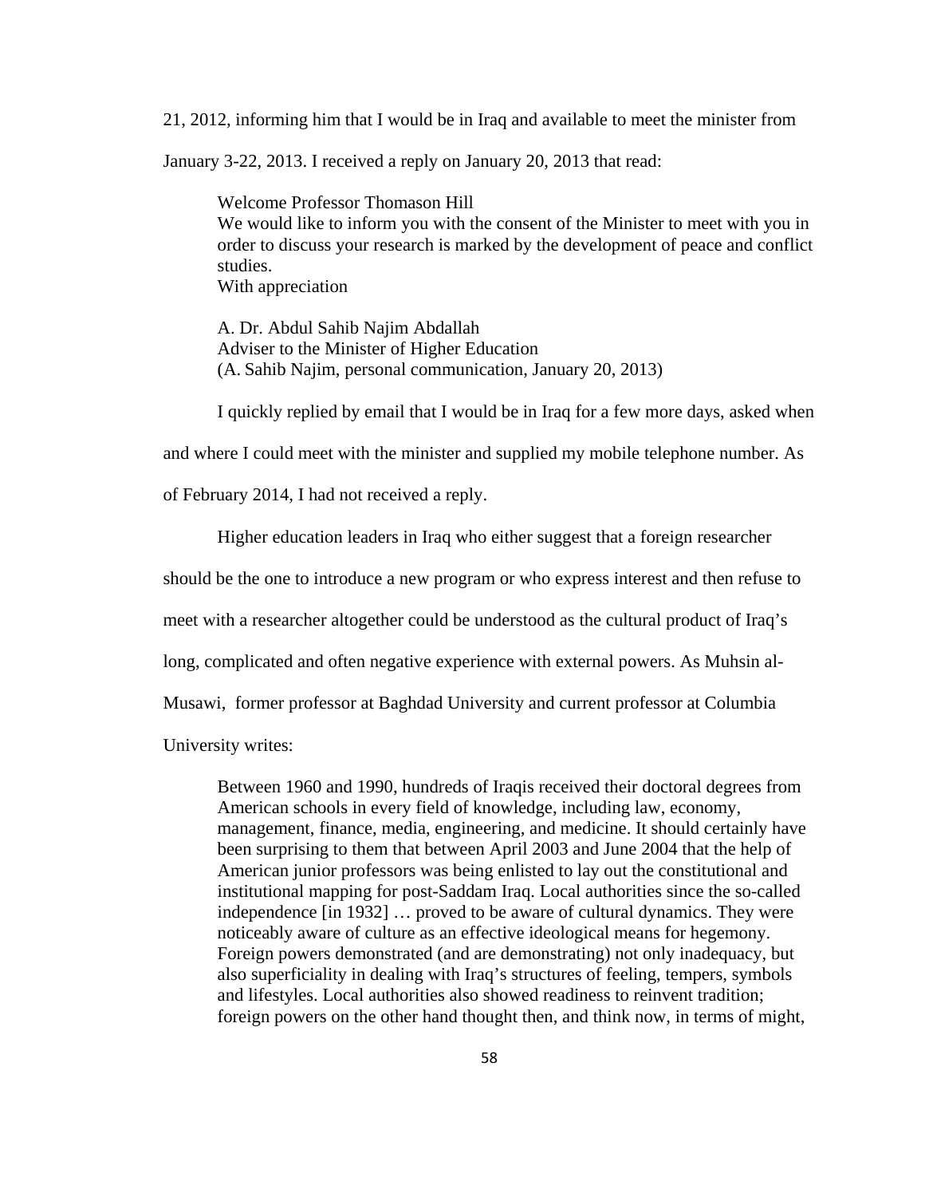21, 2012, informing him that I would be in Iraq and available to meet the minister from January 3-22, 2013. I received a reply on January 20, 2013 that read:

> Welcome Professor Thomason Hill
> We would like to inform you with the consent of the Minister to meet with you in order to discuss your research is marked by the development of peace and conflict studies.
> With appreciation
>
> A. Dr. Abdul Sahib Najim Abdallah
> Adviser to the Minister of Higher Education
> (A. Sahib Najim, personal communication, January 20, 2013)

I quickly replied by email that I would be in Iraq for a few more days, asked when and where I could meet with the minister and supplied my mobile telephone number. As of February 2014, I had not received a reply.

Higher education leaders in Iraq who either suggest that a foreign researcher should be the one to introduce a new program or who express interest and then refuse to meet with a researcher altogether could be understood as the cultural product of Iraq's long, complicated and often negative experience with external powers. As Muhsin al-Musawi, former professor at Baghdad University and current professor at Columbia University writes:

> Between 1960 and 1990, hundreds of Iraqis received their doctoral degrees from American schools in every field of knowledge, including law, economy, management, finance, media, engineering, and medicine. It should certainly have been surprising to them that between April 2003 and June 2004 that the help of American junior professors was being enlisted to lay out the constitutional and institutional mapping for post-Saddam Iraq. Local authorities since the so-called independence [in 1932] … proved to be aware of cultural dynamics. They were noticeably aware of culture as an effective ideological means for hegemony. Foreign powers demonstrated (and are demonstrating) not only inadequacy, but also superficiality in dealing with Iraq's structures of feeling, tempers, symbols and lifestyles. Local authorities also showed readiness to reinvent tradition; foreign powers on the other hand thought then, and think now, in terms of might,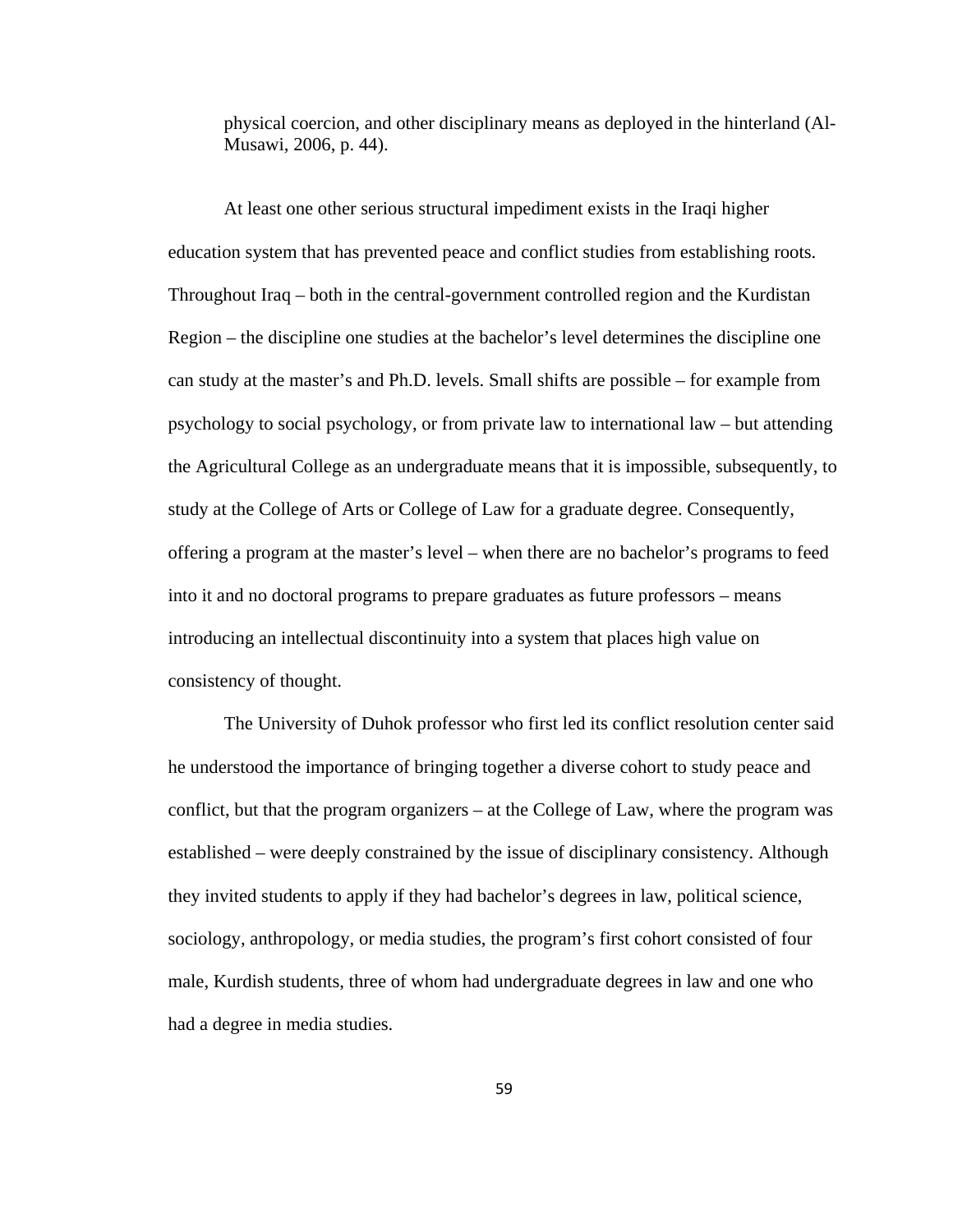physical coercion, and other disciplinary means as deployed in the hinterland (Al-Musawi, 2006, p. 44).

At least one other serious structural impediment exists in the Iraqi higher education system that has prevented peace and conflict studies from establishing roots. Throughout Iraq – both in the central-government controlled region and the Kurdistan Region – the discipline one studies at the bachelor's level determines the discipline one can study at the master's and Ph.D. levels. Small shifts are possible – for example from psychology to social psychology, or from private law to international law – but attending the Agricultural College as an undergraduate means that it is impossible, subsequently, to study at the College of Arts or College of Law for a graduate degree. Consequently, offering a program at the master's level – when there are no bachelor's programs to feed into it and no doctoral programs to prepare graduates as future professors – means introducing an intellectual discontinuity into a system that places high value on consistency of thought.

The University of Duhok professor who first led its conflict resolution center said he understood the importance of bringing together a diverse cohort to study peace and conflict, but that the program organizers – at the College of Law, where the program was established – were deeply constrained by the issue of disciplinary consistency. Although they invited students to apply if they had bachelor's degrees in law, political science, sociology, anthropology, or media studies, the program's first cohort consisted of four male, Kurdish students, three of whom had undergraduate degrees in law and one who had a degree in media studies.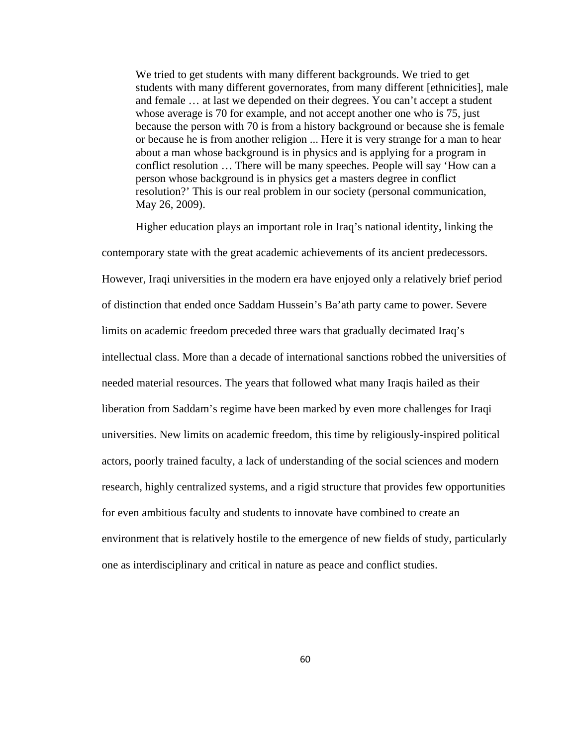> We tried to get students with many different backgrounds. We tried to get students with many different governorates, from many different [ethnicities], male and female … at last we depended on their degrees. You can't accept a student whose average is 70 for example, and not accept another one who is 75, just because the person with 70 is from a history background or because she is female or because he is from another religion ... Here it is very strange for a man to hear about a man whose background is in physics and is applying for a program in conflict resolution … There will be many speeches. People will say 'How can a person whose background is in physics get a masters degree in conflict resolution?' This is our real problem in our society (personal communication, May 26, 2009).

Higher education plays an important role in Iraq's national identity, linking the contemporary state with the great academic achievements of its ancient predecessors. However, Iraqi universities in the modern era have enjoyed only a relatively brief period of distinction that ended once Saddam Hussein's Ba'ath party came to power. Severe limits on academic freedom preceded three wars that gradually decimated Iraq's intellectual class. More than a decade of international sanctions robbed the universities of needed material resources. The years that followed what many Iraqis hailed as their liberation from Saddam's regime have been marked by even more challenges for Iraqi universities. New limits on academic freedom, this time by religiously-inspired political actors, poorly trained faculty, a lack of understanding of the social sciences and modern research, highly centralized systems, and a rigid structure that provides few opportunities for even ambitious faculty and students to innovate have combined to create an environment that is relatively hostile to the emergence of new fields of study, particularly one as interdisciplinary and critical in nature as peace and conflict studies.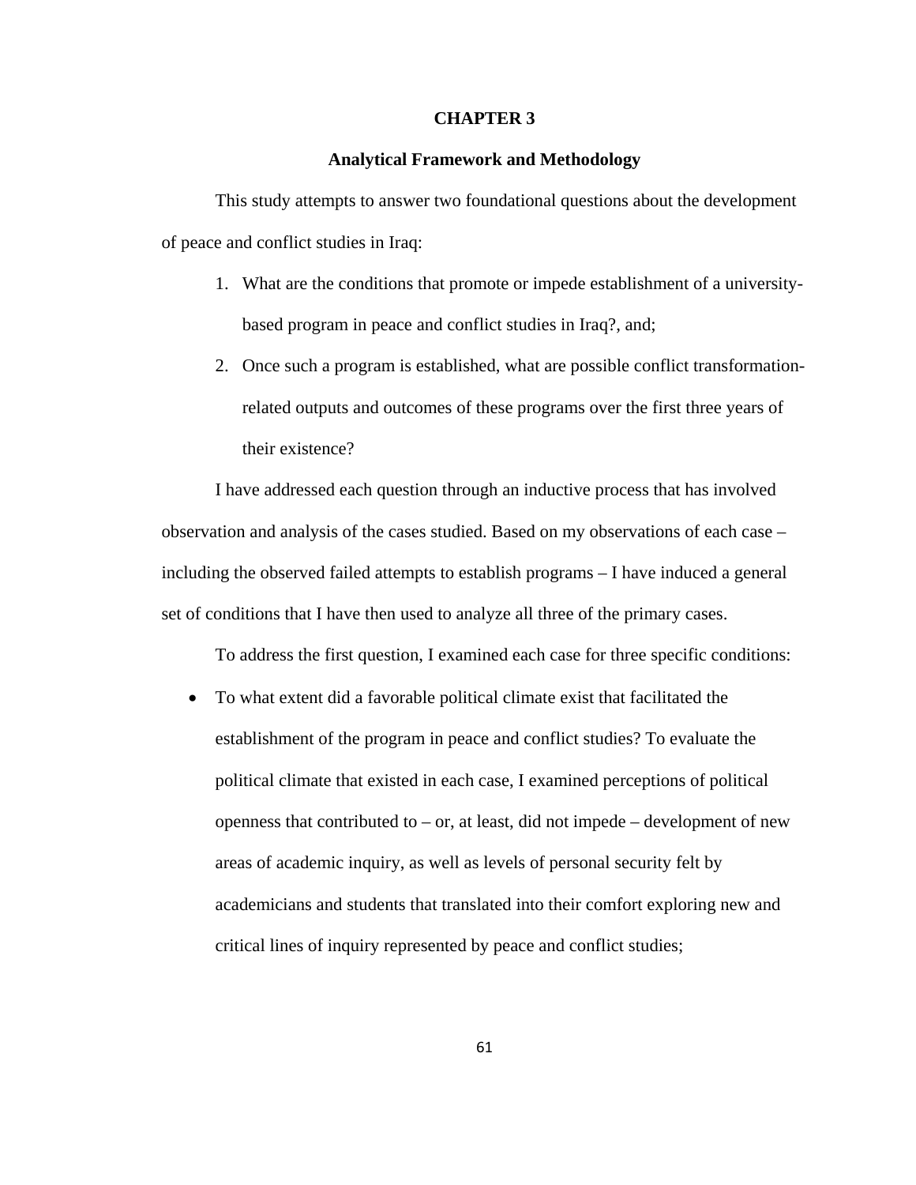# CHAPTER 3

## Analytical Framework and Methodology

This study attempts to answer two foundational questions about the development of peace and conflict studies in Iraq:

1. What are the conditions that promote or impede establishment of a university-based program in peace and conflict studies in Iraq?, and;
2. Once such a program is established, what are possible conflict transformation-related outputs and outcomes of these programs over the first three years of their existence?

I have addressed each question through an inductive process that has involved observation and analysis of the cases studied. Based on my observations of each case – including the observed failed attempts to establish programs – I have induced a general set of conditions that I have then used to analyze all three of the primary cases.

To address the first question, I examined each case for three specific conditions:

- To what extent did a favorable political climate exist that facilitated the establishment of the program in peace and conflict studies? To evaluate the political climate that existed in each case, I examined perceptions of political openness that contributed to – or, at least, did not impede – development of new areas of academic inquiry, as well as levels of personal security felt by academicians and students that translated into their comfort exploring new and critical lines of inquiry represented by peace and conflict studies;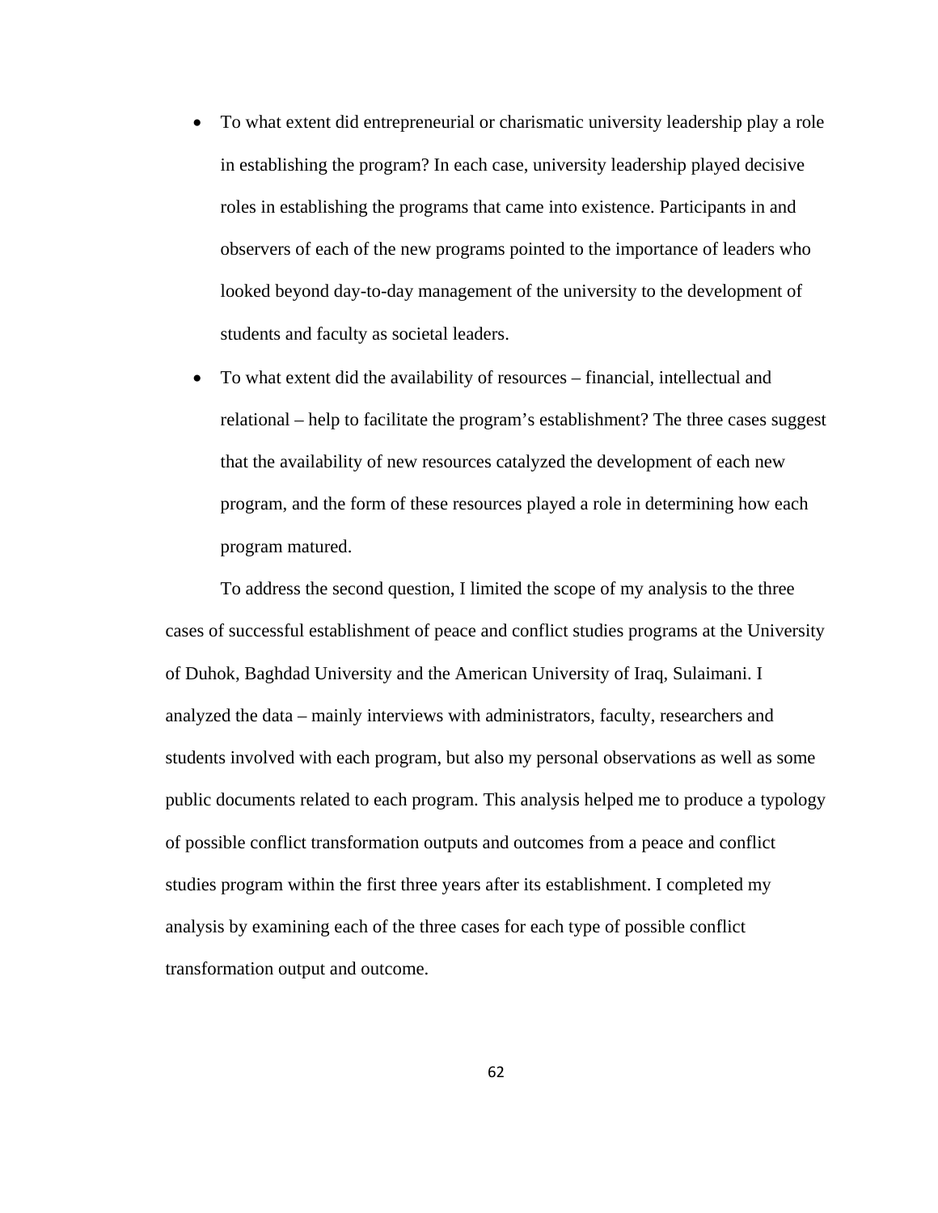- To what extent did entrepreneurial or charismatic university leadership play a role in establishing the program? In each case, university leadership played decisive roles in establishing the programs that came into existence. Participants in and observers of each of the new programs pointed to the importance of leaders who looked beyond day-to-day management of the university to the development of students and faculty as societal leaders.
- To what extent did the availability of resources – financial, intellectual and relational – help to facilitate the program's establishment? The three cases suggest that the availability of new resources catalyzed the development of each new program, and the form of these resources played a role in determining how each program matured.

To address the second question, I limited the scope of my analysis to the three cases of successful establishment of peace and conflict studies programs at the University of Duhok, Baghdad University and the American University of Iraq, Sulaimani. I analyzed the data – mainly interviews with administrators, faculty, researchers and students involved with each program, but also my personal observations as well as some public documents related to each program. This analysis helped me to produce a typology of possible conflict transformation outputs and outcomes from a peace and conflict studies program within the first three years after its establishment. I completed my analysis by examining each of the three cases for each type of possible conflict transformation output and outcome.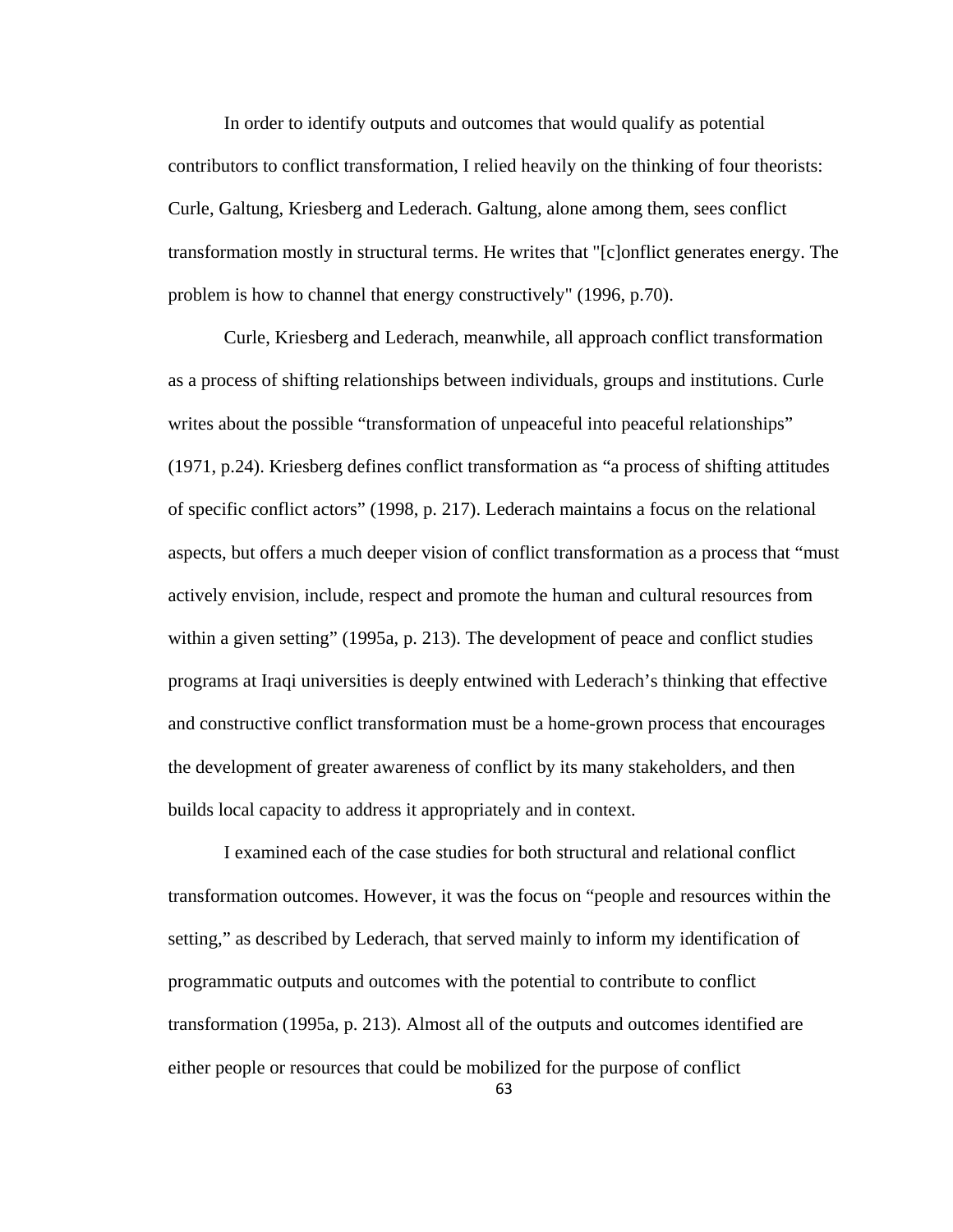In order to identify outputs and outcomes that would qualify as potential contributors to conflict transformation, I relied heavily on the thinking of four theorists: Curle, Galtung, Kriesberg and Lederach. Galtung, alone among them, sees conflict transformation mostly in structural terms. He writes that "[c]onflict generates energy. The problem is how to channel that energy constructively" (1996, p.70).

Curle, Kriesberg and Lederach, meanwhile, all approach conflict transformation as a process of shifting relationships between individuals, groups and institutions. Curle writes about the possible "transformation of unpeaceful into peaceful relationships" (1971, p.24). Kriesberg defines conflict transformation as "a process of shifting attitudes of specific conflict actors" (1998, p. 217). Lederach maintains a focus on the relational aspects, but offers a much deeper vision of conflict transformation as a process that "must actively envision, include, respect and promote the human and cultural resources from within a given setting" (1995a, p. 213). The development of peace and conflict studies programs at Iraqi universities is deeply entwined with Lederach's thinking that effective and constructive conflict transformation must be a home-grown process that encourages the development of greater awareness of conflict by its many stakeholders, and then builds local capacity to address it appropriately and in context.

I examined each of the case studies for both structural and relational conflict transformation outcomes. However, it was the focus on "people and resources within the setting," as described by Lederach, that served mainly to inform my identification of programmatic outputs and outcomes with the potential to contribute to conflict transformation (1995a, p. 213). Almost all of the outputs and outcomes identified are either people or resources that could be mobilized for the purpose of conflict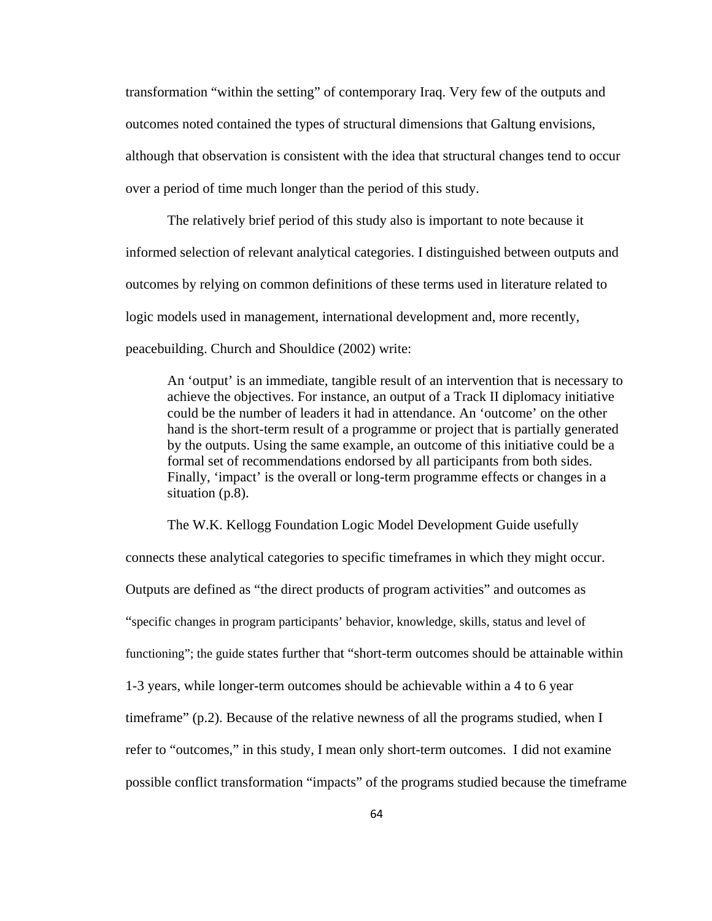transformation “within the setting” of contemporary Iraq. Very few of the outputs and outcomes noted contained the types of structural dimensions that Galtung envisions, although that observation is consistent with the idea that structural changes tend to occur over a period of time much longer than the period of this study.

The relatively brief period of this study also is important to note because it informed selection of relevant analytical categories. I distinguished between outputs and outcomes by relying on common definitions of these terms used in literature related to logic models used in management, international development and, more recently, peacebuilding. Church and Shouldice (2002) write:

> An ‘output’ is an immediate, tangible result of an intervention that is necessary to achieve the objectives. For instance, an output of a Track II diplomacy initiative could be the number of leaders it had in attendance. An ‘outcome’ on the other hand is the short-term result of a programme or project that is partially generated by the outputs. Using the same example, an outcome of this initiative could be a formal set of recommendations endorsed by all participants from both sides. Finally, ‘impact’ is the overall or long-term programme effects or changes in a situation (p.8).

The W.K. Kellogg Foundation Logic Model Development Guide usefully connects these analytical categories to specific timeframes in which they might occur. Outputs are defined as “the direct products of program activities” and outcomes as “specific changes in program participants’ behavior, knowledge, skills, status and level of functioning”; the guide states further that “short-term outcomes should be attainable within 1-3 years, while longer-term outcomes should be achievable within a 4 to 6 year timeframe” (p.2). Because of the relative newness of all the programs studied, when I refer to “outcomes,” in this study, I mean only short-term outcomes. I did not examine possible conflict transformation “impacts” of the programs studied because the timeframe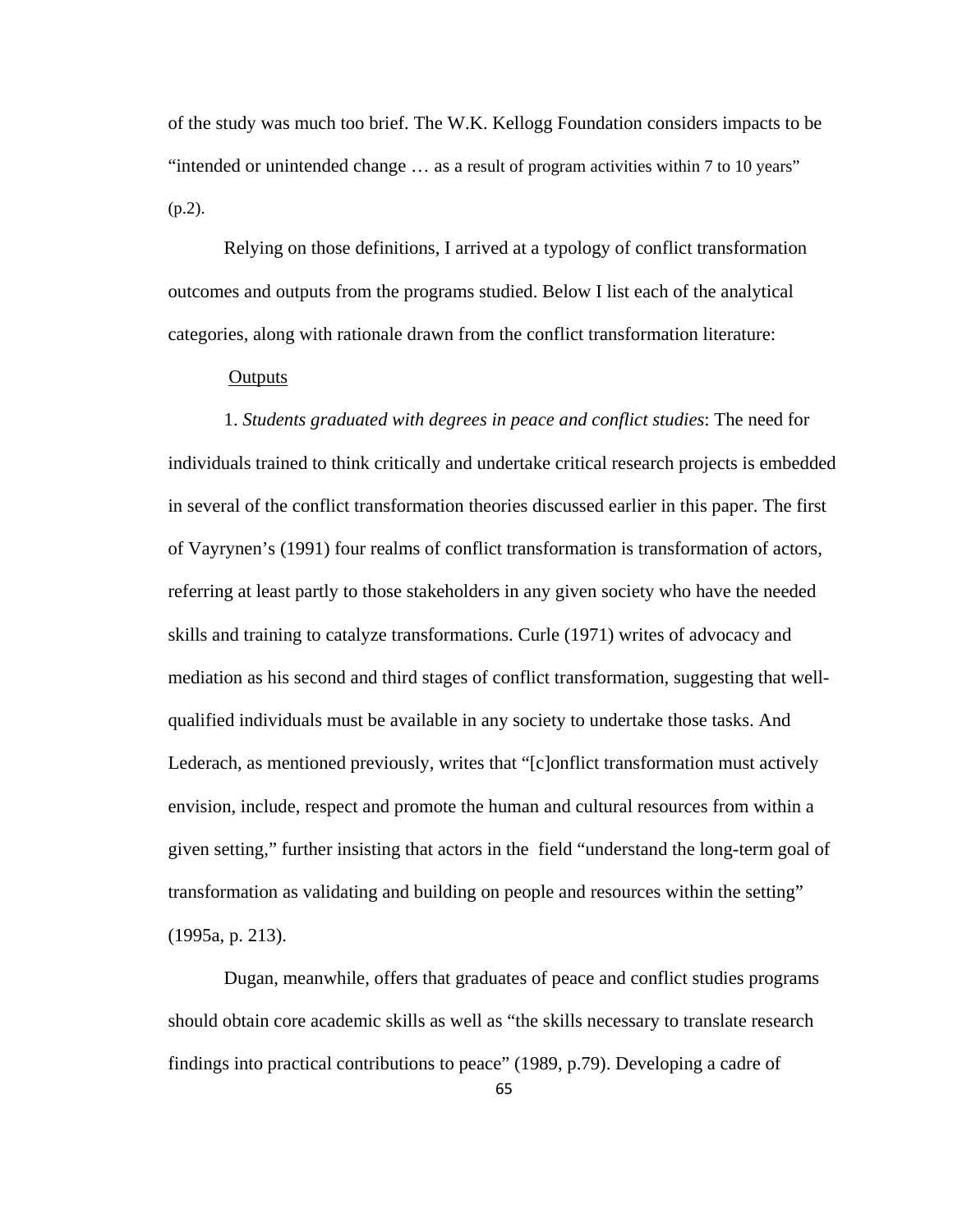of the study was much too brief. The W.K. Kellogg Foundation considers impacts to be "intended or unintended change … as a result of program activities within 7 to 10 years" (p.2).

Relying on those definitions, I arrived at a typology of conflict transformation outcomes and outputs from the programs studied. Below I list each of the analytical categories, along with rationale drawn from the conflict transformation literature:

Outputs

1. *Students graduated with degrees in peace and conflict studies*: The need for individuals trained to think critically and undertake critical research projects is embedded in several of the conflict transformation theories discussed earlier in this paper. The first of Vayrynen's (1991) four realms of conflict transformation is transformation of actors, referring at least partly to those stakeholders in any given society who have the needed skills and training to catalyze transformations. Curle (1971) writes of advocacy and mediation as his second and third stages of conflict transformation, suggesting that well-qualified individuals must be available in any society to undertake those tasks. And Lederach, as mentioned previously, writes that "[c]onflict transformation must actively envision, include, respect and promote the human and cultural resources from within a given setting," further insisting that actors in the field "understand the long-term goal of transformation as validating and building on people and resources within the setting" (1995a, p. 213).

Dugan, meanwhile, offers that graduates of peace and conflict studies programs should obtain core academic skills as well as "the skills necessary to translate research findings into practical contributions to peace" (1989, p.79). Developing a cadre of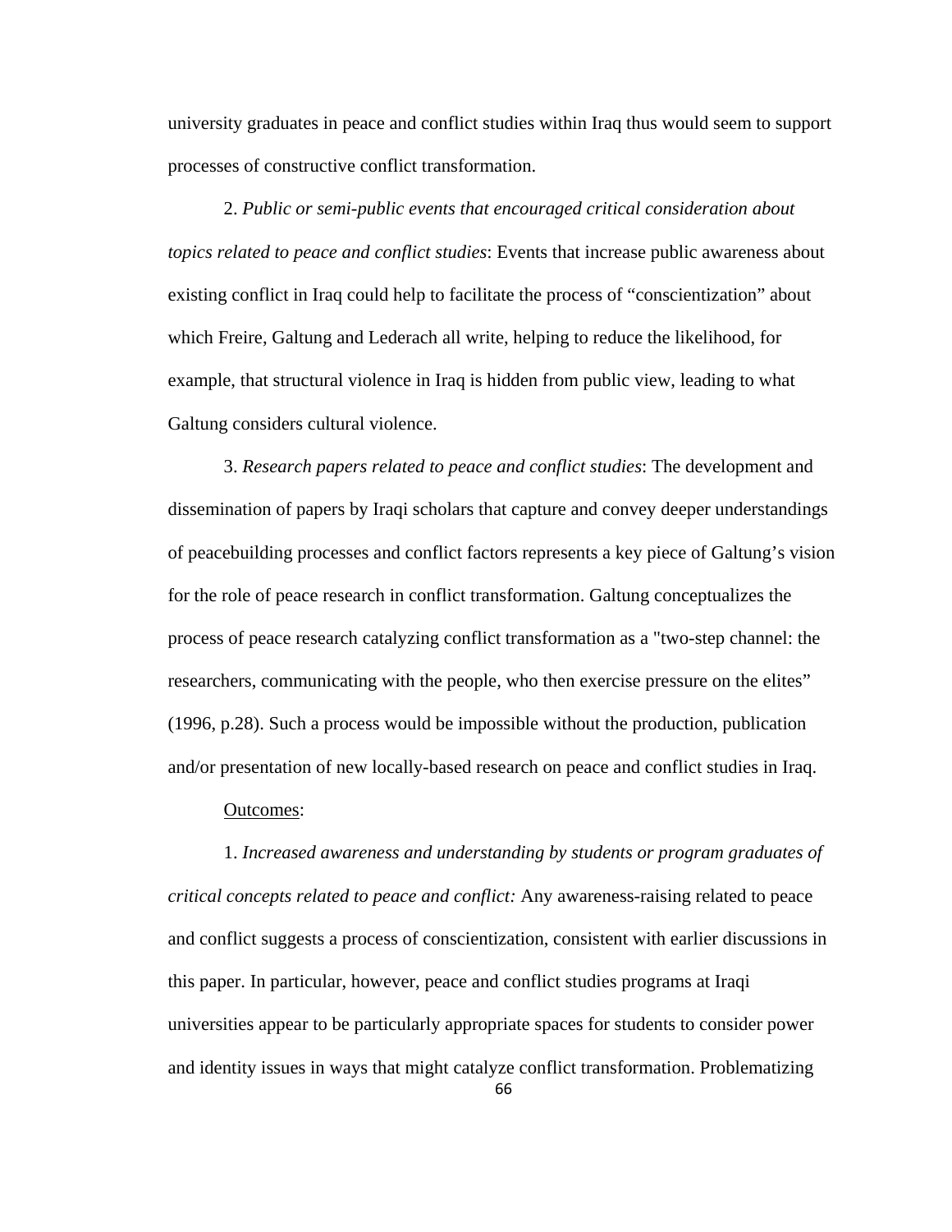university graduates in peace and conflict studies within Iraq thus would seem to support processes of constructive conflict transformation.

2. *Public or semi-public events that encouraged critical consideration about topics related to peace and conflict studies*: Events that increase public awareness about existing conflict in Iraq could help to facilitate the process of "conscientization" about which Freire, Galtung and Lederach all write, helping to reduce the likelihood, for example, that structural violence in Iraq is hidden from public view, leading to what Galtung considers cultural violence.

3. *Research papers related to peace and conflict studies*: The development and dissemination of papers by Iraqi scholars that capture and convey deeper understandings of peacebuilding processes and conflict factors represents a key piece of Galtung's vision for the role of peace research in conflict transformation. Galtung conceptualizes the process of peace research catalyzing conflict transformation as a "two-step channel: the researchers, communicating with the people, who then exercise pressure on the elites" (1996, p.28). Such a process would be impossible without the production, publication and/or presentation of new locally-based research on peace and conflict studies in Iraq.

<u>Outcomes</u>:

1. *Increased awareness and understanding by students or program graduates of critical concepts related to peace and conflict:* Any awareness-raising related to peace and conflict suggests a process of conscientization, consistent with earlier discussions in this paper. In particular, however, peace and conflict studies programs at Iraqi universities appear to be particularly appropriate spaces for students to consider power and identity issues in ways that might catalyze conflict transformation. Problematizing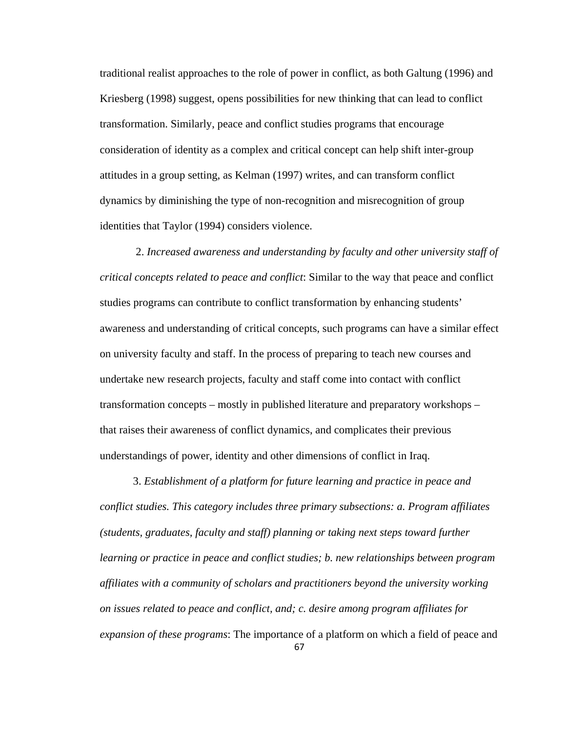traditional realist approaches to the role of power in conflict, as both Galtung (1996) and Kriesberg (1998) suggest, opens possibilities for new thinking that can lead to conflict transformation. Similarly, peace and conflict studies programs that encourage consideration of identity as a complex and critical concept can help shift inter-group attitudes in a group setting, as Kelman (1997) writes, and can transform conflict dynamics by diminishing the type of non-recognition and misrecognition of group identities that Taylor (1994) considers violence.

2. *Increased awareness and understanding by faculty and other university staff of critical concepts related to peace and conflict*: Similar to the way that peace and conflict studies programs can contribute to conflict transformation by enhancing students' awareness and understanding of critical concepts, such programs can have a similar effect on university faculty and staff. In the process of preparing to teach new courses and undertake new research projects, faculty and staff come into contact with conflict transformation concepts – mostly in published literature and preparatory workshops – that raises their awareness of conflict dynamics, and complicates their previous understandings of power, identity and other dimensions of conflict in Iraq.

3. *Establishment of a platform for future learning and practice in peace and conflict studies. This category includes three primary subsections: a. Program affiliates (students, graduates, faculty and staff) planning or taking next steps toward further learning or practice in peace and conflict studies; b. new relationships between program affiliates with a community of scholars and practitioners beyond the university working on issues related to peace and conflict, and; c. desire among program affiliates for expansion of these programs*: The importance of a platform on which a field of peace and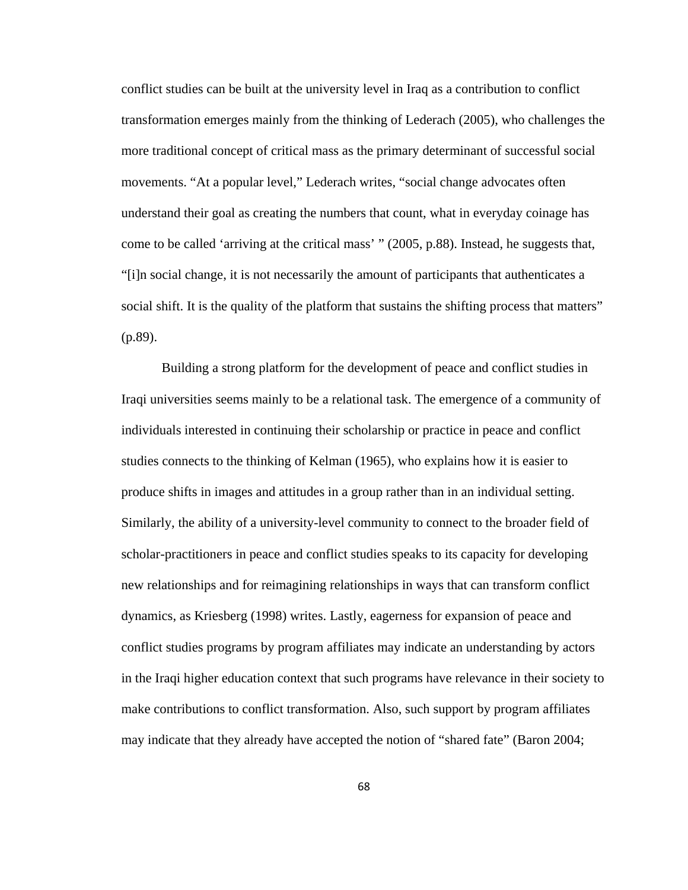conflict studies can be built at the university level in Iraq as a contribution to conflict transformation emerges mainly from the thinking of Lederach (2005), who challenges the more traditional concept of critical mass as the primary determinant of successful social movements. "At a popular level," Lederach writes, "social change advocates often understand their goal as creating the numbers that count, what in everyday coinage has come to be called 'arriving at the critical mass' " (2005, p.88). Instead, he suggests that, "[i]n social change, it is not necessarily the amount of participants that authenticates a social shift. It is the quality of the platform that sustains the shifting process that matters" (p.89).

Building a strong platform for the development of peace and conflict studies in Iraqi universities seems mainly to be a relational task. The emergence of a community of individuals interested in continuing their scholarship or practice in peace and conflict studies connects to the thinking of Kelman (1965), who explains how it is easier to produce shifts in images and attitudes in a group rather than in an individual setting. Similarly, the ability of a university-level community to connect to the broader field of scholar-practitioners in peace and conflict studies speaks to its capacity for developing new relationships and for reimagining relationships in ways that can transform conflict dynamics, as Kriesberg (1998) writes. Lastly, eagerness for expansion of peace and conflict studies programs by program affiliates may indicate an understanding by actors in the Iraqi higher education context that such programs have relevance in their society to make contributions to conflict transformation. Also, such support by program affiliates may indicate that they already have accepted the notion of "shared fate" (Baron 2004;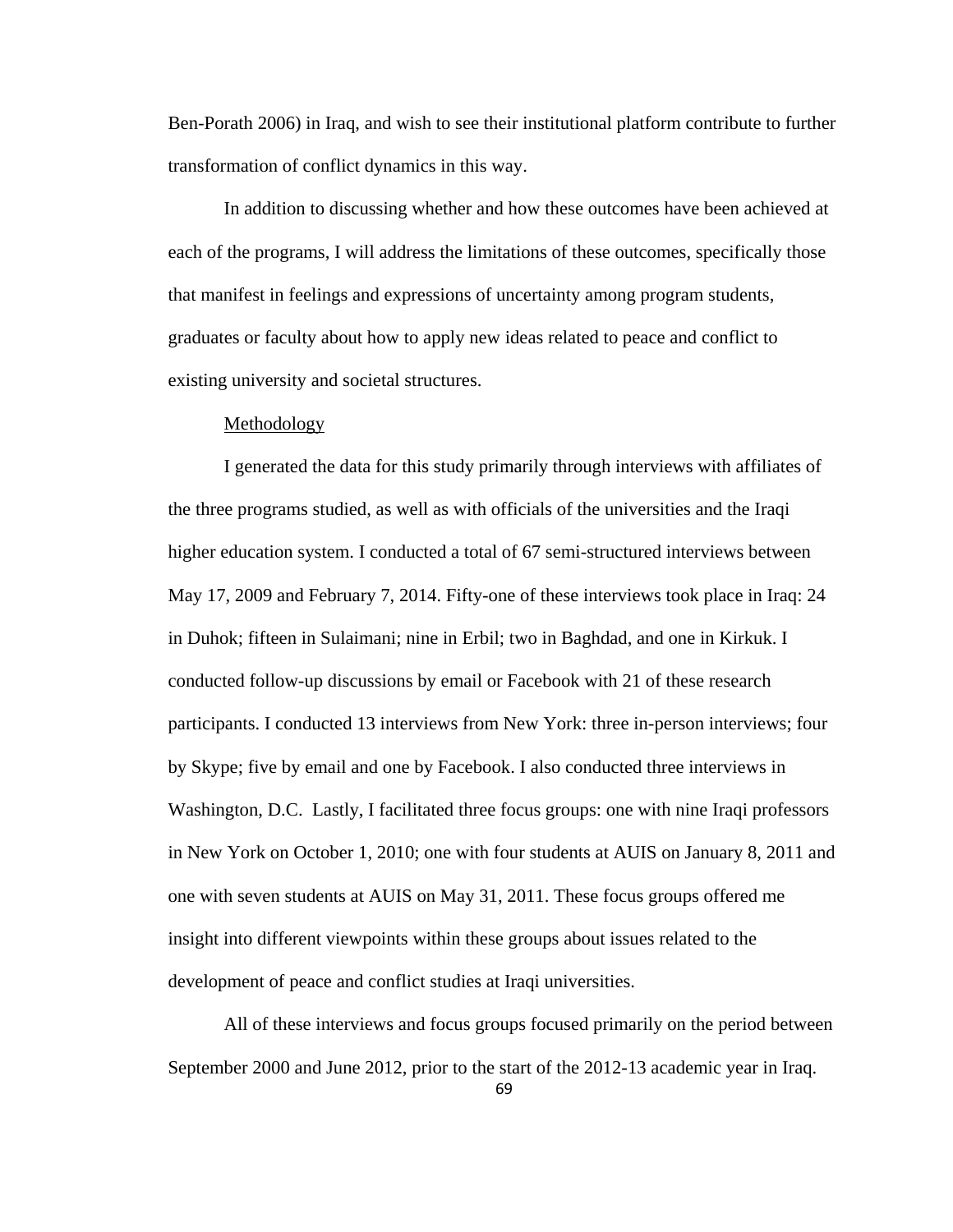Ben-Porath 2006) in Iraq, and wish to see their institutional platform contribute to further transformation of conflict dynamics in this way.

In addition to discussing whether and how these outcomes have been achieved at each of the programs, I will address the limitations of these outcomes, specifically those that manifest in feelings and expressions of uncertainty among program students, graduates or faculty about how to apply new ideas related to peace and conflict to existing university and societal structures.

## Methodology

I generated the data for this study primarily through interviews with affiliates of the three programs studied, as well as with officials of the universities and the Iraqi higher education system. I conducted a total of 67 semi-structured interviews between May 17, 2009 and February 7, 2014. Fifty-one of these interviews took place in Iraq: 24 in Duhok; fifteen in Sulaimani; nine in Erbil; two in Baghdad, and one in Kirkuk. I conducted follow-up discussions by email or Facebook with 21 of these research participants. I conducted 13 interviews from New York: three in-person interviews; four by Skype; five by email and one by Facebook. I also conducted three interviews in Washington, D.C. Lastly, I facilitated three focus groups: one with nine Iraqi professors in New York on October 1, 2010; one with four students at AUIS on January 8, 2011 and one with seven students at AUIS on May 31, 2011. These focus groups offered me insight into different viewpoints within these groups about issues related to the development of peace and conflict studies at Iraqi universities.

All of these interviews and focus groups focused primarily on the period between September 2000 and June 2012, prior to the start of the 2012-13 academic year in Iraq.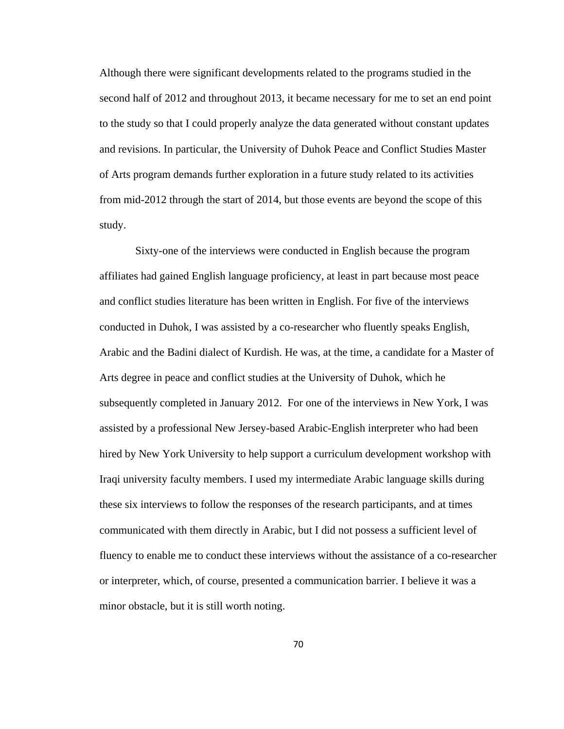Although there were significant developments related to the programs studied in the second half of 2012 and throughout 2013, it became necessary for me to set an end point to the study so that I could properly analyze the data generated without constant updates and revisions. In particular, the University of Duhok Peace and Conflict Studies Master of Arts program demands further exploration in a future study related to its activities from mid-2012 through the start of 2014, but those events are beyond the scope of this study.

Sixty-one of the interviews were conducted in English because the program affiliates had gained English language proficiency, at least in part because most peace and conflict studies literature has been written in English. For five of the interviews conducted in Duhok, I was assisted by a co-researcher who fluently speaks English, Arabic and the Badini dialect of Kurdish. He was, at the time, a candidate for a Master of Arts degree in peace and conflict studies at the University of Duhok, which he subsequently completed in January 2012. For one of the interviews in New York, I was assisted by a professional New Jersey-based Arabic-English interpreter who had been hired by New York University to help support a curriculum development workshop with Iraqi university faculty members. I used my intermediate Arabic language skills during these six interviews to follow the responses of the research participants, and at times communicated with them directly in Arabic, but I did not possess a sufficient level of fluency to enable me to conduct these interviews without the assistance of a co-researcher or interpreter, which, of course, presented a communication barrier. I believe it was a minor obstacle, but it is still worth noting.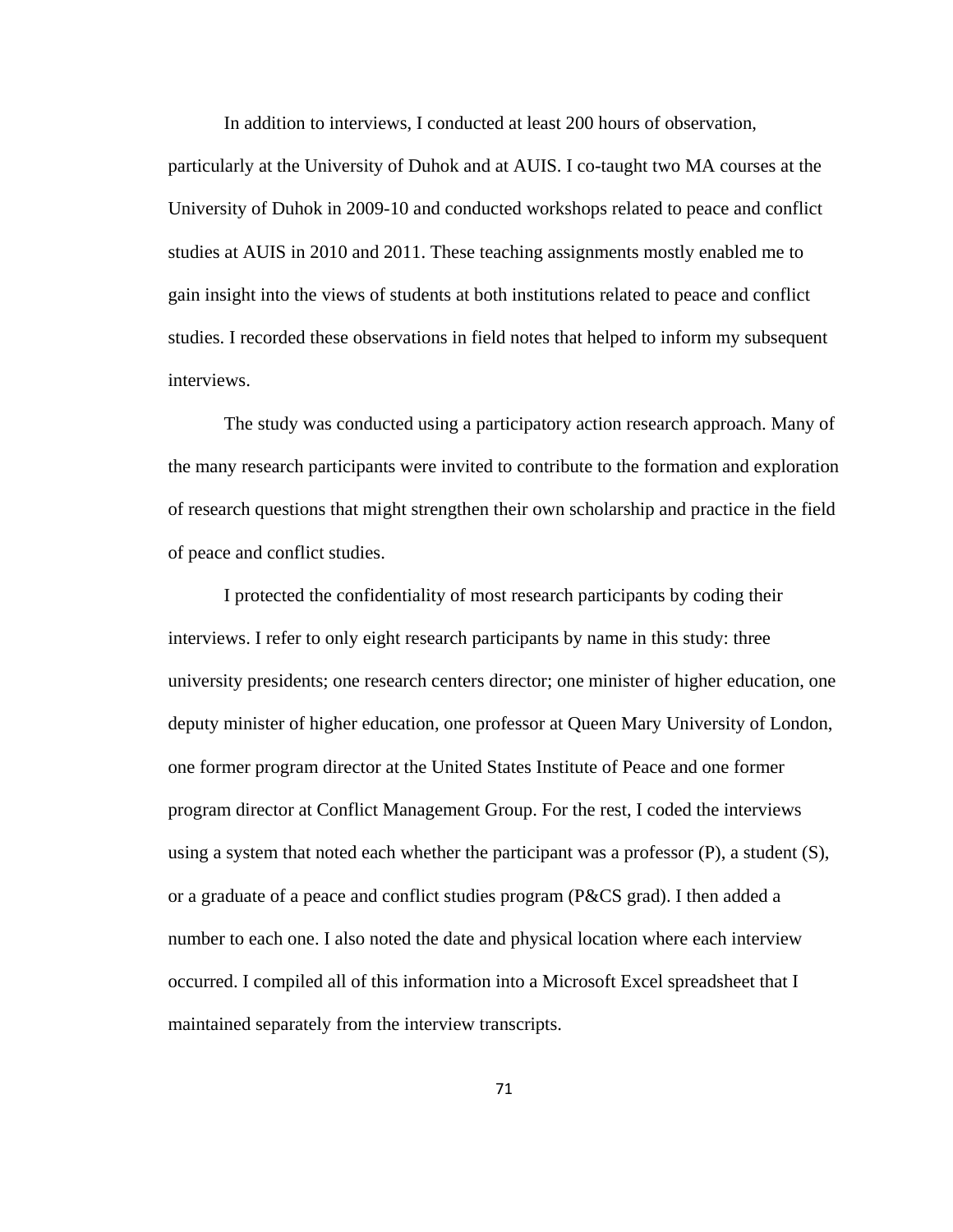In addition to interviews, I conducted at least 200 hours of observation, particularly at the University of Duhok and at AUIS. I co-taught two MA courses at the University of Duhok in 2009-10 and conducted workshops related to peace and conflict studies at AUIS in 2010 and 2011. These teaching assignments mostly enabled me to gain insight into the views of students at both institutions related to peace and conflict studies. I recorded these observations in field notes that helped to inform my subsequent interviews.

The study was conducted using a participatory action research approach. Many of the many research participants were invited to contribute to the formation and exploration of research questions that might strengthen their own scholarship and practice in the field of peace and conflict studies.

I protected the confidentiality of most research participants by coding their interviews. I refer to only eight research participants by name in this study: three university presidents; one research centers director; one minister of higher education, one deputy minister of higher education, one professor at Queen Mary University of London, one former program director at the United States Institute of Peace and one former program director at Conflict Management Group. For the rest, I coded the interviews using a system that noted each whether the participant was a professor (P), a student (S), or a graduate of a peace and conflict studies program (P&CS grad). I then added a number to each one. I also noted the date and physical location where each interview occurred. I compiled all of this information into a Microsoft Excel spreadsheet that I maintained separately from the interview transcripts.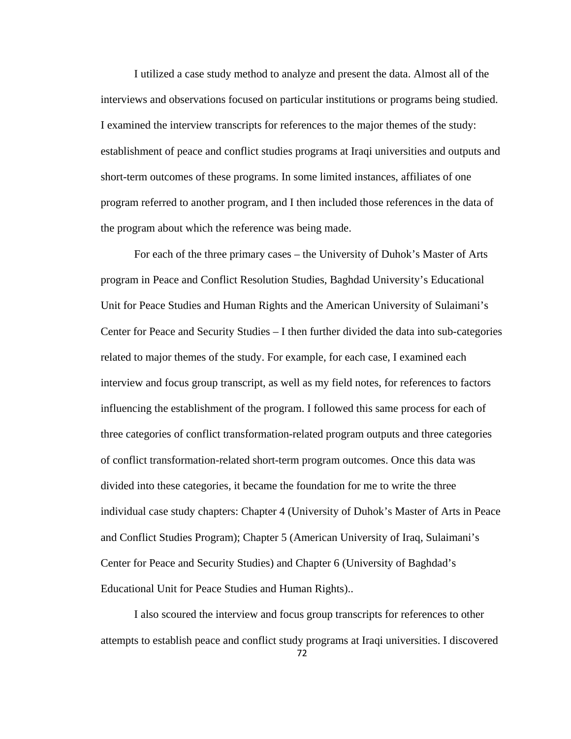I utilized a case study method to analyze and present the data. Almost all of the interviews and observations focused on particular institutions or programs being studied. I examined the interview transcripts for references to the major themes of the study: establishment of peace and conflict studies programs at Iraqi universities and outputs and short-term outcomes of these programs. In some limited instances, affiliates of one program referred to another program, and I then included those references in the data of the program about which the reference was being made.

For each of the three primary cases – the University of Duhok's Master of Arts program in Peace and Conflict Resolution Studies, Baghdad University's Educational Unit for Peace Studies and Human Rights and the American University of Sulaimani's Center for Peace and Security Studies – I then further divided the data into sub-categories related to major themes of the study. For example, for each case, I examined each interview and focus group transcript, as well as my field notes, for references to factors influencing the establishment of the program. I followed this same process for each of three categories of conflict transformation-related program outputs and three categories of conflict transformation-related short-term program outcomes. Once this data was divided into these categories, it became the foundation for me to write the three individual case study chapters: Chapter 4 (University of Duhok's Master of Arts in Peace and Conflict Studies Program); Chapter 5 (American University of Iraq, Sulaimani's Center for Peace and Security Studies) and Chapter 6 (University of Baghdad's Educational Unit for Peace Studies and Human Rights)..

I also scoured the interview and focus group transcripts for references to other attempts to establish peace and conflict study programs at Iraqi universities. I discovered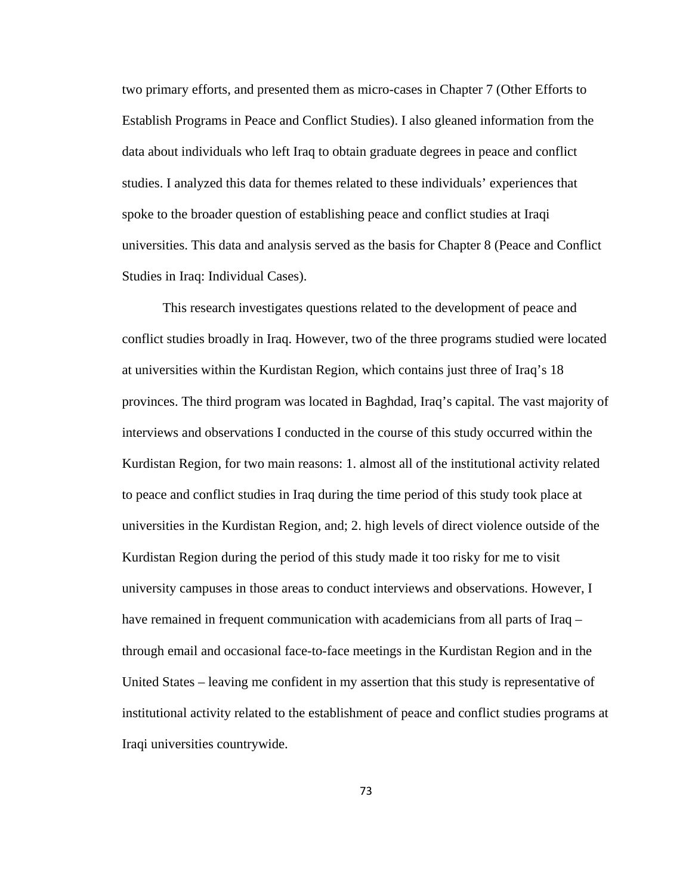two primary efforts, and presented them as micro-cases in Chapter 7 (Other Efforts to Establish Programs in Peace and Conflict Studies). I also gleaned information from the data about individuals who left Iraq to obtain graduate degrees in peace and conflict studies. I analyzed this data for themes related to these individuals' experiences that spoke to the broader question of establishing peace and conflict studies at Iraqi universities. This data and analysis served as the basis for Chapter 8 (Peace and Conflict Studies in Iraq: Individual Cases).

This research investigates questions related to the development of peace and conflict studies broadly in Iraq. However, two of the three programs studied were located at universities within the Kurdistan Region, which contains just three of Iraq's 18 provinces. The third program was located in Baghdad, Iraq's capital. The vast majority of interviews and observations I conducted in the course of this study occurred within the Kurdistan Region, for two main reasons: 1. almost all of the institutional activity related to peace and conflict studies in Iraq during the time period of this study took place at universities in the Kurdistan Region, and; 2. high levels of direct violence outside of the Kurdistan Region during the period of this study made it too risky for me to visit university campuses in those areas to conduct interviews and observations. However, I have remained in frequent communication with academicians from all parts of Iraq – through email and occasional face-to-face meetings in the Kurdistan Region and in the United States – leaving me confident in my assertion that this study is representative of institutional activity related to the establishment of peace and conflict studies programs at Iraqi universities countrywide.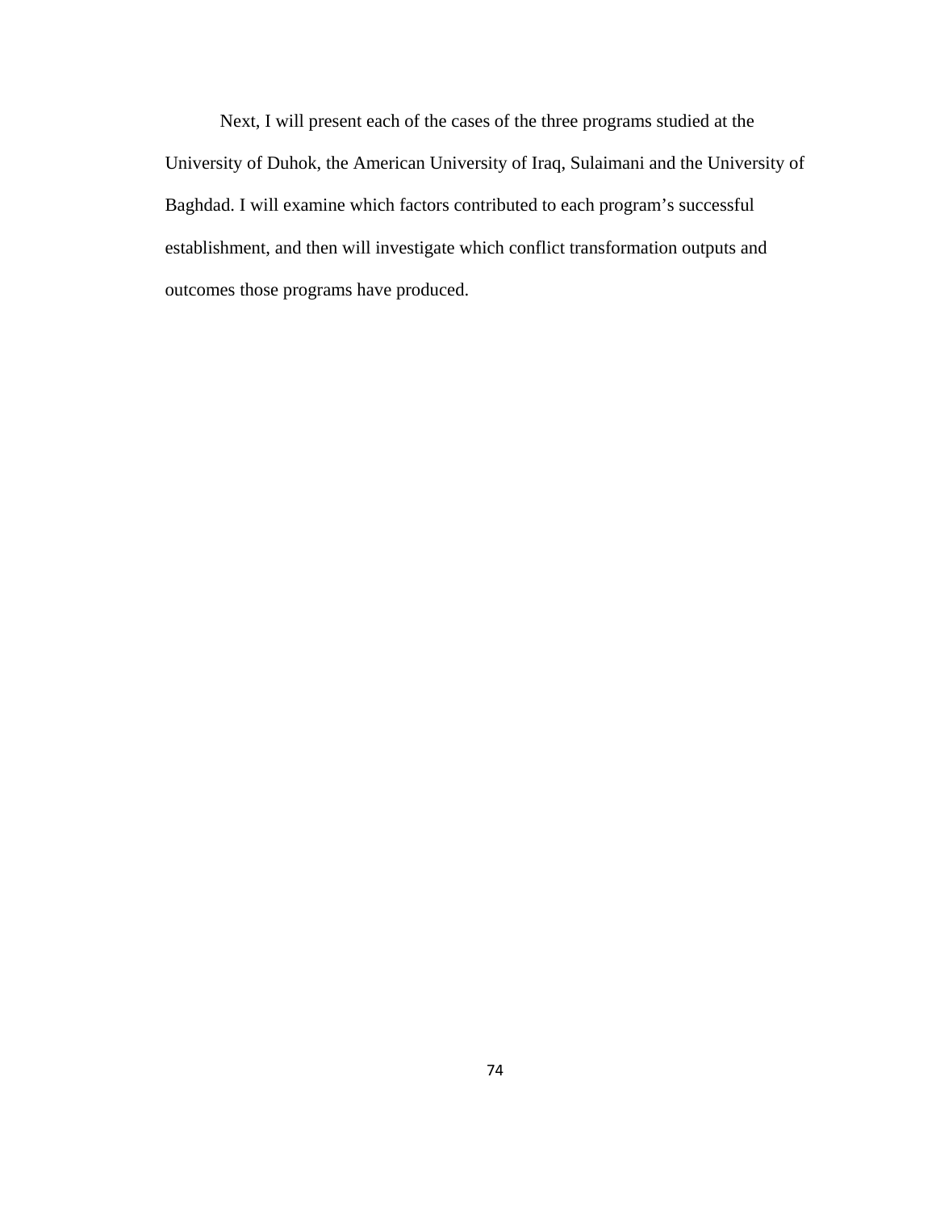Next, I will present each of the cases of the three programs studied at the University of Duhok, the American University of Iraq, Sulaimani and the University of Baghdad. I will examine which factors contributed to each program's successful establishment, and then will investigate which conflict transformation outputs and outcomes those programs have produced.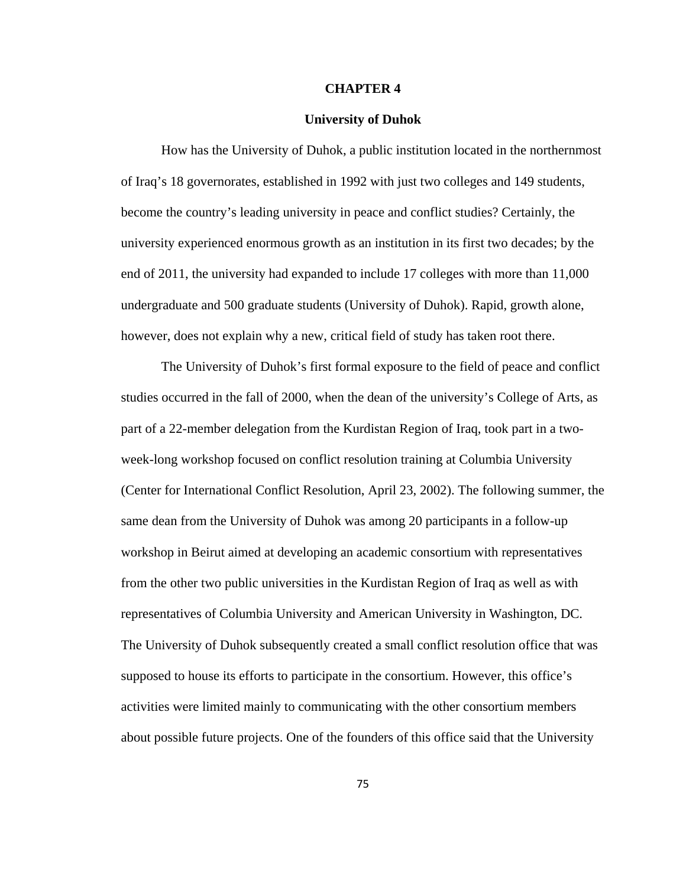# CHAPTER 4

## University of Duhok

How has the University of Duhok, a public institution located in the northernmost of Iraq's 18 governorates, established in 1992 with just two colleges and 149 students, become the country's leading university in peace and conflict studies? Certainly, the university experienced enormous growth as an institution in its first two decades; by the end of 2011, the university had expanded to include 17 colleges with more than 11,000 undergraduate and 500 graduate students (University of Duhok). Rapid, growth alone, however, does not explain why a new, critical field of study has taken root there.

The University of Duhok's first formal exposure to the field of peace and conflict studies occurred in the fall of 2000, when the dean of the university's College of Arts, as part of a 22-member delegation from the Kurdistan Region of Iraq, took part in a two-week-long workshop focused on conflict resolution training at Columbia University (Center for International Conflict Resolution, April 23, 2002). The following summer, the same dean from the University of Duhok was among 20 participants in a follow-up workshop in Beirut aimed at developing an academic consortium with representatives from the other two public universities in the Kurdistan Region of Iraq as well as with representatives of Columbia University and American University in Washington, DC. The University of Duhok subsequently created a small conflict resolution office that was supposed to house its efforts to participate in the consortium. However, this office's activities were limited mainly to communicating with the other consortium members about possible future projects. One of the founders of this office said that the University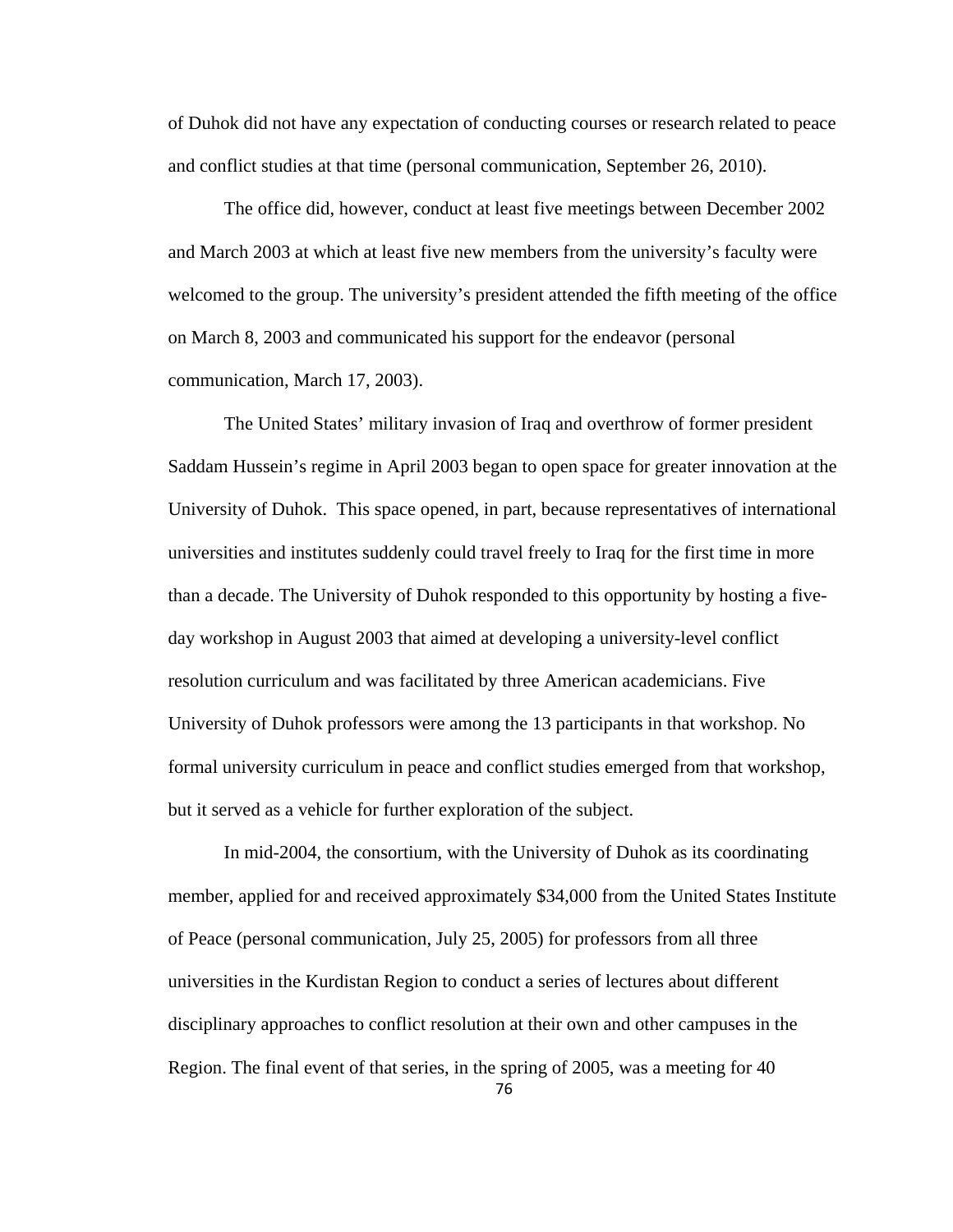of Duhok did not have any expectation of conducting courses or research related to peace and conflict studies at that time (personal communication, September 26, 2010).

The office did, however, conduct at least five meetings between December 2002 and March 2003 at which at least five new members from the university's faculty were welcomed to the group. The university's president attended the fifth meeting of the office on March 8, 2003 and communicated his support for the endeavor (personal communication, March 17, 2003).

The United States' military invasion of Iraq and overthrow of former president Saddam Hussein's regime in April 2003 began to open space for greater innovation at the University of Duhok. This space opened, in part, because representatives of international universities and institutes suddenly could travel freely to Iraq for the first time in more than a decade. The University of Duhok responded to this opportunity by hosting a five-day workshop in August 2003 that aimed at developing a university-level conflict resolution curriculum and was facilitated by three American academicians. Five University of Duhok professors were among the 13 participants in that workshop. No formal university curriculum in peace and conflict studies emerged from that workshop, but it served as a vehicle for further exploration of the subject.

In mid-2004, the consortium, with the University of Duhok as its coordinating member, applied for and received approximately $34,000 from the United States Institute of Peace (personal communication, July 25, 2005) for professors from all three universities in the Kurdistan Region to conduct a series of lectures about different disciplinary approaches to conflict resolution at their own and other campuses in the Region. The final event of that series, in the spring of 2005, was a meeting for 40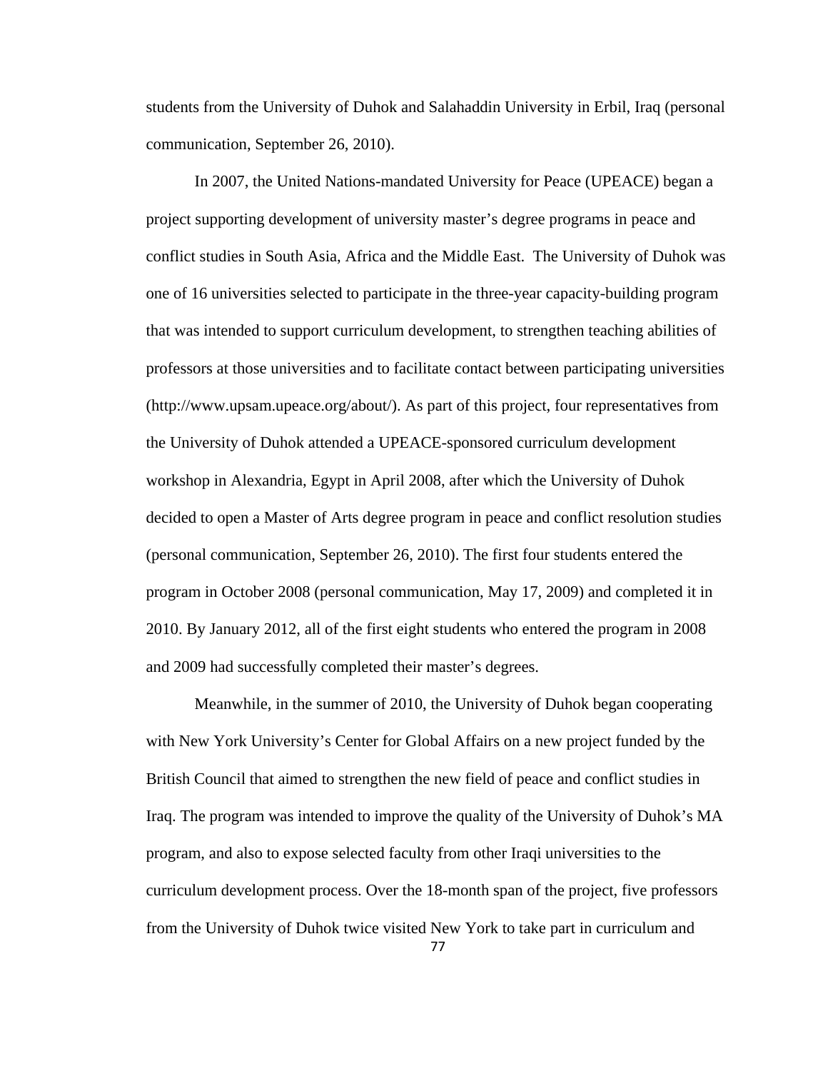students from the University of Duhok and Salahaddin University in Erbil, Iraq (personal communication, September 26, 2010).

In 2007, the United Nations-mandated University for Peace (UPEACE) began a project supporting development of university master's degree programs in peace and conflict studies in South Asia, Africa and the Middle East. The University of Duhok was one of 16 universities selected to participate in the three-year capacity-building program that was intended to support curriculum development, to strengthen teaching abilities of professors at those universities and to facilitate contact between participating universities (http://www.upsam.upeace.org/about/). As part of this project, four representatives from the University of Duhok attended a UPEACE-sponsored curriculum development workshop in Alexandria, Egypt in April 2008, after which the University of Duhok decided to open a Master of Arts degree program in peace and conflict resolution studies (personal communication, September 26, 2010). The first four students entered the program in October 2008 (personal communication, May 17, 2009) and completed it in 2010. By January 2012, all of the first eight students who entered the program in 2008 and 2009 had successfully completed their master's degrees.

Meanwhile, in the summer of 2010, the University of Duhok began cooperating with New York University's Center for Global Affairs on a new project funded by the British Council that aimed to strengthen the new field of peace and conflict studies in Iraq. The program was intended to improve the quality of the University of Duhok's MA program, and also to expose selected faculty from other Iraqi universities to the curriculum development process. Over the 18-month span of the project, five professors from the University of Duhok twice visited New York to take part in curriculum and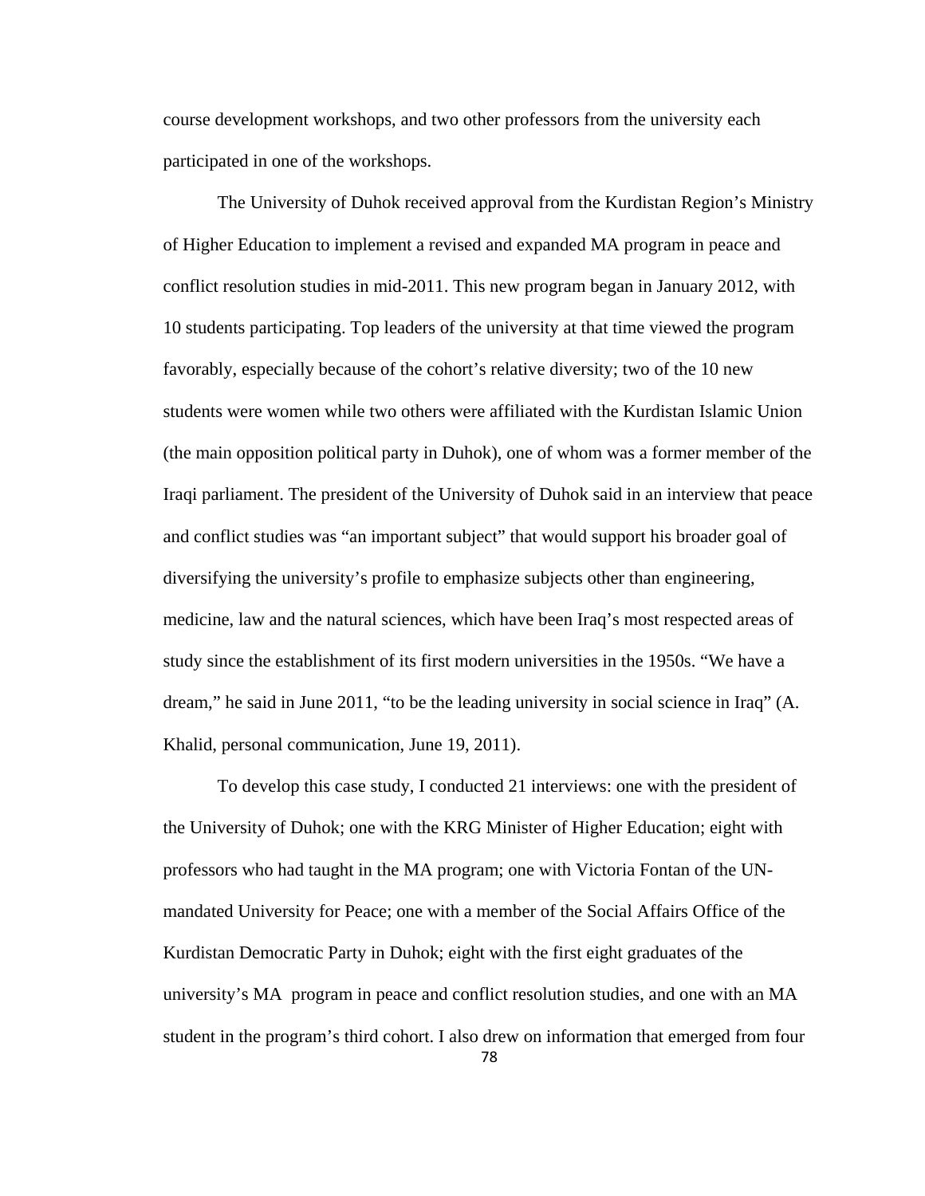course development workshops, and two other professors from the university each participated in one of the workshops.

The University of Duhok received approval from the Kurdistan Region's Ministry of Higher Education to implement a revised and expanded MA program in peace and conflict resolution studies in mid-2011. This new program began in January 2012, with 10 students participating. Top leaders of the university at that time viewed the program favorably, especially because of the cohort's relative diversity; two of the 10 new students were women while two others were affiliated with the Kurdistan Islamic Union (the main opposition political party in Duhok), one of whom was a former member of the Iraqi parliament. The president of the University of Duhok said in an interview that peace and conflict studies was "an important subject" that would support his broader goal of diversifying the university's profile to emphasize subjects other than engineering, medicine, law and the natural sciences, which have been Iraq's most respected areas of study since the establishment of its first modern universities in the 1950s. "We have a dream," he said in June 2011, "to be the leading university in social science in Iraq" (A. Khalid, personal communication, June 19, 2011).

To develop this case study, I conducted 21 interviews: one with the president of the University of Duhok; one with the KRG Minister of Higher Education; eight with professors who had taught in the MA program; one with Victoria Fontan of the UN-mandated University for Peace; one with a member of the Social Affairs Office of the Kurdistan Democratic Party in Duhok; eight with the first eight graduates of the university's MA program in peace and conflict resolution studies, and one with an MA student in the program's third cohort. I also drew on information that emerged from four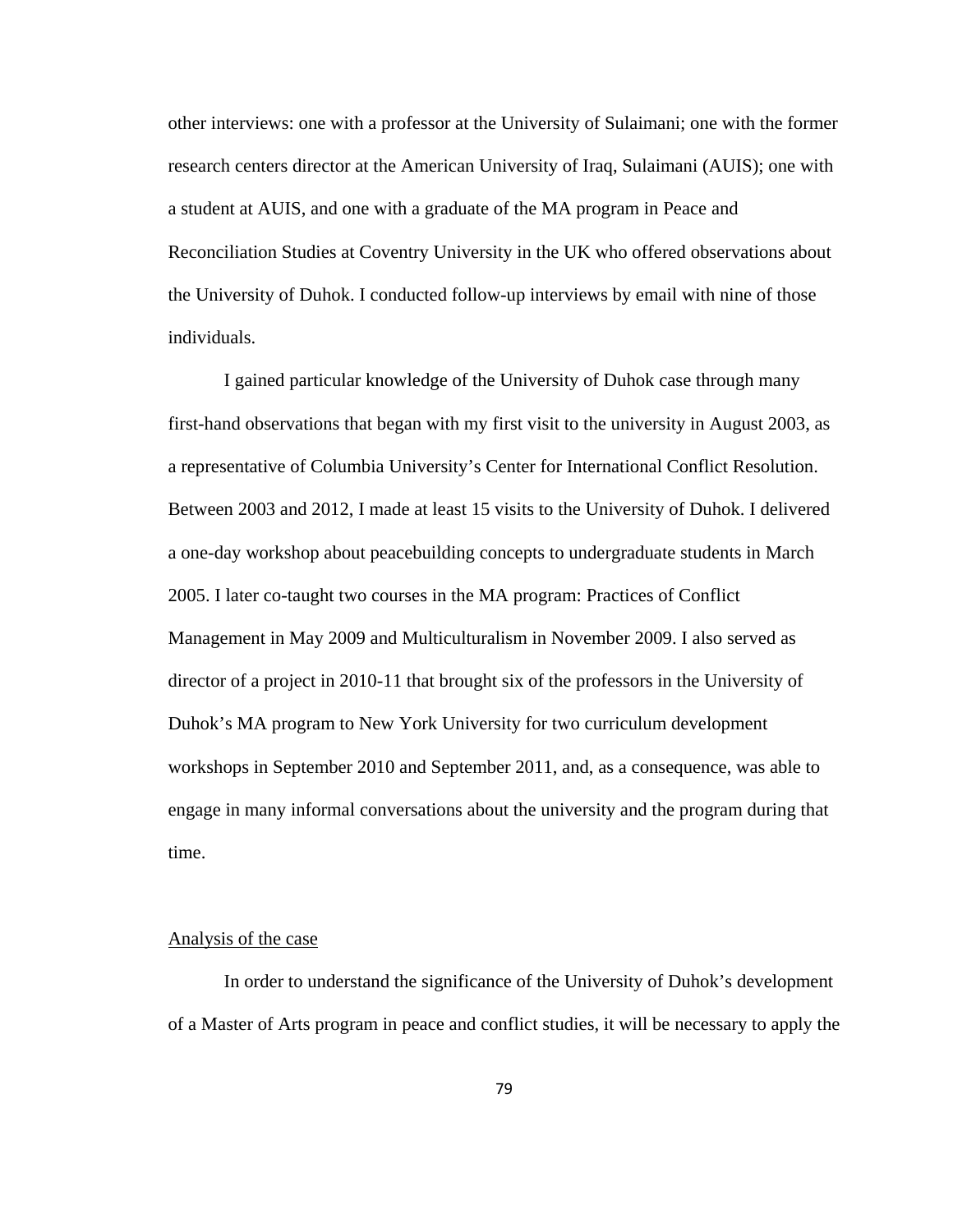other interviews: one with a professor at the University of Sulaimani; one with the former research centers director at the American University of Iraq, Sulaimani (AUIS); one with a student at AUIS, and one with a graduate of the MA program in Peace and Reconciliation Studies at Coventry University in the UK who offered observations about the University of Duhok. I conducted follow-up interviews by email with nine of those individuals.

I gained particular knowledge of the University of Duhok case through many first-hand observations that began with my first visit to the university in August 2003, as a representative of Columbia University's Center for International Conflict Resolution. Between 2003 and 2012, I made at least 15 visits to the University of Duhok. I delivered a one-day workshop about peacebuilding concepts to undergraduate students in March 2005. I later co-taught two courses in the MA program: Practices of Conflict Management in May 2009 and Multiculturalism in November 2009. I also served as director of a project in 2010-11 that brought six of the professors in the University of Duhok's MA program to New York University for two curriculum development workshops in September 2010 and September 2011, and, as a consequence, was able to engage in many informal conversations about the university and the program during that time.

## Analysis of the case

In order to understand the significance of the University of Duhok's development of a Master of Arts program in peace and conflict studies, it will be necessary to apply the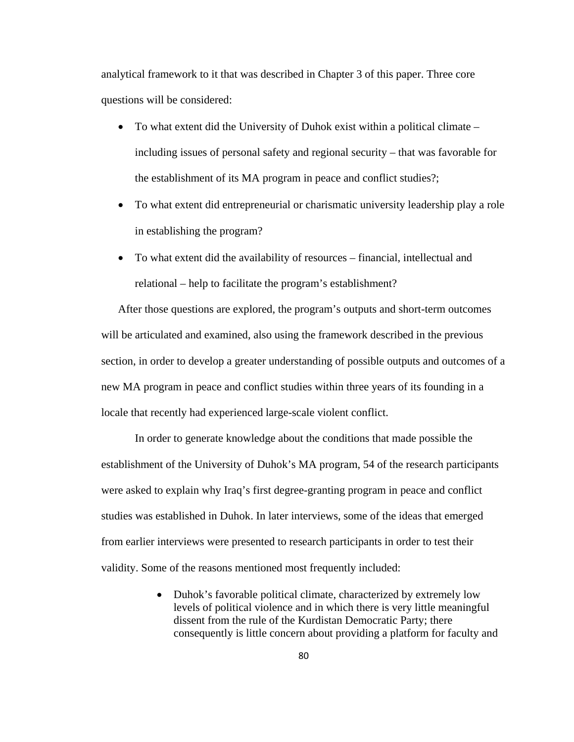analytical framework to it that was described in Chapter 3 of this paper. Three core questions will be considered:

- To what extent did the University of Duhok exist within a political climate – including issues of personal safety and regional security – that was favorable for the establishment of its MA program in peace and conflict studies?;
- To what extent did entrepreneurial or charismatic university leadership play a role in establishing the program?
- To what extent did the availability of resources – financial, intellectual and relational – help to facilitate the program's establishment?

After those questions are explored, the program's outputs and short-term outcomes will be articulated and examined, also using the framework described in the previous section, in order to develop a greater understanding of possible outputs and outcomes of a new MA program in peace and conflict studies within three years of its founding in a locale that recently had experienced large-scale violent conflict.

In order to generate knowledge about the conditions that made possible the establishment of the University of Duhok's MA program, 54 of the research participants were asked to explain why Iraq's first degree-granting program in peace and conflict studies was established in Duhok. In later interviews, some of the ideas that emerged from earlier interviews were presented to research participants in order to test their validity. Some of the reasons mentioned most frequently included:

- Duhok's favorable political climate, characterized by extremely low levels of political violence and in which there is very little meaningful dissent from the rule of the Kurdistan Democratic Party; there consequently is little concern about providing a platform for faculty and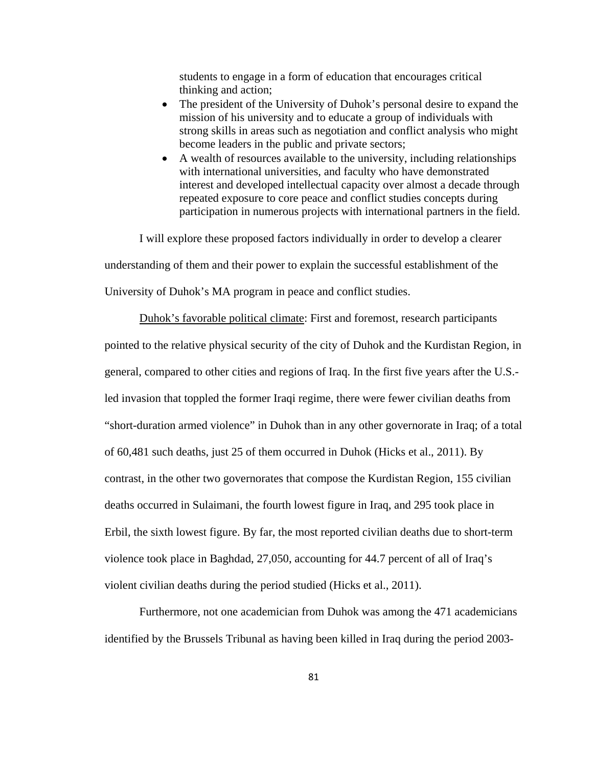students to engage in a form of education that encourages critical thinking and action;

- The president of the University of Duhok's personal desire to expand the mission of his university and to educate a group of individuals with strong skills in areas such as negotiation and conflict analysis who might become leaders in the public and private sectors;
- A wealth of resources available to the university, including relationships with international universities, and faculty who have demonstrated interest and developed intellectual capacity over almost a decade through repeated exposure to core peace and conflict studies concepts during participation in numerous projects with international partners in the field.

I will explore these proposed factors individually in order to develop a clearer understanding of them and their power to explain the successful establishment of the University of Duhok's MA program in peace and conflict studies.

<u>Duhok's favorable political climate</u>: First and foremost, research participants pointed to the relative physical security of the city of Duhok and the Kurdistan Region, in general, compared to other cities and regions of Iraq. In the first five years after the U.S.-led invasion that toppled the former Iraqi regime, there were fewer civilian deaths from "short-duration armed violence" in Duhok than in any other governorate in Iraq; of a total of 60,481 such deaths, just 25 of them occurred in Duhok (Hicks et al., 2011). By contrast, in the other two governorates that compose the Kurdistan Region, 155 civilian deaths occurred in Sulaimani, the fourth lowest figure in Iraq, and 295 took place in Erbil, the sixth lowest figure. By far, the most reported civilian deaths due to short-term violence took place in Baghdad, 27,050, accounting for 44.7 percent of all of Iraq's violent civilian deaths during the period studied (Hicks et al., 2011).

Furthermore, not one academician from Duhok was among the 471 academicians identified by the Brussels Tribunal as having been killed in Iraq during the period 2003-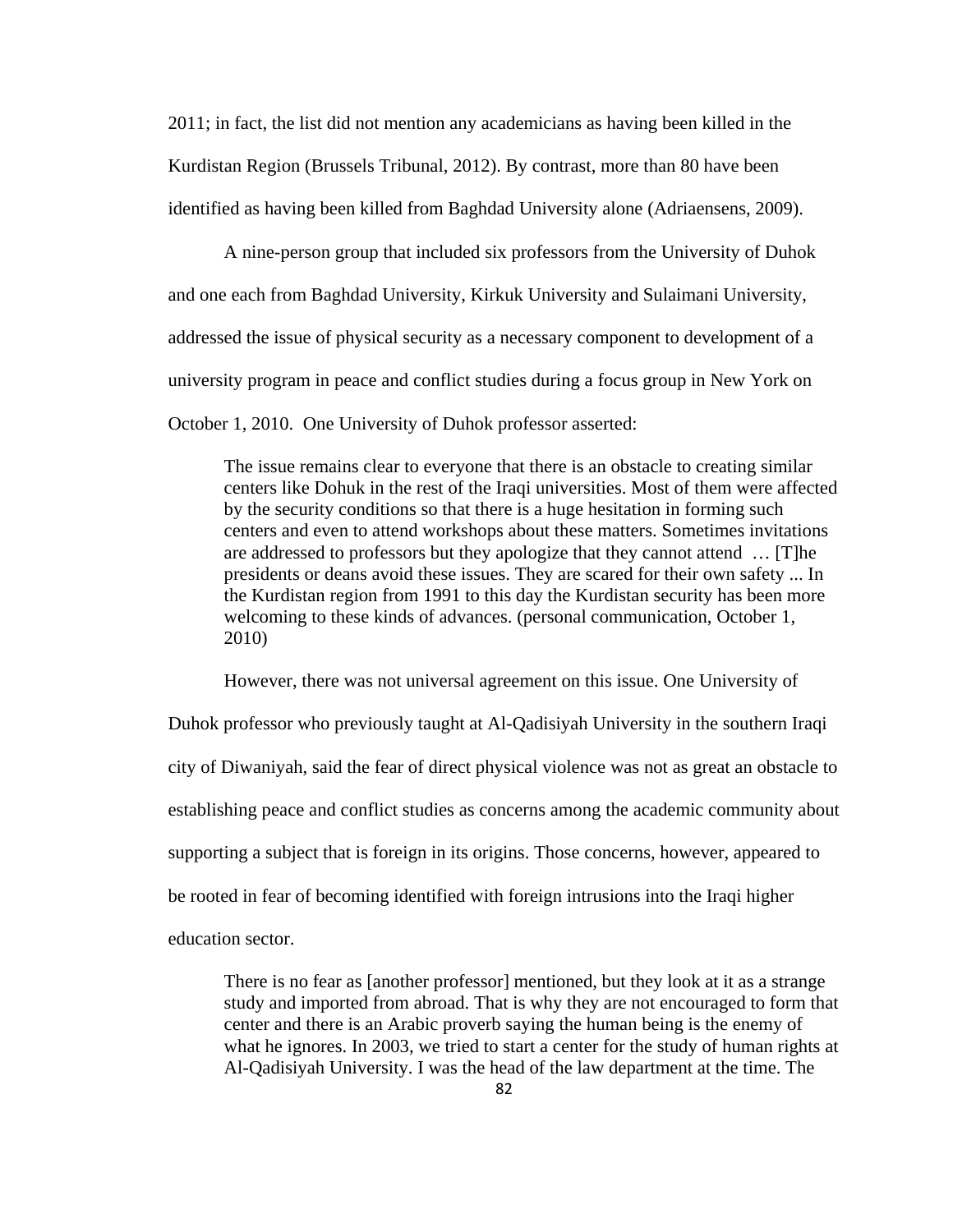2011; in fact, the list did not mention any academicians as having been killed in the Kurdistan Region (Brussels Tribunal, 2012). By contrast, more than 80 have been identified as having been killed from Baghdad University alone (Adriaensens, 2009).

A nine-person group that included six professors from the University of Duhok and one each from Baghdad University, Kirkuk University and Sulaimani University, addressed the issue of physical security as a necessary component to development of a university program in peace and conflict studies during a focus group in New York on October 1, 2010. One University of Duhok professor asserted:

> The issue remains clear to everyone that there is an obstacle to creating similar centers like Dohuk in the rest of the Iraqi universities. Most of them were affected by the security conditions so that there is a huge hesitation in forming such centers and even to attend workshops about these matters. Sometimes invitations are addressed to professors but they apologize that they cannot attend … [T]he presidents or deans avoid these issues. They are scared for their own safety ... In the Kurdistan region from 1991 to this day the Kurdistan security has been more welcoming to these kinds of advances. (personal communication, October 1, 2010)

However, there was not universal agreement on this issue. One University of Duhok professor who previously taught at Al-Qadisiyah University in the southern Iraqi city of Diwaniyah, said the fear of direct physical violence was not as great an obstacle to establishing peace and conflict studies as concerns among the academic community about supporting a subject that is foreign in its origins. Those concerns, however, appeared to be rooted in fear of becoming identified with foreign intrusions into the Iraqi higher education sector.

> There is no fear as [another professor] mentioned, but they look at it as a strange study and imported from abroad. That is why they are not encouraged to form that center and there is an Arabic proverb saying the human being is the enemy of what he ignores. In 2003, we tried to start a center for the study of human rights at Al-Qadisiyah University. I was the head of the law department at the time. The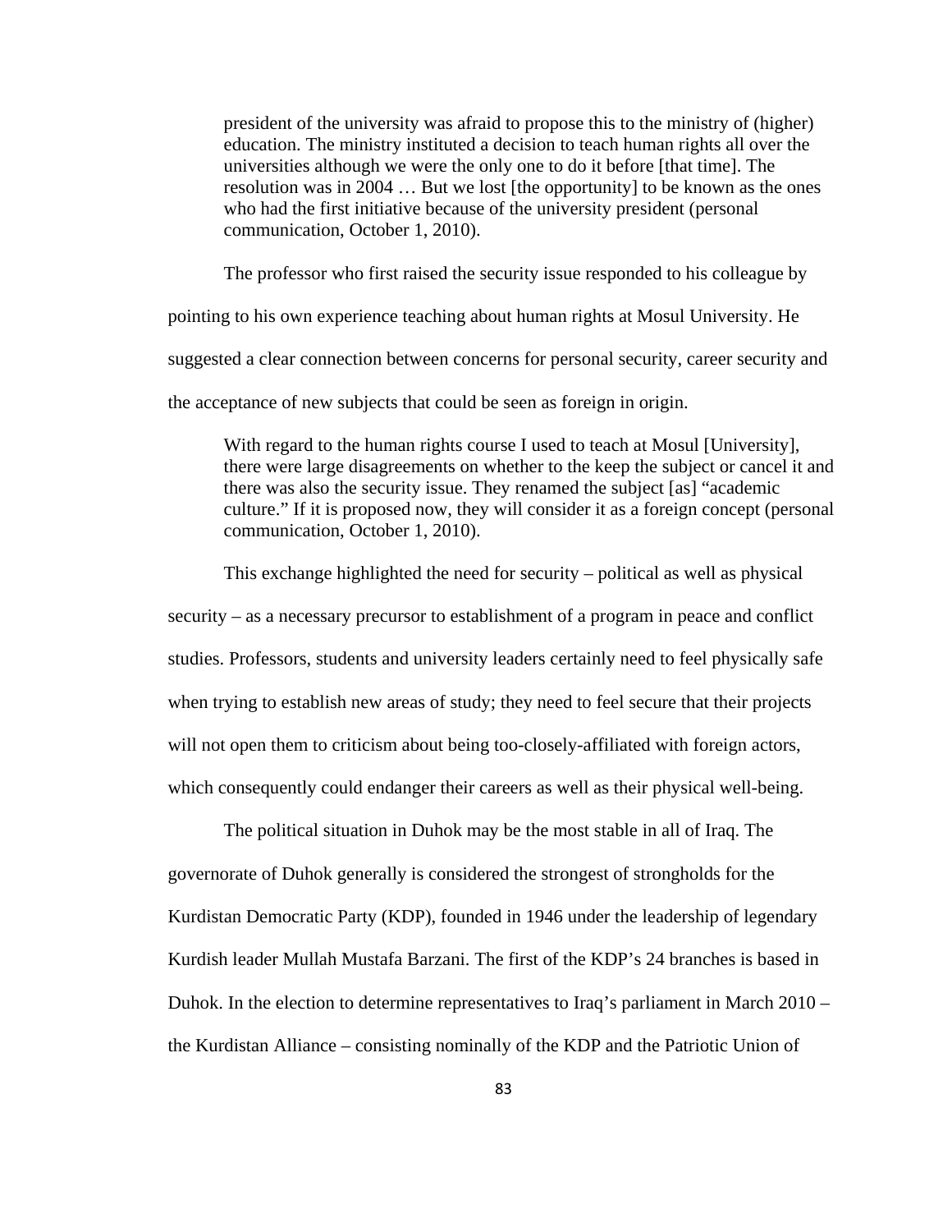> president of the university was afraid to propose this to the ministry of (higher) education. The ministry instituted a decision to teach human rights all over the universities although we were the only one to do it before [that time]. The resolution was in 2004 … But we lost [the opportunity] to be known as the ones who had the first initiative because of the university president (personal communication, October 1, 2010).

The professor who first raised the security issue responded to his colleague by pointing to his own experience teaching about human rights at Mosul University. He suggested a clear connection between concerns for personal security, career security and the acceptance of new subjects that could be seen as foreign in origin.

> With regard to the human rights course I used to teach at Mosul [University], there were large disagreements on whether to the keep the subject or cancel it and there was also the security issue. They renamed the subject [as] "academic culture." If it is proposed now, they will consider it as a foreign concept (personal communication, October 1, 2010).

This exchange highlighted the need for security – political as well as physical security – as a necessary precursor to establishment of a program in peace and conflict studies. Professors, students and university leaders certainly need to feel physically safe when trying to establish new areas of study; they need to feel secure that their projects will not open them to criticism about being too-closely-affiliated with foreign actors, which consequently could endanger their careers as well as their physical well-being.

The political situation in Duhok may be the most stable in all of Iraq. The governorate of Duhok generally is considered the strongest of strongholds for the Kurdistan Democratic Party (KDP), founded in 1946 under the leadership of legendary Kurdish leader Mullah Mustafa Barzani. The first of the KDP's 24 branches is based in Duhok. In the election to determine representatives to Iraq's parliament in March 2010 – the Kurdistan Alliance – consisting nominally of the KDP and the Patriotic Union of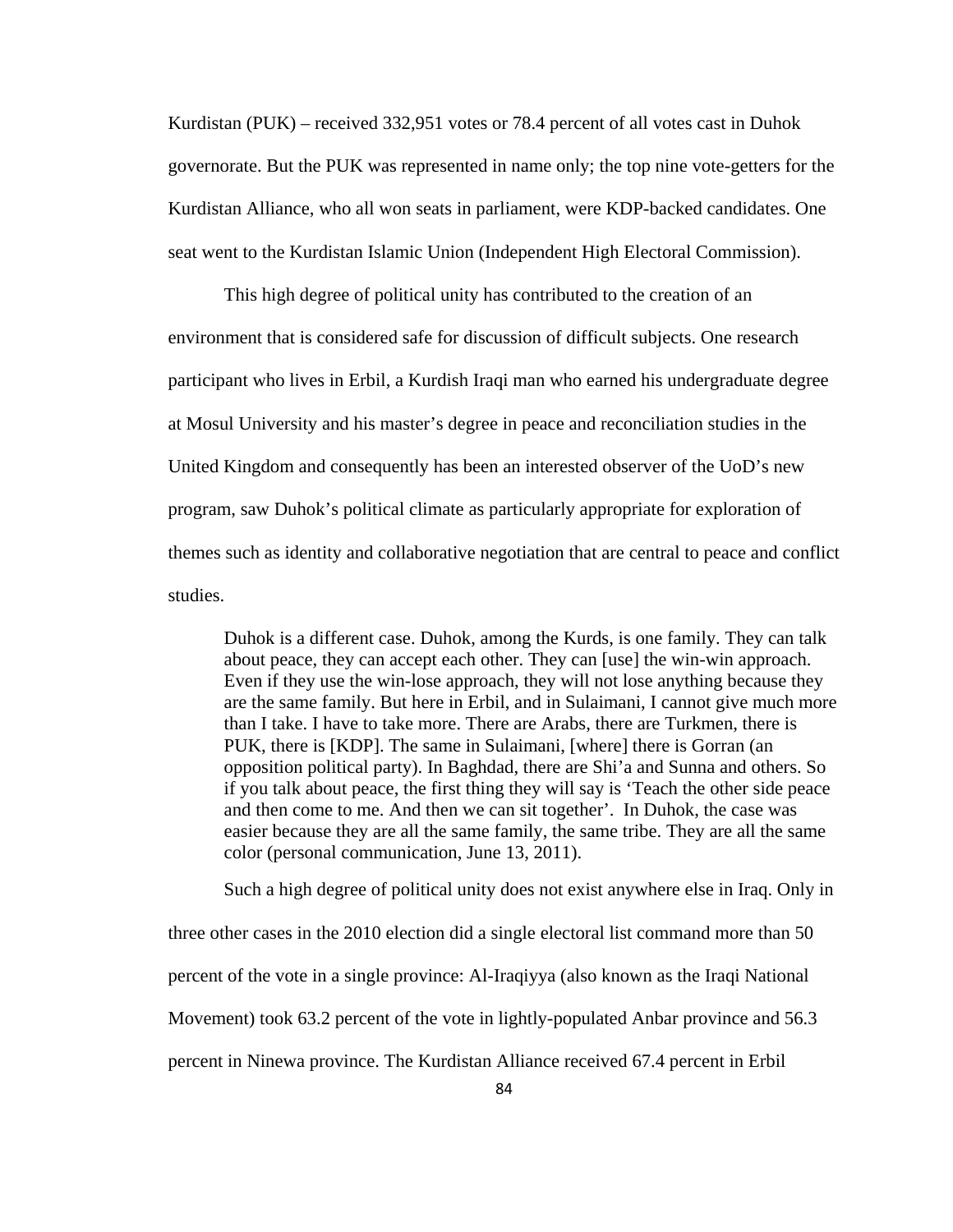Kurdistan (PUK) – received 332,951 votes or 78.4 percent of all votes cast in Duhok governorate. But the PUK was represented in name only; the top nine vote-getters for the Kurdistan Alliance, who all won seats in parliament, were KDP-backed candidates. One seat went to the Kurdistan Islamic Union (Independent High Electoral Commission).

This high degree of political unity has contributed to the creation of an environment that is considered safe for discussion of difficult subjects. One research participant who lives in Erbil, a Kurdish Iraqi man who earned his undergraduate degree at Mosul University and his master's degree in peace and reconciliation studies in the United Kingdom and consequently has been an interested observer of the UoD's new program, saw Duhok's political climate as particularly appropriate for exploration of themes such as identity and collaborative negotiation that are central to peace and conflict studies.

> Duhok is a different case. Duhok, among the Kurds, is one family. They can talk about peace, they can accept each other. They can [use] the win-win approach. Even if they use the win-lose approach, they will not lose anything because they are the same family. But here in Erbil, and in Sulaimani, I cannot give much more than I take. I have to take more. There are Arabs, there are Turkmen, there is PUK, there is [KDP]. The same in Sulaimani, [where] there is Gorran (an opposition political party). In Baghdad, there are Shi'a and Sunna and others. So if you talk about peace, the first thing they will say is 'Teach the other side peace and then come to me. And then we can sit together'. In Duhok, the case was easier because they are all the same family, the same tribe. They are all the same color (personal communication, June 13, 2011).

Such a high degree of political unity does not exist anywhere else in Iraq. Only in three other cases in the 2010 election did a single electoral list command more than 50 percent of the vote in a single province: Al-Iraqiyya (also known as the Iraqi National Movement) took 63.2 percent of the vote in lightly-populated Anbar province and 56.3 percent in Ninewa province. The Kurdistan Alliance received 67.4 percent in Erbil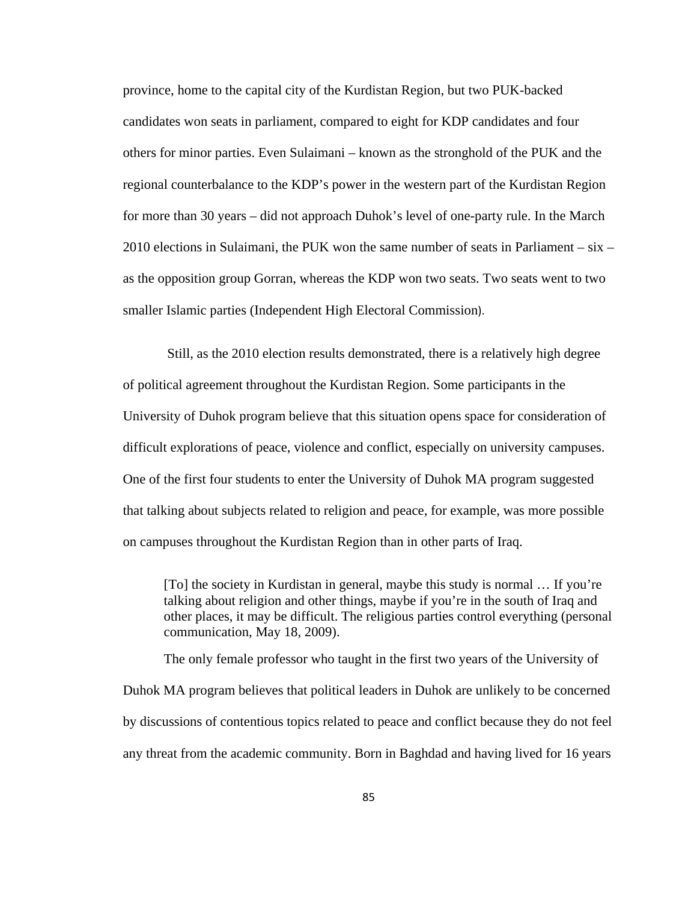province, home to the capital city of the Kurdistan Region, but two PUK-backed candidates won seats in parliament, compared to eight for KDP candidates and four others for minor parties. Even Sulaimani – known as the stronghold of the PUK and the regional counterbalance to the KDP's power in the western part of the Kurdistan Region for more than 30 years – did not approach Duhok's level of one-party rule. In the March 2010 elections in Sulaimani, the PUK won the same number of seats in Parliament – six – as the opposition group Gorran, whereas the KDP won two seats. Two seats went to two smaller Islamic parties (Independent High Electoral Commission).

Still, as the 2010 election results demonstrated, there is a relatively high degree of political agreement throughout the Kurdistan Region. Some participants in the University of Duhok program believe that this situation opens space for consideration of difficult explorations of peace, violence and conflict, especially on university campuses. One of the first four students to enter the University of Duhok MA program suggested that talking about subjects related to religion and peace, for example, was more possible on campuses throughout the Kurdistan Region than in other parts of Iraq.

> [To] the society in Kurdistan in general, maybe this study is normal … If you're talking about religion and other things, maybe if you're in the south of Iraq and other places, it may be difficult. The religious parties control everything (personal communication, May 18, 2009).

The only female professor who taught in the first two years of the University of Duhok MA program believes that political leaders in Duhok are unlikely to be concerned by discussions of contentious topics related to peace and conflict because they do not feel any threat from the academic community. Born in Baghdad and having lived for 16 years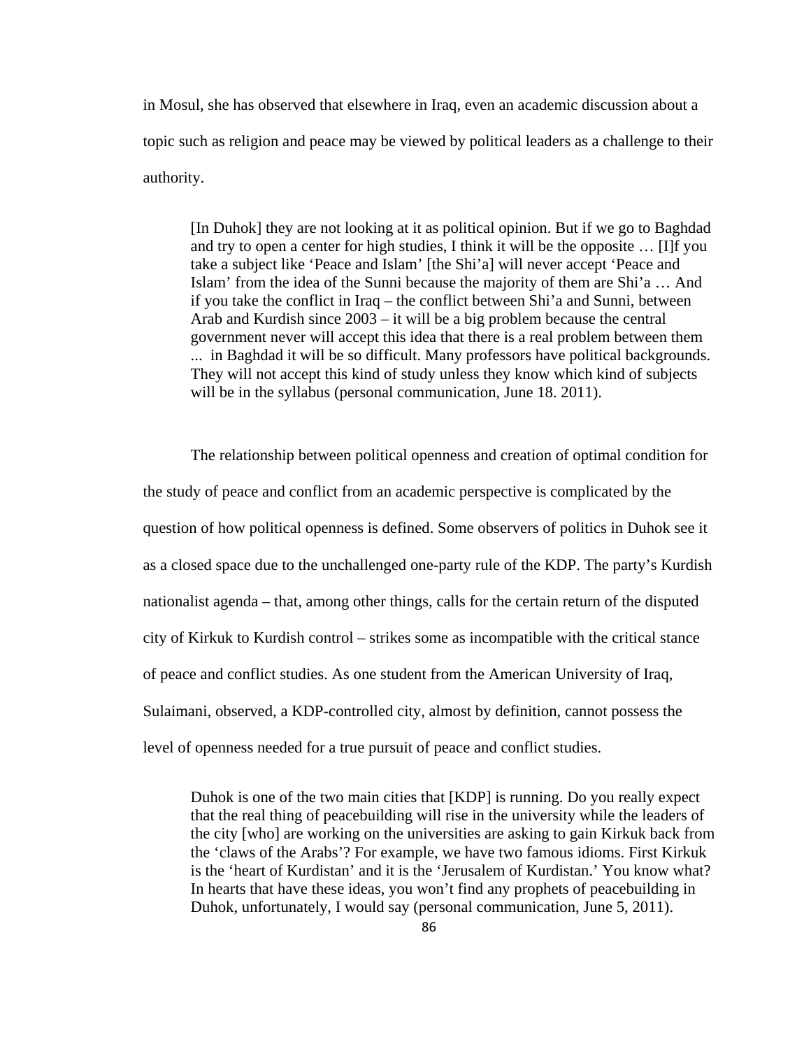in Mosul, she has observed that elsewhere in Iraq, even an academic discussion about a topic such as religion and peace may be viewed by political leaders as a challenge to their authority.

> [In Duhok] they are not looking at it as political opinion. But if we go to Baghdad and try to open a center for high studies, I think it will be the opposite … [I]f you take a subject like 'Peace and Islam' [the Shi'a] will never accept 'Peace and Islam' from the idea of the Sunni because the majority of them are Shi'a … And if you take the conflict in Iraq – the conflict between Shi'a and Sunni, between Arab and Kurdish since 2003 – it will be a big problem because the central government never will accept this idea that there is a real problem between them ... in Baghdad it will be so difficult. Many professors have political backgrounds. They will not accept this kind of study unless they know which kind of subjects will be in the syllabus (personal communication, June 18. 2011).

The relationship between political openness and creation of optimal condition for the study of peace and conflict from an academic perspective is complicated by the question of how political openness is defined. Some observers of politics in Duhok see it as a closed space due to the unchallenged one-party rule of the KDP. The party's Kurdish nationalist agenda – that, among other things, calls for the certain return of the disputed city of Kirkuk to Kurdish control – strikes some as incompatible with the critical stance of peace and conflict studies. As one student from the American University of Iraq, Sulaimani, observed, a KDP-controlled city, almost by definition, cannot possess the level of openness needed for a true pursuit of peace and conflict studies.

> Duhok is one of the two main cities that [KDP] is running. Do you really expect that the real thing of peacebuilding will rise in the university while the leaders of the city [who] are working on the universities are asking to gain Kirkuk back from the 'claws of the Arabs'? For example, we have two famous idioms. First Kirkuk is the 'heart of Kurdistan' and it is the 'Jerusalem of Kurdistan.' You know what? In hearts that have these ideas, you won't find any prophets of peacebuilding in Duhok, unfortunately, I would say (personal communication, June 5, 2011).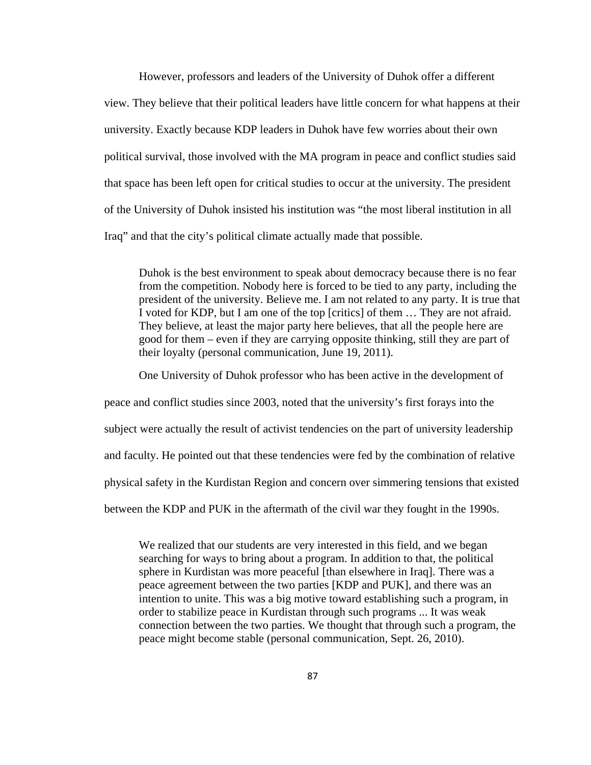However, professors and leaders of the University of Duhok offer a different view. They believe that their political leaders have little concern for what happens at their university. Exactly because KDP leaders in Duhok have few worries about their own political survival, those involved with the MA program in peace and conflict studies said that space has been left open for critical studies to occur at the university. The president of the University of Duhok insisted his institution was "the most liberal institution in all Iraq" and that the city's political climate actually made that possible.

> Duhok is the best environment to speak about democracy because there is no fear from the competition. Nobody here is forced to be tied to any party, including the president of the university. Believe me. I am not related to any party. It is true that I voted for KDP, but I am one of the top [critics] of them … They are not afraid. They believe, at least the major party here believes, that all the people here are good for them – even if they are carrying opposite thinking, still they are part of their loyalty (personal communication, June 19, 2011).

One University of Duhok professor who has been active in the development of peace and conflict studies since 2003, noted that the university's first forays into the subject were actually the result of activist tendencies on the part of university leadership and faculty. He pointed out that these tendencies were fed by the combination of relative physical safety in the Kurdistan Region and concern over simmering tensions that existed between the KDP and PUK in the aftermath of the civil war they fought in the 1990s.

> We realized that our students are very interested in this field, and we began searching for ways to bring about a program. In addition to that, the political sphere in Kurdistan was more peaceful [than elsewhere in Iraq]. There was a peace agreement between the two parties [KDP and PUK], and there was an intention to unite. This was a big motive toward establishing such a program, in order to stabilize peace in Kurdistan through such programs ... It was weak connection between the two parties. We thought that through such a program, the peace might become stable (personal communication, Sept. 26, 2010).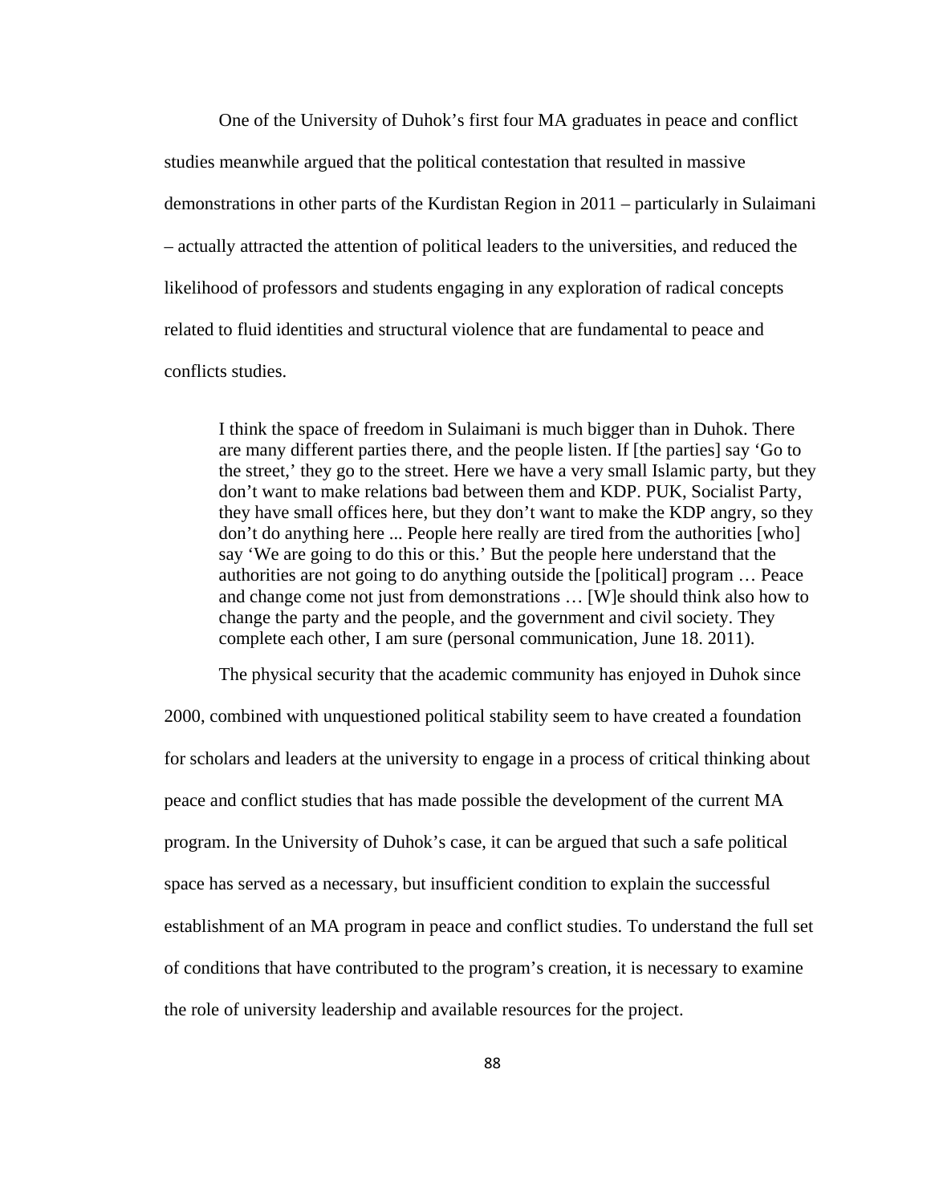One of the University of Duhok's first four MA graduates in peace and conflict studies meanwhile argued that the political contestation that resulted in massive demonstrations in other parts of the Kurdistan Region in 2011 – particularly in Sulaimani – actually attracted the attention of political leaders to the universities, and reduced the likelihood of professors and students engaging in any exploration of radical concepts related to fluid identities and structural violence that are fundamental to peace and conflicts studies.

> I think the space of freedom in Sulaimani is much bigger than in Duhok. There are many different parties there, and the people listen. If [the parties] say 'Go to the street,' they go to the street. Here we have a very small Islamic party, but they don't want to make relations bad between them and KDP. PUK, Socialist Party, they have small offices here, but they don't want to make the KDP angry, so they don't do anything here ... People here really are tired from the authorities [who] say 'We are going to do this or this.' But the people here understand that the authorities are not going to do anything outside the [political] program … Peace and change come not just from demonstrations … [W]e should think also how to change the party and the people, and the government and civil society. They complete each other, I am sure (personal communication, June 18. 2011).

The physical security that the academic community has enjoyed in Duhok since 2000, combined with unquestioned political stability seem to have created a foundation for scholars and leaders at the university to engage in a process of critical thinking about peace and conflict studies that has made possible the development of the current MA program. In the University of Duhok's case, it can be argued that such a safe political space has served as a necessary, but insufficient condition to explain the successful establishment of an MA program in peace and conflict studies. To understand the full set of conditions that have contributed to the program's creation, it is necessary to examine the role of university leadership and available resources for the project.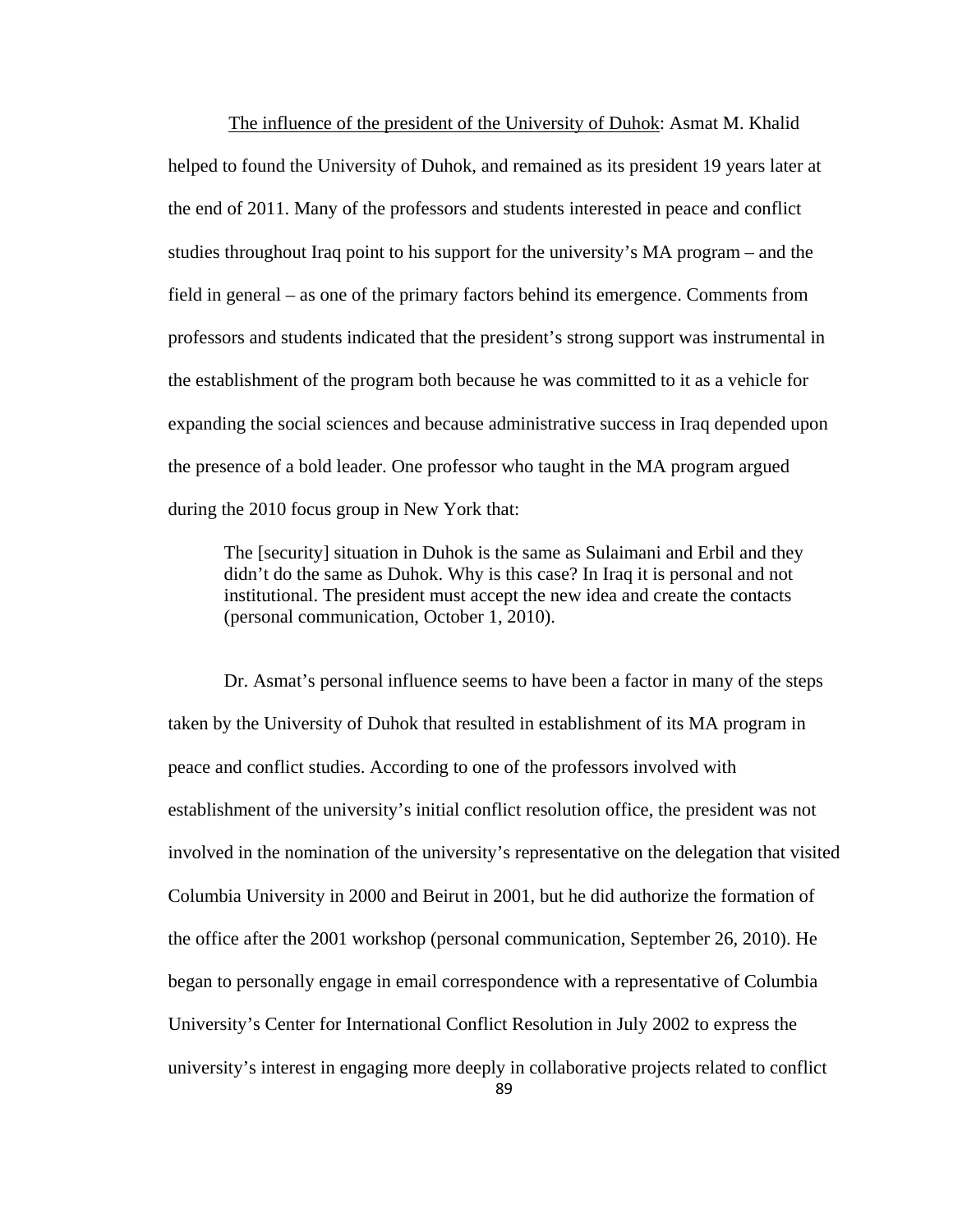The influence of the president of the University of Duhok: Asmat M. Khalid helped to found the University of Duhok, and remained as its president 19 years later at the end of 2011. Many of the professors and students interested in peace and conflict studies throughout Iraq point to his support for the university's MA program – and the field in general – as one of the primary factors behind its emergence. Comments from professors and students indicated that the president's strong support was instrumental in the establishment of the program both because he was committed to it as a vehicle for expanding the social sciences and because administrative success in Iraq depended upon the presence of a bold leader. One professor who taught in the MA program argued during the 2010 focus group in New York that:

> The [security] situation in Duhok is the same as Sulaimani and Erbil and they didn't do the same as Duhok. Why is this case? In Iraq it is personal and not institutional. The president must accept the new idea and create the contacts (personal communication, October 1, 2010).

Dr. Asmat's personal influence seems to have been a factor in many of the steps taken by the University of Duhok that resulted in establishment of its MA program in peace and conflict studies. According to one of the professors involved with establishment of the university's initial conflict resolution office, the president was not involved in the nomination of the university's representative on the delegation that visited Columbia University in 2000 and Beirut in 2001, but he did authorize the formation of the office after the 2001 workshop (personal communication, September 26, 2010). He began to personally engage in email correspondence with a representative of Columbia University's Center for International Conflict Resolution in July 2002 to express the university's interest in engaging more deeply in collaborative projects related to conflict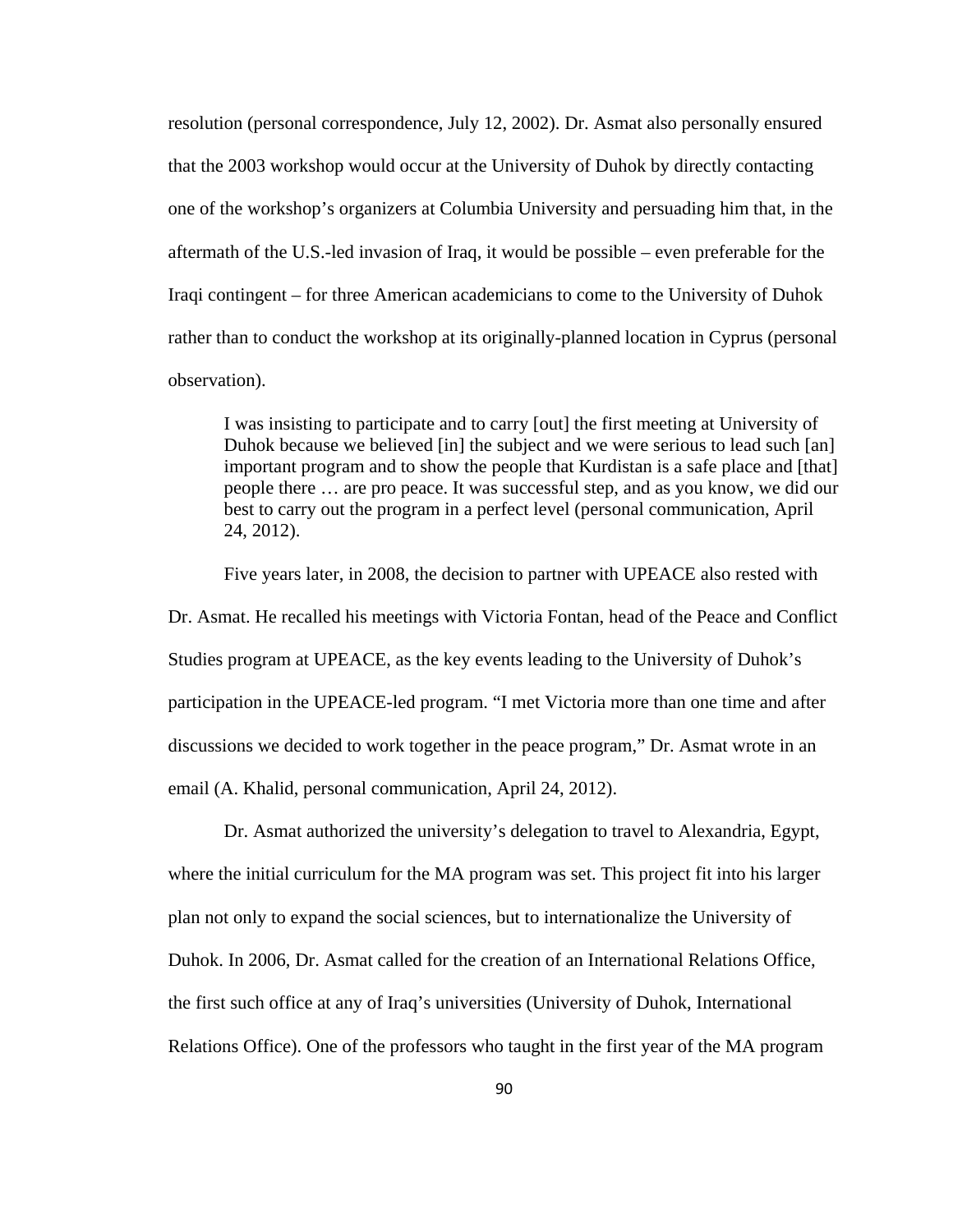resolution (personal correspondence, July 12, 2002). Dr. Asmat also personally ensured that the 2003 workshop would occur at the University of Duhok by directly contacting one of the workshop's organizers at Columbia University and persuading him that, in the aftermath of the U.S.-led invasion of Iraq, it would be possible – even preferable for the Iraqi contingent – for three American academicians to come to the University of Duhok rather than to conduct the workshop at its originally-planned location in Cyprus (personal observation).

> I was insisting to participate and to carry [out] the first meeting at University of Duhok because we believed [in] the subject and we were serious to lead such [an] important program and to show the people that Kurdistan is a safe place and [that] people there … are pro peace. It was successful step, and as you know, we did our best to carry out the program in a perfect level (personal communication, April 24, 2012).

Five years later, in 2008, the decision to partner with UPEACE also rested with Dr. Asmat. He recalled his meetings with Victoria Fontan, head of the Peace and Conflict Studies program at UPEACE, as the key events leading to the University of Duhok's participation in the UPEACE-led program. "I met Victoria more than one time and after discussions we decided to work together in the peace program," Dr. Asmat wrote in an email (A. Khalid, personal communication, April 24, 2012).

Dr. Asmat authorized the university's delegation to travel to Alexandria, Egypt, where the initial curriculum for the MA program was set. This project fit into his larger plan not only to expand the social sciences, but to internationalize the University of Duhok. In 2006, Dr. Asmat called for the creation of an International Relations Office, the first such office at any of Iraq's universities (University of Duhok, International Relations Office). One of the professors who taught in the first year of the MA program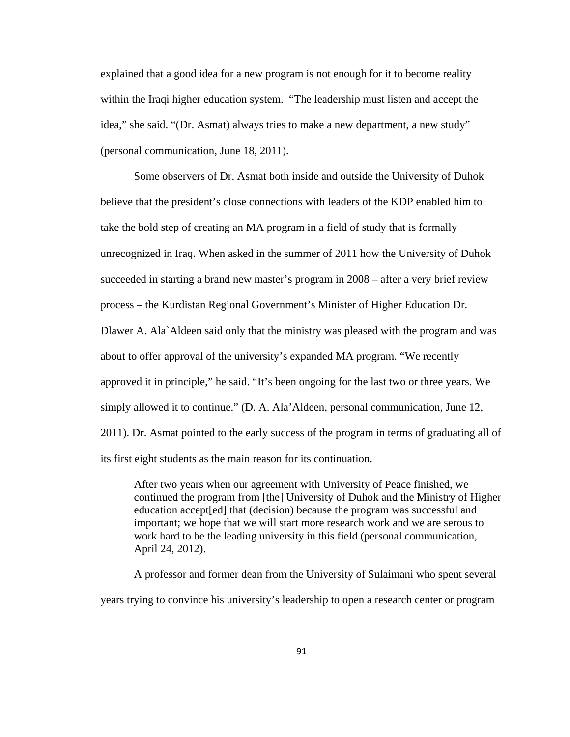explained that a good idea for a new program is not enough for it to become reality within the Iraqi higher education system. "The leadership must listen and accept the idea," she said. "(Dr. Asmat) always tries to make a new department, a new study" (personal communication, June 18, 2011).

Some observers of Dr. Asmat both inside and outside the University of Duhok believe that the president's close connections with leaders of the KDP enabled him to take the bold step of creating an MA program in a field of study that is formally unrecognized in Iraq. When asked in the summer of 2011 how the University of Duhok succeeded in starting a brand new master's program in 2008 – after a very brief review process – the Kurdistan Regional Government's Minister of Higher Education Dr. Dlawer A. Ala`Aldeen said only that the ministry was pleased with the program and was about to offer approval of the university's expanded MA program. "We recently approved it in principle," he said. "It's been ongoing for the last two or three years. We simply allowed it to continue." (D. A. Ala'Aldeen, personal communication, June 12, 2011). Dr. Asmat pointed to the early success of the program in terms of graduating all of its first eight students as the main reason for its continuation.

> After two years when our agreement with University of Peace finished, we continued the program from [the] University of Duhok and the Ministry of Higher education accept[ed] that (decision) because the program was successful and important; we hope that we will start more research work and we are serous to work hard to be the leading university in this field (personal communication, April 24, 2012).

A professor and former dean from the University of Sulaimani who spent several years trying to convince his university's leadership to open a research center or program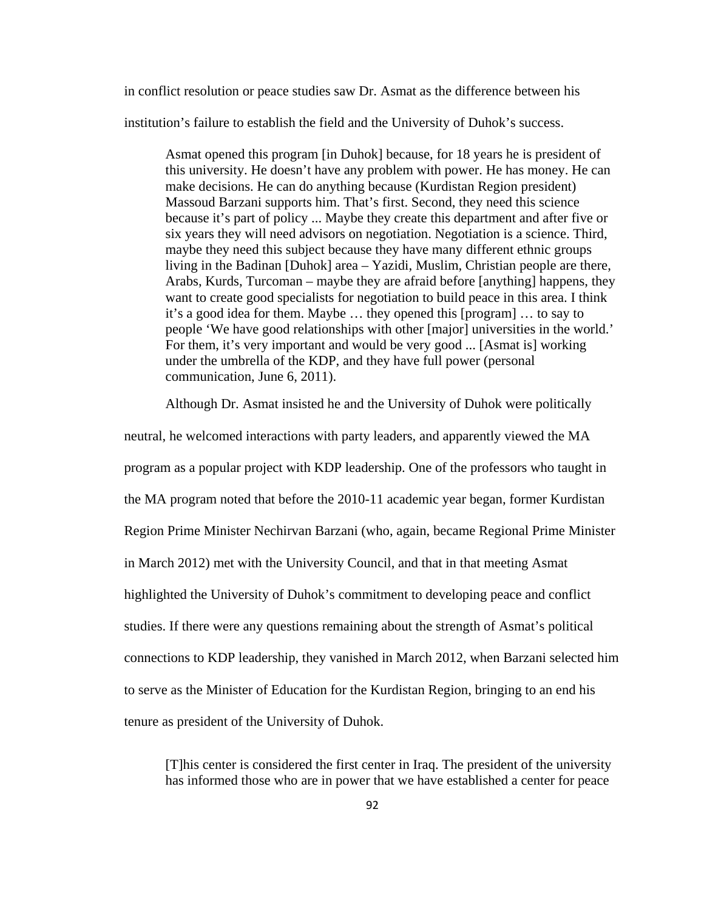in conflict resolution or peace studies saw Dr. Asmat as the difference between his institution's failure to establish the field and the University of Duhok's success.

> Asmat opened this program [in Duhok] because, for 18 years he is president of this university. He doesn't have any problem with power. He has money. He can make decisions. He can do anything because (Kurdistan Region president) Massoud Barzani supports him. That's first. Second, they need this science because it's part of policy ... Maybe they create this department and after five or six years they will need advisors on negotiation. Negotiation is a science. Third, maybe they need this subject because they have many different ethnic groups living in the Badinan [Duhok] area – Yazidi, Muslim, Christian people are there, Arabs, Kurds, Turcoman – maybe they are afraid before [anything] happens, they want to create good specialists for negotiation to build peace in this area. I think it's a good idea for them. Maybe … they opened this [program] … to say to people 'We have good relationships with other [major] universities in the world.' For them, it's very important and would be very good ... [Asmat is] working under the umbrella of the KDP, and they have full power (personal communication, June 6, 2011).

Although Dr. Asmat insisted he and the University of Duhok were politically neutral, he welcomed interactions with party leaders, and apparently viewed the MA program as a popular project with KDP leadership. One of the professors who taught in the MA program noted that before the 2010-11 academic year began, former Kurdistan Region Prime Minister Nechirvan Barzani (who, again, became Regional Prime Minister in March 2012) met with the University Council, and that in that meeting Asmat highlighted the University of Duhok's commitment to developing peace and conflict studies. If there were any questions remaining about the strength of Asmat's political connections to KDP leadership, they vanished in March 2012, when Barzani selected him to serve as the Minister of Education for the Kurdistan Region, bringing to an end his tenure as president of the University of Duhok.

> [T]his center is considered the first center in Iraq. The president of the university has informed those who are in power that we have established a center for peace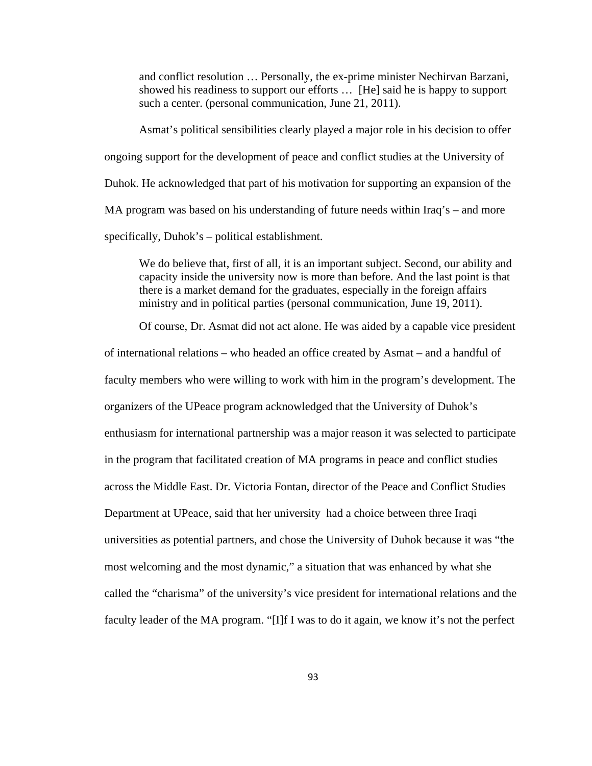> and conflict resolution … Personally, the ex-prime minister Nechirvan Barzani, showed his readiness to support our efforts … [He] said he is happy to support such a center. (personal communication, June 21, 2011).

Asmat's political sensibilities clearly played a major role in his decision to offer ongoing support for the development of peace and conflict studies at the University of Duhok. He acknowledged that part of his motivation for supporting an expansion of the MA program was based on his understanding of future needs within Iraq's – and more specifically, Duhok's – political establishment.

> We do believe that, first of all, it is an important subject. Second, our ability and capacity inside the university now is more than before. And the last point is that there is a market demand for the graduates, especially in the foreign affairs ministry and in political parties (personal communication, June 19, 2011).

Of course, Dr. Asmat did not act alone. He was aided by a capable vice president of international relations – who headed an office created by Asmat – and a handful of faculty members who were willing to work with him in the program's development. The organizers of the UPeace program acknowledged that the University of Duhok's enthusiasm for international partnership was a major reason it was selected to participate in the program that facilitated creation of MA programs in peace and conflict studies across the Middle East. Dr. Victoria Fontan, director of the Peace and Conflict Studies Department at UPeace, said that her university had a choice between three Iraqi universities as potential partners, and chose the University of Duhok because it was "the most welcoming and the most dynamic," a situation that was enhanced by what she called the "charisma" of the university's vice president for international relations and the faculty leader of the MA program. "[I]f I was to do it again, we know it's not the perfect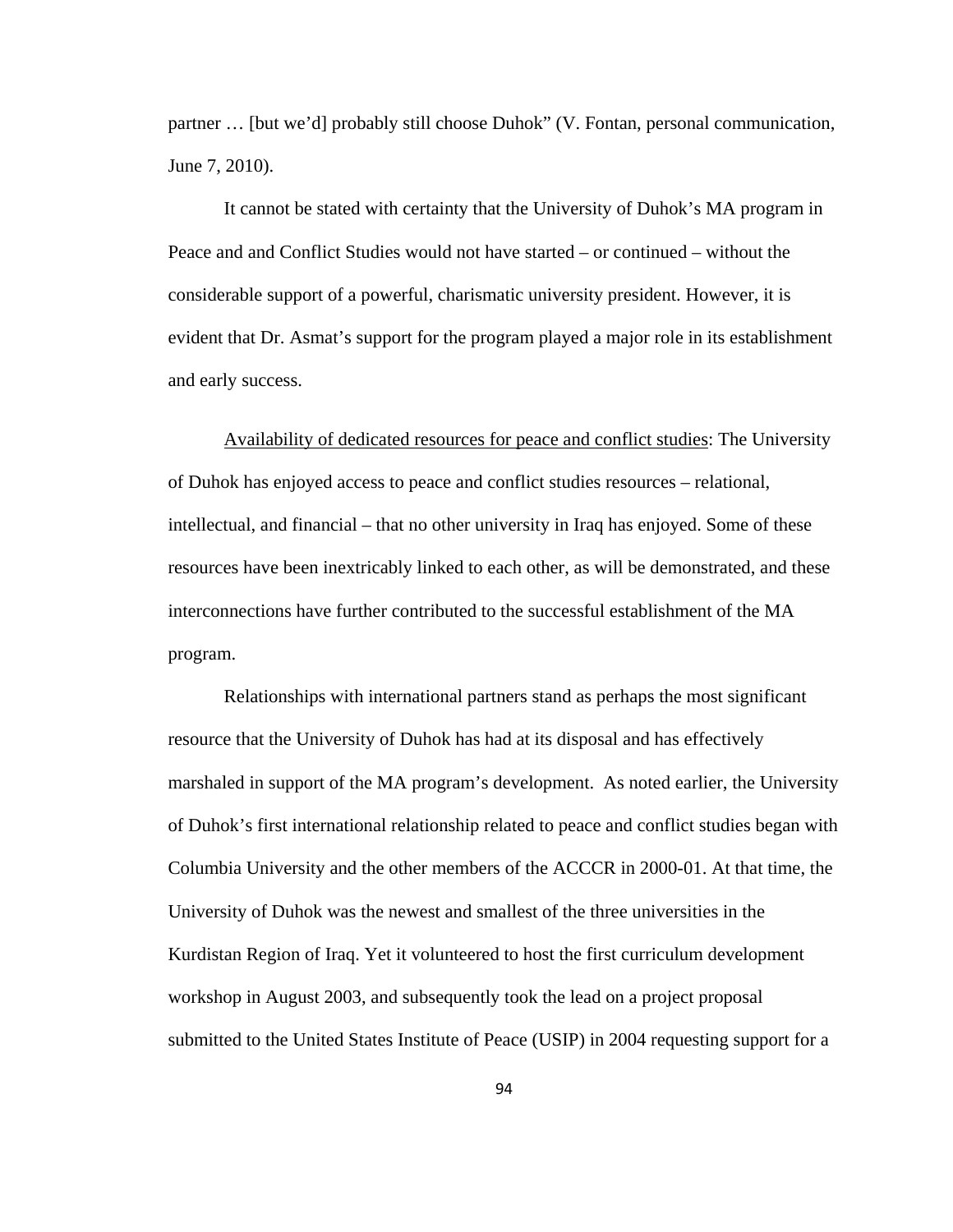partner … [but we'd] probably still choose Duhok" (V. Fontan, personal communication, June 7, 2010).

It cannot be stated with certainty that the University of Duhok's MA program in Peace and and Conflict Studies would not have started – or continued – without the considerable support of a powerful, charismatic university president. However, it is evident that Dr. Asmat's support for the program played a major role in its establishment and early success.

<u>Availability of dedicated resources for peace and conflict studies</u>: The University of Duhok has enjoyed access to peace and conflict studies resources – relational, intellectual, and financial – that no other university in Iraq has enjoyed. Some of these resources have been inextricably linked to each other, as will be demonstrated, and these interconnections have further contributed to the successful establishment of the MA program.

Relationships with international partners stand as perhaps the most significant resource that the University of Duhok has had at its disposal and has effectively marshaled in support of the MA program's development. As noted earlier, the University of Duhok's first international relationship related to peace and conflict studies began with Columbia University and the other members of the ACCCR in 2000-01. At that time, the University of Duhok was the newest and smallest of the three universities in the Kurdistan Region of Iraq. Yet it volunteered to host the first curriculum development workshop in August 2003, and subsequently took the lead on a project proposal submitted to the United States Institute of Peace (USIP) in 2004 requesting support for a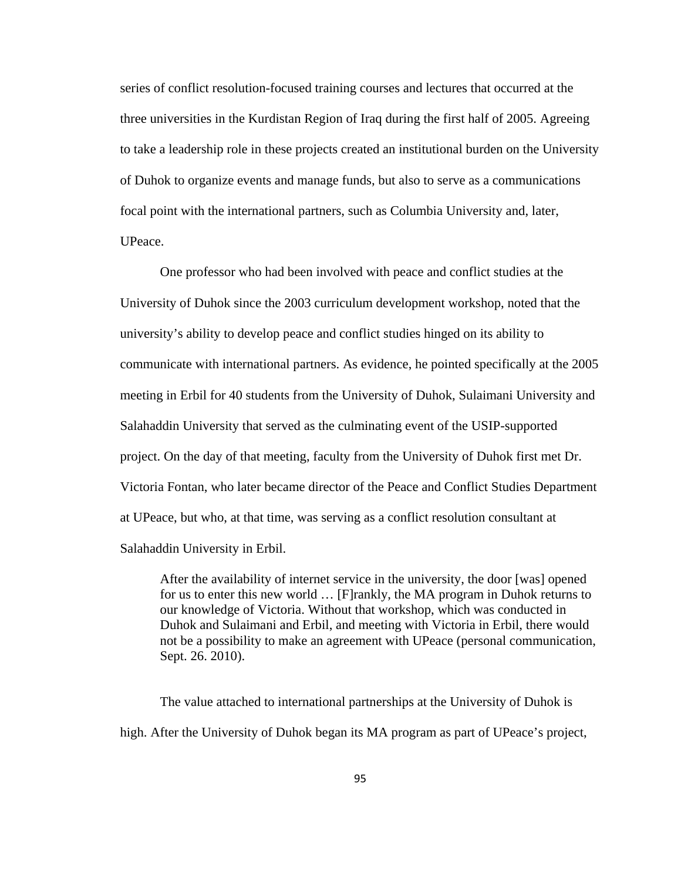series of conflict resolution-focused training courses and lectures that occurred at the three universities in the Kurdistan Region of Iraq during the first half of 2005. Agreeing to take a leadership role in these projects created an institutional burden on the University of Duhok to organize events and manage funds, but also to serve as a communications focal point with the international partners, such as Columbia University and, later, UPeace.

One professor who had been involved with peace and conflict studies at the University of Duhok since the 2003 curriculum development workshop, noted that the university's ability to develop peace and conflict studies hinged on its ability to communicate with international partners. As evidence, he pointed specifically at the 2005 meeting in Erbil for 40 students from the University of Duhok, Sulaimani University and Salahaddin University that served as the culminating event of the USIP-supported project. On the day of that meeting, faculty from the University of Duhok first met Dr. Victoria Fontan, who later became director of the Peace and Conflict Studies Department at UPeace, but who, at that time, was serving as a conflict resolution consultant at Salahaddin University in Erbil.

> After the availability of internet service in the university, the door [was] opened for us to enter this new world … [F]rankly, the MA program in Duhok returns to our knowledge of Victoria. Without that workshop, which was conducted in Duhok and Sulaimani and Erbil, and meeting with Victoria in Erbil, there would not be a possibility to make an agreement with UPeace (personal communication, Sept. 26. 2010).

The value attached to international partnerships at the University of Duhok is high. After the University of Duhok began its MA program as part of UPeace's project,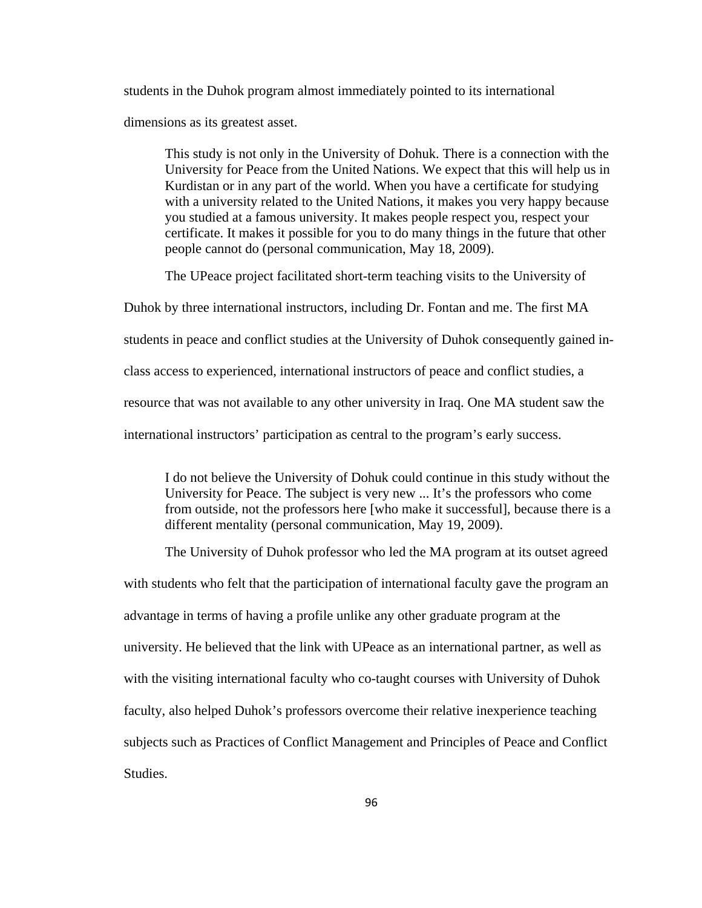students in the Duhok program almost immediately pointed to its international dimensions as its greatest asset.

> This study is not only in the University of Dohuk. There is a connection with the University for Peace from the United Nations. We expect that this will help us in Kurdistan or in any part of the world. When you have a certificate for studying with a university related to the United Nations, it makes you very happy because you studied at a famous university. It makes people respect you, respect your certificate. It makes it possible for you to do many things in the future that other people cannot do (personal communication, May 18, 2009).

The UPeace project facilitated short-term teaching visits to the University of Duhok by three international instructors, including Dr. Fontan and me. The first MA students in peace and conflict studies at the University of Duhok consequently gained in-class access to experienced, international instructors of peace and conflict studies, a resource that was not available to any other university in Iraq. One MA student saw the international instructors' participation as central to the program's early success.

> I do not believe the University of Dohuk could continue in this study without the University for Peace. The subject is very new ... It's the professors who come from outside, not the professors here [who make it successful], because there is a different mentality (personal communication, May 19, 2009).

The University of Duhok professor who led the MA program at its outset agreed with students who felt that the participation of international faculty gave the program an advantage in terms of having a profile unlike any other graduate program at the university. He believed that the link with UPeace as an international partner, as well as with the visiting international faculty who co-taught courses with University of Duhok faculty, also helped Duhok's professors overcome their relative inexperience teaching subjects such as Practices of Conflict Management and Principles of Peace and Conflict Studies.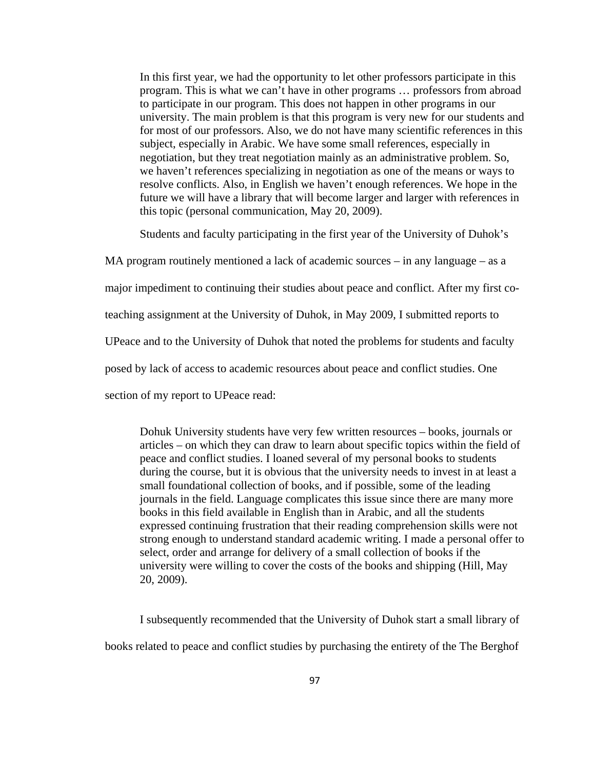> In this first year, we had the opportunity to let other professors participate in this program. This is what we can't have in other programs … professors from abroad to participate in our program. This does not happen in other programs in our university. The main problem is that this program is very new for our students and for most of our professors. Also, we do not have many scientific references in this subject, especially in Arabic. We have some small references, especially in negotiation, but they treat negotiation mainly as an administrative problem. So, we haven't references specializing in negotiation as one of the means or ways to resolve conflicts. Also, in English we haven't enough references. We hope in the future we will have a library that will become larger and larger with references in this topic (personal communication, May 20, 2009).

Students and faculty participating in the first year of the University of Duhok's MA program routinely mentioned a lack of academic sources – in any language – as a major impediment to continuing their studies about peace and conflict. After my first co-teaching assignment at the University of Duhok, in May 2009, I submitted reports to UPeace and to the University of Duhok that noted the problems for students and faculty posed by lack of access to academic resources about peace and conflict studies. One section of my report to UPeace read:

> Dohuk University students have very few written resources – books, journals or articles – on which they can draw to learn about specific topics within the field of peace and conflict studies. I loaned several of my personal books to students during the course, but it is obvious that the university needs to invest in at least a small foundational collection of books, and if possible, some of the leading journals in the field. Language complicates this issue since there are many more books in this field available in English than in Arabic, and all the students expressed continuing frustration that their reading comprehension skills were not strong enough to understand standard academic writing. I made a personal offer to select, order and arrange for delivery of a small collection of books if the university were willing to cover the costs of the books and shipping (Hill, May 20, 2009).

I subsequently recommended that the University of Duhok start a small library of books related to peace and conflict studies by purchasing the entirety of the The Berghof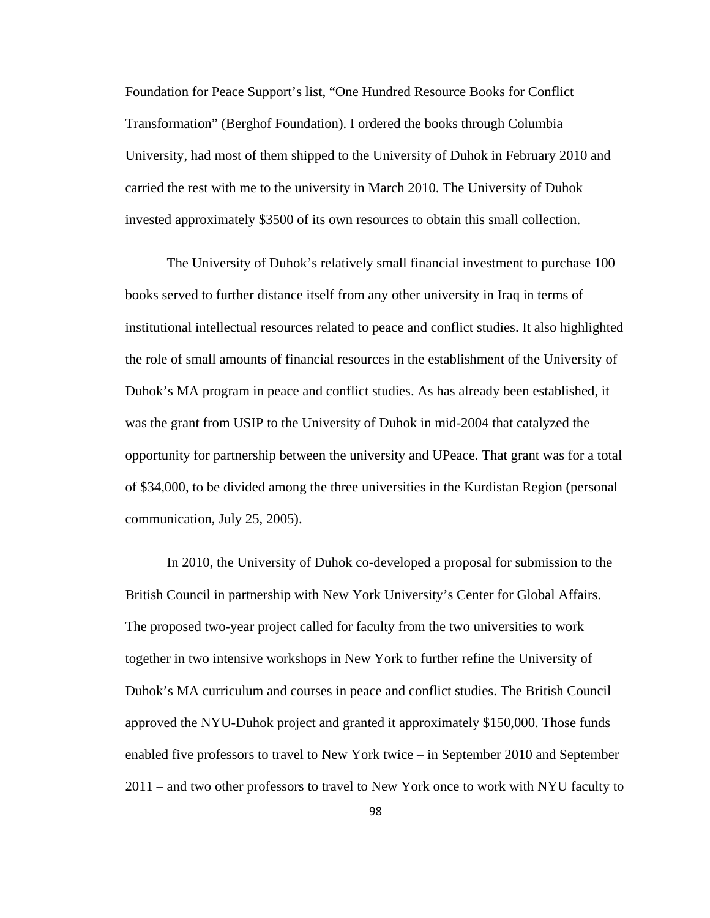Foundation for Peace Support's list, "One Hundred Resource Books for Conflict Transformation" (Berghof Foundation). I ordered the books through Columbia University, had most of them shipped to the University of Duhok in February 2010 and carried the rest with me to the university in March 2010. The University of Duhok invested approximately $3500 of its own resources to obtain this small collection.

The University of Duhok's relatively small financial investment to purchase 100 books served to further distance itself from any other university in Iraq in terms of institutional intellectual resources related to peace and conflict studies. It also highlighted the role of small amounts of financial resources in the establishment of the University of Duhok's MA program in peace and conflict studies. As has already been established, it was the grant from USIP to the University of Duhok in mid-2004 that catalyzed the opportunity for partnership between the university and UPeace. That grant was for a total of $34,000, to be divided among the three universities in the Kurdistan Region (personal communication, July 25, 2005).

In 2010, the University of Duhok co-developed a proposal for submission to the British Council in partnership with New York University's Center for Global Affairs. The proposed two-year project called for faculty from the two universities to work together in two intensive workshops in New York to further refine the University of Duhok's MA curriculum and courses in peace and conflict studies. The British Council approved the NYU-Duhok project and granted it approximately $150,000. Those funds enabled five professors to travel to New York twice – in September 2010 and September 2011 – and two other professors to travel to New York once to work with NYU faculty to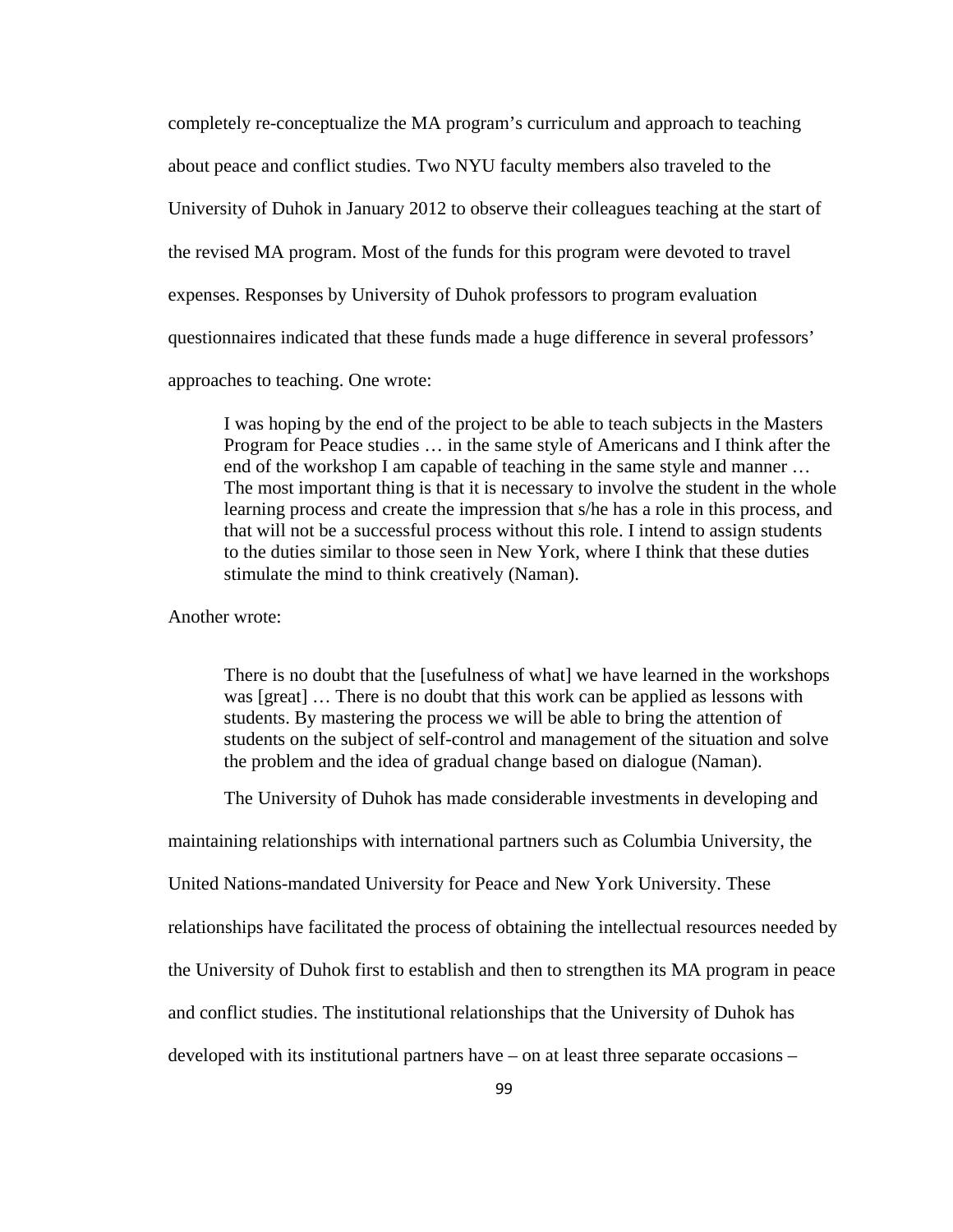completely re-conceptualize the MA program's curriculum and approach to teaching about peace and conflict studies. Two NYU faculty members also traveled to the University of Duhok in January 2012 to observe their colleagues teaching at the start of the revised MA program. Most of the funds for this program were devoted to travel expenses. Responses by University of Duhok professors to program evaluation questionnaires indicated that these funds made a huge difference in several professors' approaches to teaching. One wrote:

> I was hoping by the end of the project to be able to teach subjects in the Masters Program for Peace studies … in the same style of Americans and I think after the end of the workshop I am capable of teaching in the same style and manner … The most important thing is that it is necessary to involve the student in the whole learning process and create the impression that s/he has a role in this process, and that will not be a successful process without this role. I intend to assign students to the duties similar to those seen in New York, where I think that these duties stimulate the mind to think creatively (Naman).

Another wrote:

> There is no doubt that the [usefulness of what] we have learned in the workshops was [great] … There is no doubt that this work can be applied as lessons with students. By mastering the process we will be able to bring the attention of students on the subject of self-control and management of the situation and solve the problem and the idea of gradual change based on dialogue (Naman).

The University of Duhok has made considerable investments in developing and maintaining relationships with international partners such as Columbia University, the United Nations-mandated University for Peace and New York University. These relationships have facilitated the process of obtaining the intellectual resources needed by the University of Duhok first to establish and then to strengthen its MA program in peace and conflict studies. The institutional relationships that the University of Duhok has developed with its institutional partners have – on at least three separate occasions –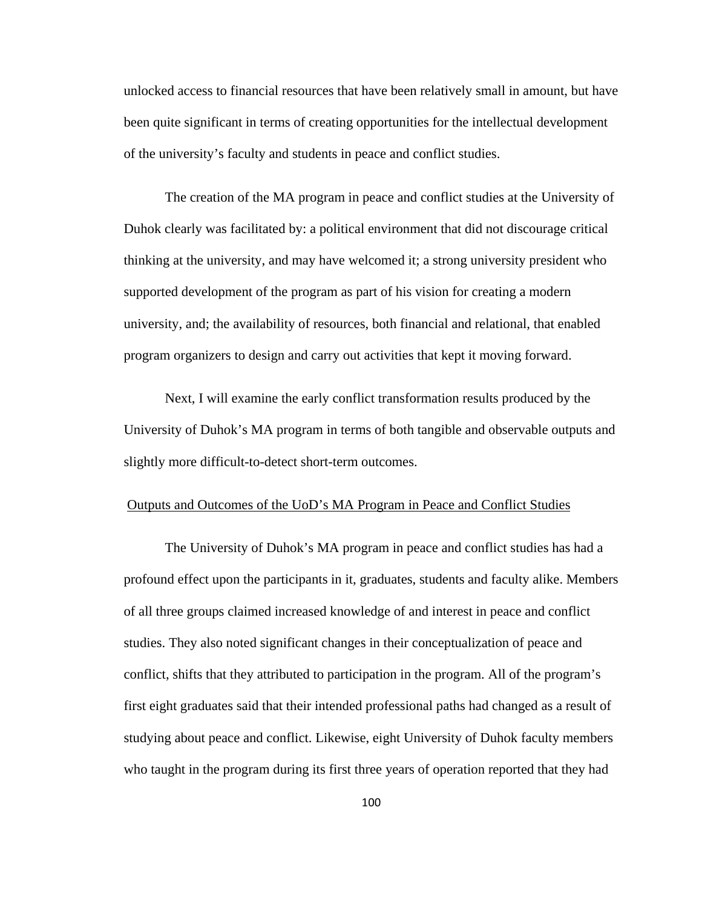unlocked access to financial resources that have been relatively small in amount, but have been quite significant in terms of creating opportunities for the intellectual development of the university's faculty and students in peace and conflict studies.

The creation of the MA program in peace and conflict studies at the University of Duhok clearly was facilitated by: a political environment that did not discourage critical thinking at the university, and may have welcomed it; a strong university president who supported development of the program as part of his vision for creating a modern university, and; the availability of resources, both financial and relational, that enabled program organizers to design and carry out activities that kept it moving forward.

Next, I will examine the early conflict transformation results produced by the University of Duhok's MA program in terms of both tangible and observable outputs and slightly more difficult-to-detect short-term outcomes.

<u>Outputs and Outcomes of the UoD's MA Program in Peace and Conflict Studies</u>

The University of Duhok's MA program in peace and conflict studies has had a profound effect upon the participants in it, graduates, students and faculty alike. Members of all three groups claimed increased knowledge of and interest in peace and conflict studies. They also noted significant changes in their conceptualization of peace and conflict, shifts that they attributed to participation in the program. All of the program's first eight graduates said that their intended professional paths had changed as a result of studying about peace and conflict. Likewise, eight University of Duhok faculty members who taught in the program during its first three years of operation reported that they had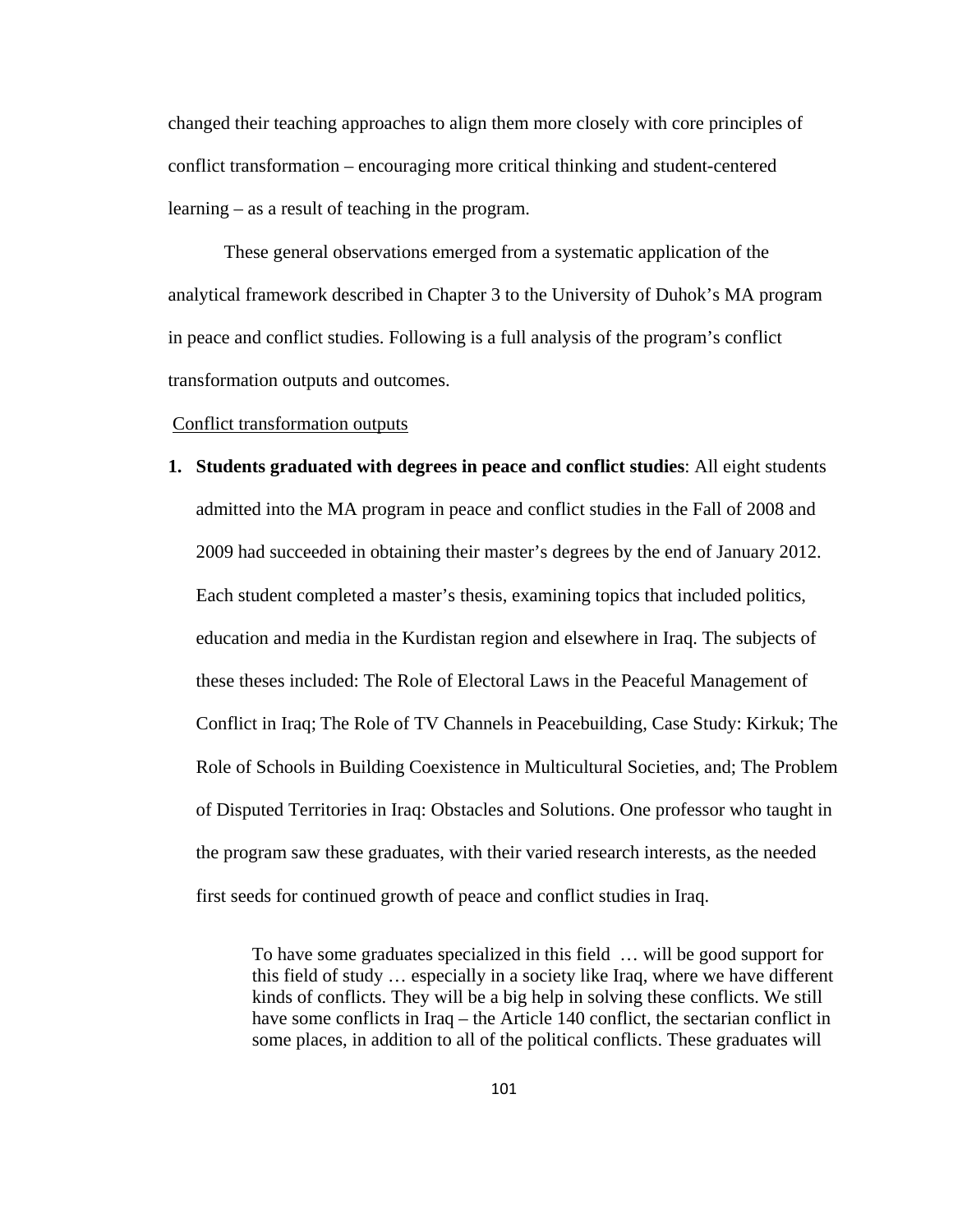changed their teaching approaches to align them more closely with core principles of conflict transformation – encouraging more critical thinking and student-centered learning – as a result of teaching in the program.

These general observations emerged from a systematic application of the analytical framework described in Chapter 3 to the University of Duhok's MA program in peace and conflict studies. Following is a full analysis of the program's conflict transformation outputs and outcomes.

Conflict transformation outputs

1. **Students graduated with degrees in peace and conflict studies**: All eight students admitted into the MA program in peace and conflict studies in the Fall of 2008 and 2009 had succeeded in obtaining their master's degrees by the end of January 2012. Each student completed a master's thesis, examining topics that included politics, education and media in the Kurdistan region and elsewhere in Iraq. The subjects of these theses included: The Role of Electoral Laws in the Peaceful Management of Conflict in Iraq; The Role of TV Channels in Peacebuilding, Case Study: Kirkuk; The Role of Schools in Building Coexistence in Multicultural Societies, and; The Problem of Disputed Territories in Iraq: Obstacles and Solutions. One professor who taught in the program saw these graduates, with their varied research interests, as the needed first seeds for continued growth of peace and conflict studies in Iraq.

> To have some graduates specialized in this field … will be good support for this field of study … especially in a society like Iraq, where we have different kinds of conflicts. They will be a big help in solving these conflicts. We still have some conflicts in Iraq – the Article 140 conflict, the sectarian conflict in some places, in addition to all of the political conflicts. These graduates will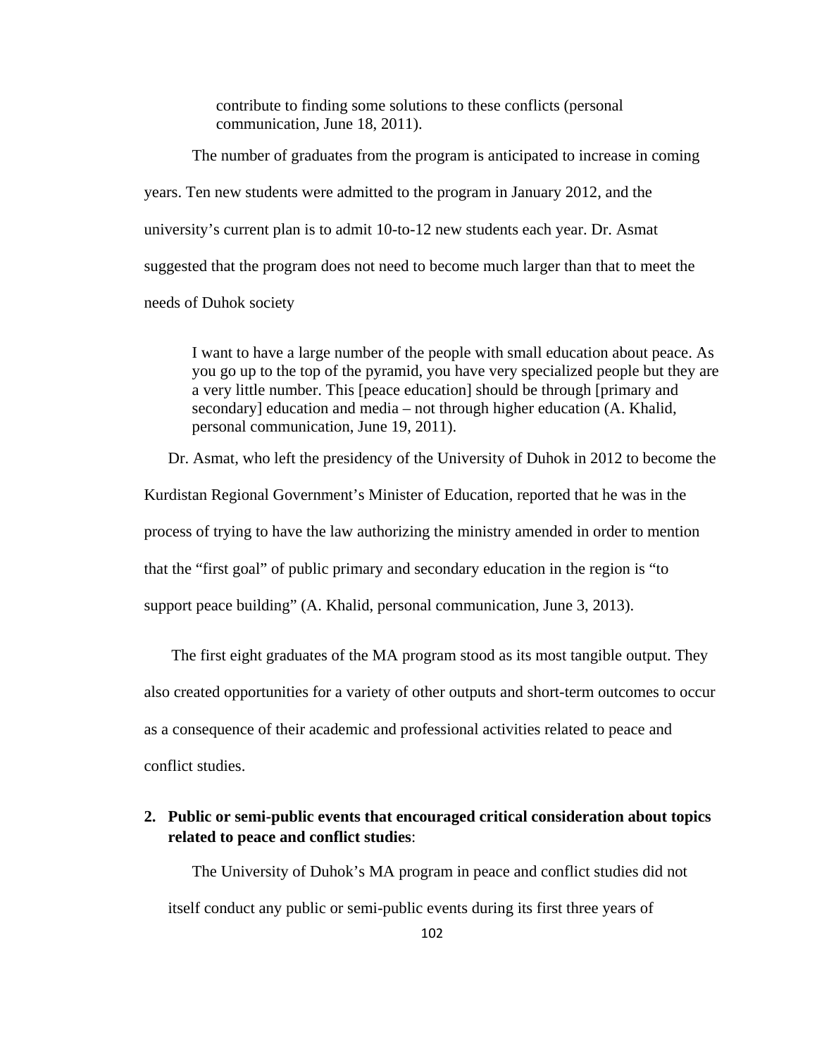> contribute to finding some solutions to these conflicts (personal communication, June 18, 2011).

The number of graduates from the program is anticipated to increase in coming years. Ten new students were admitted to the program in January 2012, and the university's current plan is to admit 10-to-12 new students each year. Dr. Asmat suggested that the program does not need to become much larger than that to meet the needs of Duhok society

> I want to have a large number of the people with small education about peace. As you go up to the top of the pyramid, you have very specialized people but they are a very little number. This [peace education] should be through [primary and secondary] education and media – not through higher education (A. Khalid, personal communication, June 19, 2011).

Dr. Asmat, who left the presidency of the University of Duhok in 2012 to become the Kurdistan Regional Government's Minister of Education, reported that he was in the process of trying to have the law authorizing the ministry amended in order to mention that the "first goal" of public primary and secondary education in the region is "to support peace building" (A. Khalid, personal communication, June 3, 2013).

The first eight graduates of the MA program stood as its most tangible output. They also created opportunities for a variety of other outputs and short-term outcomes to occur as a consequence of their academic and professional activities related to peace and conflict studies.

2. **Public or semi-public events that encouraged critical consideration about topics related to peace and conflict studies**:

The University of Duhok's MA program in peace and conflict studies did not itself conduct any public or semi-public events during its first three years of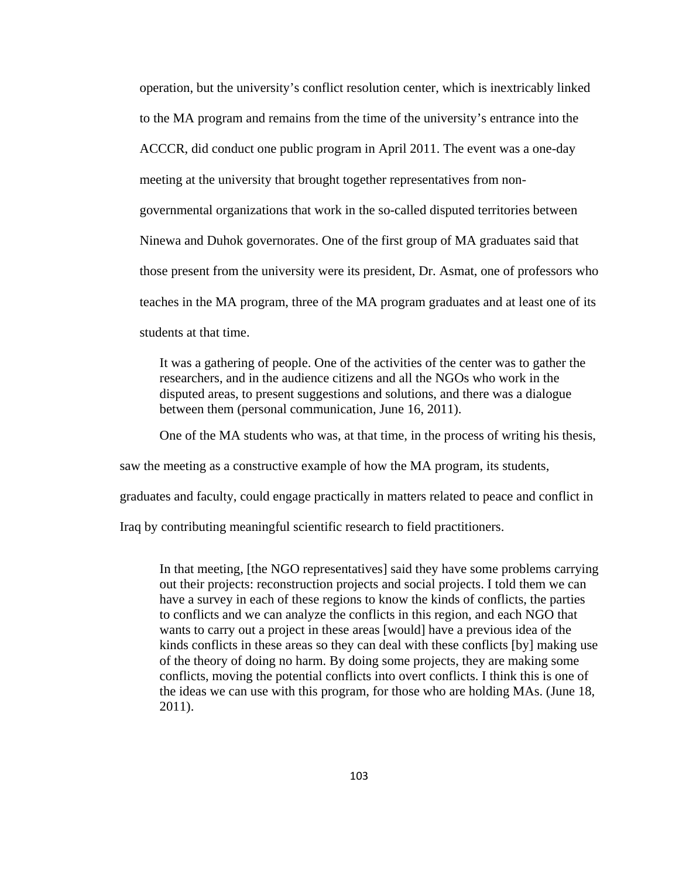operation, but the university's conflict resolution center, which is inextricably linked to the MA program and remains from the time of the university's entrance into the ACCCR, did conduct one public program in April 2011. The event was a one-day meeting at the university that brought together representatives from non-governmental organizations that work in the so-called disputed territories between Ninewa and Duhok governorates. One of the first group of MA graduates said that those present from the university were its president, Dr. Asmat, one of professors who teaches in the MA program, three of the MA program graduates and at least one of its students at that time.

> It was a gathering of people. One of the activities of the center was to gather the researchers, and in the audience citizens and all the NGOs who work in the disputed areas, to present suggestions and solutions, and there was a dialogue between them (personal communication, June 16, 2011).

One of the MA students who was, at that time, in the process of writing his thesis, saw the meeting as a constructive example of how the MA program, its students, graduates and faculty, could engage practically in matters related to peace and conflict in Iraq by contributing meaningful scientific research to field practitioners.

> In that meeting, [the NGO representatives] said they have some problems carrying out their projects: reconstruction projects and social projects. I told them we can have a survey in each of these regions to know the kinds of conflicts, the parties to conflicts and we can analyze the conflicts in this region, and each NGO that wants to carry out a project in these areas [would] have a previous idea of the kinds conflicts in these areas so they can deal with these conflicts [by] making use of the theory of doing no harm. By doing some projects, they are making some conflicts, moving the potential conflicts into overt conflicts. I think this is one of the ideas we can use with this program, for those who are holding MAs. (June 18, 2011).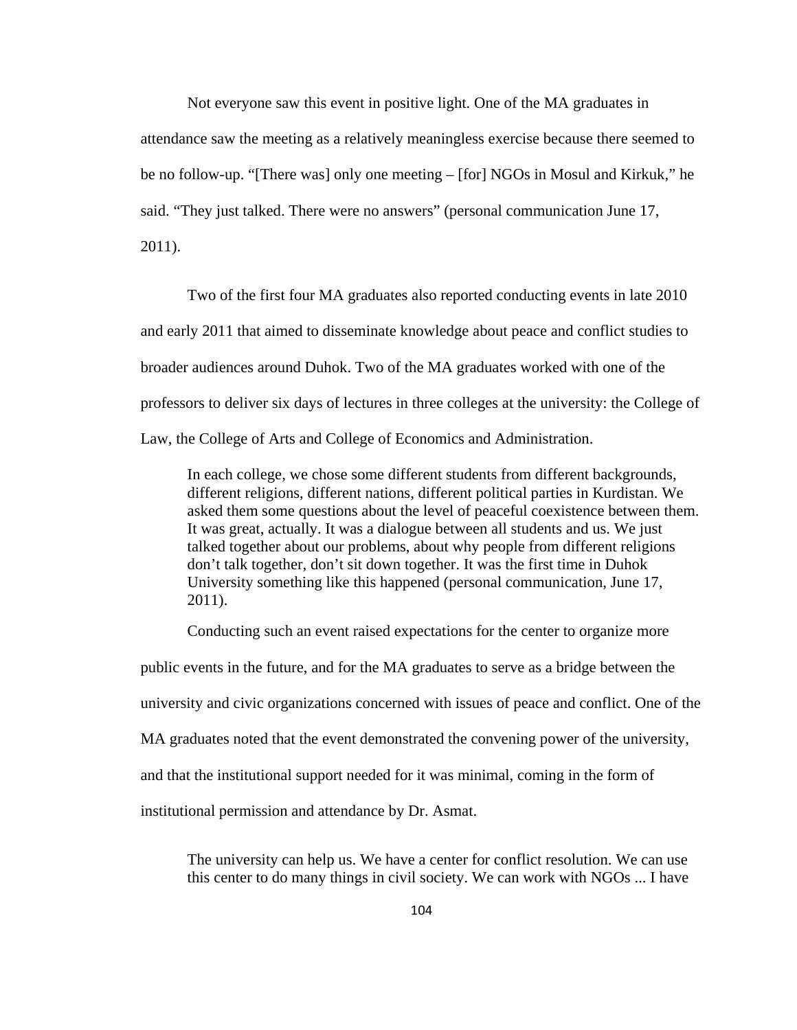Not everyone saw this event in positive light. One of the MA graduates in attendance saw the meeting as a relatively meaningless exercise because there seemed to be no follow-up. "[There was] only one meeting – [for] NGOs in Mosul and Kirkuk," he said. "They just talked. There were no answers" (personal communication June 17, 2011).

Two of the first four MA graduates also reported conducting events in late 2010 and early 2011 that aimed to disseminate knowledge about peace and conflict studies to broader audiences around Duhok. Two of the MA graduates worked with one of the professors to deliver six days of lectures in three colleges at the university: the College of Law, the College of Arts and College of Economics and Administration.

> In each college, we chose some different students from different backgrounds, different religions, different nations, different political parties in Kurdistan. We asked them some questions about the level of peaceful coexistence between them. It was great, actually. It was a dialogue between all students and us. We just talked together about our problems, about why people from different religions don't talk together, don't sit down together. It was the first time in Duhok University something like this happened (personal communication, June 17, 2011).

Conducting such an event raised expectations for the center to organize more public events in the future, and for the MA graduates to serve as a bridge between the university and civic organizations concerned with issues of peace and conflict. One of the MA graduates noted that the event demonstrated the convening power of the university, and that the institutional support needed for it was minimal, coming in the form of institutional permission and attendance by Dr. Asmat.

> The university can help us. We have a center for conflict resolution. We can use this center to do many things in civil society. We can work with NGOs ... I have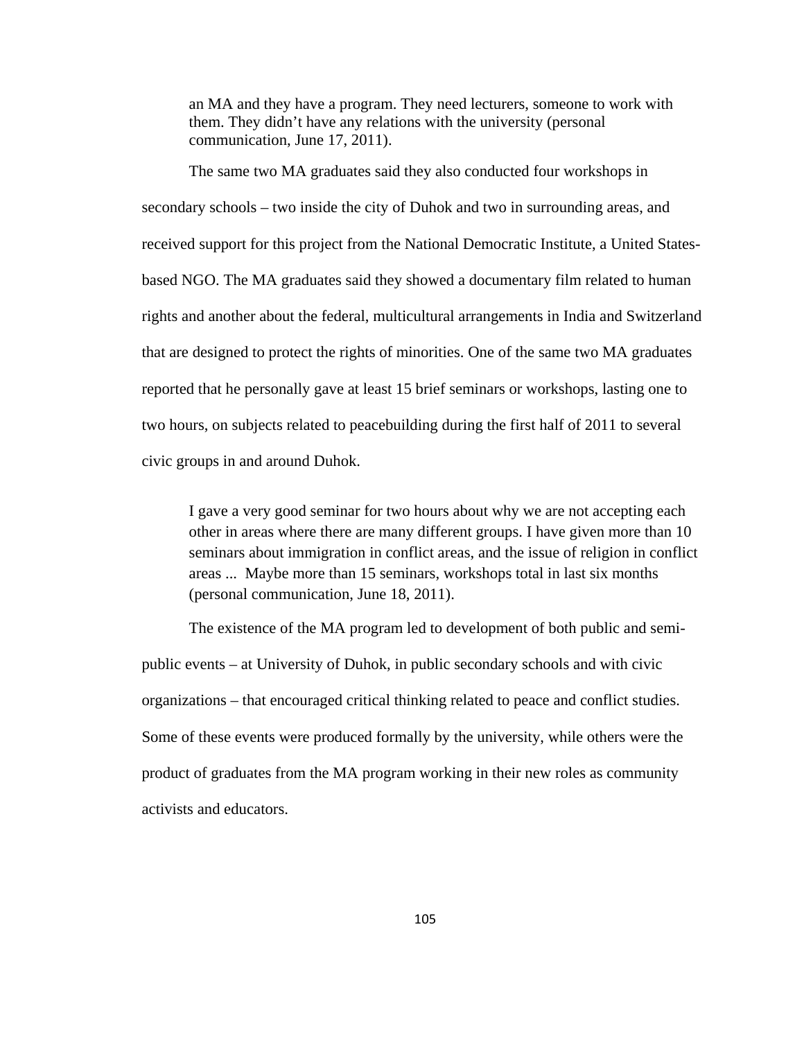> an MA and they have a program. They need lecturers, someone to work with them. They didn't have any relations with the university (personal communication, June 17, 2011).

The same two MA graduates said they also conducted four workshops in secondary schools – two inside the city of Duhok and two in surrounding areas, and received support for this project from the National Democratic Institute, a United States-based NGO. The MA graduates said they showed a documentary film related to human rights and another about the federal, multicultural arrangements in India and Switzerland that are designed to protect the rights of minorities. One of the same two MA graduates reported that he personally gave at least 15 brief seminars or workshops, lasting one to two hours, on subjects related to peacebuilding during the first half of 2011 to several civic groups in and around Duhok.

> I gave a very good seminar for two hours about why we are not accepting each other in areas where there are many different groups. I have given more than 10 seminars about immigration in conflict areas, and the issue of religion in conflict areas ... Maybe more than 15 seminars, workshops total in last six months (personal communication, June 18, 2011).

The existence of the MA program led to development of both public and semi-public events – at University of Duhok, in public secondary schools and with civic organizations – that encouraged critical thinking related to peace and conflict studies. Some of these events were produced formally by the university, while others were the product of graduates from the MA program working in their new roles as community activists and educators.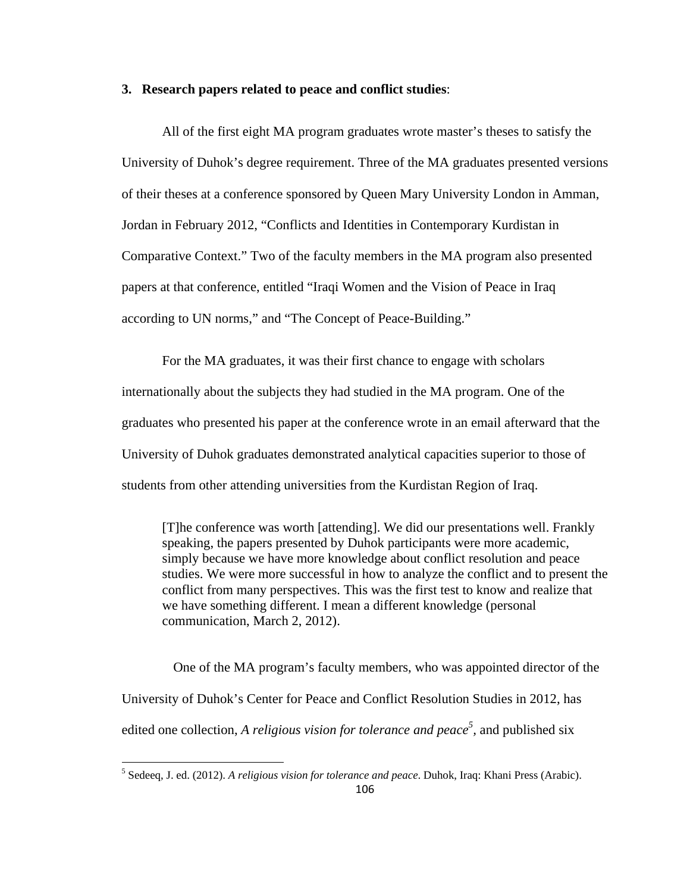**3. Research papers related to peace and conflict studies**:

All of the first eight MA program graduates wrote master's theses to satisfy the University of Duhok's degree requirement. Three of the MA graduates presented versions of their theses at a conference sponsored by Queen Mary University London in Amman, Jordan in February 2012, "Conflicts and Identities in Contemporary Kurdistan in Comparative Context." Two of the faculty members in the MA program also presented papers at that conference, entitled "Iraqi Women and the Vision of Peace in Iraq according to UN norms," and "The Concept of Peace-Building."

For the MA graduates, it was their first chance to engage with scholars internationally about the subjects they had studied in the MA program. One of the graduates who presented his paper at the conference wrote in an email afterward that the University of Duhok graduates demonstrated analytical capacities superior to those of students from other attending universities from the Kurdistan Region of Iraq.

> [T]he conference was worth [attending]. We did our presentations well. Frankly speaking, the papers presented by Duhok participants were more academic, simply because we have more knowledge about conflict resolution and peace studies. We were more successful in how to analyze the conflict and to present the conflict from many perspectives. This was the first test to know and realize that we have something different. I mean a different knowledge (personal communication, March 2, 2012).

One of the MA program's faculty members, who was appointed director of the University of Duhok's Center for Peace and Conflict Resolution Studies in 2012, has edited one collection, *A religious vision for tolerance and peace*[5], and published six

[5] Sedeeq, J. ed. (2012). *A religious vision for tolerance and peace*. Duhok, Iraq: Khani Press (Arabic).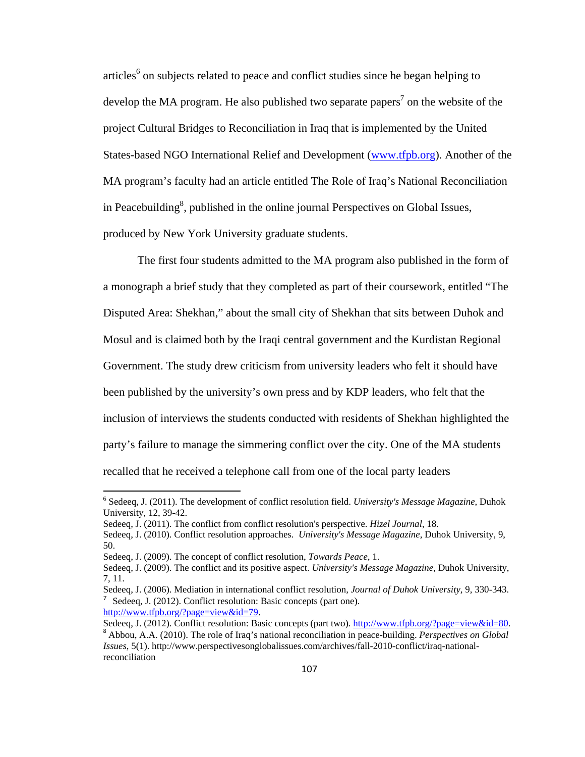articles[6] on subjects related to peace and conflict studies since he began helping to develop the MA program. He also published two separate papers[7] on the website of the project Cultural Bridges to Reconciliation in Iraq that is implemented by the United States-based NGO International Relief and Development (www.tfpb.org). Another of the MA program's faculty had an article entitled The Role of Iraq's National Reconciliation in Peacebuilding[8], published in the online journal Perspectives on Global Issues, produced by New York University graduate students.

The first four students admitted to the MA program also published in the form of a monograph a brief study that they completed as part of their coursework, entitled "The Disputed Area: Shekhan," about the small city of Shekhan that sits between Duhok and Mosul and is claimed both by the Iraqi central government and the Kurdistan Regional Government. The study drew criticism from university leaders who felt it should have been published by the university's own press and by KDP leaders, who felt that the inclusion of interviews the students conducted with residents of Shekhan highlighted the party's failure to manage the simmering conflict over the city. One of the MA students recalled that he received a telephone call from one of the local party leaders

---

[6] Sedeeq, J. (2011). The development of conflict resolution field. *University's Message Magazine*, Duhok University, 12, 39-42.

Sedeeq, J. (2011). The conflict from conflict resolution's perspective. *Hizel Journal*, 18.

Sedeeq, J. (2010). Conflict resolution approaches. *University's Message Magazine*, Duhok University, 9, 50.

Sedeeq, J. (2009). The concept of conflict resolution, *Towards Peace*, 1.

Sedeeq, J. (2009). The conflict and its positive aspect. *University's Message Magazine*, Duhok University, 7, 11.

Sedeeq, J. (2006). Mediation in international conflict resolution, *Journal of Duhok University*, 9, 330-343.

[7] Sedeeq, J. (2012). Conflict resolution: Basic concepts (part one). http://www.tfpb.org/?page=view&id=79.

Sedeeq, J. (2012). Conflict resolution: Basic concepts (part two). http://www.tfpb.org/?page=view&id=80.

[8] Abbou, A.A. (2010). The role of Iraq's national reconciliation in peace-building. *Perspectives on Global Issues*, 5(1). http://www.perspectivesonglobalissues.com/archives/fall-2010-conflict/iraq-national-reconciliation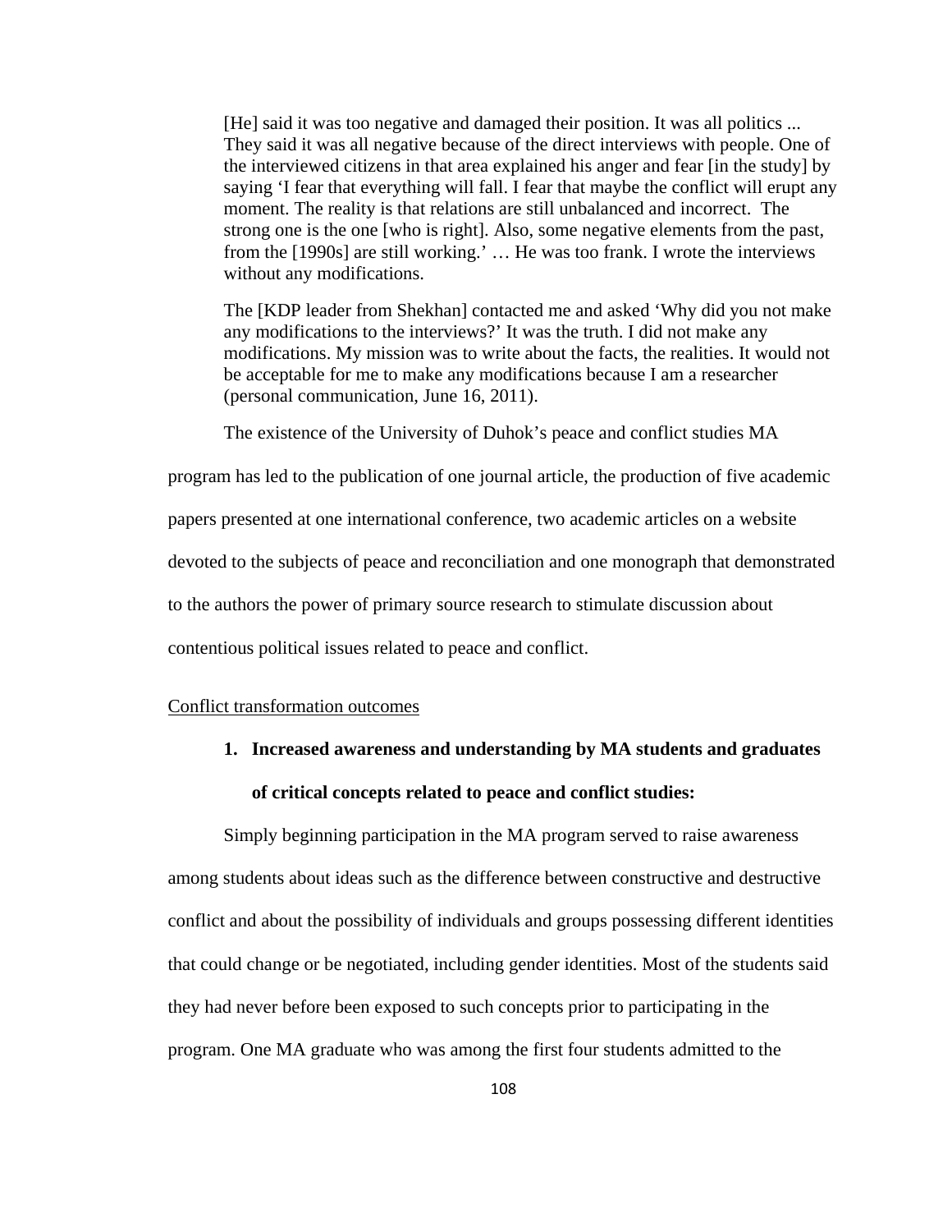> [He] said it was too negative and damaged their position. It was all politics ... They said it was all negative because of the direct interviews with people. One of the interviewed citizens in that area explained his anger and fear [in the study] by saying 'I fear that everything will fall. I fear that maybe the conflict will erupt any moment. The reality is that relations are still unbalanced and incorrect. The strong one is the one [who is right]. Also, some negative elements from the past, from the [1990s] are still working.' … He was too frank. I wrote the interviews without any modifications.
>
> The [KDP leader from Shekhan] contacted me and asked 'Why did you not make any modifications to the interviews?' It was the truth. I did not make any modifications. My mission was to write about the facts, the realities. It would not be acceptable for me to make any modifications because I am a researcher (personal communication, June 16, 2011).

The existence of the University of Duhok's peace and conflict studies MA program has led to the publication of one journal article, the production of five academic papers presented at one international conference, two academic articles on a website devoted to the subjects of peace and reconciliation and one monograph that demonstrated to the authors the power of primary source research to stimulate discussion about contentious political issues related to peace and conflict.

<u>Conflict transformation outcomes</u>

1. **Increased awareness and understanding by MA students and graduates of critical concepts related to peace and conflict studies:**

Simply beginning participation in the MA program served to raise awareness among students about ideas such as the difference between constructive and destructive conflict and about the possibility of individuals and groups possessing different identities that could change or be negotiated, including gender identities. Most of the students said they had never before been exposed to such concepts prior to participating in the program. One MA graduate who was among the first four students admitted to the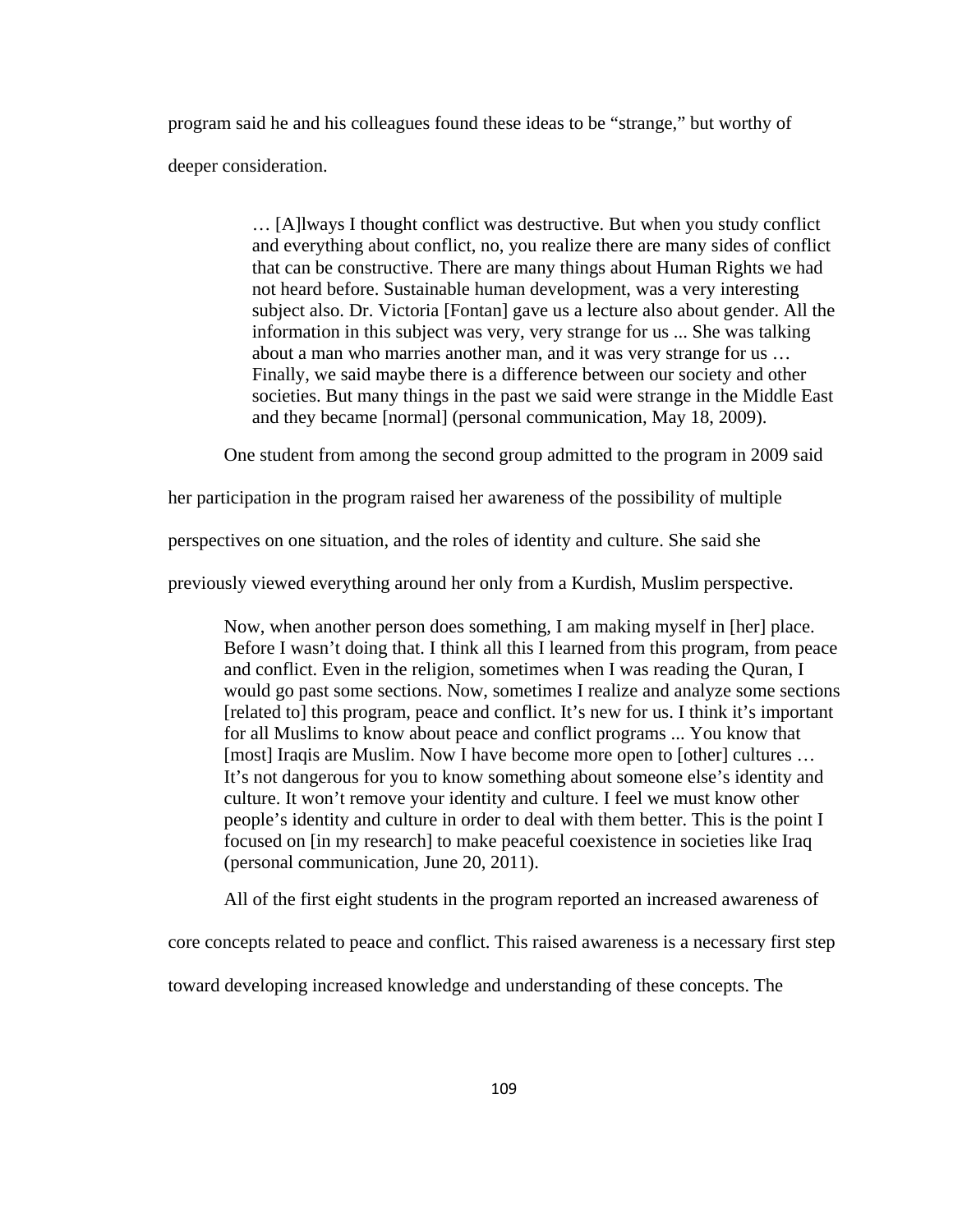program said he and his colleagues found these ideas to be “strange,” but worthy of deeper consideration.

> … [A]lways I thought conflict was destructive. But when you study conflict and everything about conflict, no, you realize there are many sides of conflict that can be constructive. There are many things about Human Rights we had not heard before. Sustainable human development, was a very interesting subject also. Dr. Victoria [Fontan] gave us a lecture also about gender. All the information in this subject was very, very strange for us ... She was talking about a man who marries another man, and it was very strange for us … Finally, we said maybe there is a difference between our society and other societies. But many things in the past we said were strange in the Middle East and they became [normal] (personal communication, May 18, 2009).

One student from among the second group admitted to the program in 2009 said her participation in the program raised her awareness of the possibility of multiple perspectives on one situation, and the roles of identity and culture. She said she previously viewed everything around her only from a Kurdish, Muslim perspective.

> Now, when another person does something, I am making myself in [her] place. Before I wasn’t doing that. I think all this I learned from this program, from peace and conflict. Even in the religion, sometimes when I was reading the Quran, I would go past some sections. Now, sometimes I realize and analyze some sections [related to] this program, peace and conflict. It’s new for us. I think it’s important for all Muslims to know about peace and conflict programs ... You know that [most] Iraqis are Muslim. Now I have become more open to [other] cultures … It’s not dangerous for you to know something about someone else’s identity and culture. It won’t remove your identity and culture. I feel we must know other people’s identity and culture in order to deal with them better. This is the point I focused on [in my research] to make peaceful coexistence in societies like Iraq (personal communication, June 20, 2011).

All of the first eight students in the program reported an increased awareness of core concepts related to peace and conflict. This raised awareness is a necessary first step toward developing increased knowledge and understanding of these concepts. The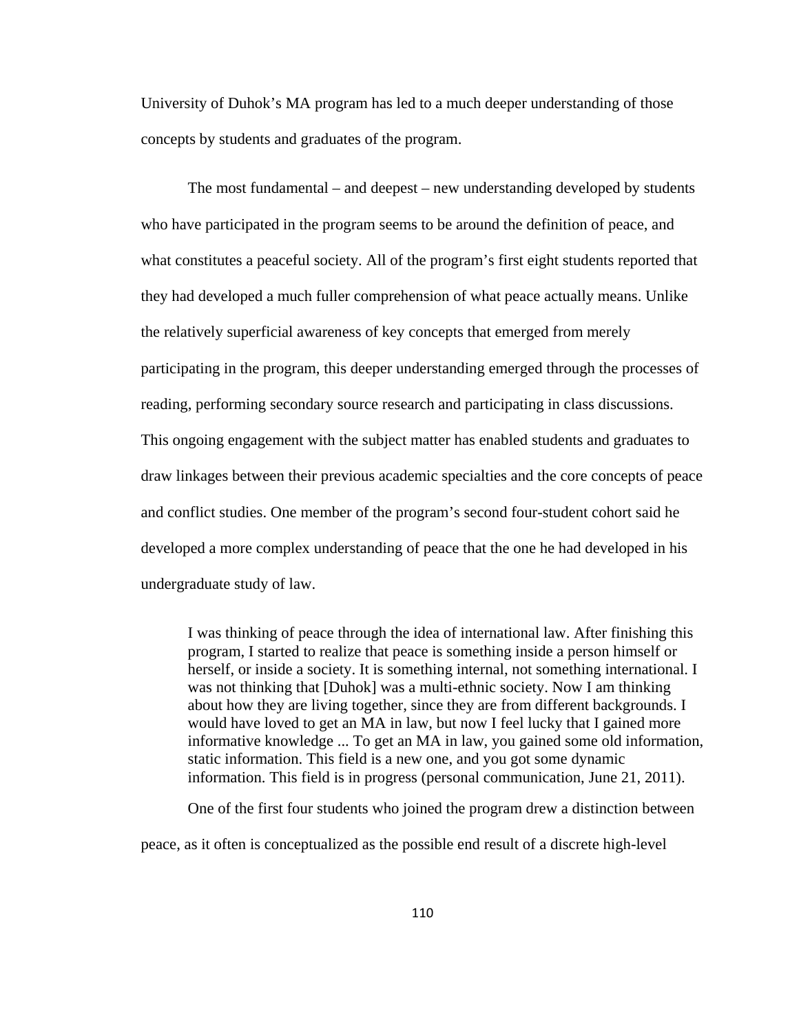University of Duhok's MA program has led to a much deeper understanding of those concepts by students and graduates of the program.

The most fundamental – and deepest – new understanding developed by students who have participated in the program seems to be around the definition of peace, and what constitutes a peaceful society. All of the program's first eight students reported that they had developed a much fuller comprehension of what peace actually means. Unlike the relatively superficial awareness of key concepts that emerged from merely participating in the program, this deeper understanding emerged through the processes of reading, performing secondary source research and participating in class discussions. This ongoing engagement with the subject matter has enabled students and graduates to draw linkages between their previous academic specialties and the core concepts of peace and conflict studies. One member of the program's second four-student cohort said he developed a more complex understanding of peace that the one he had developed in his undergraduate study of law.

> I was thinking of peace through the idea of international law. After finishing this program, I started to realize that peace is something inside a person himself or herself, or inside a society. It is something internal, not something international. I was not thinking that [Duhok] was a multi-ethnic society. Now I am thinking about how they are living together, since they are from different backgrounds. I would have loved to get an MA in law, but now I feel lucky that I gained more informative knowledge ... To get an MA in law, you gained some old information, static information. This field is a new one, and you got some dynamic information. This field is in progress (personal communication, June 21, 2011).

One of the first four students who joined the program drew a distinction between peace, as it often is conceptualized as the possible end result of a discrete high-level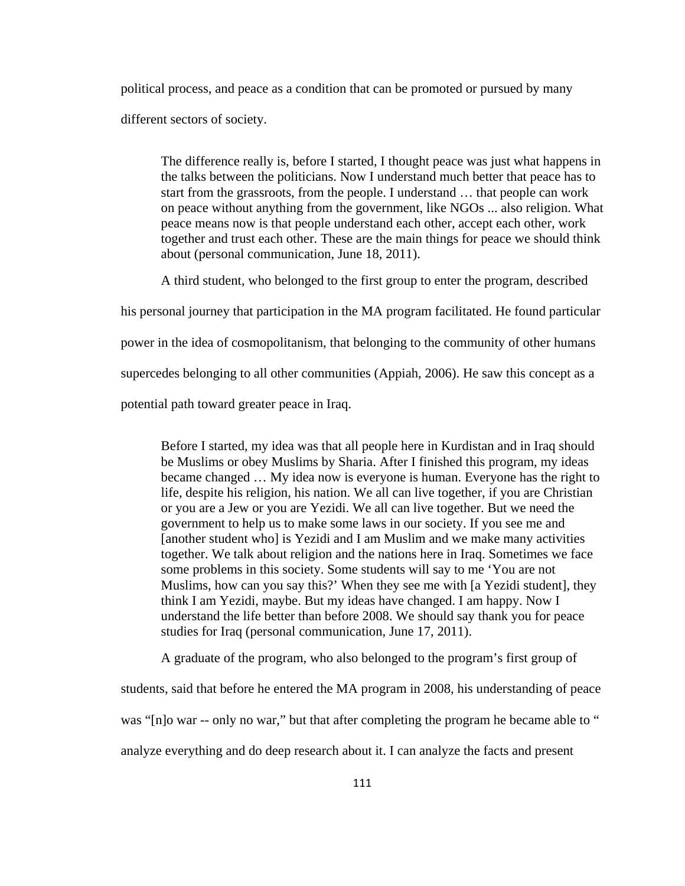political process, and peace as a condition that can be promoted or pursued by many different sectors of society.

> The difference really is, before I started, I thought peace was just what happens in the talks between the politicians. Now I understand much better that peace has to start from the grassroots, from the people. I understand … that people can work on peace without anything from the government, like NGOs ... also religion. What peace means now is that people understand each other, accept each other, work together and trust each other. These are the main things for peace we should think about (personal communication, June 18, 2011).

A third student, who belonged to the first group to enter the program, described his personal journey that participation in the MA program facilitated. He found particular power in the idea of cosmopolitanism, that belonging to the community of other humans supercedes belonging to all other communities (Appiah, 2006). He saw this concept as a potential path toward greater peace in Iraq.

> Before I started, my idea was that all people here in Kurdistan and in Iraq should be Muslims or obey Muslims by Sharia. After I finished this program, my ideas became changed … My idea now is everyone is human. Everyone has the right to life, despite his religion, his nation. We all can live together, if you are Christian or you are a Jew or you are Yezidi. We all can live together. But we need the government to help us to make some laws in our society. If you see me and [another student who] is Yezidi and I am Muslim and we make many activities together. We talk about religion and the nations here in Iraq. Sometimes we face some problems in this society. Some students will say to me 'You are not Muslims, how can you say this?' When they see me with [a Yezidi student], they think I am Yezidi, maybe. But my ideas have changed. I am happy. Now I understand the life better than before 2008. We should say thank you for peace studies for Iraq (personal communication, June 17, 2011).

A graduate of the program, who also belonged to the program's first group of students, said that before he entered the MA program in 2008, his understanding of peace was "[n]o war -- only no war," but that after completing the program he became able to " analyze everything and do deep research about it. I can analyze the facts and present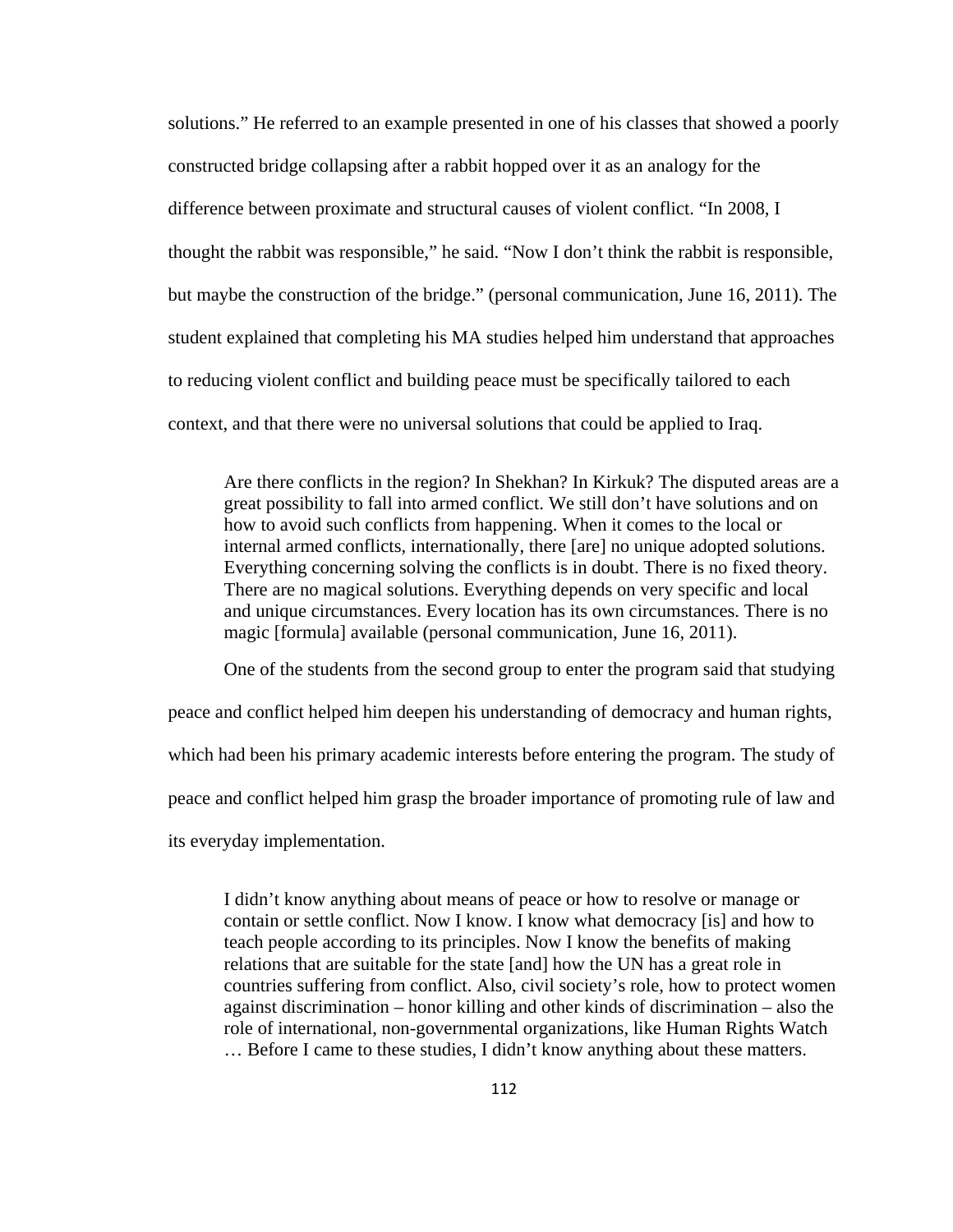solutions." He referred to an example presented in one of his classes that showed a poorly constructed bridge collapsing after a rabbit hopped over it as an analogy for the difference between proximate and structural causes of violent conflict. "In 2008, I thought the rabbit was responsible," he said. "Now I don't think the rabbit is responsible, but maybe the construction of the bridge." (personal communication, June 16, 2011). The student explained that completing his MA studies helped him understand that approaches to reducing violent conflict and building peace must be specifically tailored to each context, and that there were no universal solutions that could be applied to Iraq.

> Are there conflicts in the region? In Shekhan? In Kirkuk? The disputed areas are a great possibility to fall into armed conflict. We still don't have solutions and on how to avoid such conflicts from happening. When it comes to the local or internal armed conflicts, internationally, there [are] no unique adopted solutions. Everything concerning solving the conflicts is in doubt. There is no fixed theory. There are no magical solutions. Everything depends on very specific and local and unique circumstances. Every location has its own circumstances. There is no magic [formula] available (personal communication, June 16, 2011).

One of the students from the second group to enter the program said that studying peace and conflict helped him deepen his understanding of democracy and human rights, which had been his primary academic interests before entering the program. The study of peace and conflict helped him grasp the broader importance of promoting rule of law and its everyday implementation.

> I didn't know anything about means of peace or how to resolve or manage or contain or settle conflict. Now I know. I know what democracy [is] and how to teach people according to its principles. Now I know the benefits of making relations that are suitable for the state [and] how the UN has a great role in countries suffering from conflict. Also, civil society's role, how to protect women against discrimination – honor killing and other kinds of discrimination – also the role of international, non-governmental organizations, like Human Rights Watch … Before I came to these studies, I didn't know anything about these matters.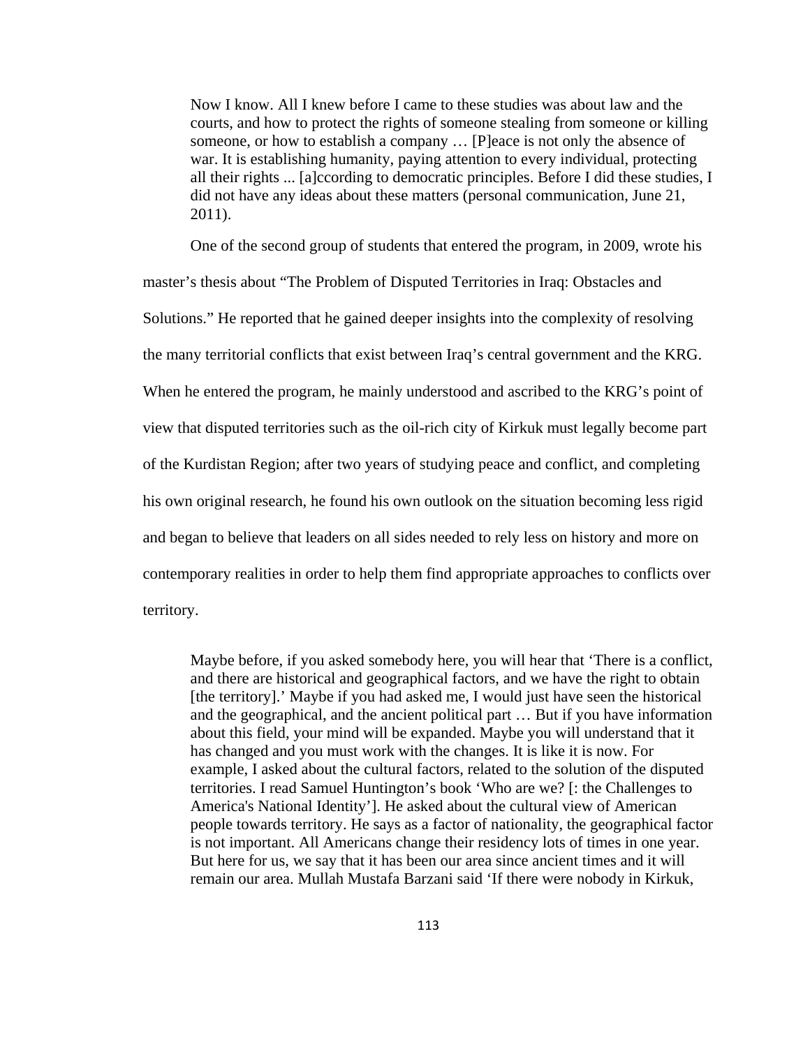> Now I know. All I knew before I came to these studies was about law and the courts, and how to protect the rights of someone stealing from someone or killing someone, or how to establish a company … [P]eace is not only the absence of war. It is establishing humanity, paying attention to every individual, protecting all their rights ... [a]ccording to democratic principles. Before I did these studies, I did not have any ideas about these matters (personal communication, June 21, 2011).

One of the second group of students that entered the program, in 2009, wrote his master's thesis about "The Problem of Disputed Territories in Iraq: Obstacles and Solutions." He reported that he gained deeper insights into the complexity of resolving the many territorial conflicts that exist between Iraq's central government and the KRG. When he entered the program, he mainly understood and ascribed to the KRG's point of view that disputed territories such as the oil-rich city of Kirkuk must legally become part of the Kurdistan Region; after two years of studying peace and conflict, and completing his own original research, he found his own outlook on the situation becoming less rigid and began to believe that leaders on all sides needed to rely less on history and more on contemporary realities in order to help them find appropriate approaches to conflicts over territory.

> Maybe before, if you asked somebody here, you will hear that 'There is a conflict, and there are historical and geographical factors, and we have the right to obtain [the territory].' Maybe if you had asked me, I would just have seen the historical and the geographical, and the ancient political part … But if you have information about this field, your mind will be expanded. Maybe you will understand that it has changed and you must work with the changes. It is like it is now. For example, I asked about the cultural factors, related to the solution of the disputed territories. I read Samuel Huntington's book 'Who are we? [: the Challenges to America's National Identity'. He asked about the cultural view of American people towards territory. He says as a factor of nationality, the geographical factor is not important. All Americans change their residency lots of times in one year. But here for us, we say that it has been our area since ancient times and it will remain our area. Mullah Mustafa Barzani said 'If there were nobody in Kirkuk,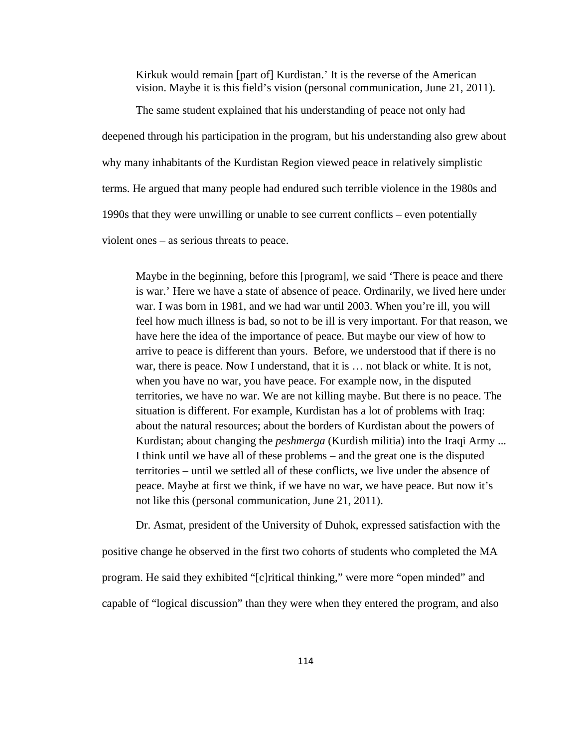> Kirkuk would remain [part of] Kurdistan.' It is the reverse of the American vision. Maybe it is this field's vision (personal communication, June 21, 2011).

The same student explained that his understanding of peace not only had deepened through his participation in the program, but his understanding also grew about why many inhabitants of the Kurdistan Region viewed peace in relatively simplistic terms. He argued that many people had endured such terrible violence in the 1980s and 1990s that they were unwilling or unable to see current conflicts – even potentially violent ones – as serious threats to peace.

> Maybe in the beginning, before this [program], we said 'There is peace and there is war.' Here we have a state of absence of peace. Ordinarily, we lived here under war. I was born in 1981, and we had war until 2003. When you're ill, you will feel how much illness is bad, so not to be ill is very important. For that reason, we have here the idea of the importance of peace. But maybe our view of how to arrive to peace is different than yours. Before, we understood that if there is no war, there is peace. Now I understand, that it is … not black or white. It is not, when you have no war, you have peace. For example now, in the disputed territories, we have no war. We are not killing maybe. But there is no peace. The situation is different. For example, Kurdistan has a lot of problems with Iraq: about the natural resources; about the borders of Kurdistan about the powers of Kurdistan; about changing the *peshmerga* (Kurdish militia) into the Iraqi Army ... I think until we have all of these problems – and the great one is the disputed territories – until we settled all of these conflicts, we live under the absence of peace. Maybe at first we think, if we have no war, we have peace. But now it's not like this (personal communication, June 21, 2011).

Dr. Asmat, president of the University of Duhok, expressed satisfaction with the positive change he observed in the first two cohorts of students who completed the MA program. He said they exhibited "[c]ritical thinking," were more "open minded" and capable of "logical discussion" than they were when they entered the program, and also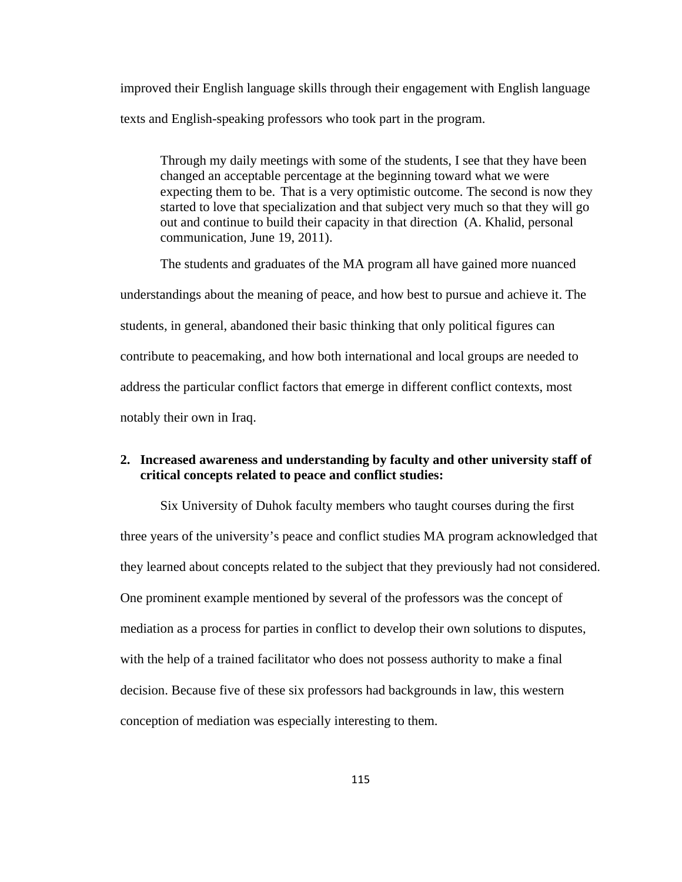improved their English language skills through their engagement with English language texts and English-speaking professors who took part in the program.

> Through my daily meetings with some of the students, I see that they have been changed an acceptable percentage at the beginning toward what we were expecting them to be. That is a very optimistic outcome. The second is now they started to love that specialization and that subject very much so that they will go out and continue to build their capacity in that direction (A. Khalid, personal communication, June 19, 2011).

The students and graduates of the MA program all have gained more nuanced understandings about the meaning of peace, and how best to pursue and achieve it. The students, in general, abandoned their basic thinking that only political figures can contribute to peacemaking, and how both international and local groups are needed to address the particular conflict factors that emerge in different conflict contexts, most notably their own in Iraq.

**2. Increased awareness and understanding by faculty and other university staff of critical concepts related to peace and conflict studies:**

Six University of Duhok faculty members who taught courses during the first three years of the university's peace and conflict studies MA program acknowledged that they learned about concepts related to the subject that they previously had not considered. One prominent example mentioned by several of the professors was the concept of mediation as a process for parties in conflict to develop their own solutions to disputes, with the help of a trained facilitator who does not possess authority to make a final decision. Because five of these six professors had backgrounds in law, this western conception of mediation was especially interesting to them.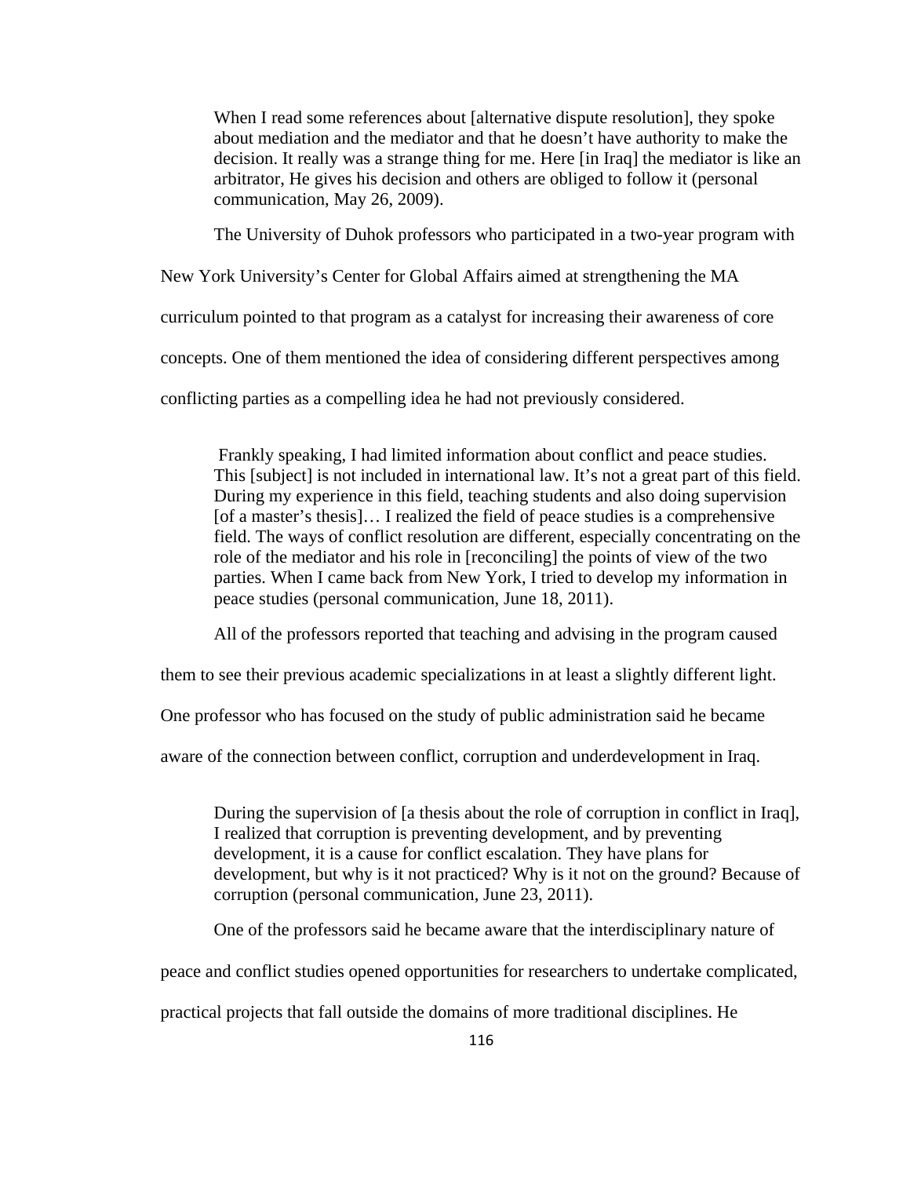> When I read some references about [alternative dispute resolution], they spoke about mediation and the mediator and that he doesn't have authority to make the decision. It really was a strange thing for me. Here [in Iraq] the mediator is like an arbitrator, He gives his decision and others are obliged to follow it (personal communication, May 26, 2009).

The University of Duhok professors who participated in a two-year program with New York University's Center for Global Affairs aimed at strengthening the MA curriculum pointed to that program as a catalyst for increasing their awareness of core concepts. One of them mentioned the idea of considering different perspectives among conflicting parties as a compelling idea he had not previously considered.

> Frankly speaking, I had limited information about conflict and peace studies. This [subject] is not included in international law. It's not a great part of this field. During my experience in this field, teaching students and also doing supervision [of a master's thesis]… I realized the field of peace studies is a comprehensive field. The ways of conflict resolution are different, especially concentrating on the role of the mediator and his role in [reconciling] the points of view of the two parties. When I came back from New York, I tried to develop my information in peace studies (personal communication, June 18, 2011).

All of the professors reported that teaching and advising in the program caused them to see their previous academic specializations in at least a slightly different light. One professor who has focused on the study of public administration said he became aware of the connection between conflict, corruption and underdevelopment in Iraq.

> During the supervision of [a thesis about the role of corruption in conflict in Iraq], I realized that corruption is preventing development, and by preventing development, it is a cause for conflict escalation. They have plans for development, but why is it not practiced? Why is it not on the ground? Because of corruption (personal communication, June 23, 2011).

One of the professors said he became aware that the interdisciplinary nature of peace and conflict studies opened opportunities for researchers to undertake complicated, practical projects that fall outside the domains of more traditional disciplines. He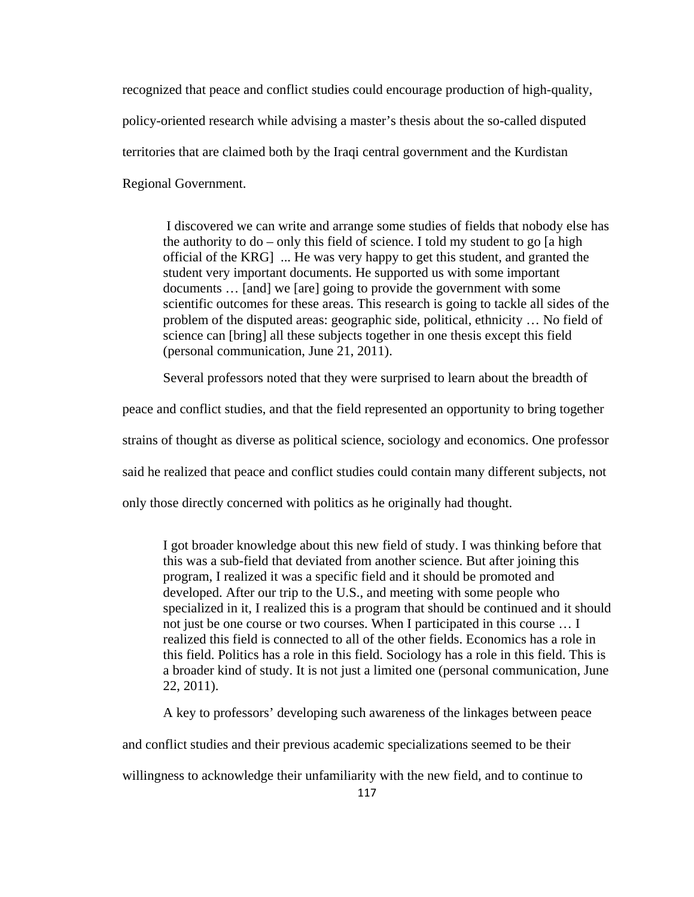recognized that peace and conflict studies could encourage production of high-quality, policy-oriented research while advising a master's thesis about the so-called disputed territories that are claimed both by the Iraqi central government and the Kurdistan Regional Government.

> I discovered we can write and arrange some studies of fields that nobody else has the authority to do – only this field of science. I told my student to go [a high official of the KRG] ... He was very happy to get this student, and granted the student very important documents. He supported us with some important documents … [and] we [are] going to provide the government with some scientific outcomes for these areas. This research is going to tackle all sides of the problem of the disputed areas: geographic side, political, ethnicity … No field of science can [bring] all these subjects together in one thesis except this field (personal communication, June 21, 2011).

Several professors noted that they were surprised to learn about the breadth of peace and conflict studies, and that the field represented an opportunity to bring together strains of thought as diverse as political science, sociology and economics. One professor said he realized that peace and conflict studies could contain many different subjects, not only those directly concerned with politics as he originally had thought.

> I got broader knowledge about this new field of study. I was thinking before that this was a sub-field that deviated from another science. But after joining this program, I realized it was a specific field and it should be promoted and developed. After our trip to the U.S., and meeting with some people who specialized in it, I realized this is a program that should be continued and it should not just be one course or two courses. When I participated in this course … I realized this field is connected to all of the other fields. Economics has a role in this field. Politics has a role in this field. Sociology has a role in this field. This is a broader kind of study. It is not just a limited one (personal communication, June 22, 2011).

A key to professors' developing such awareness of the linkages between peace and conflict studies and their previous academic specializations seemed to be their willingness to acknowledge their unfamiliarity with the new field, and to continue to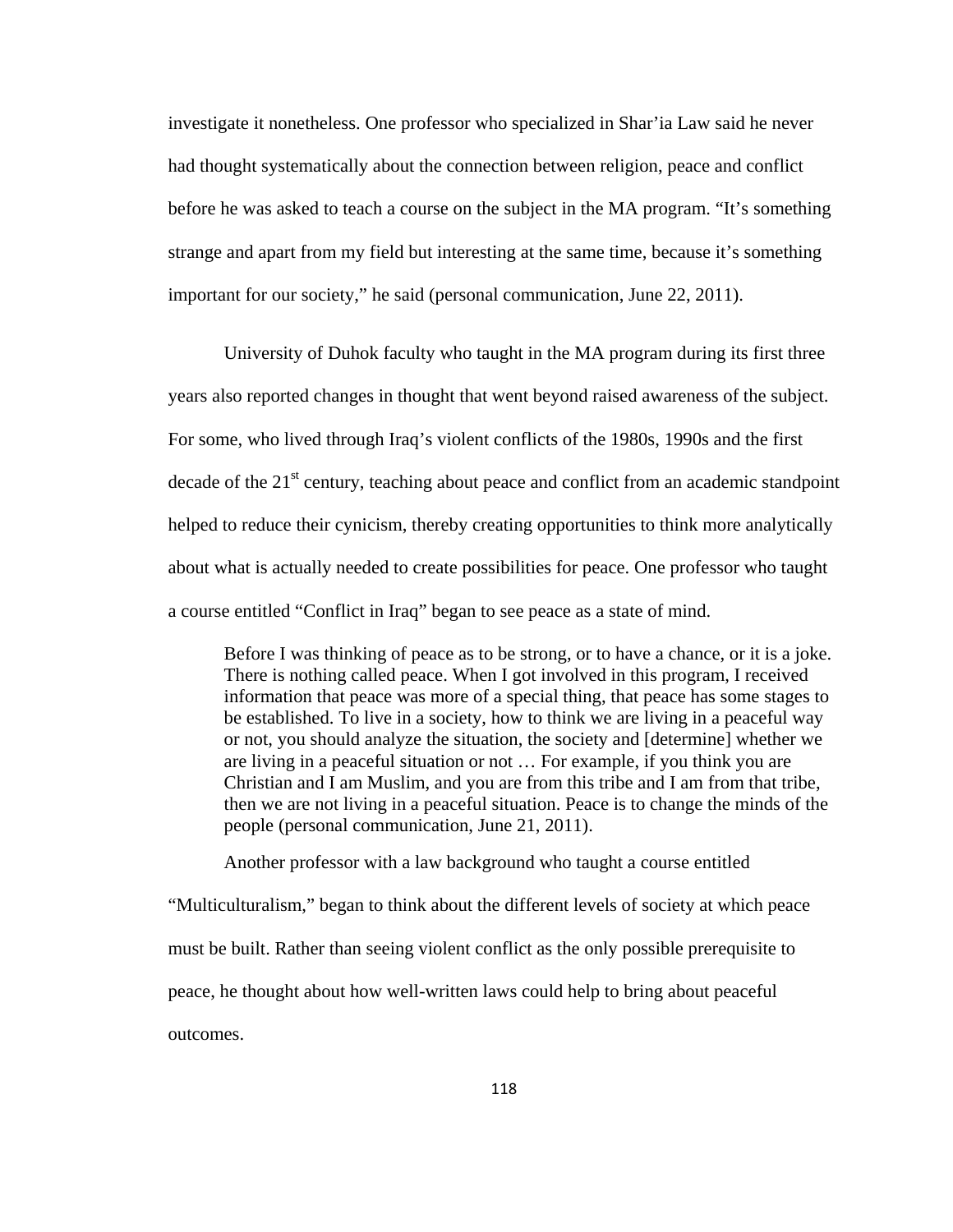investigate it nonetheless. One professor who specialized in Shar'ia Law said he never had thought systematically about the connection between religion, peace and conflict before he was asked to teach a course on the subject in the MA program. "It's something strange and apart from my field but interesting at the same time, because it's something important for our society," he said (personal communication, June 22, 2011).

University of Duhok faculty who taught in the MA program during its first three years also reported changes in thought that went beyond raised awareness of the subject. For some, who lived through Iraq's violent conflicts of the 1980s, 1990s and the first decade of the 21st century, teaching about peace and conflict from an academic standpoint helped to reduce their cynicism, thereby creating opportunities to think more analytically about what is actually needed to create possibilities for peace. One professor who taught a course entitled "Conflict in Iraq" began to see peace as a state of mind.

> Before I was thinking of peace as to be strong, or to have a chance, or it is a joke. There is nothing called peace. When I got involved in this program, I received information that peace was more of a special thing, that peace has some stages to be established. To live in a society, how to think we are living in a peaceful way or not, you should analyze the situation, the society and [determine] whether we are living in a peaceful situation or not … For example, if you think you are Christian and I am Muslim, and you are from this tribe and I am from that tribe, then we are not living in a peaceful situation. Peace is to change the minds of the people (personal communication, June 21, 2011).

Another professor with a law background who taught a course entitled "Multiculturalism," began to think about the different levels of society at which peace must be built. Rather than seeing violent conflict as the only possible prerequisite to peace, he thought about how well-written laws could help to bring about peaceful outcomes.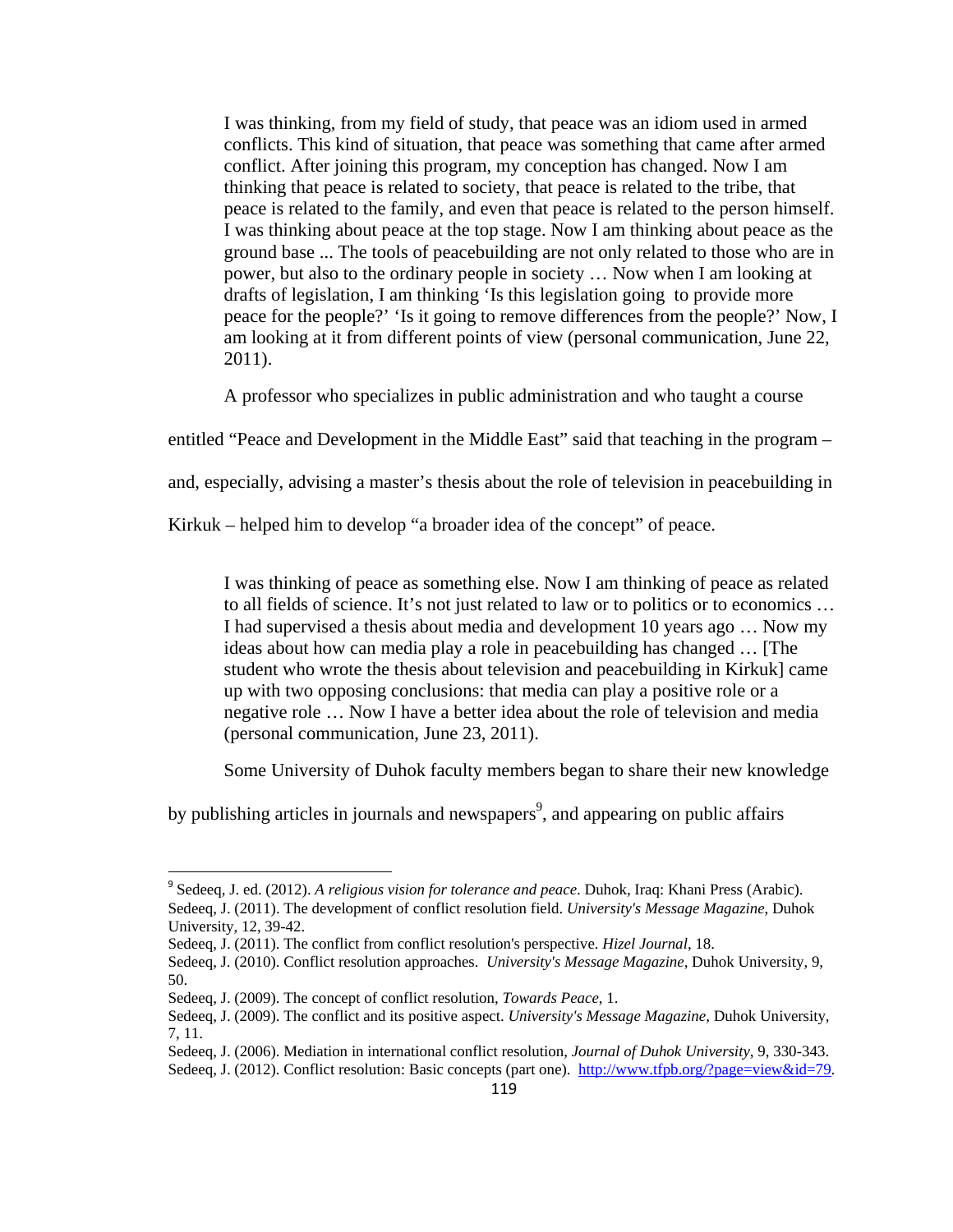> I was thinking, from my field of study, that peace was an idiom used in armed conflicts. This kind of situation, that peace was something that came after armed conflict. After joining this program, my conception has changed. Now I am thinking that peace is related to society, that peace is related to the tribe, that peace is related to the family, and even that peace is related to the person himself. I was thinking about peace at the top stage. Now I am thinking about peace as the ground base ... The tools of peacebuilding are not only related to those who are in power, but also to the ordinary people in society … Now when I am looking at drafts of legislation, I am thinking 'Is this legislation going to provide more peace for the people?' 'Is it going to remove differences from the people?' Now, I am looking at it from different points of view (personal communication, June 22, 2011).

A professor who specializes in public administration and who taught a course entitled "Peace and Development in the Middle East" said that teaching in the program – and, especially, advising a master's thesis about the role of television in peacebuilding in Kirkuk – helped him to develop "a broader idea of the concept" of peace.

> I was thinking of peace as something else. Now I am thinking of peace as related to all fields of science. It's not just related to law or to politics or to economics … I had supervised a thesis about media and development 10 years ago … Now my ideas about how can media play a role in peacebuilding has changed … [The student who wrote the thesis about television and peacebuilding in Kirkuk] came up with two opposing conclusions: that media can play a positive role or a negative role … Now I have a better idea about the role of television and media (personal communication, June 23, 2011).

Some University of Duhok faculty members began to share their new knowledge by publishing articles in journals and newspapers[9], and appearing on public affairs

---

[9] Sedeeq, J. ed. (2012). *A religious vision for tolerance and peace.* Duhok, Iraq: Khani Press (Arabic).
Sedeeq, J. (2011). The development of conflict resolution field. *University's Message Magazine*, Duhok University, 12, 39-42.
Sedeeq, J. (2011). The conflict from conflict resolution's perspective. *Hizel Journal*, 18.
Sedeeq, J. (2010). Conflict resolution approaches. *University's Message Magazine*, Duhok University, 9, 50.
Sedeeq, J. (2009). The concept of conflict resolution, *Towards Peace*, 1.
Sedeeq, J. (2009). The conflict and its positive aspect. *University's Message Magazine*, Duhok University, 7, 11.
Sedeeq, J. (2006). Mediation in international conflict resolution, *Journal of Duhok University*, 9, 330-343.
Sedeeq, J. (2012). Conflict resolution: Basic concepts (part one). http://www.tfpb.org/?page=view&id=79.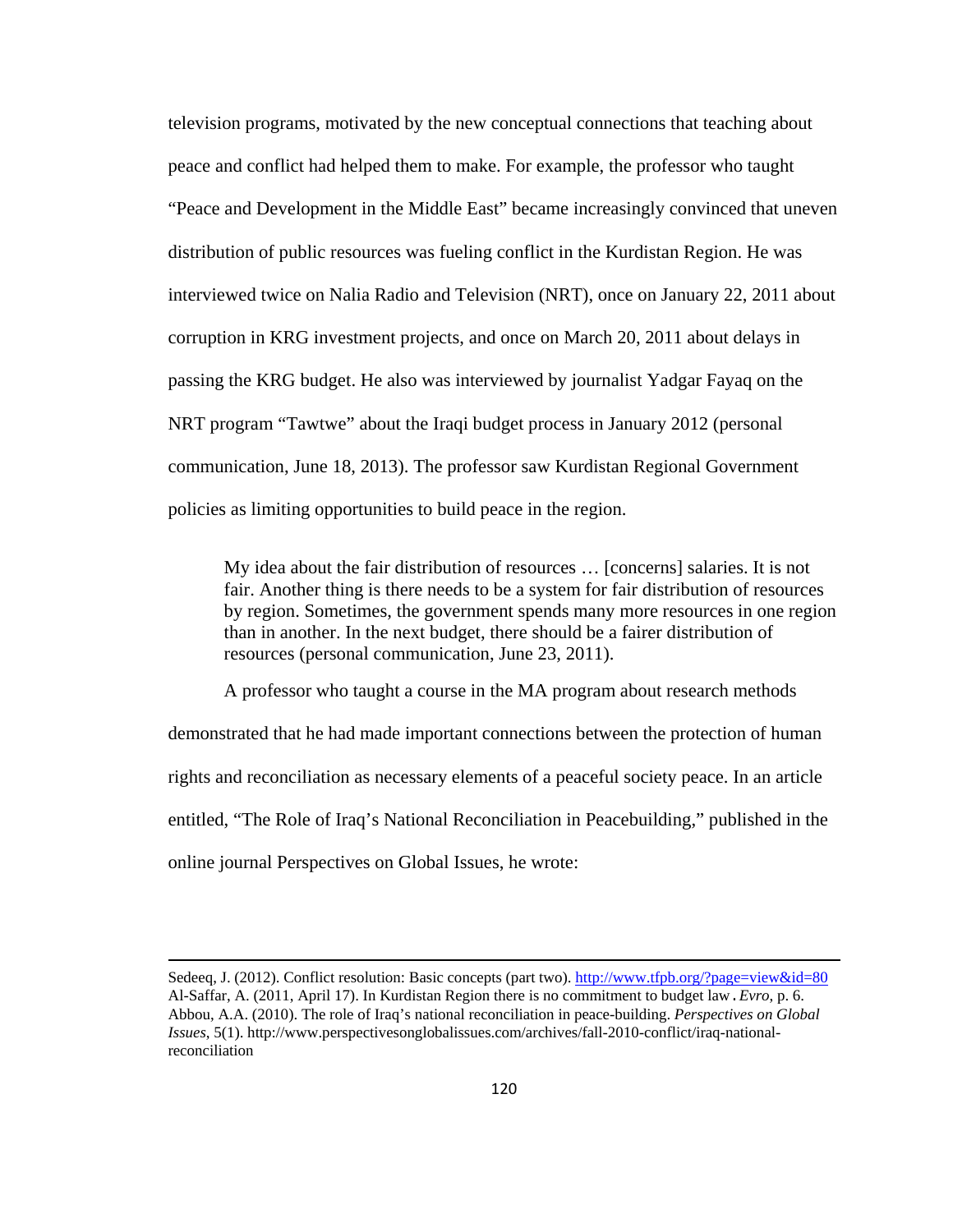television programs, motivated by the new conceptual connections that teaching about peace and conflict had helped them to make. For example, the professor who taught "Peace and Development in the Middle East" became increasingly convinced that uneven distribution of public resources was fueling conflict in the Kurdistan Region. He was interviewed twice on Nalia Radio and Television (NRT), once on January 22, 2011 about corruption in KRG investment projects, and once on March 20, 2011 about delays in passing the KRG budget. He also was interviewed by journalist Yadgar Fayaq on the NRT program "Tawtwe" about the Iraqi budget process in January 2012 (personal communication, June 18, 2013). The professor saw Kurdistan Regional Government policies as limiting opportunities to build peace in the region.

> My idea about the fair distribution of resources … [concerns] salaries. It is not fair. Another thing is there needs to be a system for fair distribution of resources by region. Sometimes, the government spends many more resources in one region than in another. In the next budget, there should be a fairer distribution of resources (personal communication, June 23, 2011).

A professor who taught a course in the MA program about research methods demonstrated that he had made important connections between the protection of human rights and reconciliation as necessary elements of a peaceful society peace. In an article entitled, "The Role of Iraq's National Reconciliation in Peacebuilding," published in the online journal Perspectives on Global Issues, he wrote:

---

Sedeeq, J. (2012). Conflict resolution: Basic concepts (part two). http://www.tfpb.org/?page=view&id=80
Al-Saffar, A. (2011, April 17). In Kurdistan Region there is no commitment to budget law. *Evro*, p. 6.
Abbou, A.A. (2010). The role of Iraq's national reconciliation in peace-building. *Perspectives on Global Issues*, 5(1). http://www.perspectivesonglobalissues.com/archives/fall-2010-conflict/iraq-national-reconciliation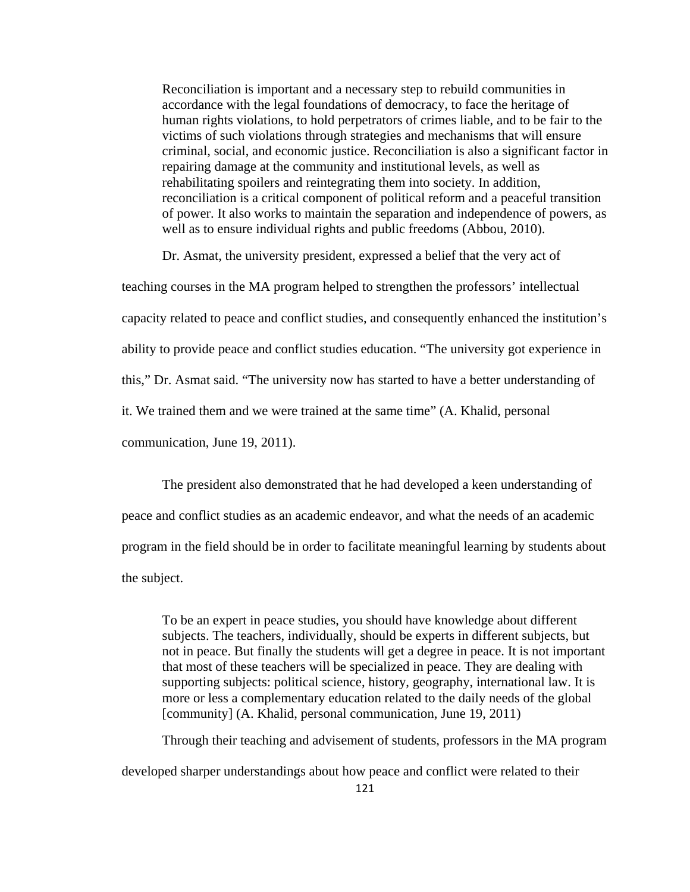> Reconciliation is important and a necessary step to rebuild communities in accordance with the legal foundations of democracy, to face the heritage of human rights violations, to hold perpetrators of crimes liable, and to be fair to the victims of such violations through strategies and mechanisms that will ensure criminal, social, and economic justice. Reconciliation is also a significant factor in repairing damage at the community and institutional levels, as well as rehabilitating spoilers and reintegrating them into society. In addition, reconciliation is a critical component of political reform and a peaceful transition of power. It also works to maintain the separation and independence of powers, as well as to ensure individual rights and public freedoms (Abbou, 2010).

Dr. Asmat, the university president, expressed a belief that the very act of teaching courses in the MA program helped to strengthen the professors' intellectual capacity related to peace and conflict studies, and consequently enhanced the institution's ability to provide peace and conflict studies education. "The university got experience in this," Dr. Asmat said. "The university now has started to have a better understanding of it. We trained them and we were trained at the same time" (A. Khalid, personal communication, June 19, 2011).

The president also demonstrated that he had developed a keen understanding of peace and conflict studies as an academic endeavor, and what the needs of an academic program in the field should be in order to facilitate meaningful learning by students about the subject.

> To be an expert in peace studies, you should have knowledge about different subjects. The teachers, individually, should be experts in different subjects, but not in peace. But finally the students will get a degree in peace. It is not important that most of these teachers will be specialized in peace. They are dealing with supporting subjects: political science, history, geography, international law. It is more or less a complementary education related to the daily needs of the global [community] (A. Khalid, personal communication, June 19, 2011)

Through their teaching and advisement of students, professors in the MA program developed sharper understandings about how peace and conflict were related to their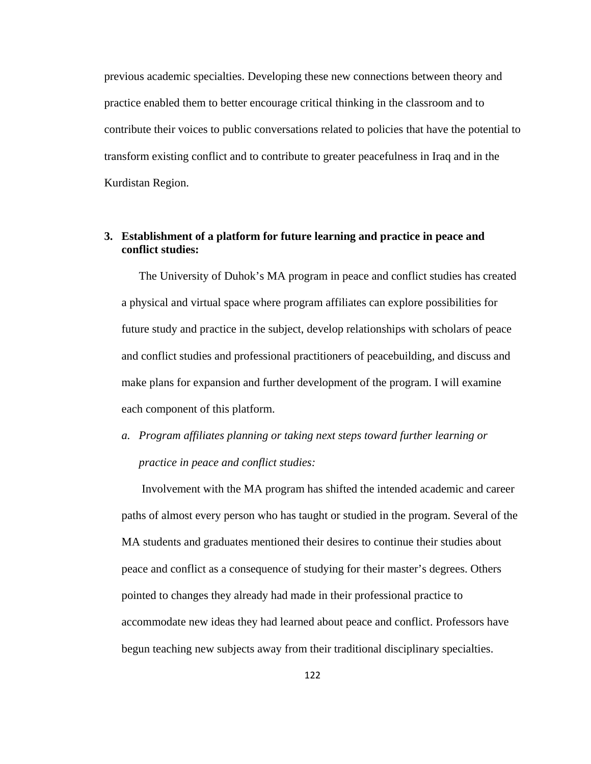previous academic specialties. Developing these new connections between theory and practice enabled them to better encourage critical thinking in the classroom and to contribute their voices to public conversations related to policies that have the potential to transform existing conflict and to contribute to greater peacefulness in Iraq and in the Kurdistan Region.

**3. Establishment of a platform for future learning and practice in peace and conflict studies:**

The University of Duhok's MA program in peace and conflict studies has created a physical and virtual space where program affiliates can explore possibilities for future study and practice in the subject, develop relationships with scholars of peace and conflict studies and professional practitioners of peacebuilding, and discuss and make plans for expansion and further development of the program. I will examine each component of this platform.

*a. Program affiliates planning or taking next steps toward further learning or practice in peace and conflict studies:*

Involvement with the MA program has shifted the intended academic and career paths of almost every person who has taught or studied in the program. Several of the MA students and graduates mentioned their desires to continue their studies about peace and conflict as a consequence of studying for their master's degrees. Others pointed to changes they already had made in their professional practice to accommodate new ideas they had learned about peace and conflict. Professors have begun teaching new subjects away from their traditional disciplinary specialties.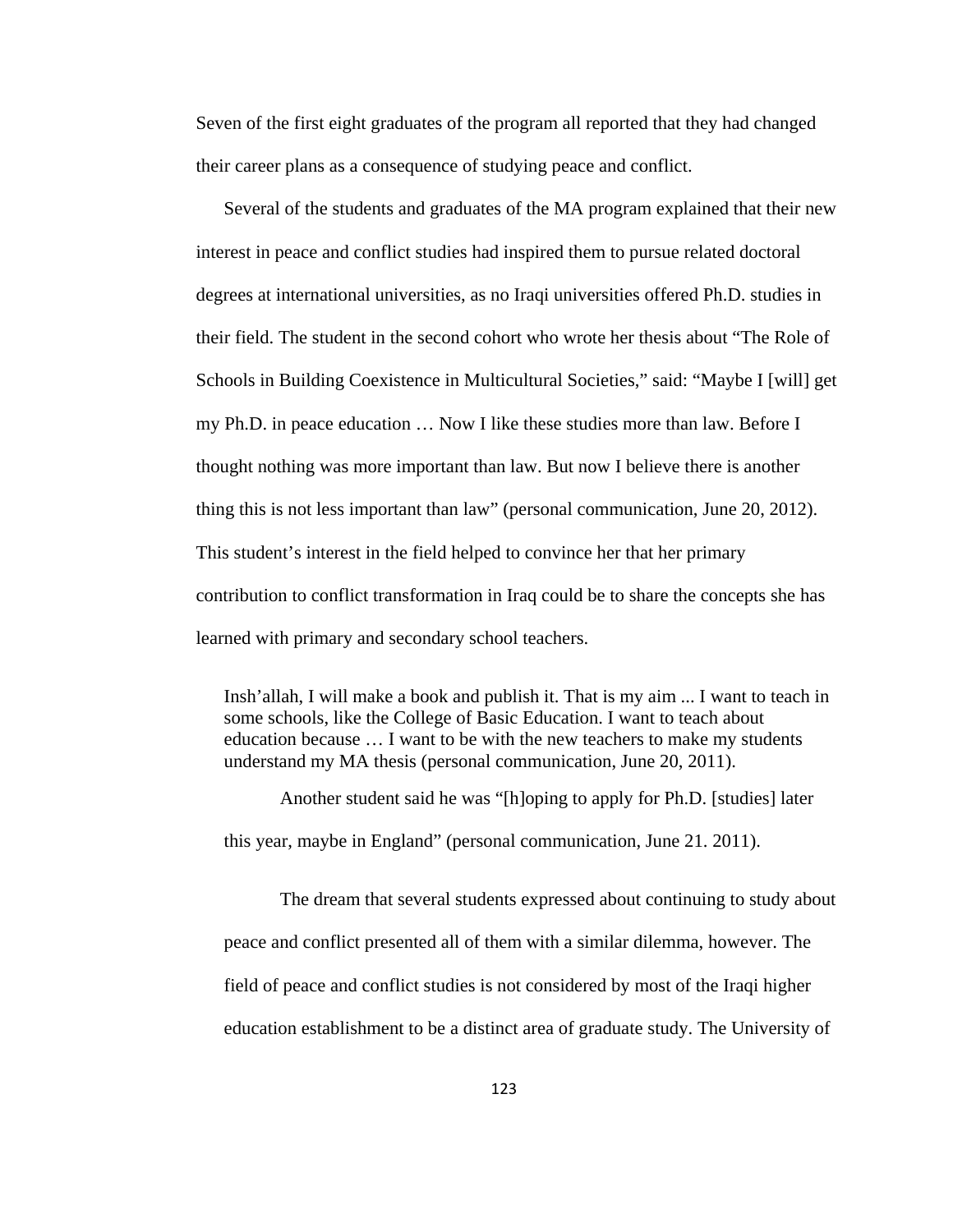Seven of the first eight graduates of the program all reported that they had changed their career plans as a consequence of studying peace and conflict.

Several of the students and graduates of the MA program explained that their new interest in peace and conflict studies had inspired them to pursue related doctoral degrees at international universities, as no Iraqi universities offered Ph.D. studies in their field. The student in the second cohort who wrote her thesis about "The Role of Schools in Building Coexistence in Multicultural Societies," said: "Maybe I [will] get my Ph.D. in peace education … Now I like these studies more than law. Before I thought nothing was more important than law. But now I believe there is another thing this is not less important than law" (personal communication, June 20, 2012). This student's interest in the field helped to convince her that her primary contribution to conflict transformation in Iraq could be to share the concepts she has learned with primary and secondary school teachers.

> Insh'allah, I will make a book and publish it. That is my aim ... I want to teach in some schools, like the College of Basic Education. I want to teach about education because … I want to be with the new teachers to make my students understand my MA thesis (personal communication, June 20, 2011).

Another student said he was "[h]oping to apply for Ph.D. [studies] later this year, maybe in England" (personal communication, June 21. 2011).

The dream that several students expressed about continuing to study about peace and conflict presented all of them with a similar dilemma, however. The field of peace and conflict studies is not considered by most of the Iraqi higher education establishment to be a distinct area of graduate study. The University of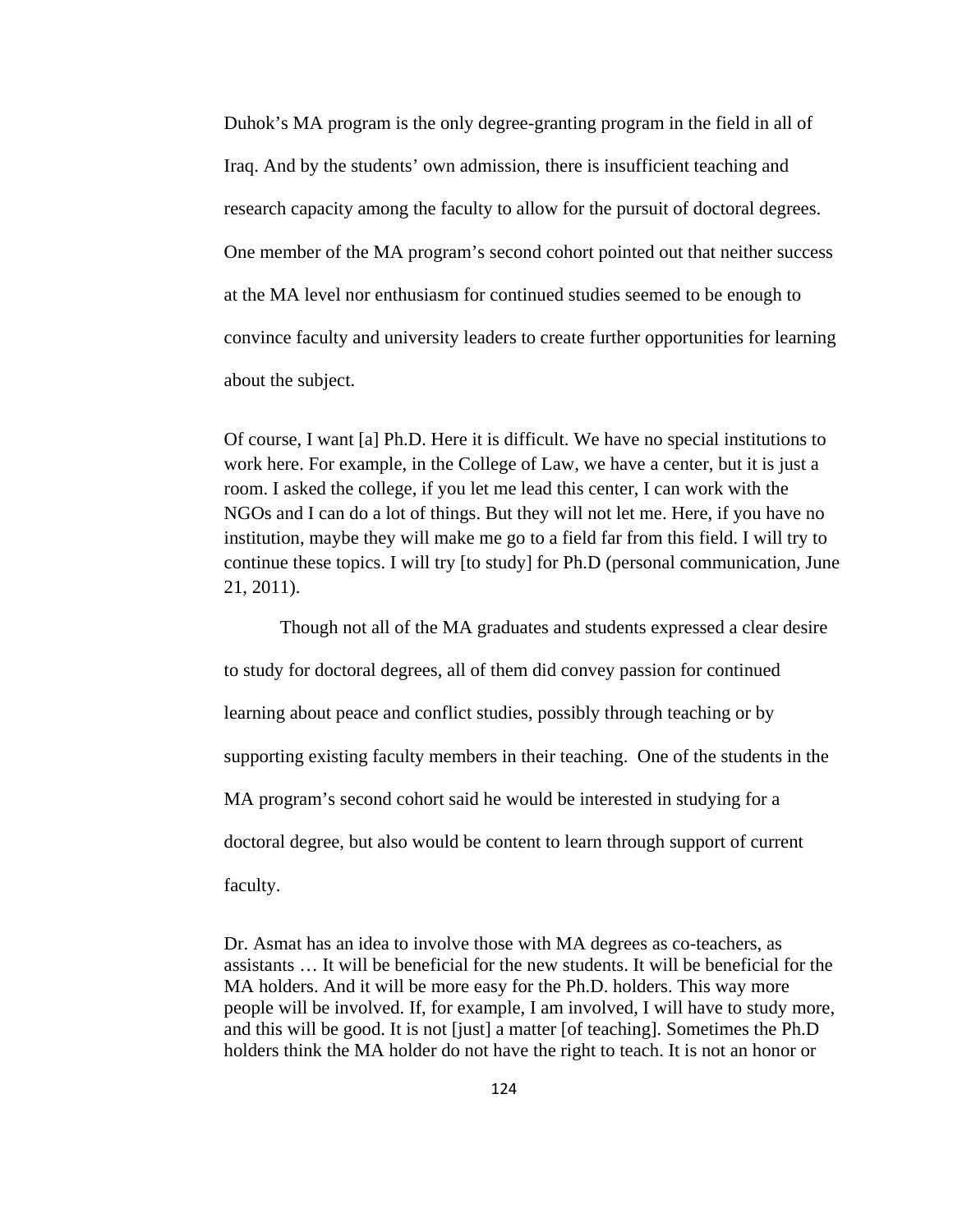Duhok's MA program is the only degree-granting program in the field in all of Iraq. And by the students' own admission, there is insufficient teaching and research capacity among the faculty to allow for the pursuit of doctoral degrees. One member of the MA program's second cohort pointed out that neither success at the MA level nor enthusiasm for continued studies seemed to be enough to convince faculty and university leaders to create further opportunities for learning about the subject.

> Of course, I want [a] Ph.D. Here it is difficult. We have no special institutions to work here. For example, in the College of Law, we have a center, but it is just a room. I asked the college, if you let me lead this center, I can work with the NGOs and I can do a lot of things. But they will not let me. Here, if you have no institution, maybe they will make me go to a field far from this field. I will try to continue these topics. I will try [to study] for Ph.D (personal communication, June 21, 2011).

Though not all of the MA graduates and students expressed a clear desire to study for doctoral degrees, all of them did convey passion for continued learning about peace and conflict studies, possibly through teaching or by supporting existing faculty members in their teaching. One of the students in the MA program's second cohort said he would be interested in studying for a doctoral degree, but also would be content to learn through support of current faculty.

> Dr. Asmat has an idea to involve those with MA degrees as co-teachers, as assistants … It will be beneficial for the new students. It will be beneficial for the MA holders. And it will be more easy for the Ph.D. holders. This way more people will be involved. If, for example, I am involved, I will have to study more, and this will be good. It is not [just] a matter [of teaching]. Sometimes the Ph.D holders think the MA holder do not have the right to teach. It is not an honor or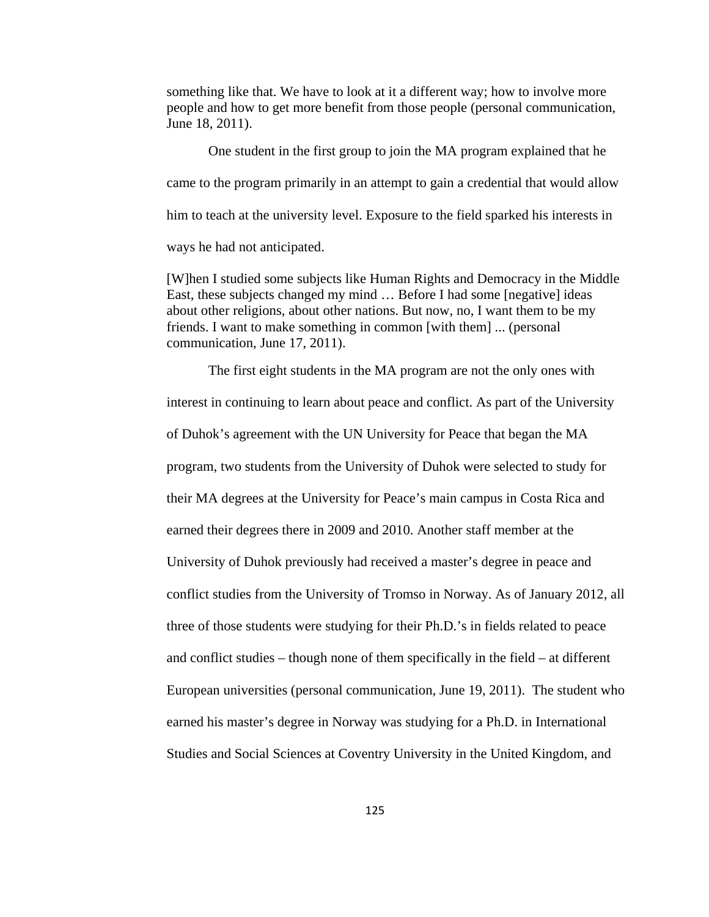something like that. We have to look at it a different way; how to involve more people and how to get more benefit from those people (personal communication, June 18, 2011).

One student in the first group to join the MA program explained that he came to the program primarily in an attempt to gain a credential that would allow him to teach at the university level. Exposure to the field sparked his interests in ways he had not anticipated.

> [W]hen I studied some subjects like Human Rights and Democracy in the Middle East, these subjects changed my mind … Before I had some [negative] ideas about other religions, about other nations. But now, no, I want them to be my friends. I want to make something in common [with them] ... (personal communication, June 17, 2011).

The first eight students in the MA program are not the only ones with interest in continuing to learn about peace and conflict. As part of the University of Duhok's agreement with the UN University for Peace that began the MA program, two students from the University of Duhok were selected to study for their MA degrees at the University for Peace's main campus in Costa Rica and earned their degrees there in 2009 and 2010. Another staff member at the University of Duhok previously had received a master's degree in peace and conflict studies from the University of Tromso in Norway. As of January 2012, all three of those students were studying for their Ph.D.'s in fields related to peace and conflict studies – though none of them specifically in the field – at different European universities (personal communication, June 19, 2011). The student who earned his master's degree in Norway was studying for a Ph.D. in International Studies and Social Sciences at Coventry University in the United Kingdom, and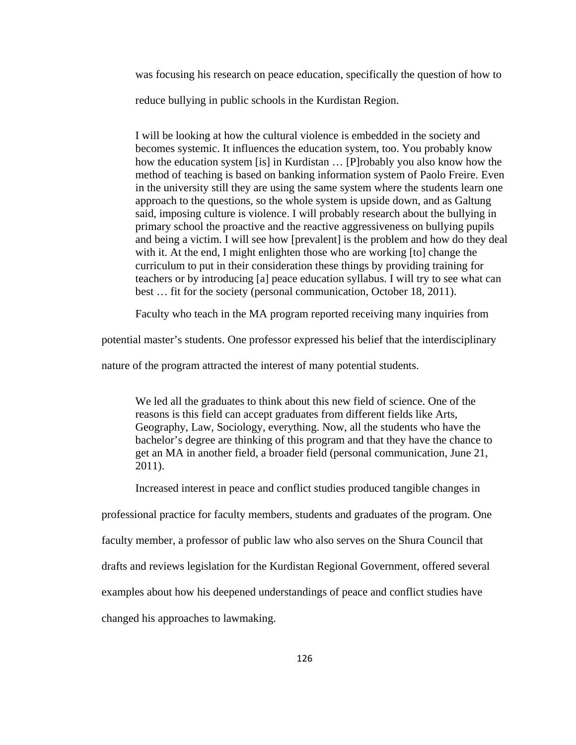was focusing his research on peace education, specifically the question of how to reduce bullying in public schools in the Kurdistan Region.

> I will be looking at how the cultural violence is embedded in the society and becomes systemic. It influences the education system, too. You probably know how the education system [is] in Kurdistan … [P]robably you also know how the method of teaching is based on banking information system of Paolo Freire. Even in the university still they are using the same system where the students learn one approach to the questions, so the whole system is upside down, and as Galtung said, imposing culture is violence. I will probably research about the bullying in primary school the proactive and the reactive aggressiveness on bullying pupils and being a victim. I will see how [prevalent] is the problem and how do they deal with it. At the end, I might enlighten those who are working [to] change the curriculum to put in their consideration these things by providing training for teachers or by introducing [a] peace education syllabus. I will try to see what can best … fit for the society (personal communication, October 18, 2011).

Faculty who teach in the MA program reported receiving many inquiries from potential master's students. One professor expressed his belief that the interdisciplinary nature of the program attracted the interest of many potential students.

> We led all the graduates to think about this new field of science. One of the reasons is this field can accept graduates from different fields like Arts, Geography, Law, Sociology, everything. Now, all the students who have the bachelor's degree are thinking of this program and that they have the chance to get an MA in another field, a broader field (personal communication, June 21, 2011).

Increased interest in peace and conflict studies produced tangible changes in professional practice for faculty members, students and graduates of the program. One faculty member, a professor of public law who also serves on the Shura Council that drafts and reviews legislation for the Kurdistan Regional Government, offered several examples about how his deepened understandings of peace and conflict studies have changed his approaches to lawmaking.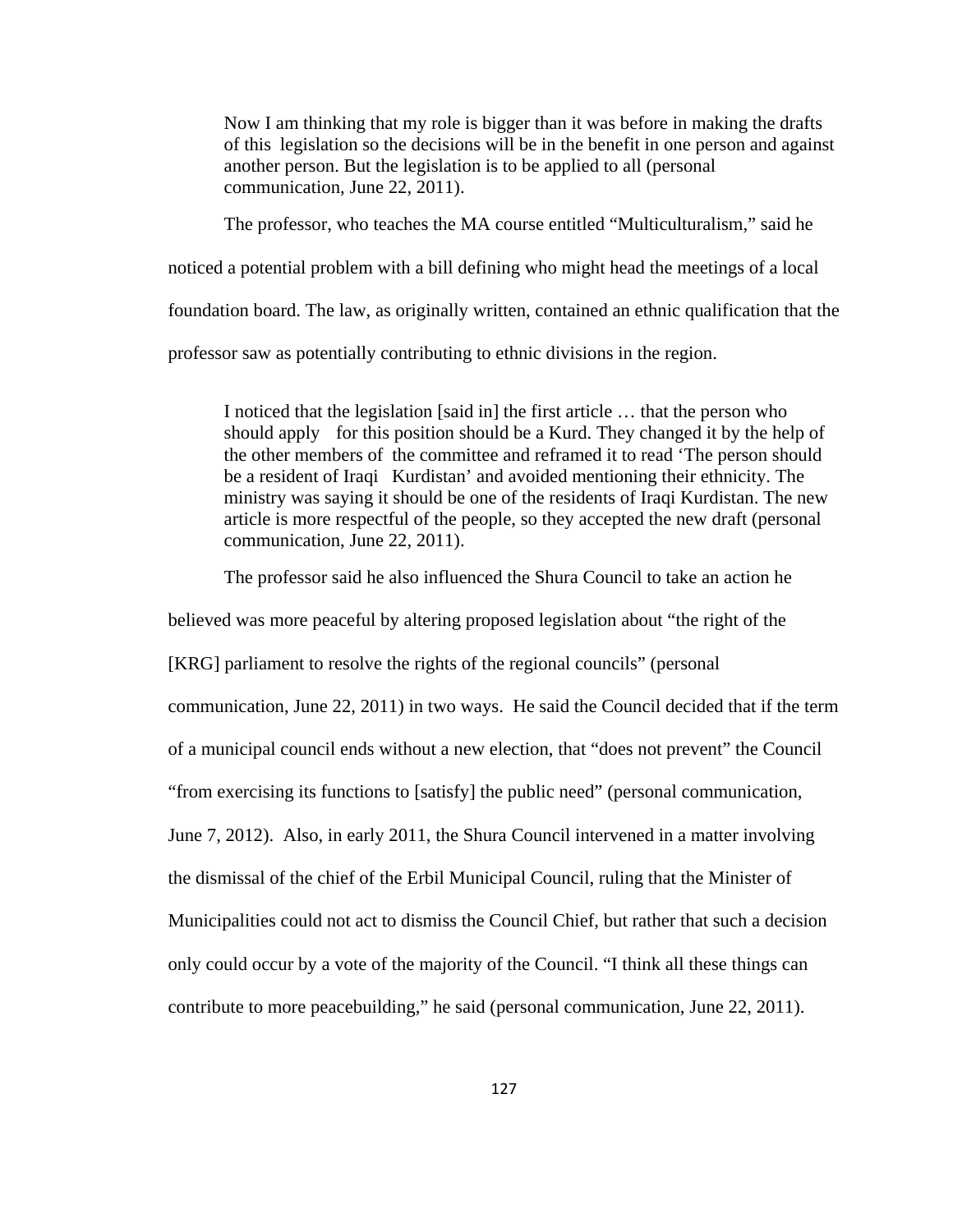> Now I am thinking that my role is bigger than it was before in making the drafts of this legislation so the decisions will be in the benefit in one person and against another person. But the legislation is to be applied to all (personal communication, June 22, 2011).

The professor, who teaches the MA course entitled "Multiculturalism," said he noticed a potential problem with a bill defining who might head the meetings of a local foundation board. The law, as originally written, contained an ethnic qualification that the professor saw as potentially contributing to ethnic divisions in the region.

> I noticed that the legislation [said in] the first article … that the person who should apply for this position should be a Kurd. They changed it by the help of the other members of the committee and reframed it to read 'The person should be a resident of Iraqi Kurdistan' and avoided mentioning their ethnicity. The ministry was saying it should be one of the residents of Iraqi Kurdistan. The new article is more respectful of the people, so they accepted the new draft (personal communication, June 22, 2011).

The professor said he also influenced the Shura Council to take an action he believed was more peaceful by altering proposed legislation about "the right of the [KRG] parliament to resolve the rights of the regional councils" (personal communication, June 22, 2011) in two ways. He said the Council decided that if the term of a municipal council ends without a new election, that "does not prevent" the Council "from exercising its functions to [satisfy] the public need" (personal communication, June 7, 2012). Also, in early 2011, the Shura Council intervened in a matter involving the dismissal of the chief of the Erbil Municipal Council, ruling that the Minister of Municipalities could not act to dismiss the Council Chief, but rather that such a decision only could occur by a vote of the majority of the Council. "I think all these things can contribute to more peacebuilding," he said (personal communication, June 22, 2011).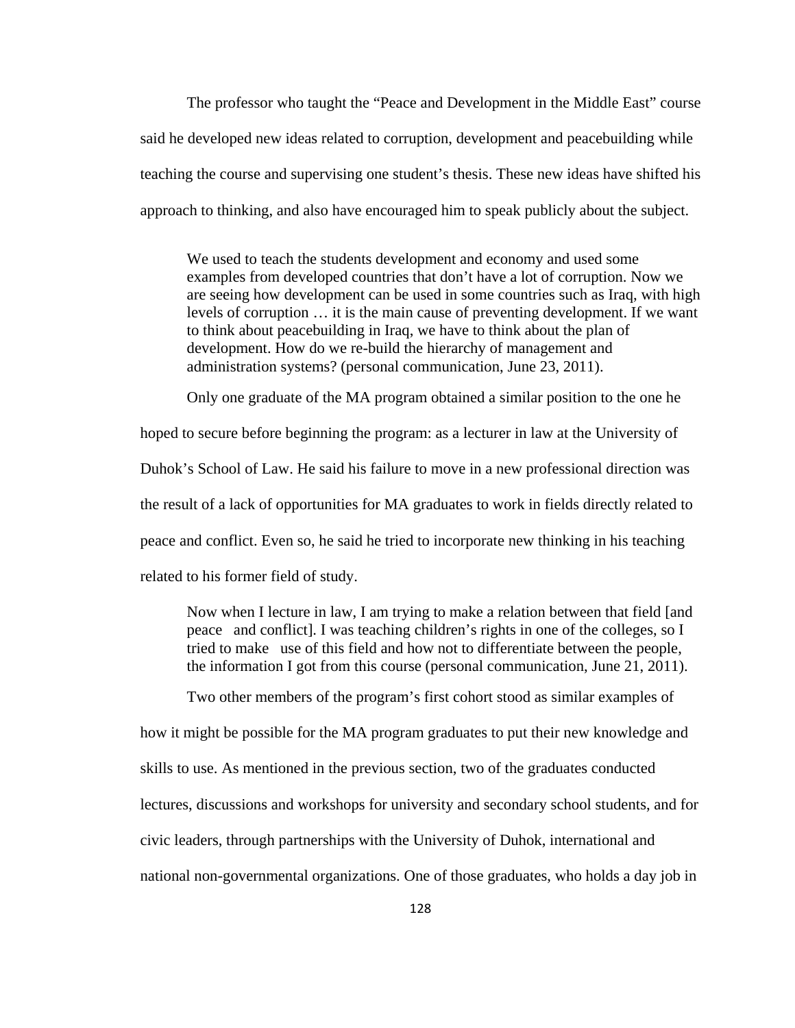The professor who taught the “Peace and Development in the Middle East” course said he developed new ideas related to corruption, development and peacebuilding while teaching the course and supervising one student’s thesis. These new ideas have shifted his approach to thinking, and also have encouraged him to speak publicly about the subject.

> We used to teach the students development and economy and used some examples from developed countries that don’t have a lot of corruption. Now we are seeing how development can be used in some countries such as Iraq, with high levels of corruption … it is the main cause of preventing development. If we want to think about peacebuilding in Iraq, we have to think about the plan of development. How do we re-build the hierarchy of management and administration systems? (personal communication, June 23, 2011).

Only one graduate of the MA program obtained a similar position to the one he hoped to secure before beginning the program: as a lecturer in law at the University of Duhok’s School of Law. He said his failure to move in a new professional direction was the result of a lack of opportunities for MA graduates to work in fields directly related to peace and conflict. Even so, he said he tried to incorporate new thinking in his teaching related to his former field of study.

> Now when I lecture in law, I am trying to make a relation between that field [and peace and conflict]. I was teaching children’s rights in one of the colleges, so I tried to make use of this field and how not to differentiate between the people, the information I got from this course (personal communication, June 21, 2011).

Two other members of the program’s first cohort stood as similar examples of how it might be possible for the MA program graduates to put their new knowledge and skills to use. As mentioned in the previous section, two of the graduates conducted lectures, discussions and workshops for university and secondary school students, and for civic leaders, through partnerships with the University of Duhok, international and national non-governmental organizations. One of those graduates, who holds a day job in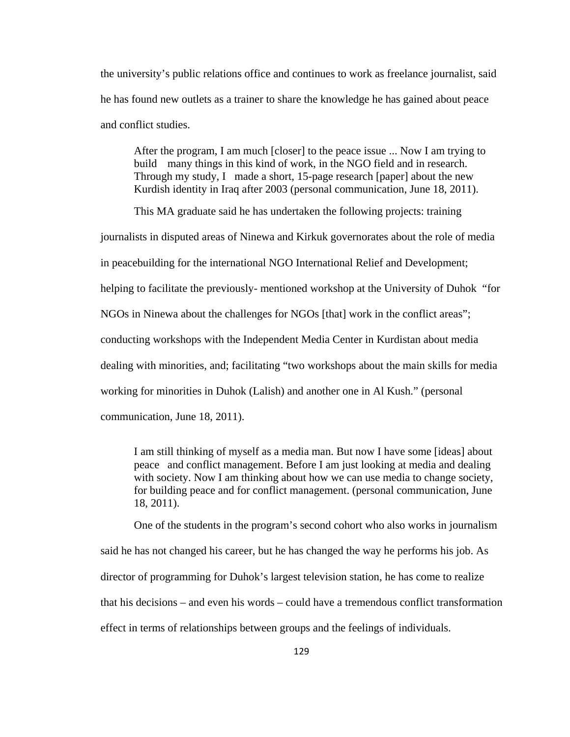the university's public relations office and continues to work as freelance journalist, said he has found new outlets as a trainer to share the knowledge he has gained about peace and conflict studies.

> After the program, I am much [closer] to the peace issue ... Now I am trying to build many things in this kind of work, in the NGO field and in research. Through my study, I made a short, 15-page research [paper] about the new Kurdish identity in Iraq after 2003 (personal communication, June 18, 2011).

This MA graduate said he has undertaken the following projects: training journalists in disputed areas of Ninewa and Kirkuk governorates about the role of media in peacebuilding for the international NGO International Relief and Development; helping to facilitate the previously- mentioned workshop at the University of Duhok "for NGOs in Ninewa about the challenges for NGOs [that] work in the conflict areas"; conducting workshops with the Independent Media Center in Kurdistan about media dealing with minorities, and; facilitating "two workshops about the main skills for media working for minorities in Duhok (Lalish) and another one in Al Kush." (personal communication, June 18, 2011).

> I am still thinking of myself as a media man. But now I have some [ideas] about peace and conflict management. Before I am just looking at media and dealing with society. Now I am thinking about how we can use media to change society, for building peace and for conflict management. (personal communication, June 18, 2011).

One of the students in the program's second cohort who also works in journalism said he has not changed his career, but he has changed the way he performs his job. As director of programming for Duhok's largest television station, he has come to realize that his decisions – and even his words – could have a tremendous conflict transformation effect in terms of relationships between groups and the feelings of individuals.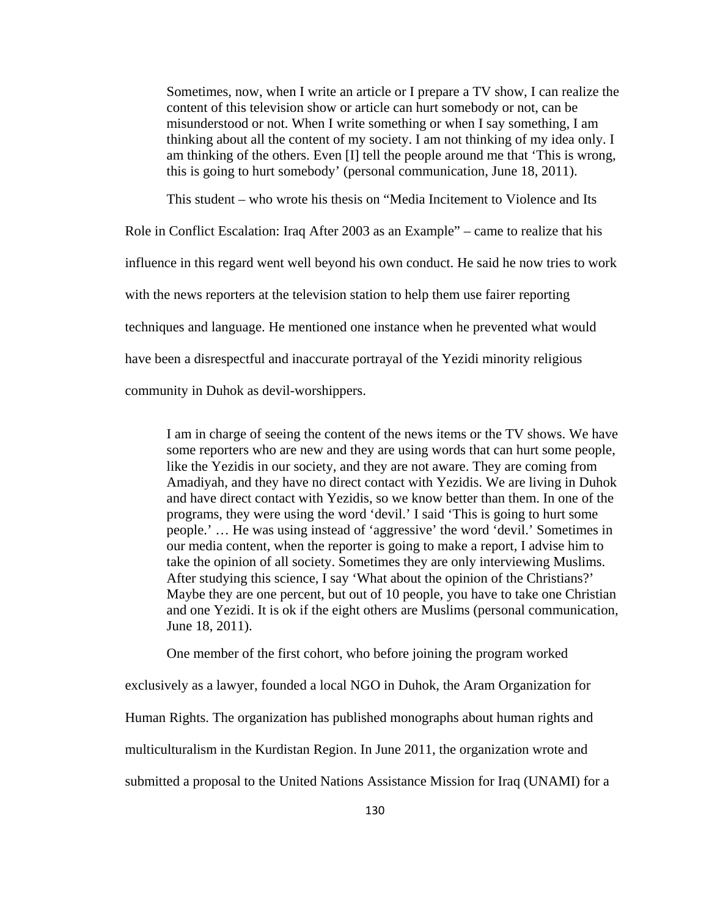> Sometimes, now, when I write an article or I prepare a TV show, I can realize the content of this television show or article can hurt somebody or not, can be misunderstood or not. When I write something or when I say something, I am thinking about all the content of my society. I am not thinking of my idea only. I am thinking of the others. Even [I] tell the people around me that 'This is wrong, this is going to hurt somebody' (personal communication, June 18, 2011).

This student – who wrote his thesis on "Media Incitement to Violence and Its Role in Conflict Escalation: Iraq After 2003 as an Example" – came to realize that his influence in this regard went well beyond his own conduct. He said he now tries to work with the news reporters at the television station to help them use fairer reporting techniques and language. He mentioned one instance when he prevented what would have been a disrespectful and inaccurate portrayal of the Yezidi minority religious community in Duhok as devil-worshippers.

> I am in charge of seeing the content of the news items or the TV shows. We have some reporters who are new and they are using words that can hurt some people, like the Yezidis in our society, and they are not aware. They are coming from Amadiyah, and they have no direct contact with Yezidis. We are living in Duhok and have direct contact with Yezidis, so we know better than them. In one of the programs, they were using the word 'devil.' I said 'This is going to hurt some people.' … He was using instead of 'aggressive' the word 'devil.' Sometimes in our media content, when the reporter is going to make a report, I advise him to take the opinion of all society. Sometimes they are only interviewing Muslims. After studying this science, I say 'What about the opinion of the Christians?' Maybe they are one percent, but out of 10 people, you have to take one Christian and one Yezidi. It is ok if the eight others are Muslims (personal communication, June 18, 2011).

One member of the first cohort, who before joining the program worked exclusively as a lawyer, founded a local NGO in Duhok, the Aram Organization for Human Rights. The organization has published monographs about human rights and multiculturalism in the Kurdistan Region. In June 2011, the organization wrote and submitted a proposal to the United Nations Assistance Mission for Iraq (UNAMI) for a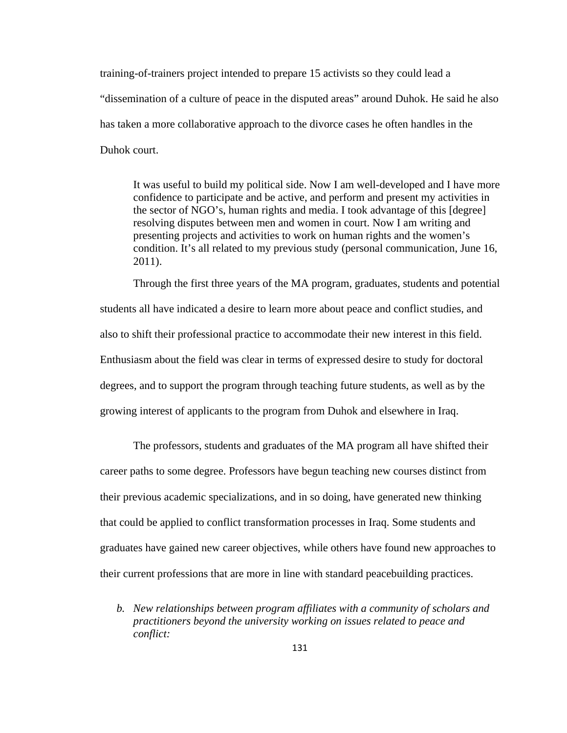training-of-trainers project intended to prepare 15 activists so they could lead a "dissemination of a culture of peace in the disputed areas" around Duhok. He said he also has taken a more collaborative approach to the divorce cases he often handles in the Duhok court.

> It was useful to build my political side. Now I am well-developed and I have more confidence to participate and be active, and perform and present my activities in the sector of NGO's, human rights and media. I took advantage of this [degree] resolving disputes between men and women in court. Now I am writing and presenting projects and activities to work on human rights and the women's condition. It's all related to my previous study (personal communication, June 16, 2011).

Through the first three years of the MA program, graduates, students and potential students all have indicated a desire to learn more about peace and conflict studies, and also to shift their professional practice to accommodate their new interest in this field. Enthusiasm about the field was clear in terms of expressed desire to study for doctoral degrees, and to support the program through teaching future students, as well as by the growing interest of applicants to the program from Duhok and elsewhere in Iraq.

The professors, students and graduates of the MA program all have shifted their career paths to some degree. Professors have begun teaching new courses distinct from their previous academic specializations, and in so doing, have generated new thinking that could be applied to conflict transformation processes in Iraq. Some students and graduates have gained new career objectives, while others have found new approaches to their current professions that are more in line with standard peacebuilding practices.

b. *New relationships between program affiliates with a community of scholars and practitioners beyond the university working on issues related to peace and conflict:*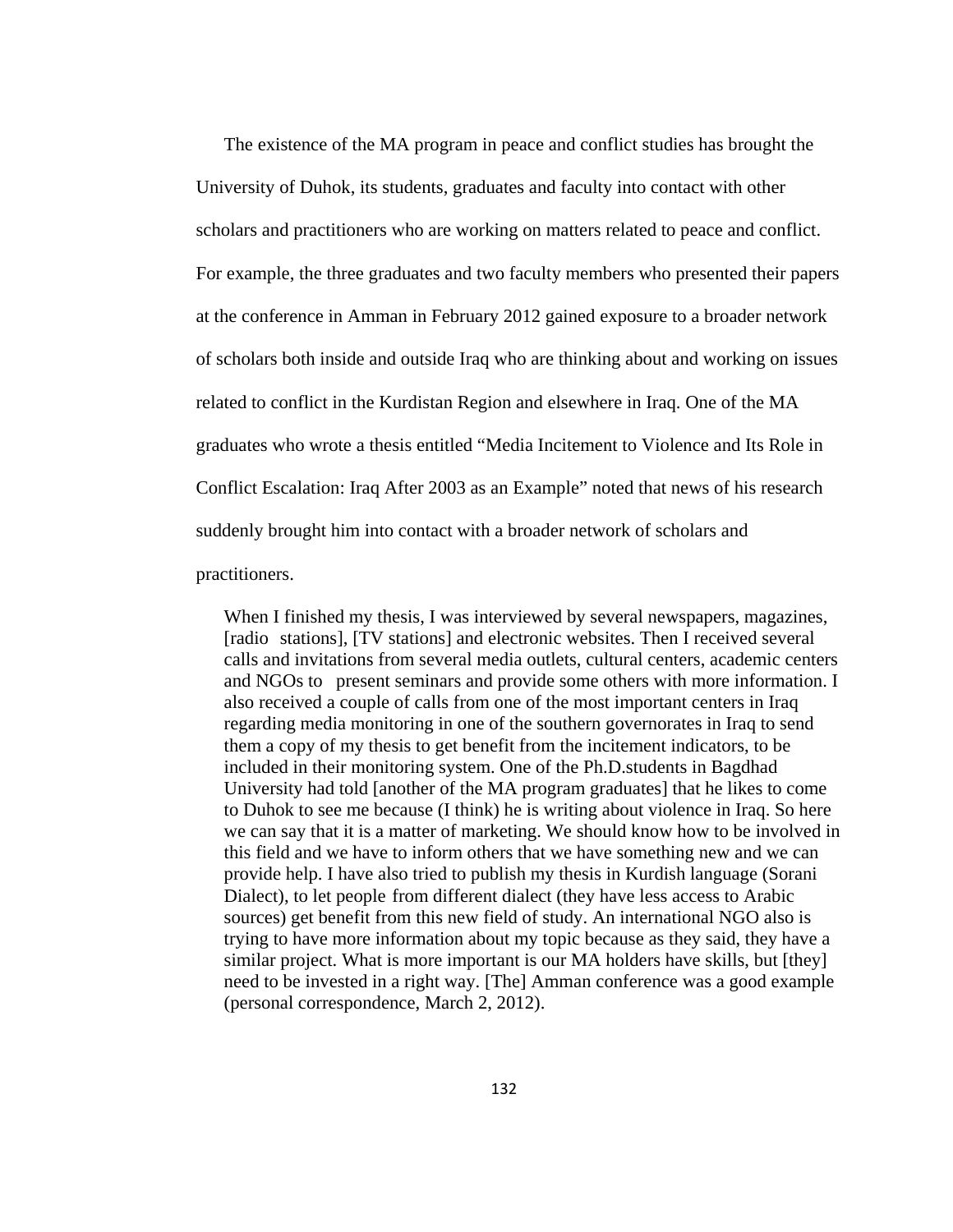The existence of the MA program in peace and conflict studies has brought the University of Duhok, its students, graduates and faculty into contact with other scholars and practitioners who are working on matters related to peace and conflict. For example, the three graduates and two faculty members who presented their papers at the conference in Amman in February 2012 gained exposure to a broader network of scholars both inside and outside Iraq who are thinking about and working on issues related to conflict in the Kurdistan Region and elsewhere in Iraq. One of the MA graduates who wrote a thesis entitled "Media Incitement to Violence and Its Role in Conflict Escalation: Iraq After 2003 as an Example" noted that news of his research suddenly brought him into contact with a broader network of scholars and practitioners.

> When I finished my thesis, I was interviewed by several newspapers, magazines, [radio stations], [TV stations] and electronic websites. Then I received several calls and invitations from several media outlets, cultural centers, academic centers and NGOs to present seminars and provide some others with more information. I also received a couple of calls from one of the most important centers in Iraq regarding media monitoring in one of the southern governorates in Iraq to send them a copy of my thesis to get benefit from the incitement indicators, to be included in their monitoring system. One of the Ph.D.students in Bagdhad University had told [another of the MA program graduates] that he likes to come to Duhok to see me because (I think) he is writing about violence in Iraq. So here we can say that it is a matter of marketing. We should know how to be involved in this field and we have to inform others that we have something new and we can provide help. I have also tried to publish my thesis in Kurdish language (Sorani Dialect), to let people from different dialect (they have less access to Arabic sources) get benefit from this new field of study. An international NGO also is trying to have more information about my topic because as they said, they have a similar project. What is more important is our MA holders have skills, but [they] need to be invested in a right way. [The] Amman conference was a good example (personal correspondence, March 2, 2012).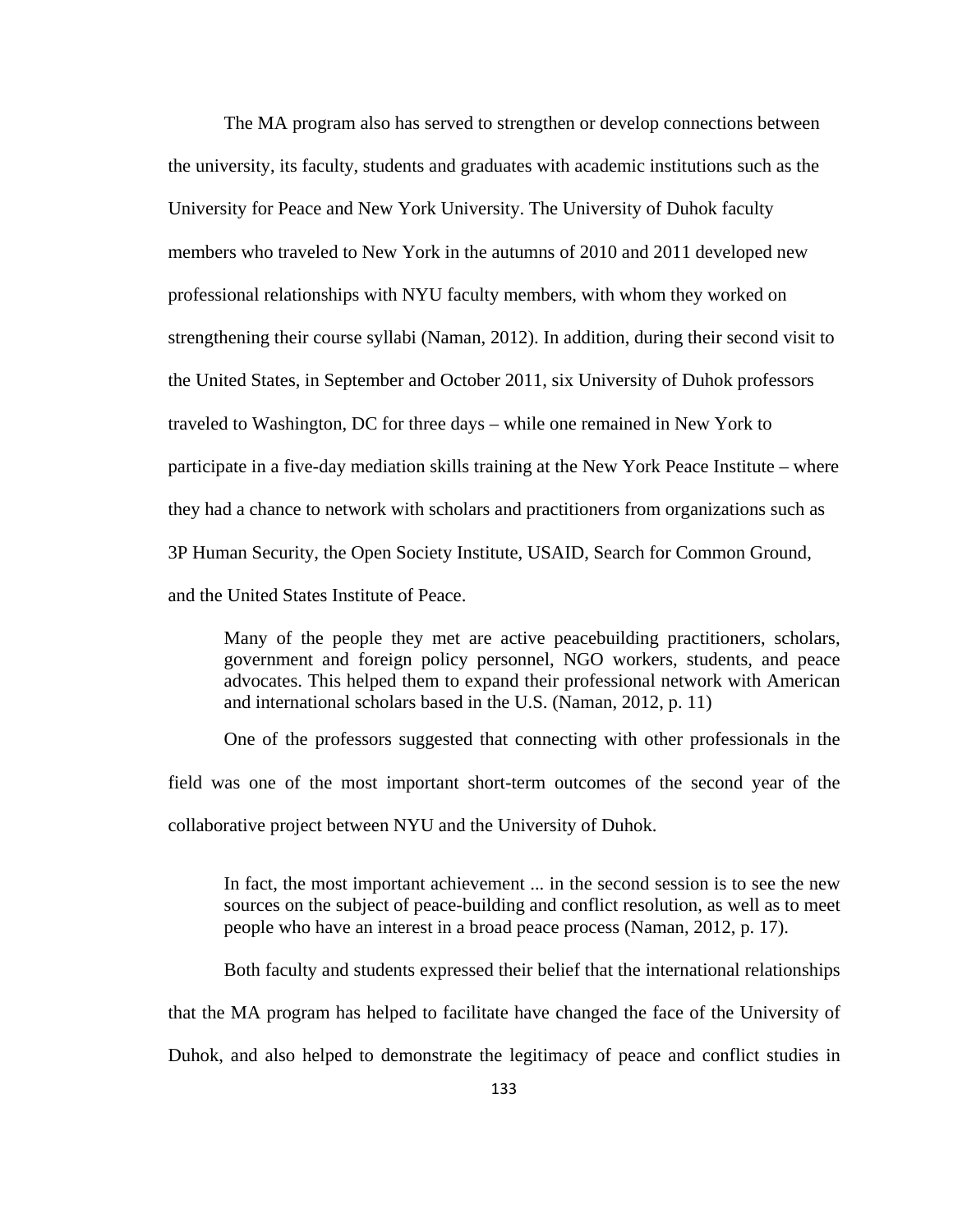The MA program also has served to strengthen or develop connections between the university, its faculty, students and graduates with academic institutions such as the University for Peace and New York University. The University of Duhok faculty members who traveled to New York in the autumns of 2010 and 2011 developed new professional relationships with NYU faculty members, with whom they worked on strengthening their course syllabi (Naman, 2012). In addition, during their second visit to the United States, in September and October 2011, six University of Duhok professors traveled to Washington, DC for three days – while one remained in New York to participate in a five-day mediation skills training at the New York Peace Institute – where they had a chance to network with scholars and practitioners from organizations such as 3P Human Security, the Open Society Institute, USAID, Search for Common Ground, and the United States Institute of Peace.

> Many of the people they met are active peacebuilding practitioners, scholars, government and foreign policy personnel, NGO workers, students, and peace advocates. This helped them to expand their professional network with American and international scholars based in the U.S. (Naman, 2012, p. 11)

One of the professors suggested that connecting with other professionals in the field was one of the most important short-term outcomes of the second year of the collaborative project between NYU and the University of Duhok.

> In fact, the most important achievement ... in the second session is to see the new sources on the subject of peace-building and conflict resolution, as well as to meet people who have an interest in a broad peace process (Naman, 2012, p. 17).

Both faculty and students expressed their belief that the international relationships that the MA program has helped to facilitate have changed the face of the University of Duhok, and also helped to demonstrate the legitimacy of peace and conflict studies in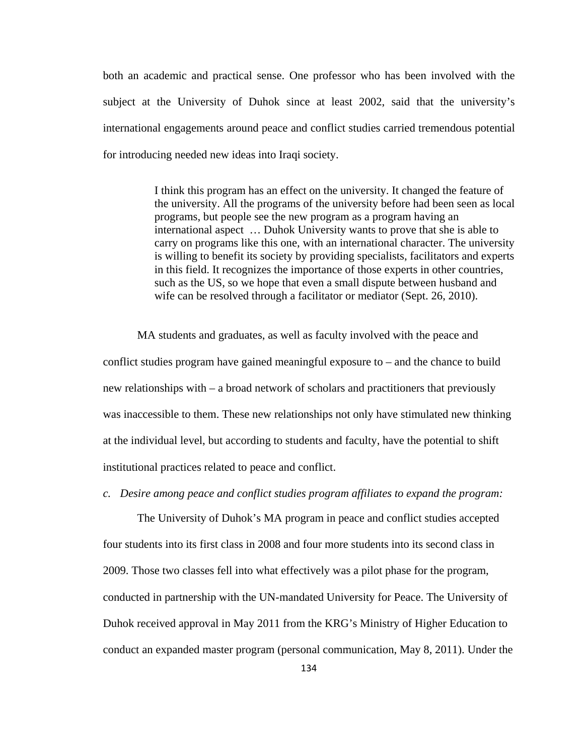both an academic and practical sense. One professor who has been involved with the subject at the University of Duhok since at least 2002, said that the university's international engagements around peace and conflict studies carried tremendous potential for introducing needed new ideas into Iraqi society.

> I think this program has an effect on the university. It changed the feature of the university. All the programs of the university before had been seen as local programs, but people see the new program as a program having an international aspect … Duhok University wants to prove that she is able to carry on programs like this one, with an international character. The university is willing to benefit its society by providing specialists, facilitators and experts in this field. It recognizes the importance of those experts in other countries, such as the US, so we hope that even a small dispute between husband and wife can be resolved through a facilitator or mediator (Sept. 26, 2010).

MA students and graduates, as well as faculty involved with the peace and conflict studies program have gained meaningful exposure to – and the chance to build new relationships with – a broad network of scholars and practitioners that previously was inaccessible to them. These new relationships not only have stimulated new thinking at the individual level, but according to students and faculty, have the potential to shift institutional practices related to peace and conflict.

*c. Desire among peace and conflict studies program affiliates to expand the program:*

The University of Duhok's MA program in peace and conflict studies accepted four students into its first class in 2008 and four more students into its second class in 2009. Those two classes fell into what effectively was a pilot phase for the program, conducted in partnership with the UN-mandated University for Peace. The University of Duhok received approval in May 2011 from the KRG's Ministry of Higher Education to conduct an expanded master program (personal communication, May 8, 2011). Under the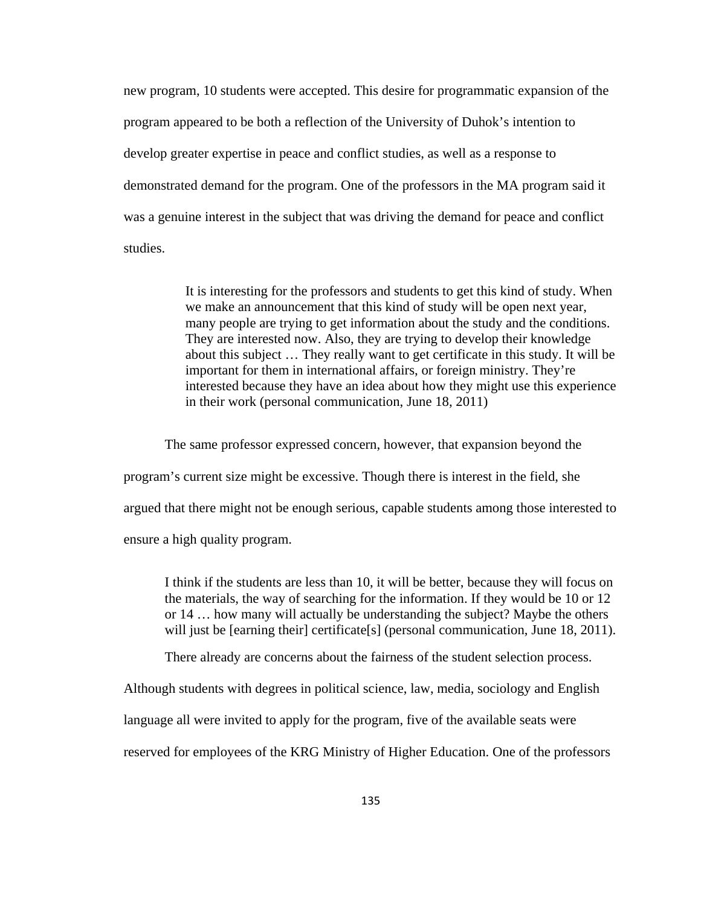new program, 10 students were accepted. This desire for programmatic expansion of the program appeared to be both a reflection of the University of Duhok's intention to develop greater expertise in peace and conflict studies, as well as a response to demonstrated demand for the program. One of the professors in the MA program said it was a genuine interest in the subject that was driving the demand for peace and conflict studies.

> It is interesting for the professors and students to get this kind of study. When we make an announcement that this kind of study will be open next year, many people are trying to get information about the study and the conditions. They are interested now. Also, they are trying to develop their knowledge about this subject … They really want to get certificate in this study. It will be important for them in international affairs, or foreign ministry. They're interested because they have an idea about how they might use this experience in their work (personal communication, June 18, 2011)

The same professor expressed concern, however, that expansion beyond the program's current size might be excessive. Though there is interest in the field, she argued that there might not be enough serious, capable students among those interested to ensure a high quality program.

> I think if the students are less than 10, it will be better, because they will focus on the materials, the way of searching for the information. If they would be 10 or 12 or 14 … how many will actually be understanding the subject? Maybe the others will just be [earning their] certificate[s] (personal communication, June 18, 2011).

There already are concerns about the fairness of the student selection process. Although students with degrees in political science, law, media, sociology and English language all were invited to apply for the program, five of the available seats were reserved for employees of the KRG Ministry of Higher Education. One of the professors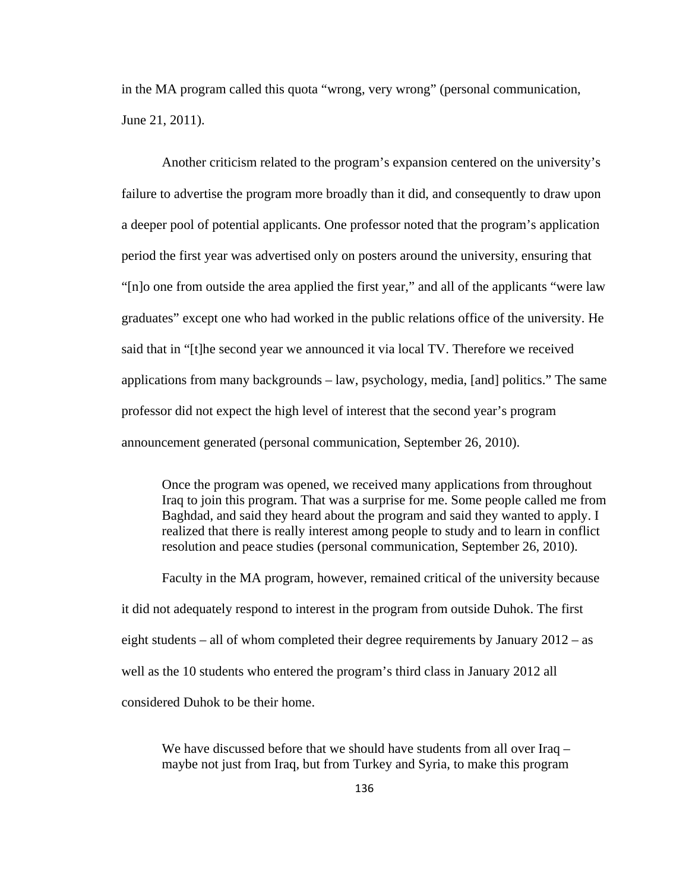in the MA program called this quota "wrong, very wrong" (personal communication, June 21, 2011).

Another criticism related to the program's expansion centered on the university's failure to advertise the program more broadly than it did, and consequently to draw upon a deeper pool of potential applicants. One professor noted that the program's application period the first year was advertised only on posters around the university, ensuring that "[n]o one from outside the area applied the first year," and all of the applicants "were law graduates" except one who had worked in the public relations office of the university. He said that in "[t]he second year we announced it via local TV. Therefore we received applications from many backgrounds – law, psychology, media, [and] politics." The same professor did not expect the high level of interest that the second year's program announcement generated (personal communication, September 26, 2010).

> Once the program was opened, we received many applications from throughout Iraq to join this program. That was a surprise for me. Some people called me from Baghdad, and said they heard about the program and said they wanted to apply. I realized that there is really interest among people to study and to learn in conflict resolution and peace studies (personal communication, September 26, 2010).

Faculty in the MA program, however, remained critical of the university because it did not adequately respond to interest in the program from outside Duhok. The first eight students – all of whom completed their degree requirements by January 2012 – as well as the 10 students who entered the program's third class in January 2012 all considered Duhok to be their home.

> We have discussed before that we should have students from all over Iraq – maybe not just from Iraq, but from Turkey and Syria, to make this program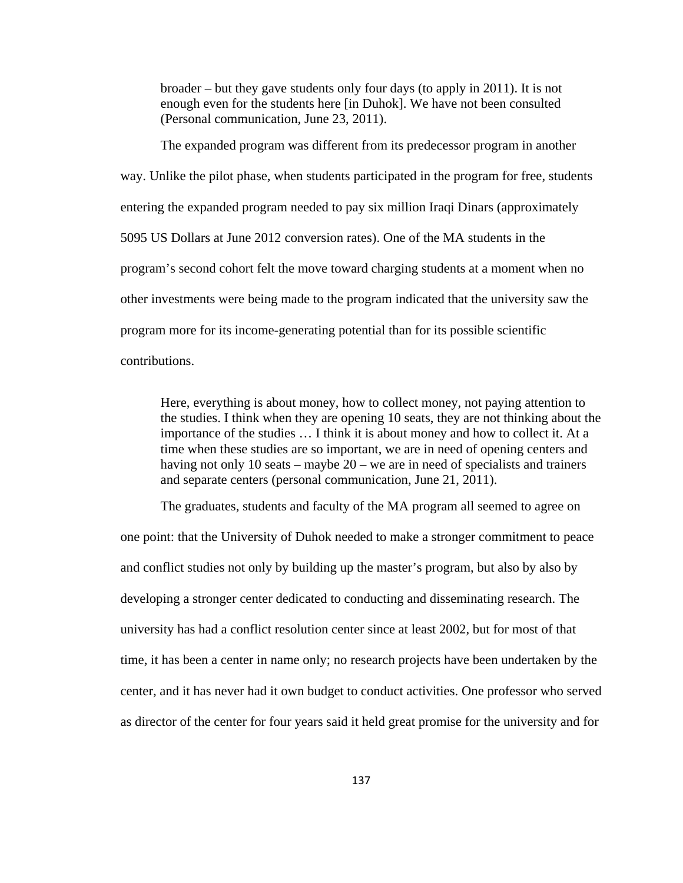> broader – but they gave students only four days (to apply in 2011). It is not enough even for the students here [in Duhok]. We have not been consulted (Personal communication, June 23, 2011).

The expanded program was different from its predecessor program in another way. Unlike the pilot phase, when students participated in the program for free, students entering the expanded program needed to pay six million Iraqi Dinars (approximately 5095 US Dollars at June 2012 conversion rates). One of the MA students in the program's second cohort felt the move toward charging students at a moment when no other investments were being made to the program indicated that the university saw the program more for its income-generating potential than for its possible scientific contributions.

> Here, everything is about money, how to collect money, not paying attention to the studies. I think when they are opening 10 seats, they are not thinking about the importance of the studies … I think it is about money and how to collect it. At a time when these studies are so important, we are in need of opening centers and having not only 10 seats – maybe 20 – we are in need of specialists and trainers and separate centers (personal communication, June 21, 2011).

The graduates, students and faculty of the MA program all seemed to agree on one point: that the University of Duhok needed to make a stronger commitment to peace and conflict studies not only by building up the master's program, but also by also by developing a stronger center dedicated to conducting and disseminating research. The university has had a conflict resolution center since at least 2002, but for most of that time, it has been a center in name only; no research projects have been undertaken by the center, and it has never had it own budget to conduct activities. One professor who served as director of the center for four years said it held great promise for the university and for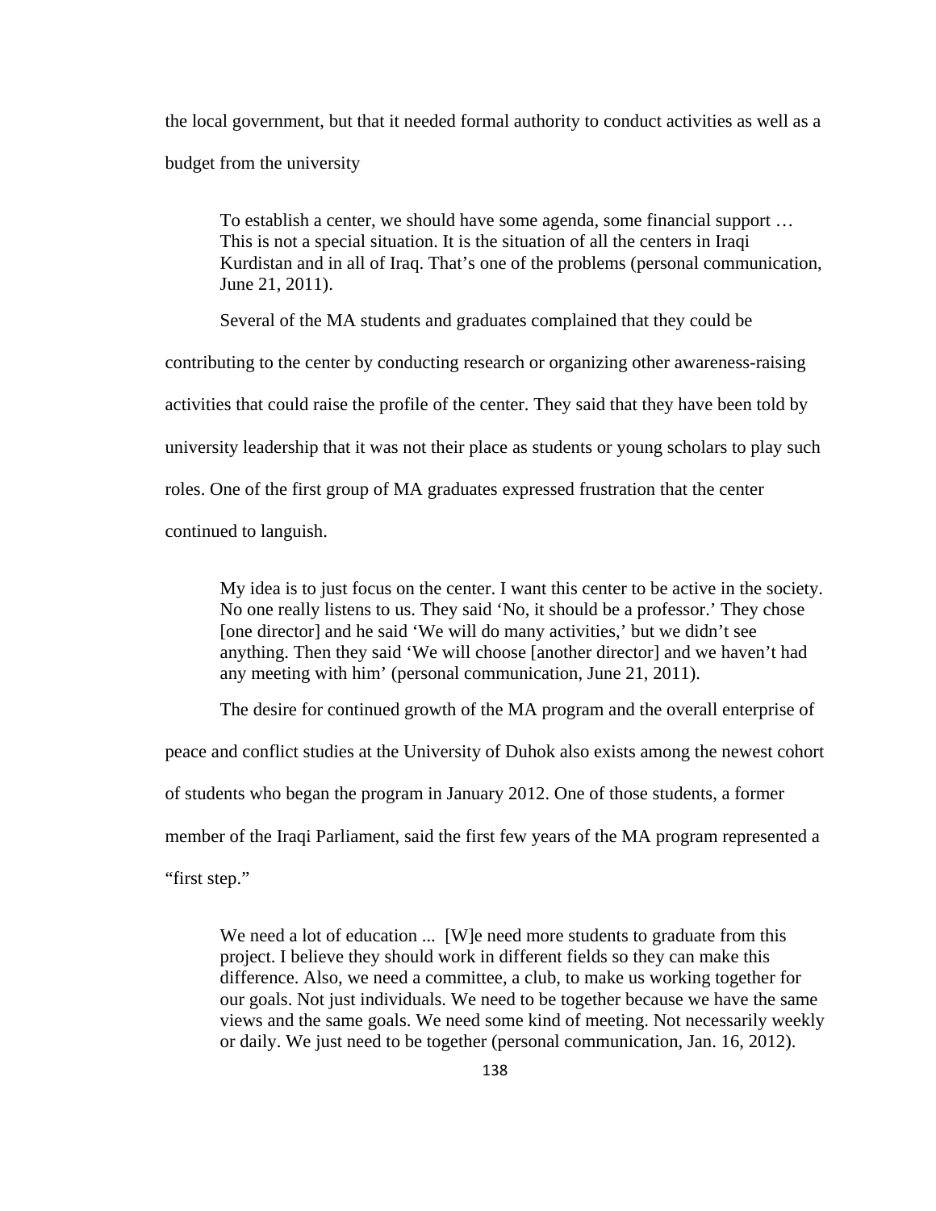the local government, but that it needed formal authority to conduct activities as well as a budget from the university

> To establish a center, we should have some agenda, some financial support … This is not a special situation. It is the situation of all the centers in Iraqi Kurdistan and in all of Iraq. That's one of the problems (personal communication, June 21, 2011).

Several of the MA students and graduates complained that they could be contributing to the center by conducting research or organizing other awareness-raising activities that could raise the profile of the center. They said that they have been told by university leadership that it was not their place as students or young scholars to play such roles. One of the first group of MA graduates expressed frustration that the center continued to languish.

> My idea is to just focus on the center. I want this center to be active in the society. No one really listens to us. They said 'No, it should be a professor.' They chose [one director] and he said 'We will do many activities,' but we didn't see anything. Then they said 'We will choose [another director] and we haven't had any meeting with him' (personal communication, June 21, 2011).

The desire for continued growth of the MA program and the overall enterprise of peace and conflict studies at the University of Duhok also exists among the newest cohort of students who began the program in January 2012. One of those students, a former member of the Iraqi Parliament, said the first few years of the MA program represented a "first step."

> We need a lot of education ... [W]e need more students to graduate from this project. I believe they should work in different fields so they can make this difference. Also, we need a committee, a club, to make us working together for our goals. Not just individuals. We need to be together because we have the same views and the same goals. We need some kind of meeting. Not necessarily weekly or daily. We just need to be together (personal communication, Jan. 16, 2012).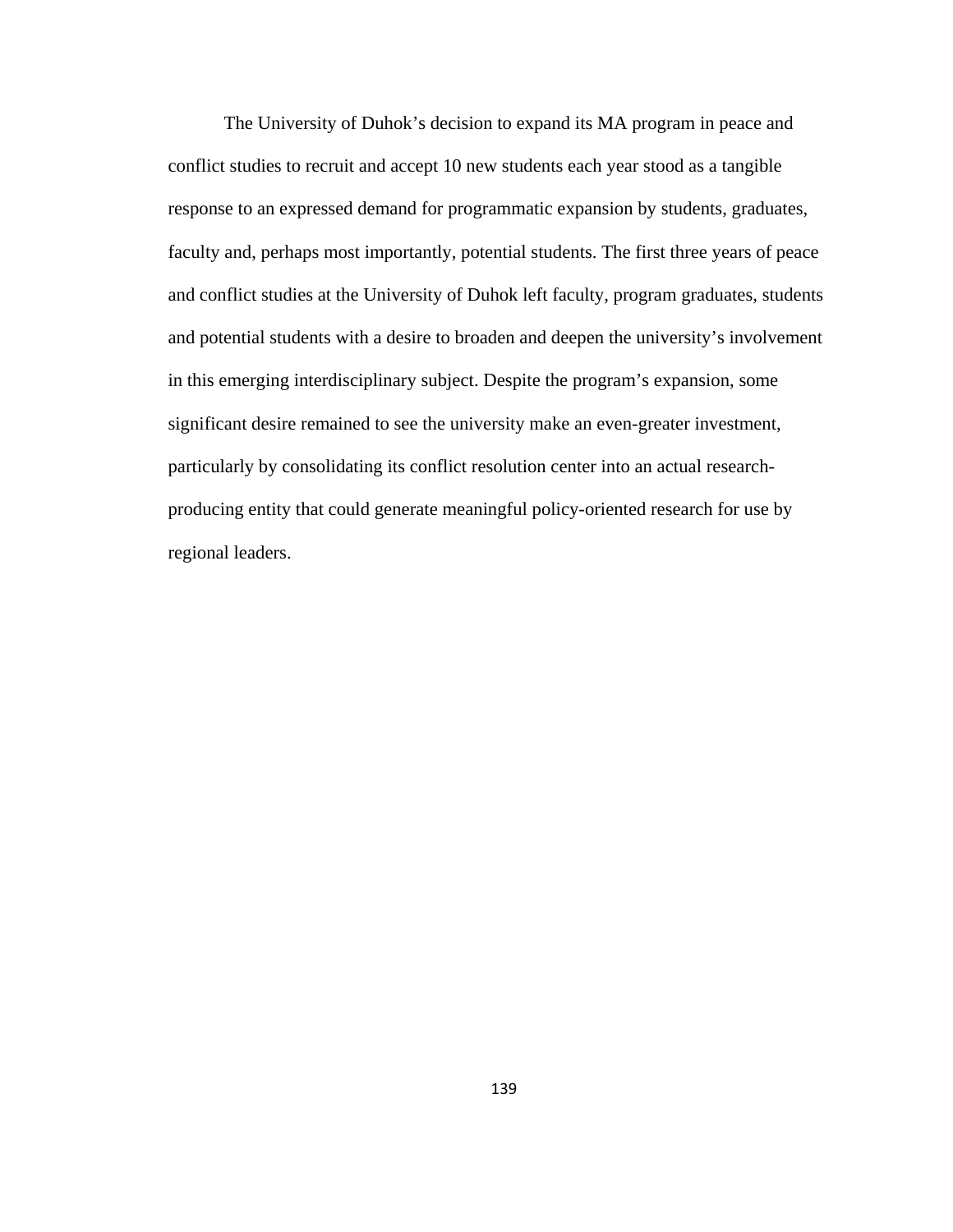The University of Duhok's decision to expand its MA program in peace and conflict studies to recruit and accept 10 new students each year stood as a tangible response to an expressed demand for programmatic expansion by students, graduates, faculty and, perhaps most importantly, potential students. The first three years of peace and conflict studies at the University of Duhok left faculty, program graduates, students and potential students with a desire to broaden and deepen the university's involvement in this emerging interdisciplinary subject. Despite the program's expansion, some significant desire remained to see the university make an even-greater investment, particularly by consolidating its conflict resolution center into an actual research-producing entity that could generate meaningful policy-oriented research for use by regional leaders.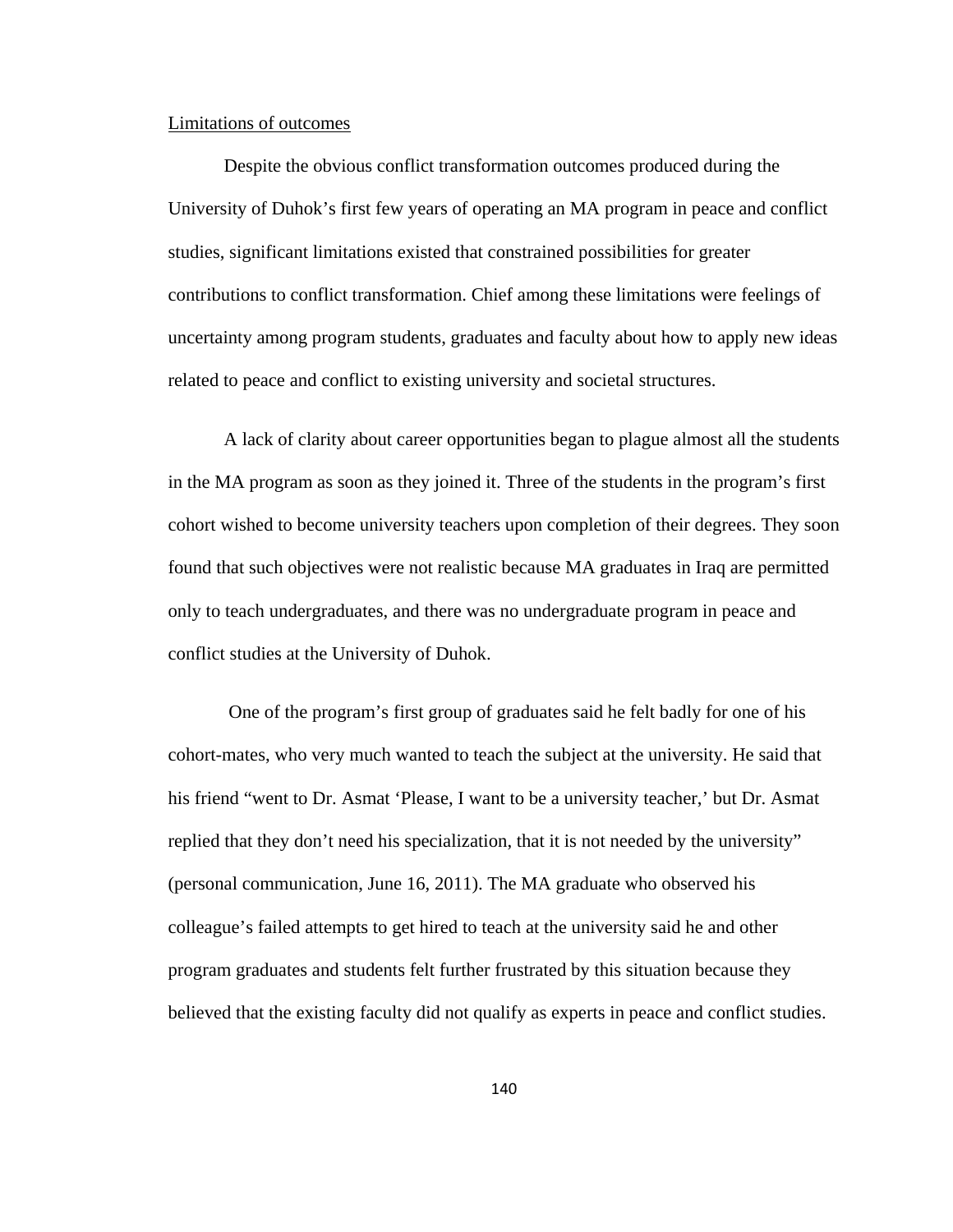<u>Limitations of outcomes</u>

Despite the obvious conflict transformation outcomes produced during the University of Duhok's first few years of operating an MA program in peace and conflict studies, significant limitations existed that constrained possibilities for greater contributions to conflict transformation. Chief among these limitations were feelings of uncertainty among program students, graduates and faculty about how to apply new ideas related to peace and conflict to existing university and societal structures.

A lack of clarity about career opportunities began to plague almost all the students in the MA program as soon as they joined it. Three of the students in the program's first cohort wished to become university teachers upon completion of their degrees. They soon found that such objectives were not realistic because MA graduates in Iraq are permitted only to teach undergraduates, and there was no undergraduate program in peace and conflict studies at the University of Duhok.

One of the program's first group of graduates said he felt badly for one of his cohort-mates, who very much wanted to teach the subject at the university. He said that his friend "went to Dr. Asmat 'Please, I want to be a university teacher,' but Dr. Asmat replied that they don't need his specialization, that it is not needed by the university" (personal communication, June 16, 2011). The MA graduate who observed his colleague's failed attempts to get hired to teach at the university said he and other program graduates and students felt further frustrated by this situation because they believed that the existing faculty did not qualify as experts in peace and conflict studies.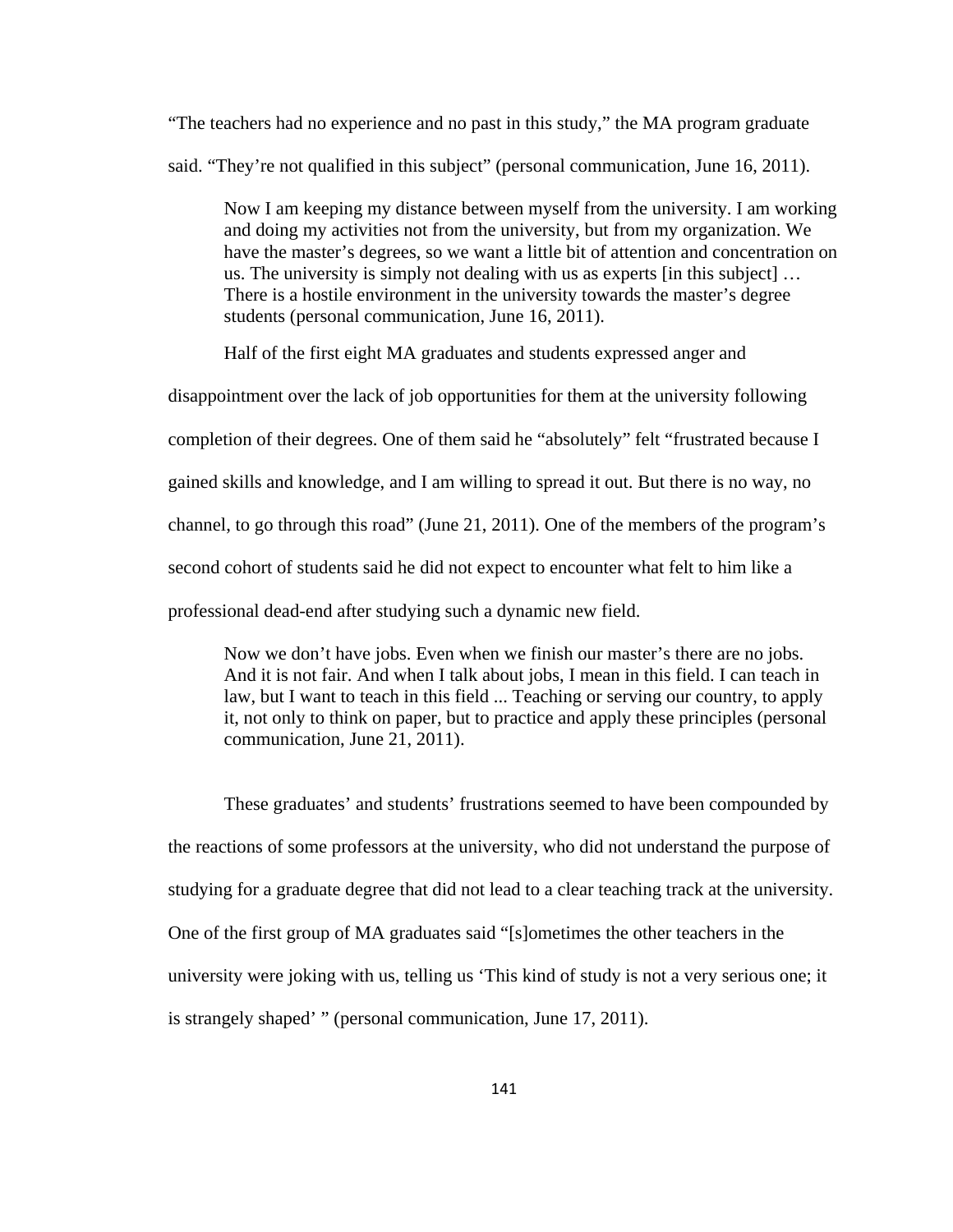"The teachers had no experience and no past in this study," the MA program graduate said. "They're not qualified in this subject" (personal communication, June 16, 2011).

> Now I am keeping my distance between myself from the university. I am working and doing my activities not from the university, but from my organization. We have the master's degrees, so we want a little bit of attention and concentration on us. The university is simply not dealing with us as experts [in this subject] … There is a hostile environment in the university towards the master's degree students (personal communication, June 16, 2011).

Half of the first eight MA graduates and students expressed anger and disappointment over the lack of job opportunities for them at the university following completion of their degrees. One of them said he "absolutely" felt "frustrated because I gained skills and knowledge, and I am willing to spread it out. But there is no way, no channel, to go through this road" (June 21, 2011). One of the members of the program's second cohort of students said he did not expect to encounter what felt to him like a professional dead-end after studying such a dynamic new field.

> Now we don't have jobs. Even when we finish our master's there are no jobs. And it is not fair. And when I talk about jobs, I mean in this field. I can teach in law, but I want to teach in this field ... Teaching or serving our country, to apply it, not only to think on paper, but to practice and apply these principles (personal communication, June 21, 2011).

These graduates' and students' frustrations seemed to have been compounded by the reactions of some professors at the university, who did not understand the purpose of studying for a graduate degree that did not lead to a clear teaching track at the university. One of the first group of MA graduates said "[s]ometimes the other teachers in the university were joking with us, telling us 'This kind of study is not a very serious one; it is strangely shaped' " (personal communication, June 17, 2011).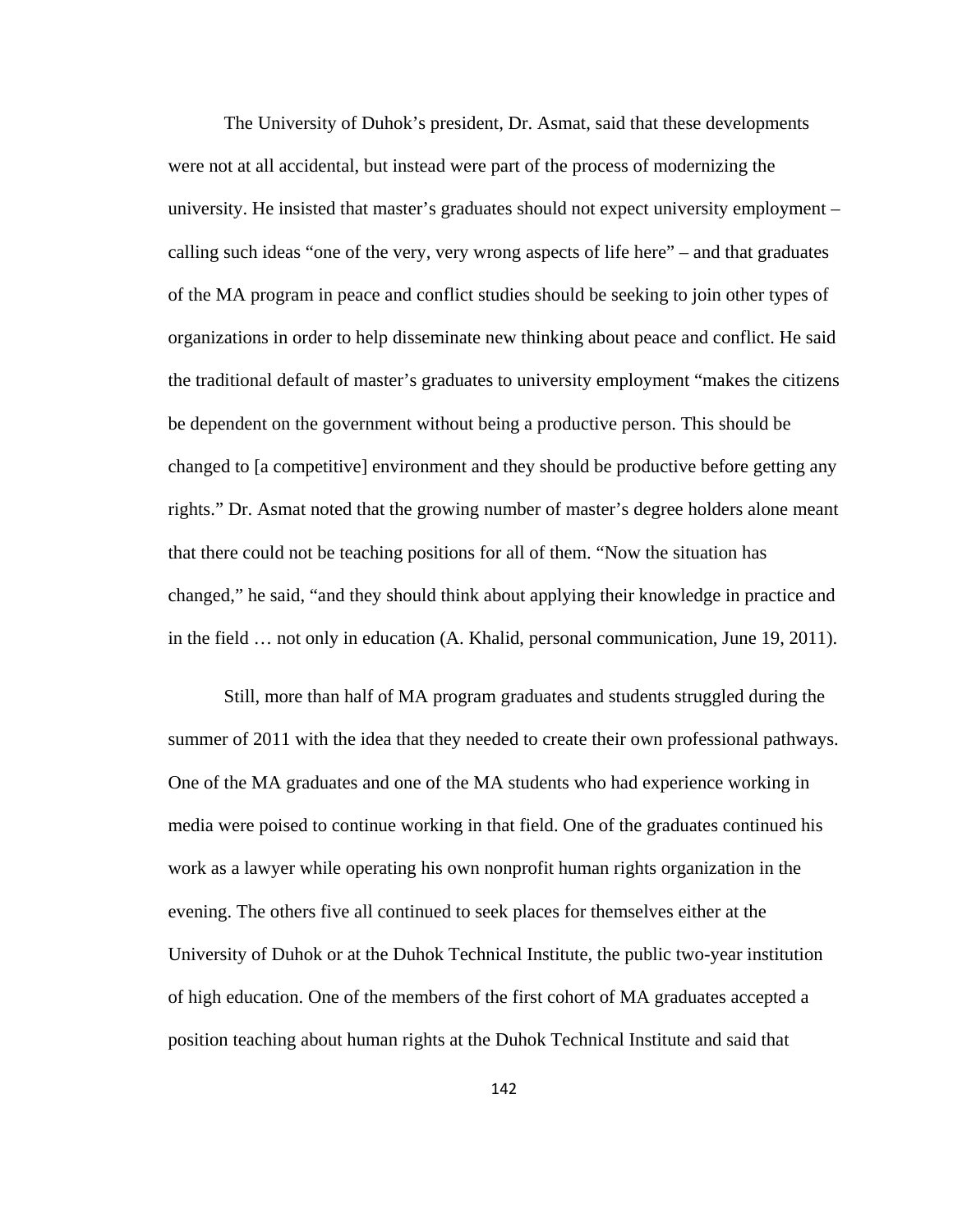The University of Duhok's president, Dr. Asmat, said that these developments were not at all accidental, but instead were part of the process of modernizing the university. He insisted that master's graduates should not expect university employment – calling such ideas "one of the very, very wrong aspects of life here" – and that graduates of the MA program in peace and conflict studies should be seeking to join other types of organizations in order to help disseminate new thinking about peace and conflict. He said the traditional default of master's graduates to university employment "makes the citizens be dependent on the government without being a productive person. This should be changed to [a competitive] environment and they should be productive before getting any rights." Dr. Asmat noted that the growing number of master's degree holders alone meant that there could not be teaching positions for all of them. "Now the situation has changed," he said, "and they should think about applying their knowledge in practice and in the field … not only in education (A. Khalid, personal communication, June 19, 2011).

Still, more than half of MA program graduates and students struggled during the summer of 2011 with the idea that they needed to create their own professional pathways. One of the MA graduates and one of the MA students who had experience working in media were poised to continue working in that field. One of the graduates continued his work as a lawyer while operating his own nonprofit human rights organization in the evening. The others five all continued to seek places for themselves either at the University of Duhok or at the Duhok Technical Institute, the public two-year institution of high education. One of the members of the first cohort of MA graduates accepted a position teaching about human rights at the Duhok Technical Institute and said that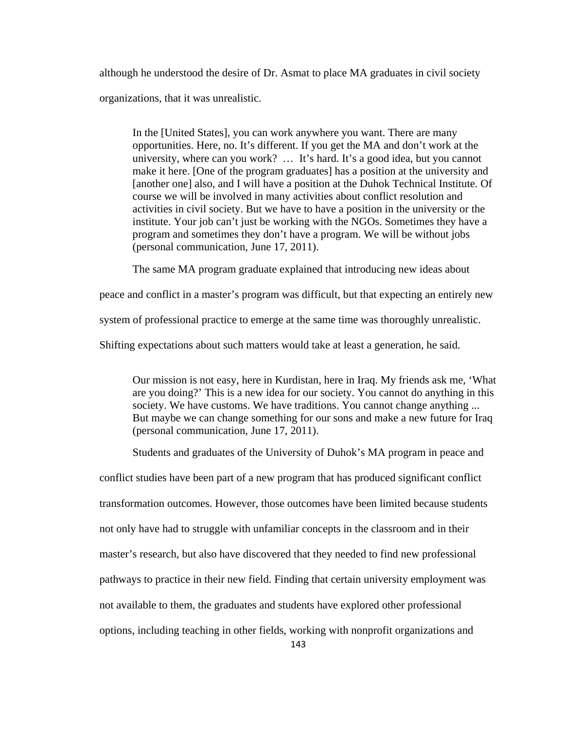although he understood the desire of Dr. Asmat to place MA graduates in civil society organizations, that it was unrealistic.

> In the [United States], you can work anywhere you want. There are many opportunities. Here, no. It's different. If you get the MA and don't work at the university, where can you work? … It's hard. It's a good idea, but you cannot make it here. [One of the program graduates] has a position at the university and [another one] also, and I will have a position at the Duhok Technical Institute. Of course we will be involved in many activities about conflict resolution and activities in civil society. But we have to have a position in the university or the institute. Your job can't just be working with the NGOs. Sometimes they have a program and sometimes they don't have a program. We will be without jobs (personal communication, June 17, 2011).

The same MA program graduate explained that introducing new ideas about peace and conflict in a master's program was difficult, but that expecting an entirely new system of professional practice to emerge at the same time was thoroughly unrealistic. Shifting expectations about such matters would take at least a generation, he said.

> Our mission is not easy, here in Kurdistan, here in Iraq. My friends ask me, 'What are you doing?' This is a new idea for our society. You cannot do anything in this society. We have customs. We have traditions. You cannot change anything ... But maybe we can change something for our sons and make a new future for Iraq (personal communication, June 17, 2011).

Students and graduates of the University of Duhok's MA program in peace and conflict studies have been part of a new program that has produced significant conflict transformation outcomes. However, those outcomes have been limited because students not only have had to struggle with unfamiliar concepts in the classroom and in their master's research, but also have discovered that they needed to find new professional pathways to practice in their new field. Finding that certain university employment was not available to them, the graduates and students have explored other professional options, including teaching in other fields, working with nonprofit organizations and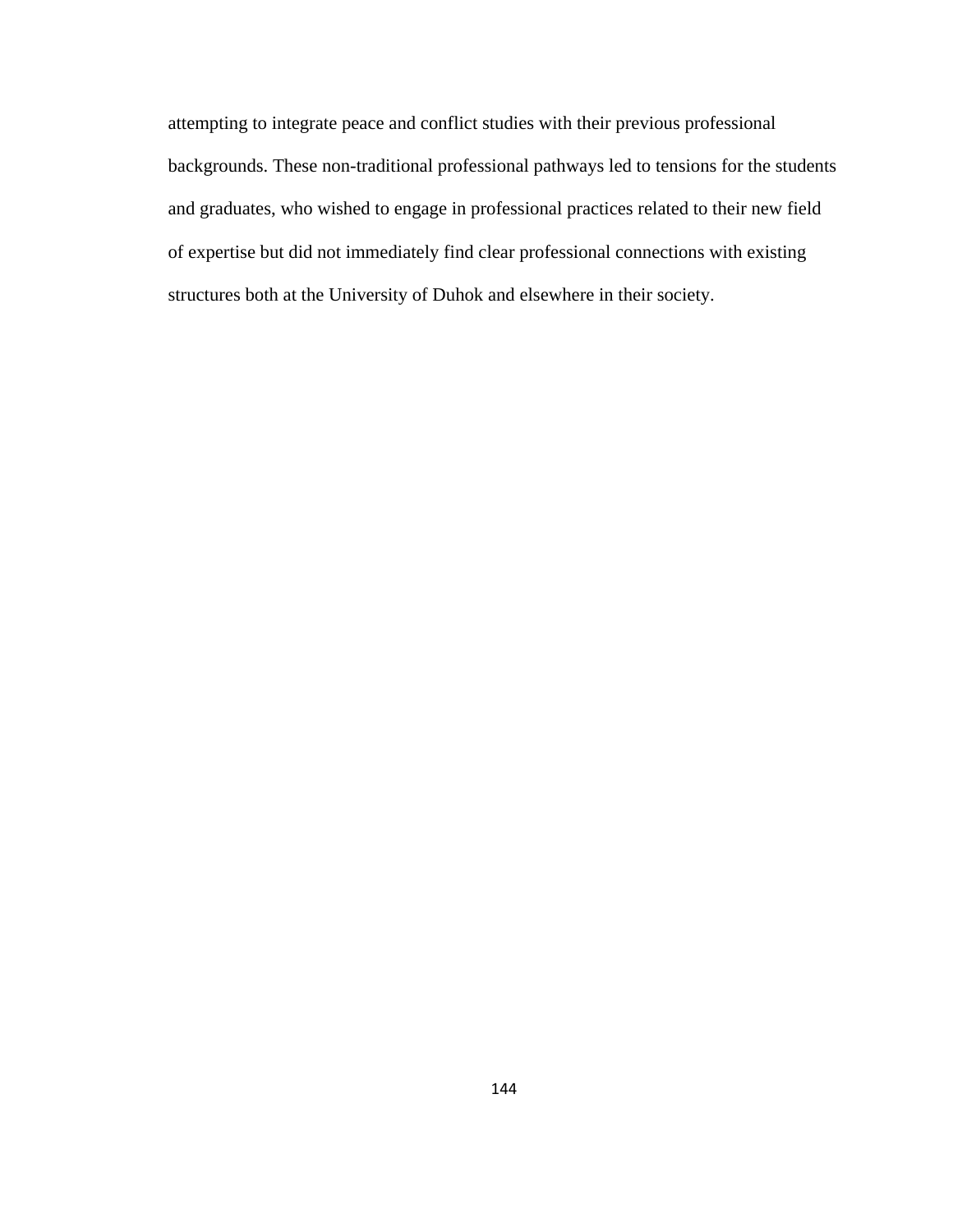attempting to integrate peace and conflict studies with their previous professional backgrounds. These non-traditional professional pathways led to tensions for the students and graduates, who wished to engage in professional practices related to their new field of expertise but did not immediately find clear professional connections with existing structures both at the University of Duhok and elsewhere in their society.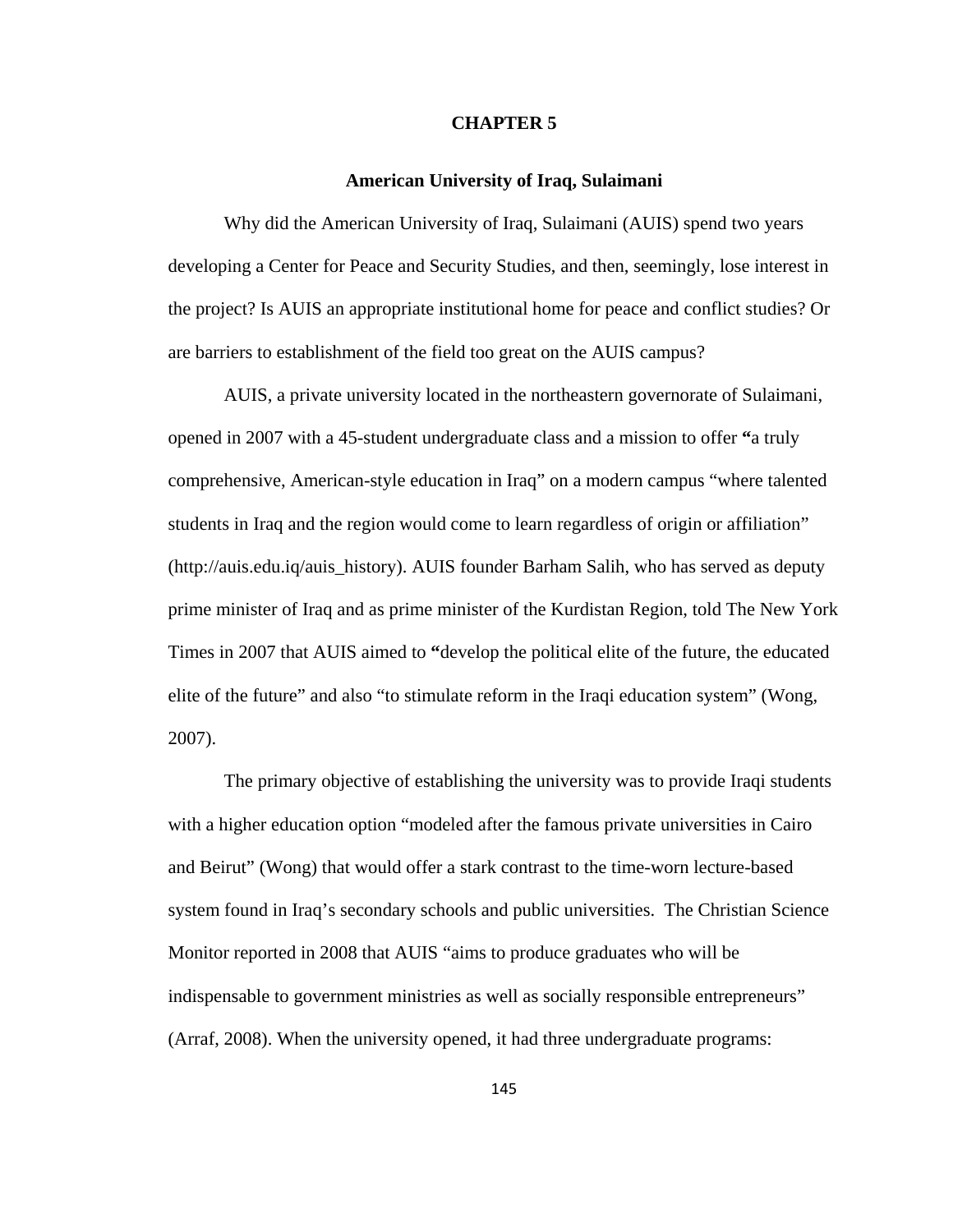# CHAPTER 5

## American University of Iraq, Sulaimani

Why did the American University of Iraq, Sulaimani (AUIS) spend two years developing a Center for Peace and Security Studies, and then, seemingly, lose interest in the project? Is AUIS an appropriate institutional home for peace and conflict studies? Or are barriers to establishment of the field too great on the AUIS campus?

AUIS, a private university located in the northeastern governorate of Sulaimani, opened in 2007 with a 45-student undergraduate class and a mission to offer **"**a truly comprehensive, American-style education in Iraq" on a modern campus "where talented students in Iraq and the region would come to learn regardless of origin or affiliation" (http://auis.edu.iq/auis_history). AUIS founder Barham Salih, who has served as deputy prime minister of Iraq and as prime minister of the Kurdistan Region, told The New York Times in 2007 that AUIS aimed to **"**develop the political elite of the future, the educated elite of the future" and also "to stimulate reform in the Iraqi education system" (Wong, 2007).

The primary objective of establishing the university was to provide Iraqi students with a higher education option "modeled after the famous private universities in Cairo and Beirut" (Wong) that would offer a stark contrast to the time-worn lecture-based system found in Iraq's secondary schools and public universities. The Christian Science Monitor reported in 2008 that AUIS "aims to produce graduates who will be indispensable to government ministries as well as socially responsible entrepreneurs" (Arraf, 2008). When the university opened, it had three undergraduate programs: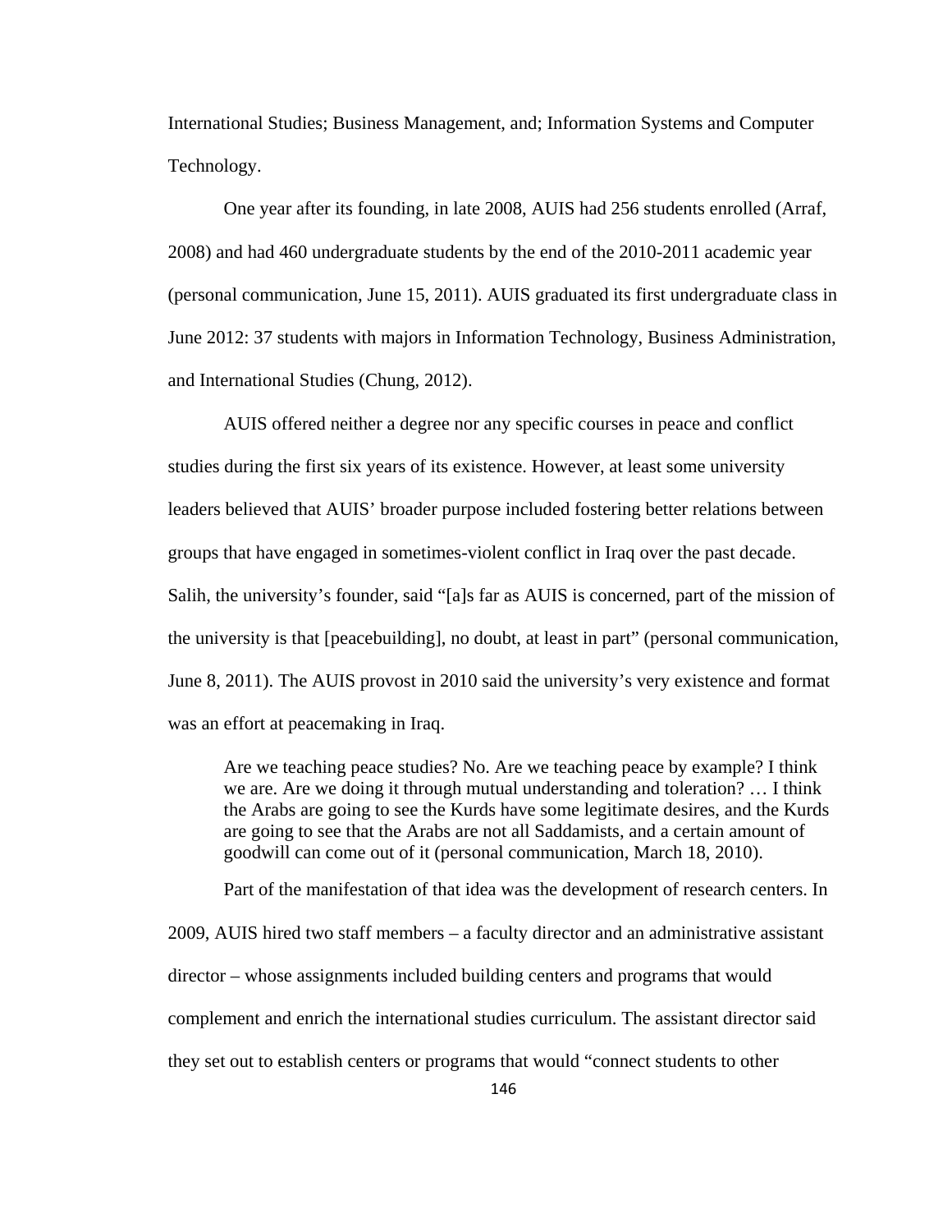International Studies; Business Management, and; Information Systems and Computer Technology.

One year after its founding, in late 2008, AUIS had 256 students enrolled (Arraf, 2008) and had 460 undergraduate students by the end of the 2010-2011 academic year (personal communication, June 15, 2011). AUIS graduated its first undergraduate class in June 2012: 37 students with majors in Information Technology, Business Administration, and International Studies (Chung, 2012).

AUIS offered neither a degree nor any specific courses in peace and conflict studies during the first six years of its existence. However, at least some university leaders believed that AUIS' broader purpose included fostering better relations between groups that have engaged in sometimes-violent conflict in Iraq over the past decade. Salih, the university's founder, said "[a]s far as AUIS is concerned, part of the mission of the university is that [peacebuilding], no doubt, at least in part" (personal communication, June 8, 2011). The AUIS provost in 2010 said the university's very existence and format was an effort at peacemaking in Iraq.

> Are we teaching peace studies? No. Are we teaching peace by example? I think we are. Are we doing it through mutual understanding and toleration? … I think the Arabs are going to see the Kurds have some legitimate desires, and the Kurds are going to see that the Arabs are not all Saddamists, and a certain amount of goodwill can come out of it (personal communication, March 18, 2010).

Part of the manifestation of that idea was the development of research centers. In 2009, AUIS hired two staff members – a faculty director and an administrative assistant director – whose assignments included building centers and programs that would complement and enrich the international studies curriculum. The assistant director said they set out to establish centers or programs that would "connect students to other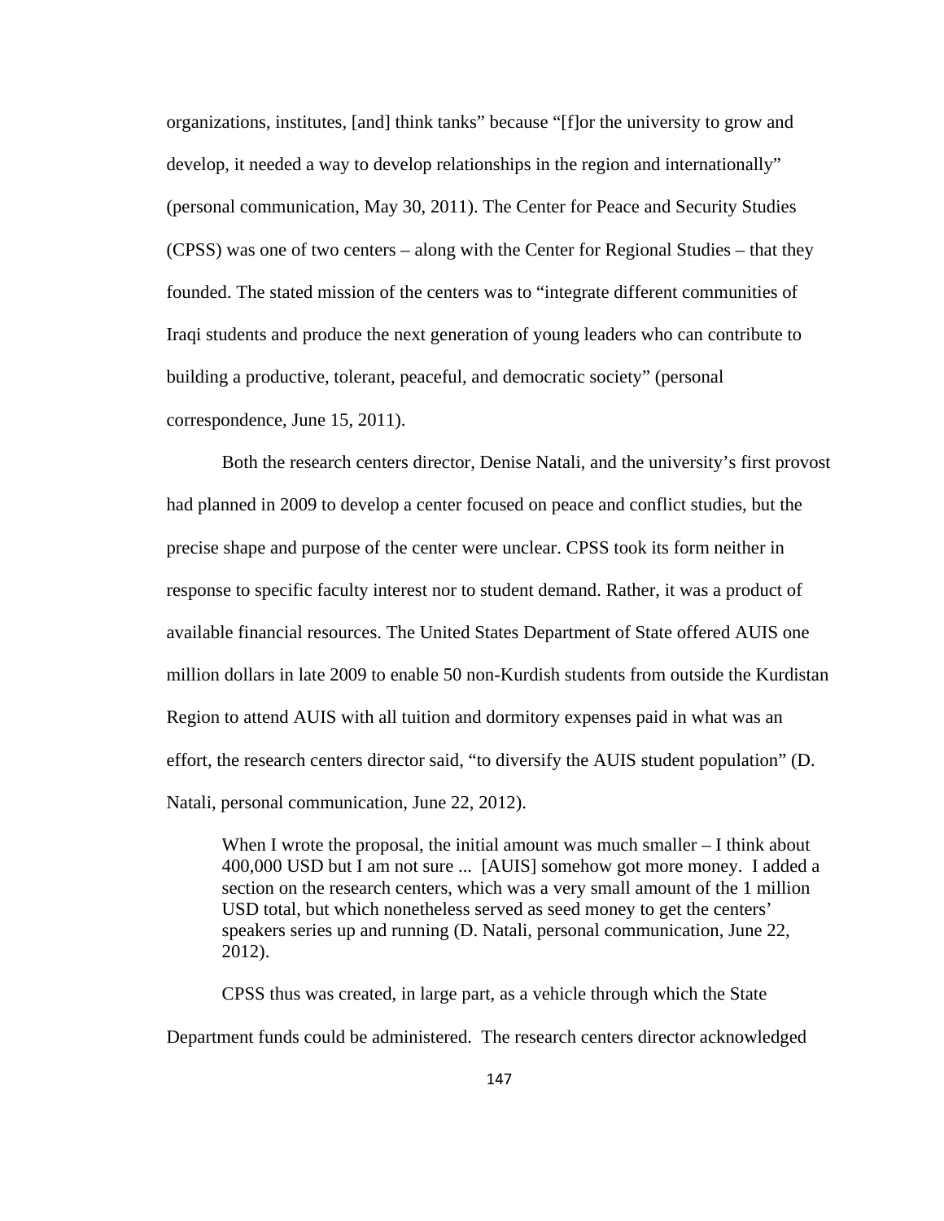organizations, institutes, [and] think tanks" because "[f]or the university to grow and develop, it needed a way to develop relationships in the region and internationally" (personal communication, May 30, 2011). The Center for Peace and Security Studies (CPSS) was one of two centers – along with the Center for Regional Studies – that they founded. The stated mission of the centers was to "integrate different communities of Iraqi students and produce the next generation of young leaders who can contribute to building a productive, tolerant, peaceful, and democratic society" (personal correspondence, June 15, 2011).

Both the research centers director, Denise Natali, and the university's first provost had planned in 2009 to develop a center focused on peace and conflict studies, but the precise shape and purpose of the center were unclear. CPSS took its form neither in response to specific faculty interest nor to student demand. Rather, it was a product of available financial resources. The United States Department of State offered AUIS one million dollars in late 2009 to enable 50 non-Kurdish students from outside the Kurdistan Region to attend AUIS with all tuition and dormitory expenses paid in what was an effort, the research centers director said, "to diversify the AUIS student population" (D. Natali, personal communication, June 22, 2012).

> When I wrote the proposal, the initial amount was much smaller – I think about 400,000 USD but I am not sure ... [AUIS] somehow got more money. I added a section on the research centers, which was a very small amount of the 1 million USD total, but which nonetheless served as seed money to get the centers' speakers series up and running (D. Natali, personal communication, June 22, 2012).

CPSS thus was created, in large part, as a vehicle through which the State Department funds could be administered. The research centers director acknowledged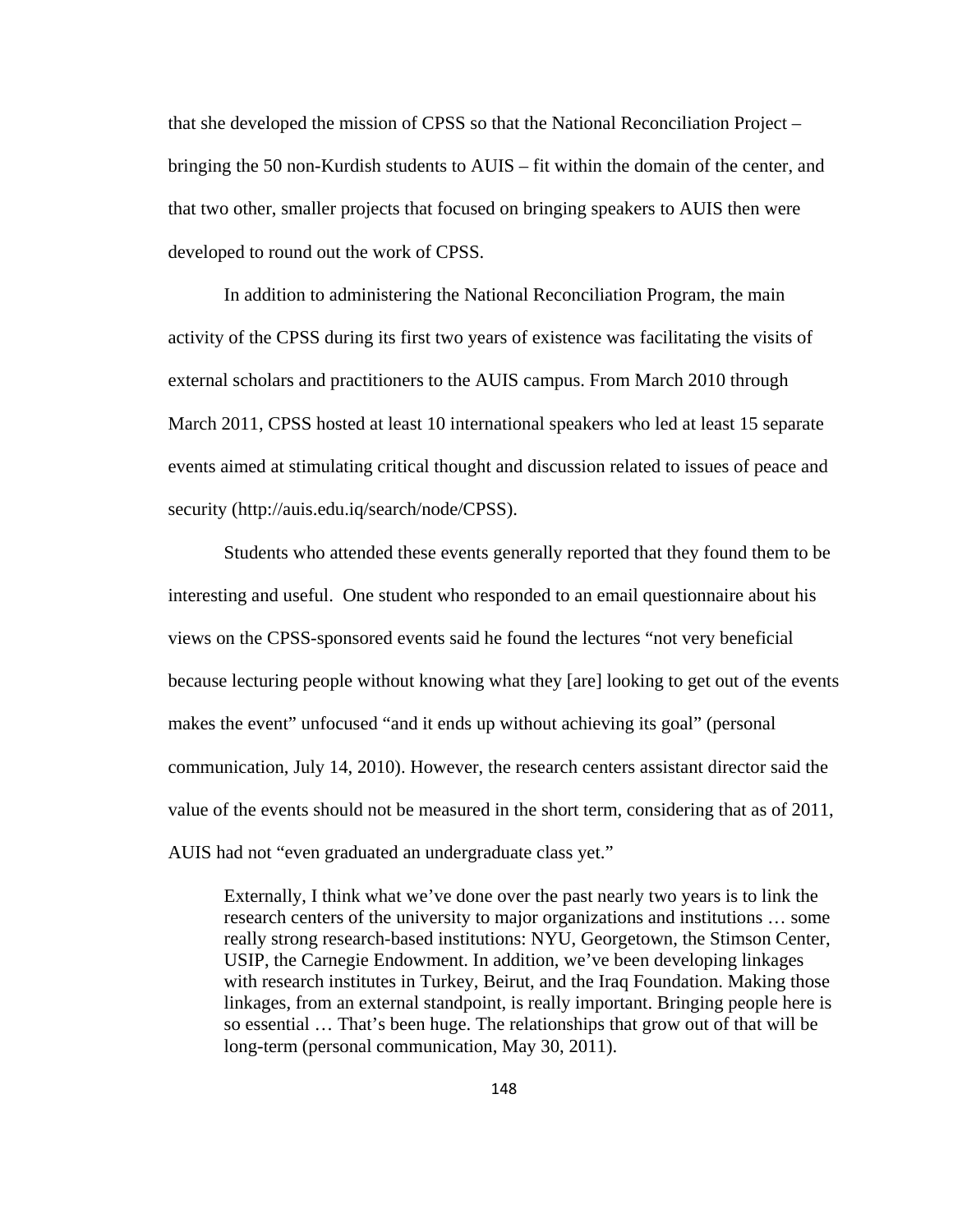that she developed the mission of CPSS so that the National Reconciliation Project – bringing the 50 non-Kurdish students to AUIS – fit within the domain of the center, and that two other, smaller projects that focused on bringing speakers to AUIS then were developed to round out the work of CPSS.

In addition to administering the National Reconciliation Program, the main activity of the CPSS during its first two years of existence was facilitating the visits of external scholars and practitioners to the AUIS campus. From March 2010 through March 2011, CPSS hosted at least 10 international speakers who led at least 15 separate events aimed at stimulating critical thought and discussion related to issues of peace and security (http://auis.edu.iq/search/node/CPSS).

Students who attended these events generally reported that they found them to be interesting and useful. One student who responded to an email questionnaire about his views on the CPSS-sponsored events said he found the lectures "not very beneficial because lecturing people without knowing what they [are] looking to get out of the events makes the event" unfocused "and it ends up without achieving its goal" (personal communication, July 14, 2010). However, the research centers assistant director said the value of the events should not be measured in the short term, considering that as of 2011, AUIS had not "even graduated an undergraduate class yet."

> Externally, I think what we've done over the past nearly two years is to link the research centers of the university to major organizations and institutions … some really strong research-based institutions: NYU, Georgetown, the Stimson Center, USIP, the Carnegie Endowment. In addition, we've been developing linkages with research institutes in Turkey, Beirut, and the Iraq Foundation. Making those linkages, from an external standpoint, is really important. Bringing people here is so essential … That's been huge. The relationships that grow out of that will be long-term (personal communication, May 30, 2011).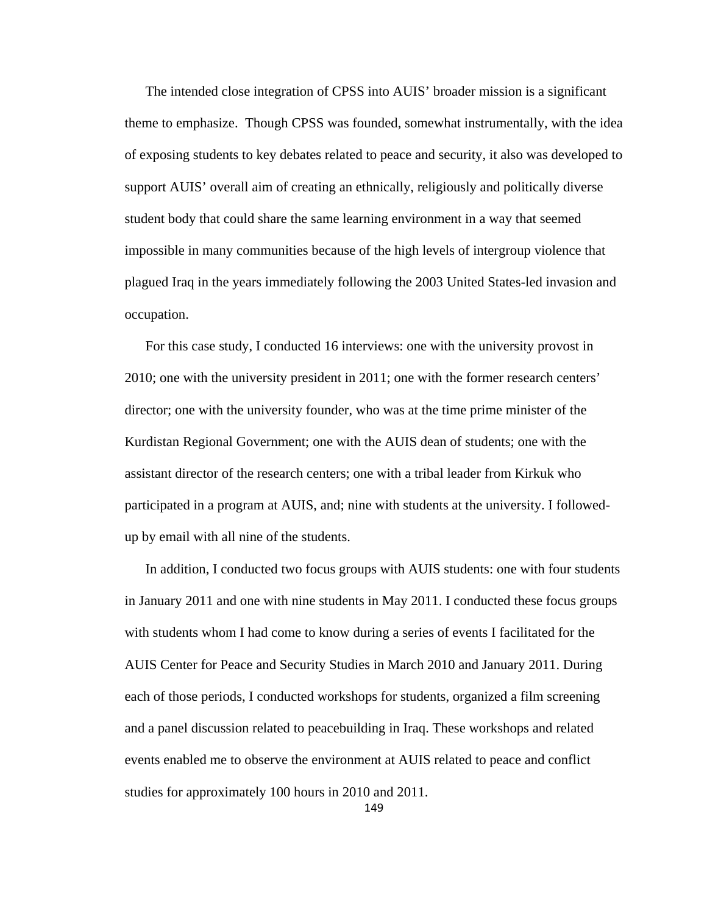The intended close integration of CPSS into AUIS' broader mission is a significant theme to emphasize. Though CPSS was founded, somewhat instrumentally, with the idea of exposing students to key debates related to peace and security, it also was developed to support AUIS' overall aim of creating an ethnically, religiously and politically diverse student body that could share the same learning environment in a way that seemed impossible in many communities because of the high levels of intergroup violence that plagued Iraq in the years immediately following the 2003 United States-led invasion and occupation.

For this case study, I conducted 16 interviews: one with the university provost in 2010; one with the university president in 2011; one with the former research centers' director; one with the university founder, who was at the time prime minister of the Kurdistan Regional Government; one with the AUIS dean of students; one with the assistant director of the research centers; one with a tribal leader from Kirkuk who participated in a program at AUIS, and; nine with students at the university. I followed-up by email with all nine of the students.

In addition, I conducted two focus groups with AUIS students: one with four students in January 2011 and one with nine students in May 2011. I conducted these focus groups with students whom I had come to know during a series of events I facilitated for the AUIS Center for Peace and Security Studies in March 2010 and January 2011. During each of those periods, I conducted workshops for students, organized a film screening and a panel discussion related to peacebuilding in Iraq. These workshops and related events enabled me to observe the environment at AUIS related to peace and conflict studies for approximately 100 hours in 2010 and 2011.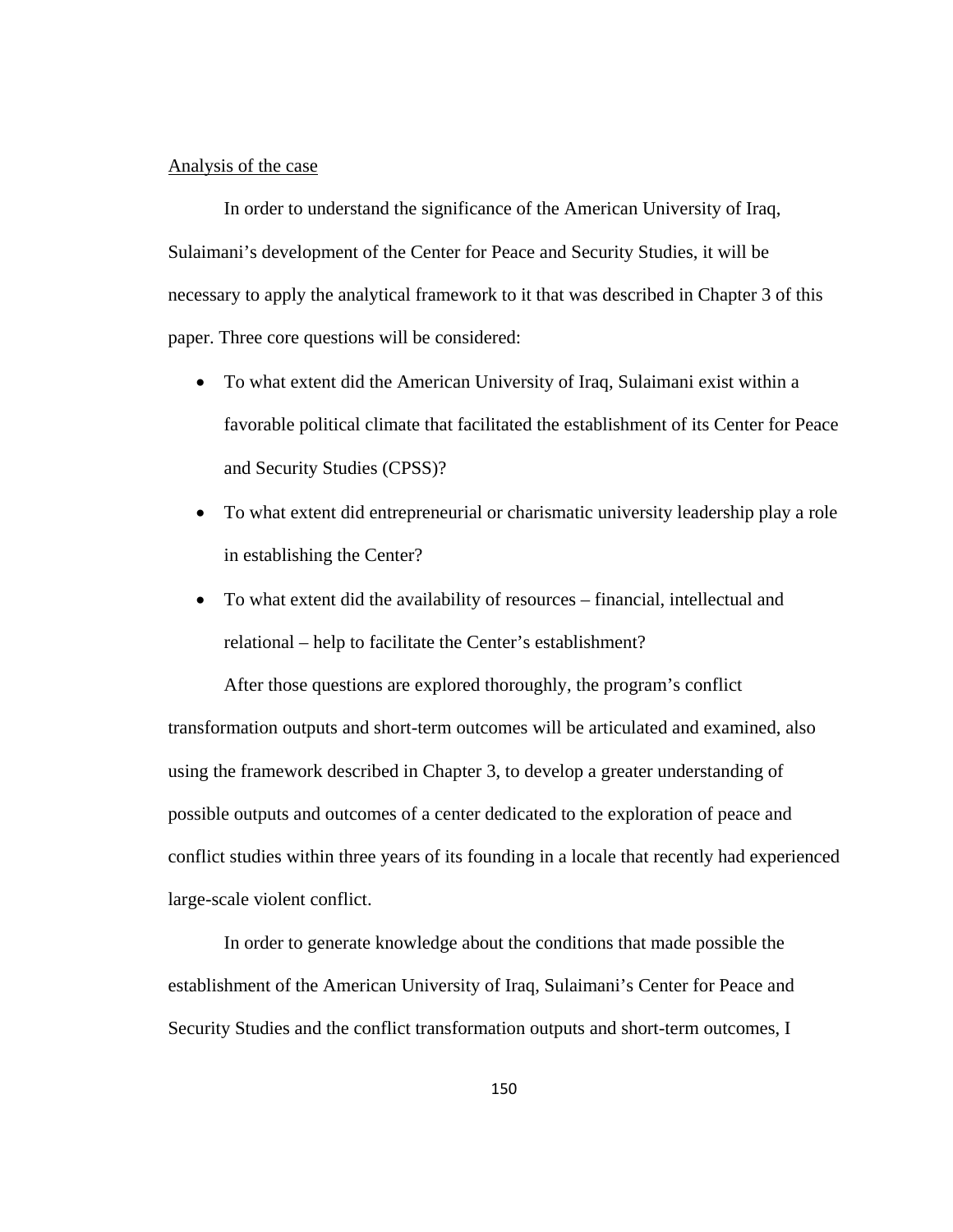Analysis of the case

In order to understand the significance of the American University of Iraq, Sulaimani's development of the Center for Peace and Security Studies, it will be necessary to apply the analytical framework to it that was described in Chapter 3 of this paper. Three core questions will be considered:

- To what extent did the American University of Iraq, Sulaimani exist within a favorable political climate that facilitated the establishment of its Center for Peace and Security Studies (CPSS)?
- To what extent did entrepreneurial or charismatic university leadership play a role in establishing the Center?
- To what extent did the availability of resources – financial, intellectual and relational – help to facilitate the Center's establishment?

After those questions are explored thoroughly, the program's conflict transformation outputs and short-term outcomes will be articulated and examined, also using the framework described in Chapter 3, to develop a greater understanding of possible outputs and outcomes of a center dedicated to the exploration of peace and conflict studies within three years of its founding in a locale that recently had experienced large-scale violent conflict.

In order to generate knowledge about the conditions that made possible the establishment of the American University of Iraq, Sulaimani's Center for Peace and Security Studies and the conflict transformation outputs and short-term outcomes, I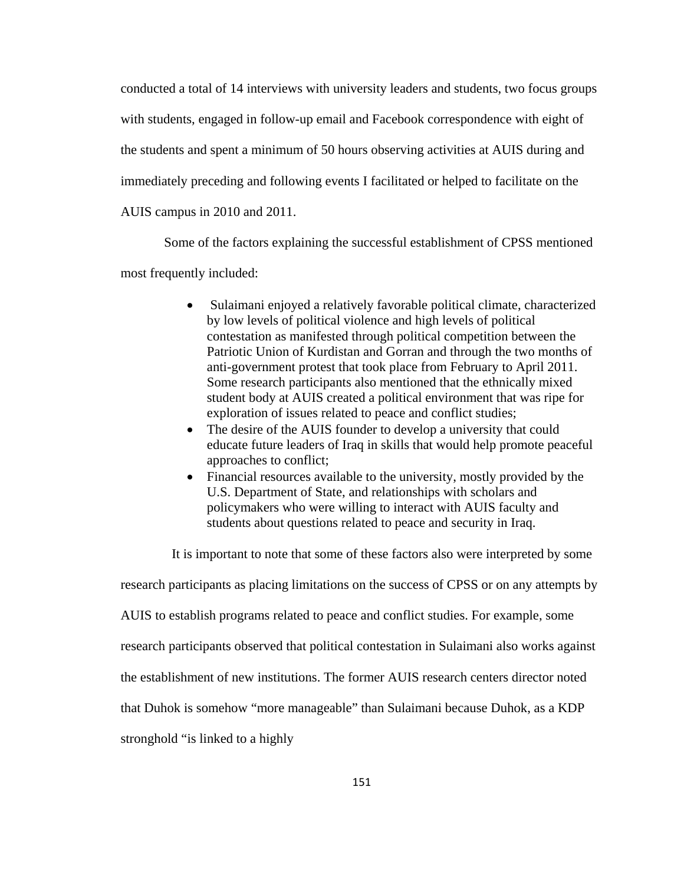conducted a total of 14 interviews with university leaders and students, two focus groups with students, engaged in follow-up email and Facebook correspondence with eight of the students and spent a minimum of 50 hours observing activities at AUIS during and immediately preceding and following events I facilitated or helped to facilitate on the AUIS campus in 2010 and 2011.

Some of the factors explaining the successful establishment of CPSS mentioned most frequently included:

- Sulaimani enjoyed a relatively favorable political climate, characterized by low levels of political violence and high levels of political contestation as manifested through political competition between the Patriotic Union of Kurdistan and Gorran and through the two months of anti-government protest that took place from February to April 2011. Some research participants also mentioned that the ethnically mixed student body at AUIS created a political environment that was ripe for exploration of issues related to peace and conflict studies;
- The desire of the AUIS founder to develop a university that could educate future leaders of Iraq in skills that would help promote peaceful approaches to conflict;
- Financial resources available to the university, mostly provided by the U.S. Department of State, and relationships with scholars and policymakers who were willing to interact with AUIS faculty and students about questions related to peace and security in Iraq.

It is important to note that some of these factors also were interpreted by some research participants as placing limitations on the success of CPSS or on any attempts by AUIS to establish programs related to peace and conflict studies. For example, some research participants observed that political contestation in Sulaimani also works against the establishment of new institutions. The former AUIS research centers director noted that Duhok is somehow "more manageable" than Sulaimani because Duhok, as a KDP stronghold "is linked to a highly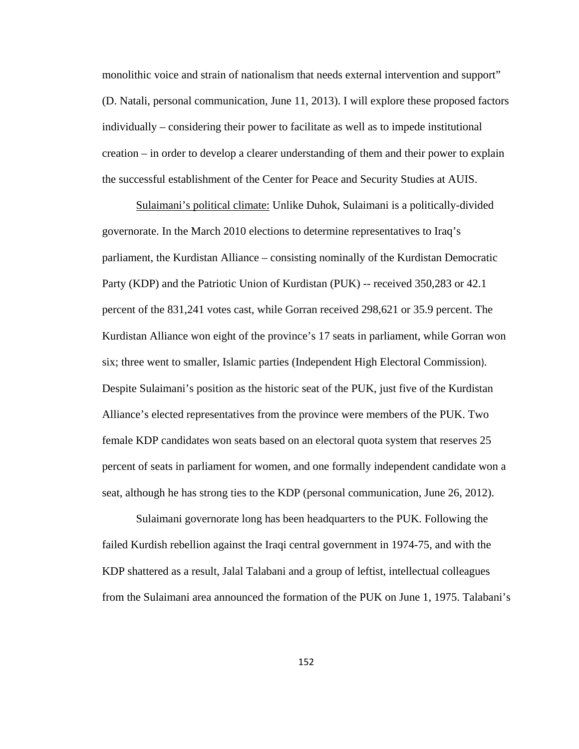monolithic voice and strain of nationalism that needs external intervention and support" (D. Natali, personal communication, June 11, 2013). I will explore these proposed factors individually – considering their power to facilitate as well as to impede institutional creation – in order to develop a clearer understanding of them and their power to explain the successful establishment of the Center for Peace and Security Studies at AUIS.

<u>Sulaimani's political climate:</u> Unlike Duhok, Sulaimani is a politically-divided governorate. In the March 2010 elections to determine representatives to Iraq's parliament, the Kurdistan Alliance – consisting nominally of the Kurdistan Democratic Party (KDP) and the Patriotic Union of Kurdistan (PUK) -- received 350,283 or 42.1 percent of the 831,241 votes cast, while Gorran received 298,621 or 35.9 percent. The Kurdistan Alliance won eight of the province's 17 seats in parliament, while Gorran won six; three went to smaller, Islamic parties (Independent High Electoral Commission). Despite Sulaimani's position as the historic seat of the PUK, just five of the Kurdistan Alliance's elected representatives from the province were members of the PUK. Two female KDP candidates won seats based on an electoral quota system that reserves 25 percent of seats in parliament for women, and one formally independent candidate won a seat, although he has strong ties to the KDP (personal communication, June 26, 2012).

Sulaimani governorate long has been headquarters to the PUK. Following the failed Kurdish rebellion against the Iraqi central government in 1974-75, and with the KDP shattered as a result, Jalal Talabani and a group of leftist, intellectual colleagues from the Sulaimani area announced the formation of the PUK on June 1, 1975. Talabani's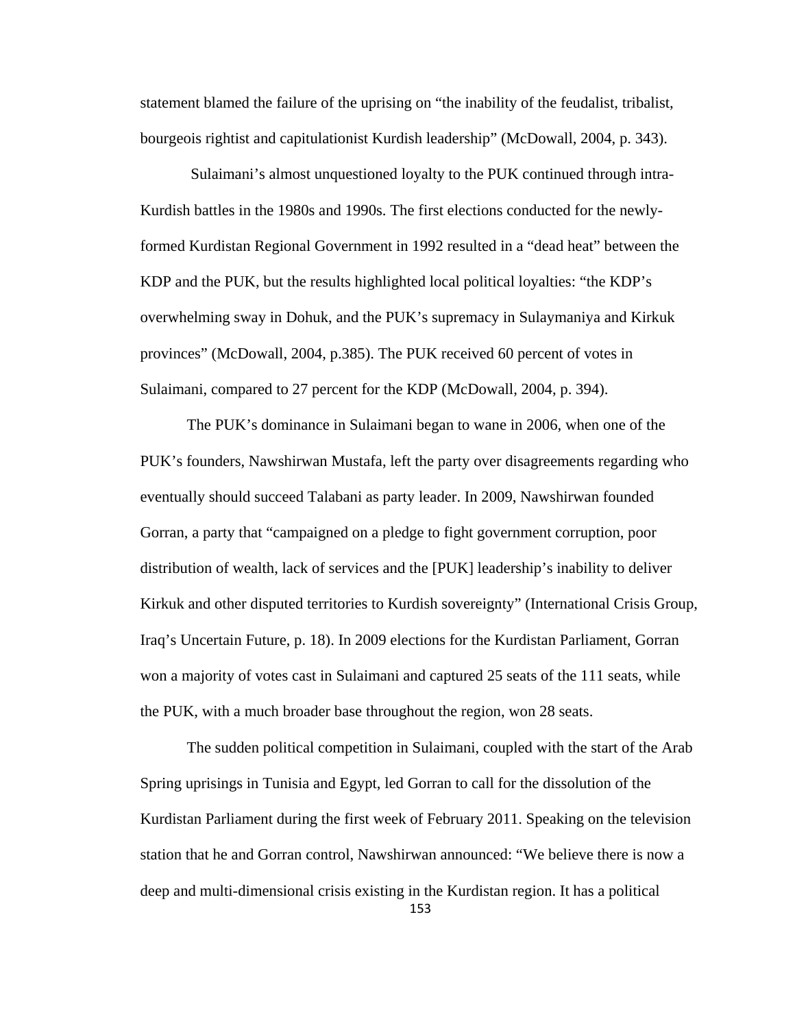statement blamed the failure of the uprising on "the inability of the feudalist, tribalist, bourgeois rightist and capitulationist Kurdish leadership" (McDowall, 2004, p. 343).

Sulaimani's almost unquestioned loyalty to the PUK continued through intra-Kurdish battles in the 1980s and 1990s. The first elections conducted for the newly-formed Kurdistan Regional Government in 1992 resulted in a "dead heat" between the KDP and the PUK, but the results highlighted local political loyalties: "the KDP's overwhelming sway in Dohuk, and the PUK's supremacy in Sulaymaniya and Kirkuk provinces" (McDowall, 2004, p.385). The PUK received 60 percent of votes in Sulaimani, compared to 27 percent for the KDP (McDowall, 2004, p. 394).

The PUK's dominance in Sulaimani began to wane in 2006, when one of the PUK's founders, Nawshirwan Mustafa, left the party over disagreements regarding who eventually should succeed Talabani as party leader. In 2009, Nawshirwan founded Gorran, a party that "campaigned on a pledge to fight government corruption, poor distribution of wealth, lack of services and the [PUK] leadership's inability to deliver Kirkuk and other disputed territories to Kurdish sovereignty" (International Crisis Group, Iraq's Uncertain Future, p. 18). In 2009 elections for the Kurdistan Parliament, Gorran won a majority of votes cast in Sulaimani and captured 25 seats of the 111 seats, while the PUK, with a much broader base throughout the region, won 28 seats.

The sudden political competition in Sulaimani, coupled with the start of the Arab Spring uprisings in Tunisia and Egypt, led Gorran to call for the dissolution of the Kurdistan Parliament during the first week of February 2011. Speaking on the television station that he and Gorran control, Nawshirwan announced: "We believe there is now a deep and multi-dimensional crisis existing in the Kurdistan region. It has a political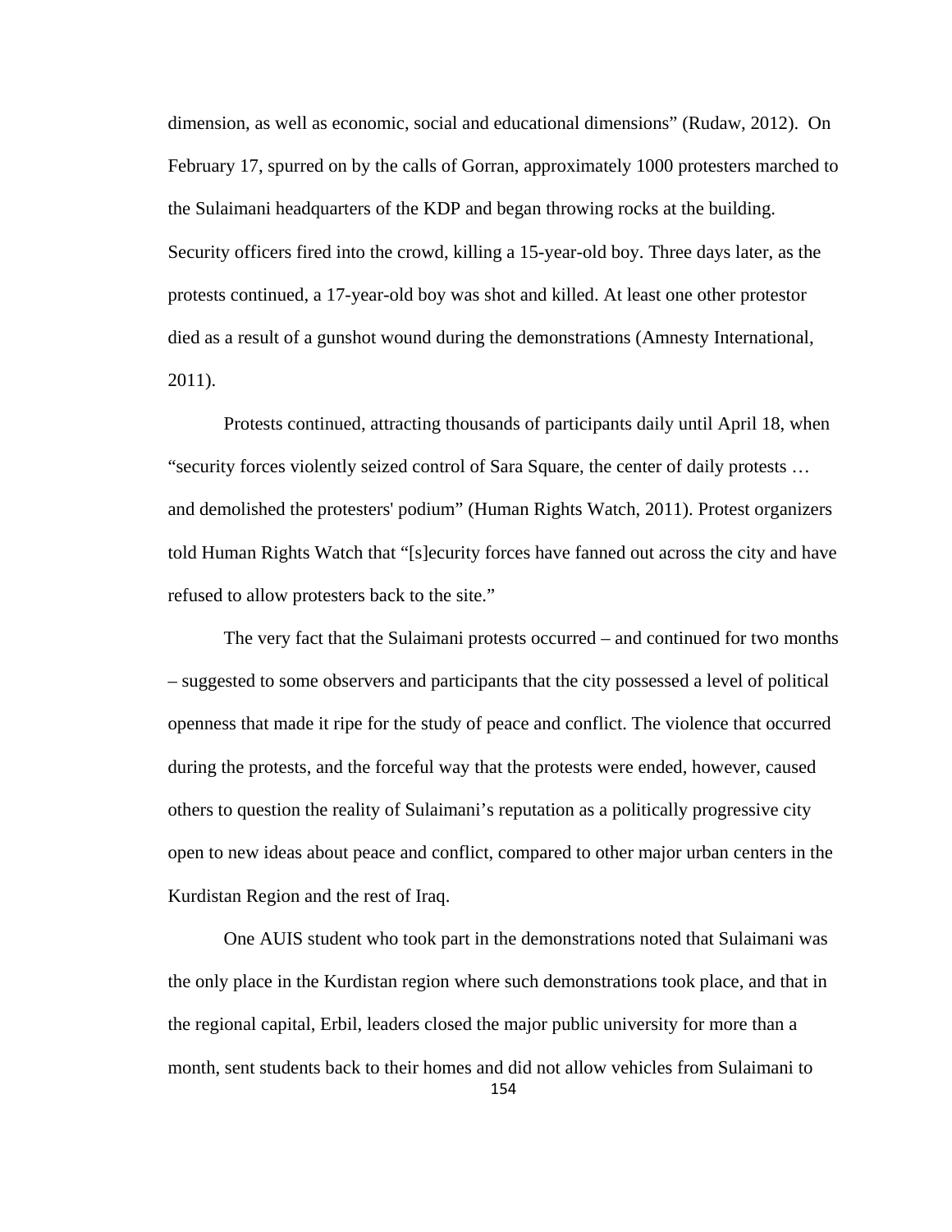dimension, as well as economic, social and educational dimensions" (Rudaw, 2012). On February 17, spurred on by the calls of Gorran, approximately 1000 protesters marched to the Sulaimani headquarters of the KDP and began throwing rocks at the building. Security officers fired into the crowd, killing a 15-year-old boy. Three days later, as the protests continued, a 17-year-old boy was shot and killed. At least one other protestor died as a result of a gunshot wound during the demonstrations (Amnesty International, 2011).

Protests continued, attracting thousands of participants daily until April 18, when "security forces violently seized control of Sara Square, the center of daily protests … and demolished the protesters' podium" (Human Rights Watch, 2011). Protest organizers told Human Rights Watch that "[s]ecurity forces have fanned out across the city and have refused to allow protesters back to the site."

The very fact that the Sulaimani protests occurred – and continued for two months – suggested to some observers and participants that the city possessed a level of political openness that made it ripe for the study of peace and conflict. The violence that occurred during the protests, and the forceful way that the protests were ended, however, caused others to question the reality of Sulaimani's reputation as a politically progressive city open to new ideas about peace and conflict, compared to other major urban centers in the Kurdistan Region and the rest of Iraq.

One AUIS student who took part in the demonstrations noted that Sulaimani was the only place in the Kurdistan region where such demonstrations took place, and that in the regional capital, Erbil, leaders closed the major public university for more than a month, sent students back to their homes and did not allow vehicles from Sulaimani to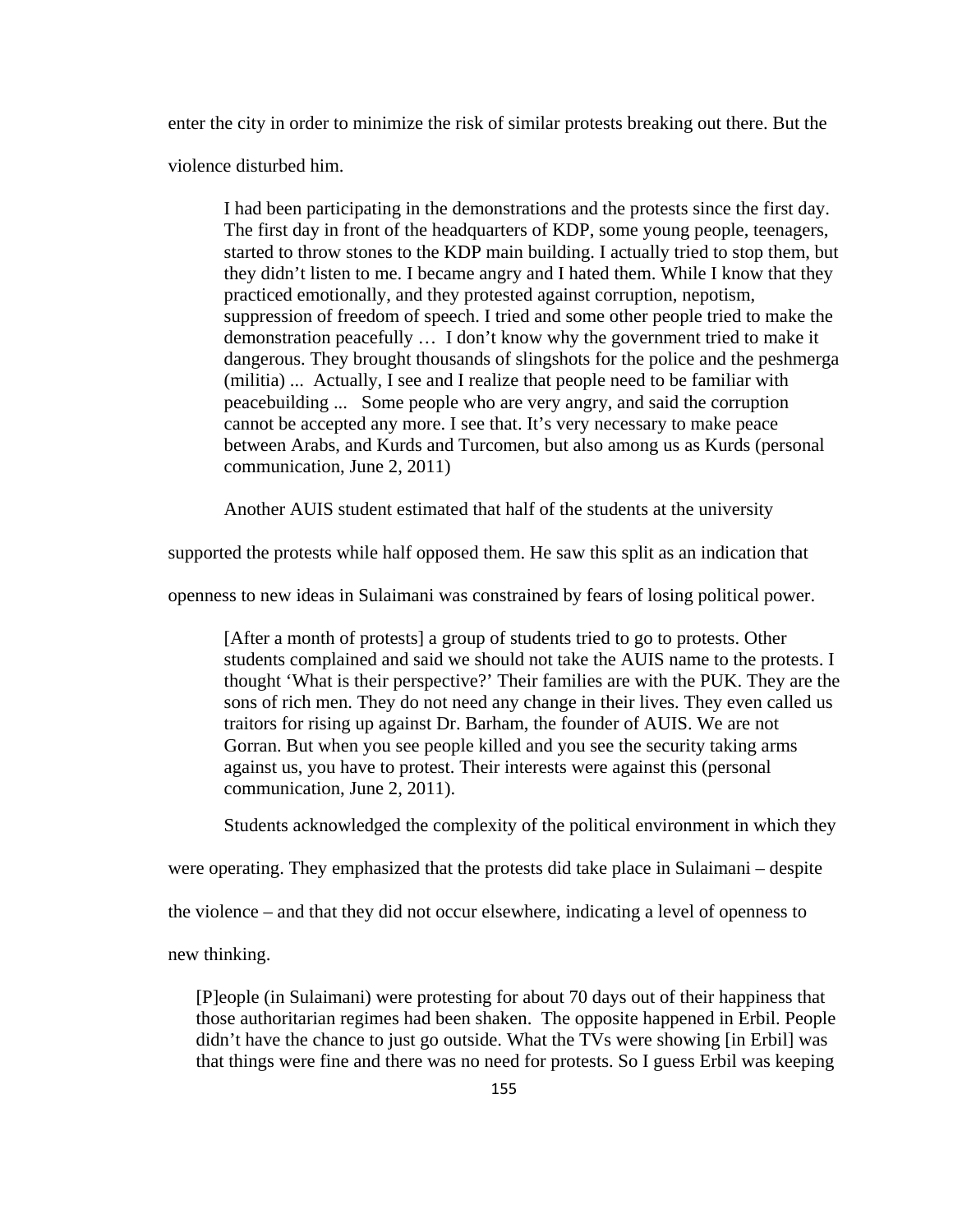enter the city in order to minimize the risk of similar protests breaking out there. But the violence disturbed him.

> I had been participating in the demonstrations and the protests since the first day. The first day in front of the headquarters of KDP, some young people, teenagers, started to throw stones to the KDP main building. I actually tried to stop them, but they didn't listen to me. I became angry and I hated them. While I know that they practiced emotionally, and they protested against corruption, nepotism, suppression of freedom of speech. I tried and some other people tried to make the demonstration peacefully … I don't know why the government tried to make it dangerous. They brought thousands of slingshots for the police and the peshmerga (militia) ... Actually, I see and I realize that people need to be familiar with peacebuilding ... Some people who are very angry, and said the corruption cannot be accepted any more. I see that. It's very necessary to make peace between Arabs, and Kurds and Turcomen, but also among us as Kurds (personal communication, June 2, 2011)

Another AUIS student estimated that half of the students at the university supported the protests while half opposed them. He saw this split as an indication that openness to new ideas in Sulaimani was constrained by fears of losing political power.

> [After a month of protests] a group of students tried to go to protests. Other students complained and said we should not take the AUIS name to the protests. I thought 'What is their perspective?' Their families are with the PUK. They are the sons of rich men. They do not need any change in their lives. They even called us traitors for rising up against Dr. Barham, the founder of AUIS. We are not Gorran. But when you see people killed and you see the security taking arms against us, you have to protest. Their interests were against this (personal communication, June 2, 2011).

Students acknowledged the complexity of the political environment in which they were operating. They emphasized that the protests did take place in Sulaimani – despite the violence – and that they did not occur elsewhere, indicating a level of openness to new thinking.

> [P]eople (in Sulaimani) were protesting for about 70 days out of their happiness that those authoritarian regimes had been shaken. The opposite happened in Erbil. People didn't have the chance to just go outside. What the TVs were showing [in Erbil] was that things were fine and there was no need for protests. So I guess Erbil was keeping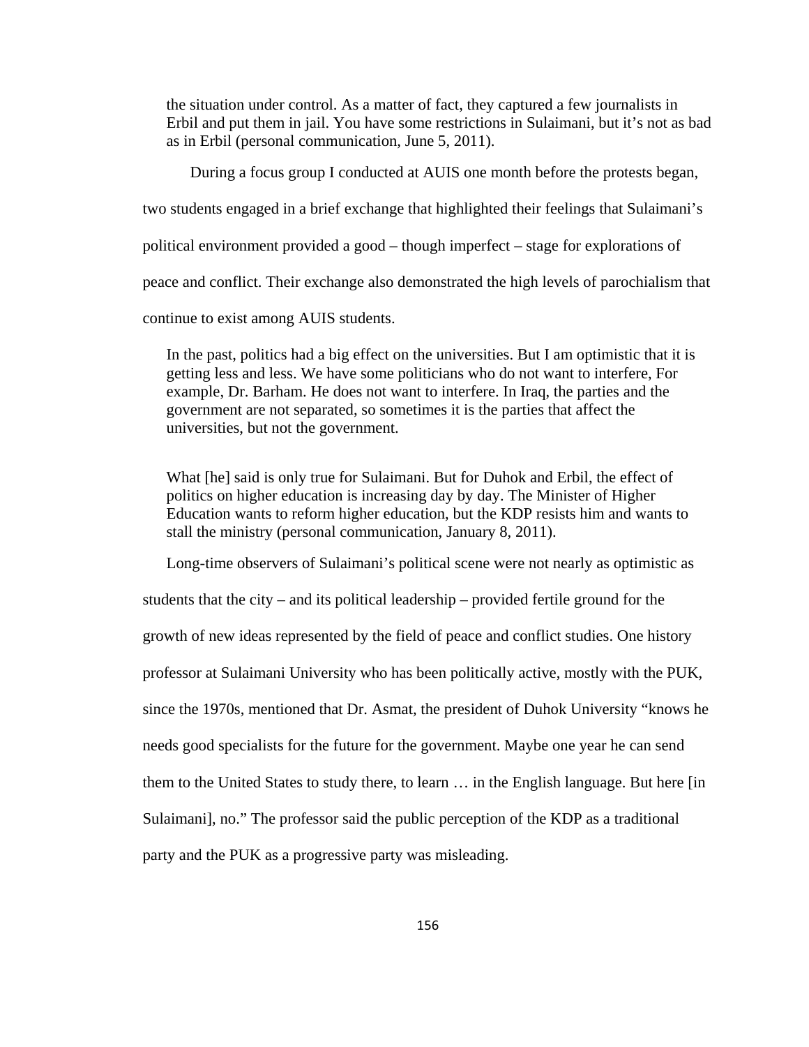> the situation under control. As a matter of fact, they captured a few journalists in Erbil and put them in jail. You have some restrictions in Sulaimani, but it's not as bad as in Erbil (personal communication, June 5, 2011).

During a focus group I conducted at AUIS one month before the protests began, two students engaged in a brief exchange that highlighted their feelings that Sulaimani's political environment provided a good – though imperfect – stage for explorations of peace and conflict. Their exchange also demonstrated the high levels of parochialism that continue to exist among AUIS students.

> In the past, politics had a big effect on the universities. But I am optimistic that it is getting less and less. We have some politicians who do not want to interfere, For example, Dr. Barham. He does not want to interfere. In Iraq, the parties and the government are not separated, so sometimes it is the parties that affect the universities, but not the government.

> What [he] said is only true for Sulaimani. But for Duhok and Erbil, the effect of politics on higher education is increasing day by day. The Minister of Higher Education wants to reform higher education, but the KDP resists him and wants to stall the ministry (personal communication, January 8, 2011).

Long-time observers of Sulaimani's political scene were not nearly as optimistic as students that the city – and its political leadership – provided fertile ground for the growth of new ideas represented by the field of peace and conflict studies. One history professor at Sulaimani University who has been politically active, mostly with the PUK, since the 1970s, mentioned that Dr. Asmat, the president of Duhok University "knows he needs good specialists for the future for the government. Maybe one year he can send them to the United States to study there, to learn … in the English language. But here [in Sulaimani], no." The professor said the public perception of the KDP as a traditional party and the PUK as a progressive party was misleading.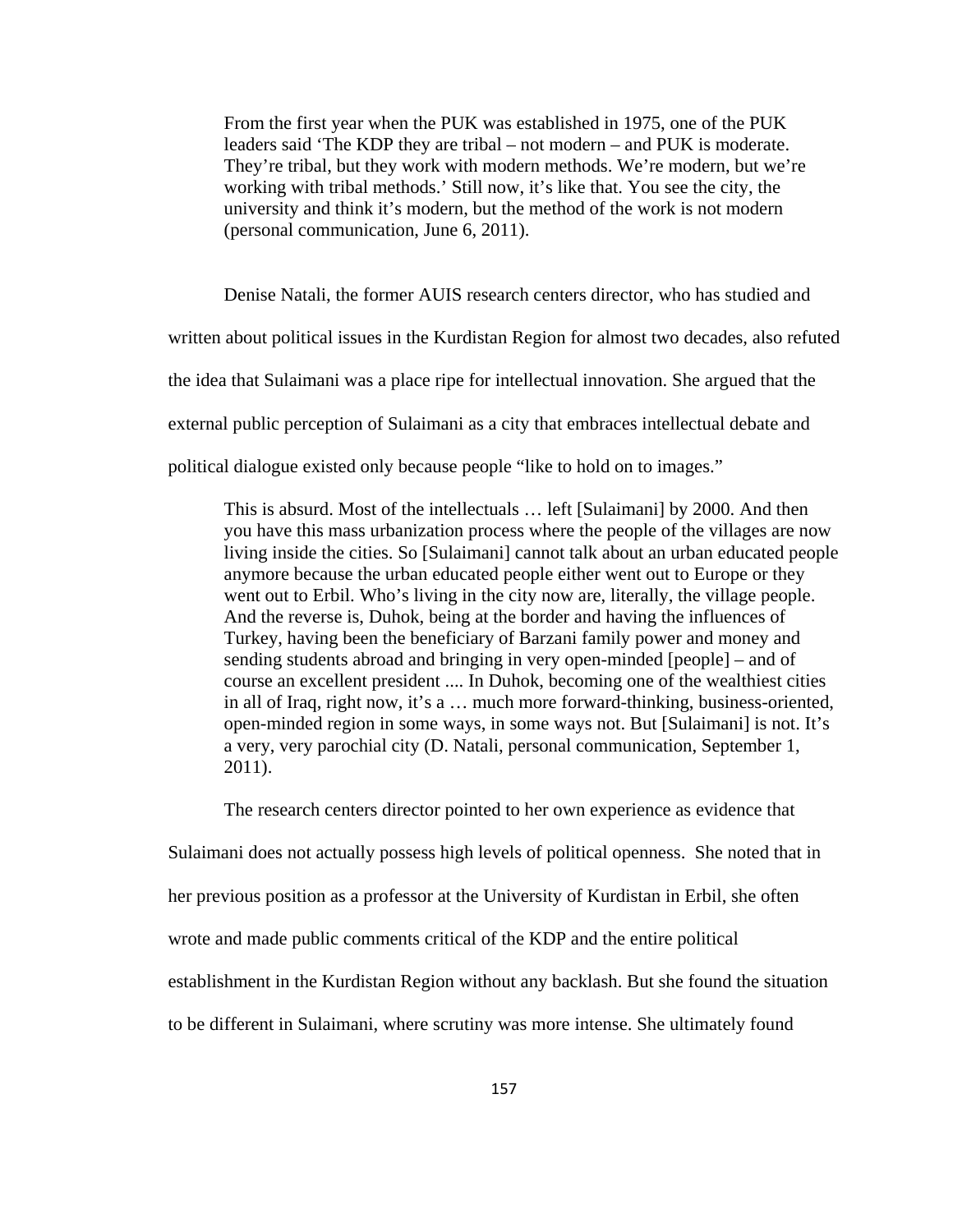> From the first year when the PUK was established in 1975, one of the PUK leaders said 'The KDP they are tribal – not modern – and PUK is moderate. They're tribal, but they work with modern methods. We're modern, but we're working with tribal methods.' Still now, it's like that. You see the city, the university and think it's modern, but the method of the work is not modern (personal communication, June 6, 2011).

Denise Natali, the former AUIS research centers director, who has studied and written about political issues in the Kurdistan Region for almost two decades, also refuted the idea that Sulaimani was a place ripe for intellectual innovation. She argued that the external public perception of Sulaimani as a city that embraces intellectual debate and political dialogue existed only because people "like to hold on to images."

> This is absurd. Most of the intellectuals … left [Sulaimani] by 2000. And then you have this mass urbanization process where the people of the villages are now living inside the cities. So [Sulaimani] cannot talk about an urban educated people anymore because the urban educated people either went out to Europe or they went out to Erbil. Who's living in the city now are, literally, the village people. And the reverse is, Duhok, being at the border and having the influences of Turkey, having been the beneficiary of Barzani family power and money and sending students abroad and bringing in very open-minded [people] – and of course an excellent president .... In Duhok, becoming one of the wealthiest cities in all of Iraq, right now, it's a … much more forward-thinking, business-oriented, open-minded region in some ways, in some ways not. But [Sulaimani] is not. It's a very, very parochial city (D. Natali, personal communication, September 1, 2011).

The research centers director pointed to her own experience as evidence that Sulaimani does not actually possess high levels of political openness. She noted that in her previous position as a professor at the University of Kurdistan in Erbil, she often wrote and made public comments critical of the KDP and the entire political establishment in the Kurdistan Region without any backlash. But she found the situation to be different in Sulaimani, where scrutiny was more intense. She ultimately found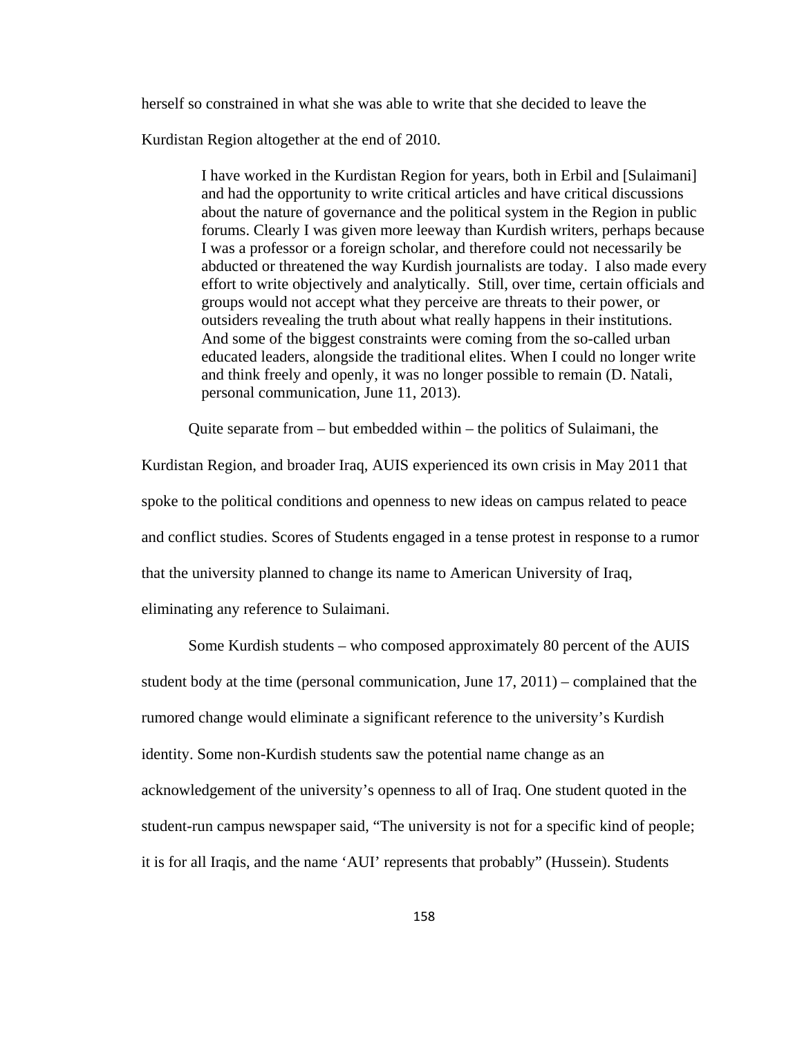herself so constrained in what she was able to write that she decided to leave the Kurdistan Region altogether at the end of 2010.

> I have worked in the Kurdistan Region for years, both in Erbil and [Sulaimani] and had the opportunity to write critical articles and have critical discussions about the nature of governance and the political system in the Region in public forums. Clearly I was given more leeway than Kurdish writers, perhaps because I was a professor or a foreign scholar, and therefore could not necessarily be abducted or threatened the way Kurdish journalists are today. I also made every effort to write objectively and analytically. Still, over time, certain officials and groups would not accept what they perceive are threats to their power, or outsiders revealing the truth about what really happens in their institutions. And some of the biggest constraints were coming from the so-called urban educated leaders, alongside the traditional elites. When I could no longer write and think freely and openly, it was no longer possible to remain (D. Natali, personal communication, June 11, 2013).

Quite separate from – but embedded within – the politics of Sulaimani, the Kurdistan Region, and broader Iraq, AUIS experienced its own crisis in May 2011 that spoke to the political conditions and openness to new ideas on campus related to peace and conflict studies. Scores of Students engaged in a tense protest in response to a rumor that the university planned to change its name to American University of Iraq, eliminating any reference to Sulaimani.

Some Kurdish students – who composed approximately 80 percent of the AUIS student body at the time (personal communication, June 17, 2011) – complained that the rumored change would eliminate a significant reference to the university's Kurdish identity. Some non-Kurdish students saw the potential name change as an acknowledgement of the university's openness to all of Iraq. One student quoted in the student-run campus newspaper said, "The university is not for a specific kind of people; it is for all Iraqis, and the name 'AUI' represents that probably" (Hussein). Students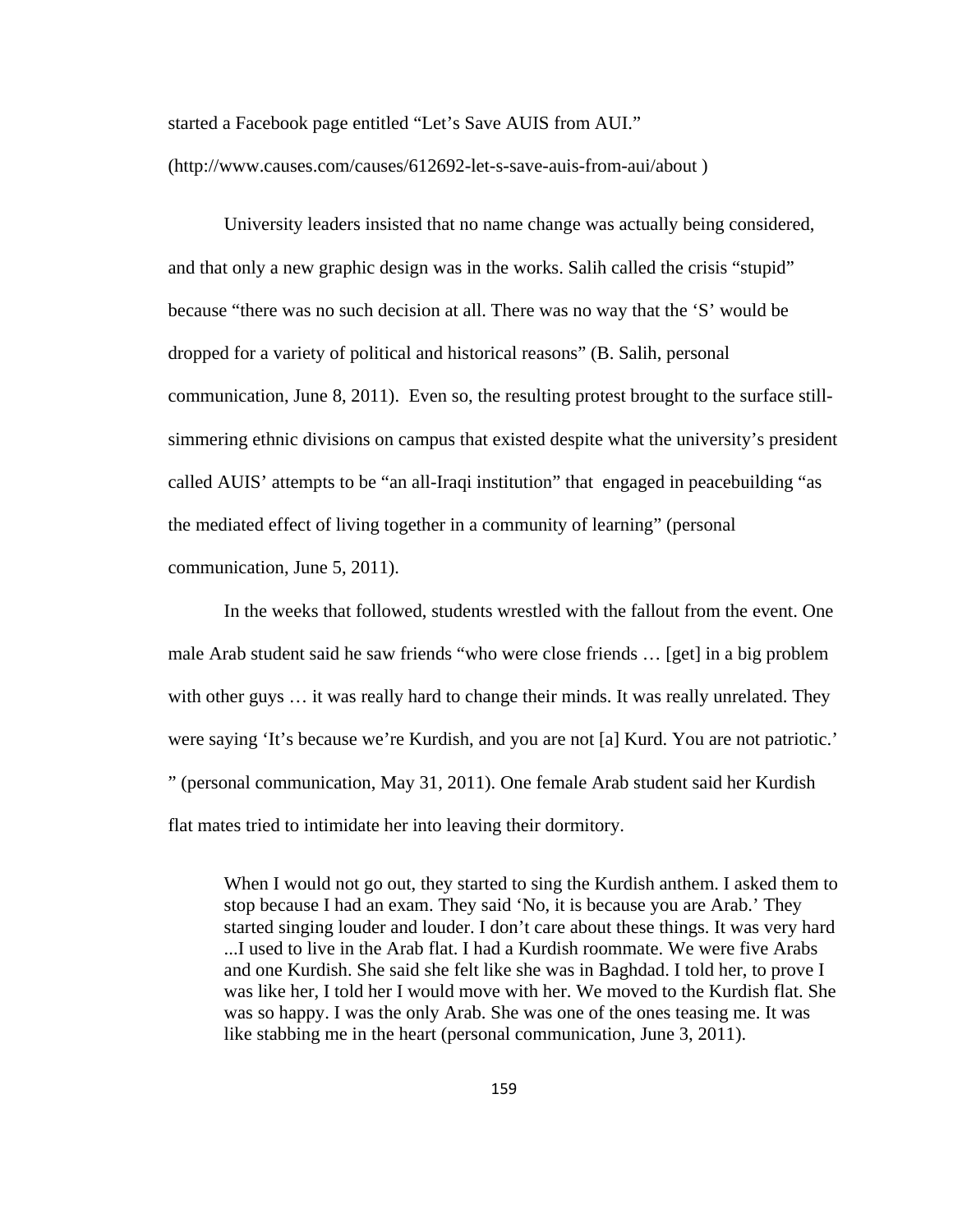started a Facebook page entitled "Let's Save AUIS from AUI."

(http://www.causes.com/causes/612692-let-s-save-auis-from-aui/about )

University leaders insisted that no name change was actually being considered, and that only a new graphic design was in the works. Salih called the crisis "stupid" because "there was no such decision at all. There was no way that the 'S' would be dropped for a variety of political and historical reasons" (B. Salih, personal communication, June 8, 2011). Even so, the resulting protest brought to the surface still-simmering ethnic divisions on campus that existed despite what the university's president called AUIS' attempts to be "an all-Iraqi institution" that engaged in peacebuilding "as the mediated effect of living together in a community of learning" (personal communication, June 5, 2011).

In the weeks that followed, students wrestled with the fallout from the event. One male Arab student said he saw friends "who were close friends … [get] in a big problem with other guys … it was really hard to change their minds. It was really unrelated. They were saying 'It's because we're Kurdish, and you are not [a] Kurd. You are not patriotic.' " (personal communication, May 31, 2011). One female Arab student said her Kurdish flat mates tried to intimidate her into leaving their dormitory.

> When I would not go out, they started to sing the Kurdish anthem. I asked them to stop because I had an exam. They said 'No, it is because you are Arab.' They started singing louder and louder. I don't care about these things. It was very hard ...I used to live in the Arab flat. I had a Kurdish roommate. We were five Arabs and one Kurdish. She said she felt like she was in Baghdad. I told her, to prove I was like her, I told her I would move with her. We moved to the Kurdish flat. She was so happy. I was the only Arab. She was one of the ones teasing me. It was like stabbing me in the heart (personal communication, June 3, 2011).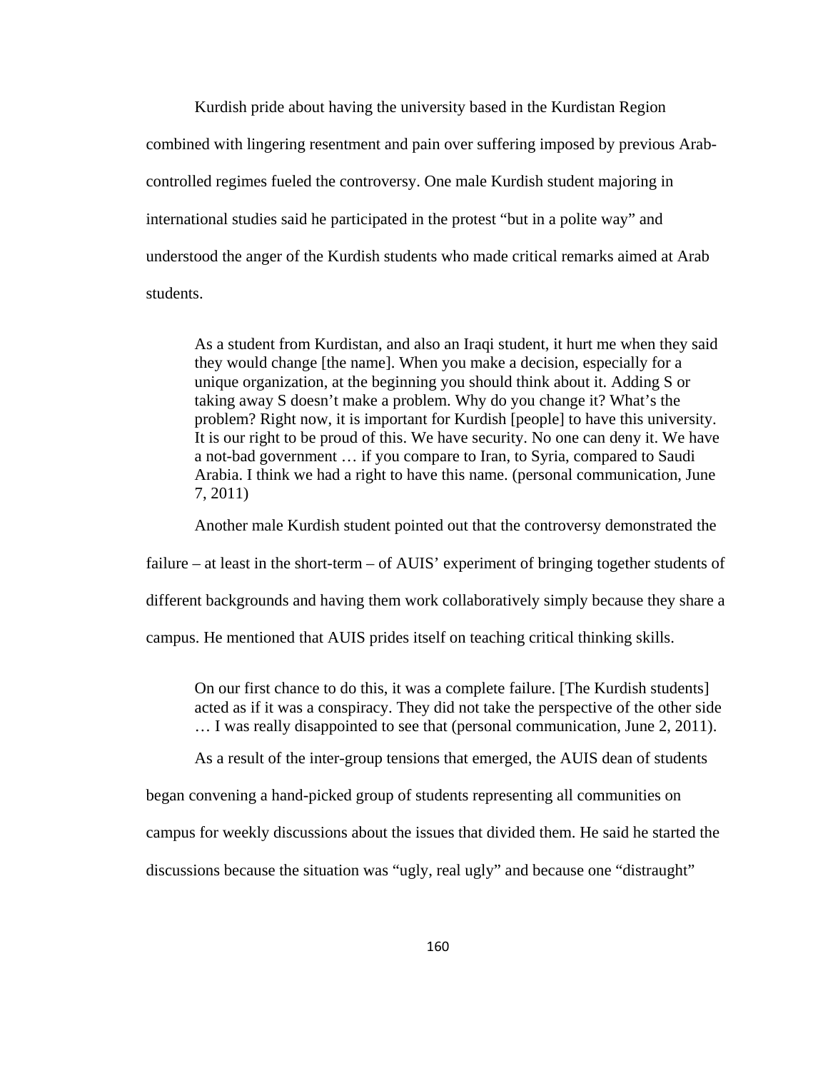Kurdish pride about having the university based in the Kurdistan Region combined with lingering resentment and pain over suffering imposed by previous Arab-controlled regimes fueled the controversy. One male Kurdish student majoring in international studies said he participated in the protest "but in a polite way" and understood the anger of the Kurdish students who made critical remarks aimed at Arab students.

> As a student from Kurdistan, and also an Iraqi student, it hurt me when they said they would change [the name]. When you make a decision, especially for a unique organization, at the beginning you should think about it. Adding S or taking away S doesn't make a problem. Why do you change it? What's the problem? Right now, it is important for Kurdish [people] to have this university. It is our right to be proud of this. We have security. No one can deny it. We have a not-bad government … if you compare to Iran, to Syria, compared to Saudi Arabia. I think we had a right to have this name. (personal communication, June 7, 2011)

Another male Kurdish student pointed out that the controversy demonstrated the failure – at least in the short-term – of AUIS' experiment of bringing together students of different backgrounds and having them work collaboratively simply because they share a campus. He mentioned that AUIS prides itself on teaching critical thinking skills.

> On our first chance to do this, it was a complete failure. [The Kurdish students] acted as if it was a conspiracy. They did not take the perspective of the other side … I was really disappointed to see that (personal communication, June 2, 2011).

As a result of the inter-group tensions that emerged, the AUIS dean of students began convening a hand-picked group of students representing all communities on campus for weekly discussions about the issues that divided them. He said he started the discussions because the situation was "ugly, real ugly" and because one "distraught"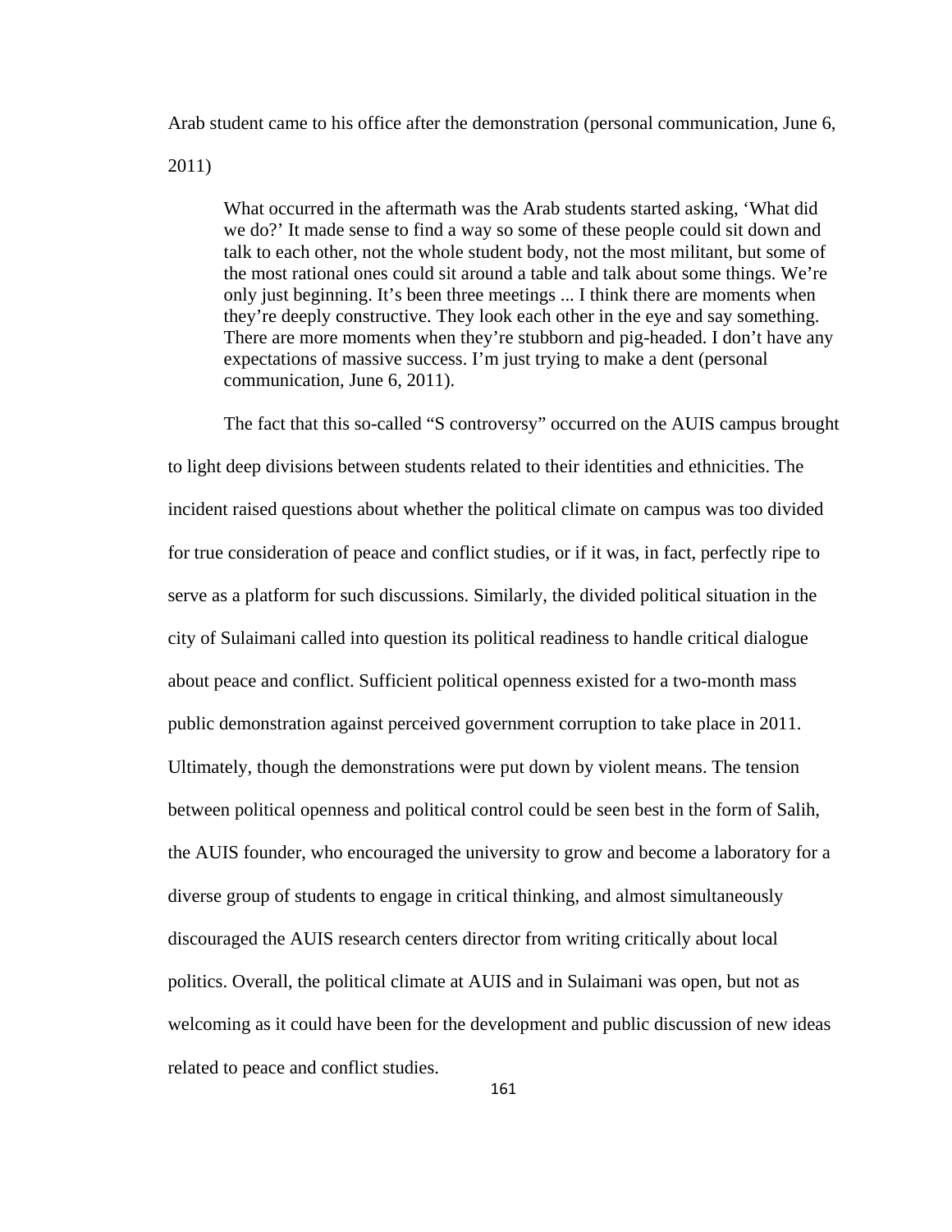Arab student came to his office after the demonstration (personal communication, June 6, 2011)

> What occurred in the aftermath was the Arab students started asking, 'What did we do?' It made sense to find a way so some of these people could sit down and talk to each other, not the whole student body, not the most militant, but some of the most rational ones could sit around a table and talk about some things. We're only just beginning. It's been three meetings ... I think there are moments when they're deeply constructive. They look each other in the eye and say something. There are more moments when they're stubborn and pig-headed. I don't have any expectations of massive success. I'm just trying to make a dent (personal communication, June 6, 2011).

The fact that this so-called "S controversy" occurred on the AUIS campus brought to light deep divisions between students related to their identities and ethnicities. The incident raised questions about whether the political climate on campus was too divided for true consideration of peace and conflict studies, or if it was, in fact, perfectly ripe to serve as a platform for such discussions. Similarly, the divided political situation in the city of Sulaimani called into question its political readiness to handle critical dialogue about peace and conflict. Sufficient political openness existed for a two-month mass public demonstration against perceived government corruption to take place in 2011. Ultimately, though the demonstrations were put down by violent means. The tension between political openness and political control could be seen best in the form of Salih, the AUIS founder, who encouraged the university to grow and become a laboratory for a diverse group of students to engage in critical thinking, and almost simultaneously discouraged the AUIS research centers director from writing critically about local politics. Overall, the political climate at AUIS and in Sulaimani was open, but not as welcoming as it could have been for the development and public discussion of new ideas related to peace and conflict studies.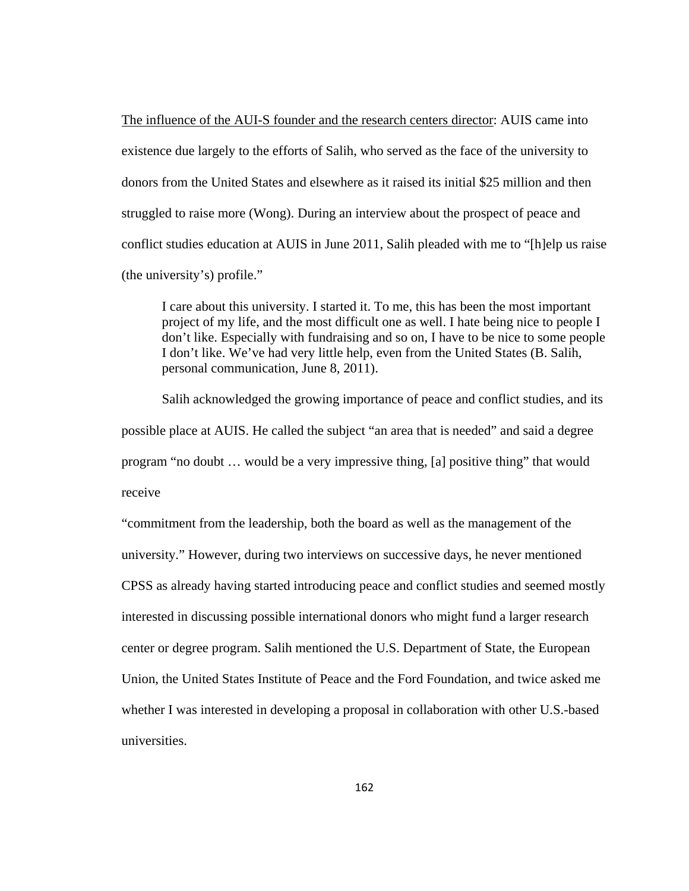<u>The influence of the AUI-S founder and the research centers director</u>: AUIS came into existence due largely to the efforts of Salih, who served as the face of the university to donors from the United States and elsewhere as it raised its initial $25 million and then struggled to raise more (Wong). During an interview about the prospect of peace and conflict studies education at AUIS in June 2011, Salih pleaded with me to "[h]elp us raise (the university's) profile."

> I care about this university. I started it. To me, this has been the most important project of my life, and the most difficult one as well. I hate being nice to people I don't like. Especially with fundraising and so on, I have to be nice to some people I don't like. We've had very little help, even from the United States (B. Salih, personal communication, June 8, 2011).

Salih acknowledged the growing importance of peace and conflict studies, and its possible place at AUIS. He called the subject "an area that is needed" and said a degree program "no doubt … would be a very impressive thing, [a] positive thing" that would receive "commitment from the leadership, both the board as well as the management of the university." However, during two interviews on successive days, he never mentioned CPSS as already having started introducing peace and conflict studies and seemed mostly interested in discussing possible international donors who might fund a larger research center or degree program. Salih mentioned the U.S. Department of State, the European Union, the United States Institute of Peace and the Ford Foundation, and twice asked me whether I was interested in developing a proposal in collaboration with other U.S.-based universities.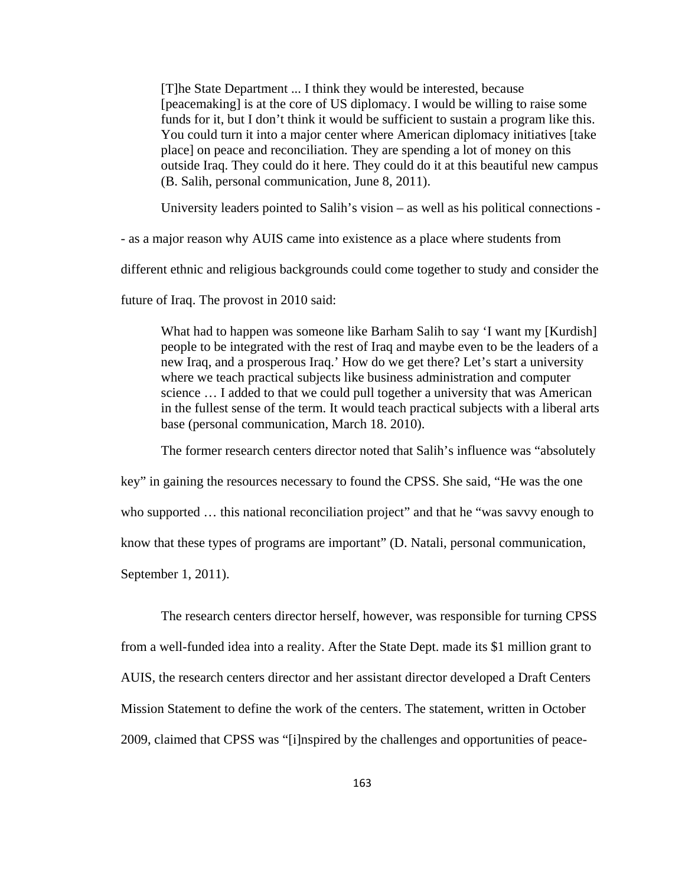> [T]he State Department ... I think they would be interested, because [peacemaking] is at the core of US diplomacy. I would be willing to raise some funds for it, but I don't think it would be sufficient to sustain a program like this. You could turn it into a major center where American diplomacy initiatives [take place] on peace and reconciliation. They are spending a lot of money on this outside Iraq. They could do it here. They could do it at this beautiful new campus (B. Salih, personal communication, June 8, 2011).

University leaders pointed to Salih's vision – as well as his political connections -- as a major reason why AUIS came into existence as a place where students from different ethnic and religious backgrounds could come together to study and consider the future of Iraq. The provost in 2010 said:

> What had to happen was someone like Barham Salih to say 'I want my [Kurdish] people to be integrated with the rest of Iraq and maybe even to be the leaders of a new Iraq, and a prosperous Iraq.' How do we get there? Let's start a university where we teach practical subjects like business administration and computer science … I added to that we could pull together a university that was American in the fullest sense of the term. It would teach practical subjects with a liberal arts base (personal communication, March 18. 2010).

The former research centers director noted that Salih's influence was "absolutely key" in gaining the resources necessary to found the CPSS. She said, "He was the one who supported … this national reconciliation project" and that he "was savvy enough to know that these types of programs are important" (D. Natali, personal communication, September 1, 2011).

The research centers director herself, however, was responsible for turning CPSS from a well-funded idea into a reality. After the State Dept. made its $1 million grant to AUIS, the research centers director and her assistant director developed a Draft Centers Mission Statement to define the work of the centers. The statement, written in October 2009, claimed that CPSS was "[i]nspired by the challenges and opportunities of peace-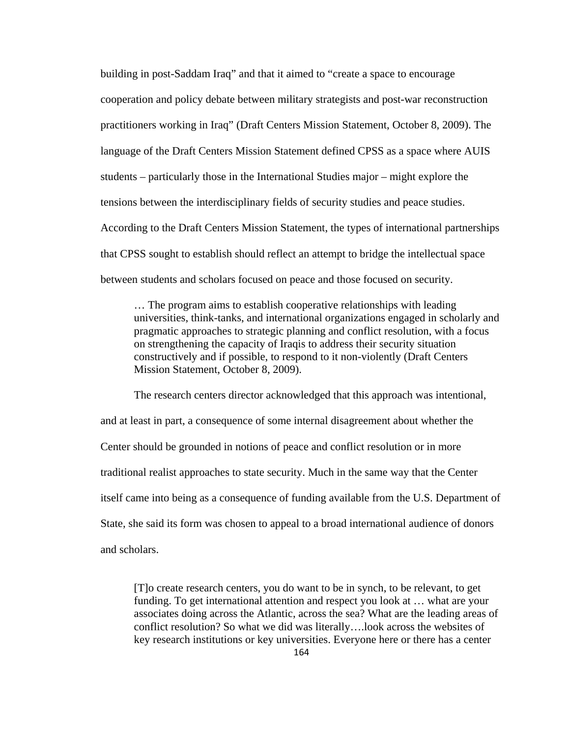building in post-Saddam Iraq" and that it aimed to "create a space to encourage cooperation and policy debate between military strategists and post-war reconstruction practitioners working in Iraq" (Draft Centers Mission Statement, October 8, 2009). The language of the Draft Centers Mission Statement defined CPSS as a space where AUIS students – particularly those in the International Studies major – might explore the tensions between the interdisciplinary fields of security studies and peace studies. According to the Draft Centers Mission Statement, the types of international partnerships that CPSS sought to establish should reflect an attempt to bridge the intellectual space between students and scholars focused on peace and those focused on security.

> … The program aims to establish cooperative relationships with leading universities, think-tanks, and international organizations engaged in scholarly and pragmatic approaches to strategic planning and conflict resolution, with a focus on strengthening the capacity of Iraqis to address their security situation constructively and if possible, to respond to it non-violently (Draft Centers Mission Statement, October 8, 2009).

The research centers director acknowledged that this approach was intentional, and at least in part, a consequence of some internal disagreement about whether the Center should be grounded in notions of peace and conflict resolution or in more traditional realist approaches to state security. Much in the same way that the Center itself came into being as a consequence of funding available from the U.S. Department of State, she said its form was chosen to appeal to a broad international audience of donors and scholars.

> [T]o create research centers, you do want to be in synch, to be relevant, to get funding. To get international attention and respect you look at … what are your associates doing across the Atlantic, across the sea? What are the leading areas of conflict resolution? So what we did was literally….look across the websites of key research institutions or key universities. Everyone here or there has a center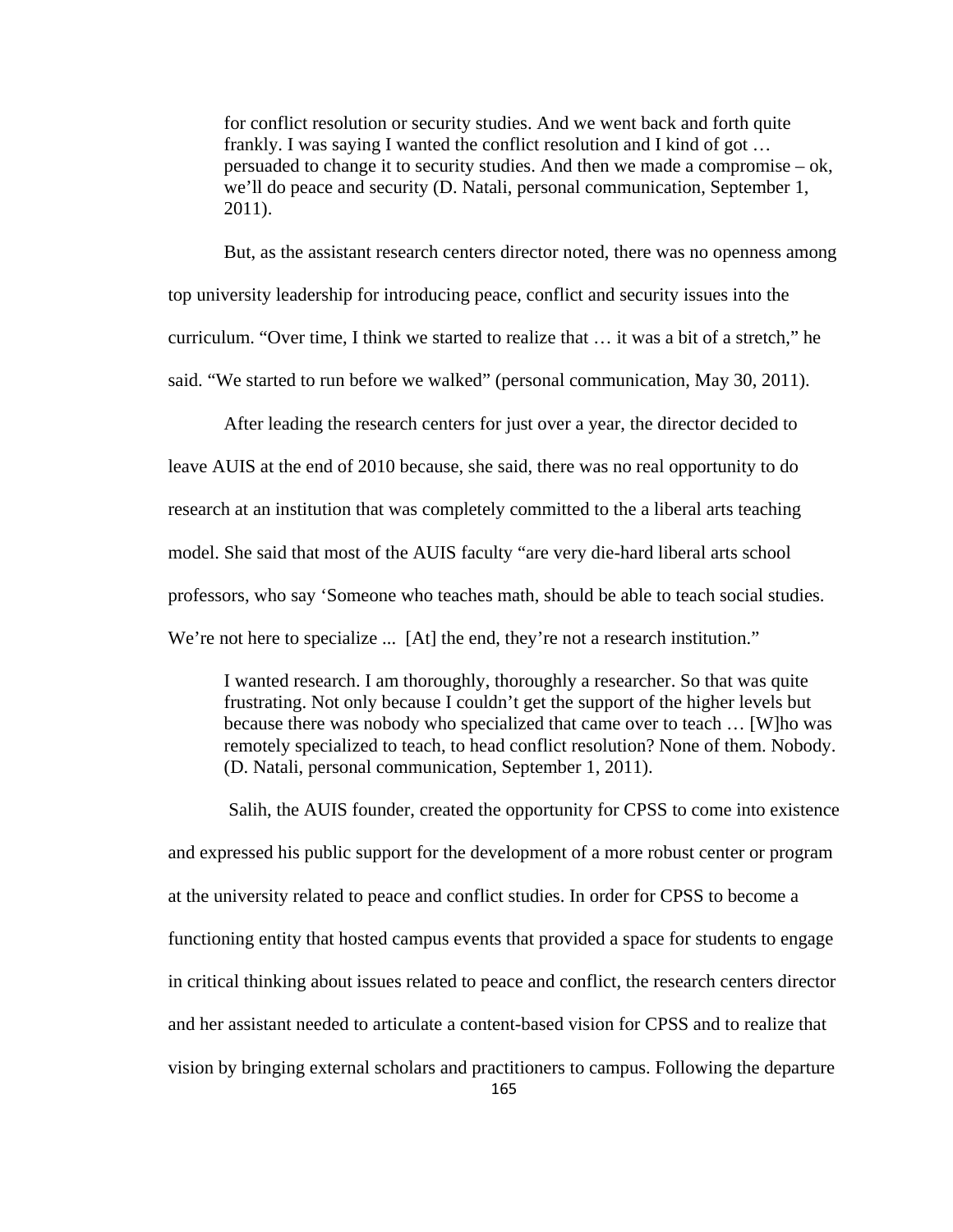> for conflict resolution or security studies. And we went back and forth quite frankly. I was saying I wanted the conflict resolution and I kind of got … persuaded to change it to security studies. And then we made a compromise – ok, we'll do peace and security (D. Natali, personal communication, September 1, 2011).

But, as the assistant research centers director noted, there was no openness among top university leadership for introducing peace, conflict and security issues into the curriculum. "Over time, I think we started to realize that … it was a bit of a stretch," he said. "We started to run before we walked" (personal communication, May 30, 2011).

After leading the research centers for just over a year, the director decided to leave AUIS at the end of 2010 because, she said, there was no real opportunity to do research at an institution that was completely committed to the a liberal arts teaching model. She said that most of the AUIS faculty "are very die-hard liberal arts school professors, who say 'Someone who teaches math, should be able to teach social studies. We're not here to specialize ... [At] the end, they're not a research institution."

> I wanted research. I am thoroughly, thoroughly a researcher. So that was quite frustrating. Not only because I couldn't get the support of the higher levels but because there was nobody who specialized that came over to teach … [W]ho was remotely specialized to teach, to head conflict resolution? None of them. Nobody. (D. Natali, personal communication, September 1, 2011).

Salih, the AUIS founder, created the opportunity for CPSS to come into existence and expressed his public support for the development of a more robust center or program at the university related to peace and conflict studies. In order for CPSS to become a functioning entity that hosted campus events that provided a space for students to engage in critical thinking about issues related to peace and conflict, the research centers director and her assistant needed to articulate a content-based vision for CPSS and to realize that vision by bringing external scholars and practitioners to campus. Following the departure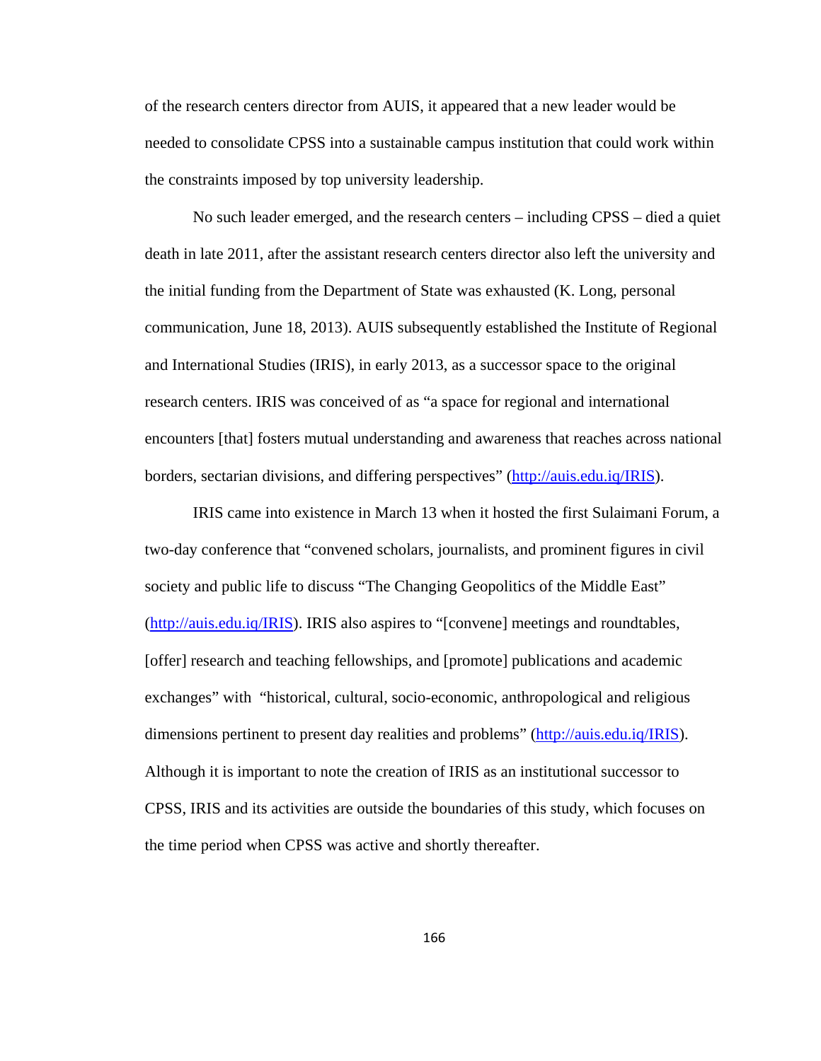of the research centers director from AUIS, it appeared that a new leader would be needed to consolidate CPSS into a sustainable campus institution that could work within the constraints imposed by top university leadership.

No such leader emerged, and the research centers – including CPSS – died a quiet death in late 2011, after the assistant research centers director also left the university and the initial funding from the Department of State was exhausted (K. Long, personal communication, June 18, 2013). AUIS subsequently established the Institute of Regional and International Studies (IRIS), in early 2013, as a successor space to the original research centers. IRIS was conceived of as "a space for regional and international encounters [that] fosters mutual understanding and awareness that reaches across national borders, sectarian divisions, and differing perspectives" (http://auis.edu.iq/IRIS).

IRIS came into existence in March 13 when it hosted the first Sulaimani Forum, a two-day conference that "convened scholars, journalists, and prominent figures in civil society and public life to discuss "The Changing Geopolitics of the Middle East" (http://auis.edu.iq/IRIS). IRIS also aspires to "[convene] meetings and roundtables, [offer] research and teaching fellowships, and [promote] publications and academic exchanges" with "historical, cultural, socio-economic, anthropological and religious dimensions pertinent to present day realities and problems" (http://auis.edu.iq/IRIS). Although it is important to note the creation of IRIS as an institutional successor to CPSS, IRIS and its activities are outside the boundaries of this study, which focuses on the time period when CPSS was active and shortly thereafter.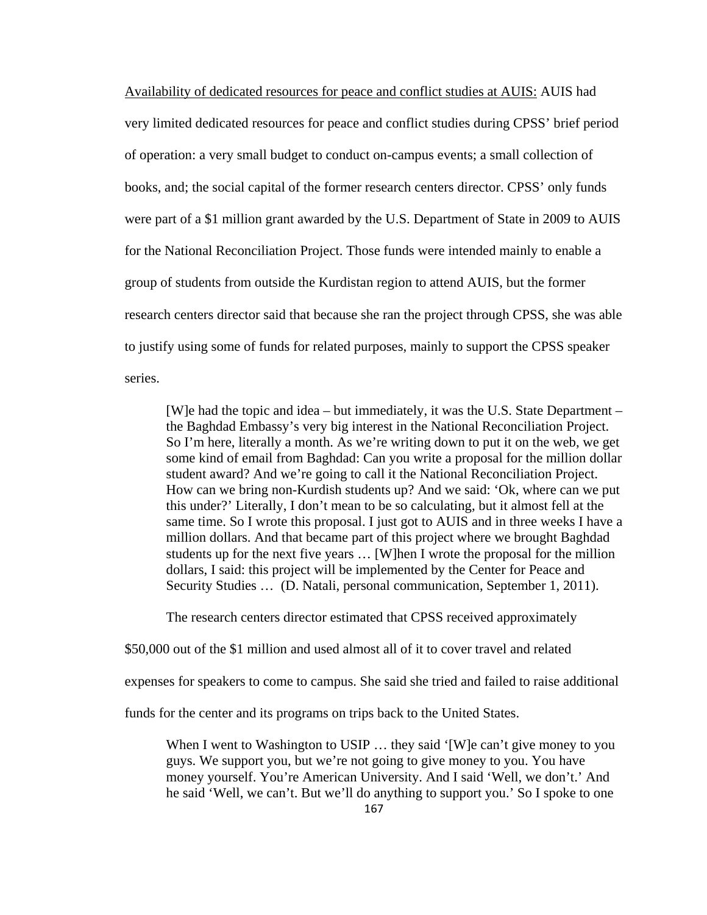<u>Availability of dedicated resources for peace and conflict studies at AUIS:</u> AUIS had very limited dedicated resources for peace and conflict studies during CPSS' brief period of operation: a very small budget to conduct on-campus events; a small collection of books, and; the social capital of the former research centers director. CPSS' only funds were part of a $1 million grant awarded by the U.S. Department of State in 2009 to AUIS for the National Reconciliation Project. Those funds were intended mainly to enable a group of students from outside the Kurdistan region to attend AUIS, but the former research centers director said that because she ran the project through CPSS, she was able to justify using some of funds for related purposes, mainly to support the CPSS speaker series.

> [W]e had the topic and idea – but immediately, it was the U.S. State Department – the Baghdad Embassy's very big interest in the National Reconciliation Project. So I'm here, literally a month. As we're writing down to put it on the web, we get some kind of email from Baghdad: Can you write a proposal for the million dollar student award? And we're going to call it the National Reconciliation Project. How can we bring non-Kurdish students up? And we said: 'Ok, where can we put this under?' Literally, I don't mean to be so calculating, but it almost fell at the same time. So I wrote this proposal. I just got to AUIS and in three weeks I have a million dollars. And that became part of this project where we brought Baghdad students up for the next five years … [W]hen I wrote the proposal for the million dollars, I said: this project will be implemented by the Center for Peace and Security Studies … (D. Natali, personal communication, September 1, 2011).

The research centers director estimated that CPSS received approximately $50,000 out of the $1 million and used almost all of it to cover travel and related expenses for speakers to come to campus. She said she tried and failed to raise additional funds for the center and its programs on trips back to the United States.

> When I went to Washington to USIP … they said '[W]e can't give money to you guys. We support you, but we're not going to give money to you. You have money yourself. You're American University. And I said 'Well, we don't.' And he said 'Well, we can't. But we'll do anything to support you.' So I spoke to one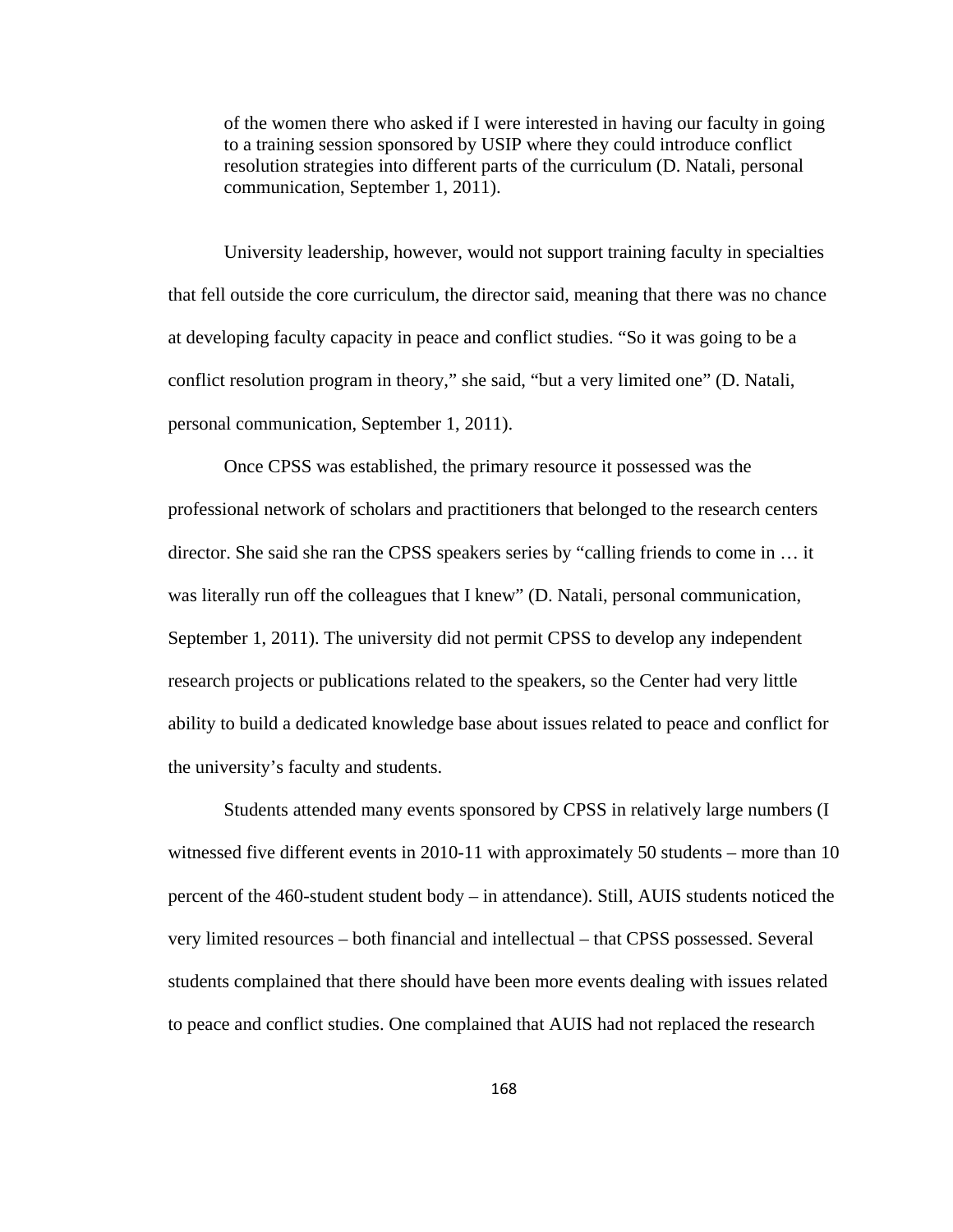> of the women there who asked if I were interested in having our faculty in going to a training session sponsored by USIP where they could introduce conflict resolution strategies into different parts of the curriculum (D. Natali, personal communication, September 1, 2011).

University leadership, however, would not support training faculty in specialties that fell outside the core curriculum, the director said, meaning that there was no chance at developing faculty capacity in peace and conflict studies. “So it was going to be a conflict resolution program in theory,” she said, “but a very limited one” (D. Natali, personal communication, September 1, 2011).

Once CPSS was established, the primary resource it possessed was the professional network of scholars and practitioners that belonged to the research centers director. She said she ran the CPSS speakers series by “calling friends to come in … it was literally run off the colleagues that I knew” (D. Natali, personal communication, September 1, 2011). The university did not permit CPSS to develop any independent research projects or publications related to the speakers, so the Center had very little ability to build a dedicated knowledge base about issues related to peace and conflict for the university’s faculty and students.

Students attended many events sponsored by CPSS in relatively large numbers (I witnessed five different events in 2010-11 with approximately 50 students – more than 10 percent of the 460-student student body – in attendance). Still, AUIS students noticed the very limited resources – both financial and intellectual – that CPSS possessed. Several students complained that there should have been more events dealing with issues related to peace and conflict studies. One complained that AUIS had not replaced the research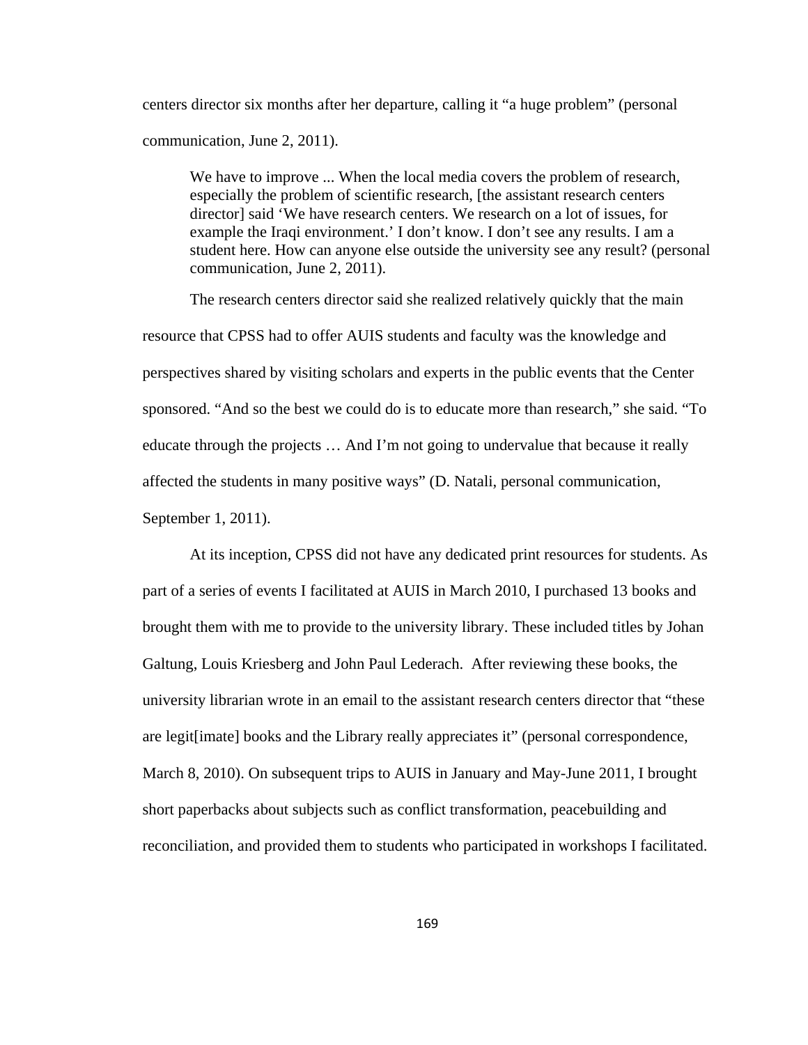centers director six months after her departure, calling it “a huge problem” (personal communication, June 2, 2011).

> We have to improve ... When the local media covers the problem of research, especially the problem of scientific research, [the assistant research centers director] said ‘We have research centers. We research on a lot of issues, for example the Iraqi environment.’ I don’t know. I don’t see any results. I am a student here. How can anyone else outside the university see any result? (personal communication, June 2, 2011).

The research centers director said she realized relatively quickly that the main resource that CPSS had to offer AUIS students and faculty was the knowledge and perspectives shared by visiting scholars and experts in the public events that the Center sponsored. “And so the best we could do is to educate more than research,” she said. “To educate through the projects … And I’m not going to undervalue that because it really affected the students in many positive ways” (D. Natali, personal communication, September 1, 2011).

At its inception, CPSS did not have any dedicated print resources for students. As part of a series of events I facilitated at AUIS in March 2010, I purchased 13 books and brought them with me to provide to the university library. These included titles by Johan Galtung, Louis Kriesberg and John Paul Lederach. After reviewing these books, the university librarian wrote in an email to the assistant research centers director that “these are legit[imate] books and the Library really appreciates it” (personal correspondence, March 8, 2010). On subsequent trips to AUIS in January and May-June 2011, I brought short paperbacks about subjects such as conflict transformation, peacebuilding and reconciliation, and provided them to students who participated in workshops I facilitated.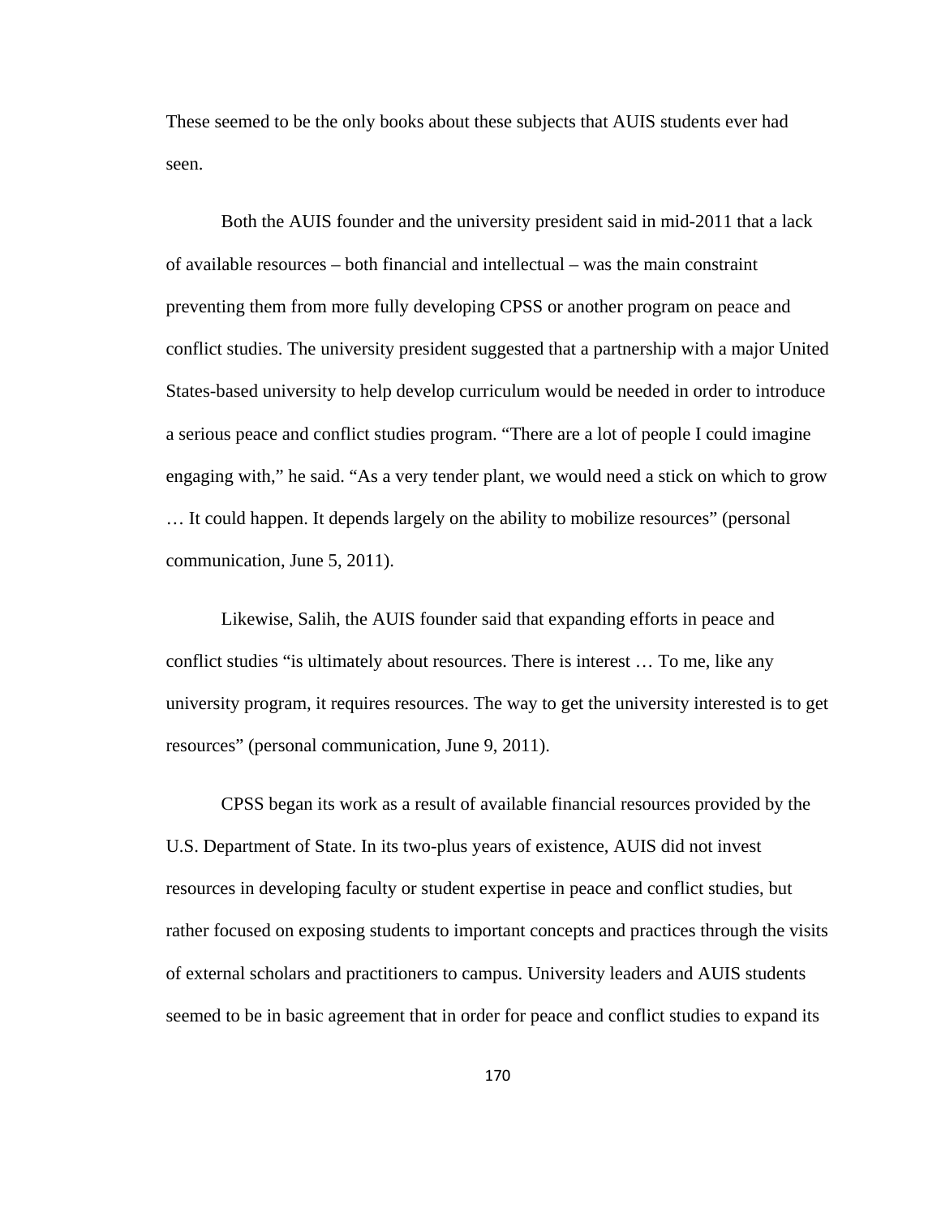These seemed to be the only books about these subjects that AUIS students ever had seen.

Both the AUIS founder and the university president said in mid-2011 that a lack of available resources – both financial and intellectual – was the main constraint preventing them from more fully developing CPSS or another program on peace and conflict studies. The university president suggested that a partnership with a major United States-based university to help develop curriculum would be needed in order to introduce a serious peace and conflict studies program. "There are a lot of people I could imagine engaging with," he said. "As a very tender plant, we would need a stick on which to grow … It could happen. It depends largely on the ability to mobilize resources" (personal communication, June 5, 2011).

Likewise, Salih, the AUIS founder said that expanding efforts in peace and conflict studies "is ultimately about resources. There is interest … To me, like any university program, it requires resources. The way to get the university interested is to get resources" (personal communication, June 9, 2011).

CPSS began its work as a result of available financial resources provided by the U.S. Department of State. In its two-plus years of existence, AUIS did not invest resources in developing faculty or student expertise in peace and conflict studies, but rather focused on exposing students to important concepts and practices through the visits of external scholars and practitioners to campus. University leaders and AUIS students seemed to be in basic agreement that in order for peace and conflict studies to expand its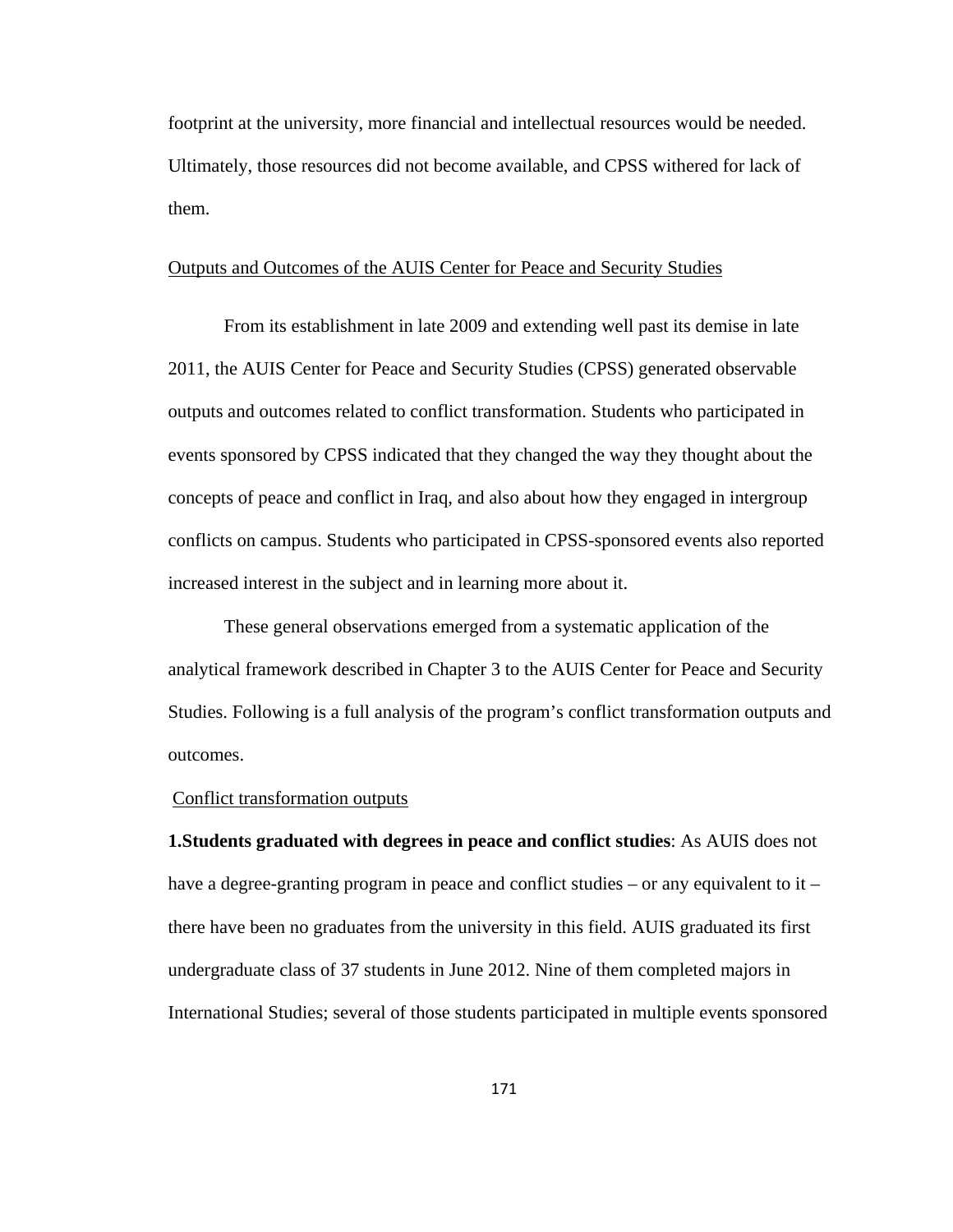footprint at the university, more financial and intellectual resources would be needed. Ultimately, those resources did not become available, and CPSS withered for lack of them.

## Outputs and Outcomes of the AUIS Center for Peace and Security Studies

From its establishment in late 2009 and extending well past its demise in late 2011, the AUIS Center for Peace and Security Studies (CPSS) generated observable outputs and outcomes related to conflict transformation. Students who participated in events sponsored by CPSS indicated that they changed the way they thought about the concepts of peace and conflict in Iraq, and also about how they engaged in intergroup conflicts on campus. Students who participated in CPSS-sponsored events also reported increased interest in the subject and in learning more about it.

These general observations emerged from a systematic application of the analytical framework described in Chapter 3 to the AUIS Center for Peace and Security Studies. Following is a full analysis of the program's conflict transformation outputs and outcomes.

### Conflict transformation outputs

**1.Students graduated with degrees in peace and conflict studies**: As AUIS does not have a degree-granting program in peace and conflict studies – or any equivalent to it – there have been no graduates from the university in this field. AUIS graduated its first undergraduate class of 37 students in June 2012. Nine of them completed majors in International Studies; several of those students participated in multiple events sponsored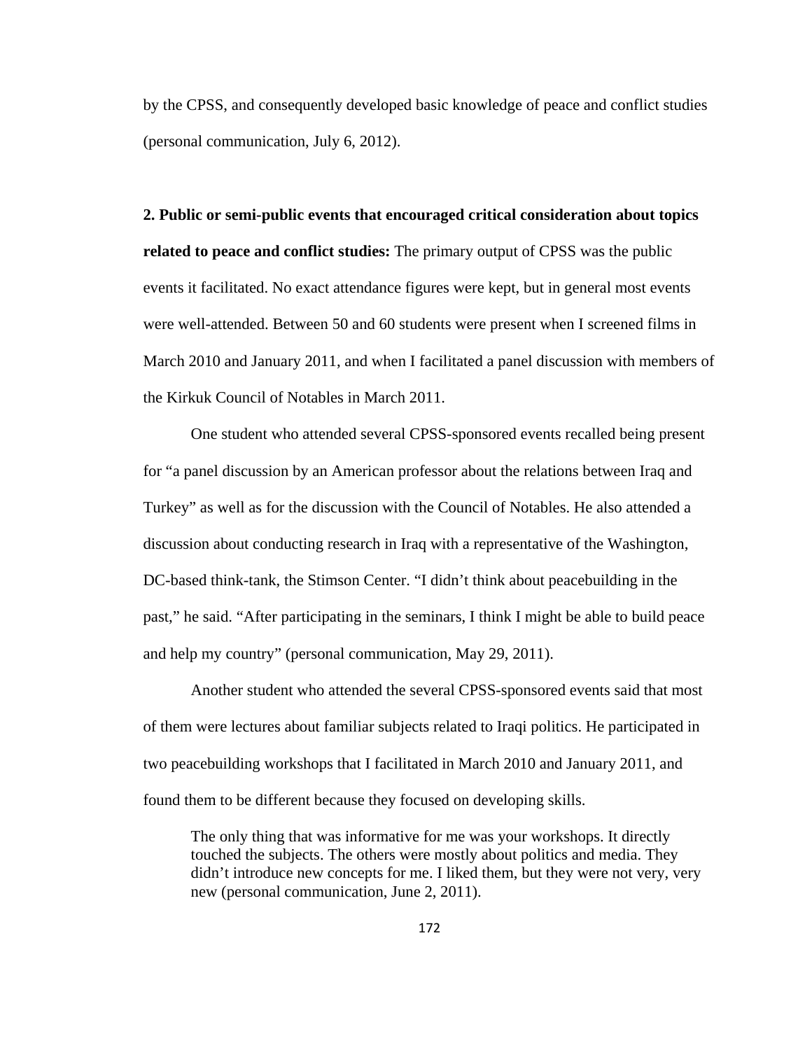by the CPSS, and consequently developed basic knowledge of peace and conflict studies (personal communication, July 6, 2012).

**2. Public or semi-public events that encouraged critical consideration about topics related to peace and conflict studies:** The primary output of CPSS was the public events it facilitated. No exact attendance figures were kept, but in general most events were well-attended. Between 50 and 60 students were present when I screened films in March 2010 and January 2011, and when I facilitated a panel discussion with members of the Kirkuk Council of Notables in March 2011.

One student who attended several CPSS-sponsored events recalled being present for "a panel discussion by an American professor about the relations between Iraq and Turkey" as well as for the discussion with the Council of Notables. He also attended a discussion about conducting research in Iraq with a representative of the Washington, DC-based think-tank, the Stimson Center. "I didn't think about peacebuilding in the past," he said. "After participating in the seminars, I think I might be able to build peace and help my country" (personal communication, May 29, 2011).

Another student who attended the several CPSS-sponsored events said that most of them were lectures about familiar subjects related to Iraqi politics. He participated in two peacebuilding workshops that I facilitated in March 2010 and January 2011, and found them to be different because they focused on developing skills.

> The only thing that was informative for me was your workshops. It directly touched the subjects. The others were mostly about politics and media. They didn't introduce new concepts for me. I liked them, but they were not very, very new (personal communication, June 2, 2011).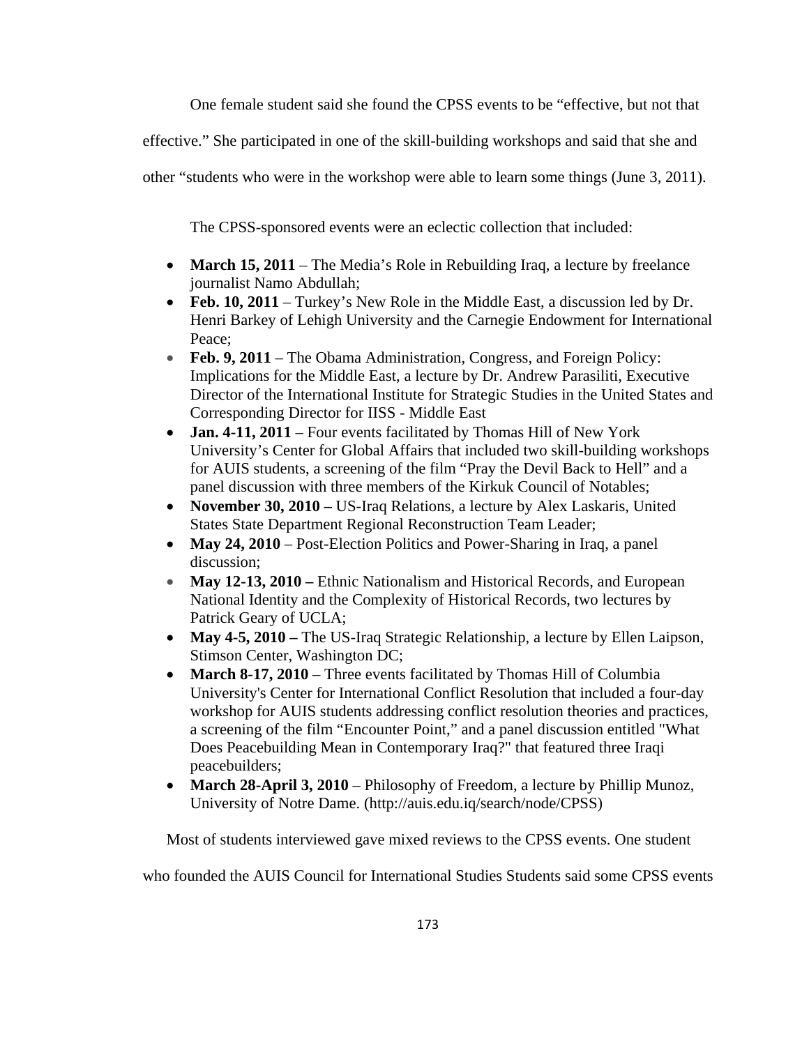One female student said she found the CPSS events to be "effective, but not that effective." She participated in one of the skill-building workshops and said that she and other "students who were in the workshop were able to learn some things (June 3, 2011).

The CPSS-sponsored events were an eclectic collection that included:

- **March 15, 2011** – The Media's Role in Rebuilding Iraq, a lecture by freelance journalist Namo Abdullah;
- **Feb. 10, 2011** – Turkey's New Role in the Middle East, a discussion led by Dr. Henri Barkey of Lehigh University and the Carnegie Endowment for International Peace;
- **Feb. 9, 2011** – The Obama Administration, Congress, and Foreign Policy: Implications for the Middle East, a lecture by Dr. Andrew Parasiliti, Executive Director of the International Institute for Strategic Studies in the United States and Corresponding Director for IISS - Middle East
- **Jan. 4-11, 2011** – Four events facilitated by Thomas Hill of New York University's Center for Global Affairs that included two skill-building workshops for AUIS students, a screening of the film "Pray the Devil Back to Hell" and a panel discussion with three members of the Kirkuk Council of Notables;
- **November 30, 2010 –** US-Iraq Relations, a lecture by Alex Laskaris, United States State Department Regional Reconstruction Team Leader;
- **May 24, 2010** – Post-Election Politics and Power-Sharing in Iraq, a panel discussion;
- **May 12-13, 2010 –** Ethnic Nationalism and Historical Records, and European National Identity and the Complexity of Historical Records, two lectures by Patrick Geary of UCLA;
- **May 4-5, 2010 –** The US-Iraq Strategic Relationship, a lecture by Ellen Laipson, Stimson Center, Washington DC;
- **March 8-17, 2010** – Three events facilitated by Thomas Hill of Columbia University's Center for International Conflict Resolution that included a four-day workshop for AUIS students addressing conflict resolution theories and practices, a screening of the film "Encounter Point," and a panel discussion entitled "What Does Peacebuilding Mean in Contemporary Iraq?" that featured three Iraqi peacebuilders;
- **March 28-April 3, 2010** – Philosophy of Freedom, a lecture by Phillip Munoz, University of Notre Dame. (http://auis.edu.iq/search/node/CPSS)

Most of students interviewed gave mixed reviews to the CPSS events. One student who founded the AUIS Council for International Studies Students said some CPSS events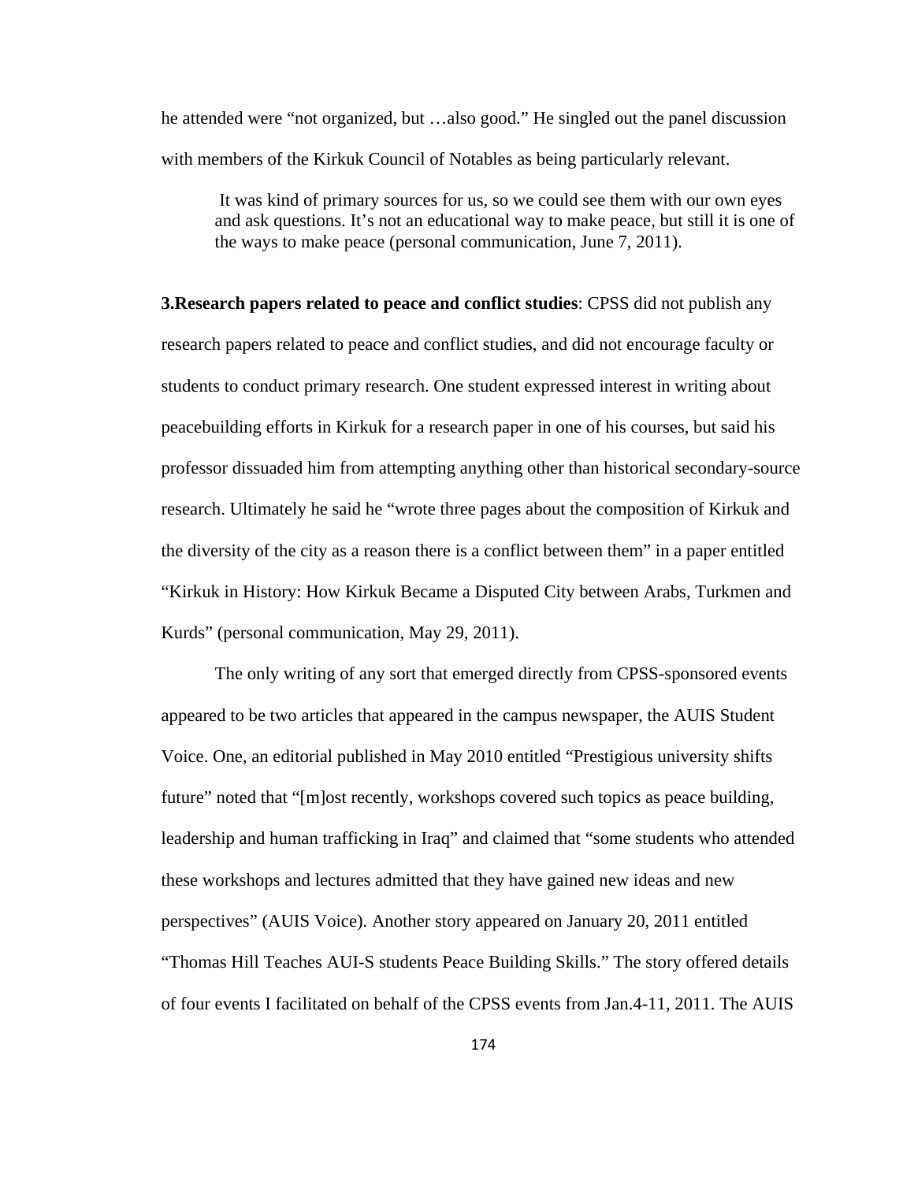he attended were "not organized, but …also good." He singled out the panel discussion with members of the Kirkuk Council of Notables as being particularly relevant.

> It was kind of primary sources for us, so we could see them with our own eyes and ask questions. It's not an educational way to make peace, but still it is one of the ways to make peace (personal communication, June 7, 2011).

**3.Research papers related to peace and conflict studies**: CPSS did not publish any research papers related to peace and conflict studies, and did not encourage faculty or students to conduct primary research. One student expressed interest in writing about peacebuilding efforts in Kirkuk for a research paper in one of his courses, but said his professor dissuaded him from attempting anything other than historical secondary-source research. Ultimately he said he "wrote three pages about the composition of Kirkuk and the diversity of the city as a reason there is a conflict between them" in a paper entitled "Kirkuk in History: How Kirkuk Became a Disputed City between Arabs, Turkmen and Kurds" (personal communication, May 29, 2011).

The only writing of any sort that emerged directly from CPSS-sponsored events appeared to be two articles that appeared in the campus newspaper, the AUIS Student Voice. One, an editorial published in May 2010 entitled "Prestigious university shifts future" noted that "[m]ost recently, workshops covered such topics as peace building, leadership and human trafficking in Iraq" and claimed that "some students who attended these workshops and lectures admitted that they have gained new ideas and new perspectives" (AUIS Voice). Another story appeared on January 20, 2011 entitled "Thomas Hill Teaches AUI-S students Peace Building Skills." The story offered details of four events I facilitated on behalf of the CPSS events from Jan.4-11, 2011. The AUIS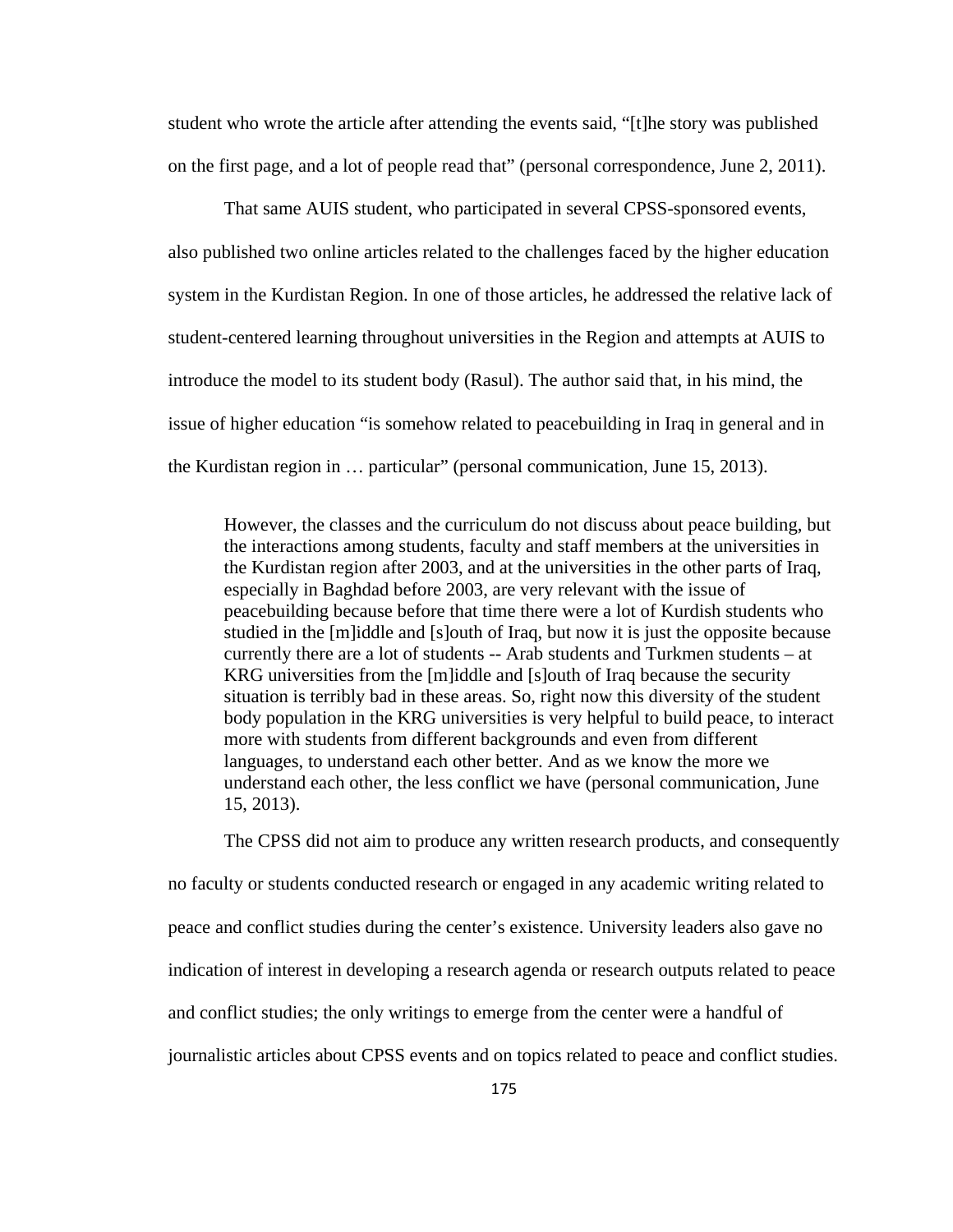student who wrote the article after attending the events said, "[t]he story was published on the first page, and a lot of people read that" (personal correspondence, June 2, 2011).

That same AUIS student, who participated in several CPSS-sponsored events, also published two online articles related to the challenges faced by the higher education system in the Kurdistan Region. In one of those articles, he addressed the relative lack of student-centered learning throughout universities in the Region and attempts at AUIS to introduce the model to its student body (Rasul). The author said that, in his mind, the issue of higher education "is somehow related to peacebuilding in Iraq in general and in the Kurdistan region in … particular" (personal communication, June 15, 2013).

> However, the classes and the curriculum do not discuss about peace building, but the interactions among students, faculty and staff members at the universities in the Kurdistan region after 2003, and at the universities in the other parts of Iraq, especially in Baghdad before 2003, are very relevant with the issue of peacebuilding because before that time there were a lot of Kurdish students who studied in the [m]iddle and [s]outh of Iraq, but now it is just the opposite because currently there are a lot of students -- Arab students and Turkmen students – at KRG universities from the [m]iddle and [s]outh of Iraq because the security situation is terribly bad in these areas. So, right now this diversity of the student body population in the KRG universities is very helpful to build peace, to interact more with students from different backgrounds and even from different languages, to understand each other better. And as we know the more we understand each other, the less conflict we have (personal communication, June 15, 2013).

The CPSS did not aim to produce any written research products, and consequently no faculty or students conducted research or engaged in any academic writing related to peace and conflict studies during the center's existence. University leaders also gave no indication of interest in developing a research agenda or research outputs related to peace and conflict studies; the only writings to emerge from the center were a handful of journalistic articles about CPSS events and on topics related to peace and conflict studies.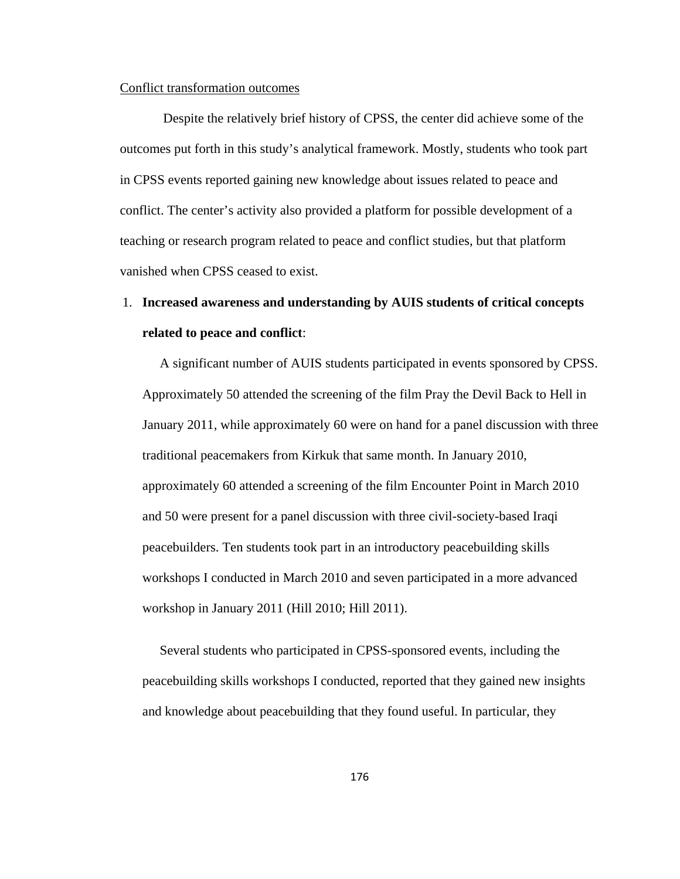Conflict transformation outcomes

Despite the relatively brief history of CPSS, the center did achieve some of the outcomes put forth in this study's analytical framework. Mostly, students who took part in CPSS events reported gaining new knowledge about issues related to peace and conflict. The center's activity also provided a platform for possible development of a teaching or research program related to peace and conflict studies, but that platform vanished when CPSS ceased to exist.

1. **Increased awareness and understanding by AUIS students of critical concepts related to peace and conflict**:

   A significant number of AUIS students participated in events sponsored by CPSS. Approximately 50 attended the screening of the film Pray the Devil Back to Hell in January 2011, while approximately 60 were on hand for a panel discussion with three traditional peacemakers from Kirkuk that same month. In January 2010, approximately 60 attended a screening of the film Encounter Point in March 2010 and 50 were present for a panel discussion with three civil-society-based Iraqi peacebuilders. Ten students took part in an introductory peacebuilding skills workshops I conducted in March 2010 and seven participated in a more advanced workshop in January 2011 (Hill 2010; Hill 2011).

   Several students who participated in CPSS-sponsored events, including the peacebuilding skills workshops I conducted, reported that they gained new insights and knowledge about peacebuilding that they found useful. In particular, they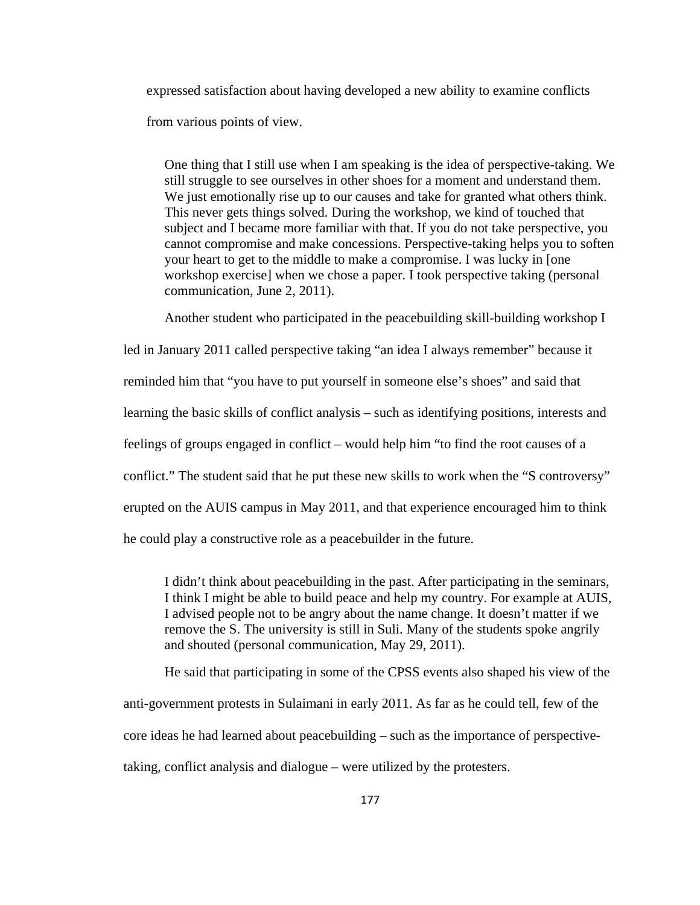expressed satisfaction about having developed a new ability to examine conflicts from various points of view.

> One thing that I still use when I am speaking is the idea of perspective-taking. We still struggle to see ourselves in other shoes for a moment and understand them. We just emotionally rise up to our causes and take for granted what others think. This never gets things solved. During the workshop, we kind of touched that subject and I became more familiar with that. If you do not take perspective, you cannot compromise and make concessions. Perspective-taking helps you to soften your heart to get to the middle to make a compromise. I was lucky in [one workshop exercise] when we chose a paper. I took perspective taking (personal communication, June 2, 2011).

Another student who participated in the peacebuilding skill-building workshop I led in January 2011 called perspective taking "an idea I always remember" because it reminded him that "you have to put yourself in someone else's shoes" and said that learning the basic skills of conflict analysis – such as identifying positions, interests and feelings of groups engaged in conflict – would help him "to find the root causes of a conflict." The student said that he put these new skills to work when the "S controversy" erupted on the AUIS campus in May 2011, and that experience encouraged him to think he could play a constructive role as a peacebuilder in the future.

> I didn't think about peacebuilding in the past. After participating in the seminars, I think I might be able to build peace and help my country. For example at AUIS, I advised people not to be angry about the name change. It doesn't matter if we remove the S. The university is still in Suli. Many of the students spoke angrily and shouted (personal communication, May 29, 2011).

He said that participating in some of the CPSS events also shaped his view of the anti-government protests in Sulaimani in early 2011. As far as he could tell, few of the core ideas he had learned about peacebuilding – such as the importance of perspective-taking, conflict analysis and dialogue – were utilized by the protesters.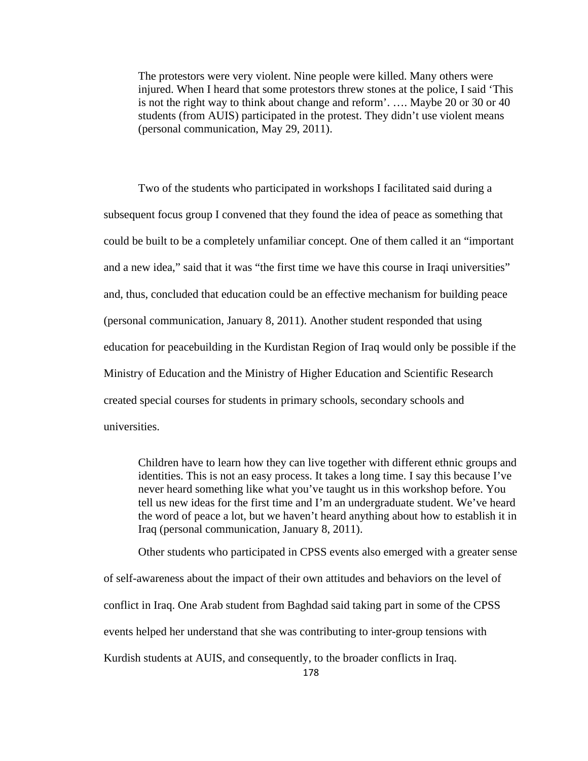> The protestors were very violent. Nine people were killed. Many others were injured. When I heard that some protestors threw stones at the police, I said 'This is not the right way to think about change and reform'. …. Maybe 20 or 30 or 40 students (from AUIS) participated in the protest. They didn't use violent means (personal communication, May 29, 2011).

Two of the students who participated in workshops I facilitated said during a subsequent focus group I convened that they found the idea of peace as something that could be built to be a completely unfamiliar concept. One of them called it an "important and a new idea," said that it was "the first time we have this course in Iraqi universities" and, thus, concluded that education could be an effective mechanism for building peace (personal communication, January 8, 2011). Another student responded that using education for peacebuilding in the Kurdistan Region of Iraq would only be possible if the Ministry of Education and the Ministry of Higher Education and Scientific Research created special courses for students in primary schools, secondary schools and universities.

> Children have to learn how they can live together with different ethnic groups and identities. This is not an easy process. It takes a long time. I say this because I've never heard something like what you've taught us in this workshop before. You tell us new ideas for the first time and I'm an undergraduate student. We've heard the word of peace a lot, but we haven't heard anything about how to establish it in Iraq (personal communication, January 8, 2011).

Other students who participated in CPSS events also emerged with a greater sense of self-awareness about the impact of their own attitudes and behaviors on the level of conflict in Iraq. One Arab student from Baghdad said taking part in some of the CPSS events helped her understand that she was contributing to inter-group tensions with Kurdish students at AUIS, and consequently, to the broader conflicts in Iraq.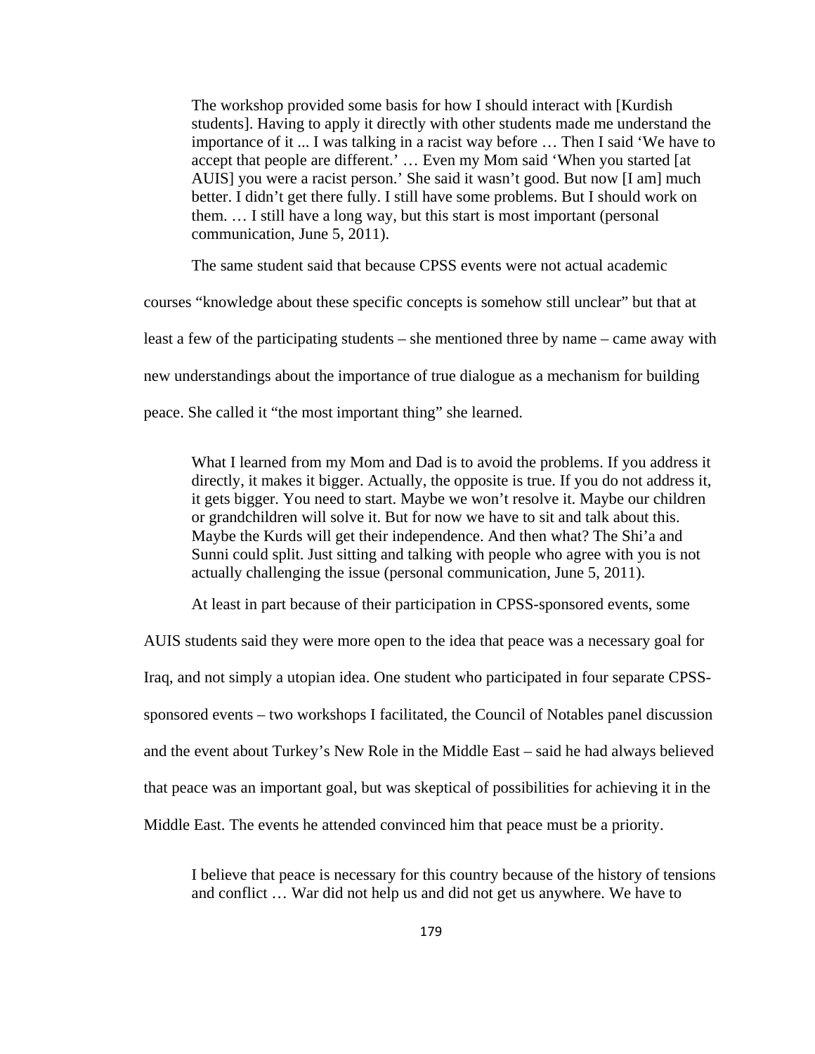> The workshop provided some basis for how I should interact with [Kurdish students]. Having to apply it directly with other students made me understand the importance of it ... I was talking in a racist way before … Then I said 'We have to accept that people are different.' … Even my Mom said 'When you started [at AUIS] you were a racist person.' She said it wasn't good. But now [I am] much better. I didn't get there fully. I still have some problems. But I should work on them. … I still have a long way, but this start is most important (personal communication, June 5, 2011).

The same student said that because CPSS events were not actual academic courses "knowledge about these specific concepts is somehow still unclear" but that at least a few of the participating students – she mentioned three by name – came away with new understandings about the importance of true dialogue as a mechanism for building peace. She called it "the most important thing" she learned.

> What I learned from my Mom and Dad is to avoid the problems. If you address it directly, it makes it bigger. Actually, the opposite is true. If you do not address it, it gets bigger. You need to start. Maybe we won't resolve it. Maybe our children or grandchildren will solve it. But for now we have to sit and talk about this. Maybe the Kurds will get their independence. And then what? The Shi'a and Sunni could split. Just sitting and talking with people who agree with you is not actually challenging the issue (personal communication, June 5, 2011).

At least in part because of their participation in CPSS-sponsored events, some AUIS students said they were more open to the idea that peace was a necessary goal for Iraq, and not simply a utopian idea. One student who participated in four separate CPSS-sponsored events – two workshops I facilitated, the Council of Notables panel discussion and the event about Turkey's New Role in the Middle East – said he had always believed that peace was an important goal, but was skeptical of possibilities for achieving it in the Middle East. The events he attended convinced him that peace must be a priority.

> I believe that peace is necessary for this country because of the history of tensions and conflict … War did not help us and did not get us anywhere. We have to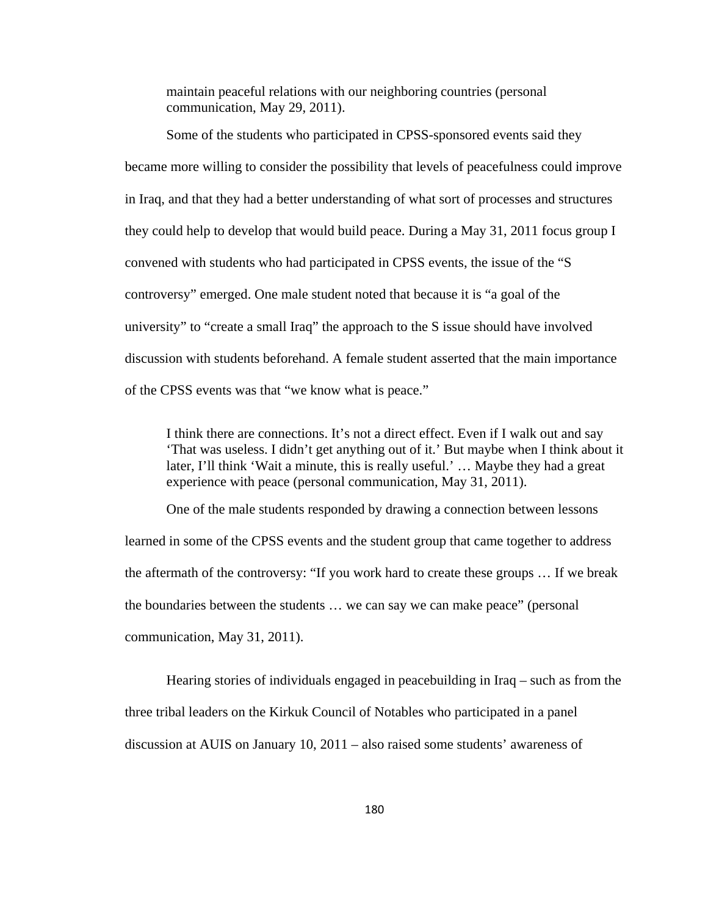> maintain peaceful relations with our neighboring countries (personal communication, May 29, 2011).

Some of the students who participated in CPSS-sponsored events said they became more willing to consider the possibility that levels of peacefulness could improve in Iraq, and that they had a better understanding of what sort of processes and structures they could help to develop that would build peace. During a May 31, 2011 focus group I convened with students who had participated in CPSS events, the issue of the "S controversy" emerged. One male student noted that because it is "a goal of the university" to "create a small Iraq" the approach to the S issue should have involved discussion with students beforehand. A female student asserted that the main importance of the CPSS events was that "we know what is peace."

> I think there are connections. It's not a direct effect. Even if I walk out and say 'That was useless. I didn't get anything out of it.' But maybe when I think about it later, I'll think 'Wait a minute, this is really useful.' … Maybe they had a great experience with peace (personal communication, May 31, 2011).

One of the male students responded by drawing a connection between lessons learned in some of the CPSS events and the student group that came together to address the aftermath of the controversy: "If you work hard to create these groups … If we break the boundaries between the students … we can say we can make peace" (personal communication, May 31, 2011).

Hearing stories of individuals engaged in peacebuilding in Iraq – such as from the three tribal leaders on the Kirkuk Council of Notables who participated in a panel discussion at AUIS on January 10, 2011 – also raised some students' awareness of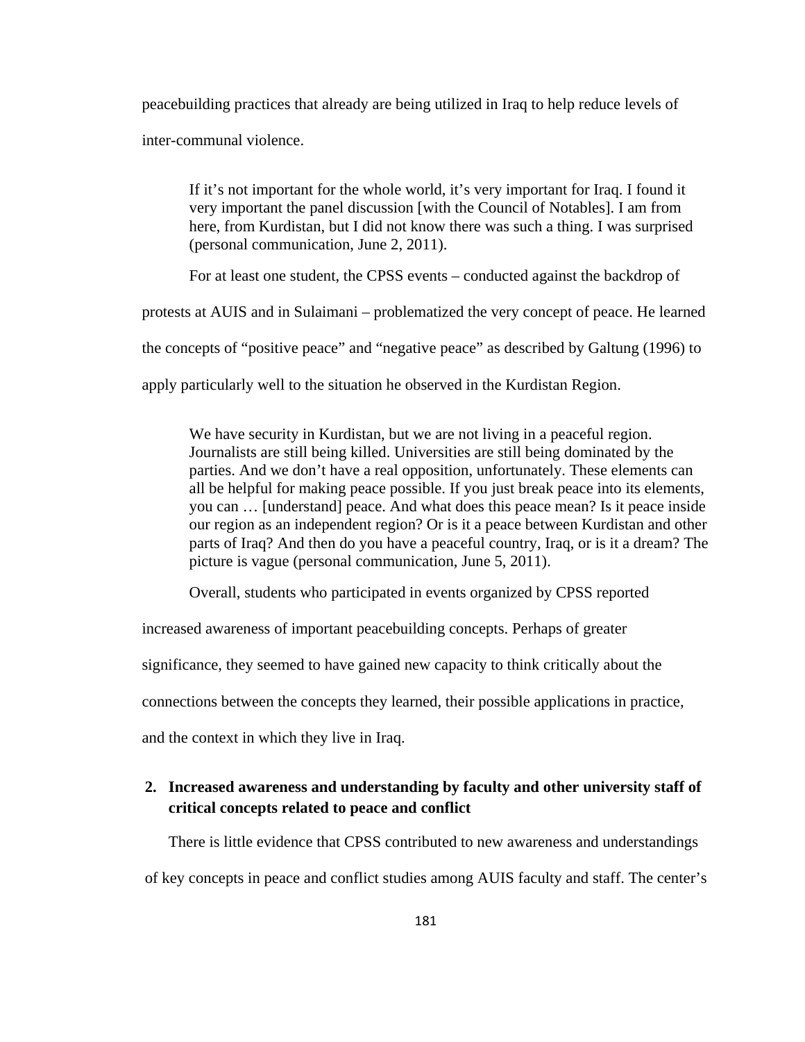peacebuilding practices that already are being utilized in Iraq to help reduce levels of inter-communal violence.

> If it's not important for the whole world, it's very important for Iraq. I found it very important the panel discussion [with the Council of Notables]. I am from here, from Kurdistan, but I did not know there was such a thing. I was surprised (personal communication, June 2, 2011).

For at least one student, the CPSS events – conducted against the backdrop of protests at AUIS and in Sulaimani – problematized the very concept of peace. He learned the concepts of "positive peace" and "negative peace" as described by Galtung (1996) to apply particularly well to the situation he observed in the Kurdistan Region.

> We have security in Kurdistan, but we are not living in a peaceful region. Journalists are still being killed. Universities are still being dominated by the parties. And we don't have a real opposition, unfortunately. These elements can all be helpful for making peace possible. If you just break peace into its elements, you can … [understand] peace. And what does this peace mean? Is it peace inside our region as an independent region? Or is it a peace between Kurdistan and other parts of Iraq? And then do you have a peaceful country, Iraq, or is it a dream? The picture is vague (personal communication, June 5, 2011).

Overall, students who participated in events organized by CPSS reported increased awareness of important peacebuilding concepts. Perhaps of greater significance, they seemed to have gained new capacity to think critically about the connections between the concepts they learned, their possible applications in practice, and the context in which they live in Iraq.

**2. Increased awareness and understanding by faculty and other university staff of critical concepts related to peace and conflict**

There is little evidence that CPSS contributed to new awareness and understandings of key concepts in peace and conflict studies among AUIS faculty and staff. The center's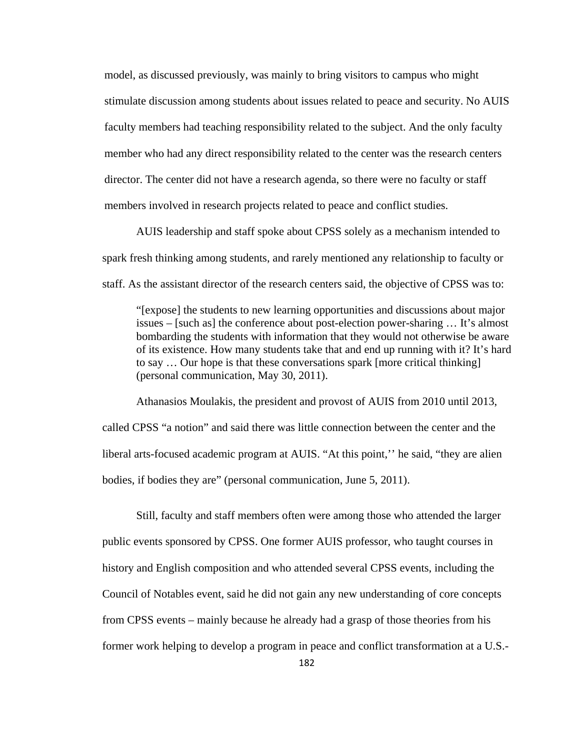model, as discussed previously, was mainly to bring visitors to campus who might stimulate discussion among students about issues related to peace and security. No AUIS faculty members had teaching responsibility related to the subject. And the only faculty member who had any direct responsibility related to the center was the research centers director. The center did not have a research agenda, so there were no faculty or staff members involved in research projects related to peace and conflict studies.

AUIS leadership and staff spoke about CPSS solely as a mechanism intended to spark fresh thinking among students, and rarely mentioned any relationship to faculty or staff. As the assistant director of the research centers said, the objective of CPSS was to:

> "[expose] the students to new learning opportunities and discussions about major issues – [such as] the conference about post-election power-sharing … It's almost bombarding the students with information that they would not otherwise be aware of its existence. How many students take that and end up running with it? It's hard to say … Our hope is that these conversations spark [more critical thinking] (personal communication, May 30, 2011).

Athanasios Moulakis, the president and provost of AUIS from 2010 until 2013, called CPSS "a notion" and said there was little connection between the center and the liberal arts-focused academic program at AUIS. "At this point,'' he said, "they are alien bodies, if bodies they are" (personal communication, June 5, 2011).

Still, faculty and staff members often were among those who attended the larger public events sponsored by CPSS. One former AUIS professor, who taught courses in history and English composition and who attended several CPSS events, including the Council of Notables event, said he did not gain any new understanding of core concepts from CPSS events – mainly because he already had a grasp of those theories from his former work helping to develop a program in peace and conflict transformation at a U.S.-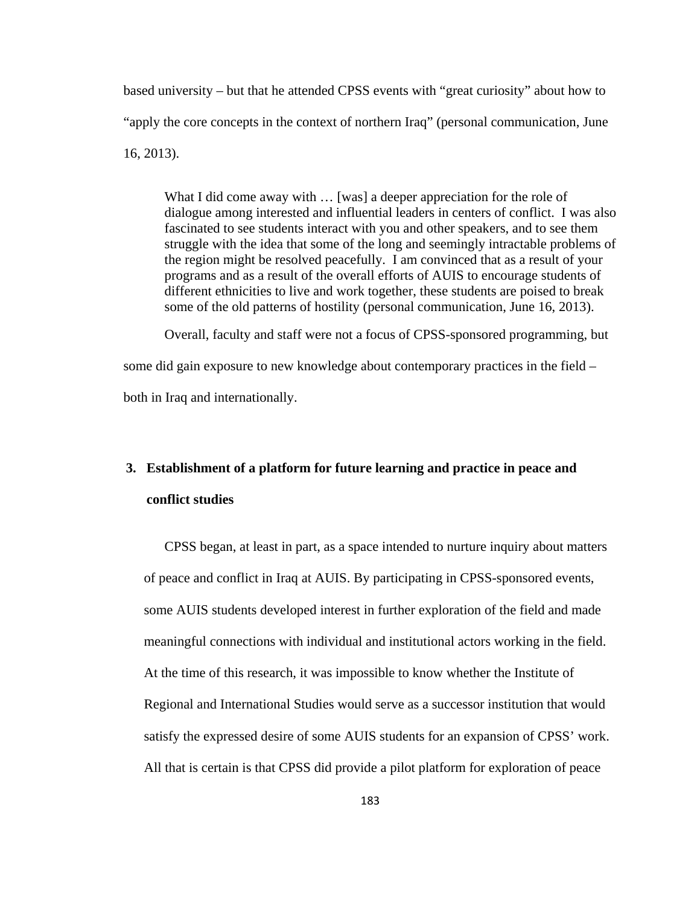based university – but that he attended CPSS events with “great curiosity” about how to “apply the core concepts in the context of northern Iraq” (personal communication, June 16, 2013).

> What I did come away with … [was] a deeper appreciation for the role of dialogue among interested and influential leaders in centers of conflict. I was also fascinated to see students interact with you and other speakers, and to see them struggle with the idea that some of the long and seemingly intractable problems of the region might be resolved peacefully. I am convinced that as a result of your programs and as a result of the overall efforts of AUIS to encourage students of different ethnicities to live and work together, these students are poised to break some of the old patterns of hostility (personal communication, June 16, 2013).

Overall, faculty and staff were not a focus of CPSS-sponsored programming, but some did gain exposure to new knowledge about contemporary practices in the field – both in Iraq and internationally.

**3. Establishment of a platform for future learning and practice in peace and conflict studies**

CPSS began, at least in part, as a space intended to nurture inquiry about matters of peace and conflict in Iraq at AUIS. By participating in CPSS-sponsored events, some AUIS students developed interest in further exploration of the field and made meaningful connections with individual and institutional actors working in the field. At the time of this research, it was impossible to know whether the Institute of Regional and International Studies would serve as a successor institution that would satisfy the expressed desire of some AUIS students for an expansion of CPSS’ work. All that is certain is that CPSS did provide a pilot platform for exploration of peace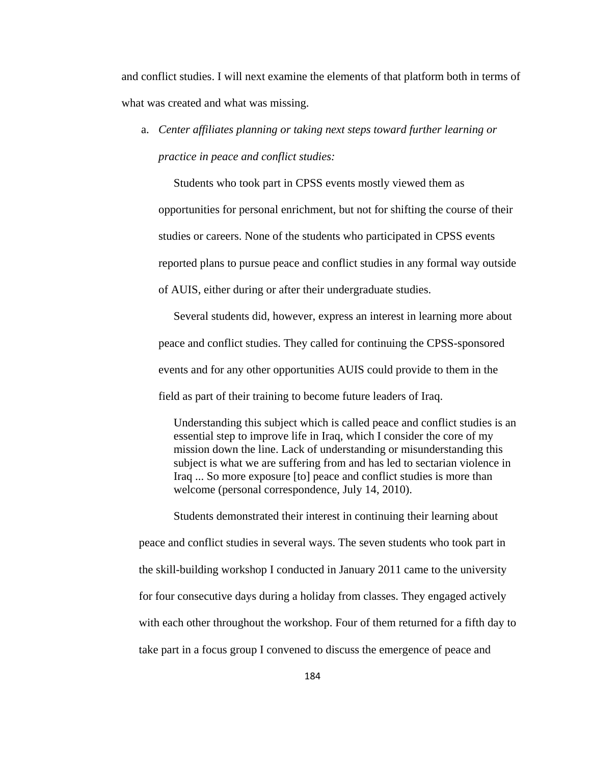and conflict studies. I will next examine the elements of that platform both in terms of what was created and what was missing.

a. *Center affiliates planning or taking next steps toward further learning or practice in peace and conflict studies:*

Students who took part in CPSS events mostly viewed them as opportunities for personal enrichment, but not for shifting the course of their studies or careers. None of the students who participated in CPSS events reported plans to pursue peace and conflict studies in any formal way outside of AUIS, either during or after their undergraduate studies.

Several students did, however, express an interest in learning more about peace and conflict studies. They called for continuing the CPSS-sponsored events and for any other opportunities AUIS could provide to them in the field as part of their training to become future leaders of Iraq.

> Understanding this subject which is called peace and conflict studies is an essential step to improve life in Iraq, which I consider the core of my mission down the line. Lack of understanding or misunderstanding this subject is what we are suffering from and has led to sectarian violence in Iraq ... So more exposure [to] peace and conflict studies is more than welcome (personal correspondence, July 14, 2010).

Students demonstrated their interest in continuing their learning about peace and conflict studies in several ways. The seven students who took part in the skill-building workshop I conducted in January 2011 came to the university for four consecutive days during a holiday from classes. They engaged actively with each other throughout the workshop. Four of them returned for a fifth day to take part in a focus group I convened to discuss the emergence of peace and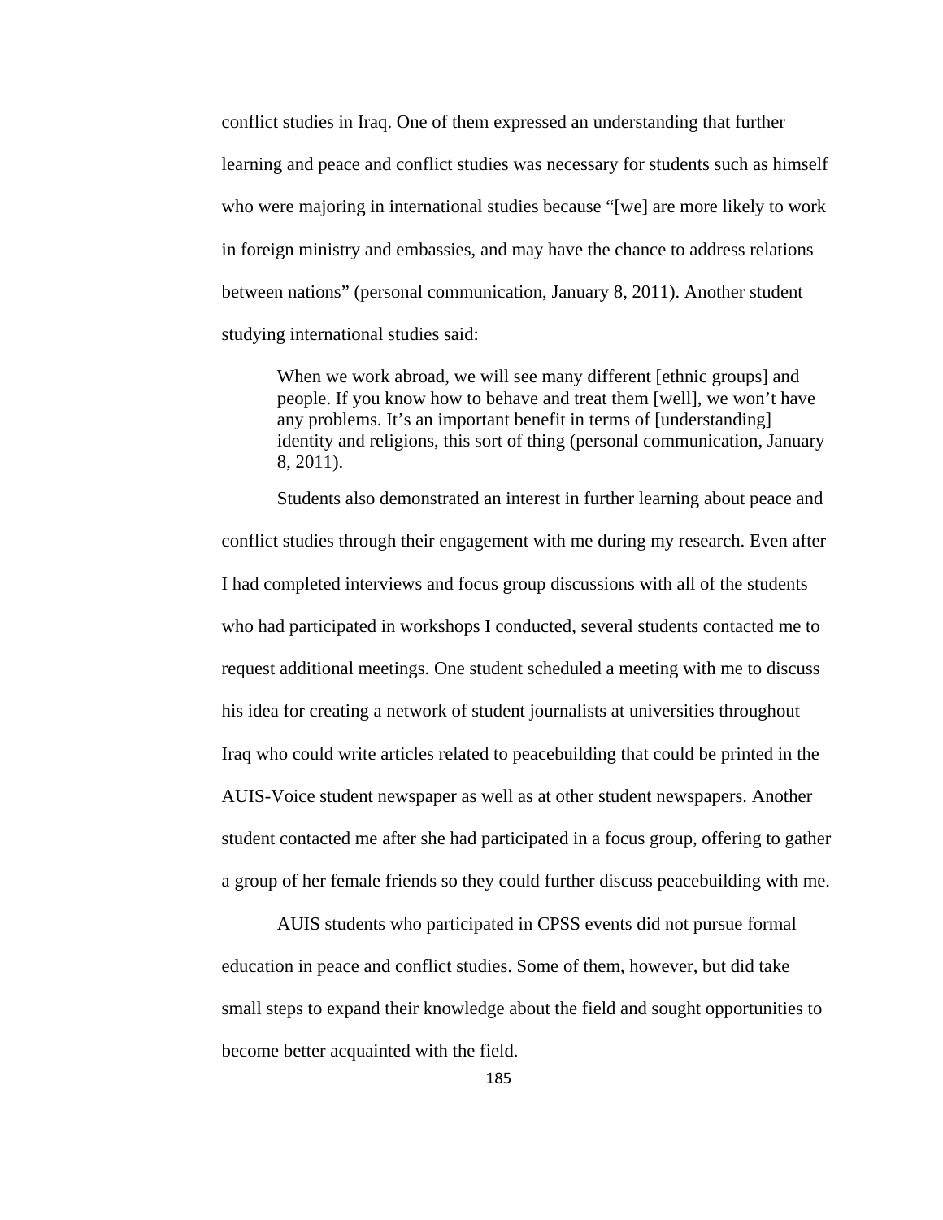conflict studies in Iraq. One of them expressed an understanding that further learning and peace and conflict studies was necessary for students such as himself who were majoring in international studies because "[we] are more likely to work in foreign ministry and embassies, and may have the chance to address relations between nations" (personal communication, January 8, 2011). Another student studying international studies said:

> When we work abroad, we will see many different [ethnic groups] and people. If you know how to behave and treat them [well], we won't have any problems. It's an important benefit in terms of [understanding] identity and religions, this sort of thing (personal communication, January 8, 2011).

Students also demonstrated an interest in further learning about peace and conflict studies through their engagement with me during my research. Even after I had completed interviews and focus group discussions with all of the students who had participated in workshops I conducted, several students contacted me to request additional meetings. One student scheduled a meeting with me to discuss his idea for creating a network of student journalists at universities throughout Iraq who could write articles related to peacebuilding that could be printed in the AUIS-Voice student newspaper as well as at other student newspapers. Another student contacted me after she had participated in a focus group, offering to gather a group of her female friends so they could further discuss peacebuilding with me.

AUIS students who participated in CPSS events did not pursue formal education in peace and conflict studies. Some of them, however, but did take small steps to expand their knowledge about the field and sought opportunities to become better acquainted with the field.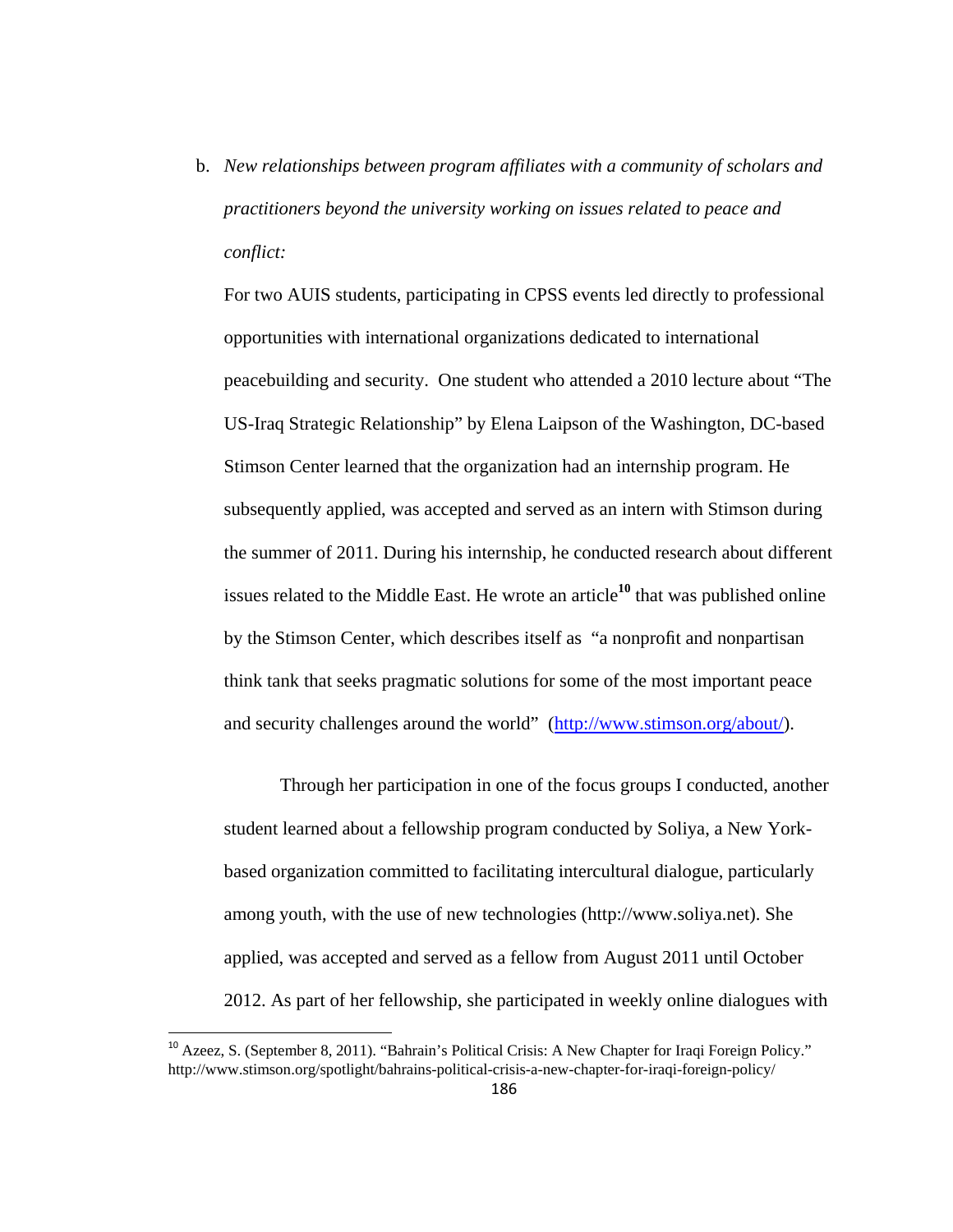b. *New relationships between program affiliates with a community of scholars and practitioners beyond the university working on issues related to peace and conflict:*

For two AUIS students, participating in CPSS events led directly to professional opportunities with international organizations dedicated to international peacebuilding and security. One student who attended a 2010 lecture about "The US-Iraq Strategic Relationship" by Elena Laipson of the Washington, DC-based Stimson Center learned that the organization had an internship program. He subsequently applied, was accepted and served as an intern with Stimson during the summer of 2011. During his internship, he conducted research about different issues related to the Middle East. He wrote an article[10] that was published online by the Stimson Center, which describes itself as "a nonprofit and nonpartisan think tank that seeks pragmatic solutions for some of the most important peace and security challenges around the world" (http://www.stimson.org/about/).

Through her participation in one of the focus groups I conducted, another student learned about a fellowship program conducted by Soliya, a New York-based organization committed to facilitating intercultural dialogue, particularly among youth, with the use of new technologies (http://www.soliya.net). She applied, was accepted and served as a fellow from August 2011 until October 2012. As part of her fellowship, she participated in weekly online dialogues with

[10] Azeez, S. (September 8, 2011). "Bahrain's Political Crisis: A New Chapter for Iraqi Foreign Policy." http://www.stimson.org/spotlight/bahrains-political-crisis-a-new-chapter-for-iraqi-foreign-policy/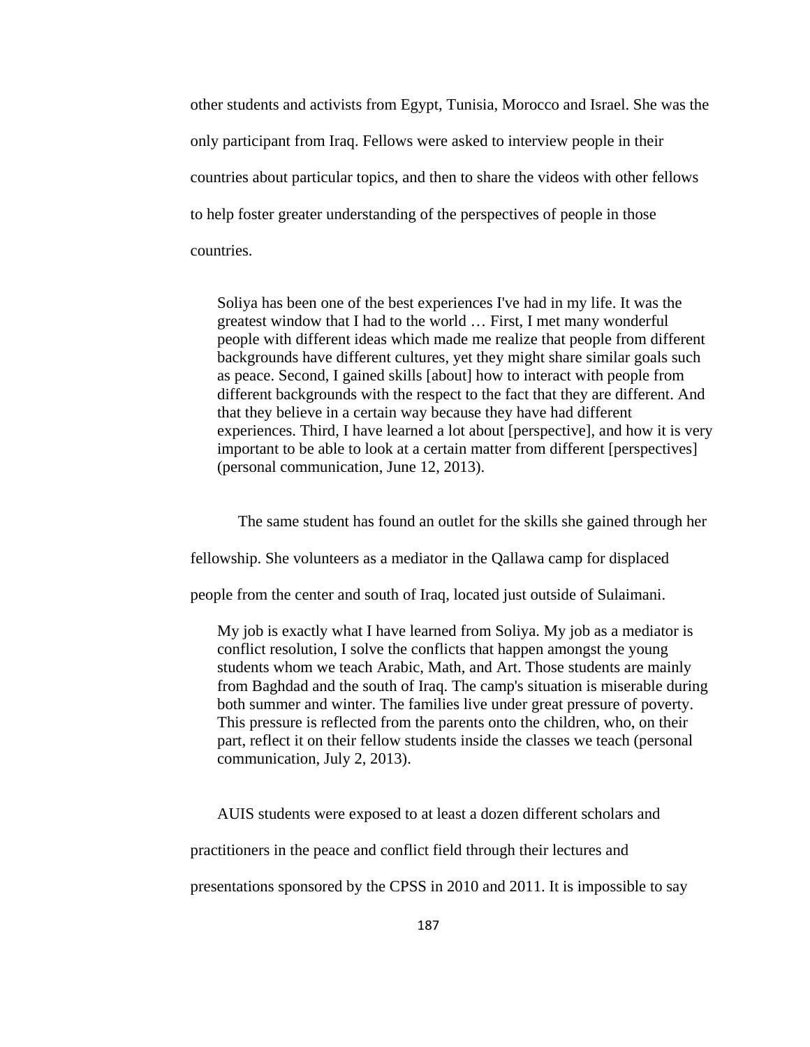other students and activists from Egypt, Tunisia, Morocco and Israel. She was the only participant from Iraq. Fellows were asked to interview people in their countries about particular topics, and then to share the videos with other fellows to help foster greater understanding of the perspectives of people in those countries.

> Soliya has been one of the best experiences I've had in my life. It was the greatest window that I had to the world … First, I met many wonderful people with different ideas which made me realize that people from different backgrounds have different cultures, yet they might share similar goals such as peace. Second, I gained skills [about] how to interact with people from different backgrounds with the respect to the fact that they are different. And that they believe in a certain way because they have had different experiences. Third, I have learned a lot about [perspective], and how it is very important to be able to look at a certain matter from different [perspectives] (personal communication, June 12, 2013).

The same student has found an outlet for the skills she gained through her fellowship. She volunteers as a mediator in the Qallawa camp for displaced people from the center and south of Iraq, located just outside of Sulaimani.

> My job is exactly what I have learned from Soliya. My job as a mediator is conflict resolution, I solve the conflicts that happen amongst the young students whom we teach Arabic, Math, and Art. Those students are mainly from Baghdad and the south of Iraq. The camp's situation is miserable during both summer and winter. The families live under great pressure of poverty. This pressure is reflected from the parents onto the children, who, on their part, reflect it on their fellow students inside the classes we teach (personal communication, July 2, 2013).

AUIS students were exposed to at least a dozen different scholars and practitioners in the peace and conflict field through their lectures and presentations sponsored by the CPSS in 2010 and 2011. It is impossible to say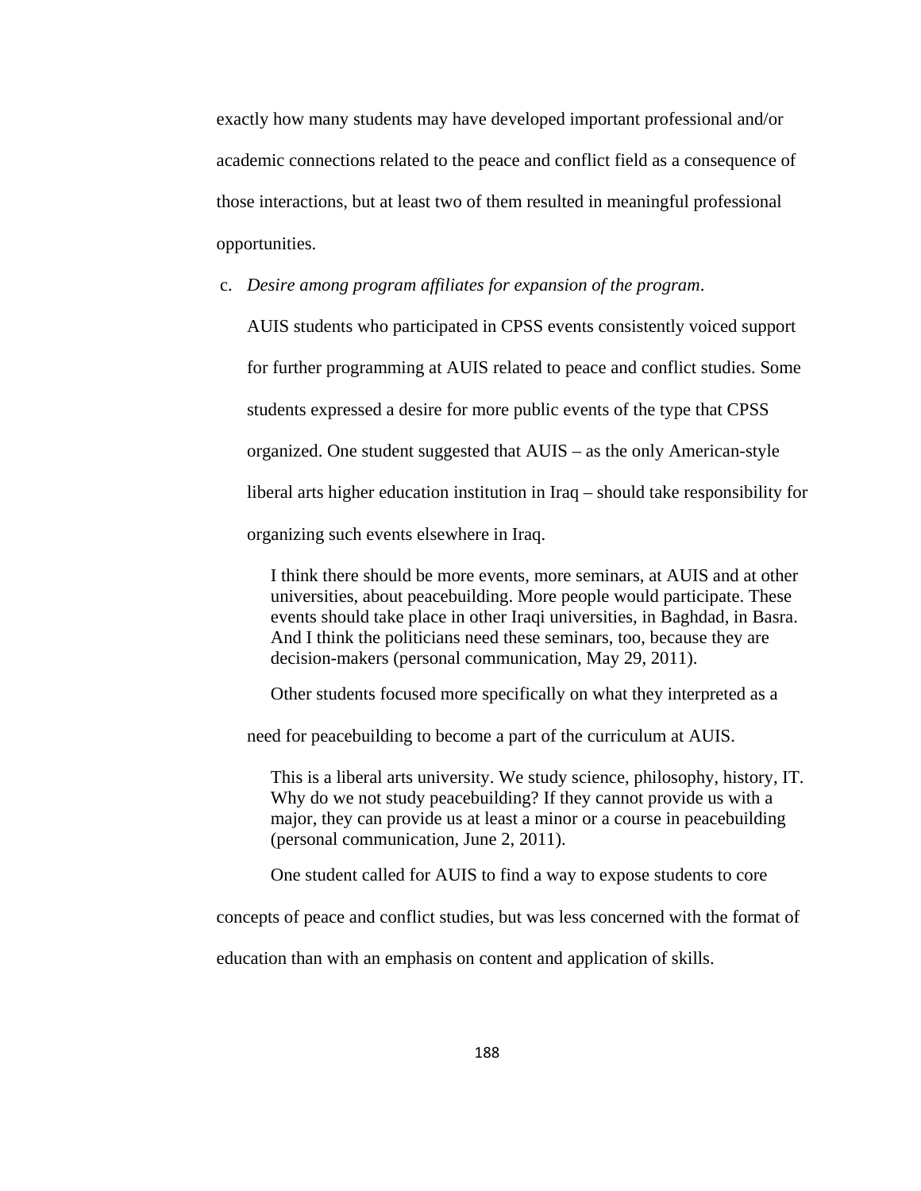exactly how many students may have developed important professional and/or academic connections related to the peace and conflict field as a consequence of those interactions, but at least two of them resulted in meaningful professional opportunities.

c. *Desire among program affiliates for expansion of the program*.

AUIS students who participated in CPSS events consistently voiced support for further programming at AUIS related to peace and conflict studies. Some students expressed a desire for more public events of the type that CPSS organized. One student suggested that AUIS – as the only American-style liberal arts higher education institution in Iraq – should take responsibility for organizing such events elsewhere in Iraq.

> I think there should be more events, more seminars, at AUIS and at other universities, about peacebuilding. More people would participate. These events should take place in other Iraqi universities, in Baghdad, in Basra. And I think the politicians need these seminars, too, because they are decision-makers (personal communication, May 29, 2011).

Other students focused more specifically on what they interpreted as a need for peacebuilding to become a part of the curriculum at AUIS.

> This is a liberal arts university. We study science, philosophy, history, IT. Why do we not study peacebuilding? If they cannot provide us with a major, they can provide us at least a minor or a course in peacebuilding (personal communication, June 2, 2011).

One student called for AUIS to find a way to expose students to core concepts of peace and conflict studies, but was less concerned with the format of education than with an emphasis on content and application of skills.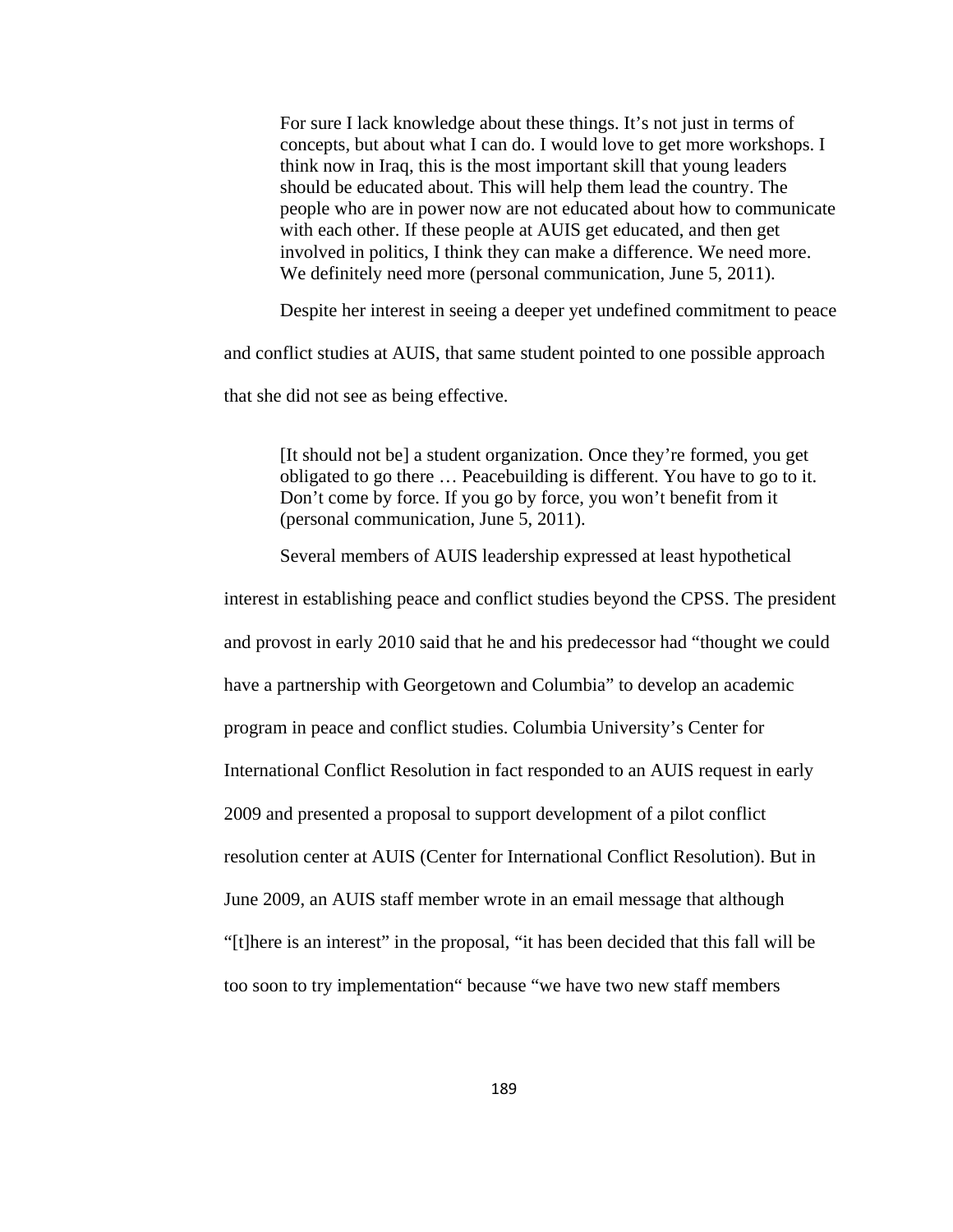> For sure I lack knowledge about these things. It's not just in terms of concepts, but about what I can do. I would love to get more workshops. I think now in Iraq, this is the most important skill that young leaders should be educated about. This will help them lead the country. The people who are in power now are not educated about how to communicate with each other. If these people at AUIS get educated, and then get involved in politics, I think they can make a difference. We need more. We definitely need more (personal communication, June 5, 2011).

Despite her interest in seeing a deeper yet undefined commitment to peace and conflict studies at AUIS, that same student pointed to one possible approach that she did not see as being effective.

> [It should not be] a student organization. Once they're formed, you get obligated to go there … Peacebuilding is different. You have to go to it. Don't come by force. If you go by force, you won't benefit from it (personal communication, June 5, 2011).

Several members of AUIS leadership expressed at least hypothetical interest in establishing peace and conflict studies beyond the CPSS. The president and provost in early 2010 said that he and his predecessor had "thought we could have a partnership with Georgetown and Columbia" to develop an academic program in peace and conflict studies. Columbia University's Center for International Conflict Resolution in fact responded to an AUIS request in early 2009 and presented a proposal to support development of a pilot conflict resolution center at AUIS (Center for International Conflict Resolution). But in June 2009, an AUIS staff member wrote in an email message that although "[t]here is an interest" in the proposal, "it has been decided that this fall will be too soon to try implementation" because "we have two new staff members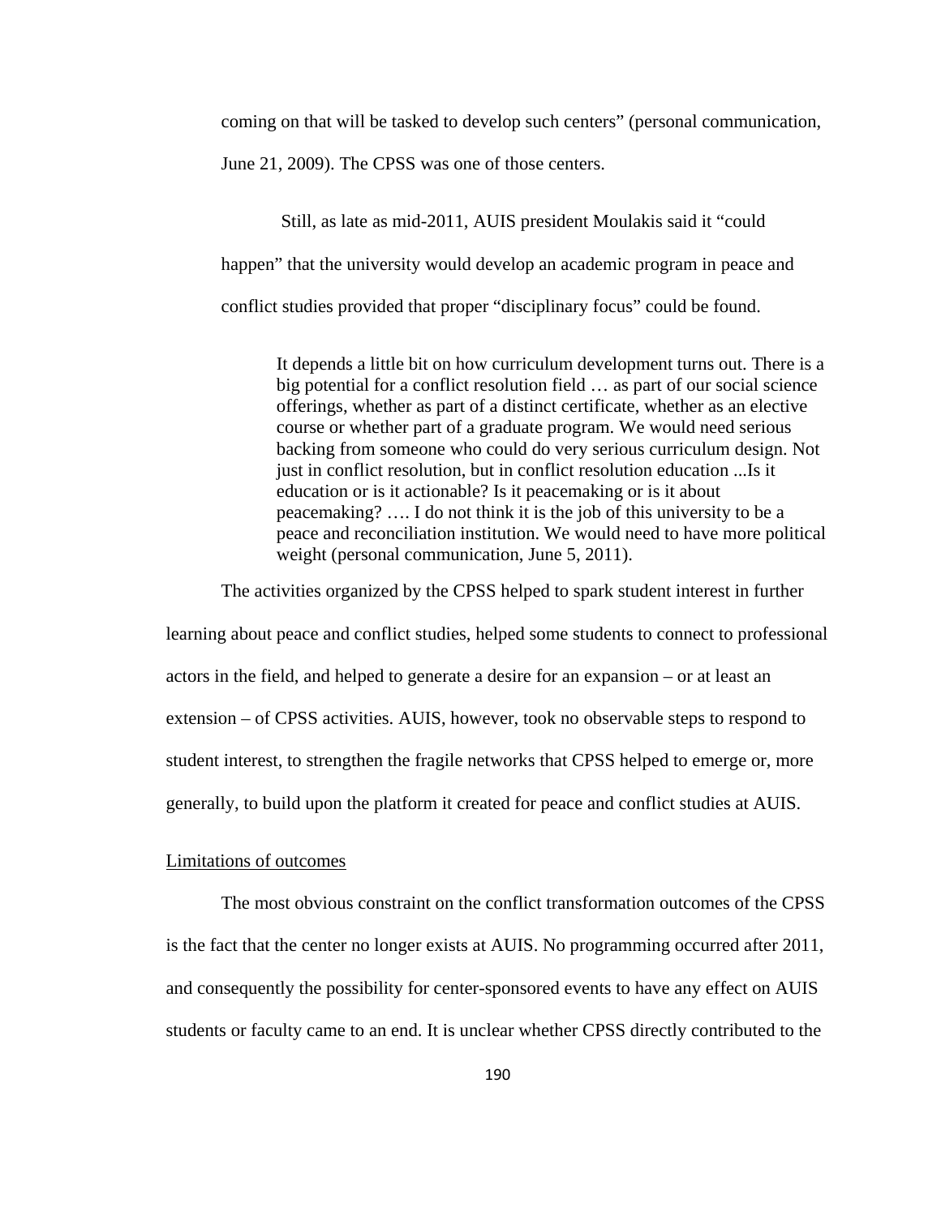coming on that will be tasked to develop such centers" (personal communication, June 21, 2009). The CPSS was one of those centers.

Still, as late as mid-2011, AUIS president Moulakis said it "could happen" that the university would develop an academic program in peace and conflict studies provided that proper "disciplinary focus" could be found.

> It depends a little bit on how curriculum development turns out. There is a big potential for a conflict resolution field … as part of our social science offerings, whether as part of a distinct certificate, whether as an elective course or whether part of a graduate program. We would need serious backing from someone who could do very serious curriculum design. Not just in conflict resolution, but in conflict resolution education ...Is it education or is it actionable? Is it peacemaking or is it about peacemaking? …. I do not think it is the job of this university to be a peace and reconciliation institution. We would need to have more political weight (personal communication, June 5, 2011).

The activities organized by the CPSS helped to spark student interest in further learning about peace and conflict studies, helped some students to connect to professional actors in the field, and helped to generate a desire for an expansion – or at least an extension – of CPSS activities. AUIS, however, took no observable steps to respond to student interest, to strengthen the fragile networks that CPSS helped to emerge or, more generally, to build upon the platform it created for peace and conflict studies at AUIS.

Limitations of outcomes

The most obvious constraint on the conflict transformation outcomes of the CPSS is the fact that the center no longer exists at AUIS. No programming occurred after 2011, and consequently the possibility for center-sponsored events to have any effect on AUIS students or faculty came to an end. It is unclear whether CPSS directly contributed to the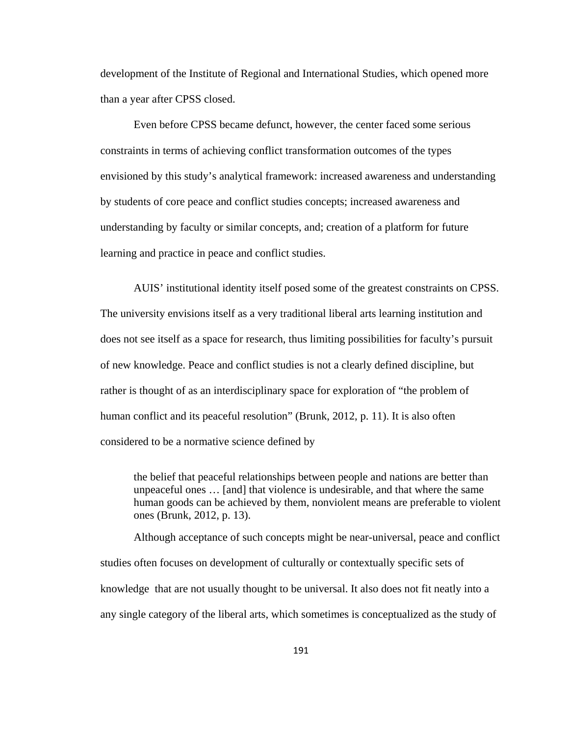development of the Institute of Regional and International Studies, which opened more than a year after CPSS closed.

Even before CPSS became defunct, however, the center faced some serious constraints in terms of achieving conflict transformation outcomes of the types envisioned by this study's analytical framework: increased awareness and understanding by students of core peace and conflict studies concepts; increased awareness and understanding by faculty or similar concepts, and; creation of a platform for future learning and practice in peace and conflict studies.

AUIS' institutional identity itself posed some of the greatest constraints on CPSS. The university envisions itself as a very traditional liberal arts learning institution and does not see itself as a space for research, thus limiting possibilities for faculty's pursuit of new knowledge. Peace and conflict studies is not a clearly defined discipline, but rather is thought of as an interdisciplinary space for exploration of "the problem of human conflict and its peaceful resolution" (Brunk, 2012, p. 11). It is also often considered to be a normative science defined by

> the belief that peaceful relationships between people and nations are better than unpeaceful ones … [and] that violence is undesirable, and that where the same human goods can be achieved by them, nonviolent means are preferable to violent ones (Brunk, 2012, p. 13).

Although acceptance of such concepts might be near-universal, peace and conflict studies often focuses on development of culturally or contextually specific sets of knowledge that are not usually thought to be universal. It also does not fit neatly into a any single category of the liberal arts, which sometimes is conceptualized as the study of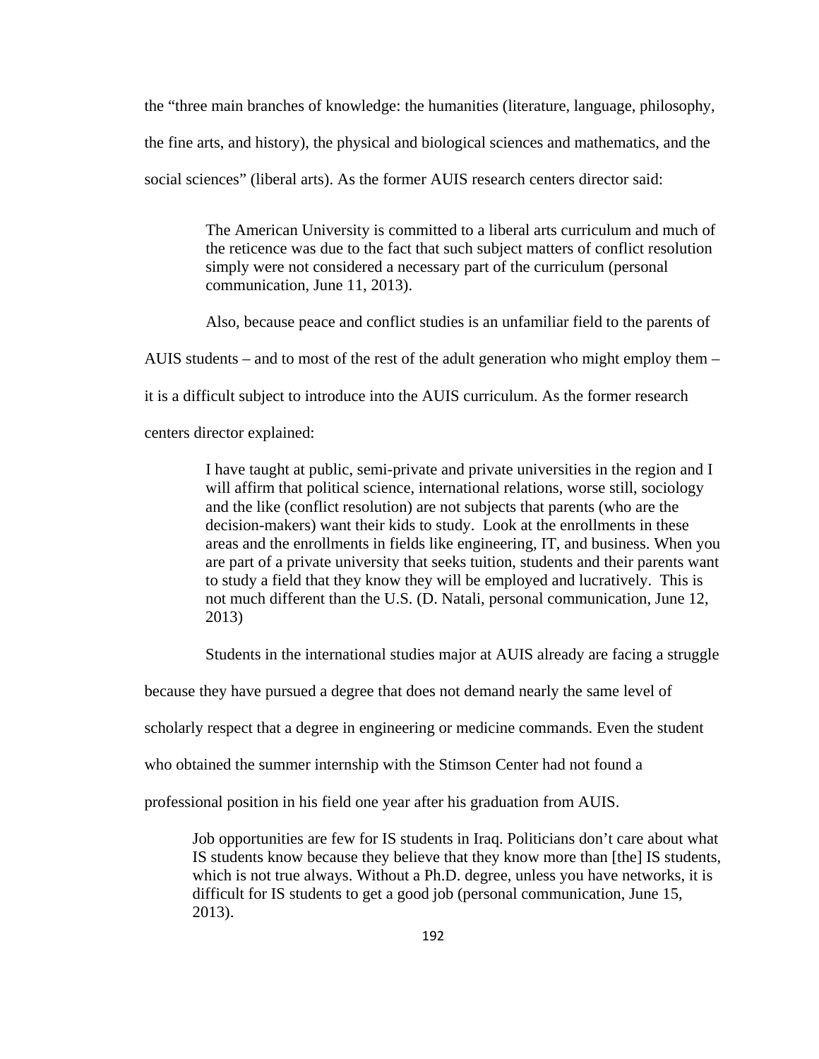the "three main branches of knowledge: the humanities (literature, language, philosophy, the fine arts, and history), the physical and biological sciences and mathematics, and the social sciences" (liberal arts). As the former AUIS research centers director said:

> The American University is committed to a liberal arts curriculum and much of the reticence was due to the fact that such subject matters of conflict resolution simply were not considered a necessary part of the curriculum (personal communication, June 11, 2013).

Also, because peace and conflict studies is an unfamiliar field to the parents of AUIS students – and to most of the rest of the adult generation who might employ them – it is a difficult subject to introduce into the AUIS curriculum. As the former research centers director explained:

> I have taught at public, semi-private and private universities in the region and I will affirm that political science, international relations, worse still, sociology and the like (conflict resolution) are not subjects that parents (who are the decision-makers) want their kids to study. Look at the enrollments in these areas and the enrollments in fields like engineering, IT, and business. When you are part of a private university that seeks tuition, students and their parents want to study a field that they know they will be employed and lucratively. This is not much different than the U.S. (D. Natali, personal communication, June 12, 2013)

Students in the international studies major at AUIS already are facing a struggle because they have pursued a degree that does not demand nearly the same level of scholarly respect that a degree in engineering or medicine commands. Even the student who obtained the summer internship with the Stimson Center had not found a professional position in his field one year after his graduation from AUIS.

> Job opportunities are few for IS students in Iraq. Politicians don't care about what IS students know because they believe that they know more than [the] IS students, which is not true always. Without a Ph.D. degree, unless you have networks, it is difficult for IS students to get a good job (personal communication, June 15, 2013).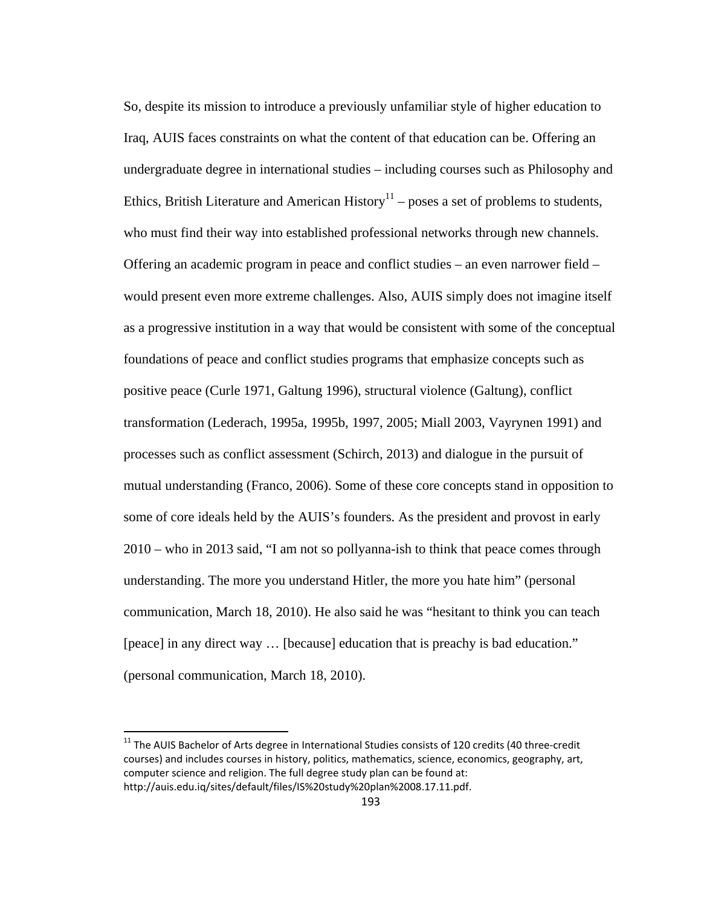So, despite its mission to introduce a previously unfamiliar style of higher education to Iraq, AUIS faces constraints on what the content of that education can be. Offering an undergraduate degree in international studies – including courses such as Philosophy and Ethics, British Literature and American History[11] – poses a set of problems to students, who must find their way into established professional networks through new channels. Offering an academic program in peace and conflict studies – an even narrower field – would present even more extreme challenges. Also, AUIS simply does not imagine itself as a progressive institution in a way that would be consistent with some of the conceptual foundations of peace and conflict studies programs that emphasize concepts such as positive peace (Curle 1971, Galtung 1996), structural violence (Galtung), conflict transformation (Lederach, 1995a, 1995b, 1997, 2005; Miall 2003, Vayrynen 1991) and processes such as conflict assessment (Schirch, 2013) and dialogue in the pursuit of mutual understanding (Franco, 2006). Some of these core concepts stand in opposition to some of core ideals held by the AUIS's founders. As the president and provost in early 2010 – who in 2013 said, "I am not so pollyanna-ish to think that peace comes through understanding. The more you understand Hitler, the more you hate him" (personal communication, March 18, 2010). He also said he was "hesitant to think you can teach [peace] in any direct way … [because] education that is preachy is bad education." (personal communication, March 18, 2010).

[11] The AUIS Bachelor of Arts degree in International Studies consists of 120 credits (40 three-credit courses) and includes courses in history, politics, mathematics, science, economics, geography, art, computer science and religion. The full degree study plan can be found at: http://auis.edu.iq/sites/default/files/IS%20study%20plan%2008.17.11.pdf.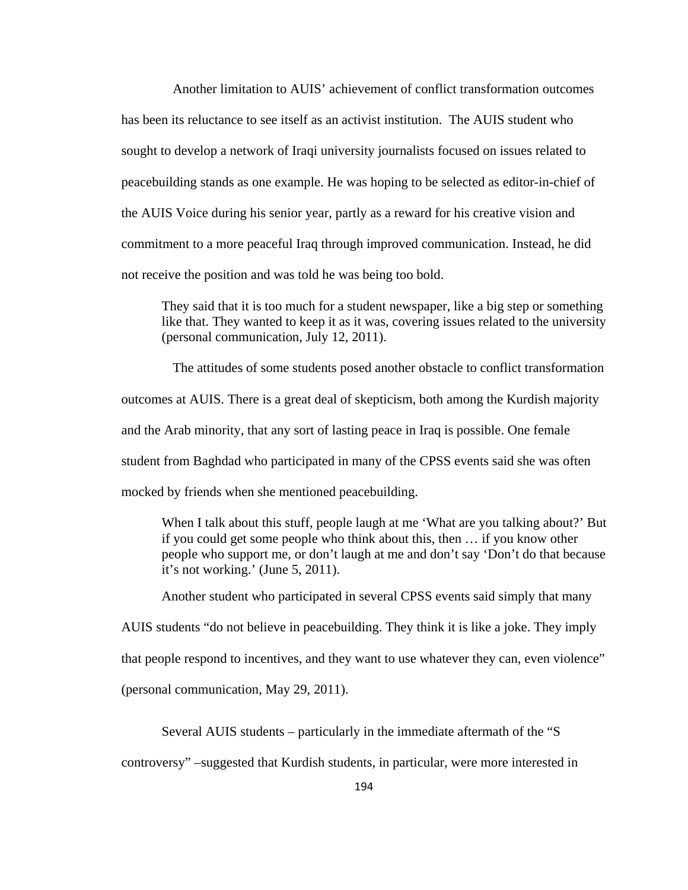Another limitation to AUIS' achievement of conflict transformation outcomes has been its reluctance to see itself as an activist institution. The AUIS student who sought to develop a network of Iraqi university journalists focused on issues related to peacebuilding stands as one example. He was hoping to be selected as editor-in-chief of the AUIS Voice during his senior year, partly as a reward for his creative vision and commitment to a more peaceful Iraq through improved communication. Instead, he did not receive the position and was told he was being too bold.

> They said that it is too much for a student newspaper, like a big step or something like that. They wanted to keep it as it was, covering issues related to the university (personal communication, July 12, 2011).

The attitudes of some students posed another obstacle to conflict transformation outcomes at AUIS. There is a great deal of skepticism, both among the Kurdish majority and the Arab minority, that any sort of lasting peace in Iraq is possible. One female student from Baghdad who participated in many of the CPSS events said she was often mocked by friends when she mentioned peacebuilding.

> When I talk about this stuff, people laugh at me 'What are you talking about?' But if you could get some people who think about this, then … if you know other people who support me, or don't laugh at me and don't say 'Don't do that because it's not working.' (June 5, 2011).

Another student who participated in several CPSS events said simply that many AUIS students "do not believe in peacebuilding. They think it is like a joke. They imply that people respond to incentives, and they want to use whatever they can, even violence" (personal communication, May 29, 2011).

Several AUIS students – particularly in the immediate aftermath of the "S controversy" –suggested that Kurdish students, in particular, were more interested in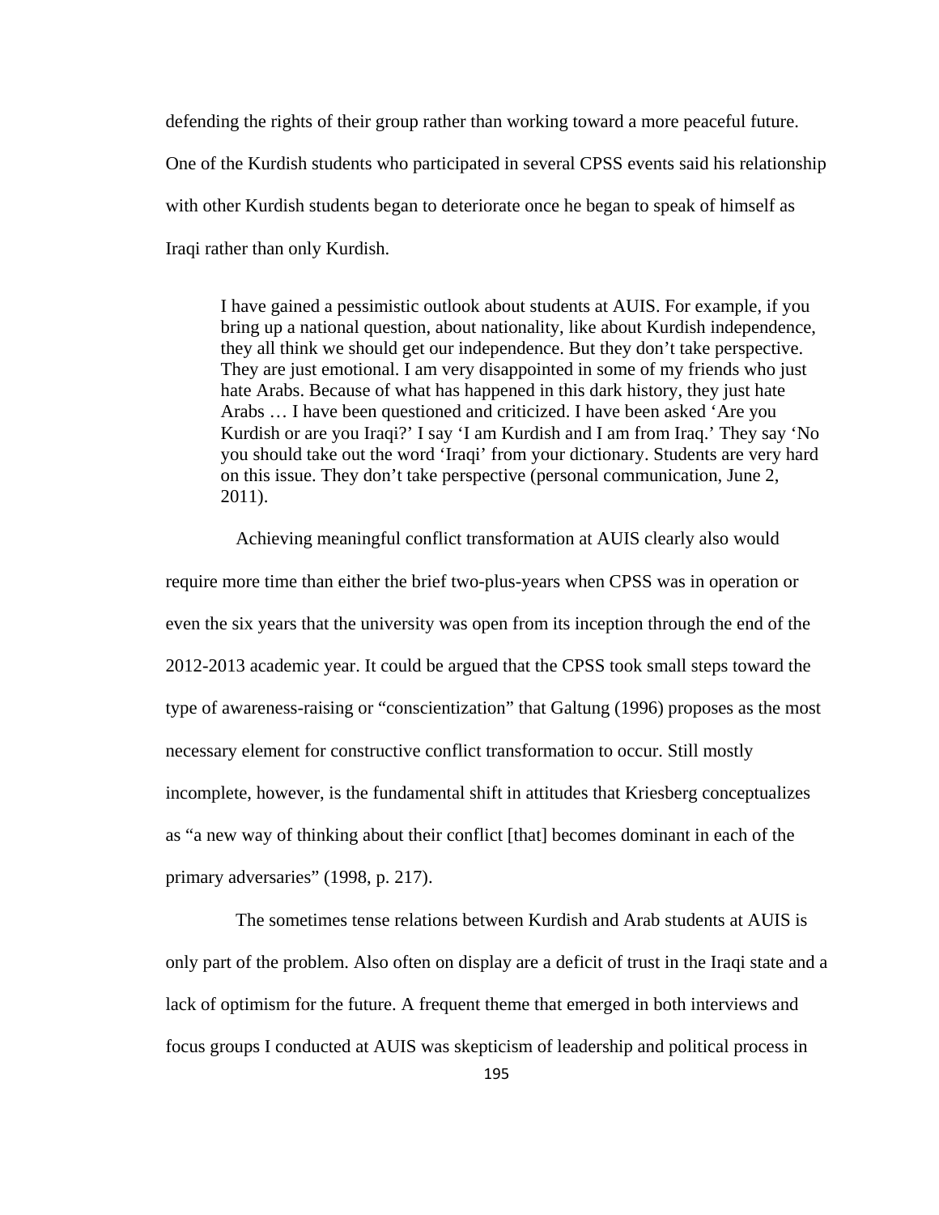defending the rights of their group rather than working toward a more peaceful future. One of the Kurdish students who participated in several CPSS events said his relationship with other Kurdish students began to deteriorate once he began to speak of himself as Iraqi rather than only Kurdish.

> I have gained a pessimistic outlook about students at AUIS. For example, if you bring up a national question, about nationality, like about Kurdish independence, they all think we should get our independence. But they don't take perspective. They are just emotional. I am very disappointed in some of my friends who just hate Arabs. Because of what has happened in this dark history, they just hate Arabs … I have been questioned and criticized. I have been asked 'Are you Kurdish or are you Iraqi?' I say 'I am Kurdish and I am from Iraq.' They say 'No you should take out the word 'Iraqi' from your dictionary. Students are very hard on this issue. They don't take perspective (personal communication, June 2, 2011).

Achieving meaningful conflict transformation at AUIS clearly also would require more time than either the brief two-plus-years when CPSS was in operation or even the six years that the university was open from its inception through the end of the 2012-2013 academic year. It could be argued that the CPSS took small steps toward the type of awareness-raising or "conscientization" that Galtung (1996) proposes as the most necessary element for constructive conflict transformation to occur. Still mostly incomplete, however, is the fundamental shift in attitudes that Kriesberg conceptualizes as "a new way of thinking about their conflict [that] becomes dominant in each of the primary adversaries" (1998, p. 217).

The sometimes tense relations between Kurdish and Arab students at AUIS is only part of the problem. Also often on display are a deficit of trust in the Iraqi state and a lack of optimism for the future. A frequent theme that emerged in both interviews and focus groups I conducted at AUIS was skepticism of leadership and political process in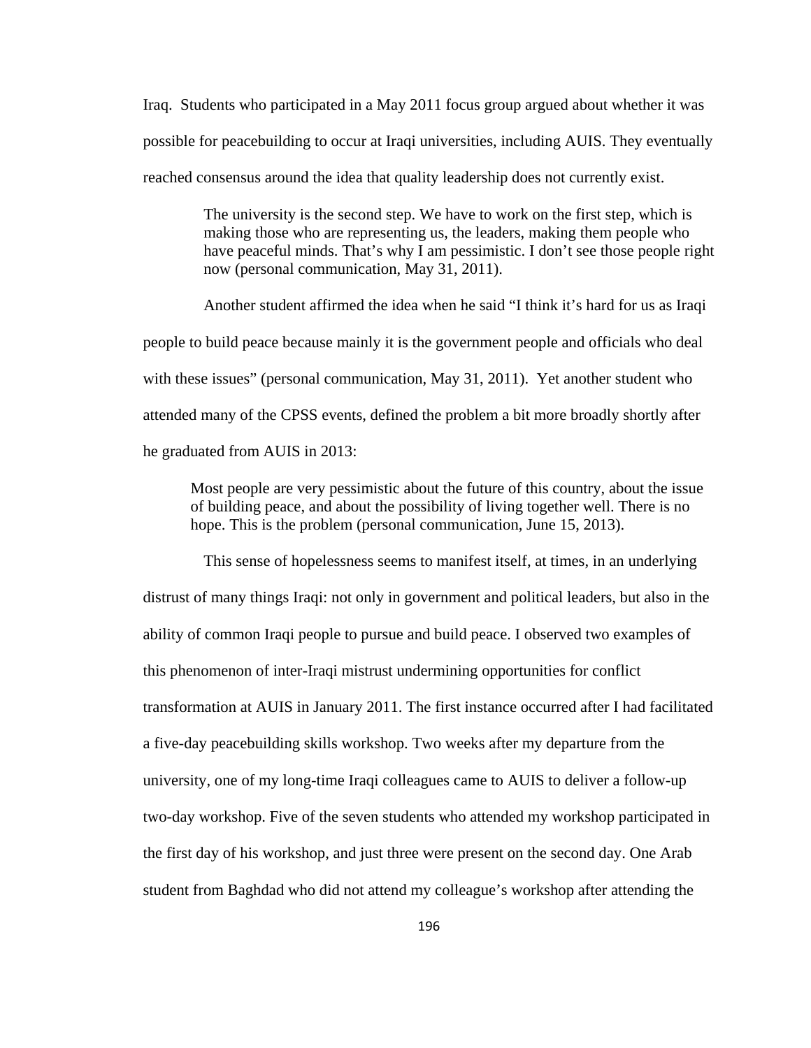Iraq. Students who participated in a May 2011 focus group argued about whether it was possible for peacebuilding to occur at Iraqi universities, including AUIS. They eventually reached consensus around the idea that quality leadership does not currently exist.

> The university is the second step. We have to work on the first step, which is making those who are representing us, the leaders, making them people who have peaceful minds. That's why I am pessimistic. I don't see those people right now (personal communication, May 31, 2011).

Another student affirmed the idea when he said "I think it's hard for us as Iraqi people to build peace because mainly it is the government people and officials who deal with these issues" (personal communication, May 31, 2011). Yet another student who attended many of the CPSS events, defined the problem a bit more broadly shortly after he graduated from AUIS in 2013:

> Most people are very pessimistic about the future of this country, about the issue of building peace, and about the possibility of living together well. There is no hope. This is the problem (personal communication, June 15, 2013).

This sense of hopelessness seems to manifest itself, at times, in an underlying distrust of many things Iraqi: not only in government and political leaders, but also in the ability of common Iraqi people to pursue and build peace. I observed two examples of this phenomenon of inter-Iraqi mistrust undermining opportunities for conflict transformation at AUIS in January 2011. The first instance occurred after I had facilitated a five-day peacebuilding skills workshop. Two weeks after my departure from the university, one of my long-time Iraqi colleagues came to AUIS to deliver a follow-up two-day workshop. Five of the seven students who attended my workshop participated in the first day of his workshop, and just three were present on the second day. One Arab student from Baghdad who did not attend my colleague's workshop after attending the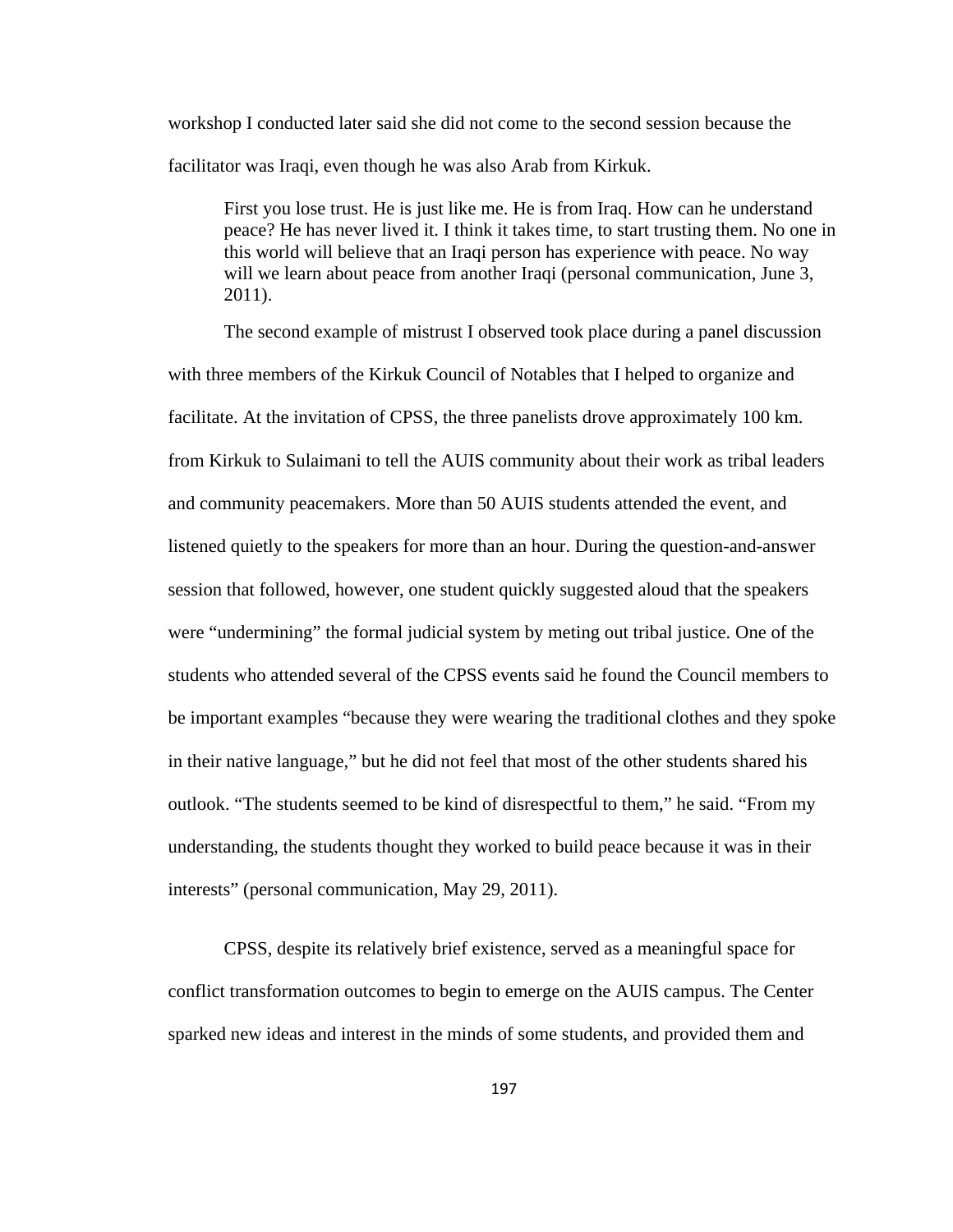workshop I conducted later said she did not come to the second session because the facilitator was Iraqi, even though he was also Arab from Kirkuk.

> First you lose trust. He is just like me. He is from Iraq. How can he understand peace? He has never lived it. I think it takes time, to start trusting them. No one in this world will believe that an Iraqi person has experience with peace. No way will we learn about peace from another Iraqi (personal communication, June 3, 2011).

The second example of mistrust I observed took place during a panel discussion with three members of the Kirkuk Council of Notables that I helped to organize and facilitate. At the invitation of CPSS, the three panelists drove approximately 100 km. from Kirkuk to Sulaimani to tell the AUIS community about their work as tribal leaders and community peacemakers. More than 50 AUIS students attended the event, and listened quietly to the speakers for more than an hour. During the question-and-answer session that followed, however, one student quickly suggested aloud that the speakers were "undermining" the formal judicial system by meting out tribal justice. One of the students who attended several of the CPSS events said he found the Council members to be important examples "because they were wearing the traditional clothes and they spoke in their native language," but he did not feel that most of the other students shared his outlook. "The students seemed to be kind of disrespectful to them," he said. "From my understanding, the students thought they worked to build peace because it was in their interests" (personal communication, May 29, 2011).

CPSS, despite its relatively brief existence, served as a meaningful space for conflict transformation outcomes to begin to emerge on the AUIS campus. The Center sparked new ideas and interest in the minds of some students, and provided them and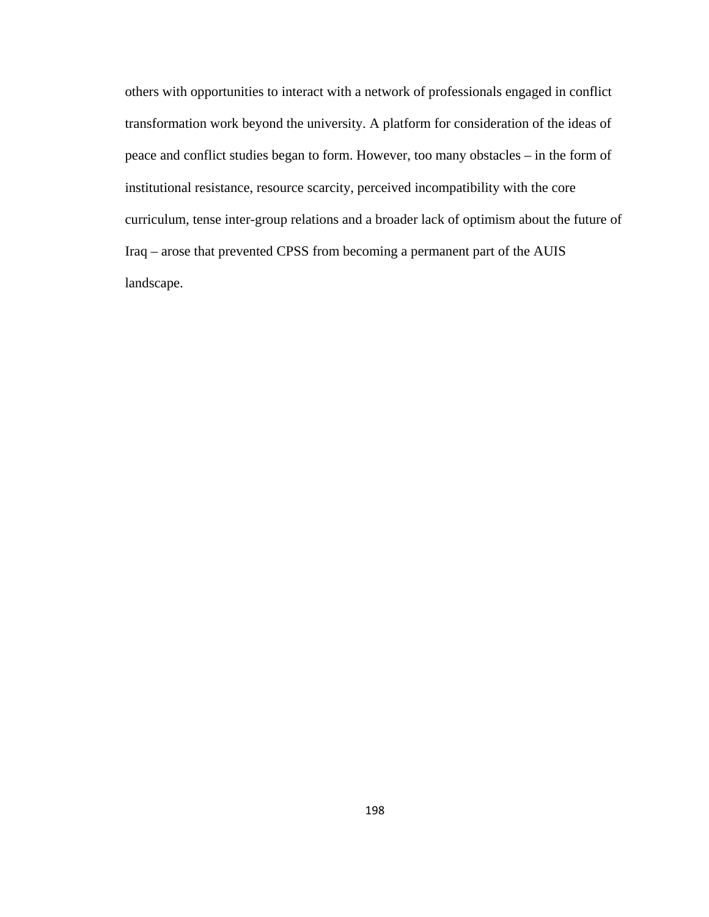others with opportunities to interact with a network of professionals engaged in conflict transformation work beyond the university. A platform for consideration of the ideas of peace and conflict studies began to form. However, too many obstacles – in the form of institutional resistance, resource scarcity, perceived incompatibility with the core curriculum, tense inter-group relations and a broader lack of optimism about the future of Iraq – arose that prevented CPSS from becoming a permanent part of the AUIS landscape.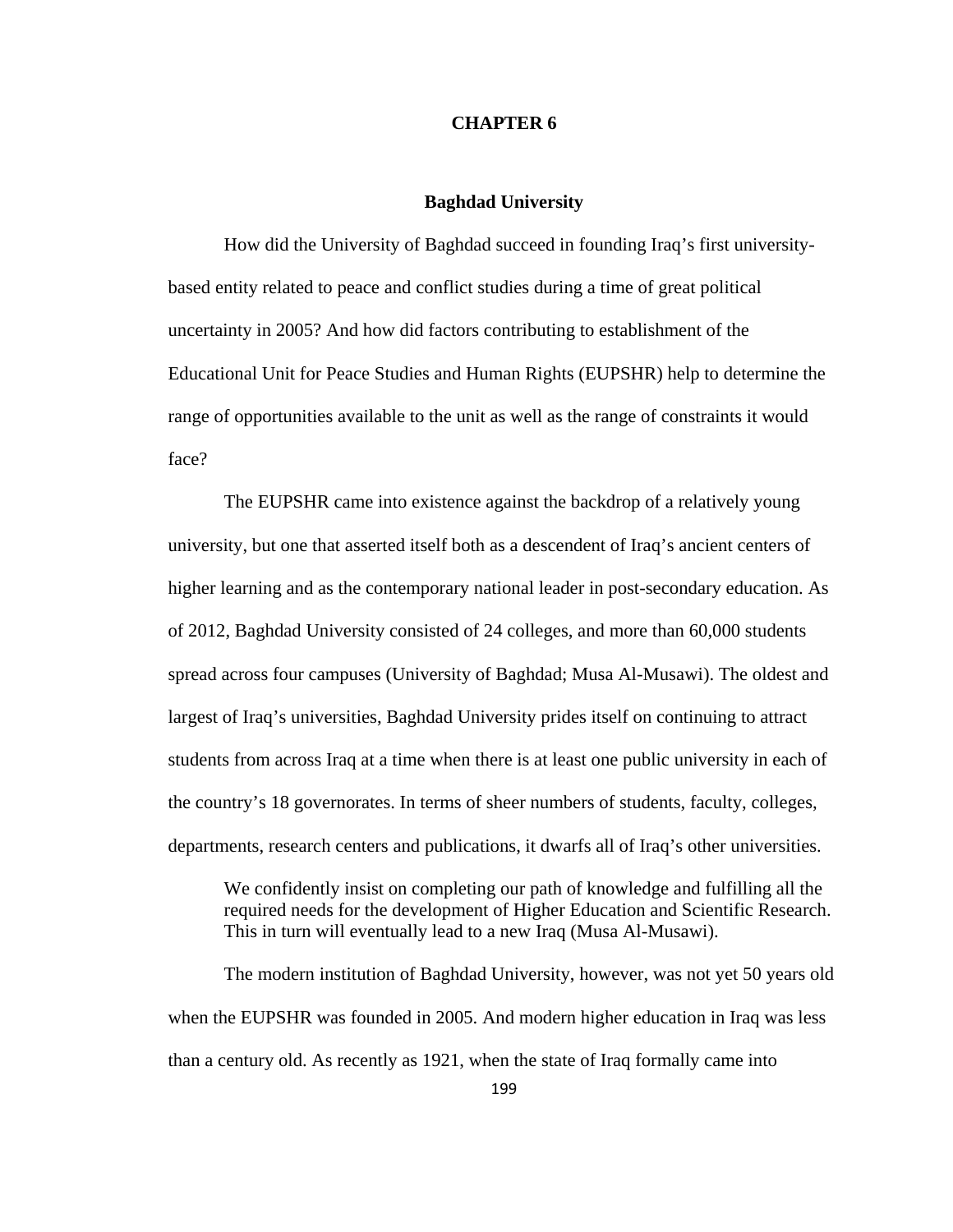# CHAPTER 6

## Baghdad University

How did the University of Baghdad succeed in founding Iraq's first university-based entity related to peace and conflict studies during a time of great political uncertainty in 2005? And how did factors contributing to establishment of the Educational Unit for Peace Studies and Human Rights (EUPSHR) help to determine the range of opportunities available to the unit as well as the range of constraints it would face?

The EUPSHR came into existence against the backdrop of a relatively young university, but one that asserted itself both as a descendent of Iraq's ancient centers of higher learning and as the contemporary national leader in post-secondary education. As of 2012, Baghdad University consisted of 24 colleges, and more than 60,000 students spread across four campuses (University of Baghdad; Musa Al-Musawi). The oldest and largest of Iraq's universities, Baghdad University prides itself on continuing to attract students from across Iraq at a time when there is at least one public university in each of the country's 18 governorates. In terms of sheer numbers of students, faculty, colleges, departments, research centers and publications, it dwarfs all of Iraq's other universities.

> We confidently insist on completing our path of knowledge and fulfilling all the required needs for the development of Higher Education and Scientific Research. This in turn will eventually lead to a new Iraq (Musa Al-Musawi).

The modern institution of Baghdad University, however, was not yet 50 years old when the EUPSHR was founded in 2005. And modern higher education in Iraq was less than a century old. As recently as 1921, when the state of Iraq formally came into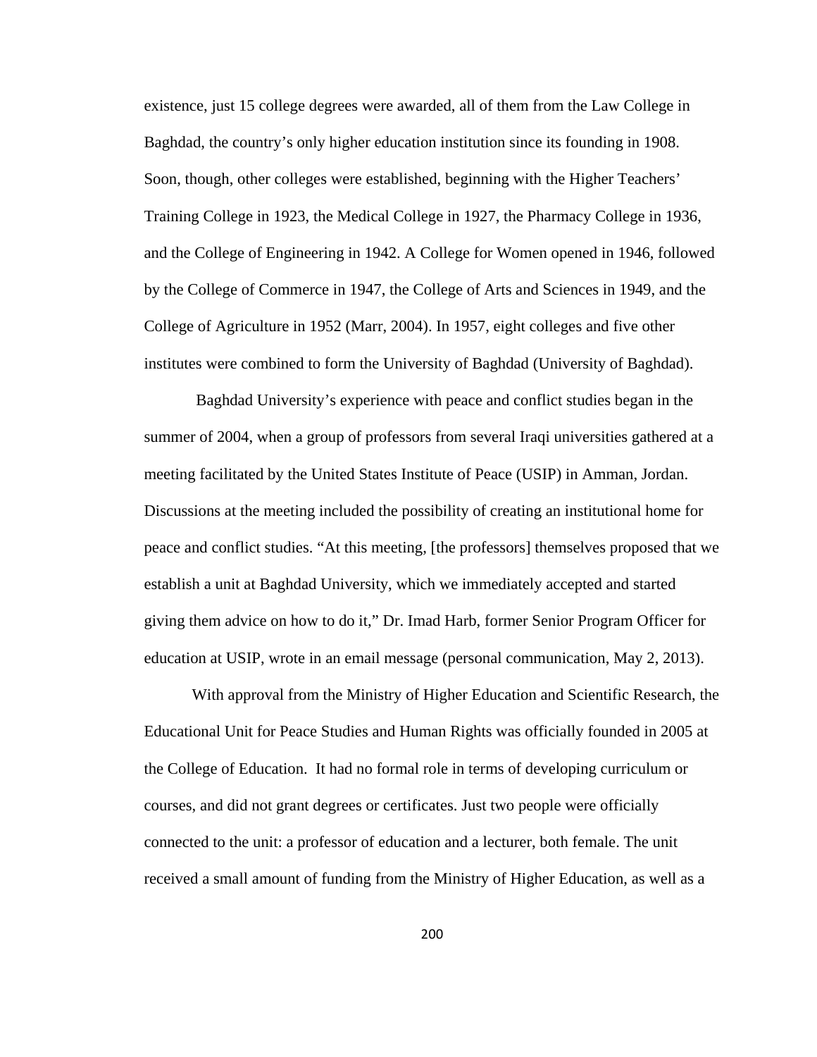existence, just 15 college degrees were awarded, all of them from the Law College in Baghdad, the country's only higher education institution since its founding in 1908. Soon, though, other colleges were established, beginning with the Higher Teachers' Training College in 1923, the Medical College in 1927, the Pharmacy College in 1936, and the College of Engineering in 1942. A College for Women opened in 1946, followed by the College of Commerce in 1947, the College of Arts and Sciences in 1949, and the College of Agriculture in 1952 (Marr, 2004). In 1957, eight colleges and five other institutes were combined to form the University of Baghdad (University of Baghdad).

Baghdad University's experience with peace and conflict studies began in the summer of 2004, when a group of professors from several Iraqi universities gathered at a meeting facilitated by the United States Institute of Peace (USIP) in Amman, Jordan. Discussions at the meeting included the possibility of creating an institutional home for peace and conflict studies. "At this meeting, [the professors] themselves proposed that we establish a unit at Baghdad University, which we immediately accepted and started giving them advice on how to do it," Dr. Imad Harb, former Senior Program Officer for education at USIP, wrote in an email message (personal communication, May 2, 2013).

With approval from the Ministry of Higher Education and Scientific Research, the Educational Unit for Peace Studies and Human Rights was officially founded in 2005 at the College of Education. It had no formal role in terms of developing curriculum or courses, and did not grant degrees or certificates. Just two people were officially connected to the unit: a professor of education and a lecturer, both female. The unit received a small amount of funding from the Ministry of Higher Education, as well as a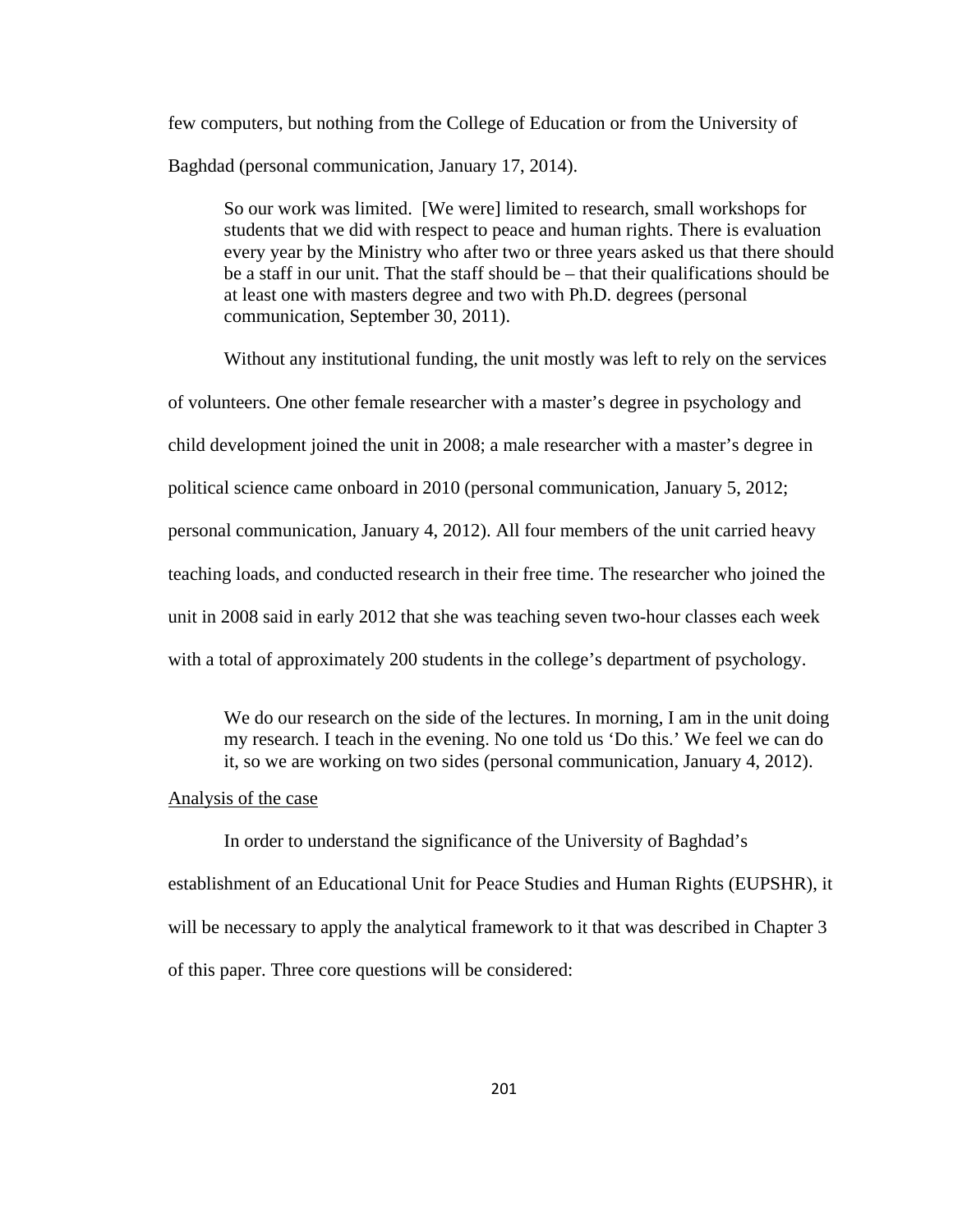few computers, but nothing from the College of Education or from the University of Baghdad (personal communication, January 17, 2014).

> So our work was limited. [We were] limited to research, small workshops for students that we did with respect to peace and human rights. There is evaluation every year by the Ministry who after two or three years asked us that there should be a staff in our unit. That the staff should be – that their qualifications should be at least one with masters degree and two with Ph.D. degrees (personal communication, September 30, 2011).

Without any institutional funding, the unit mostly was left to rely on the services of volunteers. One other female researcher with a master's degree in psychology and child development joined the unit in 2008; a male researcher with a master's degree in political science came onboard in 2010 (personal communication, January 5, 2012; personal communication, January 4, 2012). All four members of the unit carried heavy teaching loads, and conducted research in their free time. The researcher who joined the unit in 2008 said in early 2012 that she was teaching seven two-hour classes each week with a total of approximately 200 students in the college's department of psychology.

> We do our research on the side of the lectures. In morning, I am in the unit doing my research. I teach in the evening. No one told us 'Do this.' We feel we can do it, so we are working on two sides (personal communication, January 4, 2012).

<u>Analysis of the case</u>

In order to understand the significance of the University of Baghdad's establishment of an Educational Unit for Peace Studies and Human Rights (EUPSHR), it will be necessary to apply the analytical framework to it that was described in Chapter 3 of this paper. Three core questions will be considered: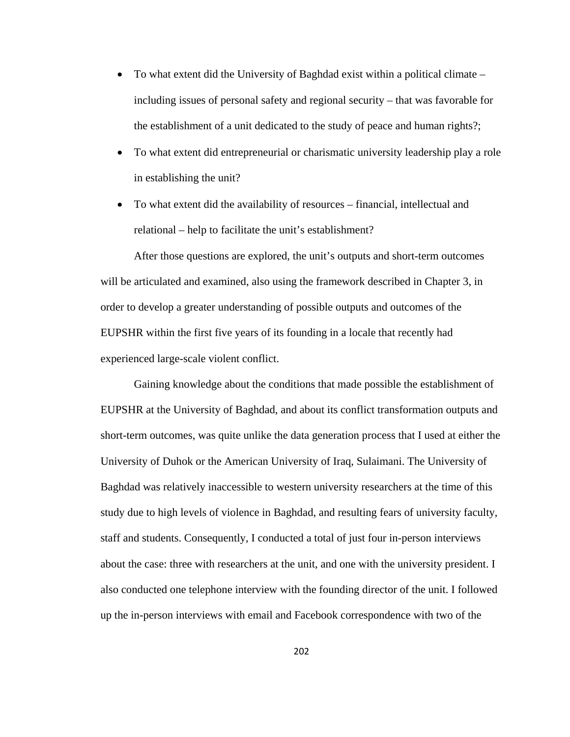- To what extent did the University of Baghdad exist within a political climate – including issues of personal safety and regional security – that was favorable for the establishment of a unit dedicated to the study of peace and human rights?;
- To what extent did entrepreneurial or charismatic university leadership play a role in establishing the unit?
- To what extent did the availability of resources – financial, intellectual and relational – help to facilitate the unit's establishment?

After those questions are explored, the unit's outputs and short-term outcomes will be articulated and examined, also using the framework described in Chapter 3, in order to develop a greater understanding of possible outputs and outcomes of the EUPSHR within the first five years of its founding in a locale that recently had experienced large-scale violent conflict.

Gaining knowledge about the conditions that made possible the establishment of EUPSHR at the University of Baghdad, and about its conflict transformation outputs and short-term outcomes, was quite unlike the data generation process that I used at either the University of Duhok or the American University of Iraq, Sulaimani. The University of Baghdad was relatively inaccessible to western university researchers at the time of this study due to high levels of violence in Baghdad, and resulting fears of university faculty, staff and students. Consequently, I conducted a total of just four in-person interviews about the case: three with researchers at the unit, and one with the university president. I also conducted one telephone interview with the founding director of the unit. I followed up the in-person interviews with email and Facebook correspondence with two of the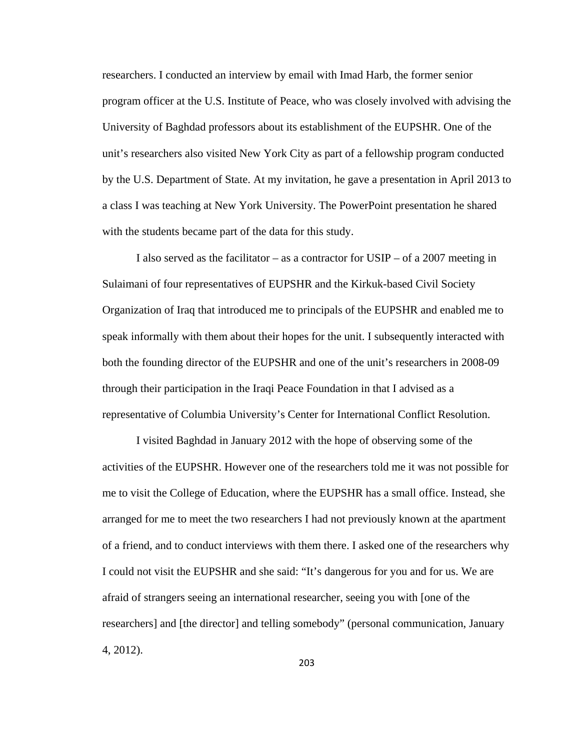researchers. I conducted an interview by email with Imad Harb, the former senior program officer at the U.S. Institute of Peace, who was closely involved with advising the University of Baghdad professors about its establishment of the EUPSHR. One of the unit's researchers also visited New York City as part of a fellowship program conducted by the U.S. Department of State. At my invitation, he gave a presentation in April 2013 to a class I was teaching at New York University. The PowerPoint presentation he shared with the students became part of the data for this study.

I also served as the facilitator – as a contractor for USIP – of a 2007 meeting in Sulaimani of four representatives of EUPSHR and the Kirkuk-based Civil Society Organization of Iraq that introduced me to principals of the EUPSHR and enabled me to speak informally with them about their hopes for the unit. I subsequently interacted with both the founding director of the EUPSHR and one of the unit's researchers in 2008-09 through their participation in the Iraqi Peace Foundation in that I advised as a representative of Columbia University's Center for International Conflict Resolution.

I visited Baghdad in January 2012 with the hope of observing some of the activities of the EUPSHR. However one of the researchers told me it was not possible for me to visit the College of Education, where the EUPSHR has a small office. Instead, she arranged for me to meet the two researchers I had not previously known at the apartment of a friend, and to conduct interviews with them there. I asked one of the researchers why I could not visit the EUPSHR and she said: "It's dangerous for you and for us. We are afraid of strangers seeing an international researcher, seeing you with [one of the researchers] and [the director] and telling somebody" (personal communication, January 4, 2012).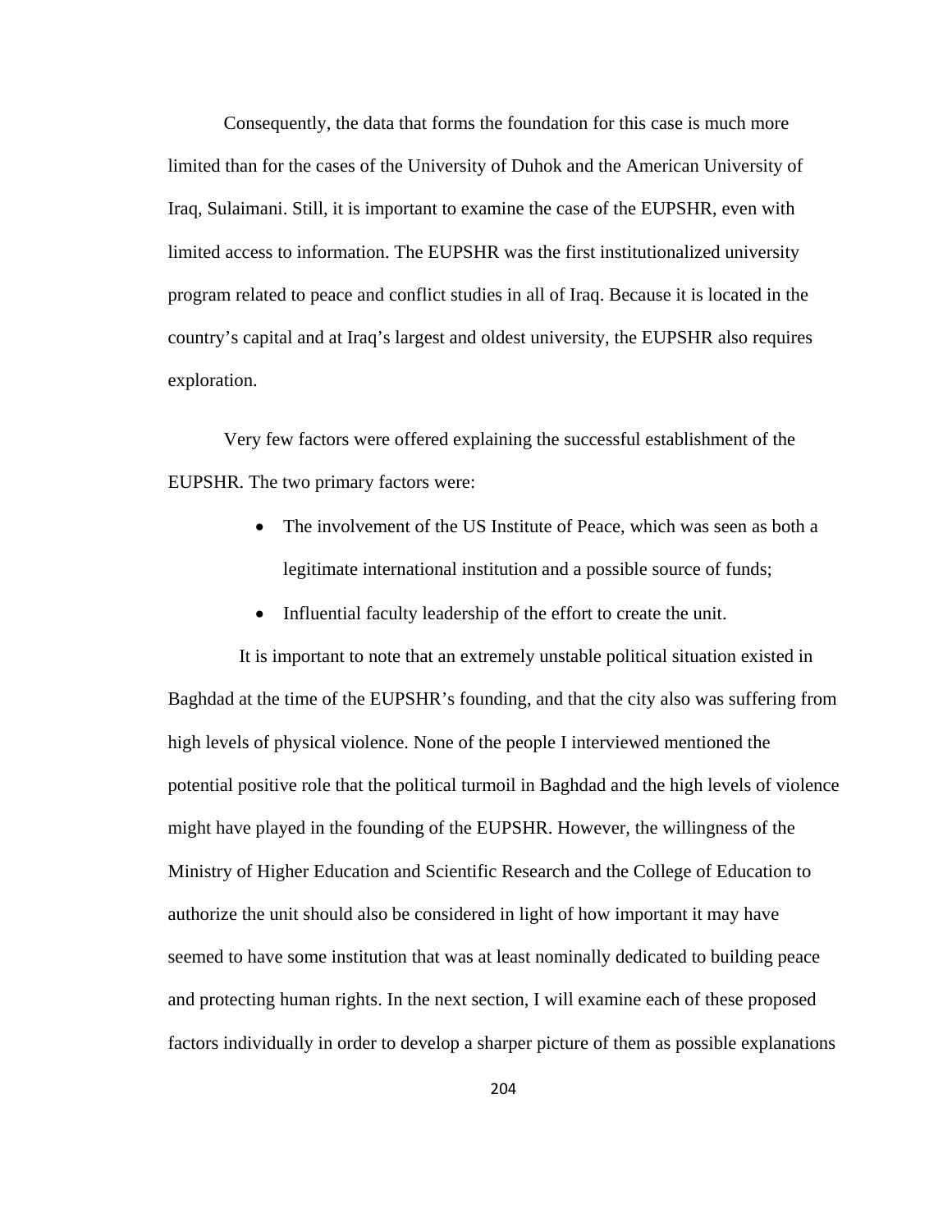Consequently, the data that forms the foundation for this case is much more limited than for the cases of the University of Duhok and the American University of Iraq, Sulaimani. Still, it is important to examine the case of the EUPSHR, even with limited access to information. The EUPSHR was the first institutionalized university program related to peace and conflict studies in all of Iraq. Because it is located in the country's capital and at Iraq's largest and oldest university, the EUPSHR also requires exploration.

Very few factors were offered explaining the successful establishment of the EUPSHR. The two primary factors were:

- The involvement of the US Institute of Peace, which was seen as both a legitimate international institution and a possible source of funds;
- Influential faculty leadership of the effort to create the unit.

It is important to note that an extremely unstable political situation existed in Baghdad at the time of the EUPSHR's founding, and that the city also was suffering from high levels of physical violence. None of the people I interviewed mentioned the potential positive role that the political turmoil in Baghdad and the high levels of violence might have played in the founding of the EUPSHR. However, the willingness of the Ministry of Higher Education and Scientific Research and the College of Education to authorize the unit should also be considered in light of how important it may have seemed to have some institution that was at least nominally dedicated to building peace and protecting human rights. In the next section, I will examine each of these proposed factors individually in order to develop a sharper picture of them as possible explanations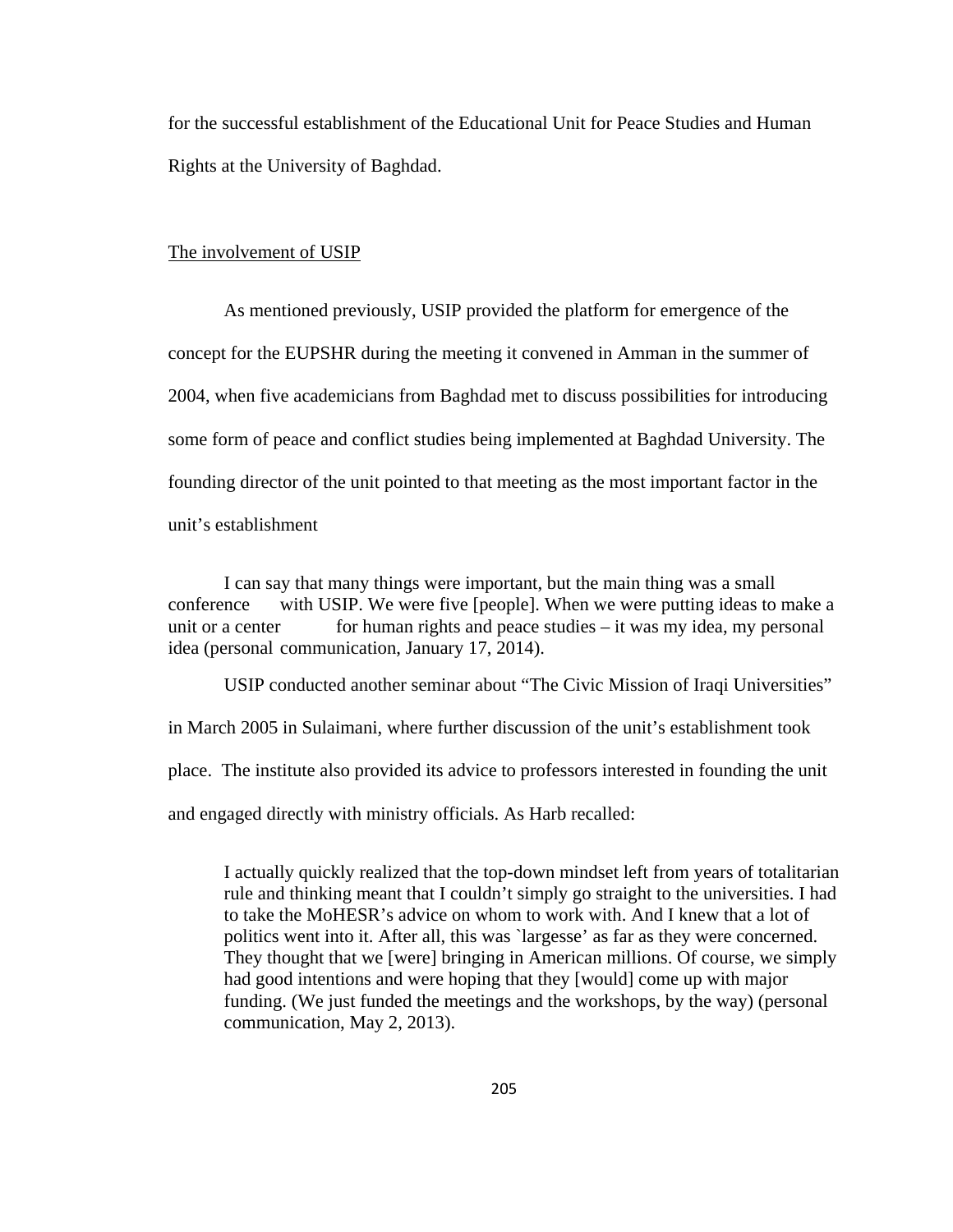for the successful establishment of the Educational Unit for Peace Studies and Human Rights at the University of Baghdad.

<u>The involvement of USIP</u>

As mentioned previously, USIP provided the platform for emergence of the concept for the EUPSHR during the meeting it convened in Amman in the summer of 2004, when five academicians from Baghdad met to discuss possibilities for introducing some form of peace and conflict studies being implemented at Baghdad University. The founding director of the unit pointed to that meeting as the most important factor in the unit's establishment

> I can say that many things were important, but the main thing was a small conference with USIP. We were five [people]. When we were putting ideas to make a unit or a center for human rights and peace studies – it was my idea, my personal idea (personal communication, January 17, 2014).

USIP conducted another seminar about "The Civic Mission of Iraqi Universities" in March 2005 in Sulaimani, where further discussion of the unit's establishment took place. The institute also provided its advice to professors interested in founding the unit and engaged directly with ministry officials. As Harb recalled:

> I actually quickly realized that the top-down mindset left from years of totalitarian rule and thinking meant that I couldn't simply go straight to the universities. I had to take the MoHESR's advice on whom to work with. And I knew that a lot of politics went into it. After all, this was `largesse' as far as they were concerned. They thought that we [were] bringing in American millions. Of course, we simply had good intentions and were hoping that they [would] come up with major funding. (We just funded the meetings and the workshops, by the way) (personal communication, May 2, 2013).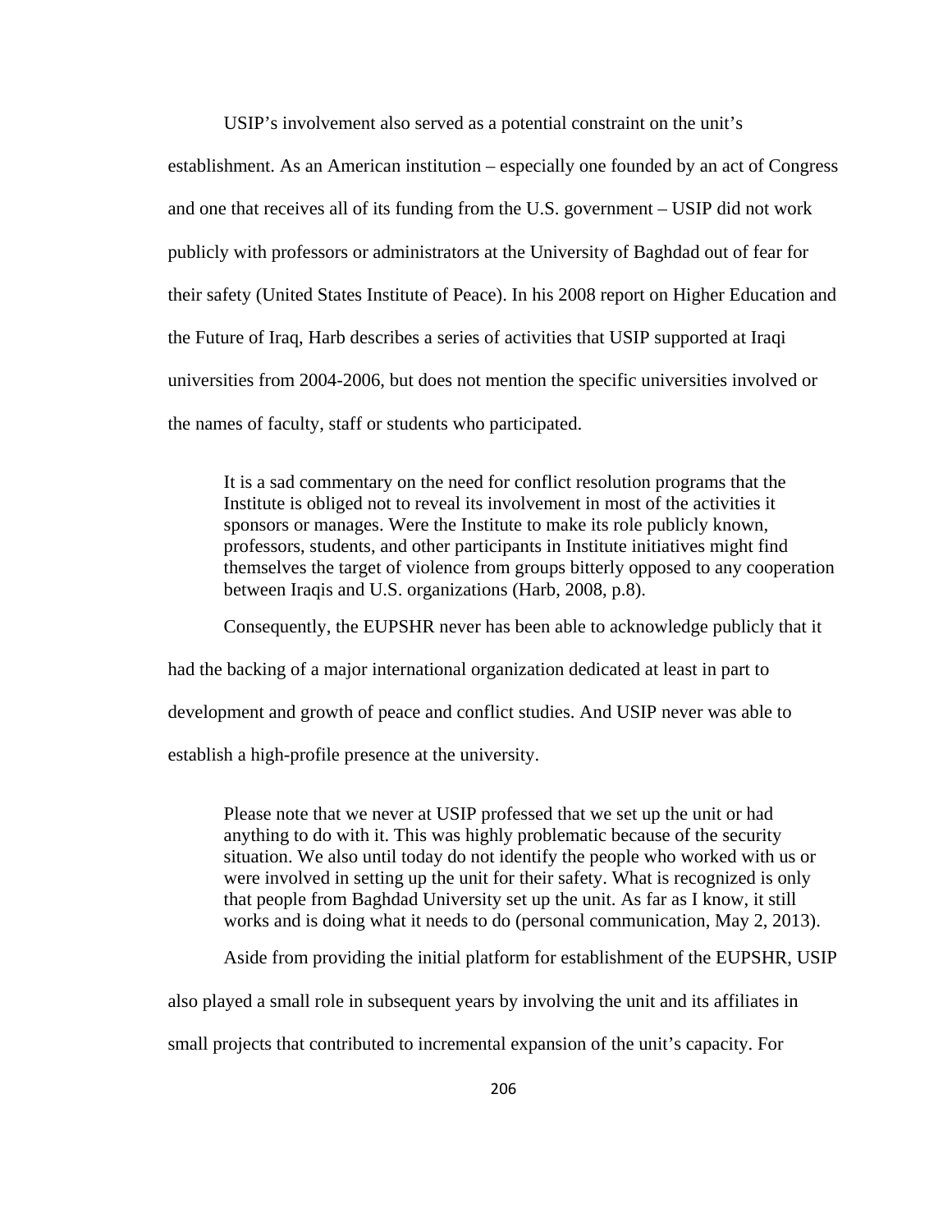USIP's involvement also served as a potential constraint on the unit's establishment. As an American institution – especially one founded by an act of Congress and one that receives all of its funding from the U.S. government – USIP did not work publicly with professors or administrators at the University of Baghdad out of fear for their safety (United States Institute of Peace). In his 2008 report on Higher Education and the Future of Iraq, Harb describes a series of activities that USIP supported at Iraqi universities from 2004-2006, but does not mention the specific universities involved or the names of faculty, staff or students who participated.

> It is a sad commentary on the need for conflict resolution programs that the Institute is obliged not to reveal its involvement in most of the activities it sponsors or manages. Were the Institute to make its role publicly known, professors, students, and other participants in Institute initiatives might find themselves the target of violence from groups bitterly opposed to any cooperation between Iraqis and U.S. organizations (Harb, 2008, p.8).

Consequently, the EUPSHR never has been able to acknowledge publicly that it had the backing of a major international organization dedicated at least in part to development and growth of peace and conflict studies. And USIP never was able to establish a high-profile presence at the university.

> Please note that we never at USIP professed that we set up the unit or had anything to do with it. This was highly problematic because of the security situation. We also until today do not identify the people who worked with us or were involved in setting up the unit for their safety. What is recognized is only that people from Baghdad University set up the unit. As far as I know, it still works and is doing what it needs to do (personal communication, May 2, 2013).

Aside from providing the initial platform for establishment of the EUPSHR, USIP also played a small role in subsequent years by involving the unit and its affiliates in small projects that contributed to incremental expansion of the unit's capacity. For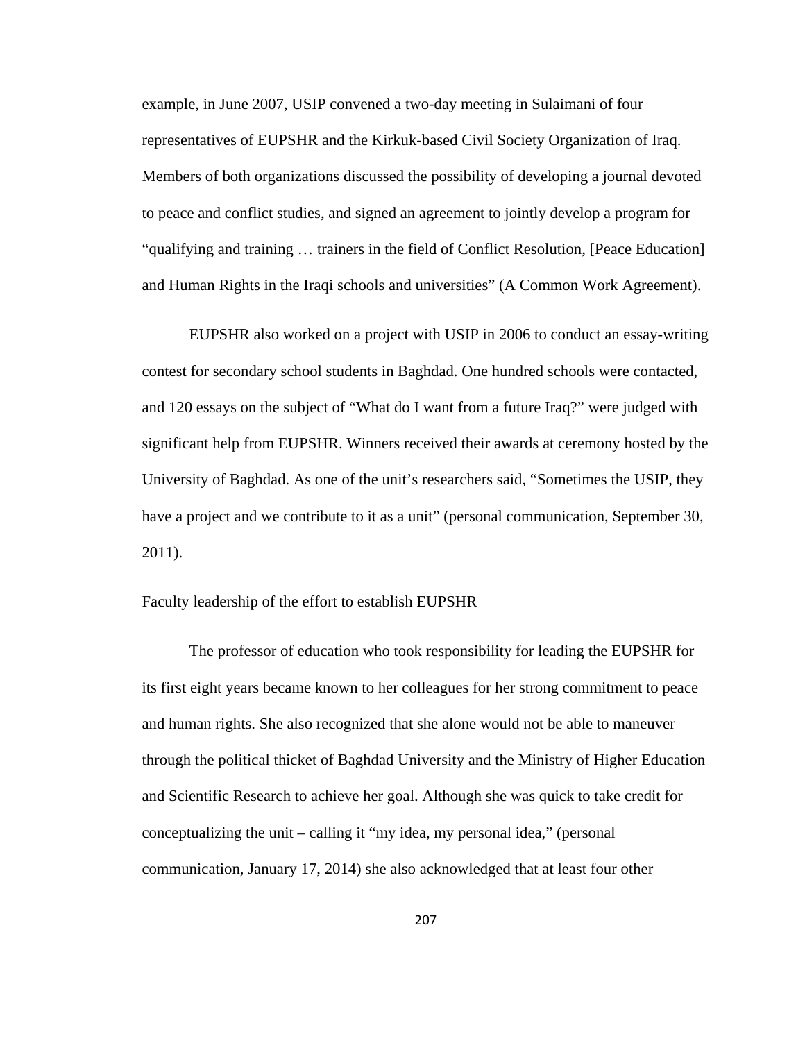example, in June 2007, USIP convened a two-day meeting in Sulaimani of four representatives of EUPSHR and the Kirkuk-based Civil Society Organization of Iraq. Members of both organizations discussed the possibility of developing a journal devoted to peace and conflict studies, and signed an agreement to jointly develop a program for "qualifying and training … trainers in the field of Conflict Resolution, [Peace Education] and Human Rights in the Iraqi schools and universities" (A Common Work Agreement).

EUPSHR also worked on a project with USIP in 2006 to conduct an essay-writing contest for secondary school students in Baghdad. One hundred schools were contacted, and 120 essays on the subject of "What do I want from a future Iraq?" were judged with significant help from EUPSHR. Winners received their awards at ceremony hosted by the University of Baghdad. As one of the unit's researchers said, "Sometimes the USIP, they have a project and we contribute to it as a unit" (personal communication, September 30, 2011).

<u>Faculty leadership of the effort to establish EUPSHR</u>

The professor of education who took responsibility for leading the EUPSHR for its first eight years became known to her colleagues for her strong commitment to peace and human rights. She also recognized that she alone would not be able to maneuver through the political thicket of Baghdad University and the Ministry of Higher Education and Scientific Research to achieve her goal. Although she was quick to take credit for conceptualizing the unit – calling it "my idea, my personal idea," (personal communication, January 17, 2014) she also acknowledged that at least four other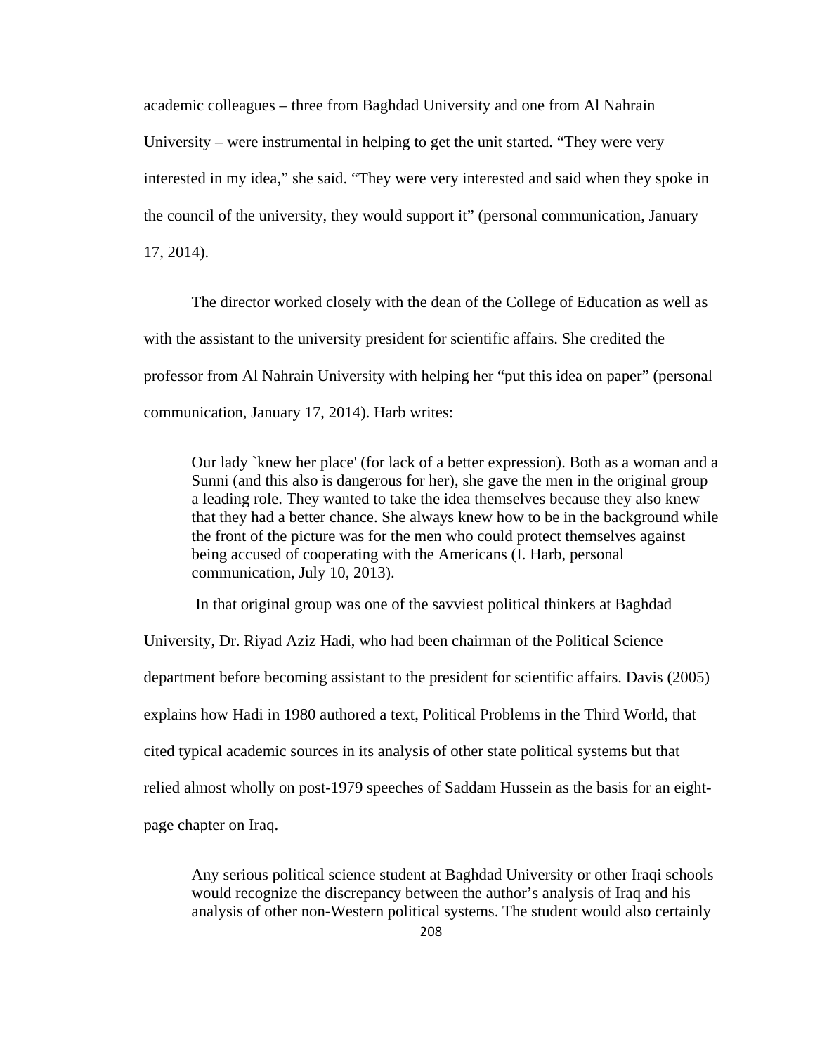academic colleagues – three from Baghdad University and one from Al Nahrain University – were instrumental in helping to get the unit started. “They were very interested in my idea,” she said. “They were very interested and said when they spoke in the council of the university, they would support it” (personal communication, January 17, 2014).

The director worked closely with the dean of the College of Education as well as with the assistant to the university president for scientific affairs. She credited the professor from Al Nahrain University with helping her “put this idea on paper” (personal communication, January 17, 2014). Harb writes:

> Our lady `knew her place' (for lack of a better expression). Both as a woman and a Sunni (and this also is dangerous for her), she gave the men in the original group a leading role. They wanted to take the idea themselves because they also knew that they had a better chance. She always knew how to be in the background while the front of the picture was for the men who could protect themselves against being accused of cooperating with the Americans (I. Harb, personal communication, July 10, 2013).

In that original group was one of the savviest political thinkers at Baghdad University, Dr. Riyad Aziz Hadi, who had been chairman of the Political Science department before becoming assistant to the president for scientific affairs. Davis (2005) explains how Hadi in 1980 authored a text, Political Problems in the Third World, that cited typical academic sources in its analysis of other state political systems but that relied almost wholly on post-1979 speeches of Saddam Hussein as the basis for an eight-page chapter on Iraq.

> Any serious political science student at Baghdad University or other Iraqi schools would recognize the discrepancy between the author’s analysis of Iraq and his analysis of other non-Western political systems. The student would also certainly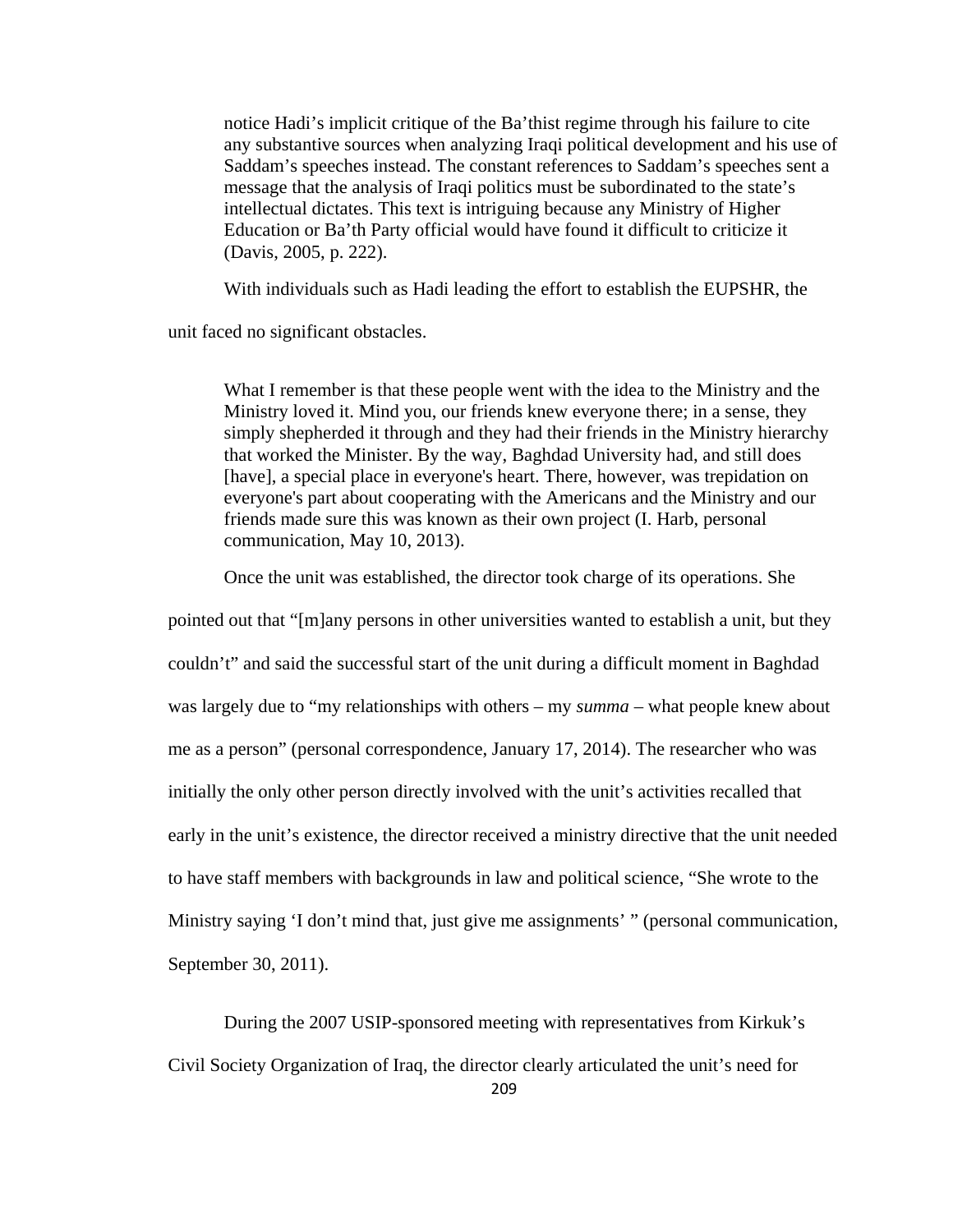> notice Hadi's implicit critique of the Ba'thist regime through his failure to cite any substantive sources when analyzing Iraqi political development and his use of Saddam's speeches instead. The constant references to Saddam's speeches sent a message that the analysis of Iraqi politics must be subordinated to the state's intellectual dictates. This text is intriguing because any Ministry of Higher Education or Ba'th Party official would have found it difficult to criticize it (Davis, 2005, p. 222).

With individuals such as Hadi leading the effort to establish the EUPSHR, the unit faced no significant obstacles.

> What I remember is that these people went with the idea to the Ministry and the Ministry loved it. Mind you, our friends knew everyone there; in a sense, they simply shepherded it through and they had their friends in the Ministry hierarchy that worked the Minister. By the way, Baghdad University had, and still does [have], a special place in everyone's heart. There, however, was trepidation on everyone's part about cooperating with the Americans and the Ministry and our friends made sure this was known as their own project (I. Harb, personal communication, May 10, 2013).

Once the unit was established, the director took charge of its operations. She pointed out that "[m]any persons in other universities wanted to establish a unit, but they couldn't" and said the successful start of the unit during a difficult moment in Baghdad was largely due to "my relationships with others – my *summa* – what people knew about me as a person" (personal correspondence, January 17, 2014). The researcher who was initially the only other person directly involved with the unit's activities recalled that early in the unit's existence, the director received a ministry directive that the unit needed to have staff members with backgrounds in law and political science, "She wrote to the Ministry saying 'I don't mind that, just give me assignments' " (personal communication, September 30, 2011).

During the 2007 USIP-sponsored meeting with representatives from Kirkuk's Civil Society Organization of Iraq, the director clearly articulated the unit's need for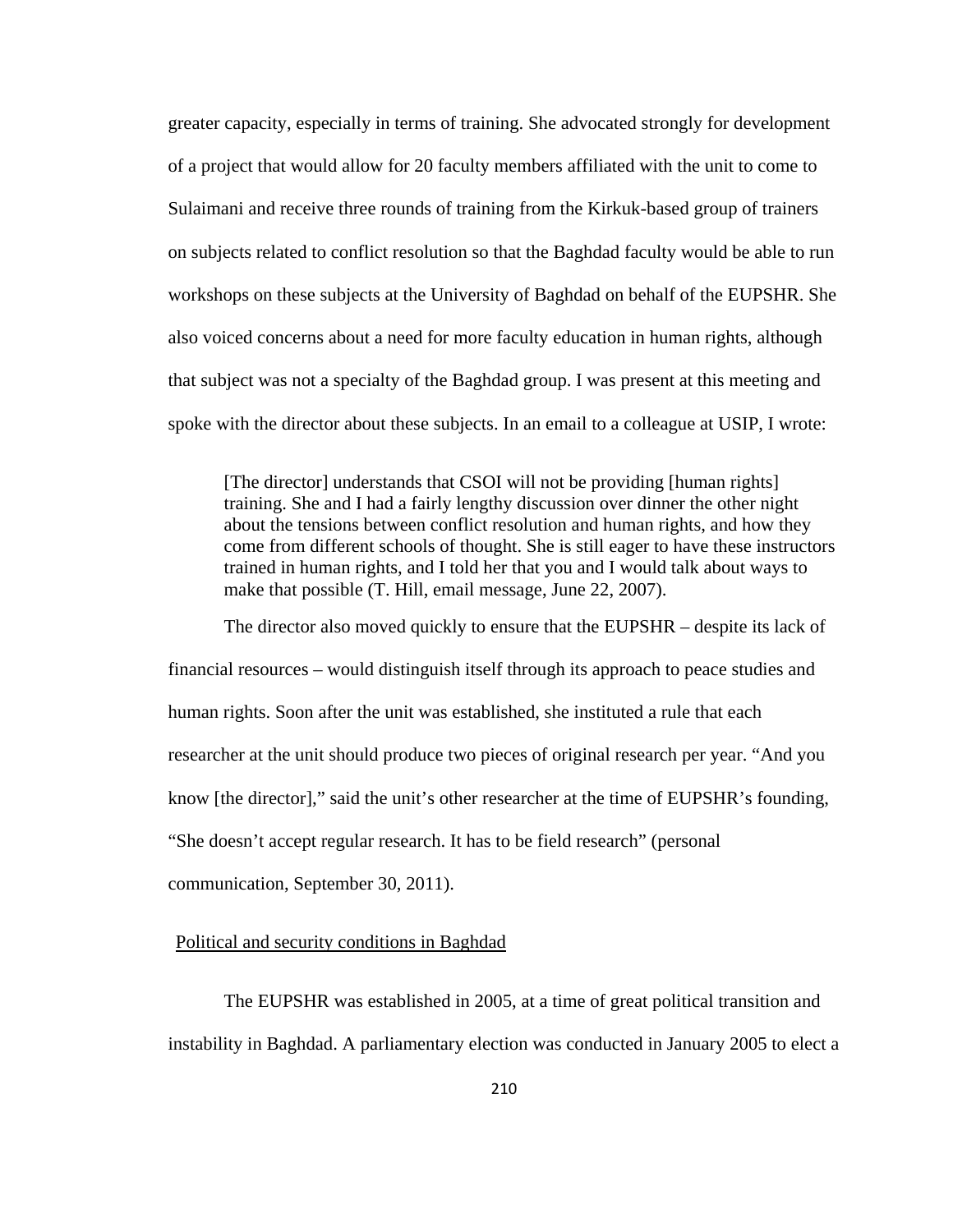greater capacity, especially in terms of training. She advocated strongly for development of a project that would allow for 20 faculty members affiliated with the unit to come to Sulaimani and receive three rounds of training from the Kirkuk-based group of trainers on subjects related to conflict resolution so that the Baghdad faculty would be able to run workshops on these subjects at the University of Baghdad on behalf of the EUPSHR. She also voiced concerns about a need for more faculty education in human rights, although that subject was not a specialty of the Baghdad group. I was present at this meeting and spoke with the director about these subjects. In an email to a colleague at USIP, I wrote:

> [The director] understands that CSOI will not be providing [human rights] training. She and I had a fairly lengthy discussion over dinner the other night about the tensions between conflict resolution and human rights, and how they come from different schools of thought. She is still eager to have these instructors trained in human rights, and I told her that you and I would talk about ways to make that possible (T. Hill, email message, June 22, 2007).

The director also moved quickly to ensure that the EUPSHR – despite its lack of financial resources – would distinguish itself through its approach to peace studies and human rights. Soon after the unit was established, she instituted a rule that each researcher at the unit should produce two pieces of original research per year. "And you know [the director]," said the unit's other researcher at the time of EUPSHR's founding, "She doesn't accept regular research. It has to be field research" (personal communication, September 30, 2011).

<u>Political and security conditions in Baghdad</u>

The EUPSHR was established in 2005, at a time of great political transition and instability in Baghdad. A parliamentary election was conducted in January 2005 to elect a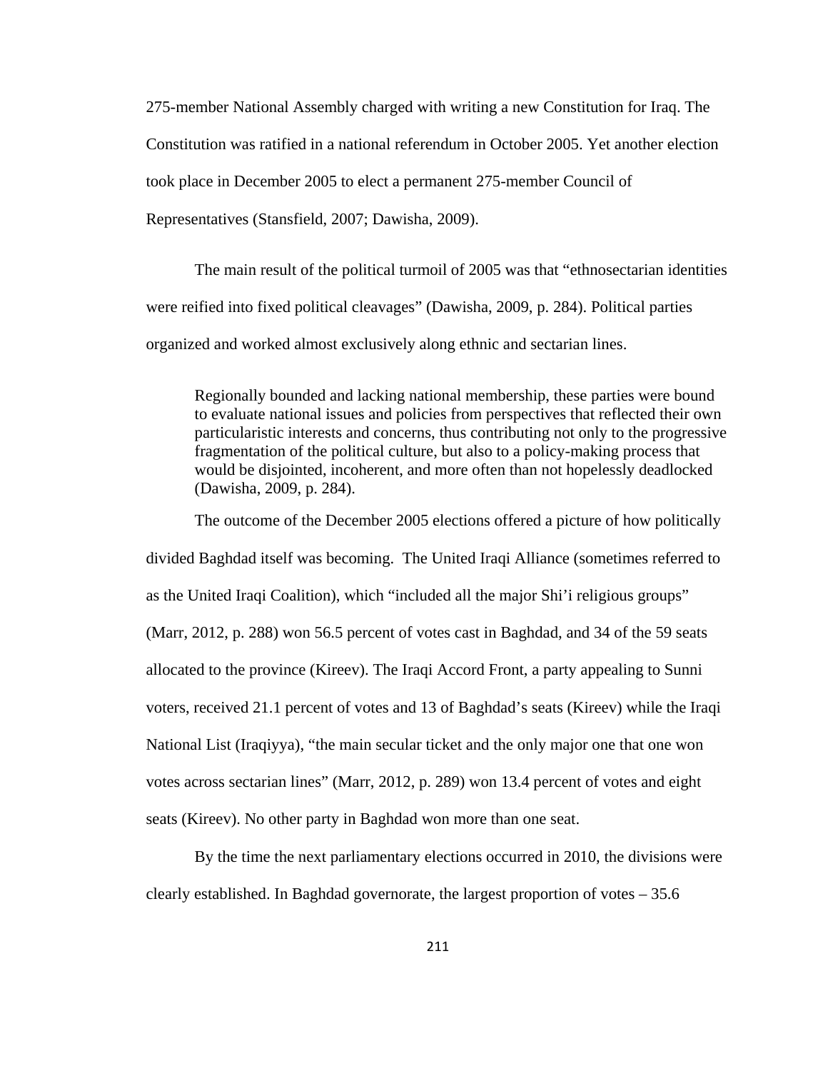275-member National Assembly charged with writing a new Constitution for Iraq. The Constitution was ratified in a national referendum in October 2005. Yet another election took place in December 2005 to elect a permanent 275-member Council of Representatives (Stansfield, 2007; Dawisha, 2009).

The main result of the political turmoil of 2005 was that "ethnosectarian identities were reified into fixed political cleavages" (Dawisha, 2009, p. 284). Political parties organized and worked almost exclusively along ethnic and sectarian lines.

> Regionally bounded and lacking national membership, these parties were bound to evaluate national issues and policies from perspectives that reflected their own particularistic interests and concerns, thus contributing not only to the progressive fragmentation of the political culture, but also to a policy-making process that would be disjointed, incoherent, and more often than not hopelessly deadlocked (Dawisha, 2009, p. 284).

The outcome of the December 2005 elections offered a picture of how politically divided Baghdad itself was becoming. The United Iraqi Alliance (sometimes referred to as the United Iraqi Coalition), which "included all the major Shi'i religious groups" (Marr, 2012, p. 288) won 56.5 percent of votes cast in Baghdad, and 34 of the 59 seats allocated to the province (Kireev). The Iraqi Accord Front, a party appealing to Sunni voters, received 21.1 percent of votes and 13 of Baghdad's seats (Kireev) while the Iraqi National List (Iraqiyya), "the main secular ticket and the only major one that one won votes across sectarian lines" (Marr, 2012, p. 289) won 13.4 percent of votes and eight seats (Kireev). No other party in Baghdad won more than one seat.

By the time the next parliamentary elections occurred in 2010, the divisions were clearly established. In Baghdad governorate, the largest proportion of votes – 35.6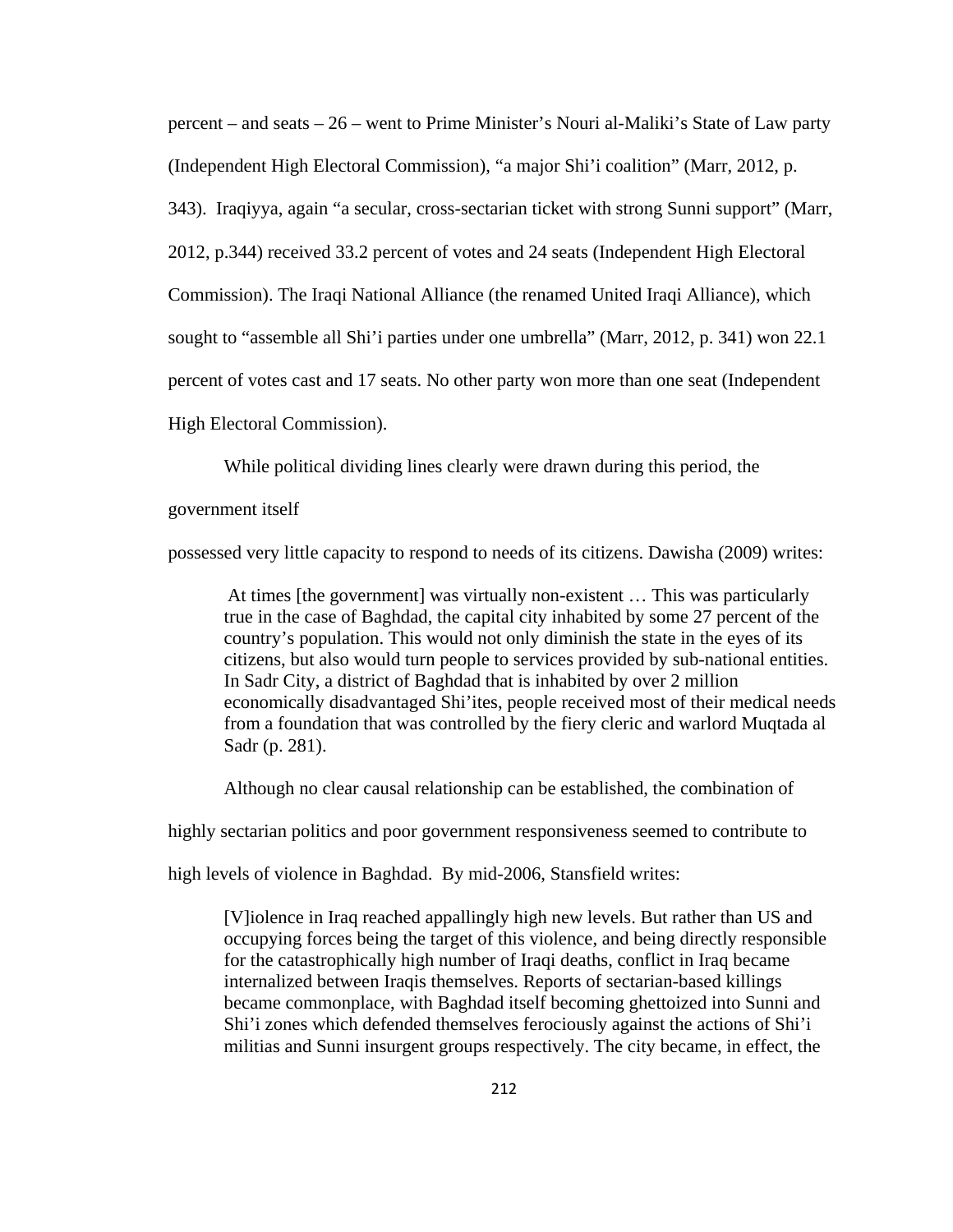percent – and seats – 26 – went to Prime Minister's Nouri al-Maliki's State of Law party (Independent High Electoral Commission), "a major Shi'i coalition" (Marr, 2012, p. 343). Iraqiyya, again "a secular, cross-sectarian ticket with strong Sunni support" (Marr, 2012, p.344) received 33.2 percent of votes and 24 seats (Independent High Electoral Commission). The Iraqi National Alliance (the renamed United Iraqi Alliance), which sought to "assemble all Shi'i parties under one umbrella" (Marr, 2012, p. 341) won 22.1 percent of votes cast and 17 seats. No other party won more than one seat (Independent High Electoral Commission).

While political dividing lines clearly were drawn during this period, the government itself possessed very little capacity to respond to needs of its citizens. Dawisha (2009) writes:

> At times [the government] was virtually non-existent … This was particularly true in the case of Baghdad, the capital city inhabited by some 27 percent of the country's population. This would not only diminish the state in the eyes of its citizens, but also would turn people to services provided by sub-national entities. In Sadr City, a district of Baghdad that is inhabited by over 2 million economically disadvantaged Shi'ites, people received most of their medical needs from a foundation that was controlled by the fiery cleric and warlord Muqtada al Sadr (p. 281).

Although no clear causal relationship can be established, the combination of highly sectarian politics and poor government responsiveness seemed to contribute to high levels of violence in Baghdad. By mid-2006, Stansfield writes:

> [V]iolence in Iraq reached appallingly high new levels. But rather than US and occupying forces being the target of this violence, and being directly responsible for the catastrophically high number of Iraqi deaths, conflict in Iraq became internalized between Iraqis themselves. Reports of sectarian-based killings became commonplace, with Baghdad itself becoming ghettoized into Sunni and Shi'i zones which defended themselves ferociously against the actions of Shi'i militias and Sunni insurgent groups respectively. The city became, in effect, the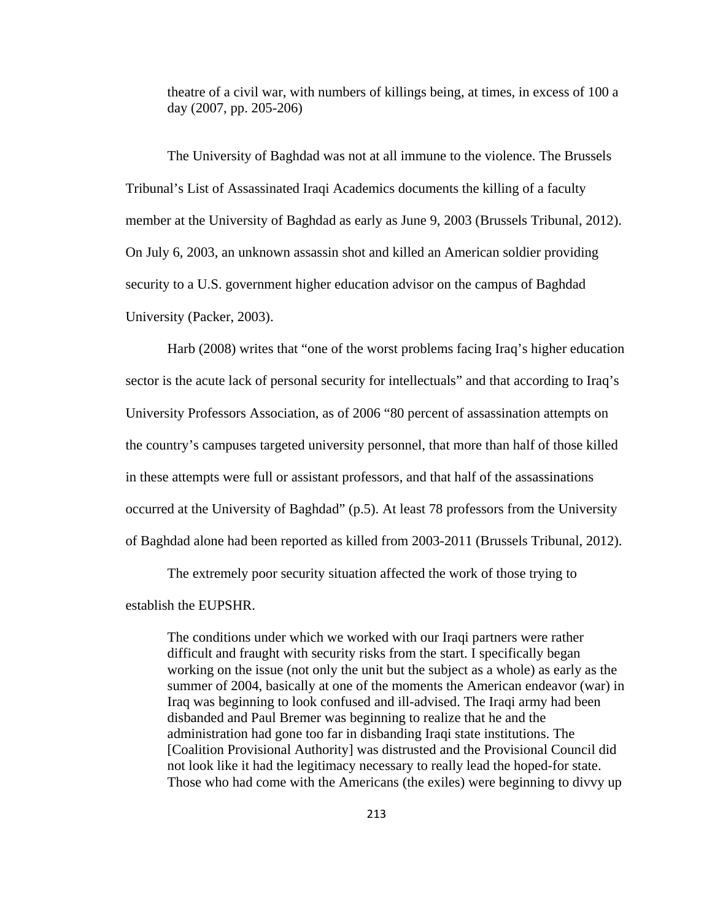> theatre of a civil war, with numbers of killings being, at times, in excess of 100 a day (2007, pp. 205-206)

The University of Baghdad was not at all immune to the violence. The Brussels Tribunal's List of Assassinated Iraqi Academics documents the killing of a faculty member at the University of Baghdad as early as June 9, 2003 (Brussels Tribunal, 2012). On July 6, 2003, an unknown assassin shot and killed an American soldier providing security to a U.S. government higher education advisor on the campus of Baghdad University (Packer, 2003).

Harb (2008) writes that "one of the worst problems facing Iraq's higher education sector is the acute lack of personal security for intellectuals" and that according to Iraq's University Professors Association, as of 2006 "80 percent of assassination attempts on the country's campuses targeted university personnel, that more than half of those killed in these attempts were full or assistant professors, and that half of the assassinations occurred at the University of Baghdad" (p.5). At least 78 professors from the University of Baghdad alone had been reported as killed from 2003-2011 (Brussels Tribunal, 2012).

The extremely poor security situation affected the work of those trying to establish the EUPSHR.

> The conditions under which we worked with our Iraqi partners were rather difficult and fraught with security risks from the start. I specifically began working on the issue (not only the unit but the subject as a whole) as early as the summer of 2004, basically at one of the moments the American endeavor (war) in Iraq was beginning to look confused and ill-advised. The Iraqi army had been disbanded and Paul Bremer was beginning to realize that he and the administration had gone too far in disbanding Iraqi state institutions. The [Coalition Provisional Authority] was distrusted and the Provisional Council did not look like it had the legitimacy necessary to really lead the hoped-for state. Those who had come with the Americans (the exiles) were beginning to divvy up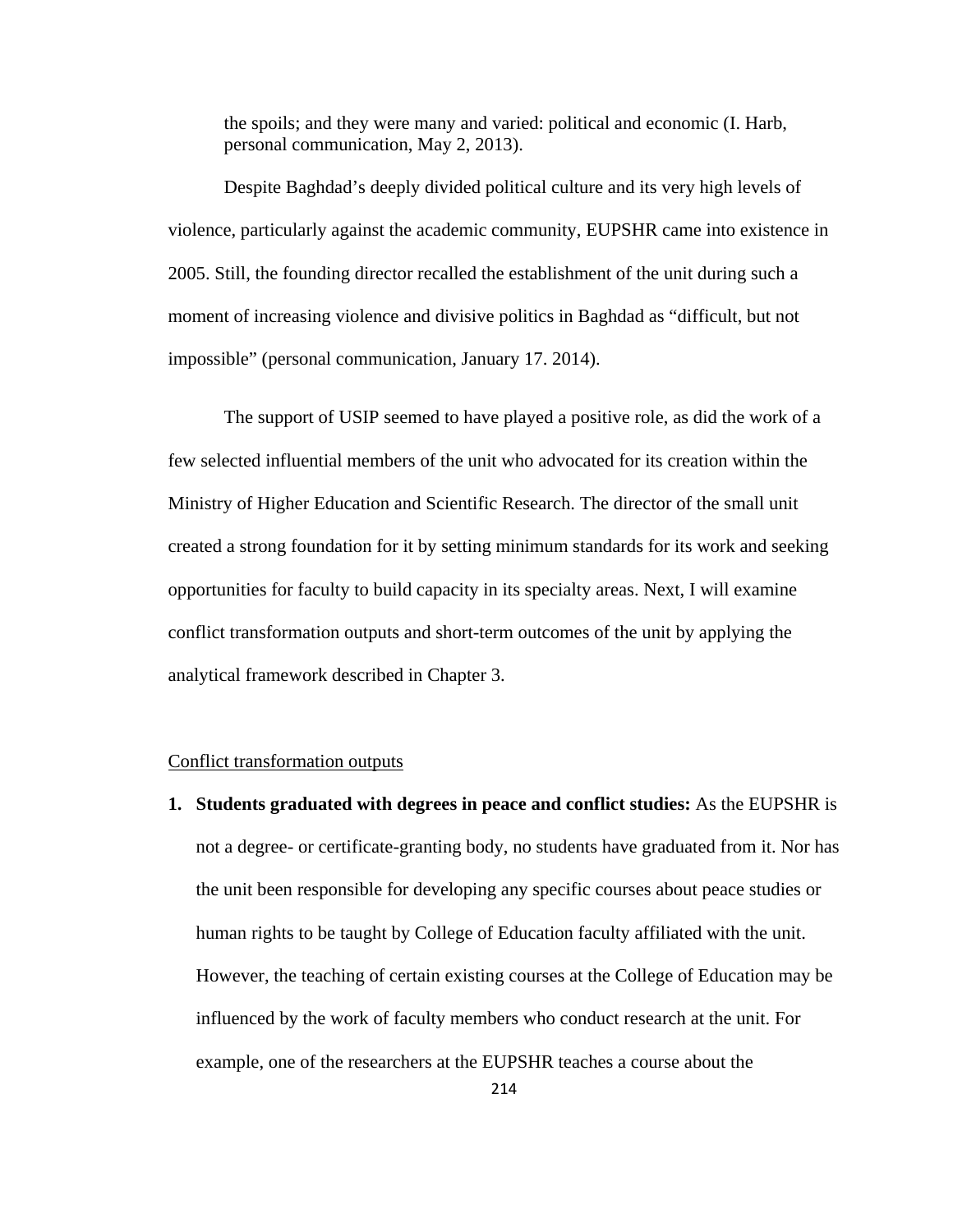the spoils; and they were many and varied: political and economic (I. Harb, personal communication, May 2, 2013).

Despite Baghdad's deeply divided political culture and its very high levels of violence, particularly against the academic community, EUPSHR came into existence in 2005. Still, the founding director recalled the establishment of the unit during such a moment of increasing violence and divisive politics in Baghdad as "difficult, but not impossible" (personal communication, January 17. 2014).

The support of USIP seemed to have played a positive role, as did the work of a few selected influential members of the unit who advocated for its creation within the Ministry of Higher Education and Scientific Research. The director of the small unit created a strong foundation for it by setting minimum standards for its work and seeking opportunities for faculty to build capacity in its specialty areas. Next, I will examine conflict transformation outputs and short-term outcomes of the unit by applying the analytical framework described in Chapter 3.

Conflict transformation outputs

1. **Students graduated with degrees in peace and conflict studies:** As the EUPSHR is not a degree- or certificate-granting body, no students have graduated from it. Nor has the unit been responsible for developing any specific courses about peace studies or human rights to be taught by College of Education faculty affiliated with the unit. However, the teaching of certain existing courses at the College of Education may be influenced by the work of faculty members who conduct research at the unit. For example, one of the researchers at the EUPSHR teaches a course about the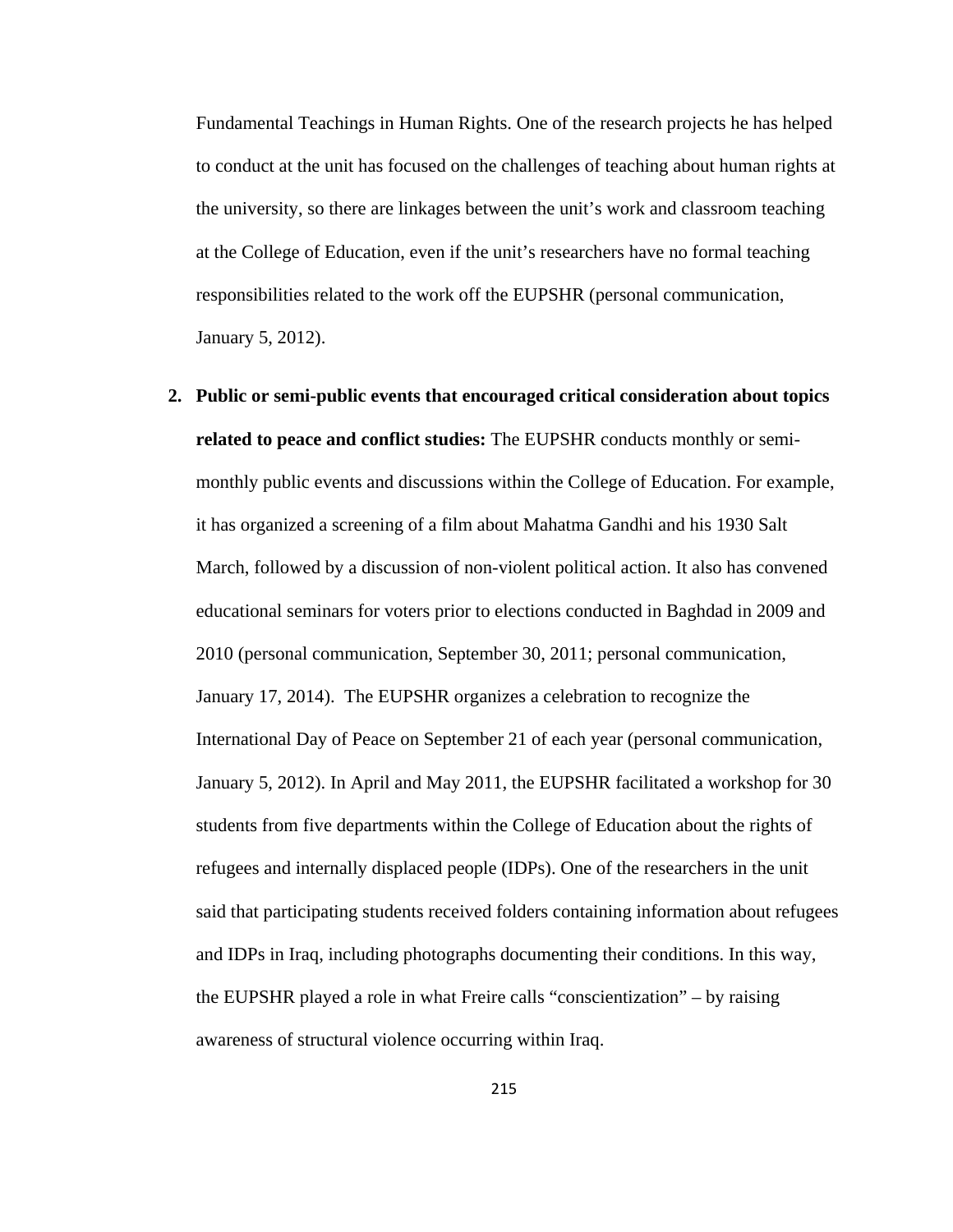Fundamental Teachings in Human Rights. One of the research projects he has helped to conduct at the unit has focused on the challenges of teaching about human rights at the university, so there are linkages between the unit's work and classroom teaching at the College of Education, even if the unit's researchers have no formal teaching responsibilities related to the work off the EUPSHR (personal communication, January 5, 2012).

2. **Public or semi-public events that encouraged critical consideration about topics related to peace and conflict studies:** The EUPSHR conducts monthly or semi-monthly public events and discussions within the College of Education. For example, it has organized a screening of a film about Mahatma Gandhi and his 1930 Salt March, followed by a discussion of non-violent political action. It also has convened educational seminars for voters prior to elections conducted in Baghdad in 2009 and 2010 (personal communication, September 30, 2011; personal communication, January 17, 2014). The EUPSHR organizes a celebration to recognize the International Day of Peace on September 21 of each year (personal communication, January 5, 2012). In April and May 2011, the EUPSHR facilitated a workshop for 30 students from five departments within the College of Education about the rights of refugees and internally displaced people (IDPs). One of the researchers in the unit said that participating students received folders containing information about refugees and IDPs in Iraq, including photographs documenting their conditions. In this way, the EUPSHR played a role in what Freire calls "conscientization" – by raising awareness of structural violence occurring within Iraq.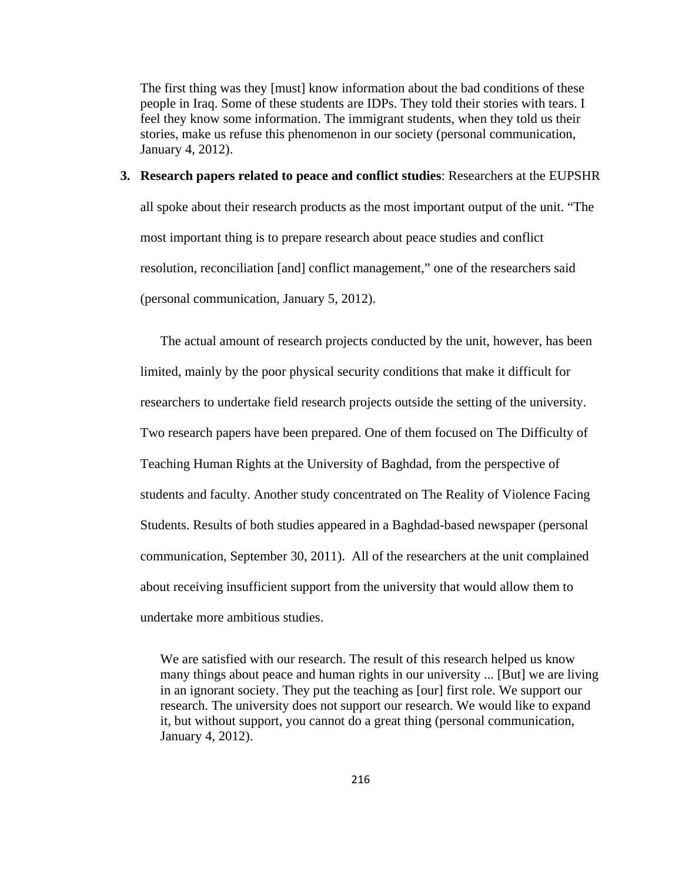> The first thing was they [must] know information about the bad conditions of these people in Iraq. Some of these students are IDPs. They told their stories with tears. I feel they know some information. The immigrant students, when they told us their stories, make us refuse this phenomenon in our society (personal communication, January 4, 2012).

3. **Research papers related to peace and conflict studies**: Researchers at the EUPSHR all spoke about their research products as the most important output of the unit. "The most important thing is to prepare research about peace studies and conflict resolution, reconciliation [and] conflict management," one of the researchers said (personal communication, January 5, 2012).

   The actual amount of research projects conducted by the unit, however, has been limited, mainly by the poor physical security conditions that make it difficult for researchers to undertake field research projects outside the setting of the university. Two research papers have been prepared. One of them focused on The Difficulty of Teaching Human Rights at the University of Baghdad, from the perspective of students and faculty. Another study concentrated on The Reality of Violence Facing Students. Results of both studies appeared in a Baghdad-based newspaper (personal communication, September 30, 2011). All of the researchers at the unit complained about receiving insufficient support from the university that would allow them to undertake more ambitious studies.

   > We are satisfied with our research. The result of this research helped us know many things about peace and human rights in our university ... [But] we are living in an ignorant society. They put the teaching as [our] first role. We support our research. The university does not support our research. We would like to expand it, but without support, you cannot do a great thing (personal communication, January 4, 2012).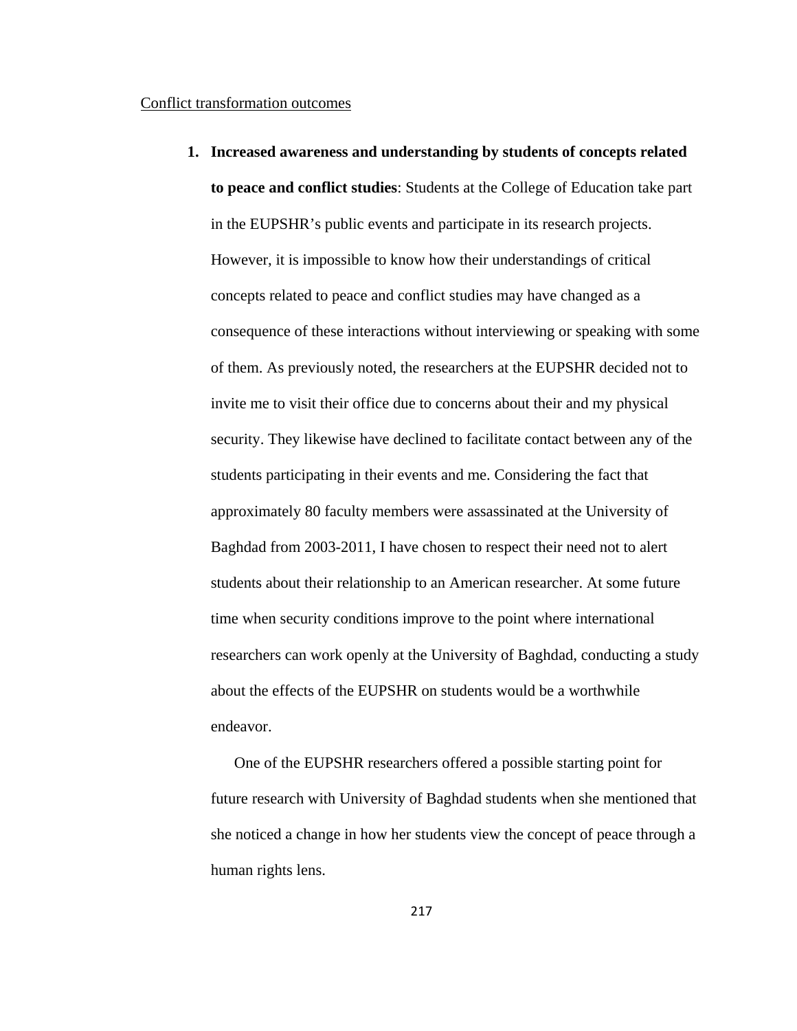Conflict transformation outcomes

1. **Increased awareness and understanding by students of concepts related to peace and conflict studies**: Students at the College of Education take part in the EUPSHR's public events and participate in its research projects. However, it is impossible to know how their understandings of critical concepts related to peace and conflict studies may have changed as a consequence of these interactions without interviewing or speaking with some of them. As previously noted, the researchers at the EUPSHR decided not to invite me to visit their office due to concerns about their and my physical security. They likewise have declined to facilitate contact between any of the students participating in their events and me. Considering the fact that approximately 80 faculty members were assassinated at the University of Baghdad from 2003-2011, I have chosen to respect their need not to alert students about their relationship to an American researcher. At some future time when security conditions improve to the point where international researchers can work openly at the University of Baghdad, conducting a study about the effects of the EUPSHR on students would be a worthwhile endeavor.

   One of the EUPSHR researchers offered a possible starting point for future research with University of Baghdad students when she mentioned that she noticed a change in how her students view the concept of peace through a human rights lens.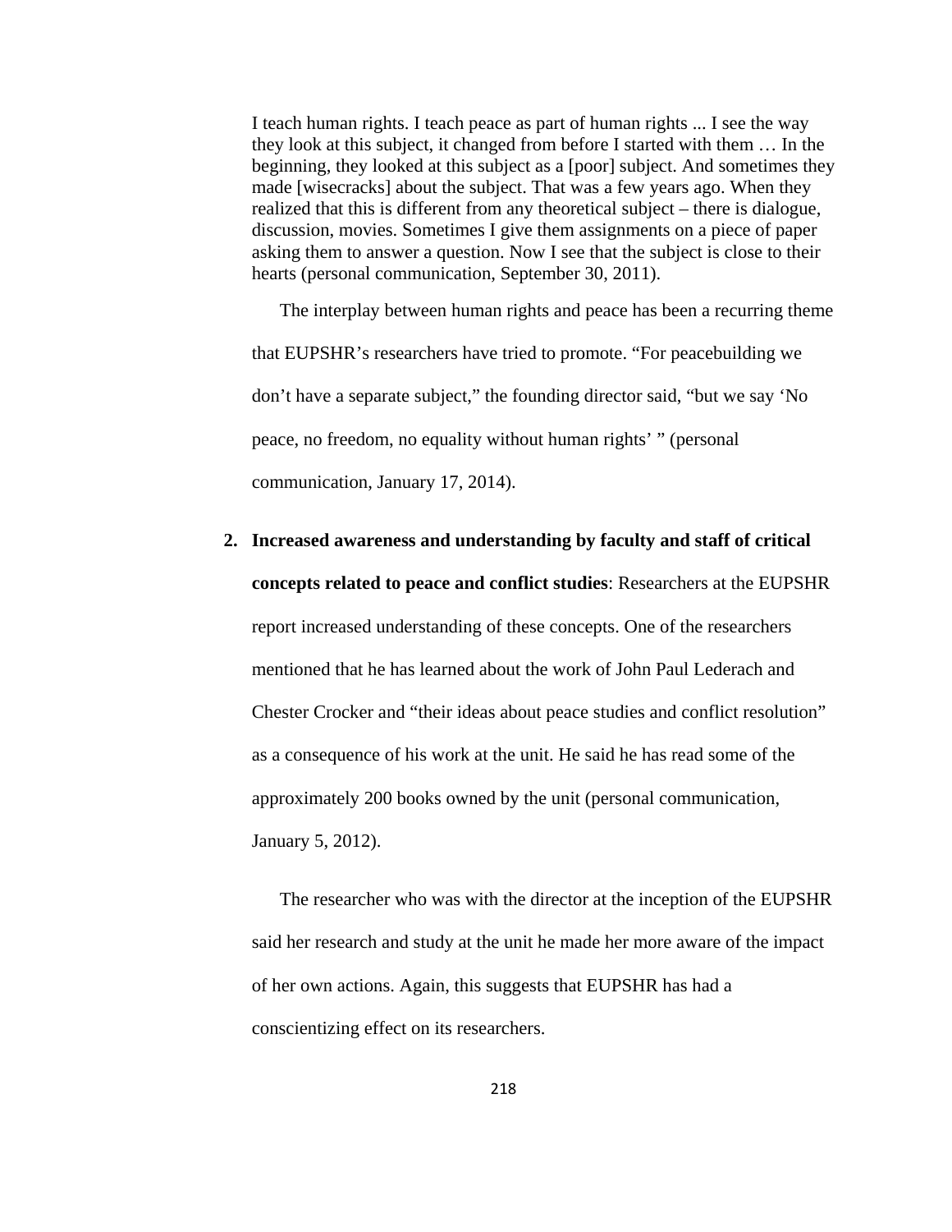> I teach human rights. I teach peace as part of human rights ... I see the way they look at this subject, it changed from before I started with them … In the beginning, they looked at this subject as a [poor] subject. And sometimes they made [wisecracks] about the subject. That was a few years ago. When they realized that this is different from any theoretical subject – there is dialogue, discussion, movies. Sometimes I give them assignments on a piece of paper asking them to answer a question. Now I see that the subject is close to their hearts (personal communication, September 30, 2011).

The interplay between human rights and peace has been a recurring theme that EUPSHR's researchers have tried to promote. "For peacebuilding we don't have a separate subject," the founding director said, "but we say 'No peace, no freedom, no equality without human rights' " (personal communication, January 17, 2014).

2. **Increased awareness and understanding by faculty and staff of critical concepts related to peace and conflict studies**: Researchers at the EUPSHR report increased understanding of these concepts. One of the researchers mentioned that he has learned about the work of John Paul Lederach and Chester Crocker and "their ideas about peace studies and conflict resolution" as a consequence of his work at the unit. He said he has read some of the approximately 200 books owned by the unit (personal communication, January 5, 2012).

   The researcher who was with the director at the inception of the EUPSHR said her research and study at the unit he made her more aware of the impact of her own actions. Again, this suggests that EUPSHR has had a conscientizing effect on its researchers.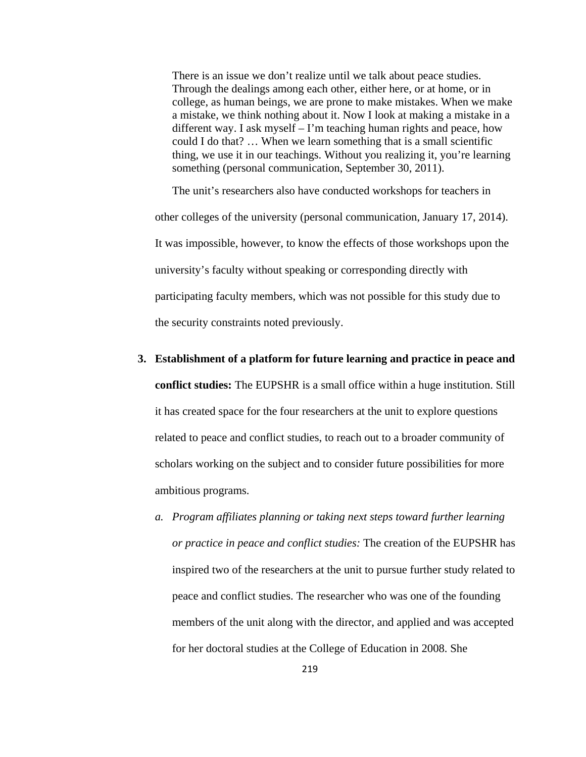> There is an issue we don't realize until we talk about peace studies. Through the dealings among each other, either here, or at home, or in college, as human beings, we are prone to make mistakes. When we make a mistake, we think nothing about it. Now I look at making a mistake in a different way. I ask myself – I'm teaching human rights and peace, how could I do that? … When we learn something that is a small scientific thing, we use it in our teachings. Without you realizing it, you're learning something (personal communication, September 30, 2011).

The unit's researchers also have conducted workshops for teachers in other colleges of the university (personal communication, January 17, 2014). It was impossible, however, to know the effects of those workshops upon the university's faculty without speaking or corresponding directly with participating faculty members, which was not possible for this study due to the security constraints noted previously.

3. **Establishment of a platform for future learning and practice in peace and conflict studies:** The EUPSHR is a small office within a huge institution. Still it has created space for the four researchers at the unit to explore questions related to peace and conflict studies, to reach out to a broader community of scholars working on the subject and to consider future possibilities for more ambitious programs.

   a. *Program affiliates planning or taking next steps toward further learning or practice in peace and conflict studies:* The creation of the EUPSHR has inspired two of the researchers at the unit to pursue further study related to peace and conflict studies. The researcher who was one of the founding members of the unit along with the director, and applied and was accepted for her doctoral studies at the College of Education in 2008. She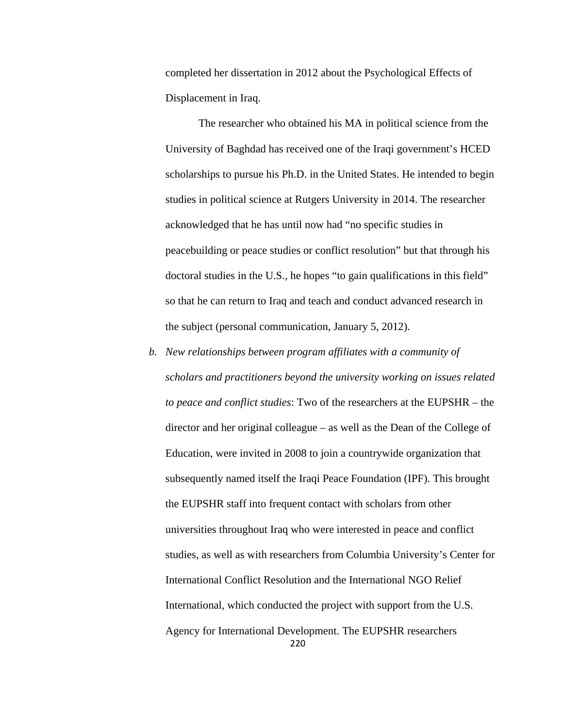completed her dissertation in 2012 about the Psychological Effects of Displacement in Iraq.

The researcher who obtained his MA in political science from the University of Baghdad has received one of the Iraqi government's HCED scholarships to pursue his Ph.D. in the United States. He intended to begin studies in political science at Rutgers University in 2014. The researcher acknowledged that he has until now had "no specific studies in peacebuilding or peace studies or conflict resolution" but that through his doctoral studies in the U.S., he hopes "to gain qualifications in this field" so that he can return to Iraq and teach and conduct advanced research in the subject (personal communication, January 5, 2012).

b. *New relationships between program affiliates with a community of scholars and practitioners beyond the university working on issues related to peace and conflict studies*: Two of the researchers at the EUPSHR – the director and her original colleague – as well as the Dean of the College of Education, were invited in 2008 to join a countrywide organization that subsequently named itself the Iraqi Peace Foundation (IPF). This brought the EUPSHR staff into frequent contact with scholars from other universities throughout Iraq who were interested in peace and conflict studies, as well as with researchers from Columbia University's Center for International Conflict Resolution and the International NGO Relief International, which conducted the project with support from the U.S. Agency for International Development. The EUPSHR researchers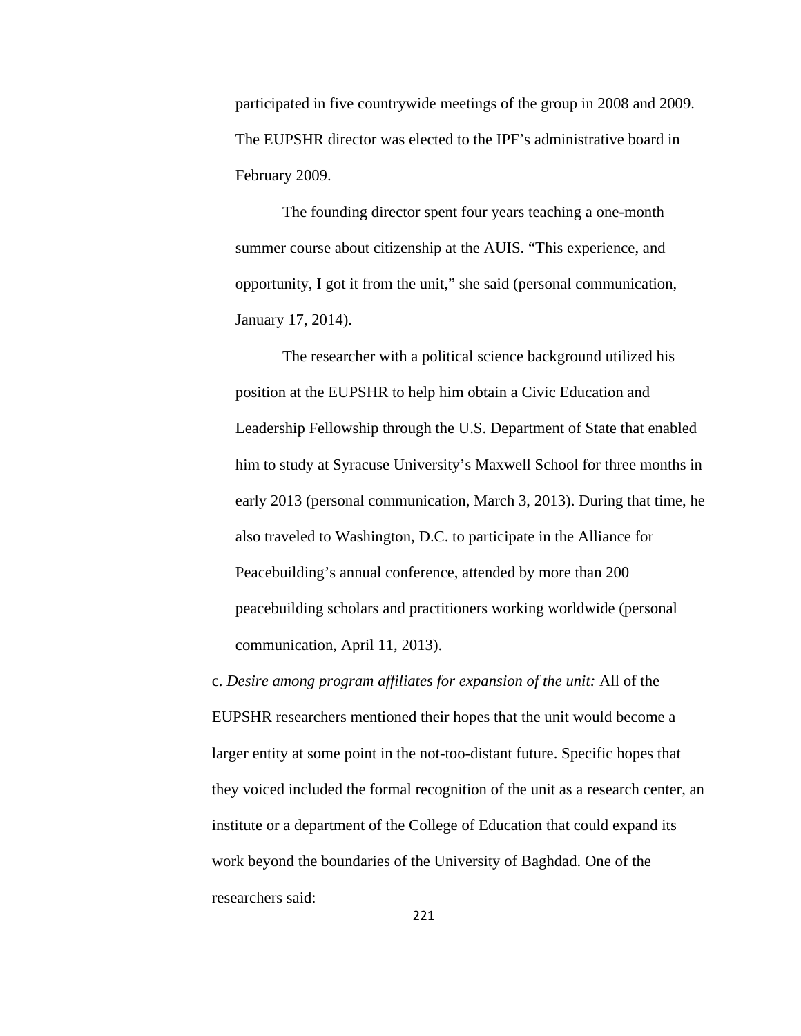participated in five countrywide meetings of the group in 2008 and 2009. The EUPSHR director was elected to the IPF's administrative board in February 2009.

The founding director spent four years teaching a one-month summer course about citizenship at the AUIS. "This experience, and opportunity, I got it from the unit," she said (personal communication, January 17, 2014).

The researcher with a political science background utilized his position at the EUPSHR to help him obtain a Civic Education and Leadership Fellowship through the U.S. Department of State that enabled him to study at Syracuse University's Maxwell School for three months in early 2013 (personal communication, March 3, 2013). During that time, he also traveled to Washington, D.C. to participate in the Alliance for Peacebuilding's annual conference, attended by more than 200 peacebuilding scholars and practitioners working worldwide (personal communication, April 11, 2013).

c. *Desire among program affiliates for expansion of the unit:* All of the EUPSHR researchers mentioned their hopes that the unit would become a larger entity at some point in the not-too-distant future. Specific hopes that they voiced included the formal recognition of the unit as a research center, an institute or a department of the College of Education that could expand its work beyond the boundaries of the University of Baghdad. One of the researchers said: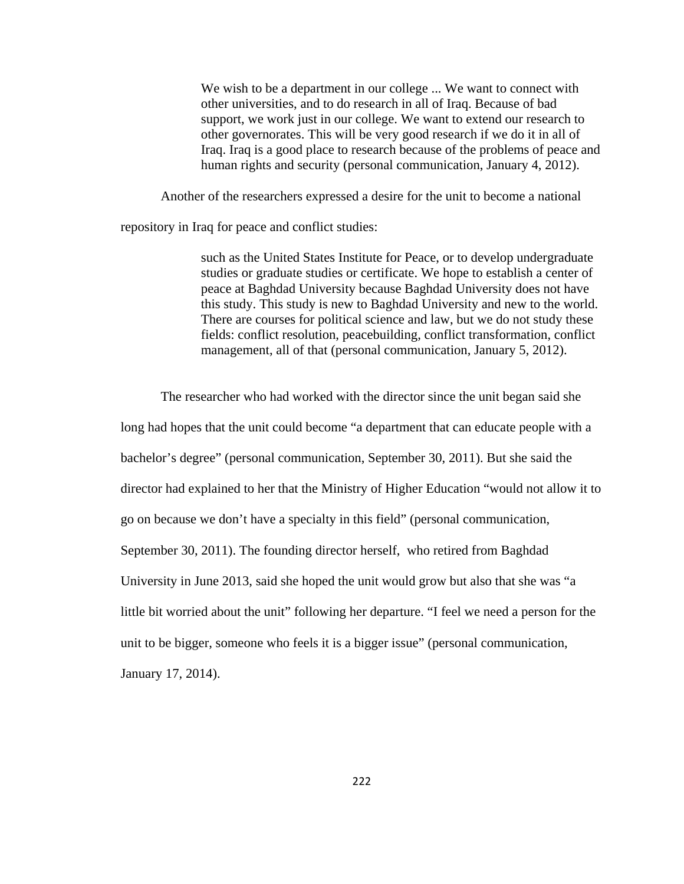> We wish to be a department in our college ... We want to connect with other universities, and to do research in all of Iraq. Because of bad support, we work just in our college. We want to extend our research to other governorates. This will be very good research if we do it in all of Iraq. Iraq is a good place to research because of the problems of peace and human rights and security (personal communication, January 4, 2012).

Another of the researchers expressed a desire for the unit to become a national repository in Iraq for peace and conflict studies:

> such as the United States Institute for Peace, or to develop undergraduate studies or graduate studies or certificate. We hope to establish a center of peace at Baghdad University because Baghdad University does not have this study. This study is new to Baghdad University and new to the world. There are courses for political science and law, but we do not study these fields: conflict resolution, peacebuilding, conflict transformation, conflict management, all of that (personal communication, January 5, 2012).

The researcher who had worked with the director since the unit began said she long had hopes that the unit could become "a department that can educate people with a bachelor's degree" (personal communication, September 30, 2011). But she said the director had explained to her that the Ministry of Higher Education "would not allow it to go on because we don't have a specialty in this field" (personal communication, September 30, 2011). The founding director herself, who retired from Baghdad University in June 2013, said she hoped the unit would grow but also that she was "a little bit worried about the unit" following her departure. "I feel we need a person for the unit to be bigger, someone who feels it is a bigger issue" (personal communication, January 17, 2014).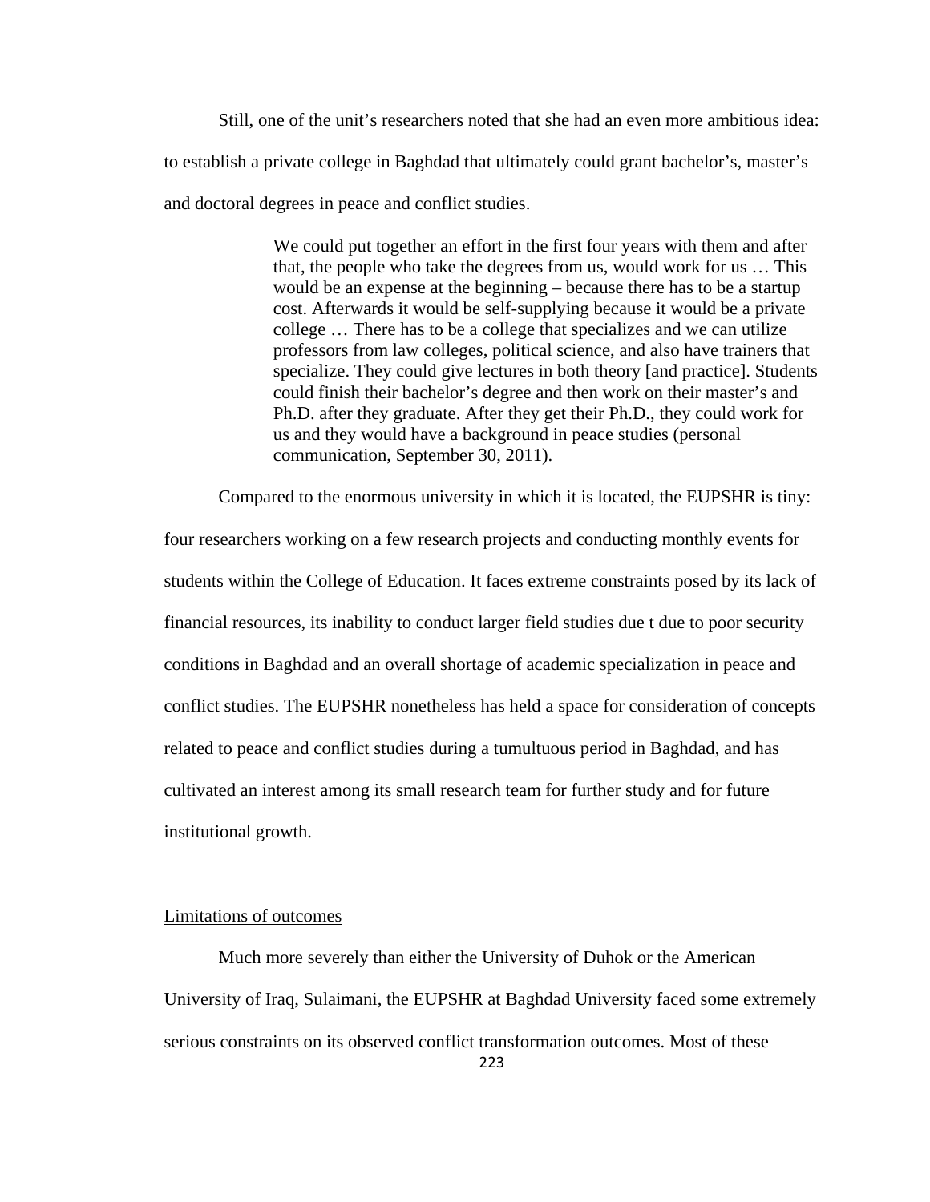Still, one of the unit's researchers noted that she had an even more ambitious idea: to establish a private college in Baghdad that ultimately could grant bachelor's, master's and doctoral degrees in peace and conflict studies.

> We could put together an effort in the first four years with them and after that, the people who take the degrees from us, would work for us … This would be an expense at the beginning – because there has to be a startup cost. Afterwards it would be self-supplying because it would be a private college … There has to be a college that specializes and we can utilize professors from law colleges, political science, and also have trainers that specialize. They could give lectures in both theory [and practice]. Students could finish their bachelor's degree and then work on their master's and Ph.D. after they graduate. After they get their Ph.D., they could work for us and they would have a background in peace studies (personal communication, September 30, 2011).

Compared to the enormous university in which it is located, the EUPSHR is tiny: four researchers working on a few research projects and conducting monthly events for students within the College of Education. It faces extreme constraints posed by its lack of financial resources, its inability to conduct larger field studies due t due to poor security conditions in Baghdad and an overall shortage of academic specialization in peace and conflict studies. The EUPSHR nonetheless has held a space for consideration of concepts related to peace and conflict studies during a tumultuous period in Baghdad, and has cultivated an interest among its small research team for further study and for future institutional growth.

Limitations of outcomes

Much more severely than either the University of Duhok or the American University of Iraq, Sulaimani, the EUPSHR at Baghdad University faced some extremely serious constraints on its observed conflict transformation outcomes. Most of these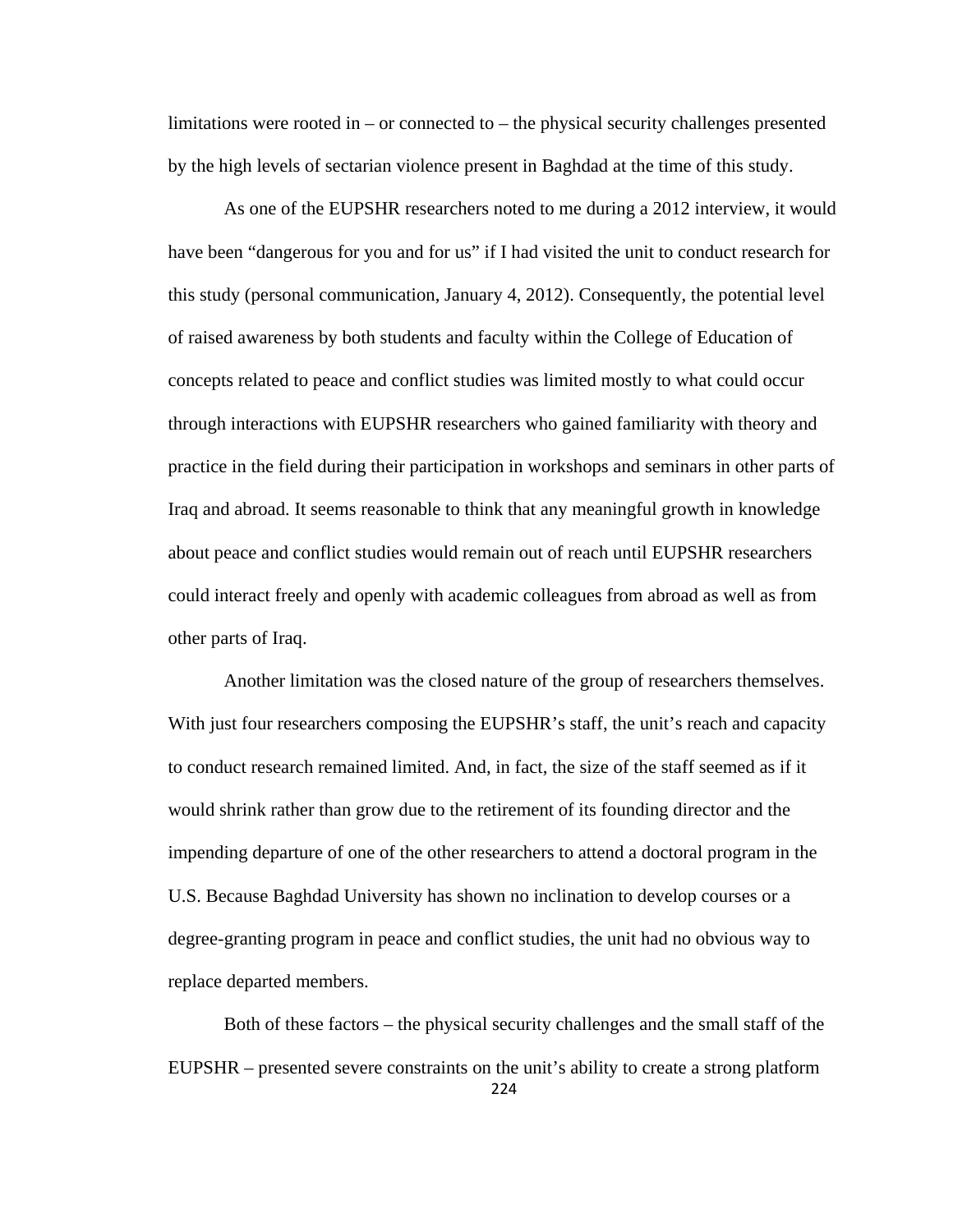limitations were rooted in – or connected to – the physical security challenges presented by the high levels of sectarian violence present in Baghdad at the time of this study.

As one of the EUPSHR researchers noted to me during a 2012 interview, it would have been "dangerous for you and for us" if I had visited the unit to conduct research for this study (personal communication, January 4, 2012). Consequently, the potential level of raised awareness by both students and faculty within the College of Education of concepts related to peace and conflict studies was limited mostly to what could occur through interactions with EUPSHR researchers who gained familiarity with theory and practice in the field during their participation in workshops and seminars in other parts of Iraq and abroad. It seems reasonable to think that any meaningful growth in knowledge about peace and conflict studies would remain out of reach until EUPSHR researchers could interact freely and openly with academic colleagues from abroad as well as from other parts of Iraq.

Another limitation was the closed nature of the group of researchers themselves. With just four researchers composing the EUPSHR's staff, the unit's reach and capacity to conduct research remained limited. And, in fact, the size of the staff seemed as if it would shrink rather than grow due to the retirement of its founding director and the impending departure of one of the other researchers to attend a doctoral program in the U.S. Because Baghdad University has shown no inclination to develop courses or a degree-granting program in peace and conflict studies, the unit had no obvious way to replace departed members.

Both of these factors – the physical security challenges and the small staff of the EUPSHR – presented severe constraints on the unit's ability to create a strong platform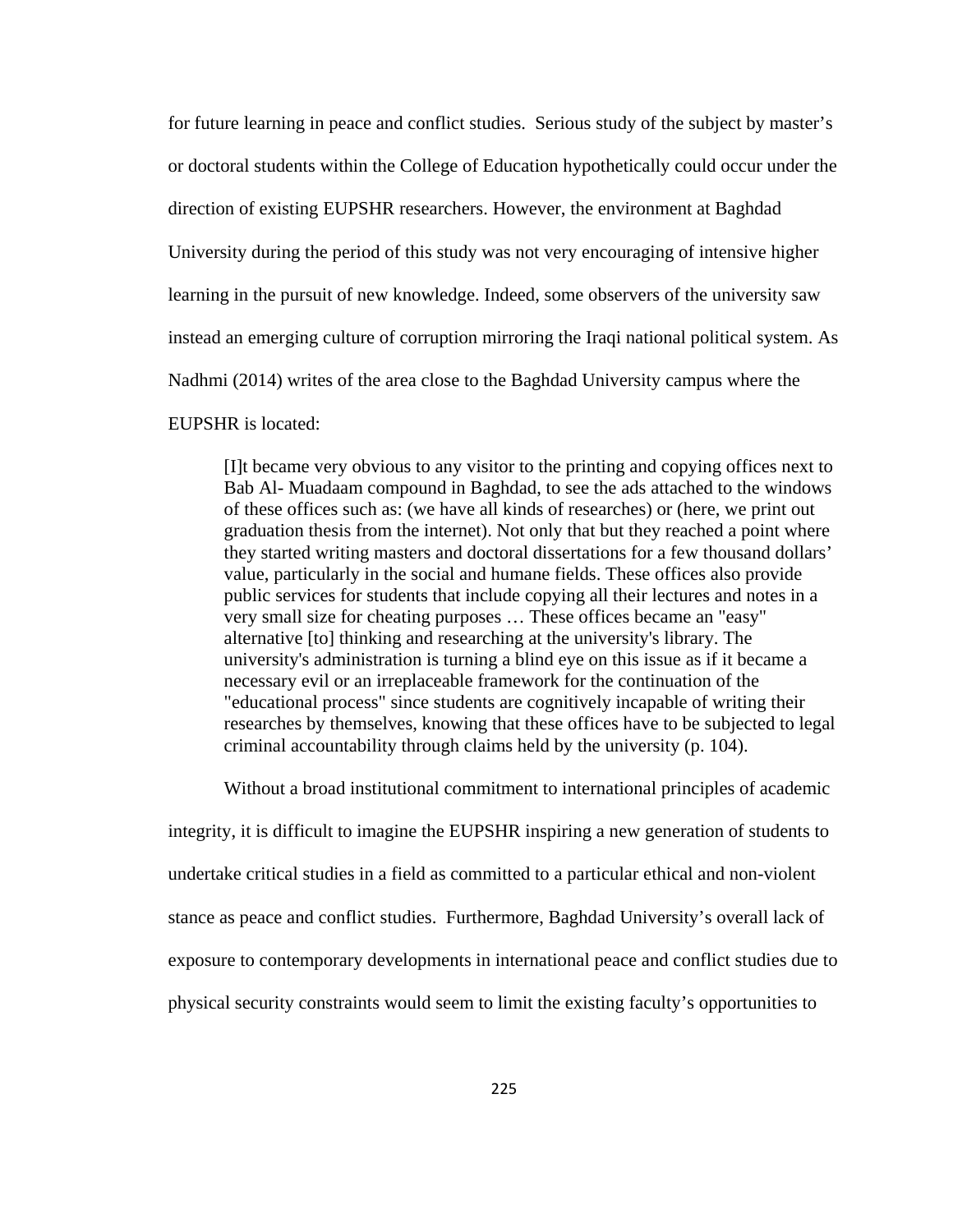for future learning in peace and conflict studies. Serious study of the subject by master's or doctoral students within the College of Education hypothetically could occur under the direction of existing EUPSHR researchers. However, the environment at Baghdad University during the period of this study was not very encouraging of intensive higher learning in the pursuit of new knowledge. Indeed, some observers of the university saw instead an emerging culture of corruption mirroring the Iraqi national political system. As Nadhmi (2014) writes of the area close to the Baghdad University campus where the EUPSHR is located:

> [I]t became very obvious to any visitor to the printing and copying offices next to Bab Al- Muadaam compound in Baghdad, to see the ads attached to the windows of these offices such as: (we have all kinds of researches) or (here, we print out graduation thesis from the internet). Not only that but they reached a point where they started writing masters and doctoral dissertations for a few thousand dollars' value, particularly in the social and humane fields. These offices also provide public services for students that include copying all their lectures and notes in a very small size for cheating purposes … These offices became an "easy" alternative [to] thinking and researching at the university's library. The university's administration is turning a blind eye on this issue as if it became a necessary evil or an irreplaceable framework for the continuation of the "educational process" since students are cognitively incapable of writing their researches by themselves, knowing that these offices have to be subjected to legal criminal accountability through claims held by the university (p. 104).

Without a broad institutional commitment to international principles of academic integrity, it is difficult to imagine the EUPSHR inspiring a new generation of students to undertake critical studies in a field as committed to a particular ethical and non-violent stance as peace and conflict studies. Furthermore, Baghdad University's overall lack of exposure to contemporary developments in international peace and conflict studies due to physical security constraints would seem to limit the existing faculty's opportunities to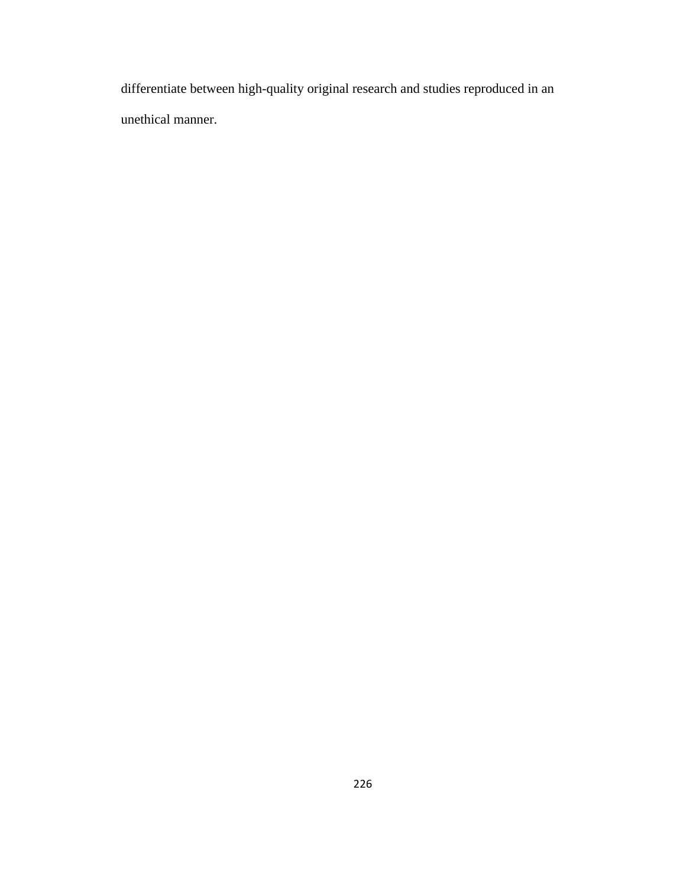differentiate between high-quality original research and studies reproduced in an unethical manner.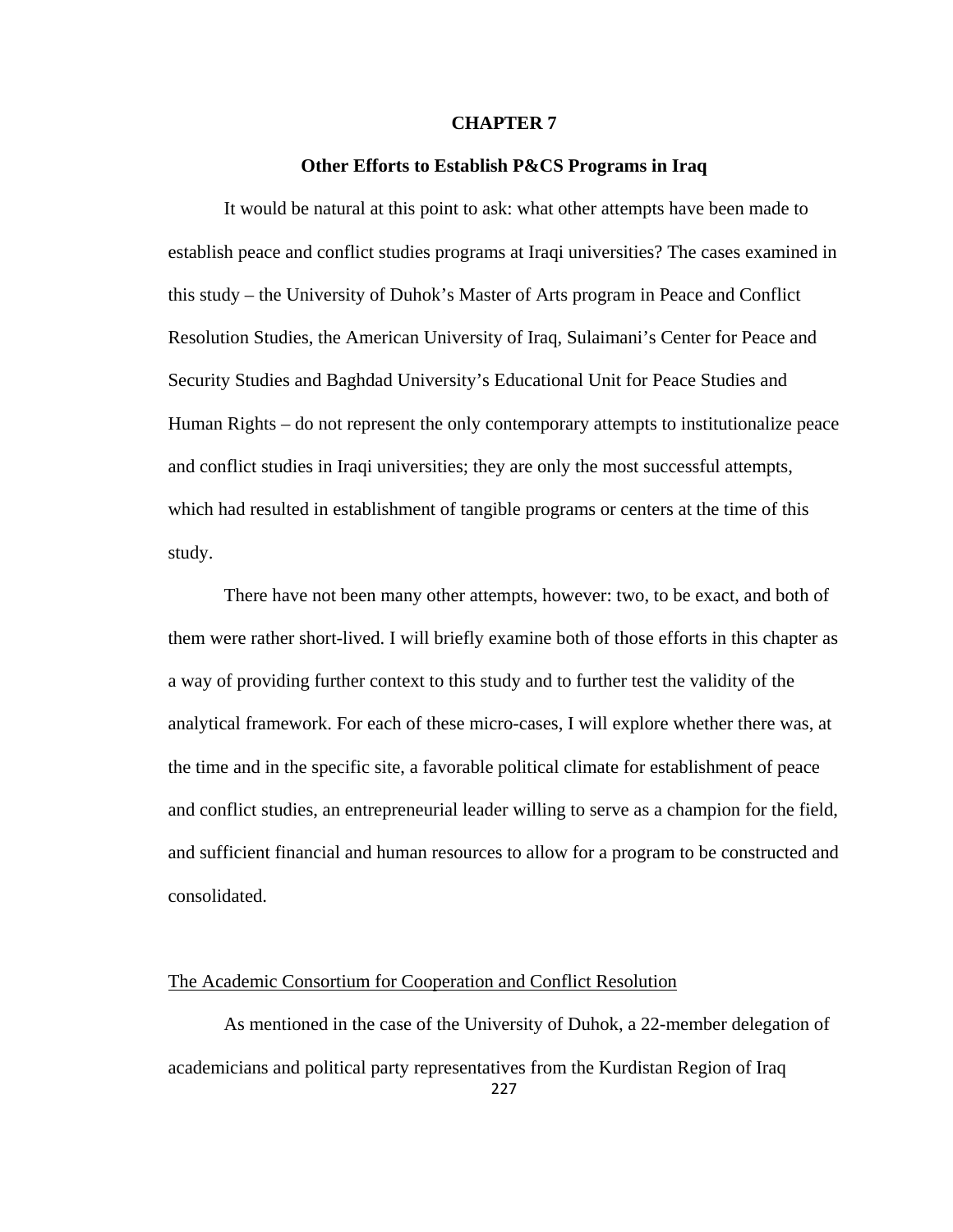# CHAPTER 7

## Other Efforts to Establish P&CS Programs in Iraq

It would be natural at this point to ask: what other attempts have been made to establish peace and conflict studies programs at Iraqi universities? The cases examined in this study – the University of Duhok's Master of Arts program in Peace and Conflict Resolution Studies, the American University of Iraq, Sulaimani's Center for Peace and Security Studies and Baghdad University's Educational Unit for Peace Studies and Human Rights – do not represent the only contemporary attempts to institutionalize peace and conflict studies in Iraqi universities; they are only the most successful attempts, which had resulted in establishment of tangible programs or centers at the time of this study.

There have not been many other attempts, however: two, to be exact, and both of them were rather short-lived. I will briefly examine both of those efforts in this chapter as a way of providing further context to this study and to further test the validity of the analytical framework. For each of these micro-cases, I will explore whether there was, at the time and in the specific site, a favorable political climate for establishment of peace and conflict studies, an entrepreneurial leader willing to serve as a champion for the field, and sufficient financial and human resources to allow for a program to be constructed and consolidated.

### The Academic Consortium for Cooperation and Conflict Resolution

As mentioned in the case of the University of Duhok, a 22-member delegation of academicians and political party representatives from the Kurdistan Region of Iraq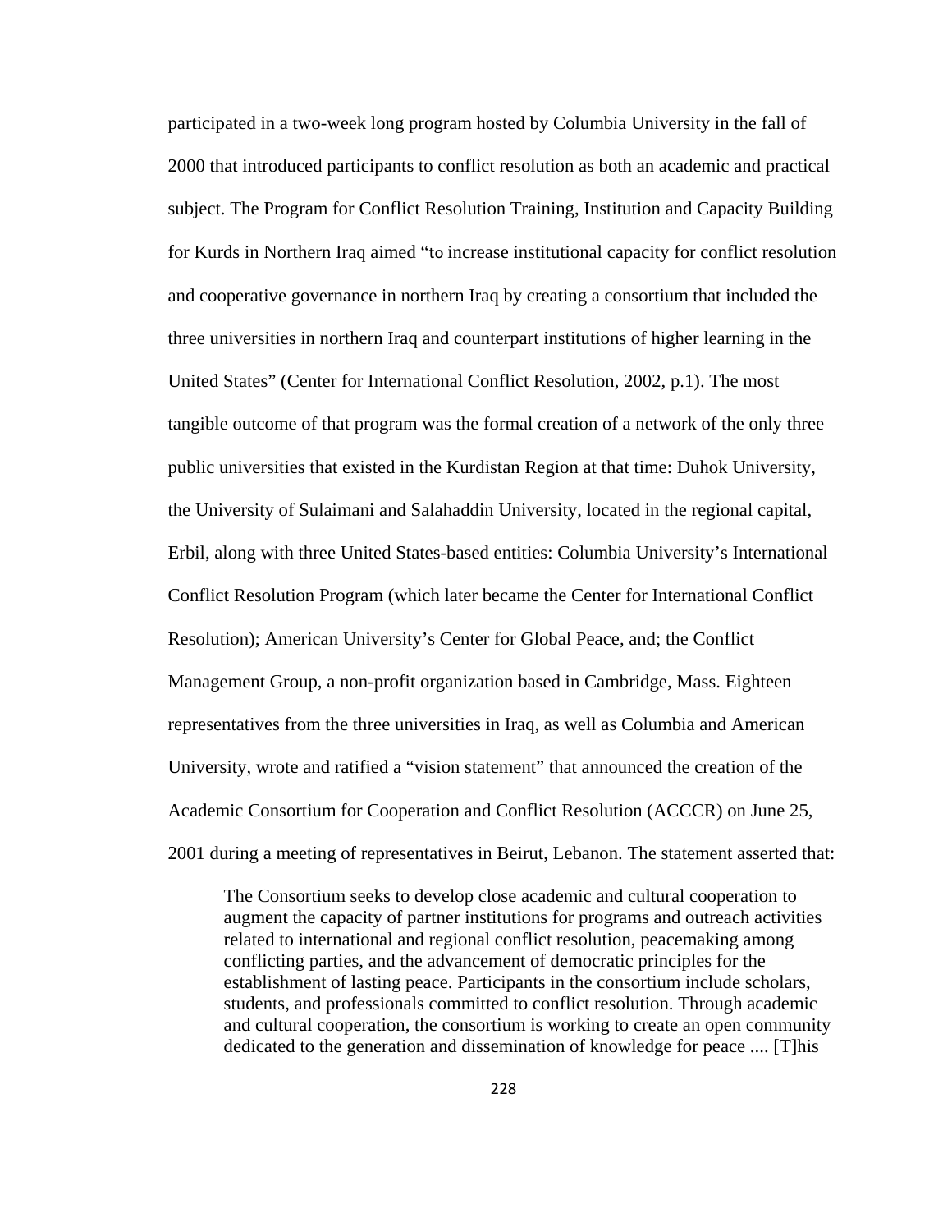participated in a two-week long program hosted by Columbia University in the fall of 2000 that introduced participants to conflict resolution as both an academic and practical subject. The Program for Conflict Resolution Training, Institution and Capacity Building for Kurds in Northern Iraq aimed "to increase institutional capacity for conflict resolution and cooperative governance in northern Iraq by creating a consortium that included the three universities in northern Iraq and counterpart institutions of higher learning in the United States" (Center for International Conflict Resolution, 2002, p.1). The most tangible outcome of that program was the formal creation of a network of the only three public universities that existed in the Kurdistan Region at that time: Duhok University, the University of Sulaimani and Salahaddin University, located in the regional capital, Erbil, along with three United States-based entities: Columbia University's International Conflict Resolution Program (which later became the Center for International Conflict Resolution); American University's Center for Global Peace, and; the Conflict Management Group, a non-profit organization based in Cambridge, Mass. Eighteen representatives from the three universities in Iraq, as well as Columbia and American University, wrote and ratified a "vision statement" that announced the creation of the Academic Consortium for Cooperation and Conflict Resolution (ACCCR) on June 25, 2001 during a meeting of representatives in Beirut, Lebanon. The statement asserted that:

> The Consortium seeks to develop close academic and cultural cooperation to augment the capacity of partner institutions for programs and outreach activities related to international and regional conflict resolution, peacemaking among conflicting parties, and the advancement of democratic principles for the establishment of lasting peace. Participants in the consortium include scholars, students, and professionals committed to conflict resolution. Through academic and cultural cooperation, the consortium is working to create an open community dedicated to the generation and dissemination of knowledge for peace .... [T]his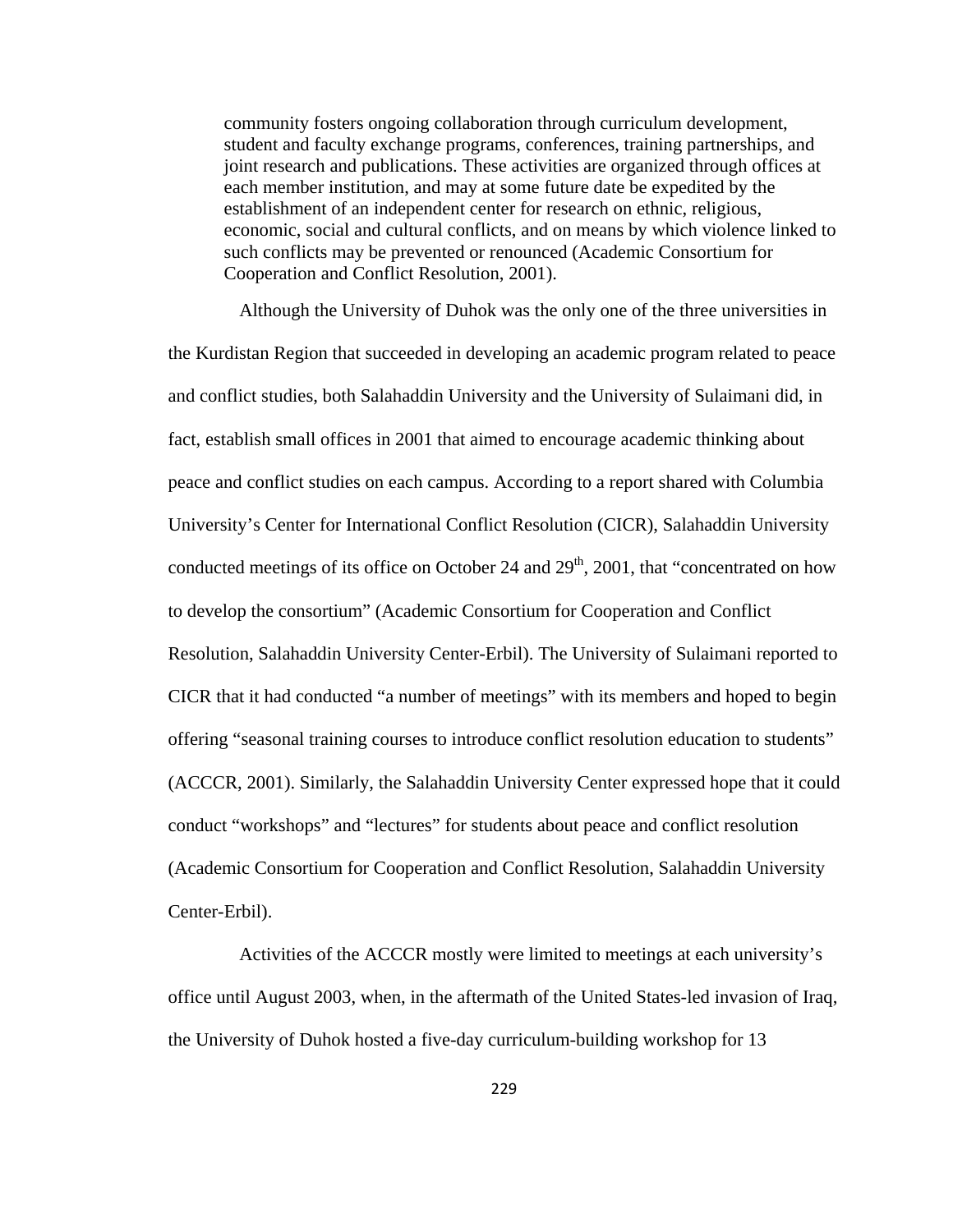community fosters ongoing collaboration through curriculum development, student and faculty exchange programs, conferences, training partnerships, and joint research and publications. These activities are organized through offices at each member institution, and may at some future date be expedited by the establishment of an independent center for research on ethnic, religious, economic, social and cultural conflicts, and on means by which violence linked to such conflicts may be prevented or renounced (Academic Consortium for Cooperation and Conflict Resolution, 2001).

Although the University of Duhok was the only one of the three universities in the Kurdistan Region that succeeded in developing an academic program related to peace and conflict studies, both Salahaddin University and the University of Sulaimani did, in fact, establish small offices in 2001 that aimed to encourage academic thinking about peace and conflict studies on each campus. According to a report shared with Columbia University's Center for International Conflict Resolution (CICR), Salahaddin University conducted meetings of its office on October 24 and 29th, 2001, that "concentrated on how to develop the consortium" (Academic Consortium for Cooperation and Conflict Resolution, Salahaddin University Center-Erbil). The University of Sulaimani reported to CICR that it had conducted "a number of meetings" with its members and hoped to begin offering "seasonal training courses to introduce conflict resolution education to students" (ACCCR, 2001). Similarly, the Salahaddin University Center expressed hope that it could conduct "workshops" and "lectures" for students about peace and conflict resolution (Academic Consortium for Cooperation and Conflict Resolution, Salahaddin University Center-Erbil).

Activities of the ACCCR mostly were limited to meetings at each university's office until August 2003, when, in the aftermath of the United States-led invasion of Iraq, the University of Duhok hosted a five-day curriculum-building workshop for 13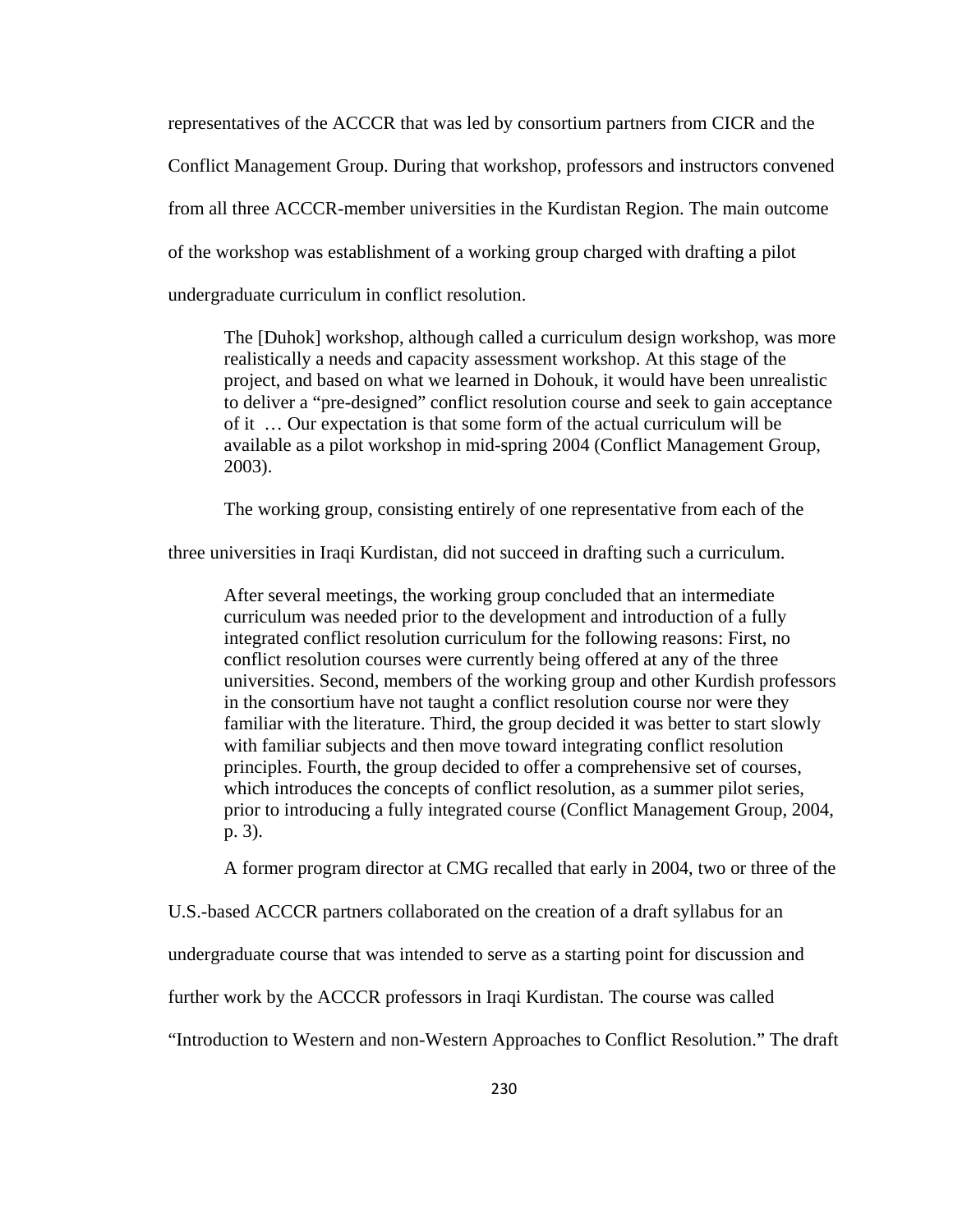representatives of the ACCCR that was led by consortium partners from CICR and the Conflict Management Group. During that workshop, professors and instructors convened from all three ACCCR-member universities in the Kurdistan Region. The main outcome of the workshop was establishment of a working group charged with drafting a pilot undergraduate curriculum in conflict resolution.

> The [Duhok] workshop, although called a curriculum design workshop, was more realistically a needs and capacity assessment workshop. At this stage of the project, and based on what we learned in Dohouk, it would have been unrealistic to deliver a "pre-designed" conflict resolution course and seek to gain acceptance of it … Our expectation is that some form of the actual curriculum will be available as a pilot workshop in mid-spring 2004 (Conflict Management Group, 2003).

The working group, consisting entirely of one representative from each of the three universities in Iraqi Kurdistan, did not succeed in drafting such a curriculum.

> After several meetings, the working group concluded that an intermediate curriculum was needed prior to the development and introduction of a fully integrated conflict resolution curriculum for the following reasons: First, no conflict resolution courses were currently being offered at any of the three universities. Second, members of the working group and other Kurdish professors in the consortium have not taught a conflict resolution course nor were they familiar with the literature. Third, the group decided it was better to start slowly with familiar subjects and then move toward integrating conflict resolution principles. Fourth, the group decided to offer a comprehensive set of courses, which introduces the concepts of conflict resolution, as a summer pilot series, prior to introducing a fully integrated course (Conflict Management Group, 2004, p. 3).

A former program director at CMG recalled that early in 2004, two or three of the U.S.-based ACCCR partners collaborated on the creation of a draft syllabus for an undergraduate course that was intended to serve as a starting point for discussion and further work by the ACCCR professors in Iraqi Kurdistan. The course was called "Introduction to Western and non-Western Approaches to Conflict Resolution." The draft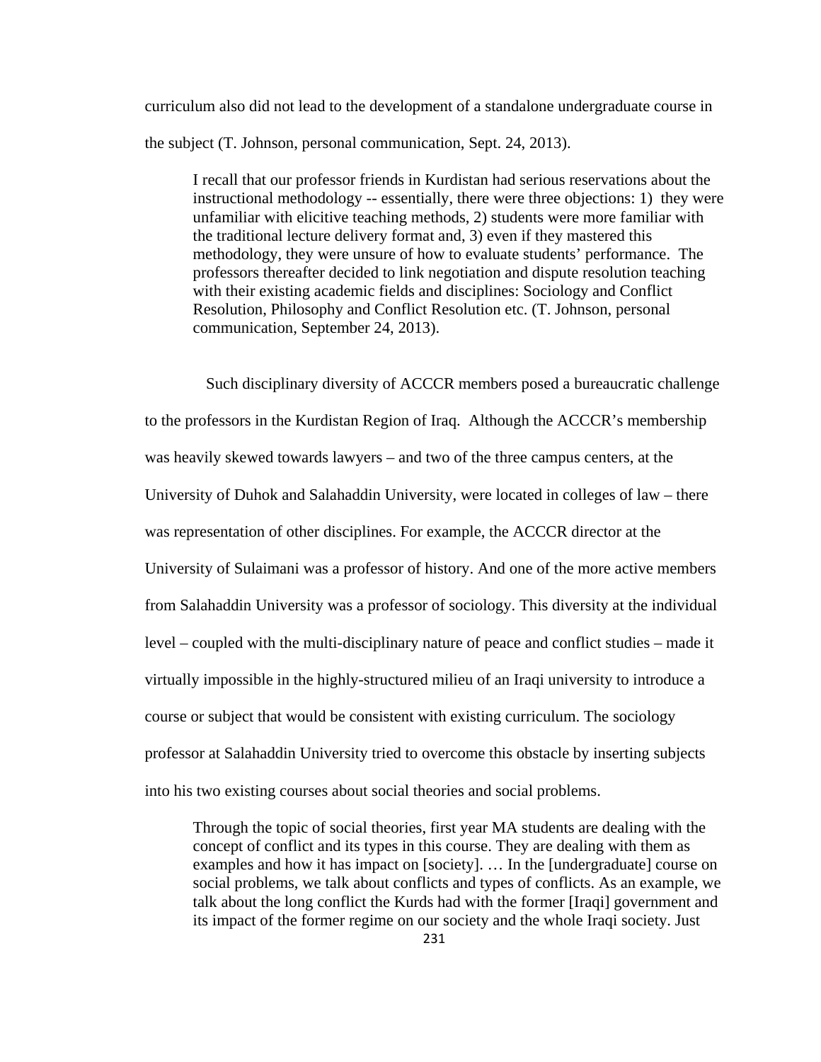curriculum also did not lead to the development of a standalone undergraduate course in the subject (T. Johnson, personal communication, Sept. 24, 2013).

> I recall that our professor friends in Kurdistan had serious reservations about the instructional methodology -- essentially, there were three objections: 1) they were unfamiliar with elicitive teaching methods, 2) students were more familiar with the traditional lecture delivery format and, 3) even if they mastered this methodology, they were unsure of how to evaluate students' performance. The professors thereafter decided to link negotiation and dispute resolution teaching with their existing academic fields and disciplines: Sociology and Conflict Resolution, Philosophy and Conflict Resolution etc. (T. Johnson, personal communication, September 24, 2013).

Such disciplinary diversity of ACCCR members posed a bureaucratic challenge to the professors in the Kurdistan Region of Iraq. Although the ACCCR's membership was heavily skewed towards lawyers – and two of the three campus centers, at the University of Duhok and Salahaddin University, were located in colleges of law – there was representation of other disciplines. For example, the ACCCR director at the University of Sulaimani was a professor of history. And one of the more active members from Salahaddin University was a professor of sociology. This diversity at the individual level – coupled with the multi-disciplinary nature of peace and conflict studies – made it virtually impossible in the highly-structured milieu of an Iraqi university to introduce a course or subject that would be consistent with existing curriculum. The sociology professor at Salahaddin University tried to overcome this obstacle by inserting subjects into his two existing courses about social theories and social problems.

> Through the topic of social theories, first year MA students are dealing with the concept of conflict and its types in this course. They are dealing with them as examples and how it has impact on [society]. … In the [undergraduate] course on social problems, we talk about conflicts and types of conflicts. As an example, we talk about the long conflict the Kurds had with the former [Iraqi] government and its impact of the former regime on our society and the whole Iraqi society. Just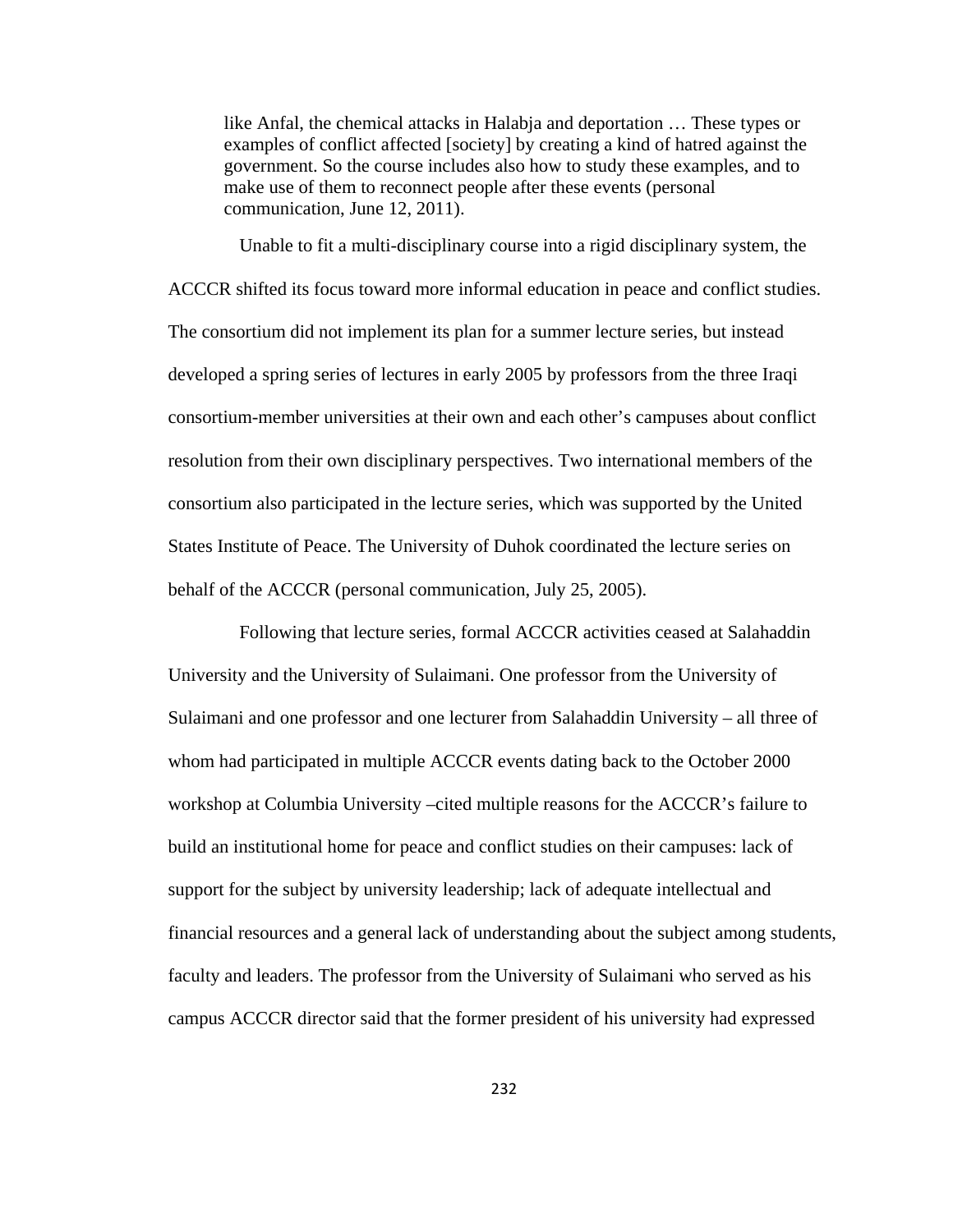> like Anfal, the chemical attacks in Halabja and deportation … These types or examples of conflict affected [society] by creating a kind of hatred against the government. So the course includes also how to study these examples, and to make use of them to reconnect people after these events (personal communication, June 12, 2011).

Unable to fit a multi-disciplinary course into a rigid disciplinary system, the ACCCR shifted its focus toward more informal education in peace and conflict studies. The consortium did not implement its plan for a summer lecture series, but instead developed a spring series of lectures in early 2005 by professors from the three Iraqi consortium-member universities at their own and each other's campuses about conflict resolution from their own disciplinary perspectives. Two international members of the consortium also participated in the lecture series, which was supported by the United States Institute of Peace. The University of Duhok coordinated the lecture series on behalf of the ACCCR (personal communication, July 25, 2005).

Following that lecture series, formal ACCCR activities ceased at Salahaddin University and the University of Sulaimani. One professor from the University of Sulaimani and one professor and one lecturer from Salahaddin University – all three of whom had participated in multiple ACCCR events dating back to the October 2000 workshop at Columbia University –cited multiple reasons for the ACCCR's failure to build an institutional home for peace and conflict studies on their campuses: lack of support for the subject by university leadership; lack of adequate intellectual and financial resources and a general lack of understanding about the subject among students, faculty and leaders. The professor from the University of Sulaimani who served as his campus ACCCR director said that the former president of his university had expressed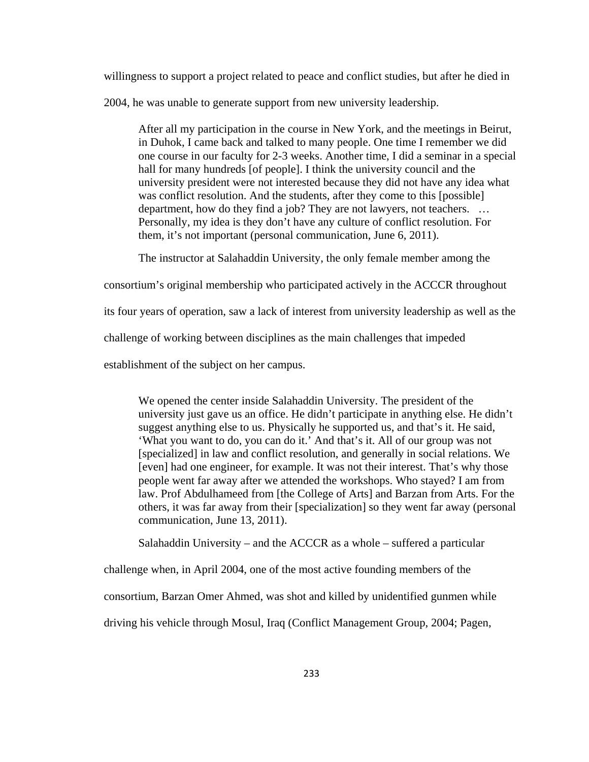willingness to support a project related to peace and conflict studies, but after he died in 2004, he was unable to generate support from new university leadership.

> After all my participation in the course in New York, and the meetings in Beirut, in Duhok, I came back and talked to many people. One time I remember we did one course in our faculty for 2-3 weeks. Another time, I did a seminar in a special hall for many hundreds [of people]. I think the university council and the university president were not interested because they did not have any idea what was conflict resolution. And the students, after they come to this [possible] department, how do they find a job? They are not lawyers, not teachers. … Personally, my idea is they don't have any culture of conflict resolution. For them, it's not important (personal communication, June 6, 2011).

The instructor at Salahaddin University, the only female member among the consortium's original membership who participated actively in the ACCCR throughout its four years of operation, saw a lack of interest from university leadership as well as the challenge of working between disciplines as the main challenges that impeded establishment of the subject on her campus.

> We opened the center inside Salahaddin University. The president of the university just gave us an office. He didn't participate in anything else. He didn't suggest anything else to us. Physically he supported us, and that's it. He said, 'What you want to do, you can do it.' And that's it. All of our group was not [specialized] in law and conflict resolution, and generally in social relations. We [even] had one engineer, for example. It was not their interest. That's why those people went far away after we attended the workshops. Who stayed? I am from law. Prof Abdulhameed from [the College of Arts] and Barzan from Arts. For the others, it was far away from their [specialization] so they went far away (personal communication, June 13, 2011).

Salahaddin University – and the ACCCR as a whole – suffered a particular challenge when, in April 2004, one of the most active founding members of the consortium, Barzan Omer Ahmed, was shot and killed by unidentified gunmen while driving his vehicle through Mosul, Iraq (Conflict Management Group, 2004; Pagen,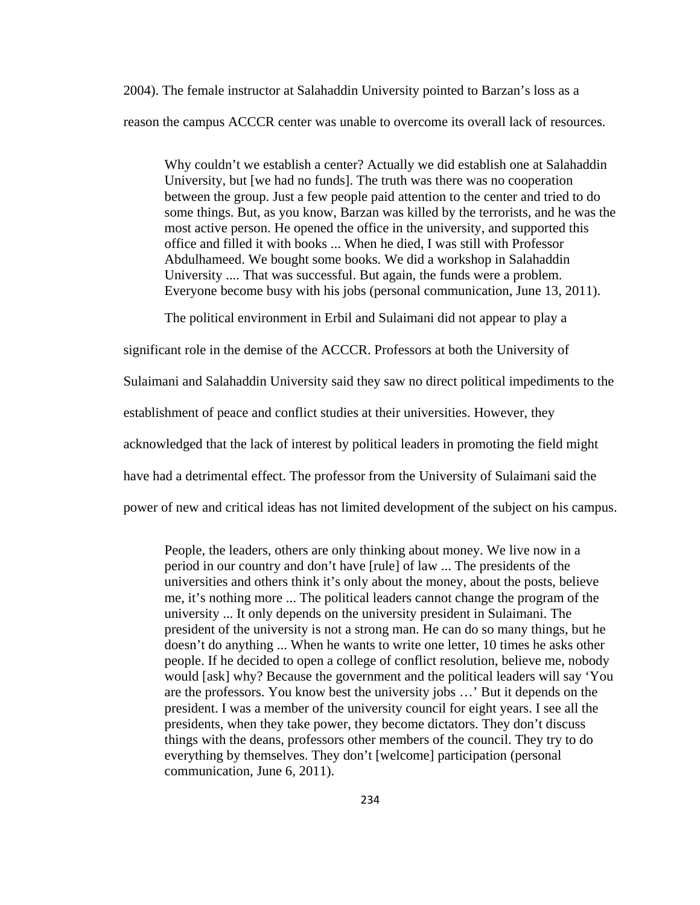2004). The female instructor at Salahaddin University pointed to Barzan's loss as a reason the campus ACCCR center was unable to overcome its overall lack of resources.

> Why couldn't we establish a center? Actually we did establish one at Salahaddin University, but [we had no funds]. The truth was there was no cooperation between the group. Just a few people paid attention to the center and tried to do some things. But, as you know, Barzan was killed by the terrorists, and he was the most active person. He opened the office in the university, and supported this office and filled it with books ... When he died, I was still with Professor Abdulhameed. We bought some books. We did a workshop in Salahaddin University .... That was successful. But again, the funds were a problem. Everyone become busy with his jobs (personal communication, June 13, 2011).

The political environment in Erbil and Sulaimani did not appear to play a significant role in the demise of the ACCCR. Professors at both the University of Sulaimani and Salahaddin University said they saw no direct political impediments to the establishment of peace and conflict studies at their universities. However, they acknowledged that the lack of interest by political leaders in promoting the field might have had a detrimental effect. The professor from the University of Sulaimani said the power of new and critical ideas has not limited development of the subject on his campus.

> People, the leaders, others are only thinking about money. We live now in a period in our country and don't have [rule] of law ... The presidents of the universities and others think it's only about the money, about the posts, believe me, it's nothing more ... The political leaders cannot change the program of the university ... It only depends on the university president in Sulaimani. The president of the university is not a strong man. He can do so many things, but he doesn't do anything ... When he wants to write one letter, 10 times he asks other people. If he decided to open a college of conflict resolution, believe me, nobody would [ask] why? Because the government and the political leaders will say 'You are the professors. You know best the university jobs …' But it depends on the president. I was a member of the university council for eight years. I see all the presidents, when they take power, they become dictators. They don't discuss things with the deans, professors other members of the council. They try to do everything by themselves. They don't [welcome] participation (personal communication, June 6, 2011).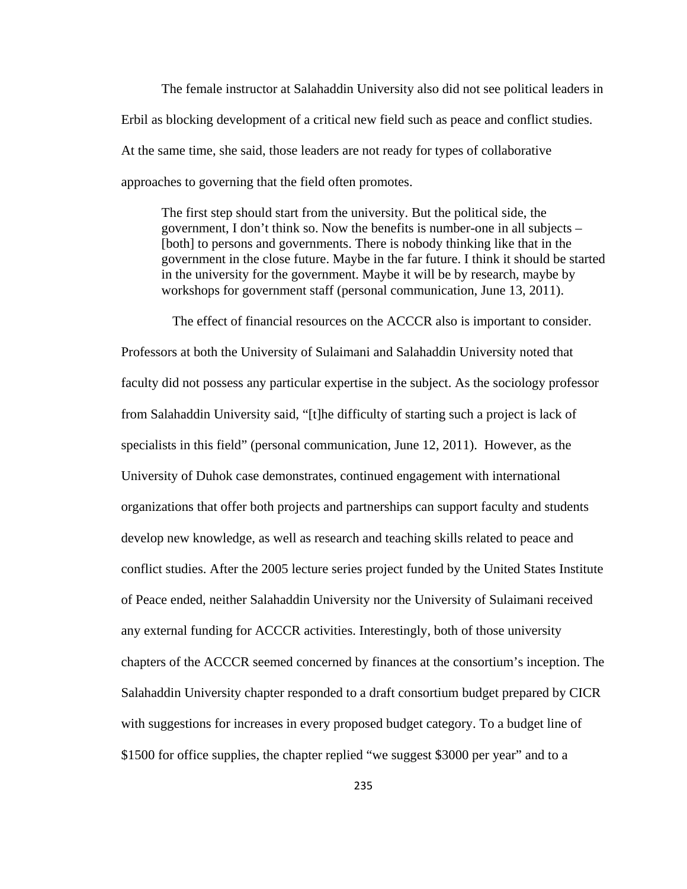The female instructor at Salahaddin University also did not see political leaders in Erbil as blocking development of a critical new field such as peace and conflict studies. At the same time, she said, those leaders are not ready for types of collaborative approaches to governing that the field often promotes.

> The first step should start from the university. But the political side, the government, I don't think so. Now the benefits is number-one in all subjects – [both] to persons and governments. There is nobody thinking like that in the government in the close future. Maybe in the far future. I think it should be started in the university for the government. Maybe it will be by research, maybe by workshops for government staff (personal communication, June 13, 2011).

The effect of financial resources on the ACCCR also is important to consider. Professors at both the University of Sulaimani and Salahaddin University noted that faculty did not possess any particular expertise in the subject. As the sociology professor from Salahaddin University said, "[t]he difficulty of starting such a project is lack of specialists in this field" (personal communication, June 12, 2011). However, as the University of Duhok case demonstrates, continued engagement with international organizations that offer both projects and partnerships can support faculty and students develop new knowledge, as well as research and teaching skills related to peace and conflict studies. After the 2005 lecture series project funded by the United States Institute of Peace ended, neither Salahaddin University nor the University of Sulaimani received any external funding for ACCCR activities. Interestingly, both of those university chapters of the ACCCR seemed concerned by finances at the consortium's inception. The Salahaddin University chapter responded to a draft consortium budget prepared by CICR with suggestions for increases in every proposed budget category. To a budget line of $1500 for office supplies, the chapter replied "we suggest $3000 per year" and to a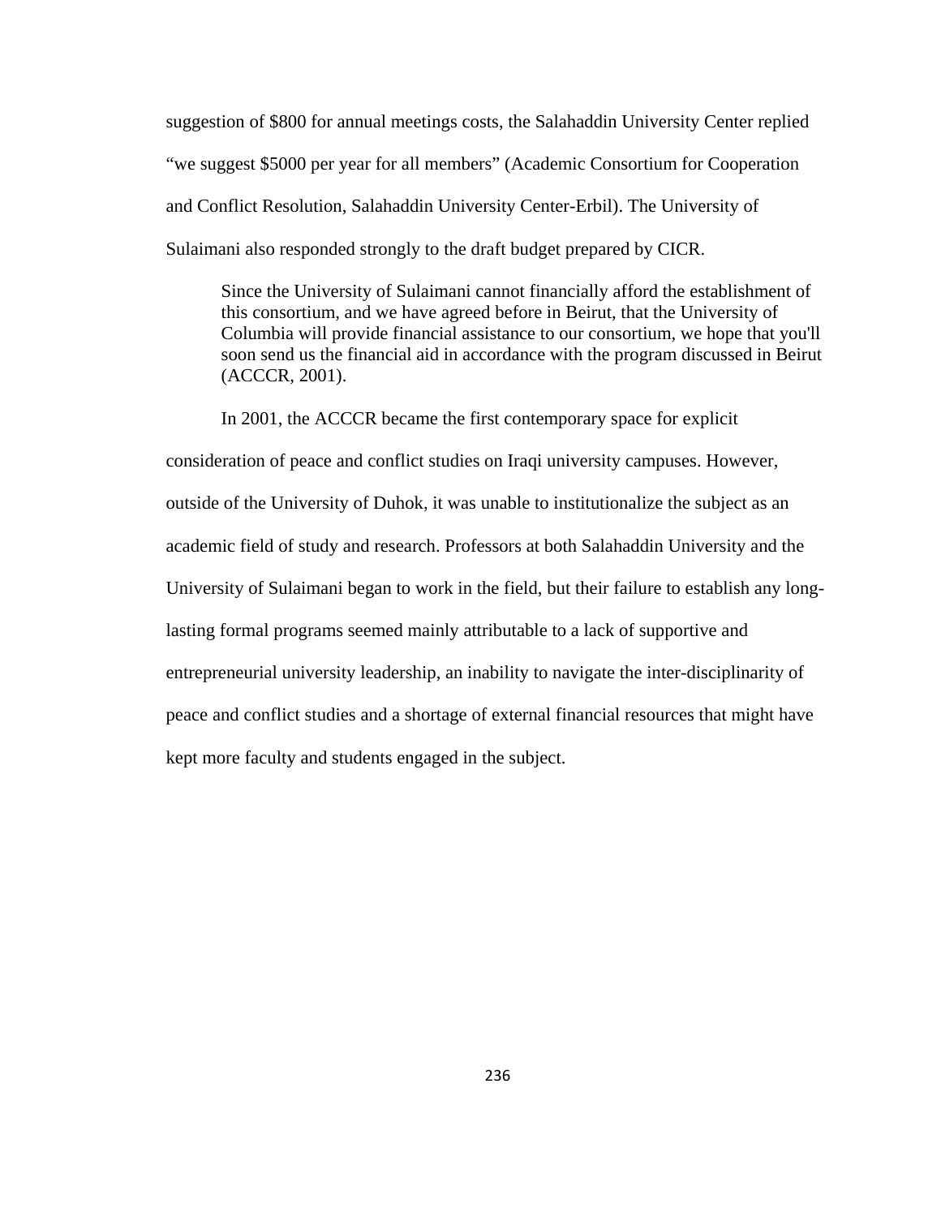suggestion of $800 for annual meetings costs, the Salahaddin University Center replied "we suggest $5000 per year for all members" (Academic Consortium for Cooperation and Conflict Resolution, Salahaddin University Center-Erbil). The University of Sulaimani also responded strongly to the draft budget prepared by CICR.

> Since the University of Sulaimani cannot financially afford the establishment of this consortium, and we have agreed before in Beirut, that the University of Columbia will provide financial assistance to our consortium, we hope that you'll soon send us the financial aid in accordance with the program discussed in Beirut (ACCCR, 2001).

In 2001, the ACCCR became the first contemporary space for explicit consideration of peace and conflict studies on Iraqi university campuses. However, outside of the University of Duhok, it was unable to institutionalize the subject as an academic field of study and research. Professors at both Salahaddin University and the University of Sulaimani began to work in the field, but their failure to establish any long-lasting formal programs seemed mainly attributable to a lack of supportive and entrepreneurial university leadership, an inability to navigate the inter-disciplinarity of peace and conflict studies and a shortage of external financial resources that might have kept more faculty and students engaged in the subject.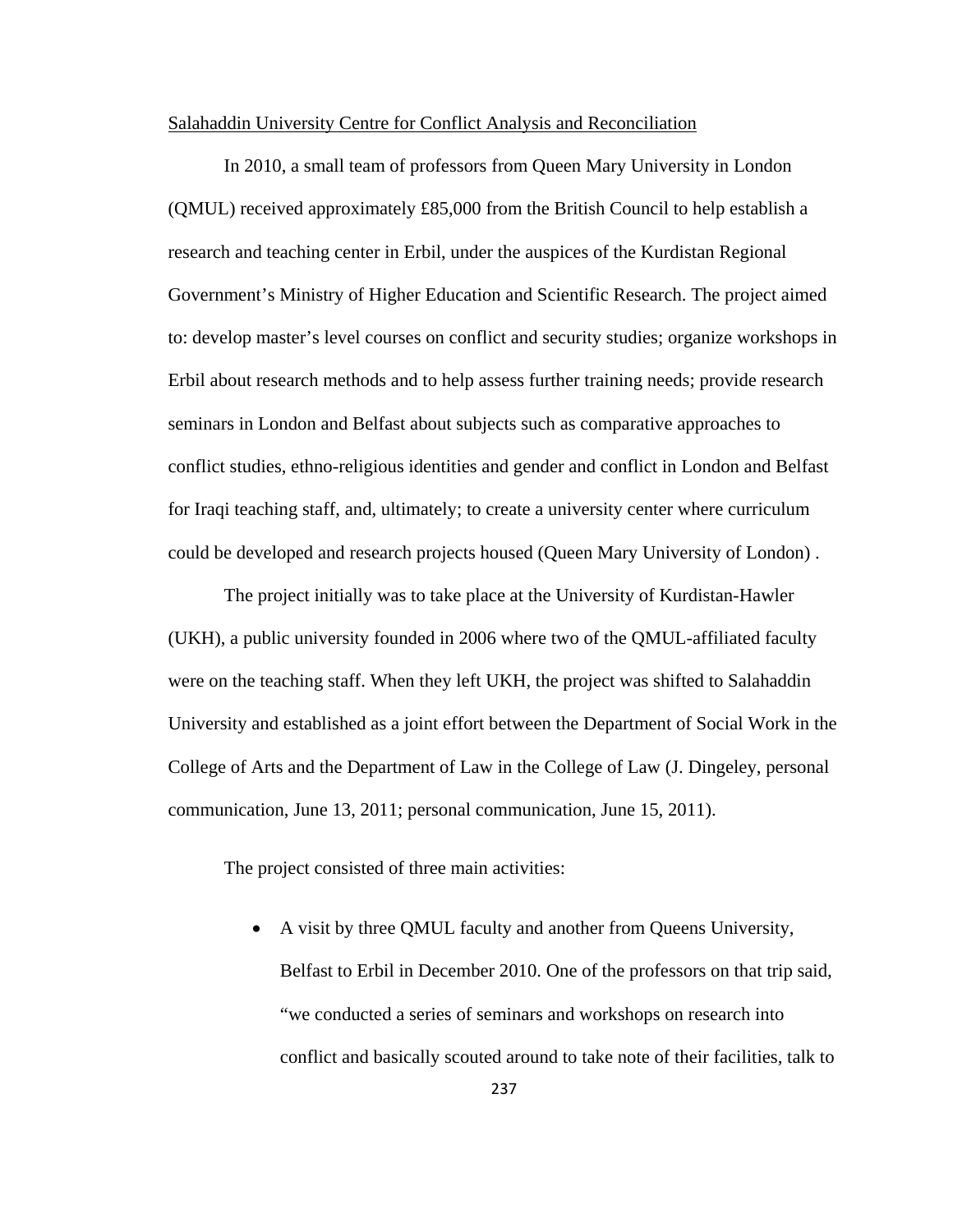Salahaddin University Centre for Conflict Analysis and Reconciliation

In 2010, a small team of professors from Queen Mary University in London (QMUL) received approximately £85,000 from the British Council to help establish a research and teaching center in Erbil, under the auspices of the Kurdistan Regional Government's Ministry of Higher Education and Scientific Research. The project aimed to: develop master's level courses on conflict and security studies; organize workshops in Erbil about research methods and to help assess further training needs; provide research seminars in London and Belfast about subjects such as comparative approaches to conflict studies, ethno-religious identities and gender and conflict in London and Belfast for Iraqi teaching staff, and, ultimately; to create a university center where curriculum could be developed and research projects housed (Queen Mary University of London) .

The project initially was to take place at the University of Kurdistan-Hawler (UKH), a public university founded in 2006 where two of the QMUL-affiliated faculty were on the teaching staff. When they left UKH, the project was shifted to Salahaddin University and established as a joint effort between the Department of Social Work in the College of Arts and the Department of Law in the College of Law (J. Dingeley, personal communication, June 13, 2011; personal communication, June 15, 2011).

The project consisted of three main activities:

- A visit by three QMUL faculty and another from Queens University, Belfast to Erbil in December 2010. One of the professors on that trip said, "we conducted a series of seminars and workshops on research into conflict and basically scouted around to take note of their facilities, talk to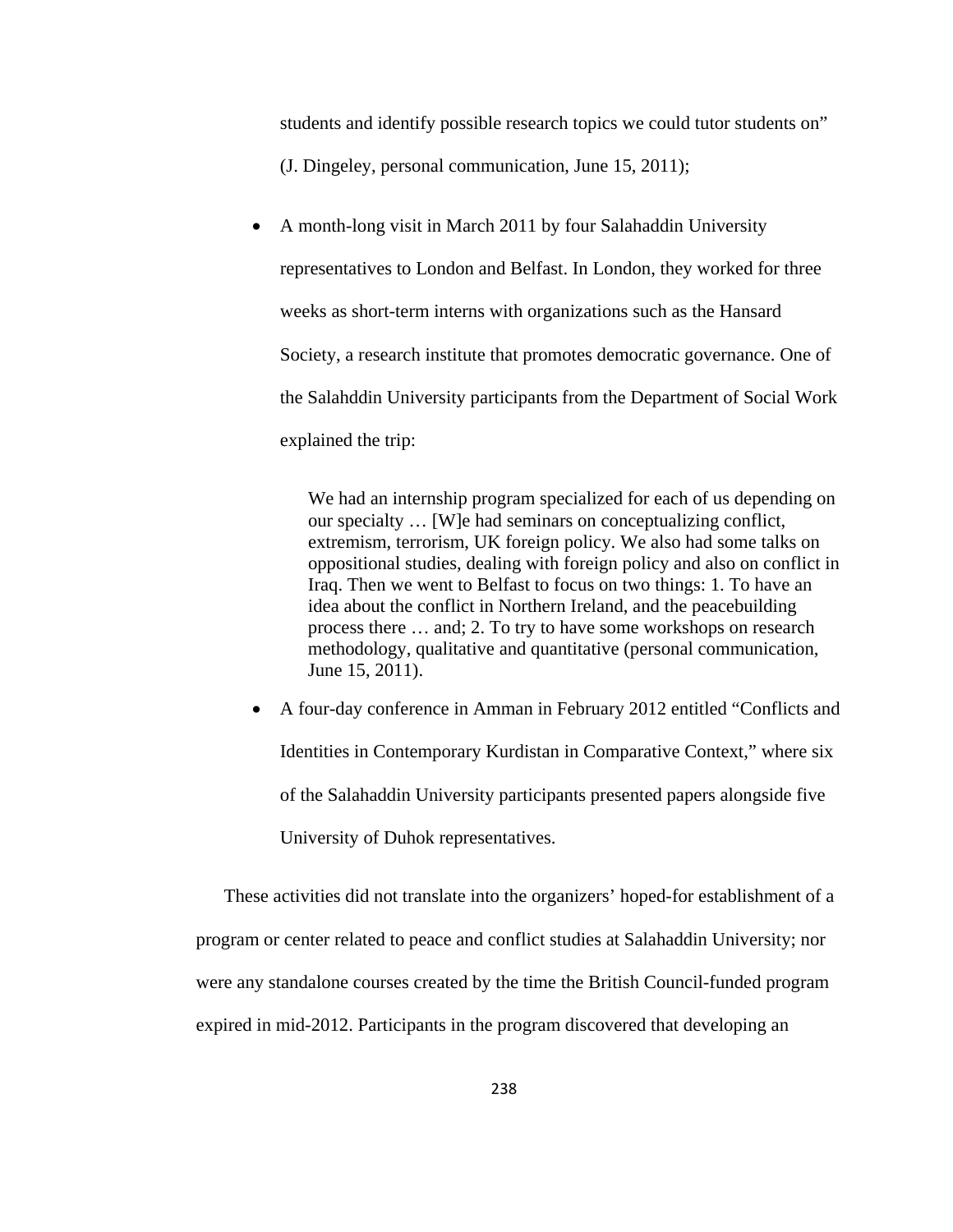students and identify possible research topics we could tutor students on" (J. Dingeley, personal communication, June 15, 2011);

- A month-long visit in March 2011 by four Salahaddin University representatives to London and Belfast. In London, they worked for three weeks as short-term interns with organizations such as the Hansard Society, a research institute that promotes democratic governance. One of the Salahddin University participants from the Department of Social Work explained the trip:

> We had an internship program specialized for each of us depending on our specialty … [W]e had seminars on conceptualizing conflict, extremism, terrorism, UK foreign policy. We also had some talks on oppositional studies, dealing with foreign policy and also on conflict in Iraq. Then we went to Belfast to focus on two things: 1. To have an idea about the conflict in Northern Ireland, and the peacebuilding process there … and; 2. To try to have some workshops on research methodology, qualitative and quantitative (personal communication, June 15, 2011).

- A four-day conference in Amman in February 2012 entitled "Conflicts and Identities in Contemporary Kurdistan in Comparative Context," where six of the Salahaddin University participants presented papers alongside five University of Duhok representatives.

These activities did not translate into the organizers' hoped-for establishment of a program or center related to peace and conflict studies at Salahaddin University; nor were any standalone courses created by the time the British Council-funded program expired in mid-2012. Participants in the program discovered that developing an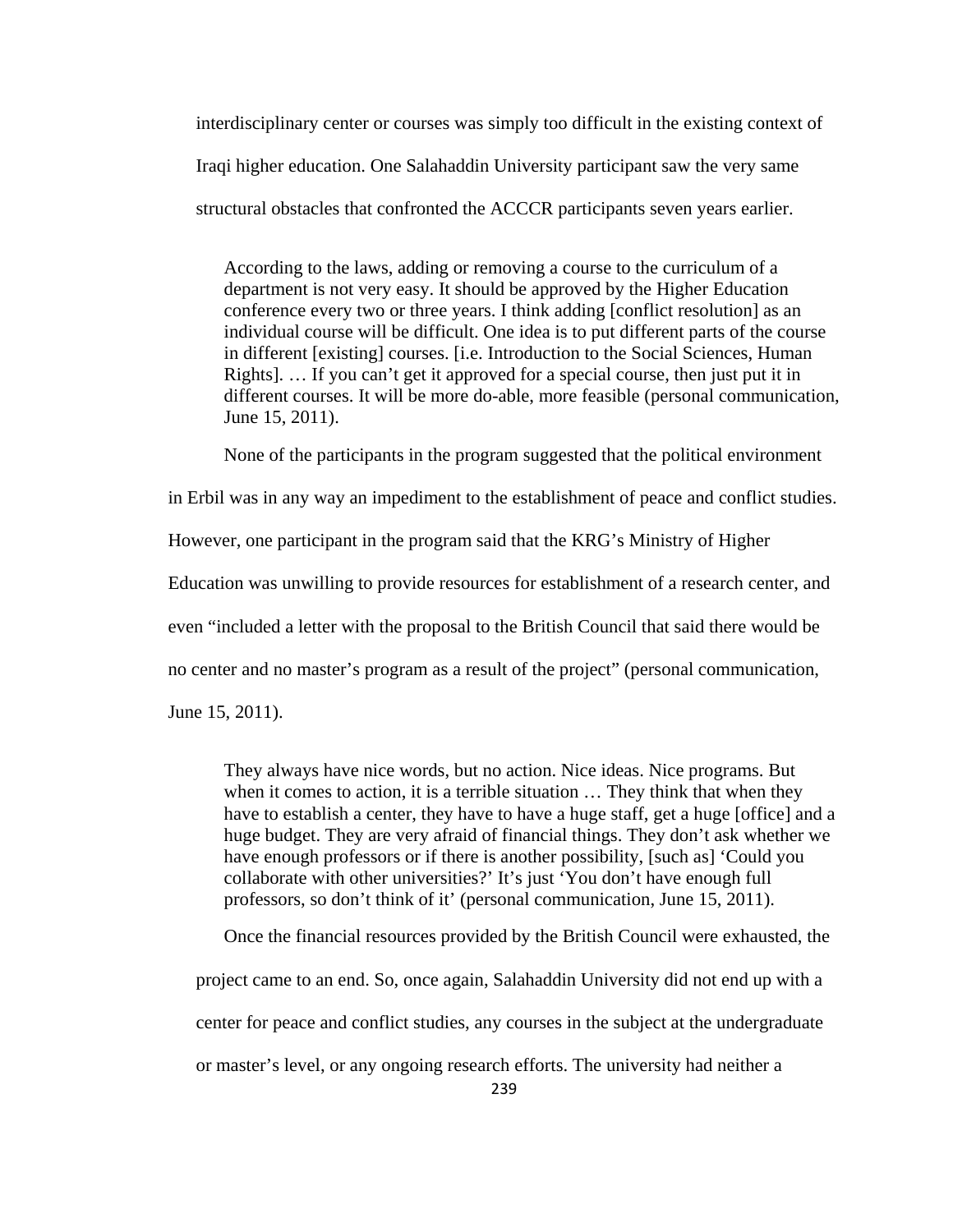interdisciplinary center or courses was simply too difficult in the existing context of Iraqi higher education. One Salahaddin University participant saw the very same structural obstacles that confronted the ACCCR participants seven years earlier.

> According to the laws, adding or removing a course to the curriculum of a department is not very easy. It should be approved by the Higher Education conference every two or three years. I think adding [conflict resolution] as an individual course will be difficult. One idea is to put different parts of the course in different [existing] courses. [i.e. Introduction to the Social Sciences, Human Rights]. … If you can't get it approved for a special course, then just put it in different courses. It will be more do-able, more feasible (personal communication, June 15, 2011).

None of the participants in the program suggested that the political environment in Erbil was in any way an impediment to the establishment of peace and conflict studies. However, one participant in the program said that the KRG's Ministry of Higher Education was unwilling to provide resources for establishment of a research center, and even "included a letter with the proposal to the British Council that said there would be no center and no master's program as a result of the project" (personal communication, June 15, 2011).

> They always have nice words, but no action. Nice ideas. Nice programs. But when it comes to action, it is a terrible situation … They think that when they have to establish a center, they have to have a huge staff, get a huge [office] and a huge budget. They are very afraid of financial things. They don't ask whether we have enough professors or if there is another possibility, [such as] 'Could you collaborate with other universities?' It's just 'You don't have enough full professors, so don't think of it' (personal communication, June 15, 2011).

Once the financial resources provided by the British Council were exhausted, the project came to an end. So, once again, Salahaddin University did not end up with a center for peace and conflict studies, any courses in the subject at the undergraduate or master's level, or any ongoing research efforts. The university had neither a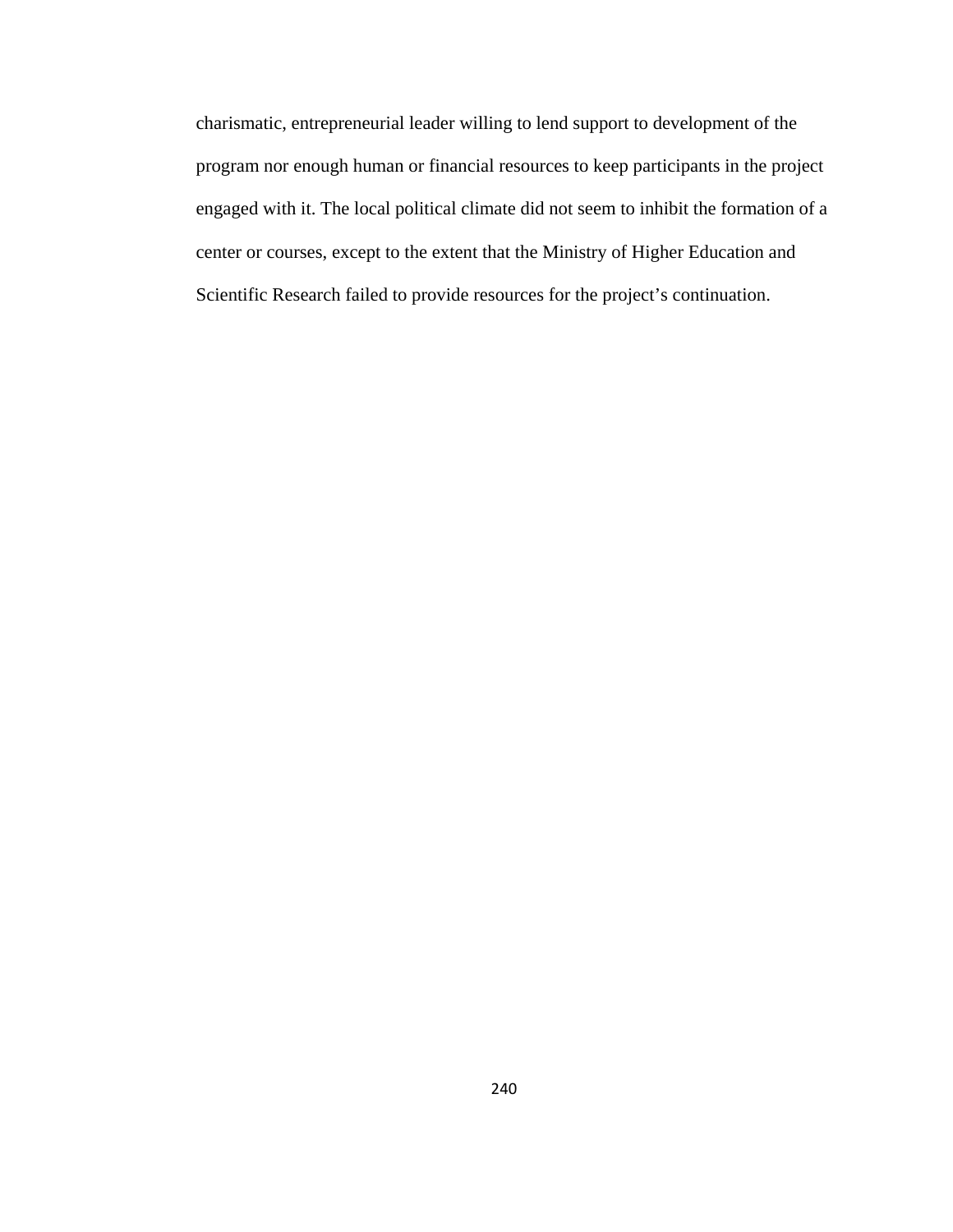charismatic, entrepreneurial leader willing to lend support to development of the program nor enough human or financial resources to keep participants in the project engaged with it. The local political climate did not seem to inhibit the formation of a center or courses, except to the extent that the Ministry of Higher Education and Scientific Research failed to provide resources for the project's continuation.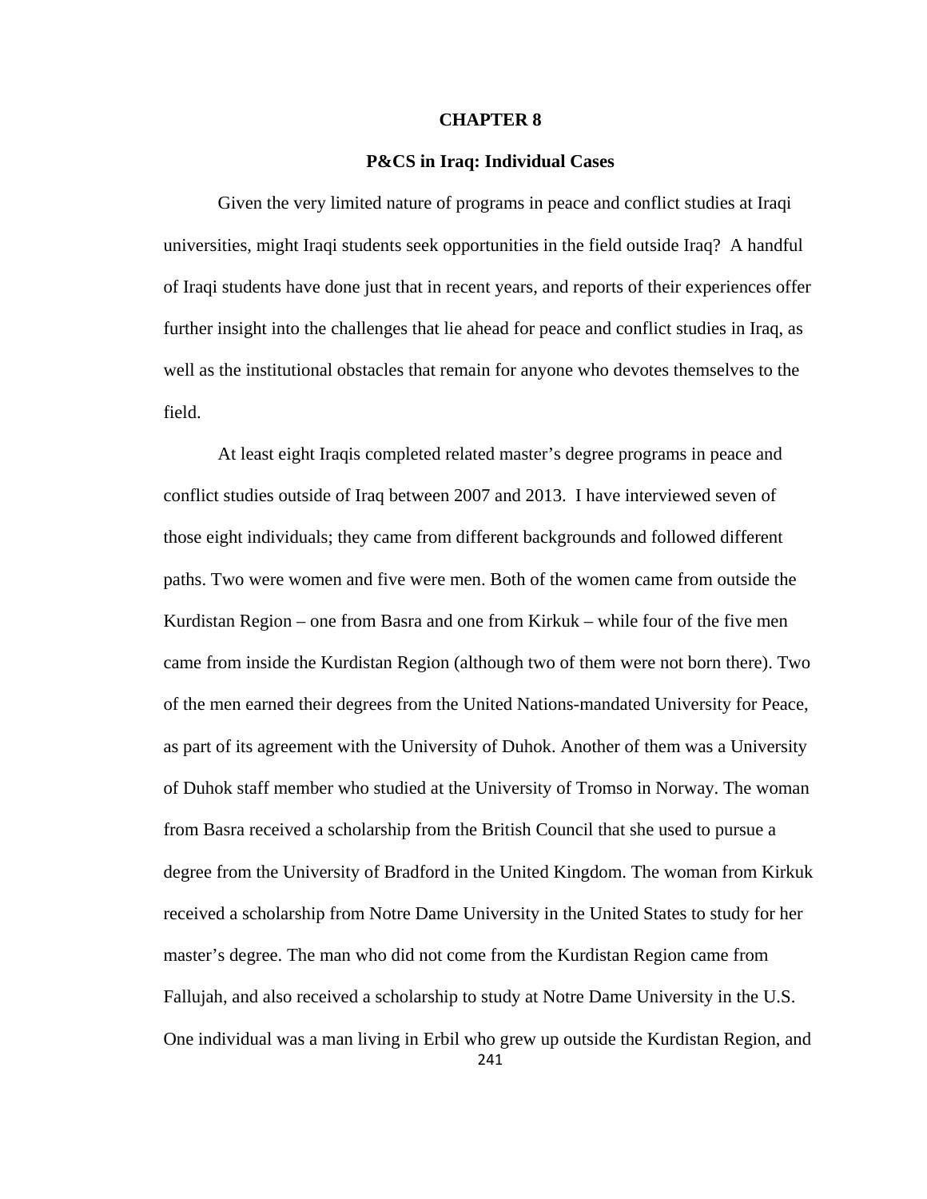# CHAPTER 8

## P&CS in Iraq: Individual Cases

Given the very limited nature of programs in peace and conflict studies at Iraqi universities, might Iraqi students seek opportunities in the field outside Iraq? A handful of Iraqi students have done just that in recent years, and reports of their experiences offer further insight into the challenges that lie ahead for peace and conflict studies in Iraq, as well as the institutional obstacles that remain for anyone who devotes themselves to the field.

At least eight Iraqis completed related master's degree programs in peace and conflict studies outside of Iraq between 2007 and 2013. I have interviewed seven of those eight individuals; they came from different backgrounds and followed different paths. Two were women and five were men. Both of the women came from outside the Kurdistan Region – one from Basra and one from Kirkuk – while four of the five men came from inside the Kurdistan Region (although two of them were not born there). Two of the men earned their degrees from the United Nations-mandated University for Peace, as part of its agreement with the University of Duhok. Another of them was a University of Duhok staff member who studied at the University of Tromso in Norway. The woman from Basra received a scholarship from the British Council that she used to pursue a degree from the University of Bradford in the United Kingdom. The woman from Kirkuk received a scholarship from Notre Dame University in the United States to study for her master's degree. The man who did not come from the Kurdistan Region came from Fallujah, and also received a scholarship to study at Notre Dame University in the U.S. One individual was a man living in Erbil who grew up outside the Kurdistan Region, and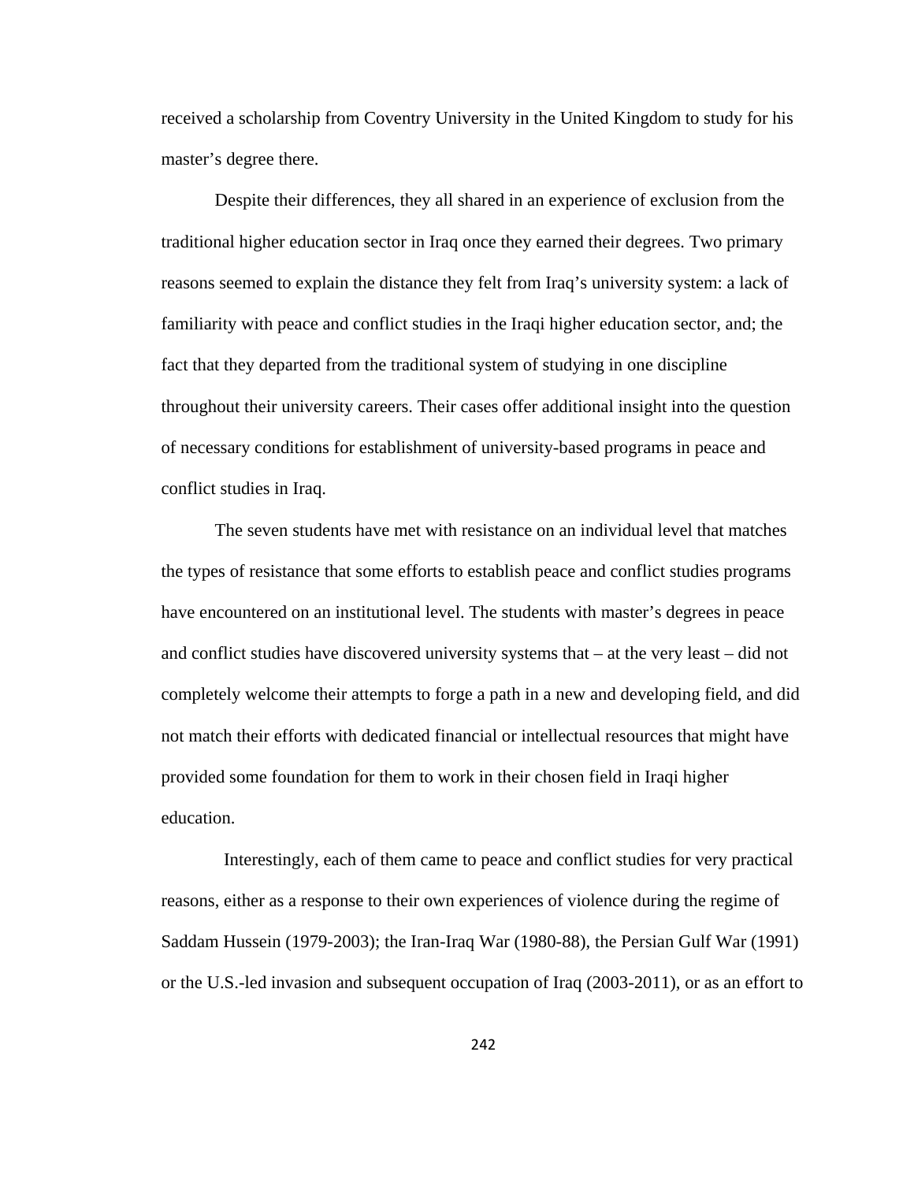received a scholarship from Coventry University in the United Kingdom to study for his master's degree there.

Despite their differences, they all shared in an experience of exclusion from the traditional higher education sector in Iraq once they earned their degrees. Two primary reasons seemed to explain the distance they felt from Iraq's university system: a lack of familiarity with peace and conflict studies in the Iraqi higher education sector, and; the fact that they departed from the traditional system of studying in one discipline throughout their university careers. Their cases offer additional insight into the question of necessary conditions for establishment of university-based programs in peace and conflict studies in Iraq.

The seven students have met with resistance on an individual level that matches the types of resistance that some efforts to establish peace and conflict studies programs have encountered on an institutional level. The students with master's degrees in peace and conflict studies have discovered university systems that – at the very least – did not completely welcome their attempts to forge a path in a new and developing field, and did not match their efforts with dedicated financial or intellectual resources that might have provided some foundation for them to work in their chosen field in Iraqi higher education.

Interestingly, each of them came to peace and conflict studies for very practical reasons, either as a response to their own experiences of violence during the regime of Saddam Hussein (1979-2003); the Iran-Iraq War (1980-88), the Persian Gulf War (1991) or the U.S.-led invasion and subsequent occupation of Iraq (2003-2011), or as an effort to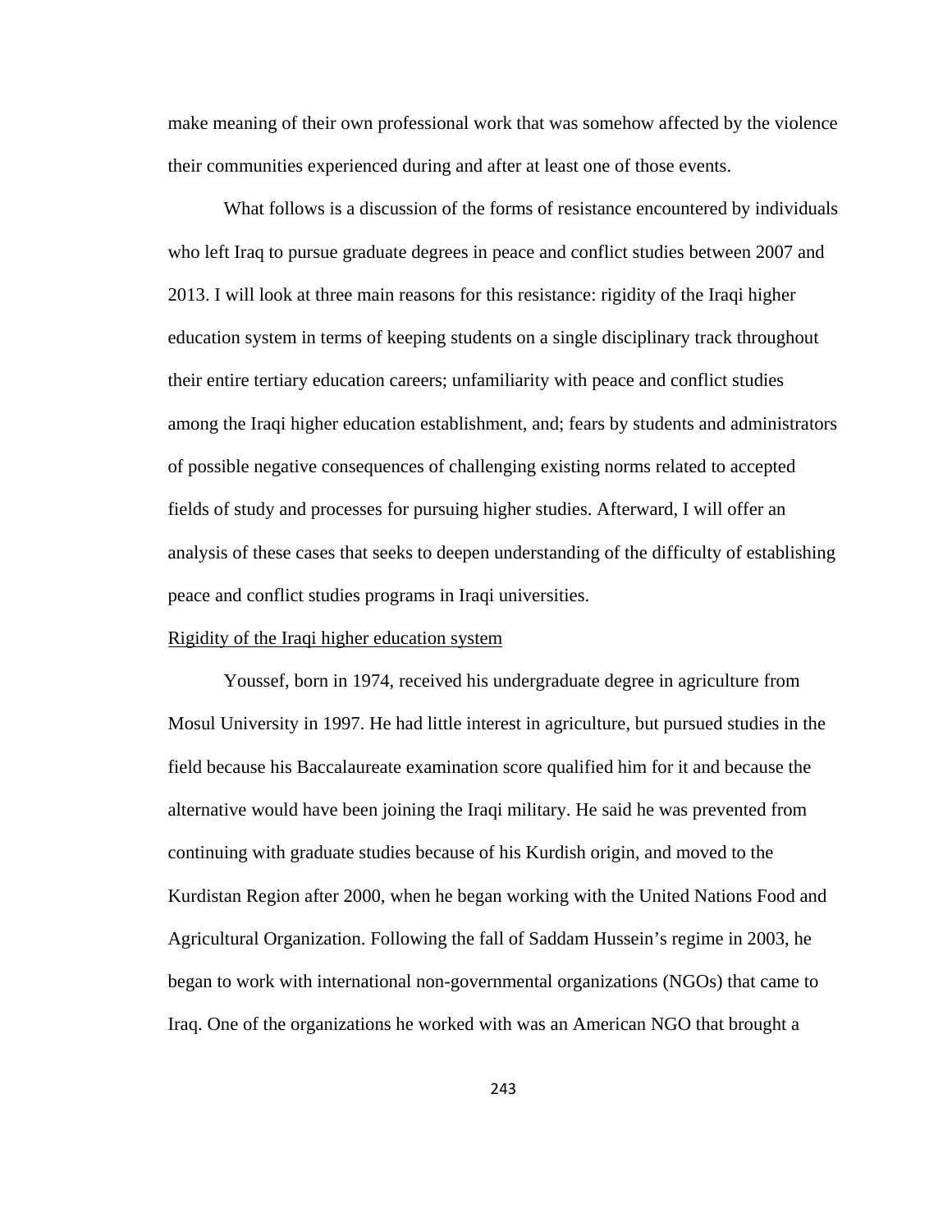make meaning of their own professional work that was somehow affected by the violence their communities experienced during and after at least one of those events.

What follows is a discussion of the forms of resistance encountered by individuals who left Iraq to pursue graduate degrees in peace and conflict studies between 2007 and 2013. I will look at three main reasons for this resistance: rigidity of the Iraqi higher education system in terms of keeping students on a single disciplinary track throughout their entire tertiary education careers; unfamiliarity with peace and conflict studies among the Iraqi higher education establishment, and; fears by students and administrators of possible negative consequences of challenging existing norms related to accepted fields of study and processes for pursuing higher studies. Afterward, I will offer an analysis of these cases that seeks to deepen understanding of the difficulty of establishing peace and conflict studies programs in Iraqi universities.

Rigidity of the Iraqi higher education system

Youssef, born in 1974, received his undergraduate degree in agriculture from Mosul University in 1997. He had little interest in agriculture, but pursued studies in the field because his Baccalaureate examination score qualified him for it and because the alternative would have been joining the Iraqi military. He said he was prevented from continuing with graduate studies because of his Kurdish origin, and moved to the Kurdistan Region after 2000, when he began working with the United Nations Food and Agricultural Organization. Following the fall of Saddam Hussein's regime in 2003, he began to work with international non-governmental organizations (NGOs) that came to Iraq. One of the organizations he worked with was an American NGO that brought a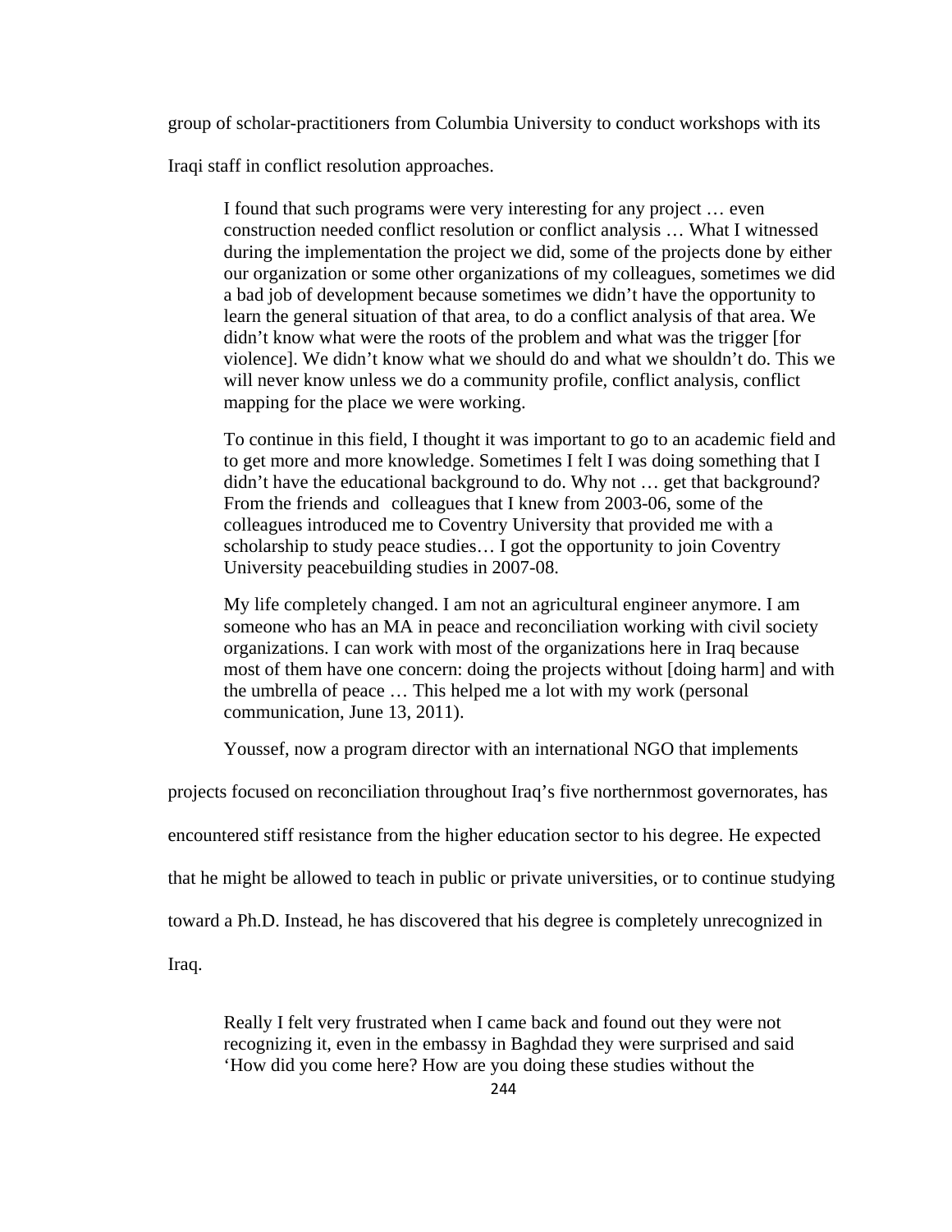group of scholar-practitioners from Columbia University to conduct workshops with its Iraqi staff in conflict resolution approaches.

> I found that such programs were very interesting for any project … even construction needed conflict resolution or conflict analysis … What I witnessed during the implementation the project we did, some of the projects done by either our organization or some other organizations of my colleagues, sometimes we did a bad job of development because sometimes we didn't have the opportunity to learn the general situation of that area, to do a conflict analysis of that area. We didn't know what were the roots of the problem and what was the trigger [for violence]. We didn't know what we should do and what we shouldn't do. This we will never know unless we do a community profile, conflict analysis, conflict mapping for the place we were working.
>
> To continue in this field, I thought it was important to go to an academic field and to get more and more knowledge. Sometimes I felt I was doing something that I didn't have the educational background to do. Why not … get that background? From the friends and colleagues that I knew from 2003-06, some of the colleagues introduced me to Coventry University that provided me with a scholarship to study peace studies… I got the opportunity to join Coventry University peacebuilding studies in 2007-08.
>
> My life completely changed. I am not an agricultural engineer anymore. I am someone who has an MA in peace and reconciliation working with civil society organizations. I can work with most of the organizations here in Iraq because most of them have one concern: doing the projects without [doing harm] and with the umbrella of peace … This helped me a lot with my work (personal communication, June 13, 2011).

Youssef, now a program director with an international NGO that implements projects focused on reconciliation throughout Iraq's five northernmost governorates, has encountered stiff resistance from the higher education sector to his degree. He expected that he might be allowed to teach in public or private universities, or to continue studying toward a Ph.D. Instead, he has discovered that his degree is completely unrecognized in Iraq.

> Really I felt very frustrated when I came back and found out they were not recognizing it, even in the embassy in Baghdad they were surprised and said 'How did you come here? How are you doing these studies without the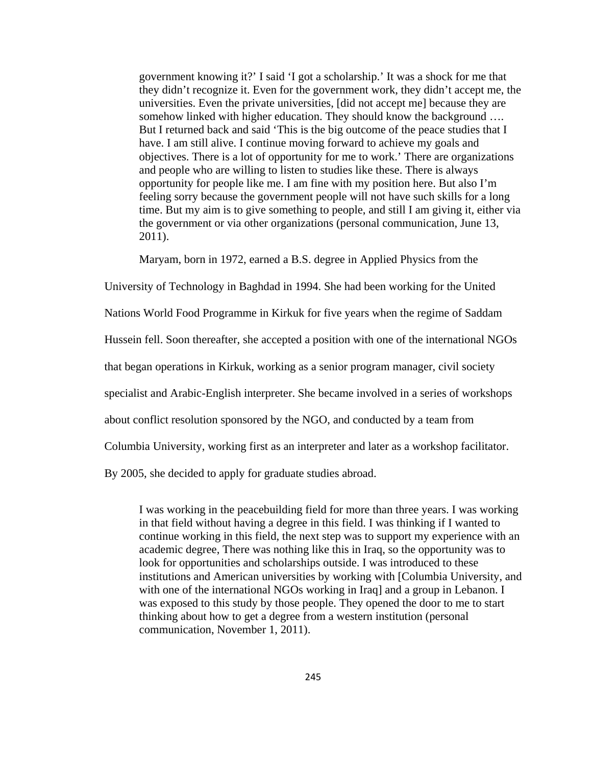> government knowing it?' I said 'I got a scholarship.' It was a shock for me that they didn't recognize it. Even for the government work, they didn't accept me, the universities. Even the private universities, [did not accept me] because they are somehow linked with higher education. They should know the background …. But I returned back and said 'This is the big outcome of the peace studies that I have. I am still alive. I continue moving forward to achieve my goals and objectives. There is a lot of opportunity for me to work.' There are organizations and people who are willing to listen to studies like these. There is always opportunity for people like me. I am fine with my position here. But also I'm feeling sorry because the government people will not have such skills for a long time. But my aim is to give something to people, and still I am giving it, either via the government or via other organizations (personal communication, June 13, 2011).

Maryam, born in 1972, earned a B.S. degree in Applied Physics from the University of Technology in Baghdad in 1994. She had been working for the United Nations World Food Programme in Kirkuk for five years when the regime of Saddam Hussein fell. Soon thereafter, she accepted a position with one of the international NGOs that began operations in Kirkuk, working as a senior program manager, civil society specialist and Arabic-English interpreter. She became involved in a series of workshops about conflict resolution sponsored by the NGO, and conducted by a team from Columbia University, working first as an interpreter and later as a workshop facilitator. By 2005, she decided to apply for graduate studies abroad.

> I was working in the peacebuilding field for more than three years. I was working in that field without having a degree in this field. I was thinking if I wanted to continue working in this field, the next step was to support my experience with an academic degree, There was nothing like this in Iraq, so the opportunity was to look for opportunities and scholarships outside. I was introduced to these institutions and American universities by working with [Columbia University, and with one of the international NGOs working in Iraq] and a group in Lebanon. I was exposed to this study by those people. They opened the door to me to start thinking about how to get a degree from a western institution (personal communication, November 1, 2011).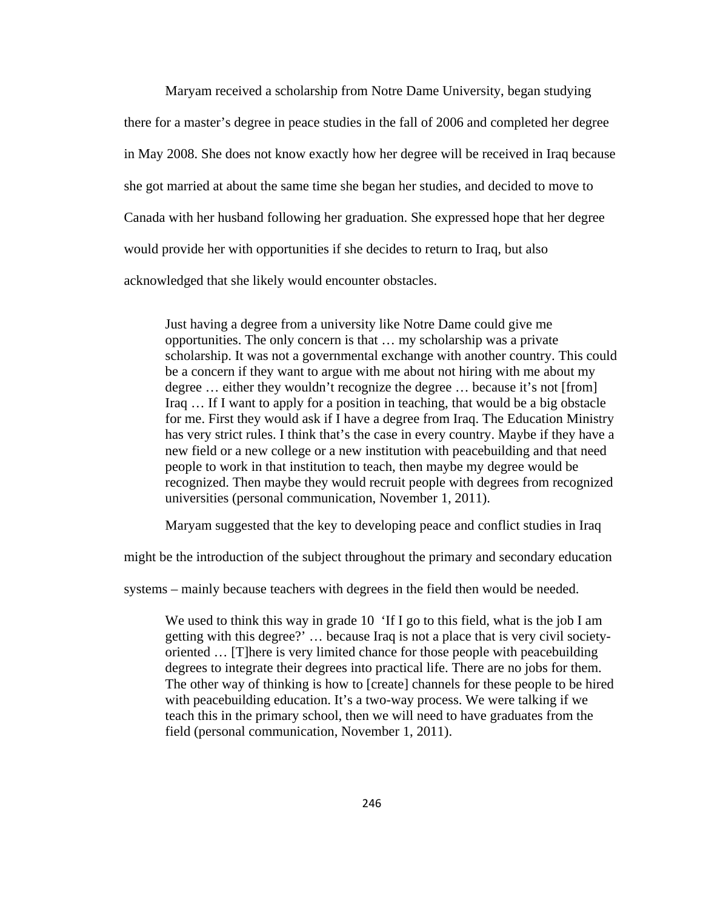Maryam received a scholarship from Notre Dame University, began studying there for a master's degree in peace studies in the fall of 2006 and completed her degree in May 2008. She does not know exactly how her degree will be received in Iraq because she got married at about the same time she began her studies, and decided to move to Canada with her husband following her graduation. She expressed hope that her degree would provide her with opportunities if she decides to return to Iraq, but also acknowledged that she likely would encounter obstacles.

> Just having a degree from a university like Notre Dame could give me opportunities. The only concern is that … my scholarship was a private scholarship. It was not a governmental exchange with another country. This could be a concern if they want to argue with me about not hiring with me about my degree … either they wouldn't recognize the degree … because it's not [from] Iraq … If I want to apply for a position in teaching, that would be a big obstacle for me. First they would ask if I have a degree from Iraq. The Education Ministry has very strict rules. I think that's the case in every country. Maybe if they have a new field or a new college or a new institution with peacebuilding and that need people to work in that institution to teach, then maybe my degree would be recognized. Then maybe they would recruit people with degrees from recognized universities (personal communication, November 1, 2011).

Maryam suggested that the key to developing peace and conflict studies in Iraq might be the introduction of the subject throughout the primary and secondary education systems – mainly because teachers with degrees in the field then would be needed.

> We used to think this way in grade 10 'If I go to this field, what is the job I am getting with this degree?' … because Iraq is not a place that is very civil society-oriented … [T]here is very limited chance for those people with peacebuilding degrees to integrate their degrees into practical life. There are no jobs for them. The other way of thinking is how to [create] channels for these people to be hired with peacebuilding education. It's a two-way process. We were talking if we teach this in the primary school, then we will need to have graduates from the field (personal communication, November 1, 2011).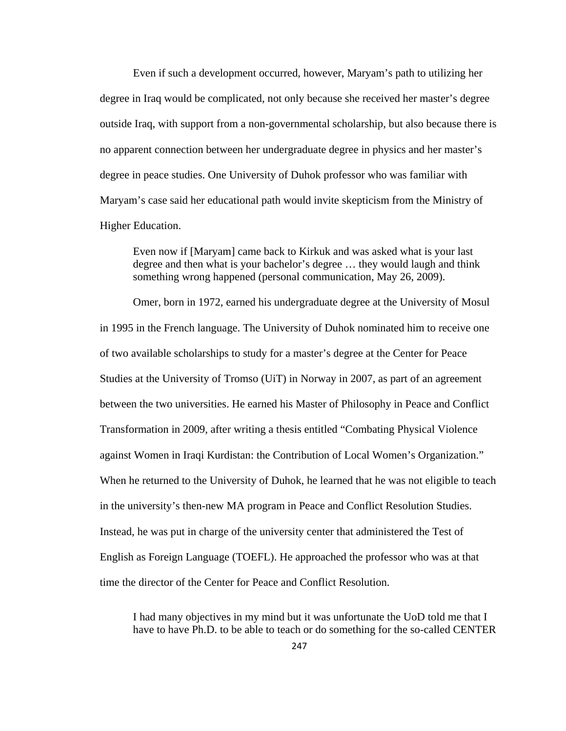Even if such a development occurred, however, Maryam's path to utilizing her degree in Iraq would be complicated, not only because she received her master's degree outside Iraq, with support from a non-governmental scholarship, but also because there is no apparent connection between her undergraduate degree in physics and her master's degree in peace studies. One University of Duhok professor who was familiar with Maryam's case said her educational path would invite skepticism from the Ministry of Higher Education.

> Even now if [Maryam] came back to Kirkuk and was asked what is your last degree and then what is your bachelor's degree … they would laugh and think something wrong happened (personal communication, May 26, 2009).

Omer, born in 1972, earned his undergraduate degree at the University of Mosul in 1995 in the French language. The University of Duhok nominated him to receive one of two available scholarships to study for a master's degree at the Center for Peace Studies at the University of Tromso (UiT) in Norway in 2007, as part of an agreement between the two universities. He earned his Master of Philosophy in Peace and Conflict Transformation in 2009, after writing a thesis entitled "Combating Physical Violence against Women in Iraqi Kurdistan: the Contribution of Local Women's Organization." When he returned to the University of Duhok, he learned that he was not eligible to teach in the university's then-new MA program in Peace and Conflict Resolution Studies. Instead, he was put in charge of the university center that administered the Test of English as Foreign Language (TOEFL). He approached the professor who was at that time the director of the Center for Peace and Conflict Resolution.

> I had many objectives in my mind but it was unfortunate the UoD told me that I have to have Ph.D. to be able to teach or do something for the so-called CENTER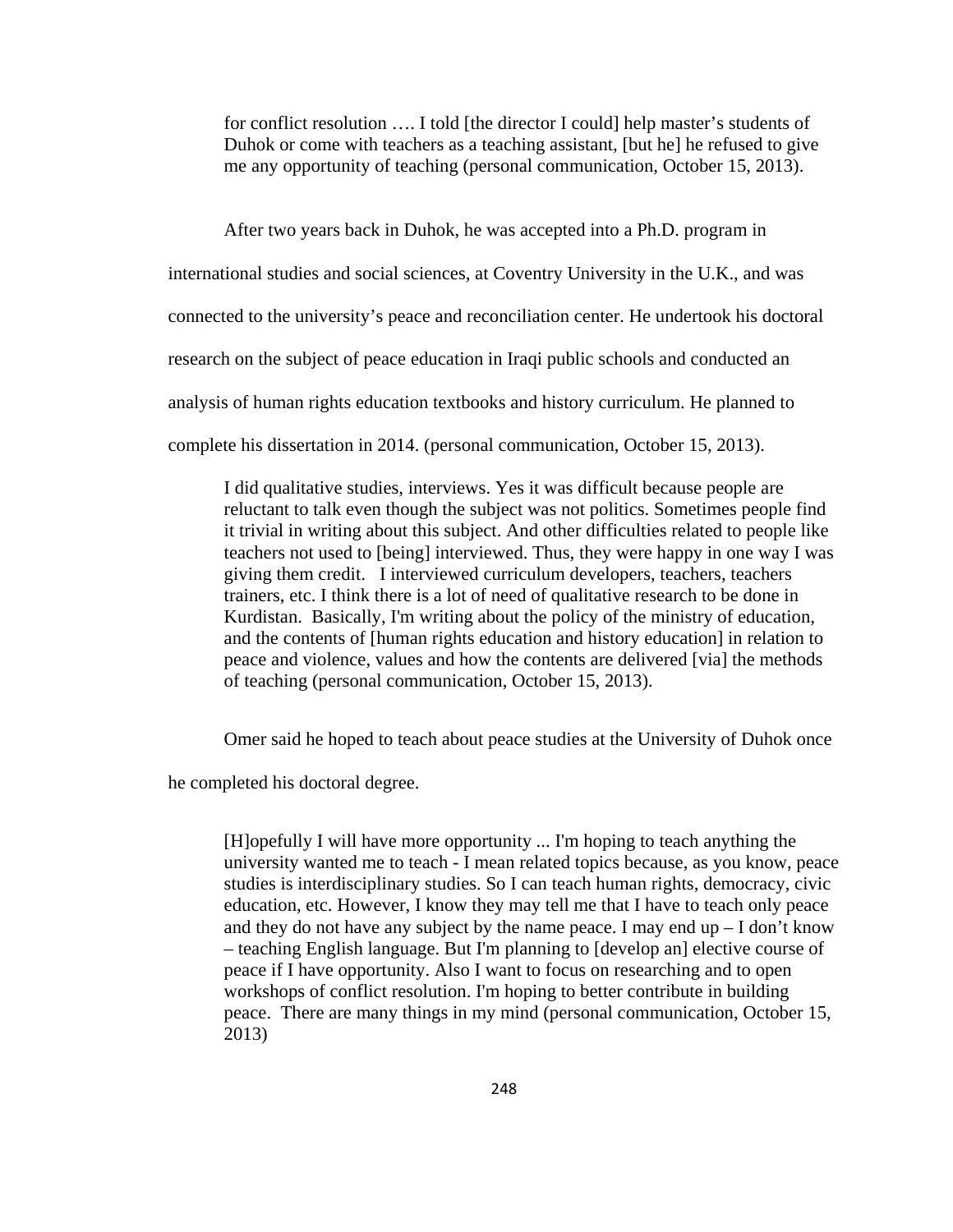> for conflict resolution …. I told [the director I could] help master's students of Duhok or come with teachers as a teaching assistant, [but he] he refused to give me any opportunity of teaching (personal communication, October 15, 2013).

After two years back in Duhok, he was accepted into a Ph.D. program in international studies and social sciences, at Coventry University in the U.K., and was connected to the university's peace and reconciliation center. He undertook his doctoral research on the subject of peace education in Iraqi public schools and conducted an analysis of human rights education textbooks and history curriculum. He planned to complete his dissertation in 2014. (personal communication, October 15, 2013).

> I did qualitative studies, interviews. Yes it was difficult because people are reluctant to talk even though the subject was not politics. Sometimes people find it trivial in writing about this subject. And other difficulties related to people like teachers not used to [being] interviewed. Thus, they were happy in one way I was giving them credit. I interviewed curriculum developers, teachers, teachers trainers, etc. I think there is a lot of need of qualitative research to be done in Kurdistan. Basically, I'm writing about the policy of the ministry of education, and the contents of [human rights education and history education] in relation to peace and violence, values and how the contents are delivered [via] the methods of teaching (personal communication, October 15, 2013).

Omer said he hoped to teach about peace studies at the University of Duhok once he completed his doctoral degree.

> [H]opefully I will have more opportunity ... I'm hoping to teach anything the university wanted me to teach - I mean related topics because, as you know, peace studies is interdisciplinary studies. So I can teach human rights, democracy, civic education, etc. However, I know they may tell me that I have to teach only peace and they do not have any subject by the name peace. I may end up – I don't know – teaching English language. But I'm planning to [develop an] elective course of peace if I have opportunity. Also I want to focus on researching and to open workshops of conflict resolution. I'm hoping to better contribute in building peace. There are many things in my mind (personal communication, October 15, 2013)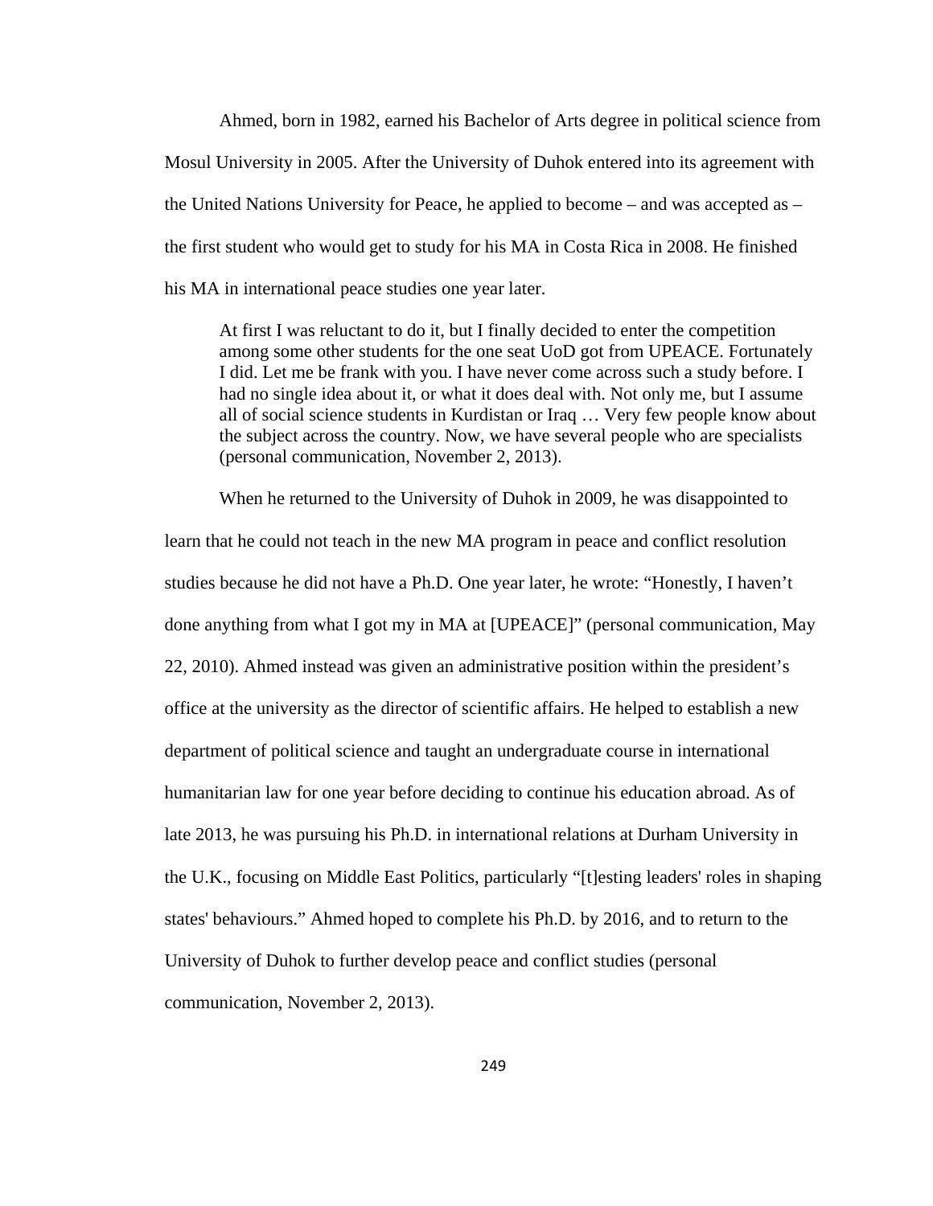Ahmed, born in 1982, earned his Bachelor of Arts degree in political science from Mosul University in 2005. After the University of Duhok entered into its agreement with the United Nations University for Peace, he applied to become – and was accepted as – the first student who would get to study for his MA in Costa Rica in 2008. He finished his MA in international peace studies one year later.

> At first I was reluctant to do it, but I finally decided to enter the competition among some other students for the one seat UoD got from UPEACE. Fortunately I did. Let me be frank with you. I have never come across such a study before. I had no single idea about it, or what it does deal with. Not only me, but I assume all of social science students in Kurdistan or Iraq … Very few people know about the subject across the country. Now, we have several people who are specialists (personal communication, November 2, 2013).

When he returned to the University of Duhok in 2009, he was disappointed to learn that he could not teach in the new MA program in peace and conflict resolution studies because he did not have a Ph.D. One year later, he wrote: "Honestly, I haven't done anything from what I got my in MA at [UPEACE]" (personal communication, May 22, 2010). Ahmed instead was given an administrative position within the president's office at the university as the director of scientific affairs. He helped to establish a new department of political science and taught an undergraduate course in international humanitarian law for one year before deciding to continue his education abroad. As of late 2013, he was pursuing his Ph.D. in international relations at Durham University in the U.K., focusing on Middle East Politics, particularly "[t]esting leaders' roles in shaping states' behaviours." Ahmed hoped to complete his Ph.D. by 2016, and to return to the University of Duhok to further develop peace and conflict studies (personal communication, November 2, 2013).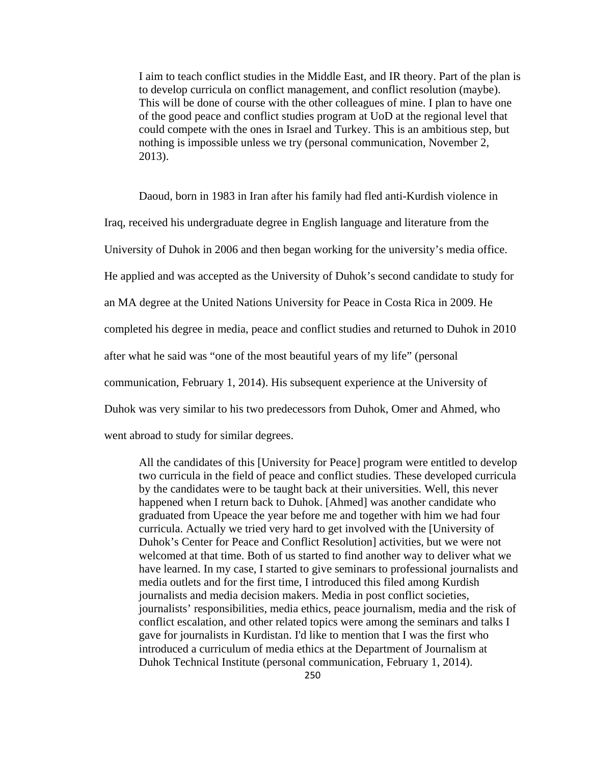> I aim to teach conflict studies in the Middle East, and IR theory. Part of the plan is to develop curricula on conflict management, and conflict resolution (maybe). This will be done of course with the other colleagues of mine. I plan to have one of the good peace and conflict studies program at UoD at the regional level that could compete with the ones in Israel and Turkey. This is an ambitious step, but nothing is impossible unless we try (personal communication, November 2, 2013).

Daoud, born in 1983 in Iran after his family had fled anti-Kurdish violence in Iraq, received his undergraduate degree in English language and literature from the University of Duhok in 2006 and then began working for the university's media office. He applied and was accepted as the University of Duhok's second candidate to study for an MA degree at the United Nations University for Peace in Costa Rica in 2009. He completed his degree in media, peace and conflict studies and returned to Duhok in 2010 after what he said was "one of the most beautiful years of my life" (personal communication, February 1, 2014). His subsequent experience at the University of Duhok was very similar to his two predecessors from Duhok, Omer and Ahmed, who went abroad to study for similar degrees.

> All the candidates of this [University for Peace] program were entitled to develop two curricula in the field of peace and conflict studies. These developed curricula by the candidates were to be taught back at their universities. Well, this never happened when I return back to Duhok. [Ahmed] was another candidate who graduated from Upeace the year before me and together with him we had four curricula. Actually we tried very hard to get involved with the [University of Duhok's Center for Peace and Conflict Resolution] activities, but we were not welcomed at that time. Both of us started to find another way to deliver what we have learned. In my case, I started to give seminars to professional journalists and media outlets and for the first time, I introduced this filed among Kurdish journalists and media decision makers. Media in post conflict societies, journalists' responsibilities, media ethics, peace journalism, media and the risk of conflict escalation, and other related topics were among the seminars and talks I gave for journalists in Kurdistan. I'd like to mention that I was the first who introduced a curriculum of media ethics at the Department of Journalism at Duhok Technical Institute (personal communication, February 1, 2014).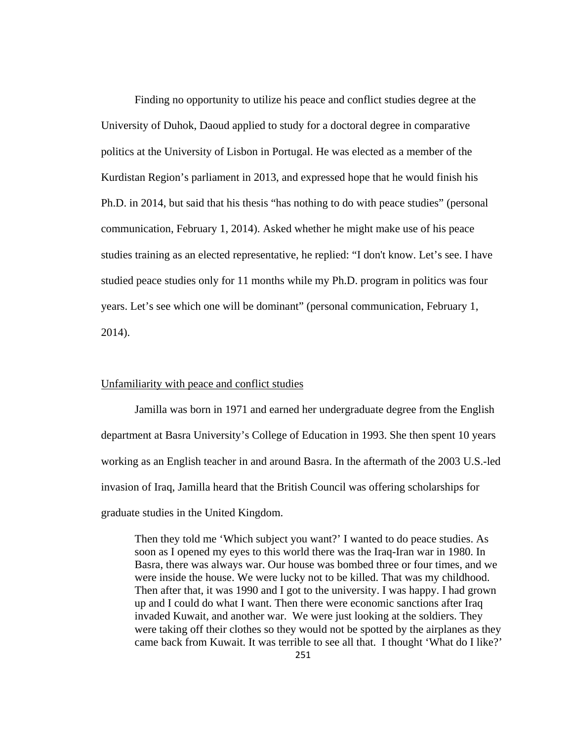Finding no opportunity to utilize his peace and conflict studies degree at the University of Duhok, Daoud applied to study for a doctoral degree in comparative politics at the University of Lisbon in Portugal. He was elected as a member of the Kurdistan Region's parliament in 2013, and expressed hope that he would finish his Ph.D. in 2014, but said that his thesis "has nothing to do with peace studies" (personal communication, February 1, 2014). Asked whether he might make use of his peace studies training as an elected representative, he replied: "I don't know. Let's see. I have studied peace studies only for 11 months while my Ph.D. program in politics was four years. Let's see which one will be dominant" (personal communication, February 1, 2014).

<u>Unfamiliarity with peace and conflict studies</u>

Jamilla was born in 1971 and earned her undergraduate degree from the English department at Basra University's College of Education in 1993. She then spent 10 years working as an English teacher in and around Basra. In the aftermath of the 2003 U.S.-led invasion of Iraq, Jamilla heard that the British Council was offering scholarships for graduate studies in the United Kingdom.

> Then they told me 'Which subject you want?' I wanted to do peace studies. As soon as I opened my eyes to this world there was the Iraq-Iran war in 1980. In Basra, there was always war. Our house was bombed three or four times, and we were inside the house. We were lucky not to be killed. That was my childhood. Then after that, it was 1990 and I got to the university. I was happy. I had grown up and I could do what I want. Then there were economic sanctions after Iraq invaded Kuwait, and another war. We were just looking at the soldiers. They were taking off their clothes so they would not be spotted by the airplanes as they came back from Kuwait. It was terrible to see all that. I thought 'What do I like?'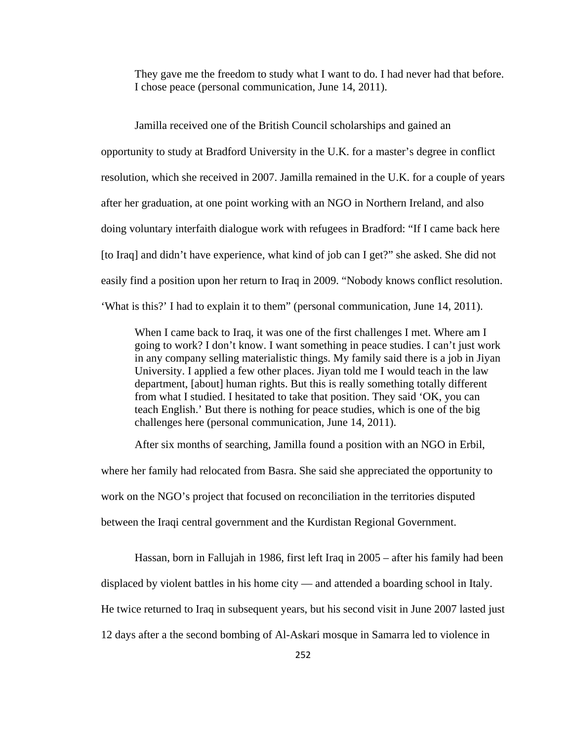> They gave me the freedom to study what I want to do. I had never had that before. I chose peace (personal communication, June 14, 2011).

Jamilla received one of the British Council scholarships and gained an opportunity to study at Bradford University in the U.K. for a master's degree in conflict resolution, which she received in 2007. Jamilla remained in the U.K. for a couple of years after her graduation, at one point working with an NGO in Northern Ireland, and also doing voluntary interfaith dialogue work with refugees in Bradford: "If I came back here [to Iraq] and didn't have experience, what kind of job can I get?" she asked. She did not easily find a position upon her return to Iraq in 2009. "Nobody knows conflict resolution. 'What is this?' I had to explain it to them" (personal communication, June 14, 2011).

> When I came back to Iraq, it was one of the first challenges I met. Where am I going to work? I don't know. I want something in peace studies. I can't just work in any company selling materialistic things. My family said there is a job in Jiyan University. I applied a few other places. Jiyan told me I would teach in the law department, [about] human rights. But this is really something totally different from what I studied. I hesitated to take that position. They said 'OK, you can teach English.' But there is nothing for peace studies, which is one of the big challenges here (personal communication, June 14, 2011).

After six months of searching, Jamilla found a position with an NGO in Erbil, where her family had relocated from Basra. She said she appreciated the opportunity to work on the NGO's project that focused on reconciliation in the territories disputed between the Iraqi central government and the Kurdistan Regional Government.

Hassan, born in Fallujah in 1986, first left Iraq in 2005 – after his family had been displaced by violent battles in his home city — and attended a boarding school in Italy. He twice returned to Iraq in subsequent years, but his second visit in June 2007 lasted just 12 days after a the second bombing of Al-Askari mosque in Samarra led to violence in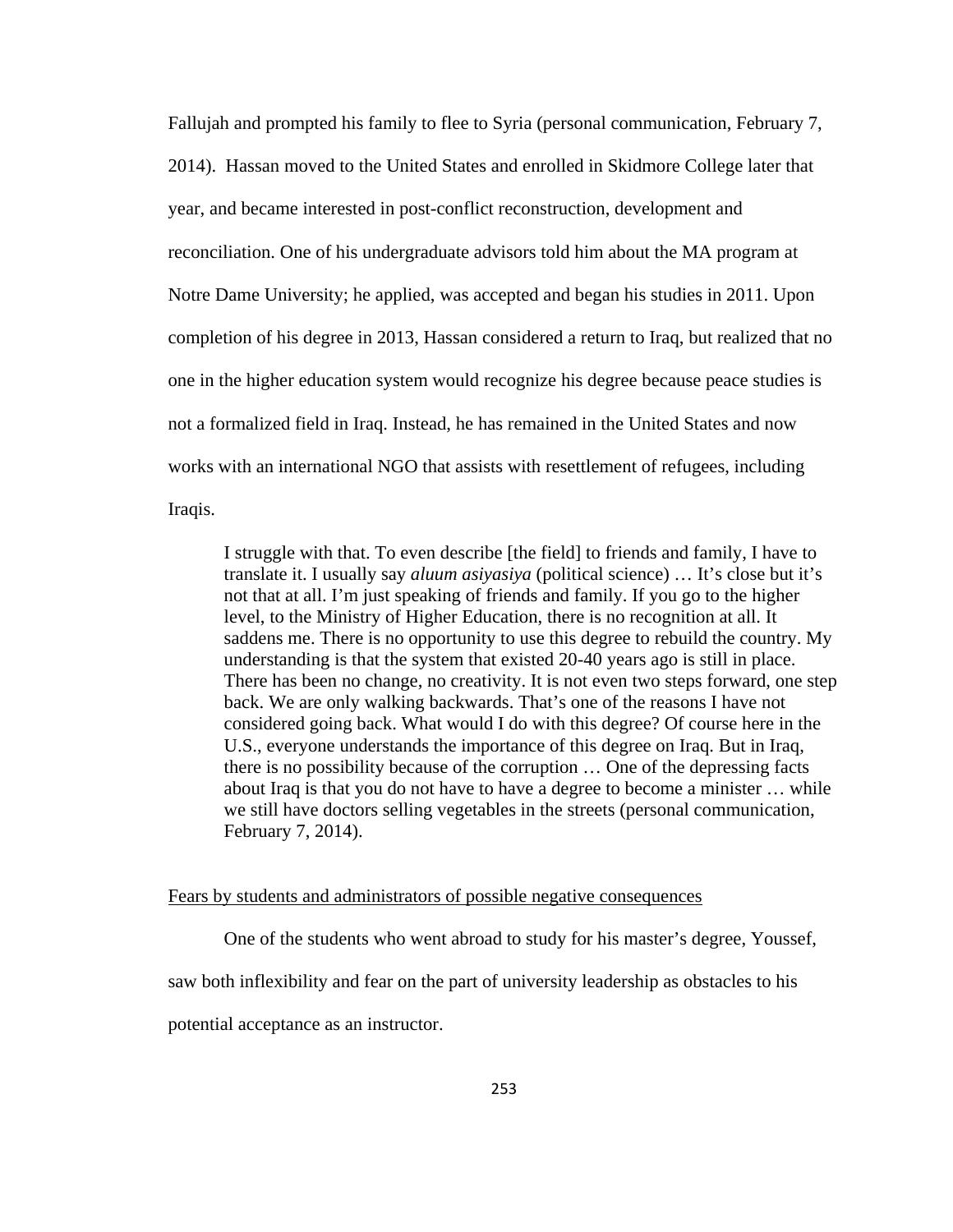Fallujah and prompted his family to flee to Syria (personal communication, February 7, 2014). Hassan moved to the United States and enrolled in Skidmore College later that year, and became interested in post-conflict reconstruction, development and reconciliation. One of his undergraduate advisors told him about the MA program at Notre Dame University; he applied, was accepted and began his studies in 2011. Upon completion of his degree in 2013, Hassan considered a return to Iraq, but realized that no one in the higher education system would recognize his degree because peace studies is not a formalized field in Iraq. Instead, he has remained in the United States and now works with an international NGO that assists with resettlement of refugees, including Iraqis.

> I struggle with that. To even describe [the field] to friends and family, I have to translate it. I usually say *aluum asiyasiya* (political science) … It's close but it's not that at all. I'm just speaking of friends and family. If you go to the higher level, to the Ministry of Higher Education, there is no recognition at all. It saddens me. There is no opportunity to use this degree to rebuild the country. My understanding is that the system that existed 20-40 years ago is still in place. There has been no change, no creativity. It is not even two steps forward, one step back. We are only walking backwards. That's one of the reasons I have not considered going back. What would I do with this degree? Of course here in the U.S., everyone understands the importance of this degree on Iraq. But in Iraq, there is no possibility because of the corruption … One of the depressing facts about Iraq is that you do not have to have a degree to become a minister … while we still have doctors selling vegetables in the streets (personal communication, February 7, 2014).

<u>Fears by students and administrators of possible negative consequences</u>

One of the students who went abroad to study for his master's degree, Youssef, saw both inflexibility and fear on the part of university leadership as obstacles to his potential acceptance as an instructor.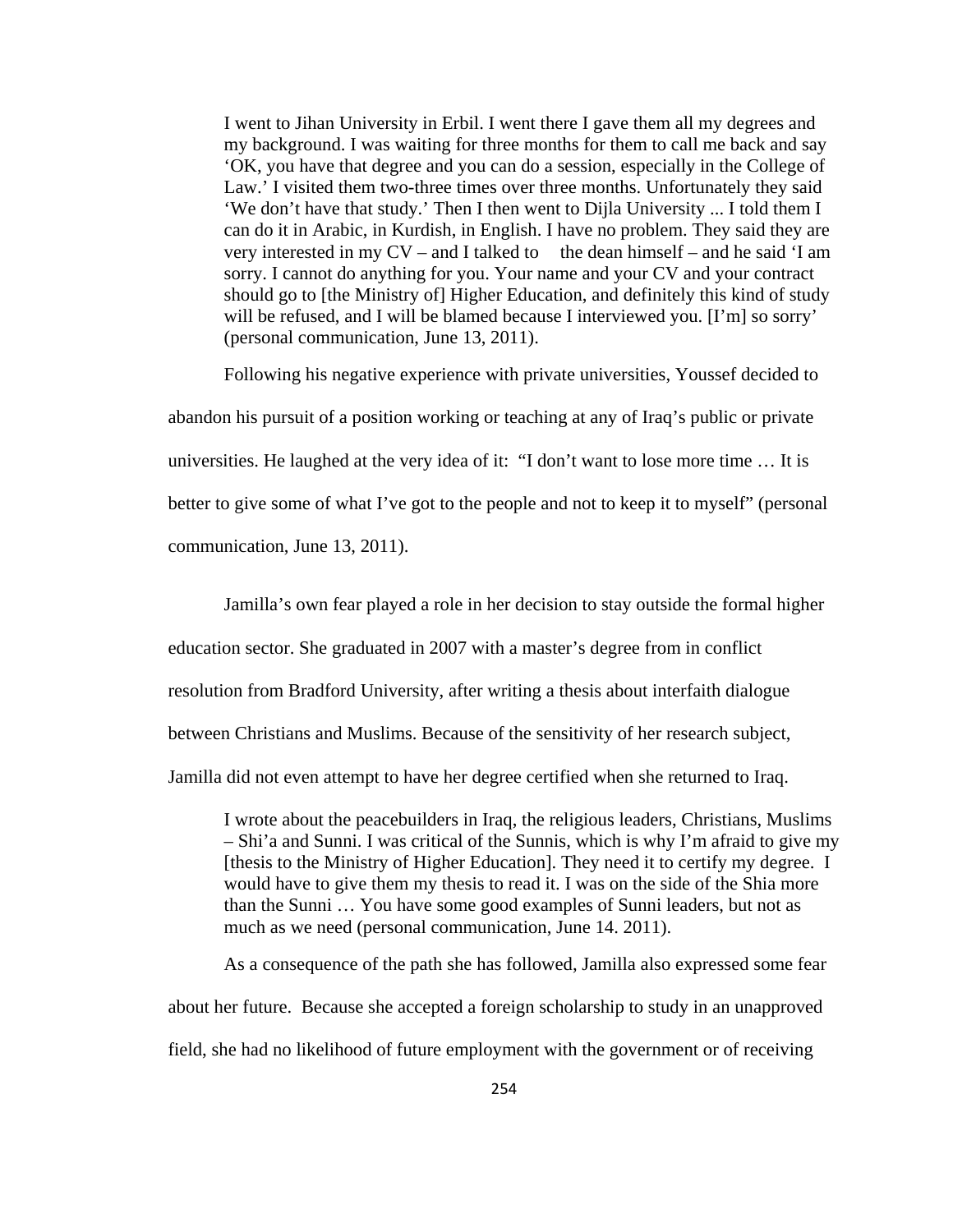> I went to Jihan University in Erbil. I went there I gave them all my degrees and my background. I was waiting for three months for them to call me back and say 'OK, you have that degree and you can do a session, especially in the College of Law.' I visited them two-three times over three months. Unfortunately they said 'We don't have that study.' Then I then went to Dijla University ... I told them I can do it in Arabic, in Kurdish, in English. I have no problem. They said they are very interested in my CV – and I talked to the dean himself – and he said 'I am sorry. I cannot do anything for you. Your name and your CV and your contract should go to [the Ministry of] Higher Education, and definitely this kind of study will be refused, and I will be blamed because I interviewed you. [I'm] so sorry' (personal communication, June 13, 2011).

Following his negative experience with private universities, Youssef decided to abandon his pursuit of a position working or teaching at any of Iraq's public or private universities. He laughed at the very idea of it: "I don't want to lose more time … It is better to give some of what I've got to the people and not to keep it to myself" (personal communication, June 13, 2011).

Jamilla's own fear played a role in her decision to stay outside the formal higher education sector. She graduated in 2007 with a master's degree from in conflict resolution from Bradford University, after writing a thesis about interfaith dialogue between Christians and Muslims. Because of the sensitivity of her research subject, Jamilla did not even attempt to have her degree certified when she returned to Iraq.

> I wrote about the peacebuilders in Iraq, the religious leaders, Christians, Muslims – Shi'a and Sunni. I was critical of the Sunnis, which is why I'm afraid to give my [thesis to the Ministry of Higher Education]. They need it to certify my degree. I would have to give them my thesis to read it. I was on the side of the Shia more than the Sunni … You have some good examples of Sunni leaders, but not as much as we need (personal communication, June 14. 2011).

As a consequence of the path she has followed, Jamilla also expressed some fear about her future. Because she accepted a foreign scholarship to study in an unapproved field, she had no likelihood of future employment with the government or of receiving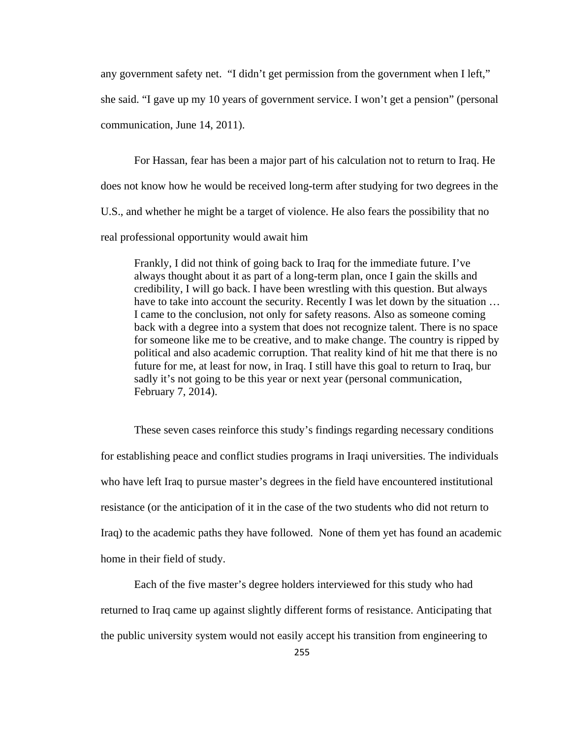any government safety net. "I didn't get permission from the government when I left," she said. "I gave up my 10 years of government service. I won't get a pension" (personal communication, June 14, 2011).

For Hassan, fear has been a major part of his calculation not to return to Iraq. He does not know how he would be received long-term after studying for two degrees in the U.S., and whether he might be a target of violence. He also fears the possibility that no real professional opportunity would await him

> Frankly, I did not think of going back to Iraq for the immediate future. I've always thought about it as part of a long-term plan, once I gain the skills and credibility, I will go back. I have been wrestling with this question. But always have to take into account the security. Recently I was let down by the situation … I came to the conclusion, not only for safety reasons. Also as someone coming back with a degree into a system that does not recognize talent. There is no space for someone like me to be creative, and to make change. The country is ripped by political and also academic corruption. That reality kind of hit me that there is no future for me, at least for now, in Iraq. I still have this goal to return to Iraq, bur sadly it's not going to be this year or next year (personal communication, February 7, 2014).

These seven cases reinforce this study's findings regarding necessary conditions for establishing peace and conflict studies programs in Iraqi universities. The individuals who have left Iraq to pursue master's degrees in the field have encountered institutional resistance (or the anticipation of it in the case of the two students who did not return to Iraq) to the academic paths they have followed. None of them yet has found an academic home in their field of study.

Each of the five master's degree holders interviewed for this study who had returned to Iraq came up against slightly different forms of resistance. Anticipating that the public university system would not easily accept his transition from engineering to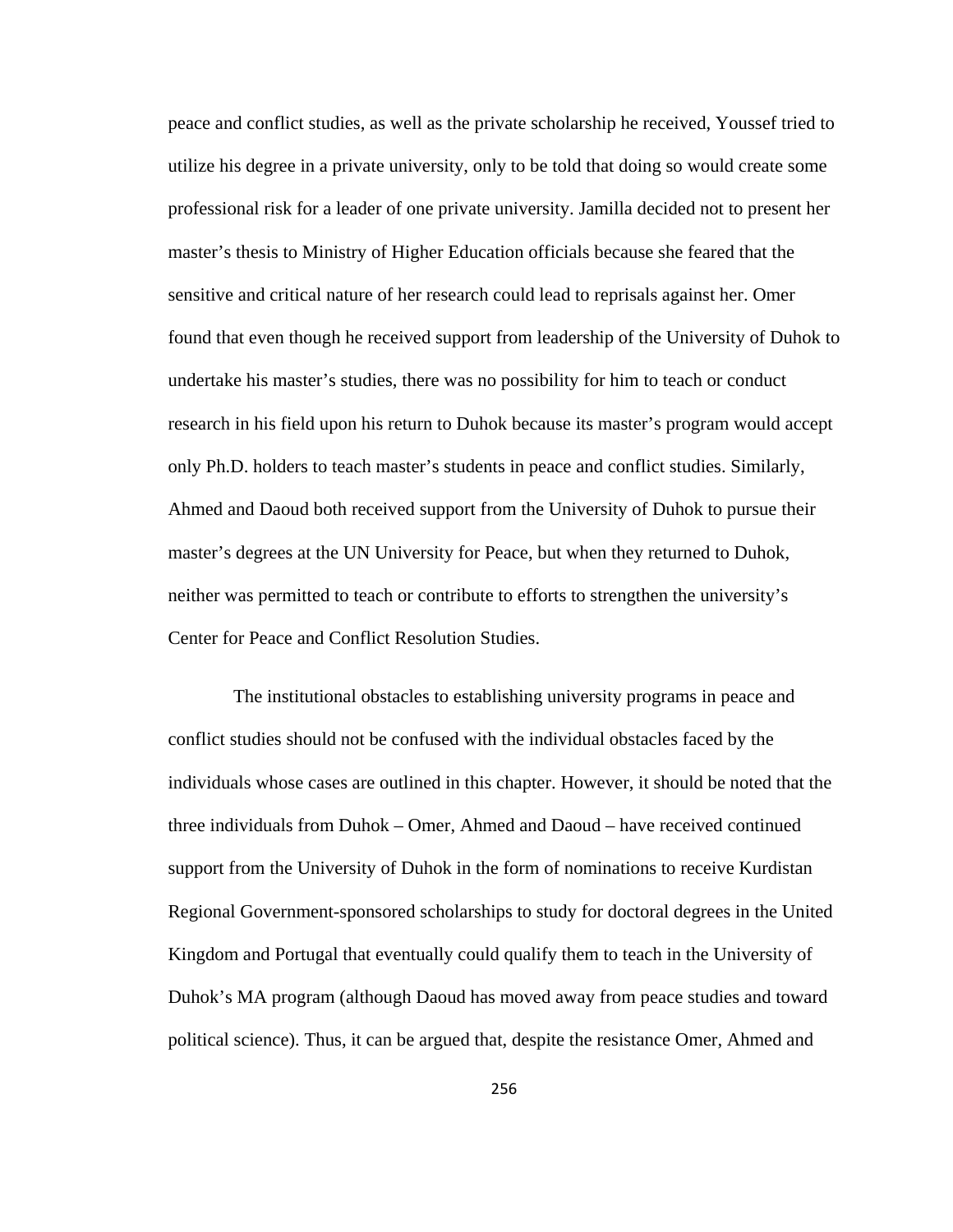peace and conflict studies, as well as the private scholarship he received, Youssef tried to utilize his degree in a private university, only to be told that doing so would create some professional risk for a leader of one private university. Jamilla decided not to present her master's thesis to Ministry of Higher Education officials because she feared that the sensitive and critical nature of her research could lead to reprisals against her. Omer found that even though he received support from leadership of the University of Duhok to undertake his master's studies, there was no possibility for him to teach or conduct research in his field upon his return to Duhok because its master's program would accept only Ph.D. holders to teach master's students in peace and conflict studies. Similarly, Ahmed and Daoud both received support from the University of Duhok to pursue their master's degrees at the UN University for Peace, but when they returned to Duhok, neither was permitted to teach or contribute to efforts to strengthen the university's Center for Peace and Conflict Resolution Studies.

The institutional obstacles to establishing university programs in peace and conflict studies should not be confused with the individual obstacles faced by the individuals whose cases are outlined in this chapter. However, it should be noted that the three individuals from Duhok – Omer, Ahmed and Daoud – have received continued support from the University of Duhok in the form of nominations to receive Kurdistan Regional Government-sponsored scholarships to study for doctoral degrees in the United Kingdom and Portugal that eventually could qualify them to teach in the University of Duhok's MA program (although Daoud has moved away from peace studies and toward political science). Thus, it can be argued that, despite the resistance Omer, Ahmed and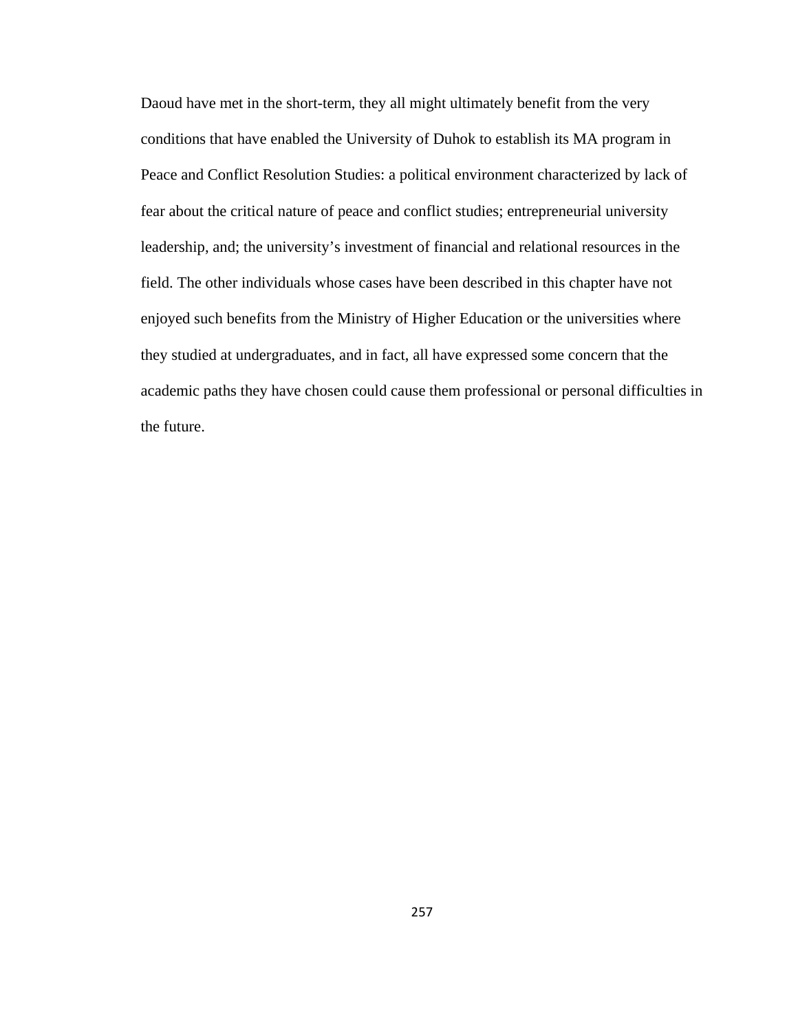Daoud have met in the short-term, they all might ultimately benefit from the very conditions that have enabled the University of Duhok to establish its MA program in Peace and Conflict Resolution Studies: a political environment characterized by lack of fear about the critical nature of peace and conflict studies; entrepreneurial university leadership, and; the university's investment of financial and relational resources in the field. The other individuals whose cases have been described in this chapter have not enjoyed such benefits from the Ministry of Higher Education or the universities where they studied at undergraduates, and in fact, all have expressed some concern that the academic paths they have chosen could cause them professional or personal difficulties in the future.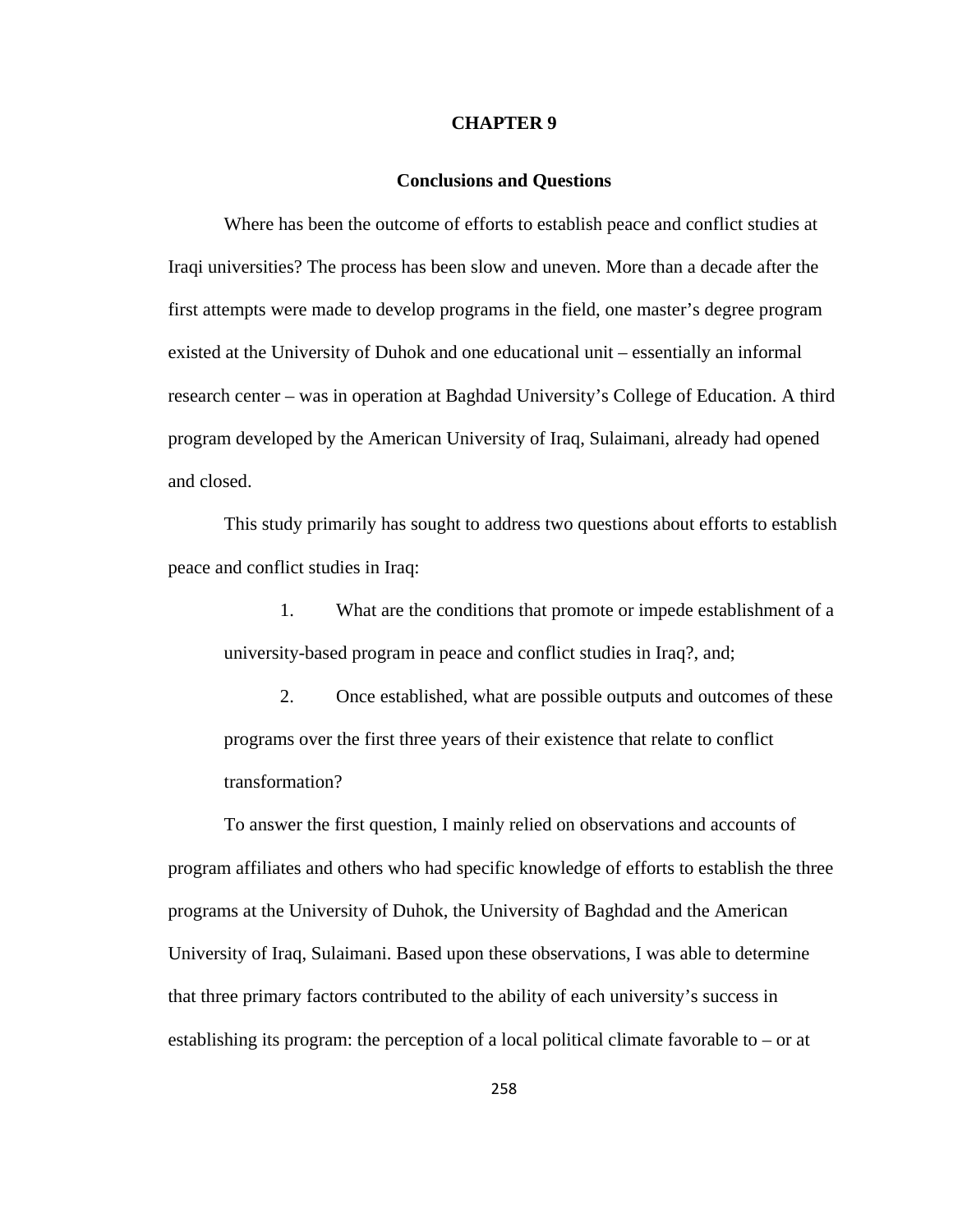# CHAPTER 9

## Conclusions and Questions

Where has been the outcome of efforts to establish peace and conflict studies at Iraqi universities? The process has been slow and uneven. More than a decade after the first attempts were made to develop programs in the field, one master's degree program existed at the University of Duhok and one educational unit – essentially an informal research center – was in operation at Baghdad University's College of Education. A third program developed by the American University of Iraq, Sulaimani, already had opened and closed.

This study primarily has sought to address two questions about efforts to establish peace and conflict studies in Iraq:

1. What are the conditions that promote or impede establishment of a university-based program in peace and conflict studies in Iraq?, and;

2. Once established, what are possible outputs and outcomes of these programs over the first three years of their existence that relate to conflict transformation?

To answer the first question, I mainly relied on observations and accounts of program affiliates and others who had specific knowledge of efforts to establish the three programs at the University of Duhok, the University of Baghdad and the American University of Iraq, Sulaimani. Based upon these observations, I was able to determine that three primary factors contributed to the ability of each university's success in establishing its program: the perception of a local political climate favorable to – or at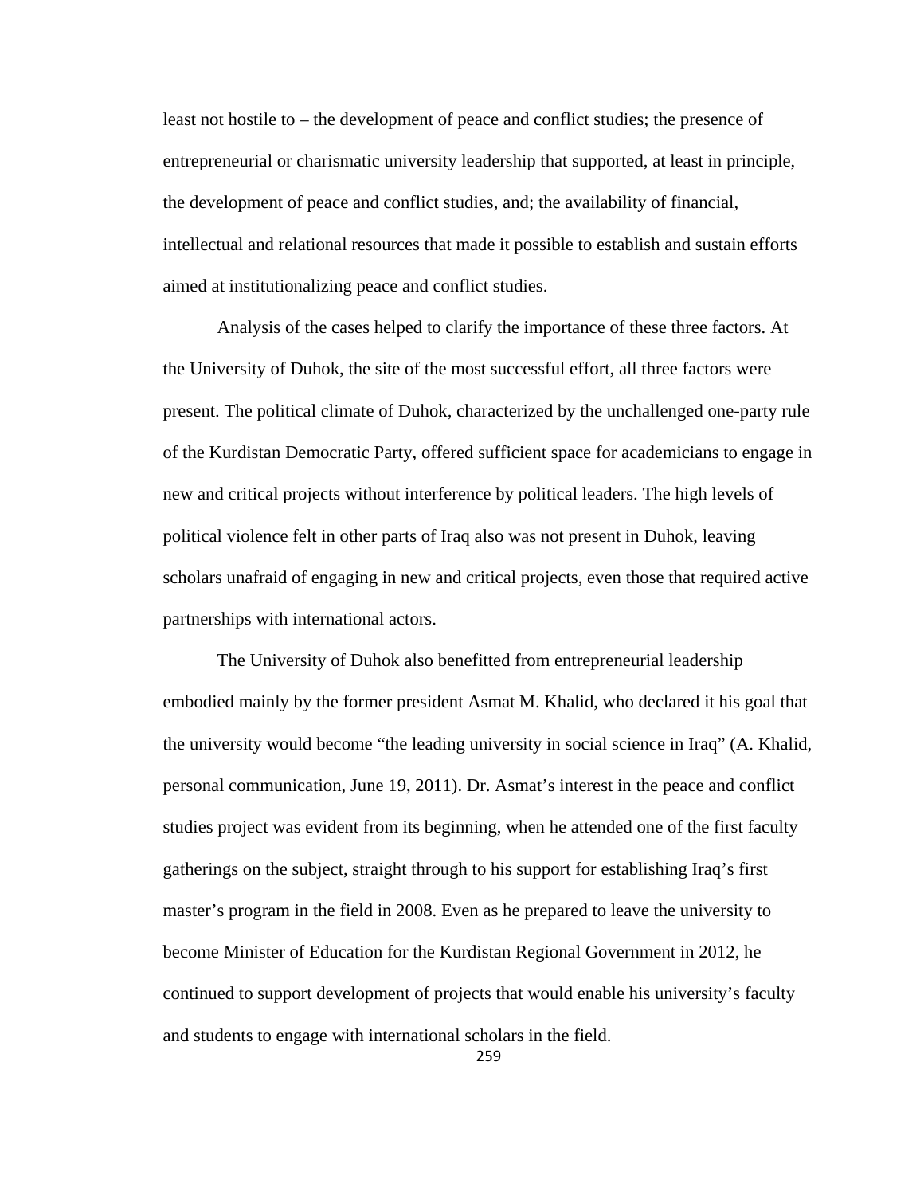least not hostile to – the development of peace and conflict studies; the presence of entrepreneurial or charismatic university leadership that supported, at least in principle, the development of peace and conflict studies, and; the availability of financial, intellectual and relational resources that made it possible to establish and sustain efforts aimed at institutionalizing peace and conflict studies.

Analysis of the cases helped to clarify the importance of these three factors. At the University of Duhok, the site of the most successful effort, all three factors were present. The political climate of Duhok, characterized by the unchallenged one-party rule of the Kurdistan Democratic Party, offered sufficient space for academicians to engage in new and critical projects without interference by political leaders. The high levels of political violence felt in other parts of Iraq also was not present in Duhok, leaving scholars unafraid of engaging in new and critical projects, even those that required active partnerships with international actors.

The University of Duhok also benefitted from entrepreneurial leadership embodied mainly by the former president Asmat M. Khalid, who declared it his goal that the university would become "the leading university in social science in Iraq" (A. Khalid, personal communication, June 19, 2011). Dr. Asmat's interest in the peace and conflict studies project was evident from its beginning, when he attended one of the first faculty gatherings on the subject, straight through to his support for establishing Iraq's first master's program in the field in 2008. Even as he prepared to leave the university to become Minister of Education for the Kurdistan Regional Government in 2012, he continued to support development of projects that would enable his university's faculty and students to engage with international scholars in the field.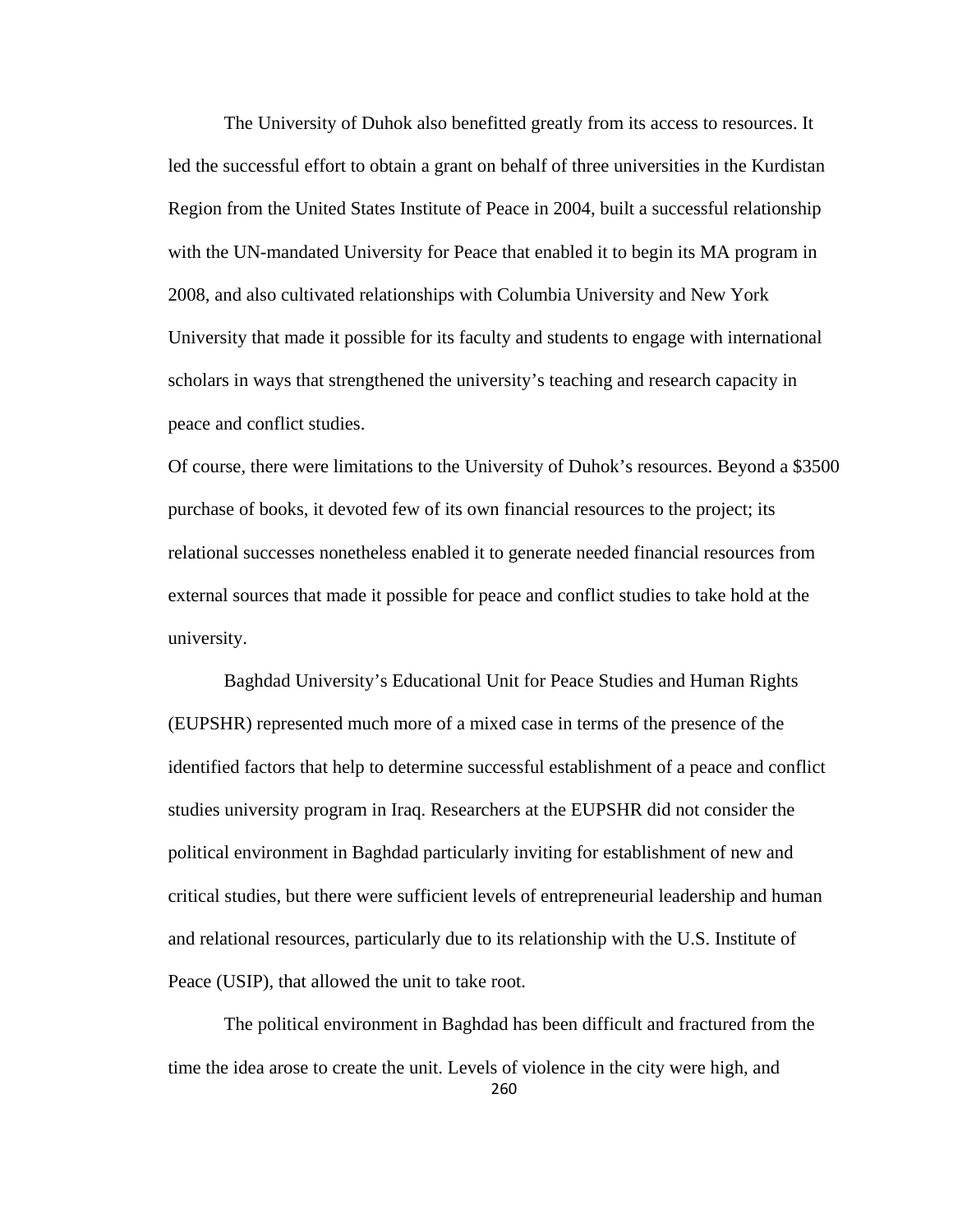The University of Duhok also benefitted greatly from its access to resources. It led the successful effort to obtain a grant on behalf of three universities in the Kurdistan Region from the United States Institute of Peace in 2004, built a successful relationship with the UN-mandated University for Peace that enabled it to begin its MA program in 2008, and also cultivated relationships with Columbia University and New York University that made it possible for its faculty and students to engage with international scholars in ways that strengthened the university's teaching and research capacity in peace and conflict studies.

Of course, there were limitations to the University of Duhok's resources. Beyond a $3500 purchase of books, it devoted few of its own financial resources to the project; its relational successes nonetheless enabled it to generate needed financial resources from external sources that made it possible for peace and conflict studies to take hold at the university.

Baghdad University's Educational Unit for Peace Studies and Human Rights (EUPSHR) represented much more of a mixed case in terms of the presence of the identified factors that help to determine successful establishment of a peace and conflict studies university program in Iraq. Researchers at the EUPSHR did not consider the political environment in Baghdad particularly inviting for establishment of new and critical studies, but there were sufficient levels of entrepreneurial leadership and human and relational resources, particularly due to its relationship with the U.S. Institute of Peace (USIP), that allowed the unit to take root.

The political environment in Baghdad has been difficult and fractured from the time the idea arose to create the unit. Levels of violence in the city were high, and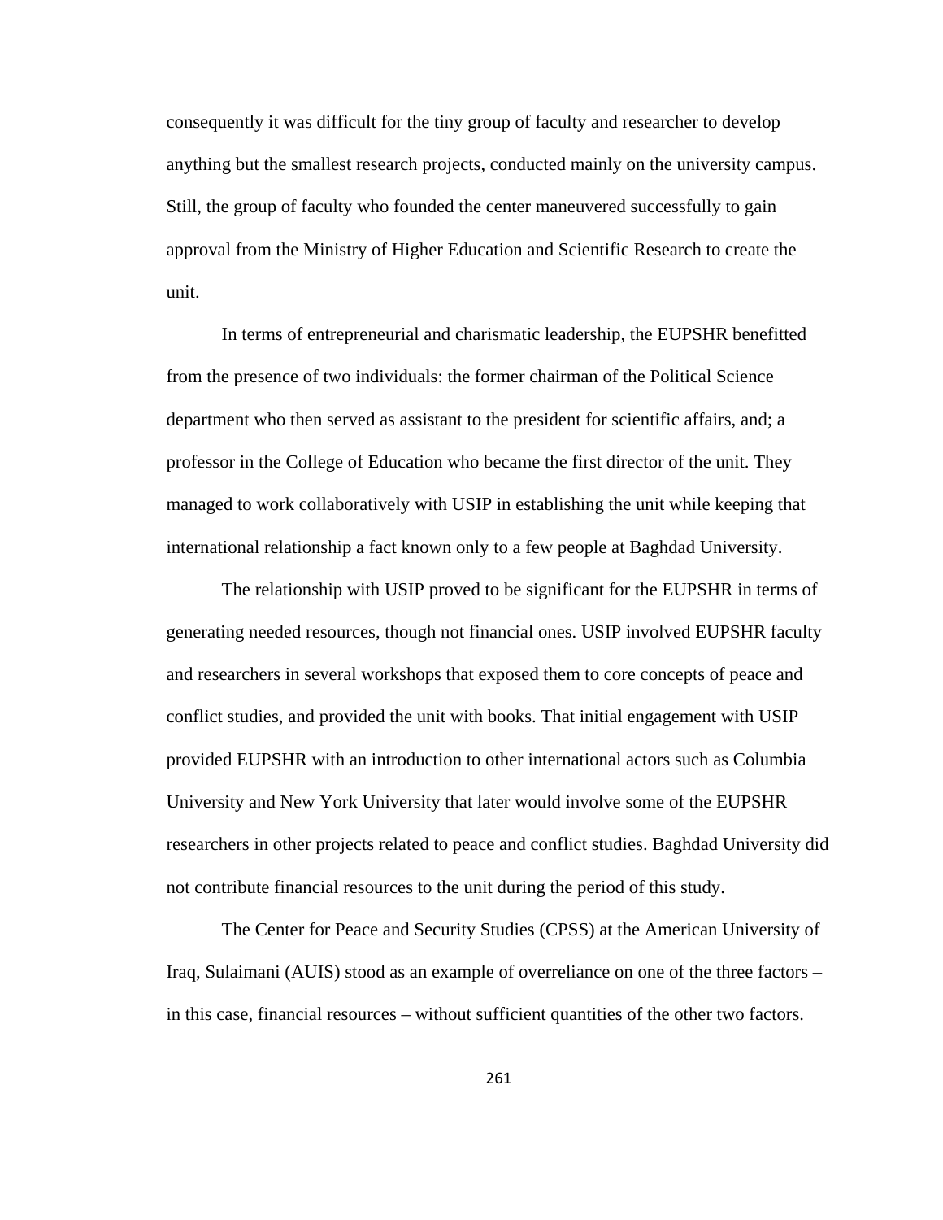consequently it was difficult for the tiny group of faculty and researcher to develop anything but the smallest research projects, conducted mainly on the university campus. Still, the group of faculty who founded the center maneuvered successfully to gain approval from the Ministry of Higher Education and Scientific Research to create the unit.

In terms of entrepreneurial and charismatic leadership, the EUPSHR benefitted from the presence of two individuals: the former chairman of the Political Science department who then served as assistant to the president for scientific affairs, and; a professor in the College of Education who became the first director of the unit. They managed to work collaboratively with USIP in establishing the unit while keeping that international relationship a fact known only to a few people at Baghdad University.

The relationship with USIP proved to be significant for the EUPSHR in terms of generating needed resources, though not financial ones. USIP involved EUPSHR faculty and researchers in several workshops that exposed them to core concepts of peace and conflict studies, and provided the unit with books. That initial engagement with USIP provided EUPSHR with an introduction to other international actors such as Columbia University and New York University that later would involve some of the EUPSHR researchers in other projects related to peace and conflict studies. Baghdad University did not contribute financial resources to the unit during the period of this study.

The Center for Peace and Security Studies (CPSS) at the American University of Iraq, Sulaimani (AUIS) stood as an example of overreliance on one of the three factors – in this case, financial resources – without sufficient quantities of the other two factors.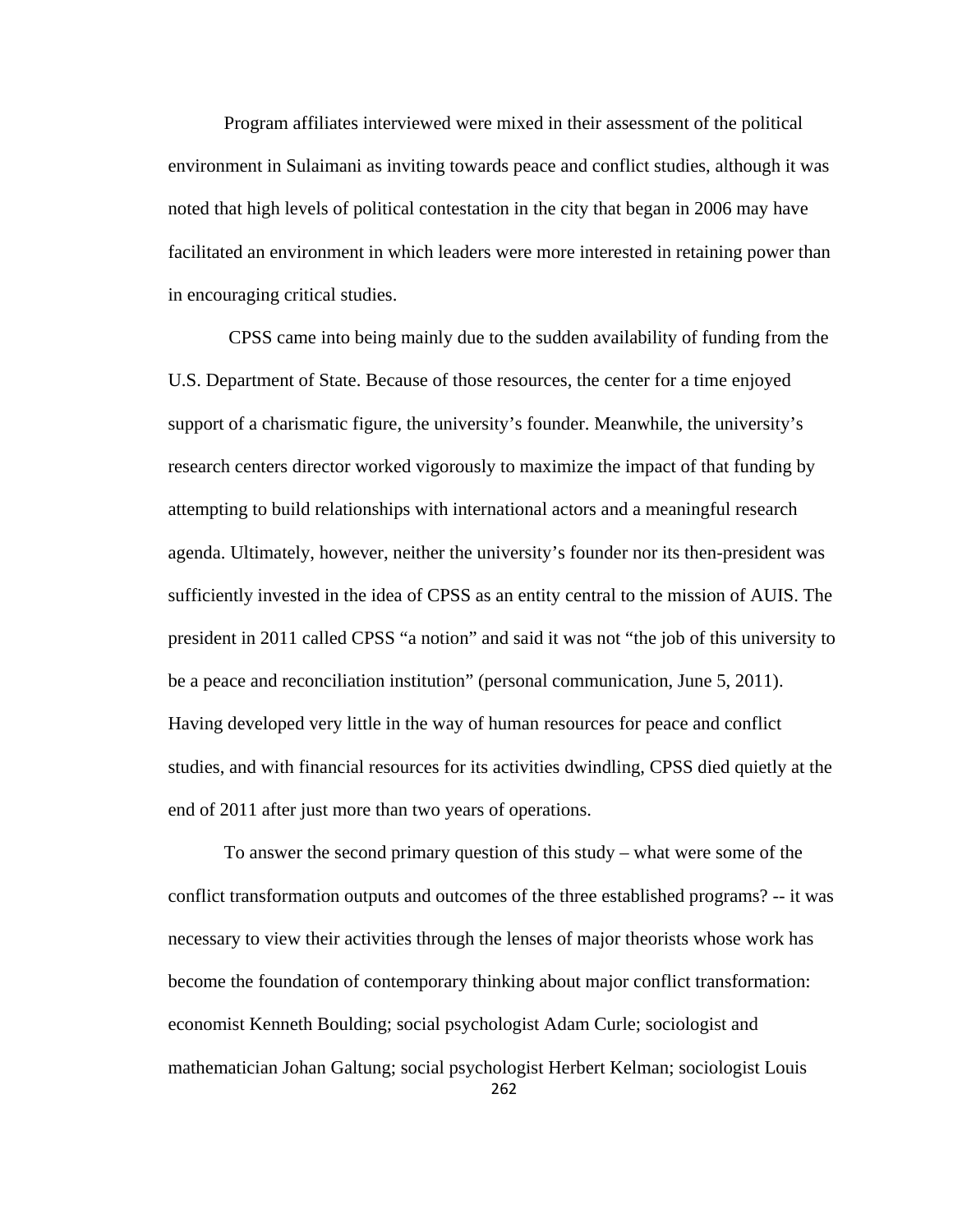Program affiliates interviewed were mixed in their assessment of the political environment in Sulaimani as inviting towards peace and conflict studies, although it was noted that high levels of political contestation in the city that began in 2006 may have facilitated an environment in which leaders were more interested in retaining power than in encouraging critical studies.

CPSS came into being mainly due to the sudden availability of funding from the U.S. Department of State. Because of those resources, the center for a time enjoyed support of a charismatic figure, the university's founder. Meanwhile, the university's research centers director worked vigorously to maximize the impact of that funding by attempting to build relationships with international actors and a meaningful research agenda. Ultimately, however, neither the university's founder nor its then-president was sufficiently invested in the idea of CPSS as an entity central to the mission of AUIS. The president in 2011 called CPSS "a notion" and said it was not "the job of this university to be a peace and reconciliation institution" (personal communication, June 5, 2011). Having developed very little in the way of human resources for peace and conflict studies, and with financial resources for its activities dwindling, CPSS died quietly at the end of 2011 after just more than two years of operations.

To answer the second primary question of this study – what were some of the conflict transformation outputs and outcomes of the three established programs? -- it was necessary to view their activities through the lenses of major theorists whose work has become the foundation of contemporary thinking about major conflict transformation: economist Kenneth Boulding; social psychologist Adam Curle; sociologist and mathematician Johan Galtung; social psychologist Herbert Kelman; sociologist Louis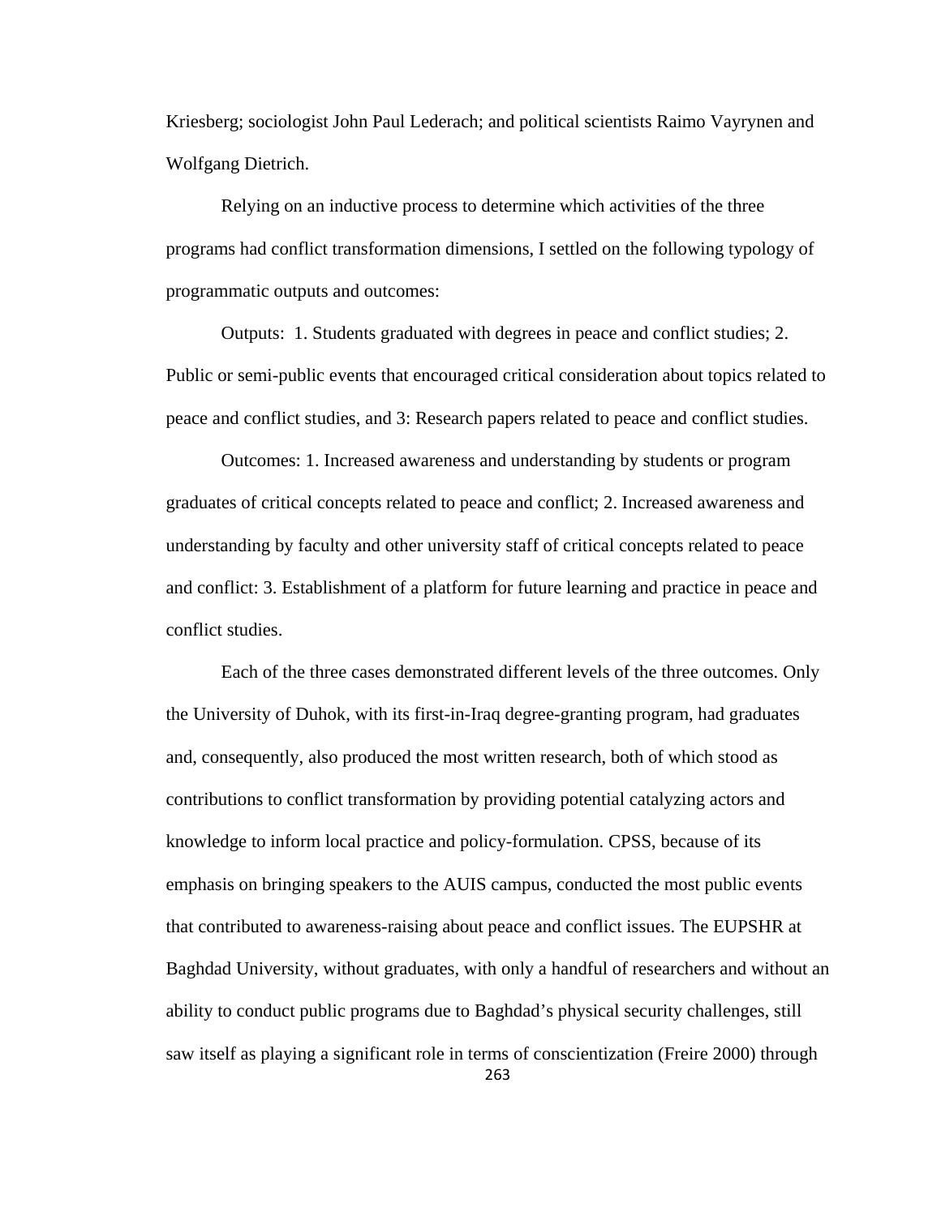Kriesberg; sociologist John Paul Lederach; and political scientists Raimo Vayrynen and Wolfgang Dietrich.

Relying on an inductive process to determine which activities of the three programs had conflict transformation dimensions, I settled on the following typology of programmatic outputs and outcomes:

Outputs: 1. Students graduated with degrees in peace and conflict studies; 2. Public or semi-public events that encouraged critical consideration about topics related to peace and conflict studies, and 3: Research papers related to peace and conflict studies.

Outcomes: 1. Increased awareness and understanding by students or program graduates of critical concepts related to peace and conflict; 2. Increased awareness and understanding by faculty and other university staff of critical concepts related to peace and conflict: 3. Establishment of a platform for future learning and practice in peace and conflict studies.

Each of the three cases demonstrated different levels of the three outcomes. Only the University of Duhok, with its first-in-Iraq degree-granting program, had graduates and, consequently, also produced the most written research, both of which stood as contributions to conflict transformation by providing potential catalyzing actors and knowledge to inform local practice and policy-formulation. CPSS, because of its emphasis on bringing speakers to the AUIS campus, conducted the most public events that contributed to awareness-raising about peace and conflict issues. The EUPSHR at Baghdad University, without graduates, with only a handful of researchers and without an ability to conduct public programs due to Baghdad's physical security challenges, still saw itself as playing a significant role in terms of conscientization (Freire 2000) through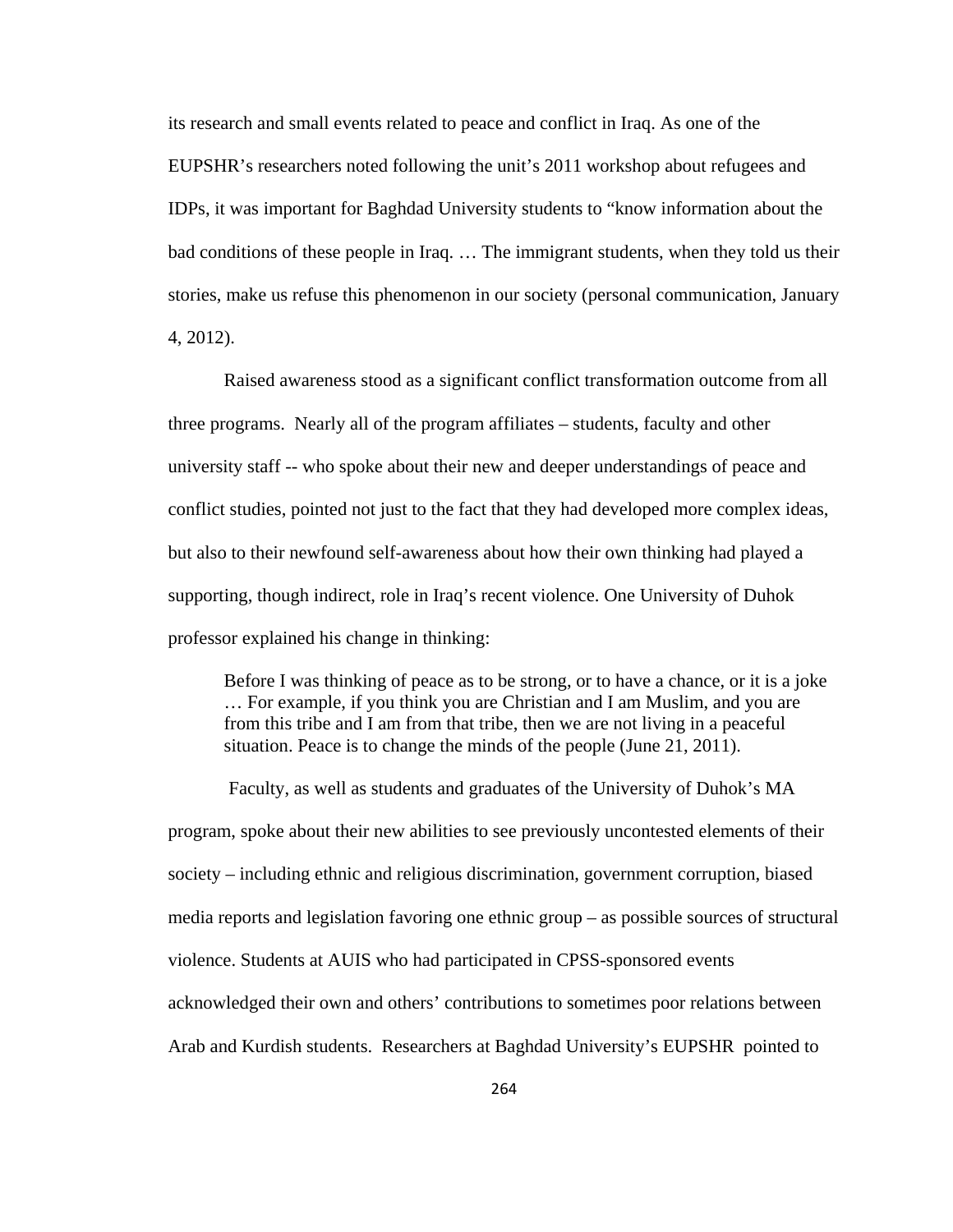its research and small events related to peace and conflict in Iraq. As one of the EUPSHR's researchers noted following the unit's 2011 workshop about refugees and IDPs, it was important for Baghdad University students to "know information about the bad conditions of these people in Iraq. … The immigrant students, when they told us their stories, make us refuse this phenomenon in our society (personal communication, January 4, 2012).

Raised awareness stood as a significant conflict transformation outcome from all three programs. Nearly all of the program affiliates – students, faculty and other university staff -- who spoke about their new and deeper understandings of peace and conflict studies, pointed not just to the fact that they had developed more complex ideas, but also to their newfound self-awareness about how their own thinking had played a supporting, though indirect, role in Iraq's recent violence. One University of Duhok professor explained his change in thinking:

> Before I was thinking of peace as to be strong, or to have a chance, or it is a joke … For example, if you think you are Christian and I am Muslim, and you are from this tribe and I am from that tribe, then we are not living in a peaceful situation. Peace is to change the minds of the people (June 21, 2011).

Faculty, as well as students and graduates of the University of Duhok's MA program, spoke about their new abilities to see previously uncontested elements of their society – including ethnic and religious discrimination, government corruption, biased media reports and legislation favoring one ethnic group – as possible sources of structural violence. Students at AUIS who had participated in CPSS-sponsored events acknowledged their own and others' contributions to sometimes poor relations between Arab and Kurdish students. Researchers at Baghdad University's EUPSHR pointed to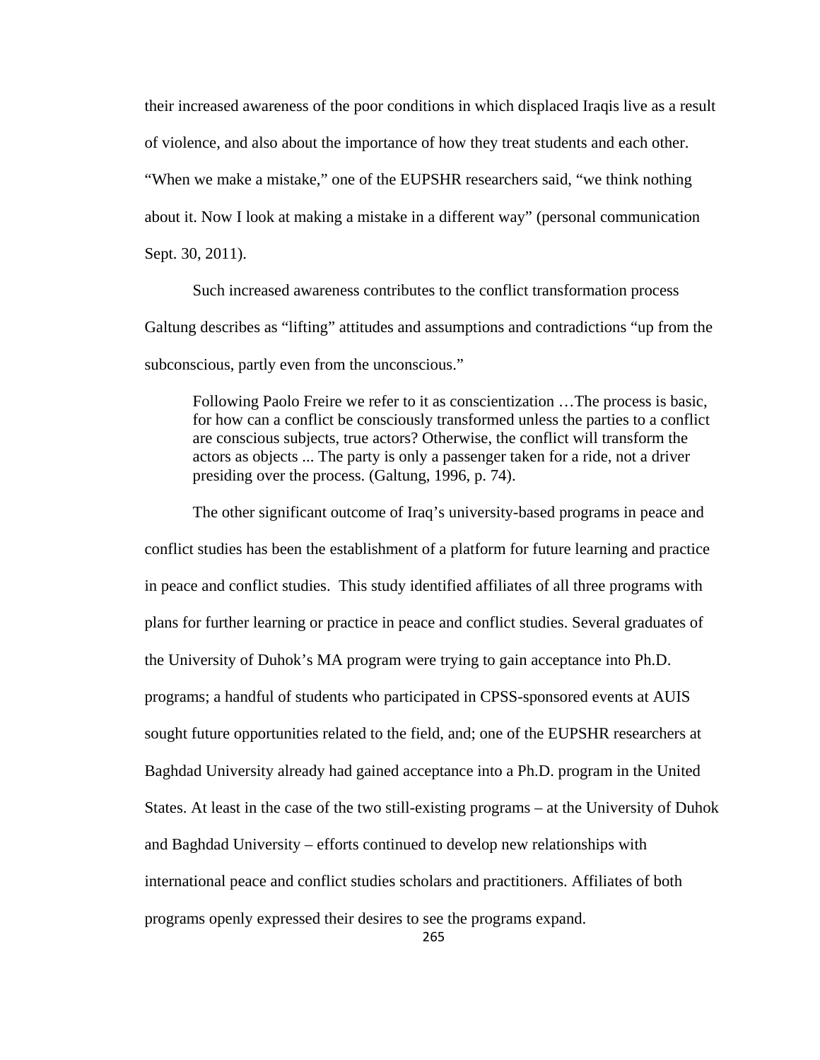their increased awareness of the poor conditions in which displaced Iraqis live as a result of violence, and also about the importance of how they treat students and each other. “When we make a mistake,” one of the EUPSHR researchers said, “we think nothing about it. Now I look at making a mistake in a different way” (personal communication Sept. 30, 2011).

Such increased awareness contributes to the conflict transformation process Galtung describes as “lifting” attitudes and assumptions and contradictions “up from the subconscious, partly even from the unconscious.”

> Following Paolo Freire we refer to it as conscientization …The process is basic, for how can a conflict be consciously transformed unless the parties to a conflict are conscious subjects, true actors? Otherwise, the conflict will transform the actors as objects ... The party is only a passenger taken for a ride, not a driver presiding over the process. (Galtung, 1996, p. 74).

The other significant outcome of Iraq’s university-based programs in peace and conflict studies has been the establishment of a platform for future learning and practice in peace and conflict studies. This study identified affiliates of all three programs with plans for further learning or practice in peace and conflict studies. Several graduates of the University of Duhok’s MA program were trying to gain acceptance into Ph.D. programs; a handful of students who participated in CPSS-sponsored events at AUIS sought future opportunities related to the field, and; one of the EUPSHR researchers at Baghdad University already had gained acceptance into a Ph.D. program in the United States. At least in the case of the two still-existing programs – at the University of Duhok and Baghdad University – efforts continued to develop new relationships with international peace and conflict studies scholars and practitioners. Affiliates of both programs openly expressed their desires to see the programs expand.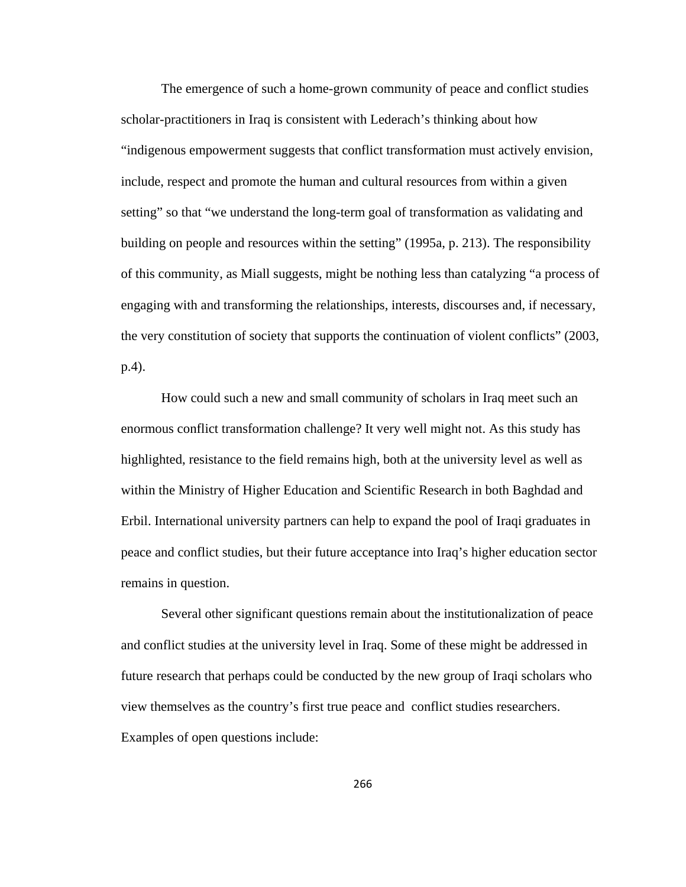The emergence of such a home-grown community of peace and conflict studies scholar-practitioners in Iraq is consistent with Lederach's thinking about how "indigenous empowerment suggests that conflict transformation must actively envision, include, respect and promote the human and cultural resources from within a given setting" so that "we understand the long-term goal of transformation as validating and building on people and resources within the setting" (1995a, p. 213). The responsibility of this community, as Miall suggests, might be nothing less than catalyzing "a process of engaging with and transforming the relationships, interests, discourses and, if necessary, the very constitution of society that supports the continuation of violent conflicts" (2003, p.4).

How could such a new and small community of scholars in Iraq meet such an enormous conflict transformation challenge? It very well might not. As this study has highlighted, resistance to the field remains high, both at the university level as well as within the Ministry of Higher Education and Scientific Research in both Baghdad and Erbil. International university partners can help to expand the pool of Iraqi graduates in peace and conflict studies, but their future acceptance into Iraq's higher education sector remains in question.

Several other significant questions remain about the institutionalization of peace and conflict studies at the university level in Iraq. Some of these might be addressed in future research that perhaps could be conducted by the new group of Iraqi scholars who view themselves as the country's first true peace and conflict studies researchers. Examples of open questions include: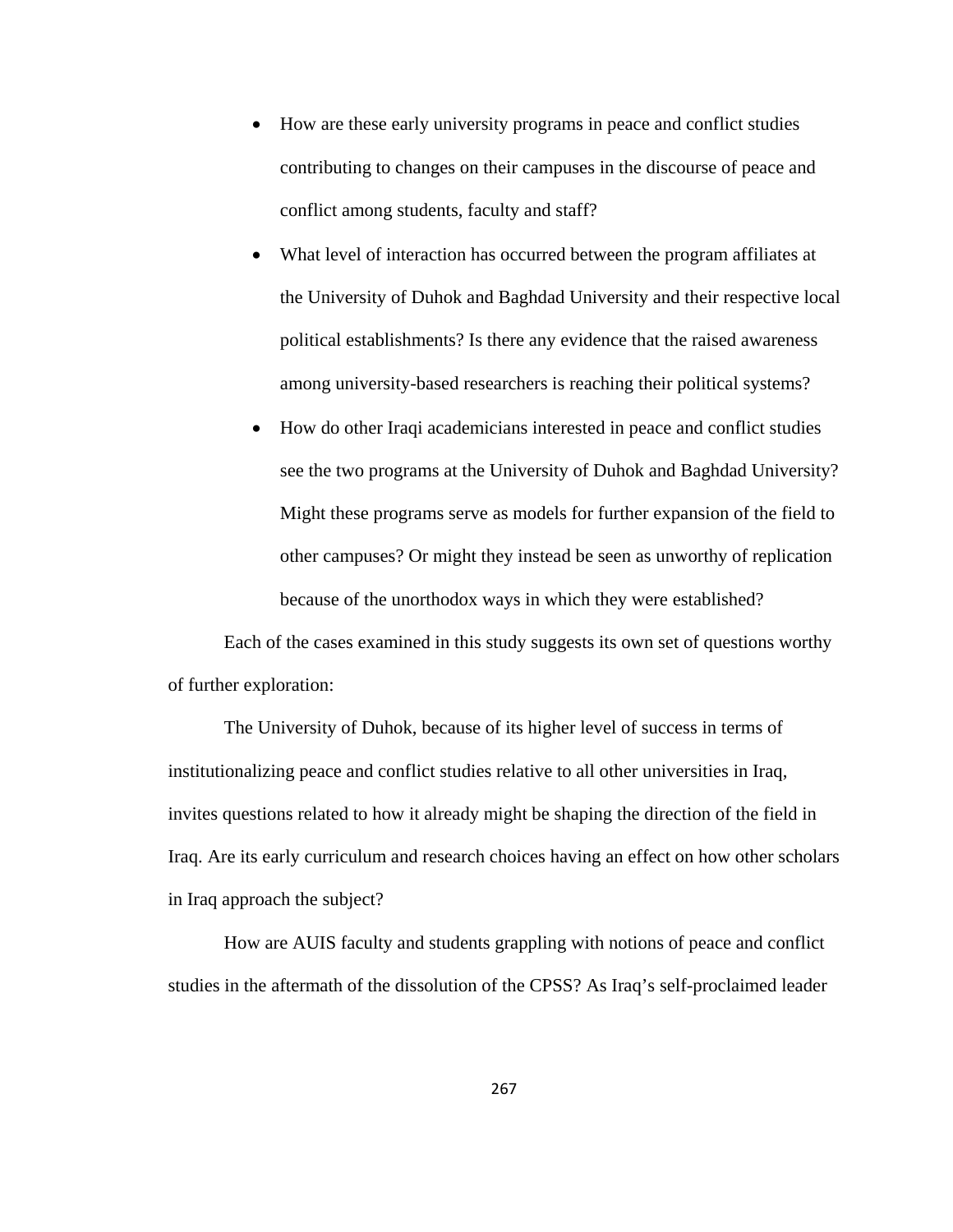- How are these early university programs in peace and conflict studies contributing to changes on their campuses in the discourse of peace and conflict among students, faculty and staff?
- What level of interaction has occurred between the program affiliates at the University of Duhok and Baghdad University and their respective local political establishments? Is there any evidence that the raised awareness among university-based researchers is reaching their political systems?
- How do other Iraqi academicians interested in peace and conflict studies see the two programs at the University of Duhok and Baghdad University? Might these programs serve as models for further expansion of the field to other campuses? Or might they instead be seen as unworthy of replication because of the unorthodox ways in which they were established?

Each of the cases examined in this study suggests its own set of questions worthy of further exploration:

The University of Duhok, because of its higher level of success in terms of institutionalizing peace and conflict studies relative to all other universities in Iraq, invites questions related to how it already might be shaping the direction of the field in Iraq. Are its early curriculum and research choices having an effect on how other scholars in Iraq approach the subject?

How are AUIS faculty and students grappling with notions of peace and conflict studies in the aftermath of the dissolution of the CPSS? As Iraq's self-proclaimed leader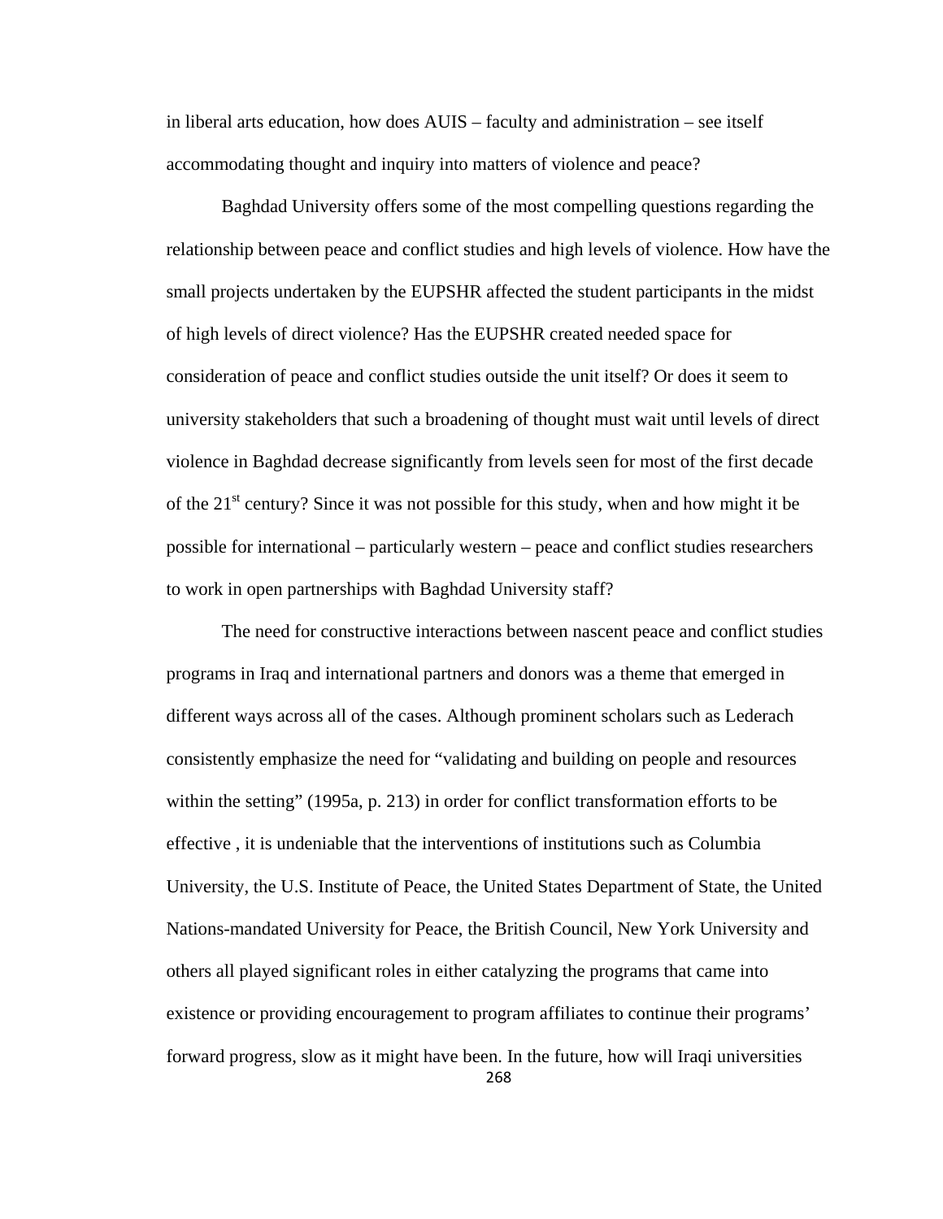in liberal arts education, how does AUIS – faculty and administration – see itself accommodating thought and inquiry into matters of violence and peace?

Baghdad University offers some of the most compelling questions regarding the relationship between peace and conflict studies and high levels of violence. How have the small projects undertaken by the EUPSHR affected the student participants in the midst of high levels of direct violence? Has the EUPSHR created needed space for consideration of peace and conflict studies outside the unit itself? Or does it seem to university stakeholders that such a broadening of thought must wait until levels of direct violence in Baghdad decrease significantly from levels seen for most of the first decade of the 21st century? Since it was not possible for this study, when and how might it be possible for international – particularly western – peace and conflict studies researchers to work in open partnerships with Baghdad University staff?

The need for constructive interactions between nascent peace and conflict studies programs in Iraq and international partners and donors was a theme that emerged in different ways across all of the cases. Although prominent scholars such as Lederach consistently emphasize the need for "validating and building on people and resources within the setting" (1995a, p. 213) in order for conflict transformation efforts to be effective , it is undeniable that the interventions of institutions such as Columbia University, the U.S. Institute of Peace, the United States Department of State, the United Nations-mandated University for Peace, the British Council, New York University and others all played significant roles in either catalyzing the programs that came into existence or providing encouragement to program affiliates to continue their programs' forward progress, slow as it might have been. In the future, how will Iraqi universities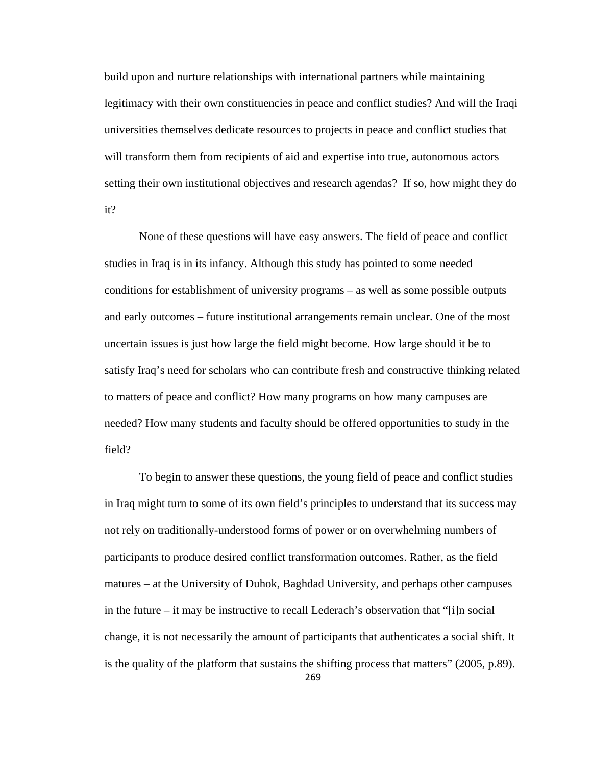build upon and nurture relationships with international partners while maintaining legitimacy with their own constituencies in peace and conflict studies? And will the Iraqi universities themselves dedicate resources to projects in peace and conflict studies that will transform them from recipients of aid and expertise into true, autonomous actors setting their own institutional objectives and research agendas? If so, how might they do it?

None of these questions will have easy answers. The field of peace and conflict studies in Iraq is in its infancy. Although this study has pointed to some needed conditions for establishment of university programs – as well as some possible outputs and early outcomes – future institutional arrangements remain unclear. One of the most uncertain issues is just how large the field might become. How large should it be to satisfy Iraq's need for scholars who can contribute fresh and constructive thinking related to matters of peace and conflict? How many programs on how many campuses are needed? How many students and faculty should be offered opportunities to study in the field?

To begin to answer these questions, the young field of peace and conflict studies in Iraq might turn to some of its own field's principles to understand that its success may not rely on traditionally-understood forms of power or on overwhelming numbers of participants to produce desired conflict transformation outcomes. Rather, as the field matures – at the University of Duhok, Baghdad University, and perhaps other campuses in the future – it may be instructive to recall Lederach's observation that "[i]n social change, it is not necessarily the amount of participants that authenticates a social shift. It is the quality of the platform that sustains the shifting process that matters" (2005, p.89).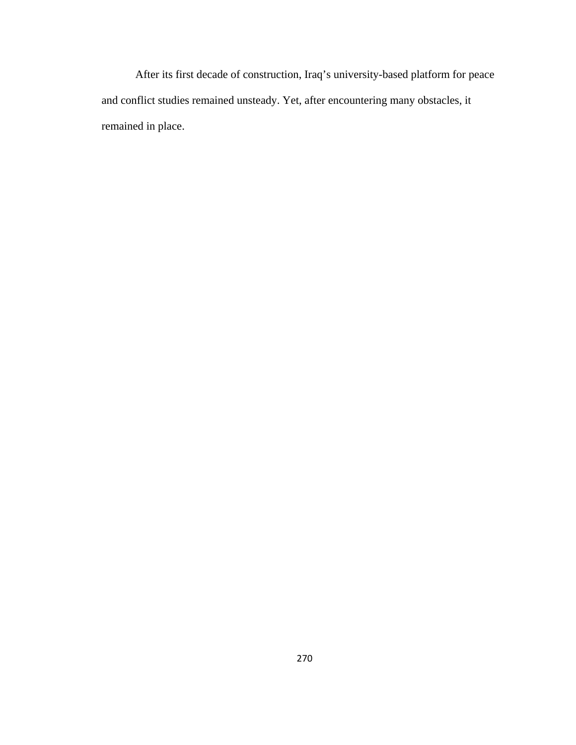After its first decade of construction, Iraq's university-based platform for peace and conflict studies remained unsteady. Yet, after encountering many obstacles, it remained in place.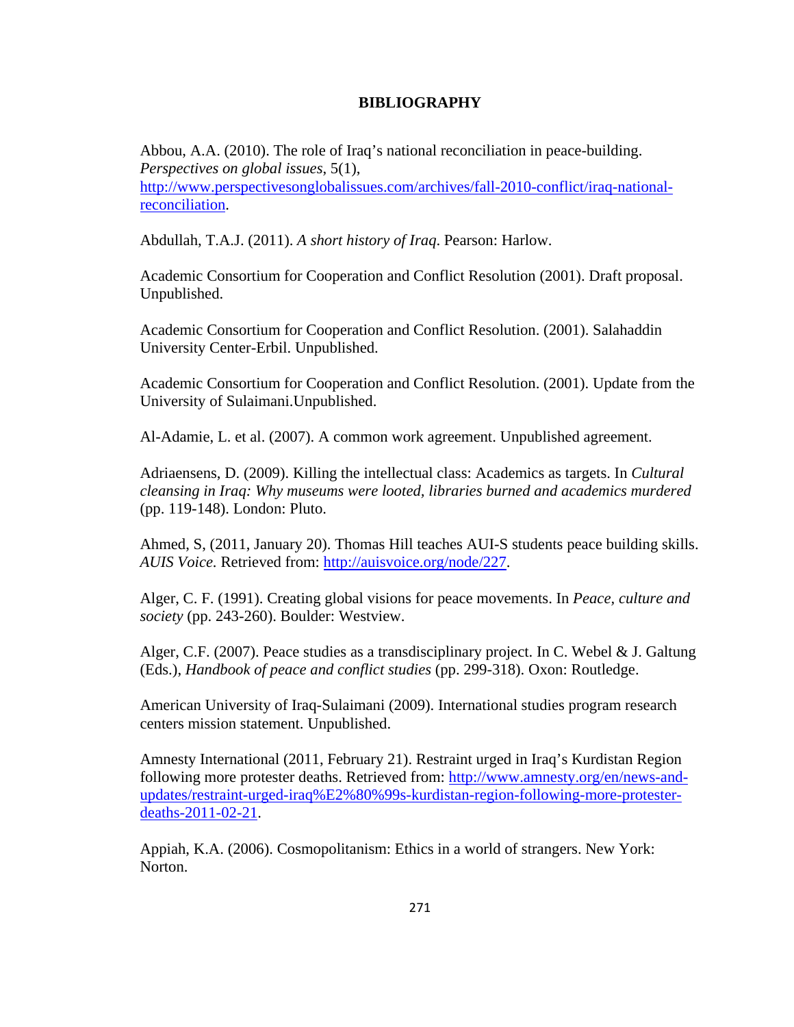# BIBLIOGRAPHY

Abbou, A.A. (2010). The role of Iraq's national reconciliation in peace-building. *Perspectives on global issues*, 5(1), http://www.perspectivesonglobalissues.com/archives/fall-2010-conflict/iraq-national-reconciliation.

Abdullah, T.A.J. (2011). *A short history of Iraq*. Pearson: Harlow.

Academic Consortium for Cooperation and Conflict Resolution (2001). Draft proposal. Unpublished.

Academic Consortium for Cooperation and Conflict Resolution. (2001). Salahaddin University Center-Erbil. Unpublished.

Academic Consortium for Cooperation and Conflict Resolution. (2001). Update from the University of Sulaimani.Unpublished.

Al-Adamie, L. et al. (2007). A common work agreement. Unpublished agreement.

Adriaensens, D. (2009). Killing the intellectual class: Academics as targets. In *Cultural cleansing in Iraq: Why museums were looted, libraries burned and academics murdered* (pp. 119-148). London: Pluto.

Ahmed, S, (2011, January 20). Thomas Hill teaches AUI-S students peace building skills. *AUIS Voice.* Retrieved from: http://auisvoice.org/node/227.

Alger, C. F. (1991). Creating global visions for peace movements. In *Peace, culture and society* (pp. 243-260). Boulder: Westview.

Alger, C.F. (2007). Peace studies as a transdisciplinary project. In C. Webel & J. Galtung (Eds.), *Handbook of peace and conflict studies* (pp. 299-318). Oxon: Routledge.

American University of Iraq-Sulaimani (2009). International studies program research centers mission statement. Unpublished.

Amnesty International (2011, February 21). Restraint urged in Iraq's Kurdistan Region following more protester deaths. Retrieved from: http://www.amnesty.org/en/news-and-updates/restraint-urged-iraq%E2%80%99s-kurdistan-region-following-more-protester-deaths-2011-02-21.

Appiah, K.A. (2006). Cosmopolitanism: Ethics in a world of strangers. New York: Norton.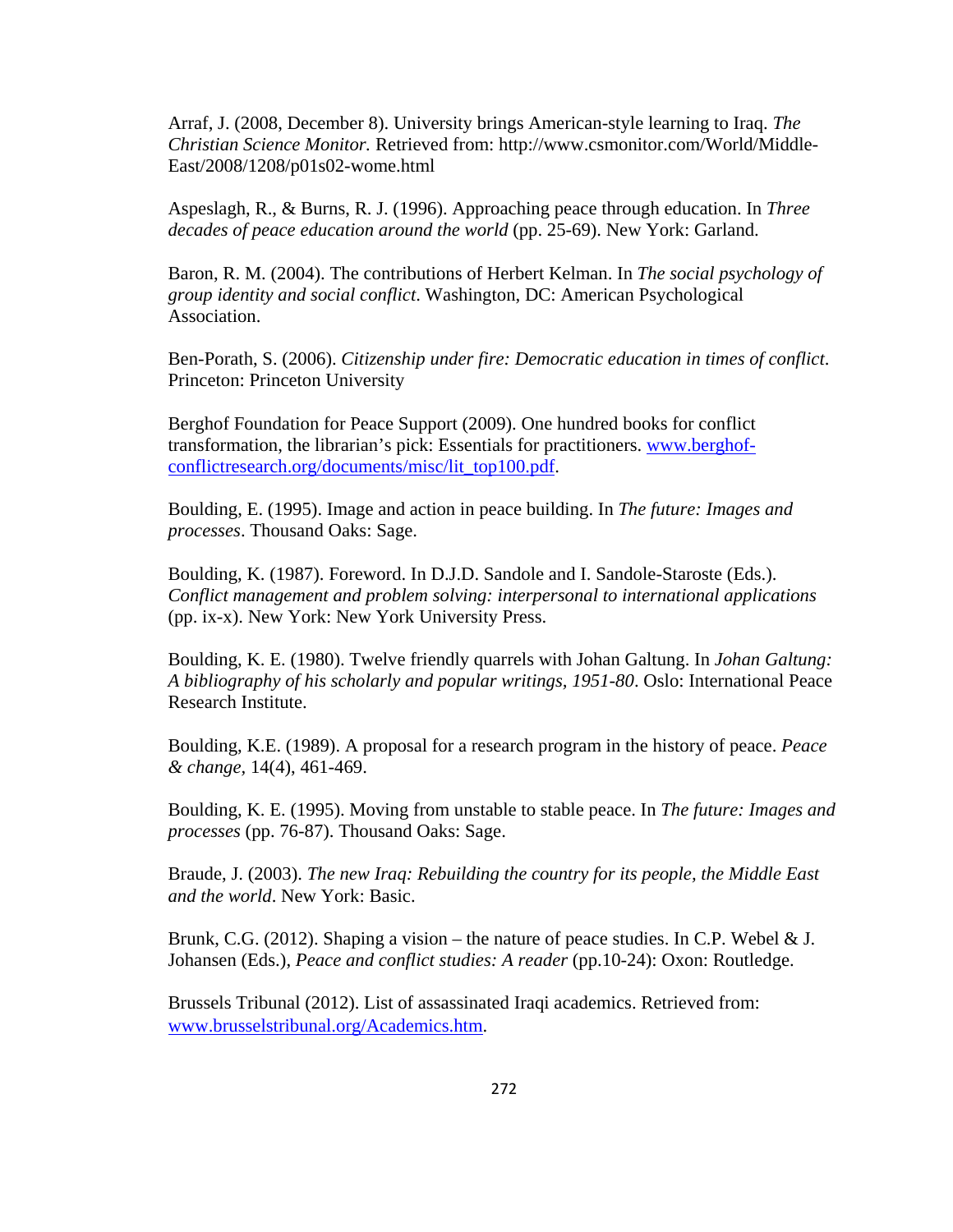Arraf, J. (2008, December 8). University brings American-style learning to Iraq. *The Christian Science Monitor.* Retrieved from: http://www.csmonitor.com/World/Middle-East/2008/1208/p01s02-wome.html

Aspeslagh, R., & Burns, R. J. (1996). Approaching peace through education. In *Three decades of peace education around the world* (pp. 25-69). New York: Garland.

Baron, R. M. (2004). The contributions of Herbert Kelman. In *The social psychology of group identity and social conflict*. Washington, DC: American Psychological Association.

Ben-Porath, S. (2006). *Citizenship under fire: Democratic education in times of conflict*. Princeton: Princeton University

Berghof Foundation for Peace Support (2009). One hundred books for conflict transformation, the librarian's pick: Essentials for practitioners. [www.berghof-conflictresearch.org/documents/misc/lit_top100.pdf](www.berghof-conflictresearch.org/documents/misc/lit_top100.pdf).

Boulding, E. (1995). Image and action in peace building. In *The future: Images and processes*. Thousand Oaks: Sage.

Boulding, K. (1987). Foreword. In D.J.D. Sandole and I. Sandole-Staroste (Eds.). *Conflict management and problem solving: interpersonal to international applications* (pp. ix-x). New York: New York University Press.

Boulding, K. E. (1980). Twelve friendly quarrels with Johan Galtung. In *Johan Galtung: A bibliography of his scholarly and popular writings, 1951-80*. Oslo: International Peace Research Institute.

Boulding, K.E. (1989). A proposal for a research program in the history of peace. *Peace & change*, 14(4), 461-469.

Boulding, K. E. (1995). Moving from unstable to stable peace. In *The future: Images and processes* (pp. 76-87). Thousand Oaks: Sage.

Braude, J. (2003). *The new Iraq: Rebuilding the country for its people, the Middle East and the world*. New York: Basic.

Brunk, C.G. (2012). Shaping a vision – the nature of peace studies. In C.P. Webel & J. Johansen (Eds.), *Peace and conflict studies: A reader* (pp.10-24): Oxon: Routledge.

Brussels Tribunal (2012). List of assassinated Iraqi academics. Retrieved from: [www.brusselstribunal.org/Academics.htm](www.brusselstribunal.org/Academics.htm).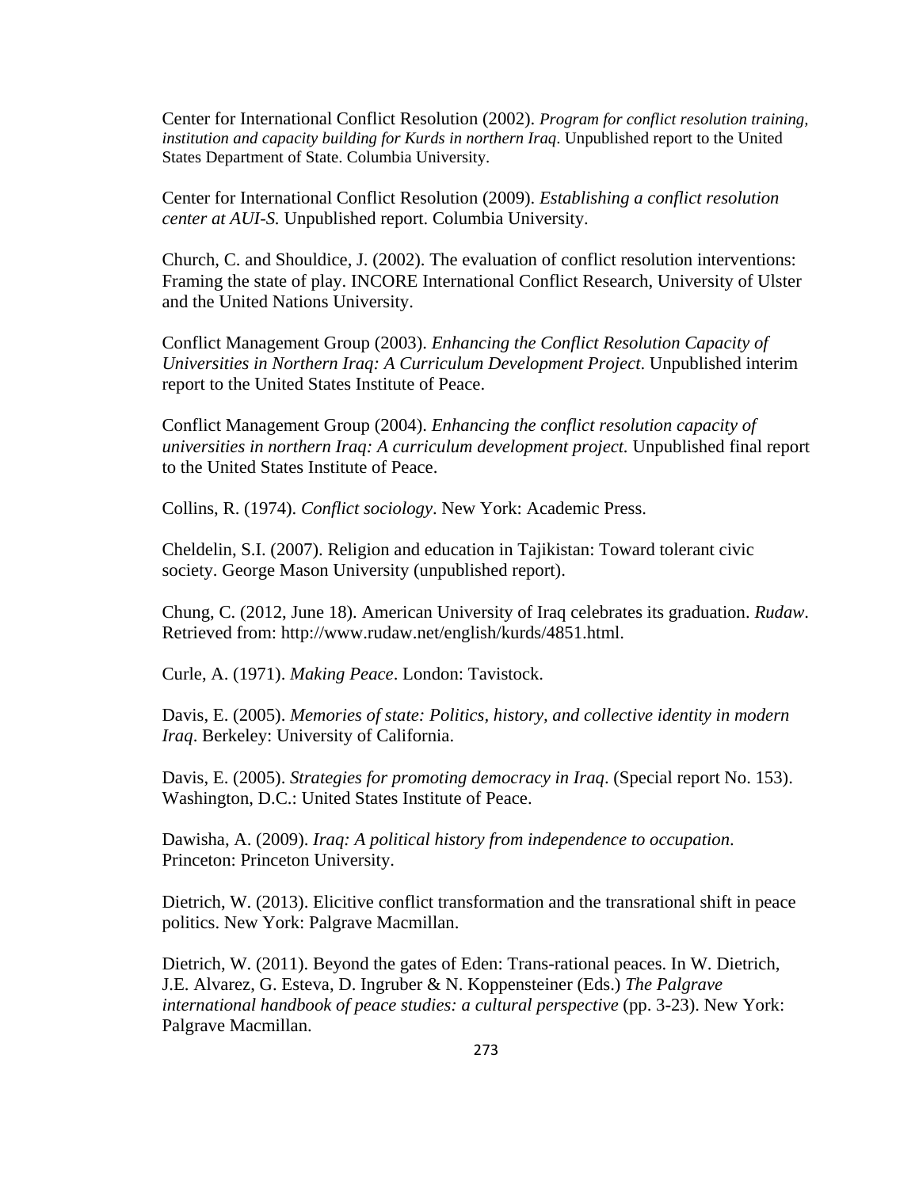Center for International Conflict Resolution (2002). *Program for conflict resolution training, institution and capacity building for Kurds in northern Iraq*. Unpublished report to the United States Department of State. Columbia University.

Center for International Conflict Resolution (2009). *Establishing a conflict resolution center at AUI-S.* Unpublished report. Columbia University.

Church, C. and Shouldice, J. (2002). The evaluation of conflict resolution interventions: Framing the state of play. INCORE International Conflict Research, University of Ulster and the United Nations University.

Conflict Management Group (2003). *Enhancing the Conflict Resolution Capacity of Universities in Northern Iraq: A Curriculum Development Project*. Unpublished interim report to the United States Institute of Peace.

Conflict Management Group (2004). *Enhancing the conflict resolution capacity of universities in northern Iraq: A curriculum development project.* Unpublished final report to the United States Institute of Peace.

Collins, R. (1974). *Conflict sociology*. New York: Academic Press.

Cheldelin, S.I. (2007). Religion and education in Tajikistan: Toward tolerant civic society. George Mason University (unpublished report).

Chung, C. (2012, June 18). American University of Iraq celebrates its graduation. *Rudaw*. Retrieved from: http://www.rudaw.net/english/kurds/4851.html.

Curle, A. (1971). *Making Peace*. London: Tavistock.

Davis, E. (2005). *Memories of state: Politics, history, and collective identity in modern Iraq*. Berkeley: University of California.

Davis, E. (2005). *Strategies for promoting democracy in Iraq*. (Special report No. 153). Washington, D.C.: United States Institute of Peace.

Dawisha, A. (2009). *Iraq: A political history from independence to occupation*. Princeton: Princeton University.

Dietrich, W. (2013). Elicitive conflict transformation and the transrational shift in peace politics. New York: Palgrave Macmillan.

Dietrich, W. (2011). Beyond the gates of Eden: Trans-rational peaces. In W. Dietrich, J.E. Alvarez, G. Esteva, D. Ingruber & N. Koppensteiner (Eds.) *The Palgrave international handbook of peace studies: a cultural perspective* (pp. 3-23). New York: Palgrave Macmillan.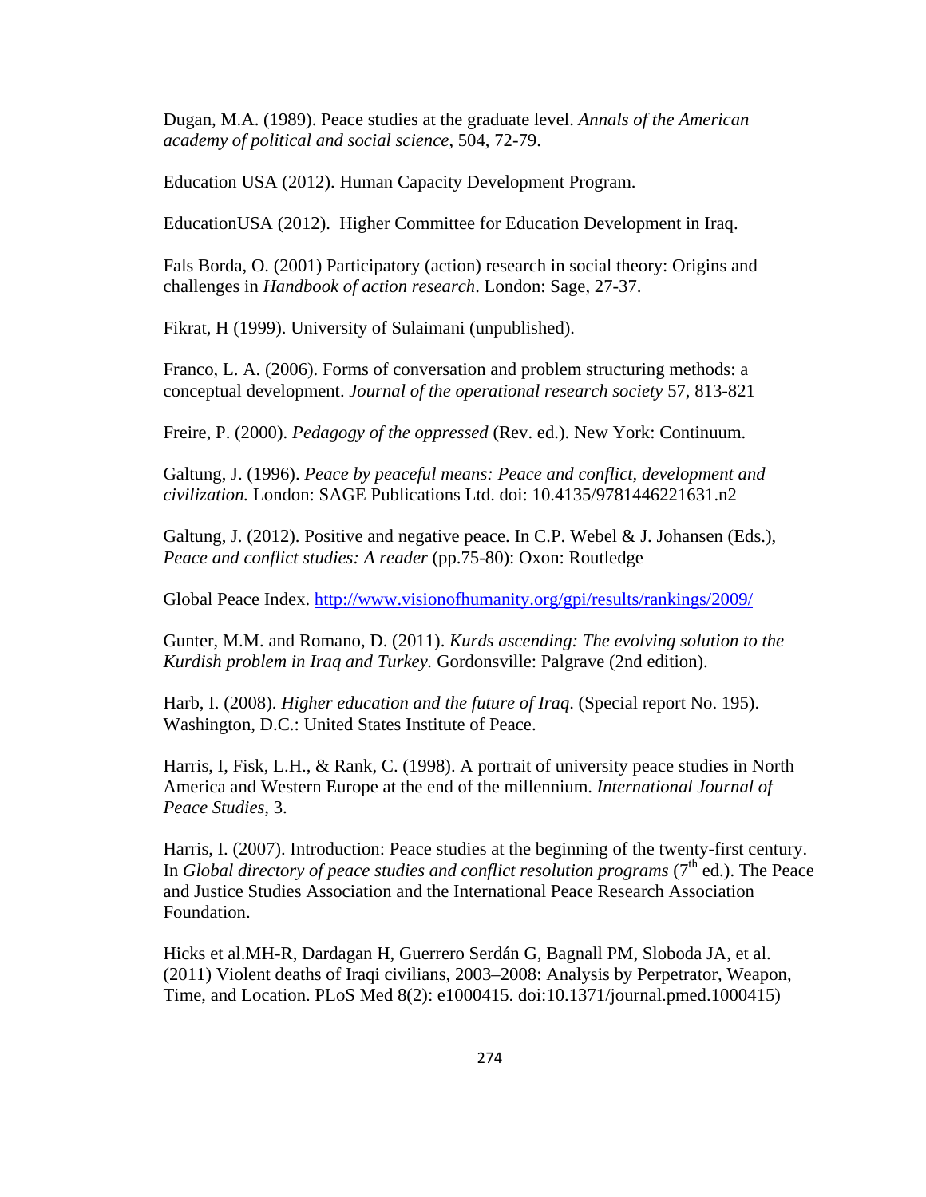Dugan, M.A. (1989). Peace studies at the graduate level. *Annals of the American academy of political and social science*, 504, 72-79.

Education USA (2012). Human Capacity Development Program.

EducationUSA (2012). Higher Committee for Education Development in Iraq.

Fals Borda, O. (2001) Participatory (action) research in social theory: Origins and challenges in *Handbook of action research*. London: Sage, 27-37.

Fikrat, H (1999). University of Sulaimani (unpublished).

Franco, L. A. (2006). Forms of conversation and problem structuring methods: a conceptual development. *Journal of the operational research society* 57, 813-821

Freire, P. (2000). *Pedagogy of the oppressed* (Rev. ed.). New York: Continuum.

Galtung, J. (1996). *Peace by peaceful means: Peace and conflict, development and civilization.* London: SAGE Publications Ltd. doi: 10.4135/9781446221631.n2

Galtung, J. (2012). Positive and negative peace. In C.P. Webel & J. Johansen (Eds.), *Peace and conflict studies: A reader* (pp.75-80): Oxon: Routledge

Global Peace Index. http://www.visionofhumanity.org/gpi/results/rankings/2009/

Gunter, M.M. and Romano, D. (2011). *Kurds ascending: The evolving solution to the Kurdish problem in Iraq and Turkey.* Gordonsville: Palgrave (2nd edition).

Harb, I. (2008). *Higher education and the future of Iraq*. (Special report No. 195). Washington, D.C.: United States Institute of Peace.

Harris, I, Fisk, L.H., & Rank, C. (1998). A portrait of university peace studies in North America and Western Europe at the end of the millennium. *International Journal of Peace Studies*, 3.

Harris, I. (2007). Introduction: Peace studies at the beginning of the twenty-first century. In *Global directory of peace studies and conflict resolution programs* (7th ed.). The Peace and Justice Studies Association and the International Peace Research Association Foundation.

Hicks et al.MH-R, Dardagan H, Guerrero Serdán G, Bagnall PM, Sloboda JA, et al. (2011) Violent deaths of Iraqi civilians, 2003–2008: Analysis by Perpetrator, Weapon, Time, and Location. PLoS Med 8(2): e1000415. doi:10.1371/journal.pmed.1000415)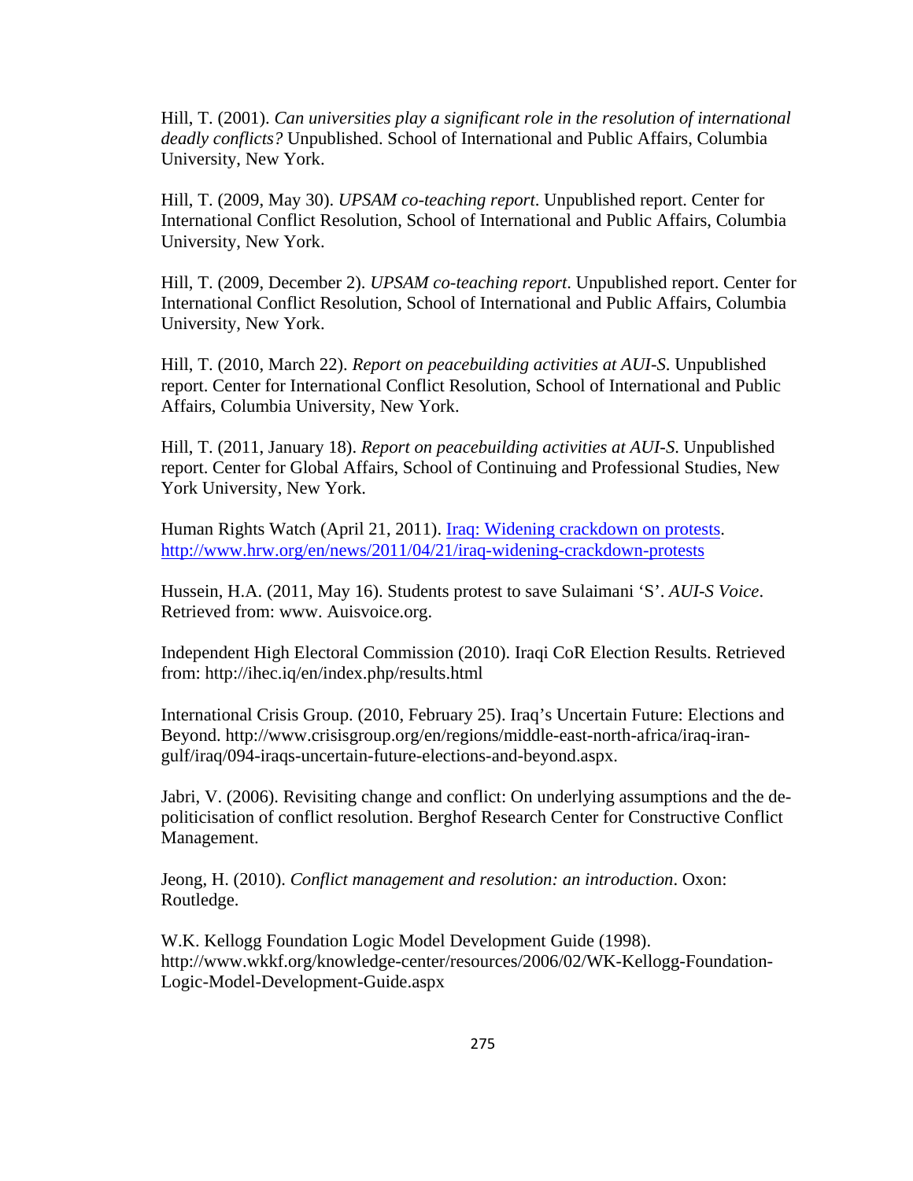Hill, T. (2001). *Can universities play a significant role in the resolution of international deadly conflicts?* Unpublished. School of International and Public Affairs, Columbia University, New York.

Hill, T. (2009, May 30). *UPSAM co-teaching report*. Unpublished report. Center for International Conflict Resolution, School of International and Public Affairs, Columbia University, New York.

Hill, T. (2009, December 2). *UPSAM co-teaching report*. Unpublished report. Center for International Conflict Resolution, School of International and Public Affairs, Columbia University, New York.

Hill, T. (2010, March 22). *Report on peacebuilding activities at AUI-S*. Unpublished report. Center for International Conflict Resolution, School of International and Public Affairs, Columbia University, New York.

Hill, T. (2011, January 18). *Report on peacebuilding activities at AUI-S*. Unpublished report. Center for Global Affairs, School of Continuing and Professional Studies, New York University, New York.

Human Rights Watch (April 21, 2011). [Iraq: Widening crackdown on protests](http://www.hrw.org/en/news/2011/04/21/iraq-widening-crackdown-protests). http://www.hrw.org/en/news/2011/04/21/iraq-widening-crackdown-protests

Hussein, H.A. (2011, May 16). Students protest to save Sulaimani 'S'. *AUI-S Voice*. Retrieved from: www. Auisvoice.org.

Independent High Electoral Commission (2010). Iraqi CoR Election Results. Retrieved from: http://ihec.iq/en/index.php/results.html

International Crisis Group. (2010, February 25). Iraq's Uncertain Future: Elections and Beyond. http://www.crisisgroup.org/en/regions/middle-east-north-africa/iraq-iran-gulf/iraq/094-iraqs-uncertain-future-elections-and-beyond.aspx.

Jabri, V. (2006). Revisiting change and conflict: On underlying assumptions and the de-politicisation of conflict resolution. Berghof Research Center for Constructive Conflict Management.

Jeong, H. (2010). *Conflict management and resolution: an introduction*. Oxon: Routledge.

W.K. Kellogg Foundation Logic Model Development Guide (1998). http://www.wkkf.org/knowledge-center/resources/2006/02/WK-Kellogg-Foundation-Logic-Model-Development-Guide.aspx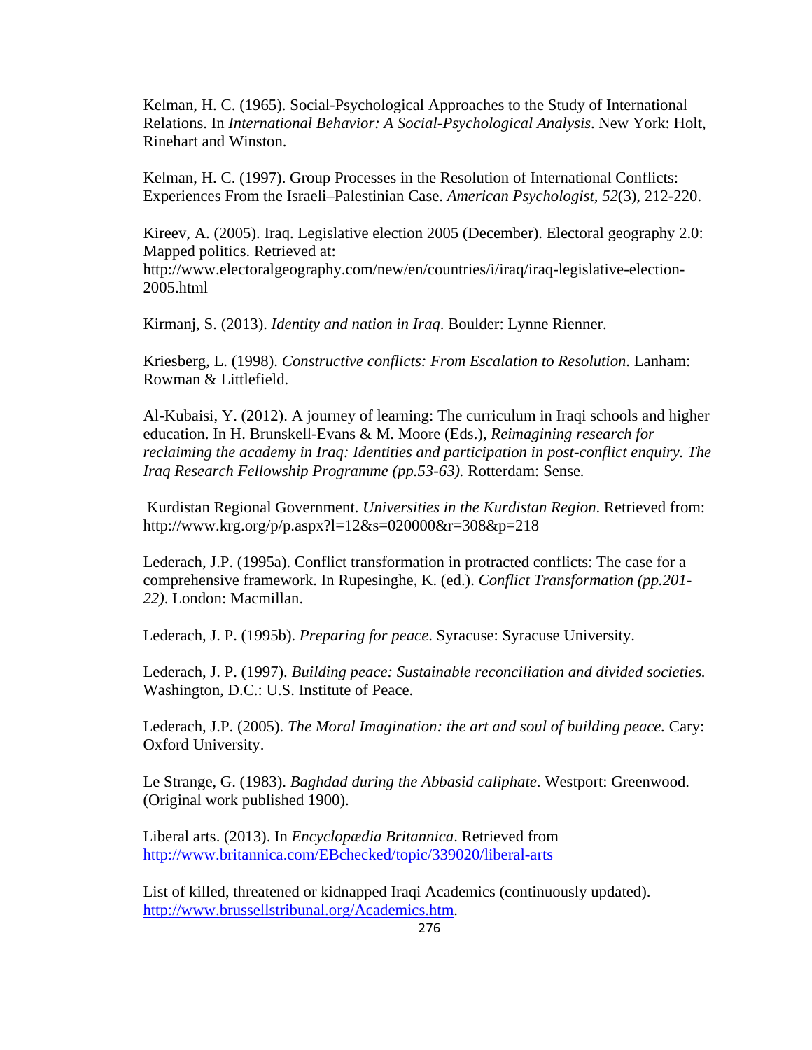Kelman, H. C. (1965). Social-Psychological Approaches to the Study of International Relations. In *International Behavior: A Social-Psychological Analysis*. New York: Holt, Rinehart and Winston.

Kelman, H. C. (1997). Group Processes in the Resolution of International Conflicts: Experiences From the Israeli–Palestinian Case. *American Psychologist*, *52*(3), 212-220.

Kireev, A. (2005). Iraq. Legislative election 2005 (December). Electoral geography 2.0: Mapped politics. Retrieved at: http://www.electoralgeography.com/new/en/countries/i/iraq/iraq-legislative-election-2005.html

Kirmanj, S. (2013). *Identity and nation in Iraq*. Boulder: Lynne Rienner.

Kriesberg, L. (1998). *Constructive conflicts: From Escalation to Resolution*. Lanham: Rowman & Littlefield.

Al-Kubaisi, Y. (2012). A journey of learning: The curriculum in Iraqi schools and higher education. In H. Brunskell-Evans & M. Moore (Eds.), *Reimagining research for reclaiming the academy in Iraq: Identities and participation in post-conflict enquiry. The Iraq Research Fellowship Programme (pp.53-63).* Rotterdam: Sense.

Kurdistan Regional Government. *Universities in the Kurdistan Region*. Retrieved from: http://www.krg.org/p/p.aspx?l=12&s=020000&r=308&p=218

Lederach, J.P. (1995a). Conflict transformation in protracted conflicts: The case for a comprehensive framework. In Rupesinghe, K. (ed.). *Conflict Transformation (pp.201-22)*. London: Macmillan.

Lederach, J. P. (1995b). *Preparing for peace*. Syracuse: Syracuse University.

Lederach, J. P. (1997). *Building peace: Sustainable reconciliation and divided societies.* Washington, D.C.: U.S. Institute of Peace.

Lederach, J.P. (2005). *The Moral Imagination: the art and soul of building peace.* Cary: Oxford University.

Le Strange, G. (1983). *Baghdad during the Abbasid caliphate*. Westport: Greenwood. (Original work published 1900).

Liberal arts. (2013). In *Encyclopædia Britannica*. Retrieved from http://www.britannica.com/EBchecked/topic/339020/liberal-arts

List of killed, threatened or kidnapped Iraqi Academics (continuously updated). http://www.brussellstribunal.org/Academics.htm.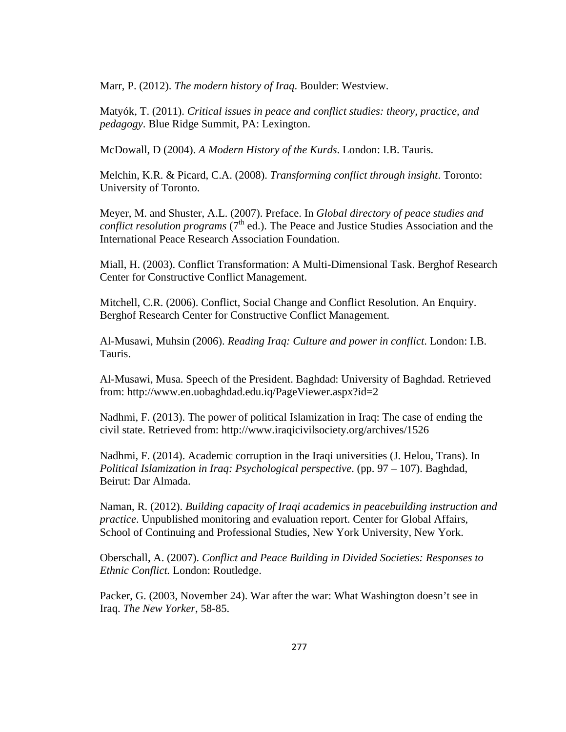Marr, P. (2012). *The modern history of Iraq*. Boulder: Westview.

Matyók, T. (2011). *Critical issues in peace and conflict studies: theory, practice, and pedagogy*. Blue Ridge Summit, PA: Lexington.

McDowall, D (2004). *A Modern History of the Kurds*. London: I.B. Tauris.

Melchin, K.R. & Picard, C.A. (2008). *Transforming conflict through insight*. Toronto: University of Toronto.

Meyer, M. and Shuster, A.L. (2007). Preface. In *Global directory of peace studies and conflict resolution programs* (7th ed.). The Peace and Justice Studies Association and the International Peace Research Association Foundation.

Miall, H. (2003). Conflict Transformation: A Multi-Dimensional Task. Berghof Research Center for Constructive Conflict Management.

Mitchell, C.R. (2006). Conflict, Social Change and Conflict Resolution. An Enquiry. Berghof Research Center for Constructive Conflict Management.

Al-Musawi, Muhsin (2006). *Reading Iraq: Culture and power in conflict*. London: I.B. Tauris.

Al-Musawi, Musa. Speech of the President. Baghdad: University of Baghdad. Retrieved from: http://www.en.uobaghdad.edu.iq/PageViewer.aspx?id=2

Nadhmi, F. (2013). The power of political Islamization in Iraq: The case of ending the civil state. Retrieved from: http://www.iraqicivilsociety.org/archives/1526

Nadhmi, F. (2014). Academic corruption in the Iraqi universities (J. Helou, Trans). In *Political Islamization in Iraq: Psychological perspective*. (pp. 97 – 107). Baghdad, Beirut: Dar Almada.

Naman, R. (2012). *Building capacity of Iraqi academics in peacebuilding instruction and practice*. Unpublished monitoring and evaluation report. Center for Global Affairs, School of Continuing and Professional Studies, New York University, New York.

Oberschall, A. (2007). *Conflict and Peace Building in Divided Societies: Responses to Ethnic Conflict.* London: Routledge.

Packer, G. (2003, November 24). War after the war: What Washington doesn't see in Iraq. *The New Yorker*, 58-85.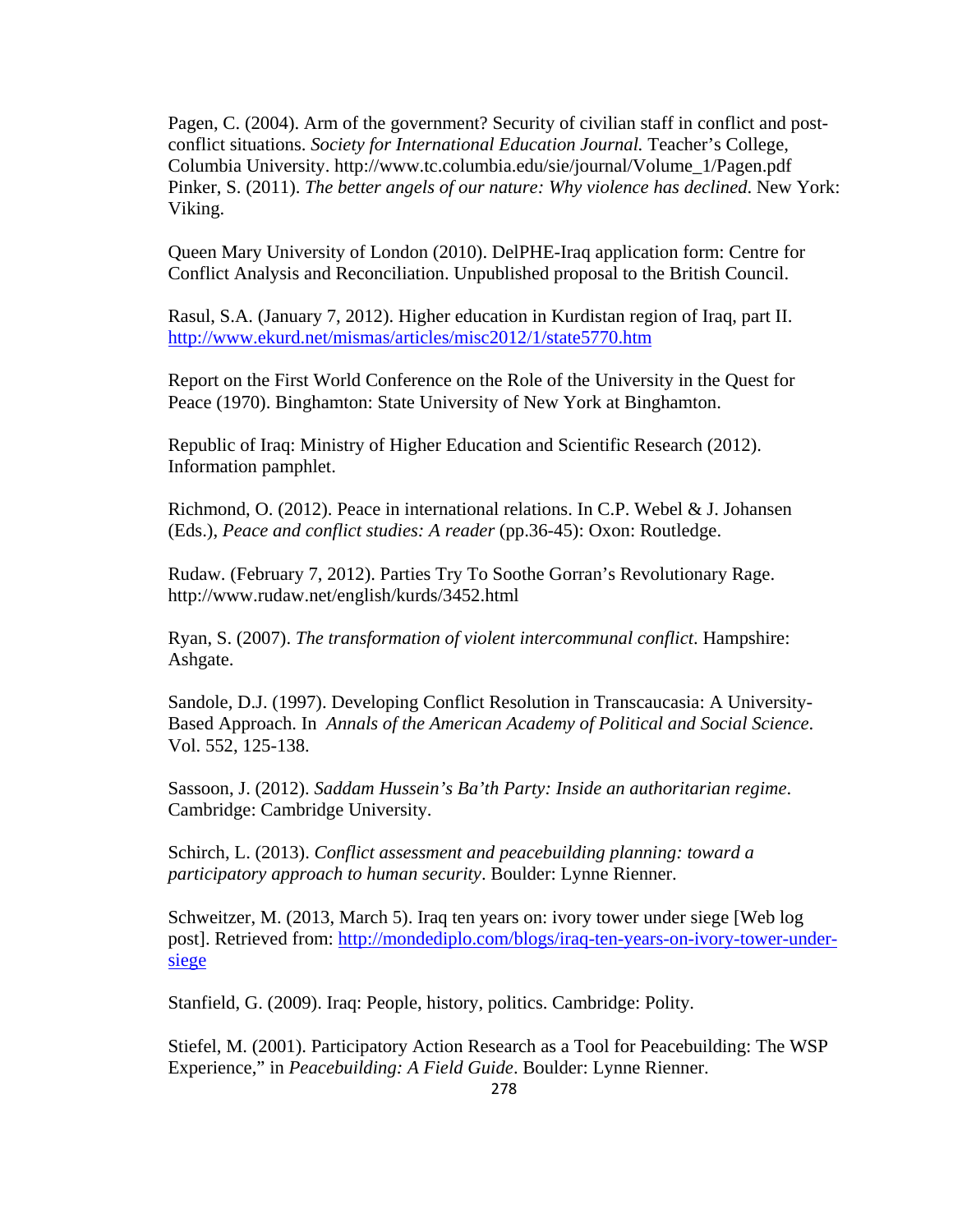Pagen, C. (2004). Arm of the government? Security of civilian staff in conflict and post-conflict situations. *Society for International Education Journal.* Teacher's College, Columbia University. http://www.tc.columbia.edu/sie/journal/Volume_1/Pagen.pdf

Pinker, S. (2011). *The better angels of our nature: Why violence has declined*. New York: Viking.

Queen Mary University of London (2010). DelPHE-Iraq application form: Centre for Conflict Analysis and Reconciliation. Unpublished proposal to the British Council.

Rasul, S.A. (January 7, 2012). Higher education in Kurdistan region of Iraq, part II. http://www.ekurd.net/mismas/articles/misc2012/1/state5770.htm

Report on the First World Conference on the Role of the University in the Quest for Peace (1970). Binghamton: State University of New York at Binghamton.

Republic of Iraq: Ministry of Higher Education and Scientific Research (2012). Information pamphlet.

Richmond, O. (2012). Peace in international relations. In C.P. Webel & J. Johansen (Eds.), *Peace and conflict studies: A reader* (pp.36-45): Oxon: Routledge.

Rudaw. (February 7, 2012). Parties Try To Soothe Gorran's Revolutionary Rage. http://www.rudaw.net/english/kurds/3452.html

Ryan, S. (2007). *The transformation of violent intercommunal conflict*. Hampshire: Ashgate.

Sandole, D.J. (1997). Developing Conflict Resolution in Transcaucasia: A University-Based Approach. In *Annals of the American Academy of Political and Social Science*. Vol. 552, 125-138.

Sassoon, J. (2012). *Saddam Hussein's Ba'th Party: Inside an authoritarian regime*. Cambridge: Cambridge University.

Schirch, L. (2013). *Conflict assessment and peacebuilding planning: toward a participatory approach to human security*. Boulder: Lynne Rienner.

Schweitzer, M. (2013, March 5). Iraq ten years on: ivory tower under siege [Web log post]. Retrieved from: http://mondediplo.com/blogs/iraq-ten-years-on-ivory-tower-under-siege

Stanfield, G. (2009). Iraq: People, history, politics. Cambridge: Polity.

Stiefel, M. (2001). Participatory Action Research as a Tool for Peacebuilding: The WSP Experience," in *Peacebuilding: A Field Guide*. Boulder: Lynne Rienner.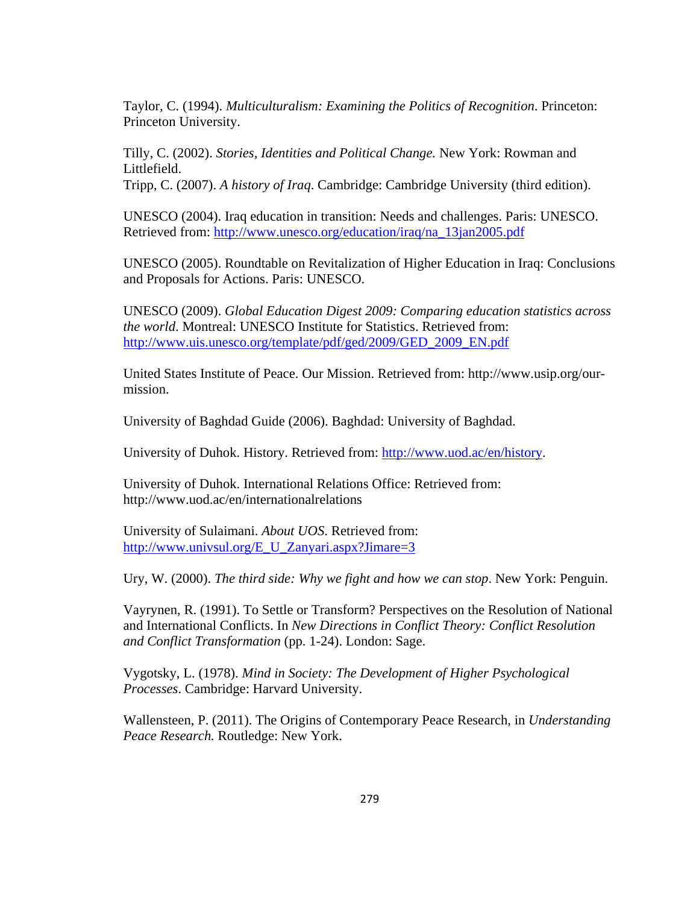Taylor, C. (1994). *Multiculturalism: Examining the Politics of Recognition*. Princeton: Princeton University.

Tilly, C. (2002). *Stories, Identities and Political Change.* New York: Rowman and Littlefield.
Tripp, C. (2007). *A history of Iraq*. Cambridge: Cambridge University (third edition).

UNESCO (2004). Iraq education in transition: Needs and challenges. Paris: UNESCO. Retrieved from: http://www.unesco.org/education/iraq/na_13jan2005.pdf

UNESCO (2005). Roundtable on Revitalization of Higher Education in Iraq: Conclusions and Proposals for Actions. Paris: UNESCO.

UNESCO (2009). *Global Education Digest 2009: Comparing education statistics across the world*. Montreal: UNESCO Institute for Statistics. Retrieved from: http://www.uis.unesco.org/template/pdf/ged/2009/GED_2009_EN.pdf

United States Institute of Peace. Our Mission. Retrieved from: http://www.usip.org/our-mission.

University of Baghdad Guide (2006). Baghdad: University of Baghdad.

University of Duhok. History. Retrieved from: http://www.uod.ac/en/history.

University of Duhok. International Relations Office: Retrieved from: http://www.uod.ac/en/internationalrelations

University of Sulaimani. *About UOS*. Retrieved from: http://www.univsul.org/E_U_Zanyari.aspx?Jimare=3

Ury, W. (2000). *The third side: Why we fight and how we can stop*. New York: Penguin.

Vayrynen, R. (1991). To Settle or Transform? Perspectives on the Resolution of National and International Conflicts. In *New Directions in Conflict Theory: Conflict Resolution and Conflict Transformation* (pp. 1-24). London: Sage.

Vygotsky, L. (1978). *Mind in Society: The Development of Higher Psychological Processes*. Cambridge: Harvard University.

Wallensteen, P. (2011). The Origins of Contemporary Peace Research, in *Understanding Peace Research.* Routledge: New York.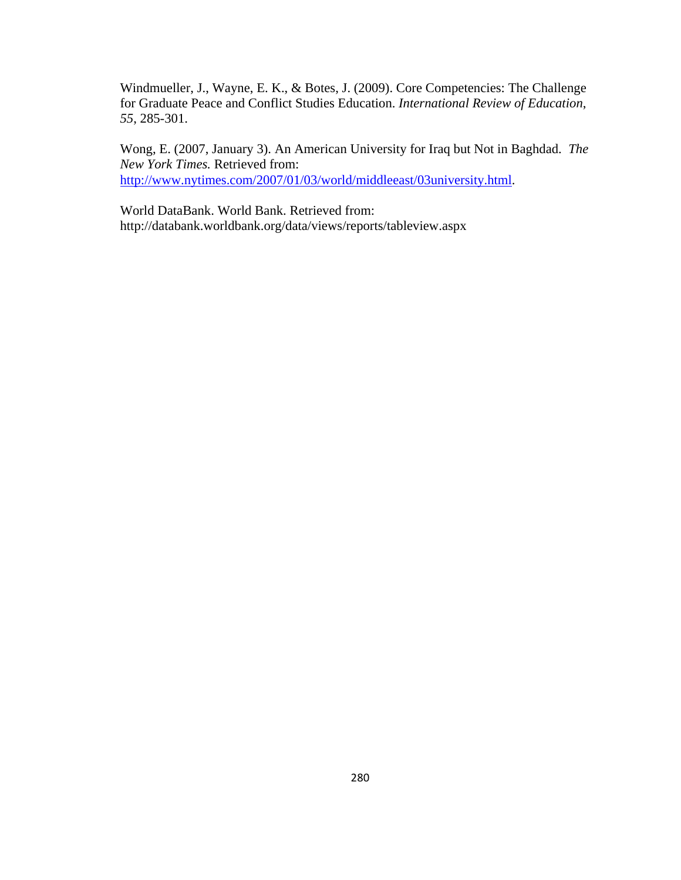Windmueller, J., Wayne, E. K., & Botes, J. (2009). Core Competencies: The Challenge for Graduate Peace and Conflict Studies Education. *International Review of Education*, *55*, 285-301.

Wong, E. (2007, January 3). An American University for Iraq but Not in Baghdad. *The New York Times.* Retrieved from: http://www.nytimes.com/2007/01/03/world/middleeast/03university.html.

World DataBank. World Bank. Retrieved from: http://databank.worldbank.org/data/views/reports/tableview.aspx